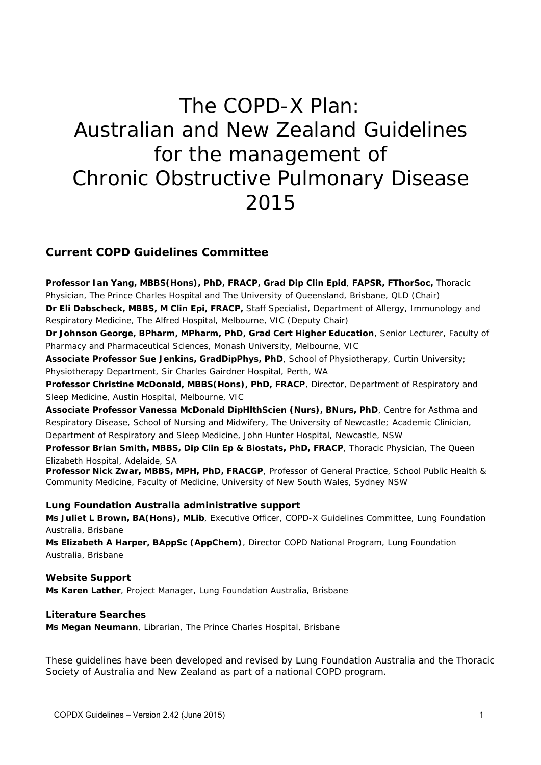# The COPD-X Plan: Australian and New Zealand Guidelines for the management of Chronic Obstructive Pulmonary Disease 2015

## Current COPD Guidelines Committee

**Professor Ian Yang, MBBS(Hons), PhD, FRACP, Grad Dip Clin Epid**, **FAPSR, FThorSoc,** Thoracic Physician, The Prince Charles Hospital and The University of Queensland, Brisbane, QLD (Chair)

**Dr Eli Dabscheck, MBBS, M Clin Epi, FRACP,** Staff Specialist, Department of Allergy, Immunology and Respiratory Medicine, The Alfred Hospital, Melbourne, VIC (Deputy Chair)

**Dr Johnson George, BPharm, MPharm, PhD, Grad Cert Higher Education**, Senior Lecturer, Faculty of Pharmacy and Pharmaceutical Sciences, Monash University, Melbourne, VIC

**Associate Professor Sue Jenkins, GradDipPhys, PhD**, School of Physiotherapy, Curtin University; Physiotherapy Department, Sir Charles Gairdner Hospital, Perth, WA

**Professor Christine McDonald, MBBS(Hons), PhD, FRACP**, Director, Department of Respiratory and Sleep Medicine, Austin Hospital, Melbourne, VIC

**Associate Professor Vanessa McDonald DipHlthScien (Nurs), BNurs, PhD**, Centre for Asthma and Respiratory Disease, School of Nursing and Midwifery, The University of Newcastle; Academic Clinician, Department of Respiratory and Sleep Medicine, John Hunter Hospital, Newcastle, NSW

**Professor Brian Smith, MBBS, Dip Clin Ep & Biostats, PhD, FRACP**, Thoracic Physician, The Queen Elizabeth Hospital, Adelaide, SA

**Professor Nick Zwar, MBBS, MPH, PhD, FRACGP**, Professor of General Practice, School Public Health & Community Medicine, Faculty of Medicine, University of New South Wales, Sydney NSW

### Lung Foundation Australia administrative support

**Ms Juliet L Brown, BA(Hons), MLib**, Executive Officer, COPD-X Guidelines Committee, Lung Foundation Australia, Brisbane

**Ms Elizabeth A Harper, BAppSc (AppChem)**, Director COPD National Program, Lung Foundation Australia, Brisbane

### Website Support

**Ms Karen Lather**, Project Manager, Lung Foundation Australia, Brisbane

### Literature Searches

**Ms Megan Neumann**, Librarian, The Prince Charles Hospital, Brisbane

These guidelines have been developed and revised by Lung Foundation Australia and the Thoracic Society of Australia and New Zealand as part of a national COPD program.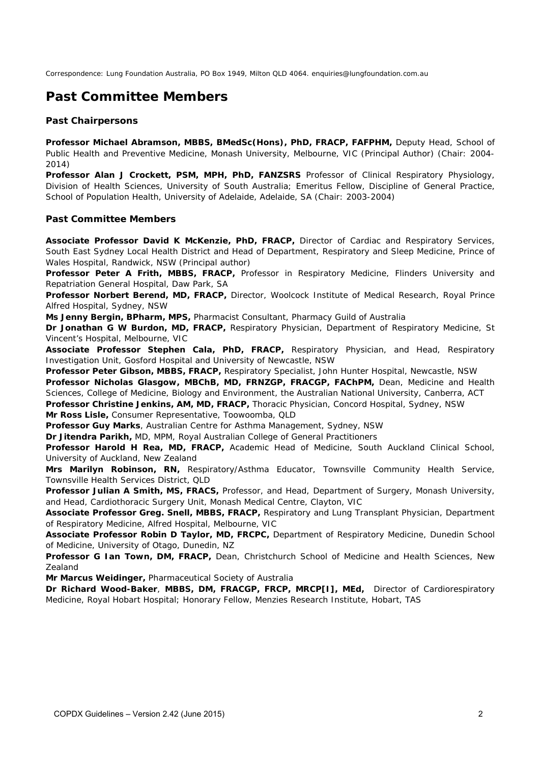Correspondence: Lung Foundation Australia, PO Box 1949, Milton QLD 4064. enquiries@lungfoundation.com.au

# Past Committee Members

### Past Chairpersons

**Professor Michael Abramson, MBBS, BMedSc(Hons), PhD, FRACP, FAFPHM,** Deputy Head, School of Public Health and Preventive Medicine, Monash University, Melbourne, VIC (Principal Author) (Chair: 2004-2014)

**Professor Alan J Crockett, PSM, MPH, PhD, FANZSRS** Professor of Clinical Respiratory Physiology, Division of Health Sciences, University of South Australia; Emeritus Fellow, Discipline of General Practice, School of Population Health, University of Adelaide, Adelaide, SA (Chair: 2003-2004)

### Past Committee Members

**Associate Professor David K McKenzie, PhD, FRACP,** Director of Cardiac and Respiratory Services, South East Sydney Local Health District and Head of Department, Respiratory and Sleep Medicine, Prince of Wales Hospital, Randwick, NSW (Principal author)

**Professor Peter A Frith, MBBS, FRACP,** Professor in Respiratory Medicine, Flinders University and Repatriation General Hospital, Daw Park, SA

**Professor Norbert Berend, MD, FRACP,** Director, Woolcock Institute of Medical Research, Royal Prince Alfred Hospital, Sydney, NSW

**Ms Jenny Bergin, BPharm, MPS,** Pharmacist Consultant, Pharmacy Guild of Australia

**Dr Jonathan G W Burdon, MD, FRACP,** Respiratory Physician, Department of Respiratory Medicine, St Vincent's Hospital, Melbourne, VIC

**Associate Professor Stephen Cala, PhD, FRACP,** Respiratory Physician, and Head, Respiratory Investigation Unit, Gosford Hospital and University of Newcastle, NSW

**Professor Peter Gibson, MBBS, FRACP,** Respiratory Specialist, John Hunter Hospital, Newcastle, NSW

**Professor Nicholas Glasgow, MBChB, MD, FRNZGP, FRACGP, FAChPM,** Dean, Medicine and Health Sciences, College of Medicine, Biology and Environment, the Australian National University, Canberra, ACT

**Professor Christine Jenkins, AM, MD, FRACP,** Thoracic Physician, Concord Hospital, Sydney, NSW

**Mr Ross Lisle,** Consumer Representative, Toowoomba, QLD

**Professor Guy Marks**, Australian Centre for Asthma Management, Sydney, NSW

**Dr Jitendra Parikh,** MD, MPM, Royal Australian College of General Practitioners

**Professor Harold H Rea, MD, FRACP,** Academic Head of Medicine, South Auckland Clinical School, University of Auckland, New Zealand

**Mrs Marilyn Robinson, RN,** Respiratory/Asthma Educator, Townsville Community Health Service, Townsville Health Services District, QLD

**Professor Julian A Smith, MS, FRACS,** Professor, and Head, Department of Surgery, Monash University, and Head, Cardiothoracic Surgery Unit, Monash Medical Centre, Clayton, VIC

**Associate Professor Greg. Snell, MBBS, FRACP,** Respiratory and Lung Transplant Physician, Department of Respiratory Medicine, Alfred Hospital, Melbourne, VIC

**Associate Professor Robin D Taylor, MD, FRCPC,** Department of Respiratory Medicine, Dunedin School of Medicine, University of Otago, Dunedin, NZ

**Professor G Ian Town, DM, FRACP,** Dean, Christchurch School of Medicine and Health Sciences, New Zealand

**Mr Marcus Weidinger,** Pharmaceutical Society of Australia

**Dr Richard Wood-Baker**, **MBBS, DM, FRACGP, FRCP, MRCP[I], MEd,** Director of Cardiorespiratory Medicine, Royal Hobart Hospital; Honorary Fellow, Menzies Research Institute, Hobart, TAS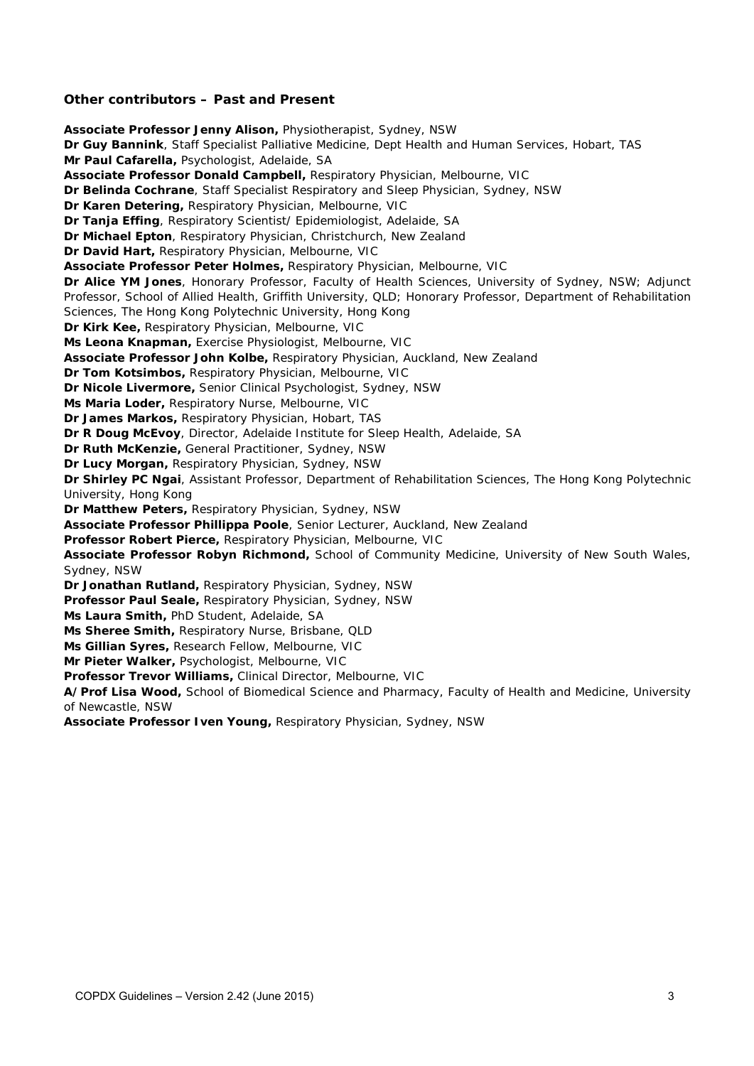### Other contributors – Past and Present

**Associate Professor Jenny Alison,** Physiotherapist, Sydney, NSW
**Dr Guy Bannink**, Staff Specialist Palliative Medicine, Dept Health and Human Services, Hobart, TAS
**Mr Paul Cafarella,** Psychologist, Adelaide, SA
**Associate Professor Donald Campbell,** Respiratory Physician, Melbourne, VIC
**Dr Belinda Cochrane**, Staff Specialist Respiratory and Sleep Physician, Sydney, NSW
**Dr Karen Detering,** Respiratory Physician, Melbourne, VIC
**Dr Tanja Effing**, Respiratory Scientist/ Epidemiologist, Adelaide, SA
**Dr Michael Epton**, Respiratory Physician, Christchurch, New Zealand
**Dr David Hart,** Respiratory Physician, Melbourne, VIC
**Associate Professor Peter Holmes,** Respiratory Physician, Melbourne, VIC
**Dr Alice YM Jones**, Honorary Professor, Faculty of Health Sciences, University of Sydney, NSW; Adjunct Professor, School of Allied Health, Griffith University, QLD; Honorary Professor, Department of Rehabilitation Sciences, The Hong Kong Polytechnic University, Hong Kong
**Dr Kirk Kee,** Respiratory Physician, Melbourne, VIC
**Ms Leona Knapman,** Exercise Physiologist, Melbourne, VIC
**Associate Professor John Kolbe,** Respiratory Physician, Auckland, New Zealand
**Dr Tom Kotsimbos,** Respiratory Physician, Melbourne, VIC
**Dr Nicole Livermore,** Senior Clinical Psychologist, Sydney, NSW
**Ms Maria Loder,** Respiratory Nurse, Melbourne, VIC
**Dr James Markos,** Respiratory Physician, Hobart, TAS
**Dr R Doug McEvoy**, Director, Adelaide Institute for Sleep Health, Adelaide, SA
**Dr Ruth McKenzie,** General Practitioner, Sydney, NSW
**Dr Lucy Morgan,** Respiratory Physician, Sydney, NSW
**Dr Shirley PC Ngai**, Assistant Professor, Department of Rehabilitation Sciences, The Hong Kong Polytechnic University, Hong Kong
**Dr Matthew Peters,** Respiratory Physician, Sydney, NSW
**Associate Professor Phillippa Poole**, Senior Lecturer, Auckland, New Zealand
**Professor Robert Pierce,** Respiratory Physician, Melbourne, VIC
**Associate Professor Robyn Richmond,** School of Community Medicine, University of New South Wales, Sydney, NSW
**Dr Jonathan Rutland,** Respiratory Physician, Sydney, NSW
**Professor Paul Seale,** Respiratory Physician, Sydney, NSW
**Ms Laura Smith,** PhD Student, Adelaide, SA
**Ms Sheree Smith,** Respiratory Nurse, Brisbane, QLD
**Ms Gillian Syres,** Research Fellow, Melbourne, VIC
**Mr Pieter Walker,** Psychologist, Melbourne, VIC
**Professor Trevor Williams,** Clinical Director, Melbourne, VIC
**A/Prof Lisa Wood,** School of Biomedical Science and Pharmacy, Faculty of Health and Medicine, University of Newcastle, NSW
**Associate Professor Iven Young,** Respiratory Physician, Sydney, NSW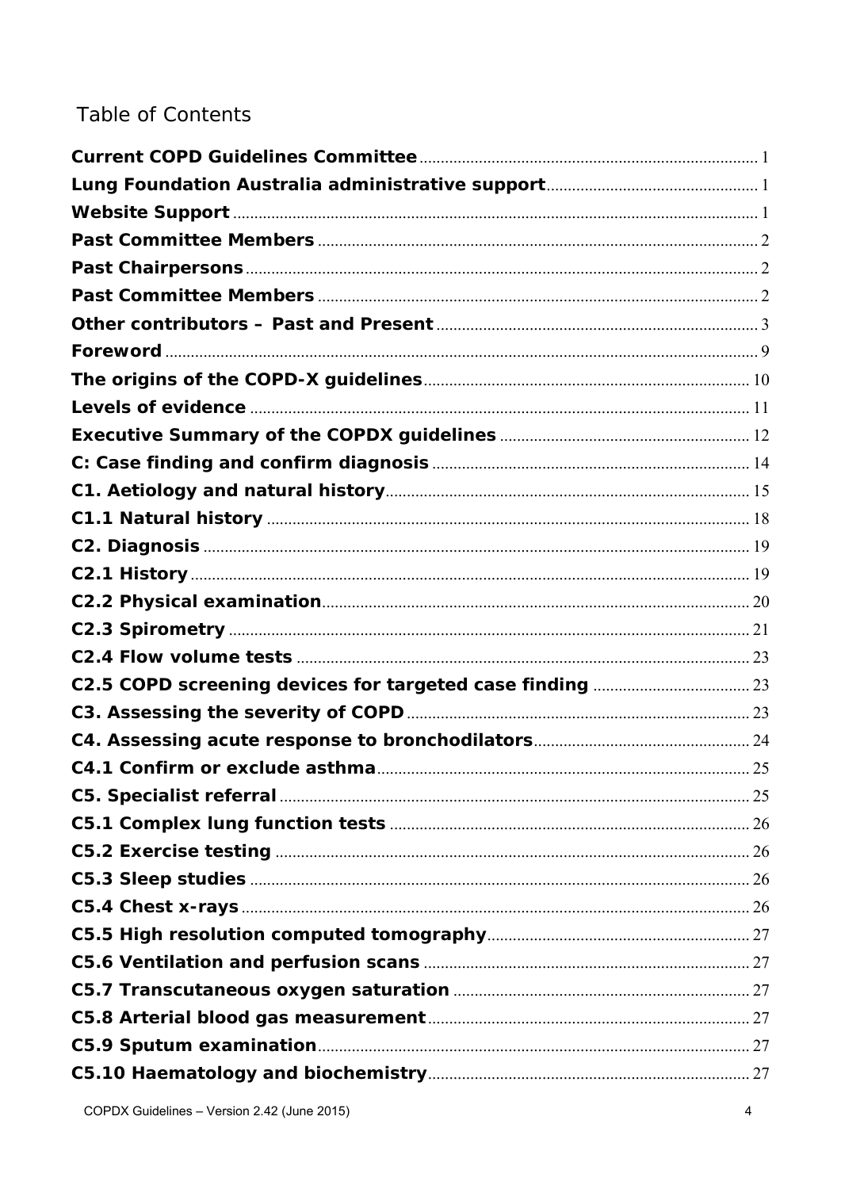## Table of Contents

- **Current COPD Guidelines Committee** .......... 1
- **Lung Foundation Australia administrative support** .......... 1
- **Website Support** .......... 1
- **Past Committee Members** .......... 2
- **Past Chairpersons** .......... 2
- **Past Committee Members** .......... 2
- **Other contributors – Past and Present** .......... 3
- **Foreword** .......... 9
- **The origins of the COPD-X guidelines** .......... 10
- **Levels of evidence** .......... 11
- **Executive Summary of the COPDX guidelines** .......... 12
- **C: Case finding and confirm diagnosis** .......... 14
- **C1. Aetiology and natural history** .......... 15
- **C1.1 Natural history** .......... 18
- **C2. Diagnosis** .......... 19
- **C2.1 History** .......... 19
- **C2.2 Physical examination** .......... 20
- **C2.3 Spirometry** .......... 21
- **C2.4 Flow volume tests** .......... 23
- **C2.5 COPD screening devices for targeted case finding** .......... 23
- **C3. Assessing the severity of COPD** .......... 23
- **C4. Assessing acute response to bronchodilators** .......... 24
- **C4.1 Confirm or exclude asthma** .......... 25
- **C5. Specialist referral** .......... 25
- **C5.1 Complex lung function tests** .......... 26
- **C5.2 Exercise testing** .......... 26
- **C5.3 Sleep studies** .......... 26
- **C5.4 Chest x-rays** .......... 26
- **C5.5 High resolution computed tomography** .......... 27
- **C5.6 Ventilation and perfusion scans** .......... 27
- **C5.7 Transcutaneous oxygen saturation** .......... 27
- **C5.8 Arterial blood gas measurement** .......... 27
- **C5.9 Sputum examination** .......... 27
- **C5.10 Haematology and biochemistry** .......... 27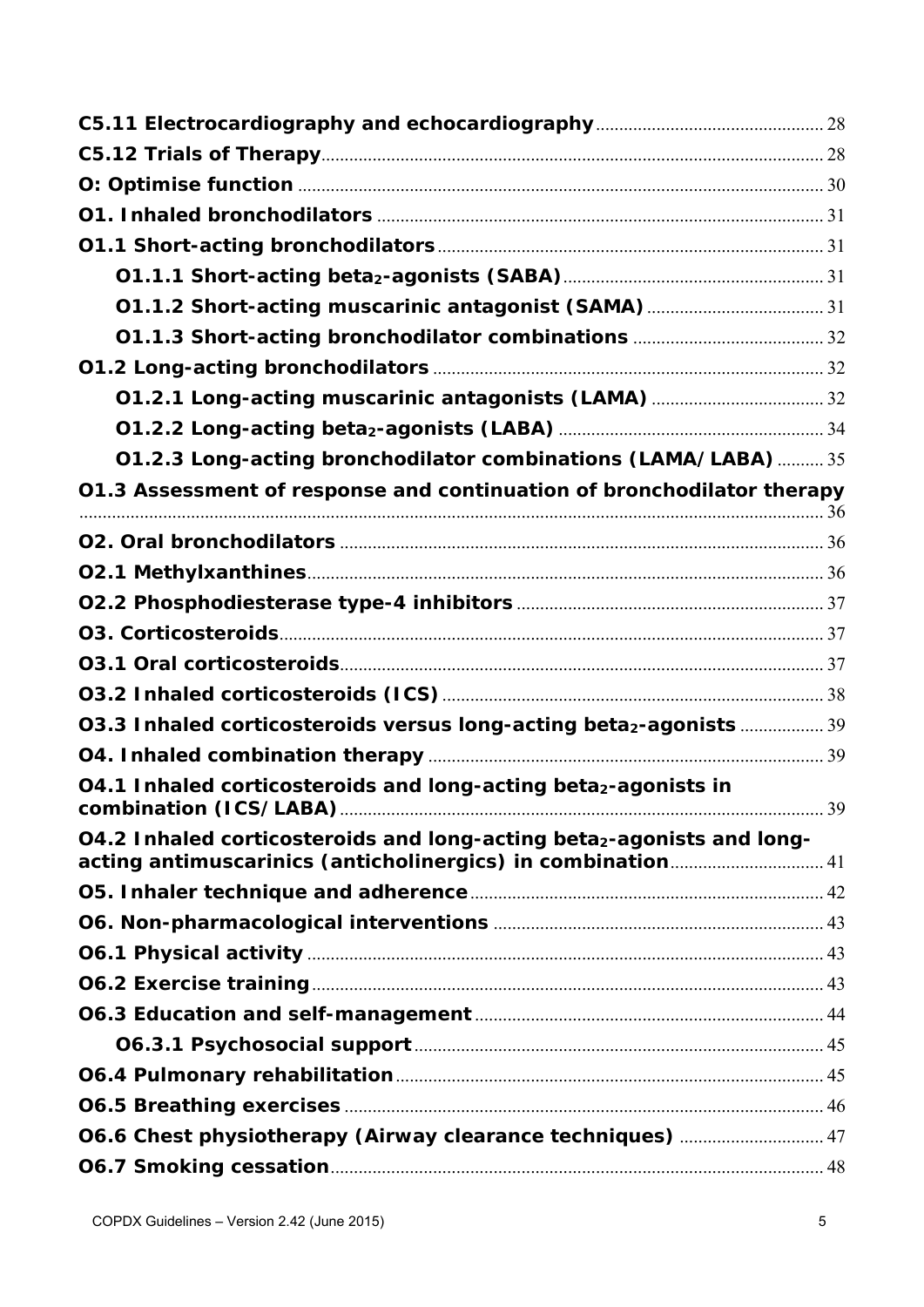**C5.11 Electrocardiography and echocardiography** ........ 28

**C5.12 Trials of Therapy** ........ 28

**O: Optimise function** ........ 30

**O1. Inhaled bronchodilators** ........ 31

**O1.1 Short-acting bronchodilators** ........ 31

- **O1.1.1 Short-acting beta$_2$-agonists (SABA)** ........ 31
- **O1.1.2 Short-acting muscarinic antagonist (SAMA)** ........ 31
- **O1.1.3 Short-acting bronchodilator combinations** ........ 32

**O1.2 Long-acting bronchodilators** ........ 32

- **O1.2.1 Long-acting muscarinic antagonists (LAMA)** ........ 32
- **O1.2.2 Long-acting beta$_2$-agonists (LABA)** ........ 34
- **O1.2.3 Long-acting bronchodilator combinations (LAMA/LABA)** ........ 35

**O1.3 Assessment of response and continuation of bronchodilator therapy** ........ 36

**O2. Oral bronchodilators** ........ 36

**O2.1 Methylxanthines** ........ 36

**O2.2 Phosphodiesterase type-4 inhibitors** ........ 37

**O3. Corticosteroids** ........ 37

**O3.1 Oral corticosteroids** ........ 37

**O3.2 Inhaled corticosteroids (ICS)** ........ 38

**O3.3 Inhaled corticosteroids versus long-acting beta$_2$-agonists** ........ 39

**O4. Inhaled combination therapy** ........ 39

**O4.1 Inhaled corticosteroids and long-acting beta$_2$-agonists in combination (ICS/LABA)** ........ 39

**O4.2 Inhaled corticosteroids and long-acting beta$_2$-agonists and long-acting antimuscarinics (anticholinergics) in combination** ........ 41

**O5. Inhaler technique and adherence** ........ 42

**O6. Non-pharmacological interventions** ........ 43

**O6.1 Physical activity** ........ 43

**O6.2 Exercise training** ........ 43

**O6.3 Education and self-management** ........ 44

- **O6.3.1 Psychosocial support** ........ 45

**O6.4 Pulmonary rehabilitation** ........ 45

**O6.5 Breathing exercises** ........ 46

**O6.6 Chest physiotherapy (Airway clearance techniques)** ........ 47

**O6.7 Smoking cessation** ........ 48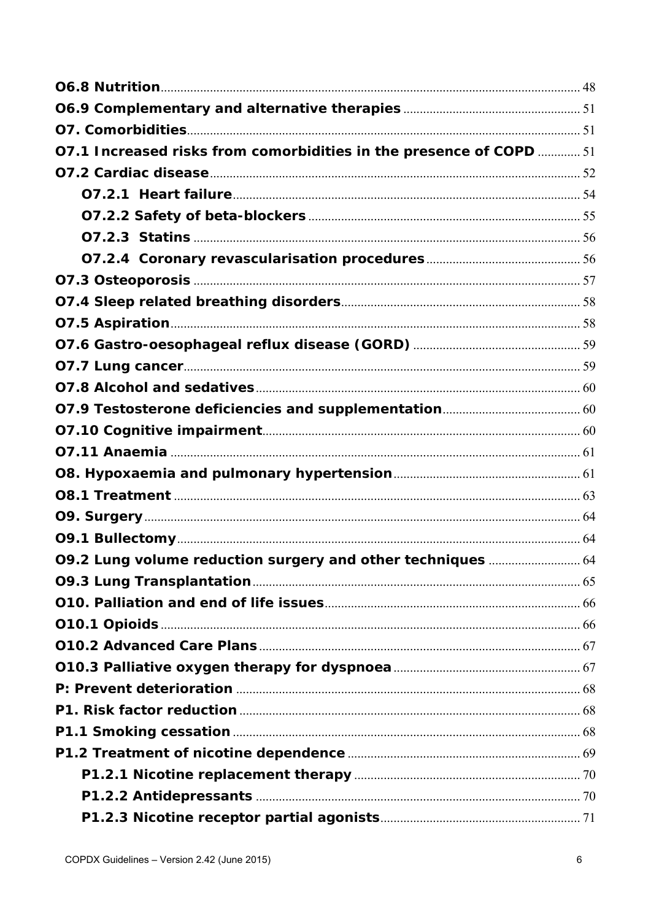**O6.8 Nutrition** .......... 48
**O6.9 Complementary and alternative therapies** .......... 51
**O7. Comorbidities** .......... 51
**O7.1 Increased risks from comorbidities in the presence of COPD** .......... 51
**O7.2 Cardiac disease** .......... 52
- **O7.2.1 Heart failure** .......... 54
- **O7.2.2 Safety of beta-blockers** .......... 55
- **O7.2.3 Statins** .......... 56
- **O7.2.4 Coronary revascularisation procedures** .......... 56

**O7.3 Osteoporosis** .......... 57
**O7.4 Sleep related breathing disorders** .......... 58
**O7.5 Aspiration** .......... 58
**O7.6 Gastro-oesophageal reflux disease (GORD)** .......... 59
**O7.7 Lung cancer** .......... 59
**O7.8 Alcohol and sedatives** .......... 60
**O7.9 Testosterone deficiencies and supplementation** .......... 60
**O7.10 Cognitive impairment** .......... 60
**O7.11 Anaemia** .......... 61
**O8. Hypoxaemia and pulmonary hypertension** .......... 61
**O8.1 Treatment** .......... 63
**O9. Surgery** .......... 64
**O9.1 Bullectomy** .......... 64
**O9.2 Lung volume reduction surgery and other techniques** .......... 64
**O9.3 Lung Transplantation** .......... 65
**O10. Palliation and end of life issues** .......... 66
**O10.1 Opioids** .......... 66
**O10.2 Advanced Care Plans** .......... 67
**O10.3 Palliative oxygen therapy for dyspnoea** .......... 67
**P: Prevent deterioration** .......... 68
**P1. Risk factor reduction** .......... 68
**P1.1 Smoking cessation** .......... 68
**P1.2 Treatment of nicotine dependence** .......... 69
- **P1.2.1 Nicotine replacement therapy** .......... 70
- **P1.2.2 Antidepressants** .......... 70
- **P1.2.3 Nicotine receptor partial agonists** .......... 71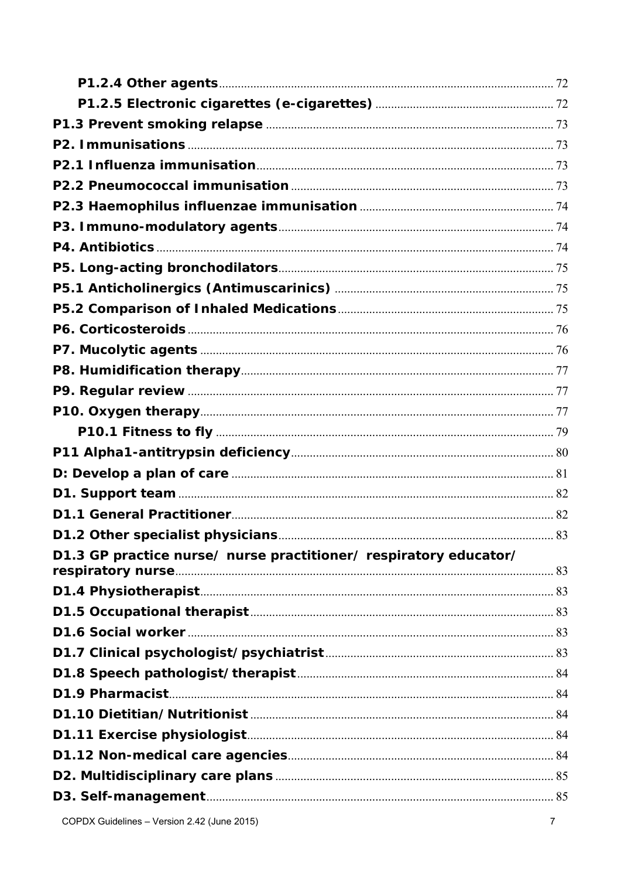P1.2.4 Other agents ..... 72

P1.2.5 Electronic cigarettes (e-cigarettes) ..... 72

P1.3 Prevent smoking relapse ..... 73

P2. Immunisations ..... 73

P2.1 Influenza immunisation ..... 73

P2.2 Pneumococcal immunisation ..... 73

P2.3 Haemophilus influenzae immunisation ..... 74

P3. Immuno-modulatory agents ..... 74

P4. Antibiotics ..... 74

P5. Long-acting bronchodilators ..... 75

P5.1 Anticholinergics (Antimuscarinics) ..... 75

P5.2 Comparison of Inhaled Medications ..... 75

P6. Corticosteroids ..... 76

P7. Mucolytic agents ..... 76

P8. Humidification therapy ..... 77

P9. Regular review ..... 77

P10. Oxygen therapy ..... 77

P10.1 Fitness to fly ..... 79

P11 Alpha1-antitrypsin deficiency ..... 80

D: Develop a plan of care ..... 81

D1. Support team ..... 82

D1.1 General Practitioner ..... 82

D1.2 Other specialist physicians ..... 83

D1.3 GP practice nurse/ nurse practitioner/ respiratory educator/ respiratory nurse ..... 83

D1.4 Physiotherapist ..... 83

D1.5 Occupational therapist ..... 83

D1.6 Social worker ..... 83

D1.7 Clinical psychologist/psychiatrist ..... 83

D1.8 Speech pathologist/therapist ..... 84

D1.9 Pharmacist ..... 84

D1.10 Dietitian/Nutritionist ..... 84

D1.11 Exercise physiologist ..... 84

D1.12 Non-medical care agencies ..... 84

D2. Multidisciplinary care plans ..... 85

D3. Self-management ..... 85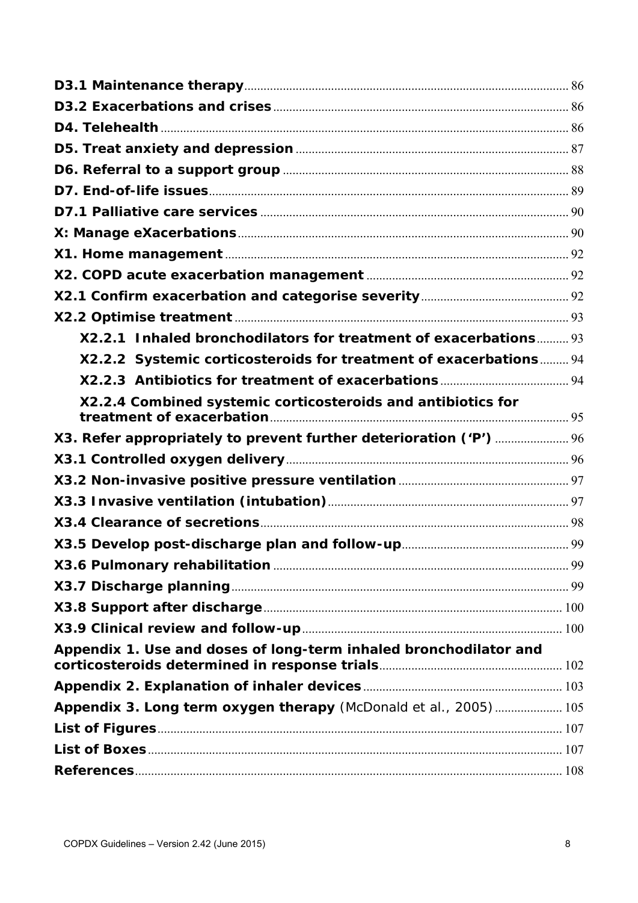D3.1 Maintenance therapy ..... 86

D3.2 Exacerbations and crises ..... 86

D4. Telehealth ..... 86

D5. Treat anxiety and depression ..... 87

D6. Referral to a support group ..... 88

D7. End-of-life issues ..... 89

D7.1 Palliative care services ..... 90

X: Manage eXacerbations ..... 90

X1. Home management ..... 92

X2. COPD acute exacerbation management ..... 92

X2.1 Confirm exacerbation and categorise severity ..... 92

X2.2 Optimise treatment ..... 93

- X2.2.1 Inhaled bronchodilators for treatment of exacerbations ..... 93
- X2.2.2 Systemic corticosteroids for treatment of exacerbations ..... 94
- X2.2.3 Antibiotics for treatment of exacerbations ..... 94
- X2.2.4 Combined systemic corticosteroids and antibiotics for treatment of exacerbation ..... 95

X3. Refer appropriately to prevent further deterioration ('P') ..... 96

X3.1 Controlled oxygen delivery ..... 96

X3.2 Non-invasive positive pressure ventilation ..... 97

X3.3 Invasive ventilation (intubation) ..... 97

X3.4 Clearance of secretions ..... 98

X3.5 Develop post-discharge plan and follow-up ..... 99

X3.6 Pulmonary rehabilitation ..... 99

X3.7 Discharge planning ..... 99

X3.8 Support after discharge ..... 100

X3.9 Clinical review and follow-up ..... 100

Appendix 1. Use and doses of long-term inhaled bronchodilator and corticosteroids determined in response trials ..... 102

Appendix 2. Explanation of inhaler devices ..... 103

Appendix 3. Long term oxygen therapy (McDonald et al., 2005) ..... 105

List of Figures ..... 107

List of Boxes ..... 107

References ..... 108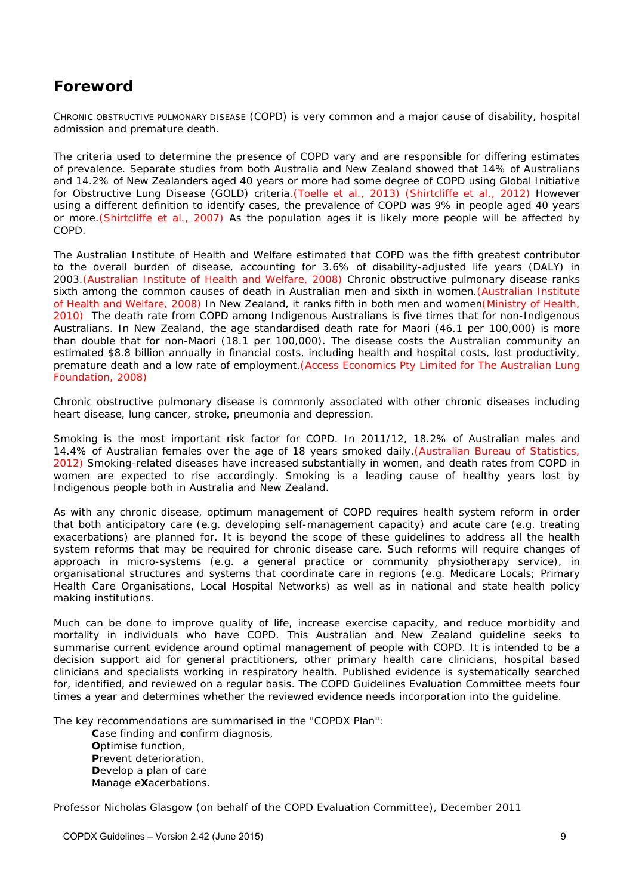## Foreword

CHRONIC OBSTRUCTIVE PULMONARY DISEASE (COPD) is very common and a major cause of disability, hospital admission and premature death.

The criteria used to determine the presence of COPD vary and are responsible for differing estimates of prevalence. Separate studies from both Australia and New Zealand showed that 14% of Australians and 14.2% of New Zealanders aged 40 years or more had some degree of COPD using Global Initiative for Obstructive Lung Disease (GOLD) criteria.(Toelle et al., 2013) (Shirtcliffe et al., 2012) However using a different definition to identify cases, the prevalence of COPD was 9% in people aged 40 years or more.(Shirtcliffe et al., 2007) As the population ages it is likely more people will be affected by COPD.

The Australian Institute of Health and Welfare estimated that COPD was the fifth greatest contributor to the overall burden of disease, accounting for 3.6% of disability-adjusted life years (DALY) in 2003.(Australian Institute of Health and Welfare, 2008) Chronic obstructive pulmonary disease ranks sixth among the common causes of death in Australian men and sixth in women.(Australian Institute of Health and Welfare, 2008) In New Zealand, it ranks fifth in both men and women(Ministry of Health, 2010) The death rate from COPD among Indigenous Australians is five times that for non-Indigenous Australians. In New Zealand, the age standardised death rate for Maori (46.1 per 100,000) is more than double that for non-Maori (18.1 per 100,000). The disease costs the Australian community an estimated $8.8 billion annually in financial costs, including health and hospital costs, lost productivity, premature death and a low rate of employment.(Access Economics Pty Limited for The Australian Lung Foundation, 2008)

Chronic obstructive pulmonary disease is commonly associated with other chronic diseases including heart disease, lung cancer, stroke, pneumonia and depression.

Smoking is the most important risk factor for COPD. In 2011/12, 18.2% of Australian males and 14.4% of Australian females over the age of 18 years smoked daily.(Australian Bureau of Statistics, 2012) Smoking-related diseases have increased substantially in women, and death rates from COPD in women are expected to rise accordingly. Smoking is a leading cause of healthy years lost by Indigenous people both in Australia and New Zealand.

As with any chronic disease, optimum management of COPD requires health system reform in order that both anticipatory care (e.g. developing self-management capacity) and acute care (e.g. treating exacerbations) are planned for. It is beyond the scope of these guidelines to address all the health system reforms that may be required for chronic disease care. Such reforms will require changes of approach in micro-systems (e.g. a general practice or community physiotherapy service), in organisational structures and systems that coordinate care in regions (e.g. Medicare Locals; Primary Health Care Organisations, Local Hospital Networks) as well as in national and state health policy making institutions.

Much can be done to improve quality of life, increase exercise capacity, and reduce morbidity and mortality in individuals who have COPD. This Australian and New Zealand guideline seeks to summarise current evidence around optimal management of people with COPD. It is intended to be a decision support aid for general practitioners, other primary health care clinicians, hospital based clinicians and specialists working in respiratory health. Published evidence is systematically searched for, identified, and reviewed on a regular basis. The COPD Guidelines Evaluation Committee meets four times a year and determines whether the reviewed evidence needs incorporation into the guideline.

The key recommendations are summarised in the "COPDX Plan":

- **C**ase finding and **c**onfirm diagnosis,
- **O**ptimise function,
- **P**revent deterioration,
- **D**evelop a plan of care
- Manage e**X**acerbations.

Professor Nicholas Glasgow (on behalf of the COPD Evaluation Committee), December 2011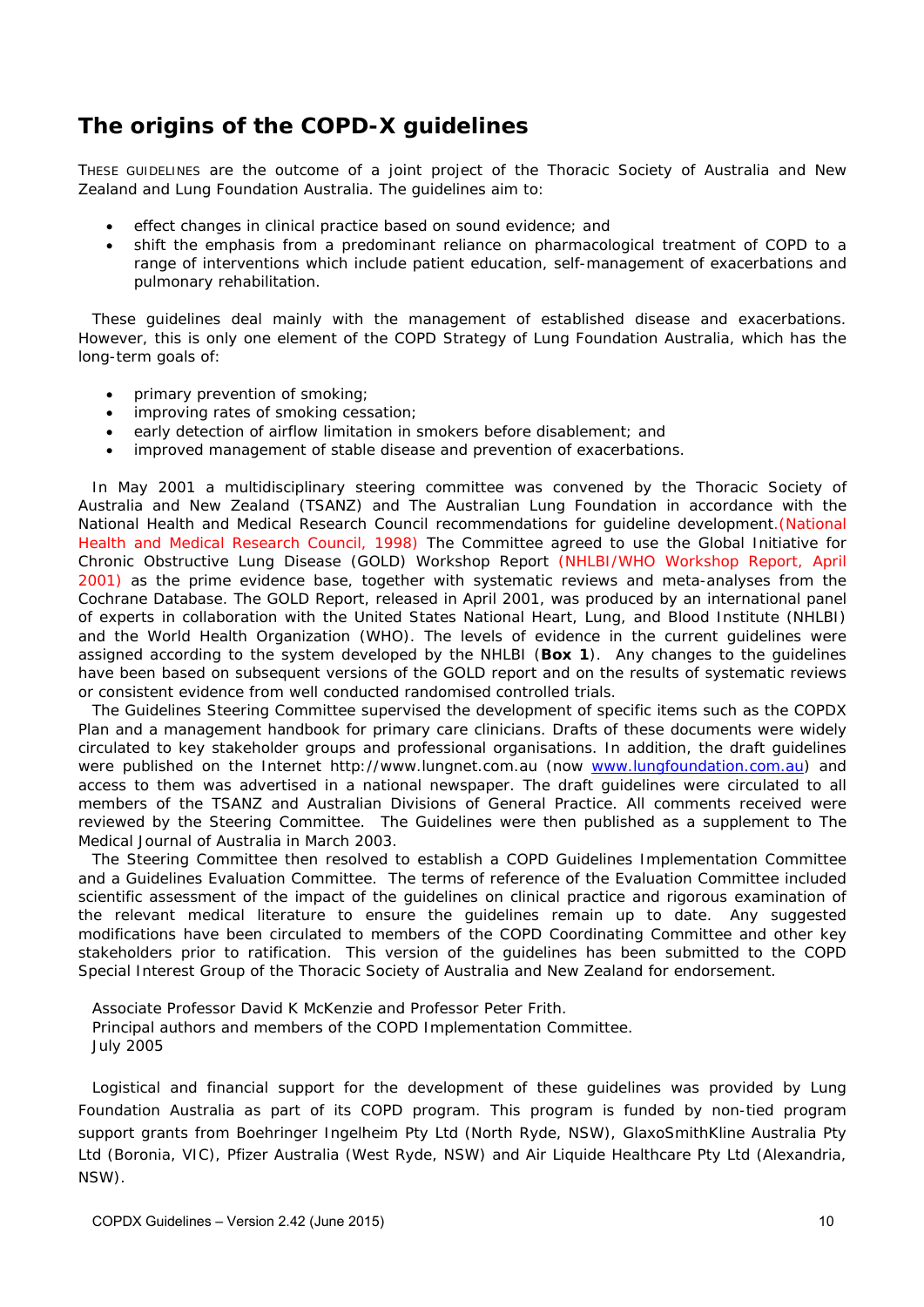## The origins of the COPD-X guidelines

THESE GUIDELINES are the outcome of a joint project of the Thoracic Society of Australia and New Zealand and Lung Foundation Australia. The guidelines aim to:

- effect changes in clinical practice based on sound evidence; and
- shift the emphasis from a predominant reliance on pharmacological treatment of COPD to a range of interventions which include patient education, self-management of exacerbations and pulmonary rehabilitation.

These guidelines deal mainly with the management of established disease and exacerbations. However, this is only one element of the COPD Strategy of Lung Foundation Australia, which has the long-term goals of:

- primary prevention of smoking;
- improving rates of smoking cessation;
- early detection of airflow limitation in smokers before disablement; and
- improved management of stable disease and prevention of exacerbations.

In May 2001 a multidisciplinary steering committee was convened by the Thoracic Society of Australia and New Zealand (TSANZ) and The Australian Lung Foundation in accordance with the National Health and Medical Research Council recommendations for guideline development.(National Health and Medical Research Council, 1998) The Committee agreed to use the Global Initiative for Chronic Obstructive Lung Disease (GOLD) Workshop Report (NHLBI/WHO Workshop Report, April 2001) as the prime evidence base, together with systematic reviews and meta-analyses from the Cochrane Database. The GOLD Report, released in April 2001, was produced by an international panel of experts in collaboration with the United States National Heart, Lung, and Blood Institute (NHLBI) and the World Health Organization (WHO). The levels of evidence in the current guidelines were assigned according to the system developed by the NHLBI (**Box 1**). Any changes to the guidelines have been based on subsequent versions of the GOLD report and on the results of systematic reviews or consistent evidence from well conducted randomised controlled trials.

The Guidelines Steering Committee supervised the development of specific items such as the COPDX Plan and a management handbook for primary care clinicians. Drafts of these documents were widely circulated to key stakeholder groups and professional organisations. In addition, the draft guidelines were published on the Internet http://www.lungnet.com.au (now www.lungfoundation.com.au) and access to them was advertised in a national newspaper. The draft guidelines were circulated to all members of the TSANZ and Australian Divisions of General Practice. All comments received were reviewed by the Steering Committee. The Guidelines were then published as a supplement to The Medical Journal of Australia in March 2003.

The Steering Committee then resolved to establish a COPD Guidelines Implementation Committee and a Guidelines Evaluation Committee. The terms of reference of the Evaluation Committee included scientific assessment of the impact of the guidelines on clinical practice and rigorous examination of the relevant medical literature to ensure the guidelines remain up to date. Any suggested modifications have been circulated to members of the COPD Coordinating Committee and other key stakeholders prior to ratification. This version of the guidelines has been submitted to the COPD Special Interest Group of the Thoracic Society of Australia and New Zealand for endorsement.

Associate Professor David K McKenzie and Professor Peter Frith.
Principal authors and members of the COPD Implementation Committee.
July 2005

Logistical and financial support for the development of these guidelines was provided by Lung Foundation Australia as part of its COPD program. This program is funded by non-tied program support grants from Boehringer Ingelheim Pty Ltd (North Ryde, NSW), GlaxoSmithKline Australia Pty Ltd (Boronia, VIC), Pfizer Australia (West Ryde, NSW) and Air Liquide Healthcare Pty Ltd (Alexandria, NSW).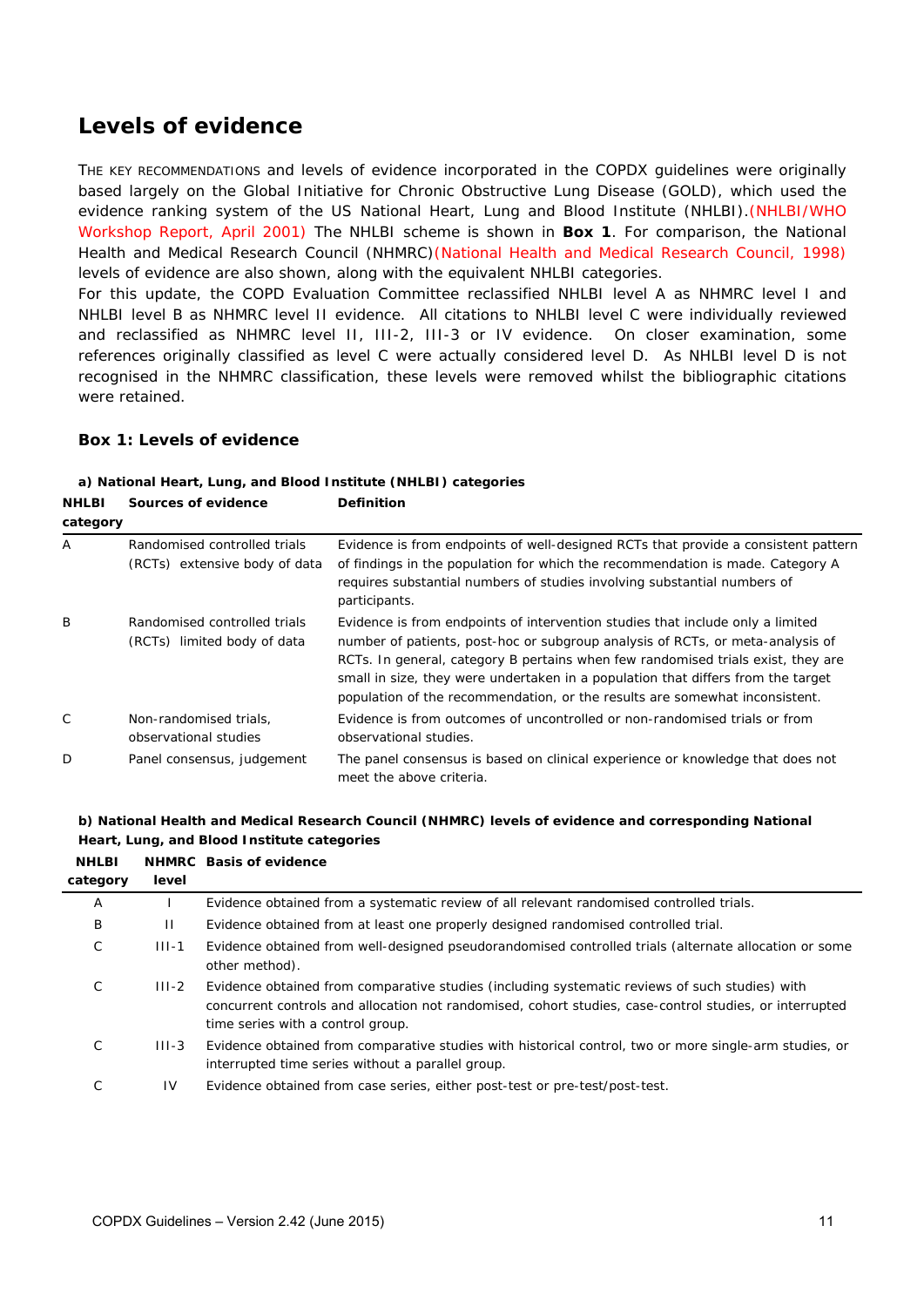## Levels of evidence

THE KEY RECOMMENDATIONS and levels of evidence incorporated in the COPDX guidelines were originally based largely on the Global Initiative for Chronic Obstructive Lung Disease (GOLD), which used the evidence ranking system of the US National Heart, Lung and Blood Institute (NHLBI).(NHLBI/WHO Workshop Report, April 2001) The NHLBI scheme is shown in **Box 1**. For comparison, the National Health and Medical Research Council (NHMRC)(National Health and Medical Research Council, 1998) levels of evidence are also shown, along with the equivalent NHLBI categories.

For this update, the COPD Evaluation Committee reclassified NHLBI level A as NHMRC level I and NHLBI level B as NHMRC level II evidence. All citations to NHLBI level C were individually reviewed and reclassified as NHMRC level II, III-2, III-3 or IV evidence. On closer examination, some references originally classified as level C were actually considered level D. As NHLBI level D is not recognised in the NHMRC classification, these levels were removed whilst the bibliographic citations were retained.

### Box 1: Levels of evidence

**a) National Heart, Lung, and Blood Institute (NHLBI) categories**

| NHLBI category | Sources of evidence | Definition |
|---|---|---|
| A | Randomised controlled trials (RCTs) extensive body of data | Evidence is from endpoints of well-designed RCTs that provide a consistent pattern of findings in the population for which the recommendation is made. Category A requires substantial numbers of studies involving substantial numbers of participants. |
| B | Randomised controlled trials (RCTs) limited body of data | Evidence is from endpoints of intervention studies that include only a limited number of patients, post-hoc or subgroup analysis of RCTs, or meta-analysis of RCTs. In general, category B pertains when few randomised trials exist, they are small in size, they were undertaken in a population that differs from the target population of the recommendation, or the results are somewhat inconsistent. |
| C | Non-randomised trials, observational studies | Evidence is from outcomes of uncontrolled or non-randomised trials or from observational studies. |
| D | Panel consensus, judgement | The panel consensus is based on clinical experience or knowledge that does not meet the above criteria. |

**b) National Health and Medical Research Council (NHMRC) levels of evidence and corresponding National Heart, Lung, and Blood Institute categories**

| NHLBI category | NHMRC level | Basis of evidence |
|---|---|---|
| A | I | Evidence obtained from a systematic review of all relevant randomised controlled trials. |
| B | II | Evidence obtained from at least one properly designed randomised controlled trial. |
| C | III-1 | Evidence obtained from well-designed pseudorandomised controlled trials (alternate allocation or some other method). |
| C | III-2 | Evidence obtained from comparative studies (including systematic reviews of such studies) with concurrent controls and allocation not randomised, cohort studies, case-control studies, or interrupted time series with a control group. |
| C | III-3 | Evidence obtained from comparative studies with historical control, two or more single-arm studies, or interrupted time series without a parallel group. |
| C | IV | Evidence obtained from case series, either post-test or pre-test/post-test. |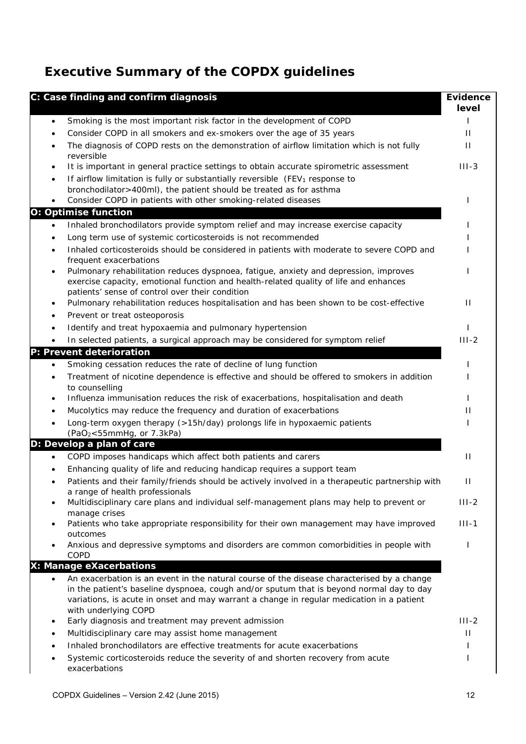# Executive Summary of the COPDX guidelines

| C: Case finding and confirm diagnosis | Evidence level |
|---|---|
| • Smoking is the most important risk factor in the development of COPD | I |
| • Consider COPD in all smokers and ex-smokers over the age of 35 years | II |
| • The diagnosis of COPD rests on the demonstration of airflow limitation which is not fully reversible | II |
| • It is important in general practice settings to obtain accurate spirometric assessment | III-3 |
| • If airflow limitation is fully or substantially reversible ($FEV_1$ response to bronchodilator>400ml), the patient should be treated as for asthma | |
| • Consider COPD in patients with other smoking-related diseases | I |
| **O: Optimise function** | |
| • Inhaled bronchodilators provide symptom relief and may increase exercise capacity | I |
| • Long term use of systemic corticosteroids is not recommended | I |
| • Inhaled corticosteroids should be considered in patients with moderate to severe COPD and frequent exacerbations | I |
| • Pulmonary rehabilitation reduces dyspnoea, fatigue, anxiety and depression, improves exercise capacity, emotional function and health-related quality of life and enhances patients' sense of control over their condition | I |
| • Pulmonary rehabilitation reduces hospitalisation and has been shown to be cost-effective | II |
| • Prevent or treat osteoporosis | |
| • Identify and treat hypoxaemia and pulmonary hypertension | I |
| • In selected patients, a surgical approach may be considered for symptom relief | III-2 |
| **P: Prevent deterioration** | |
| • Smoking cessation reduces the rate of decline of lung function | I |
| • Treatment of nicotine dependence is effective and should be offered to smokers in addition to counselling | I |
| • Influenza immunisation reduces the risk of exacerbations, hospitalisation and death | I |
| • Mucolytics may reduce the frequency and duration of exacerbations | II |
| • Long-term oxygen therapy (>15h/day) prolongs life in hypoxaemic patients ($PaO_2$<55mmHg, or 7.3kPa) | I |
| **D: Develop a plan of care** | |
| • COPD imposes handicaps which affect both patients and carers | II |
| • Enhancing quality of life and reducing handicap requires a support team | |
| • Patients and their family/friends should be actively involved in a therapeutic partnership with a range of health professionals | II |
| • Multidisciplinary care plans and individual self-management plans may help to prevent or manage crises | III-2 |
| • Patients who take appropriate responsibility for their own management may have improved outcomes | III-1 |
| • Anxious and depressive symptoms and disorders are common comorbidities in people with COPD | I |
| **X: Manage eXacerbations** | |
| • An exacerbation is an event in the natural course of the disease characterised by a change in the patient's baseline dyspnoea, cough and/or sputum that is beyond normal day to day variations, is acute in onset and may warrant a change in regular medication in a patient with underlying COPD | |
| • Early diagnosis and treatment may prevent admission | III-2 |
| • Multidisciplinary care may assist home management | II |
| • Inhaled bronchodilators are effective treatments for acute exacerbations | I |
| • Systemic corticosteroids reduce the severity of and shorten recovery from acute exacerbations | I |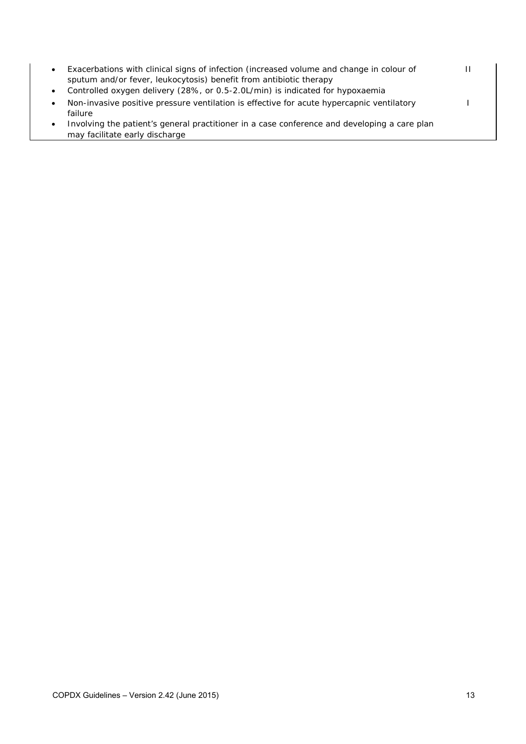| | |
|---|---|
| • Exacerbations with clinical signs of infection (increased volume and change in colour of sputum and/or fever, leukocytosis) benefit from antibiotic therapy | II |
| • Controlled oxygen delivery (28%, or 0.5-2.0L/min) is indicated for hypoxaemia | |
| • Non-invasive positive pressure ventilation is effective for acute hypercapnic ventilatory failure | I |
| • Involving the patient's general practitioner in a case conference and developing a care plan may facilitate early discharge | |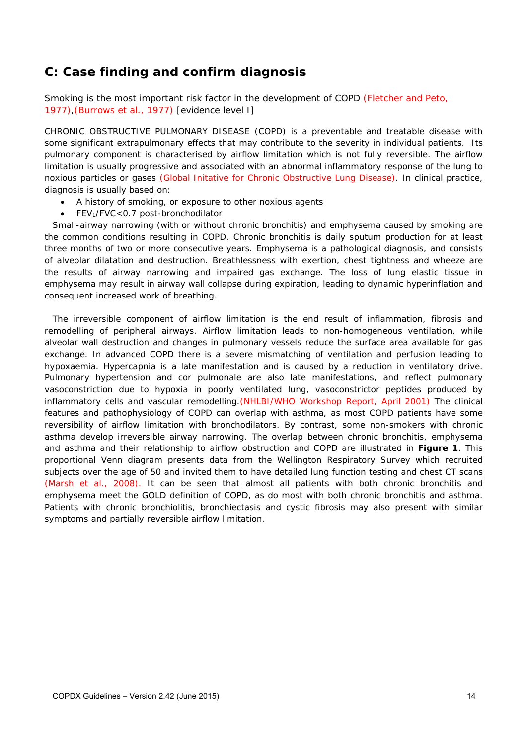## C: Case finding and confirm diagnosis

Smoking is the most important risk factor in the development of COPD (Fletcher and Peto, 1977),(Burrows et al., 1977) [evidence level I]

CHRONIC OBSTRUCTIVE PULMONARY DISEASE (COPD) is a preventable and treatable disease with some significant extrapulmonary effects that may contribute to the severity in individual patients. Its pulmonary component is characterised by airflow limitation which is not fully reversible. The airflow limitation is usually progressive and associated with an abnormal inflammatory response of the lung to noxious particles or gases (Global Initative for Chronic Obstructive Lung Disease). In clinical practice, diagnosis is usually based on:

- A history of smoking, or exposure to other noxious agents
- $FEV_1/FVC<0.7$ post-bronchodilator

Small-airway narrowing (with or without chronic bronchitis) and emphysema caused by smoking are the common conditions resulting in COPD. Chronic bronchitis is daily sputum production for at least three months of two or more consecutive years. Emphysema is a pathological diagnosis, and consists of alveolar dilatation and destruction. Breathlessness with exertion, chest tightness and wheeze are the results of airway narrowing and impaired gas exchange. The loss of lung elastic tissue in emphysema may result in airway wall collapse during expiration, leading to dynamic hyperinflation and consequent increased work of breathing.

The irreversible component of airflow limitation is the end result of inflammation, fibrosis and remodelling of peripheral airways. Airflow limitation leads to non-homogeneous ventilation, while alveolar wall destruction and changes in pulmonary vessels reduce the surface area available for gas exchange. In advanced COPD there is a severe mismatching of ventilation and perfusion leading to hypoxaemia. Hypercapnia is a late manifestation and is caused by a reduction in ventilatory drive. Pulmonary hypertension and cor pulmonale are also late manifestations, and reflect pulmonary vasoconstriction due to hypoxia in poorly ventilated lung, vasoconstrictor peptides produced by inflammatory cells and vascular remodelling.(NHLBI/WHO Workshop Report, April 2001) The clinical features and pathophysiology of COPD can overlap with asthma, as most COPD patients have some reversibility of airflow limitation with bronchodilators. By contrast, some non-smokers with chronic asthma develop irreversible airway narrowing. The overlap between chronic bronchitis, emphysema and asthma and their relationship to airflow obstruction and COPD are illustrated in **Figure 1**. This proportional Venn diagram presents data from the Wellington Respiratory Survey which recruited subjects over the age of 50 and invited them to have detailed lung function testing and chest CT scans (Marsh et al., 2008). It can be seen that almost all patients with both chronic bronchitis and emphysema meet the GOLD definition of COPD, as do most with both chronic bronchitis and asthma. Patients with chronic bronchiolitis, bronchiectasis and cystic fibrosis may also present with similar symptoms and partially reversible airflow limitation.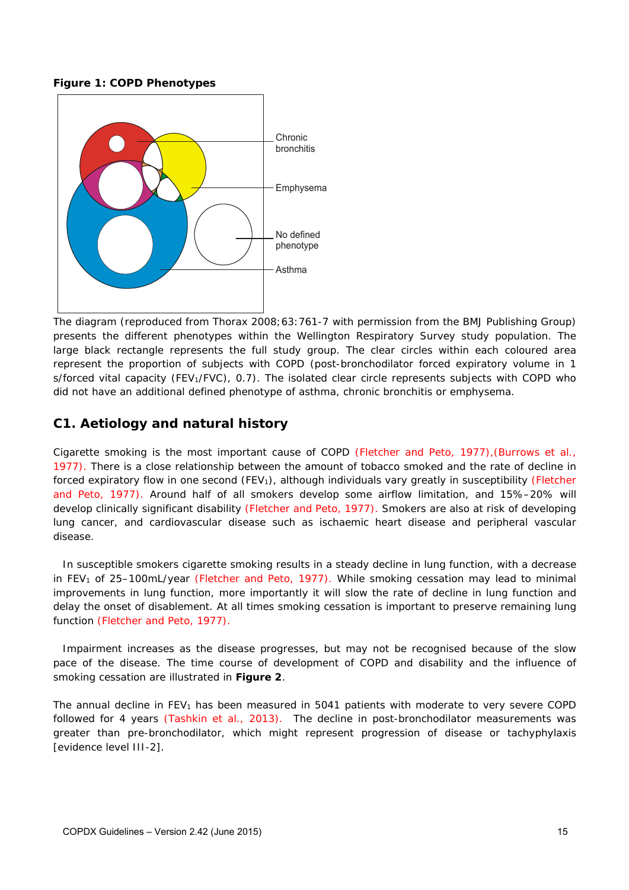**Figure 1: COPD Phenotypes**

Chronic bronchitis

Emphysema

No defined phenotype

Asthma

The diagram (reproduced from Thorax 2008;63:761-7 with permission from the BMJ Publishing Group) presents the different phenotypes within the Wellington Respiratory Survey study population. The large black rectangle represents the full study group. The clear circles within each coloured area represent the proportion of subjects with COPD (post-bronchodilator forced expiratory volume in 1 s/forced vital capacity ($FEV_1/FVC$), 0.7). The isolated clear circle represents subjects with COPD who did not have an additional defined phenotype of asthma, chronic bronchitis or emphysema.

## C1. Aetiology and natural history

Cigarette smoking is the most important cause of COPD (Fletcher and Peto, 1977),(Burrows et al., 1977). There is a close relationship between the amount of tobacco smoked and the rate of decline in forced expiratory flow in one second ($FEV_1$), although individuals vary greatly in susceptibility (Fletcher and Peto, 1977). Around half of all smokers develop some airflow limitation, and 15%–20% will develop clinically significant disability (Fletcher and Peto, 1977). Smokers are also at risk of developing lung cancer, and cardiovascular disease such as ischaemic heart disease and peripheral vascular disease.

In susceptible smokers cigarette smoking results in a steady decline in lung function, with a decrease in $FEV_1$ of 25–100mL/year (Fletcher and Peto, 1977). While smoking cessation may lead to minimal improvements in lung function, more importantly it will slow the rate of decline in lung function and delay the onset of disablement. At all times smoking cessation is important to preserve remaining lung function (Fletcher and Peto, 1977).

Impairment increases as the disease progresses, but may not be recognised because of the slow pace of the disease. The time course of development of COPD and disability and the influence of smoking cessation are illustrated in **Figure 2**.

The annual decline in $FEV_1$ has been measured in 5041 patients with moderate to very severe COPD followed for 4 years (Tashkin et al., 2013). The decline in post-bronchodilator measurements was greater than pre-bronchodilator, which might represent progression of disease or tachyphylaxis [evidence level III-2].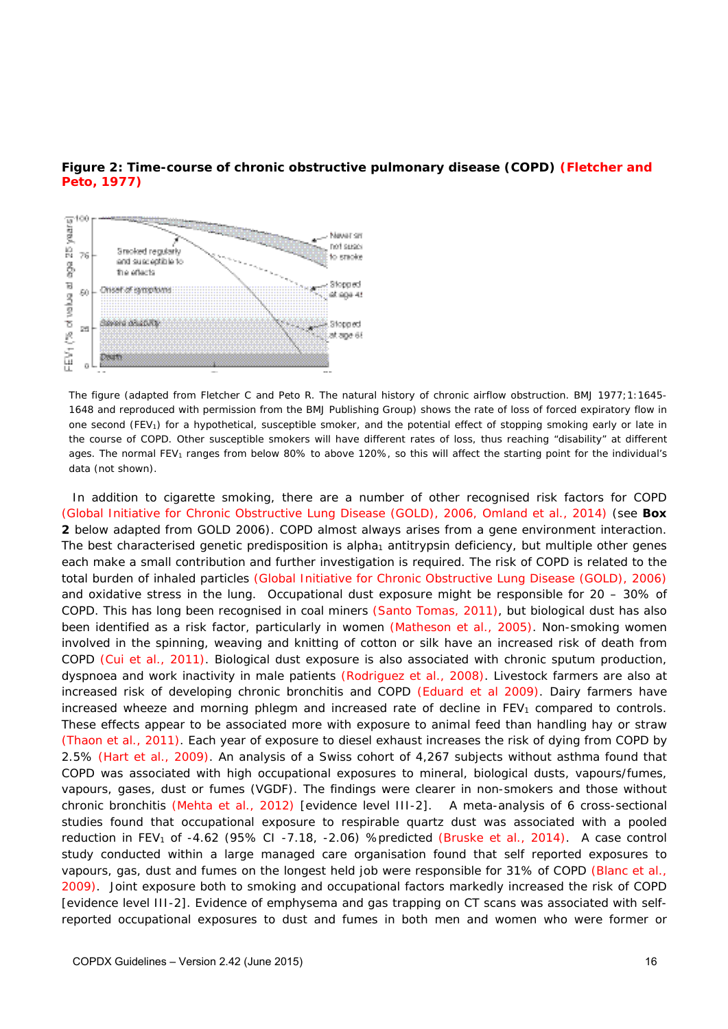**Figure 2: Time-course of chronic obstructive pulmonary disease (COPD) (Fletcher and Peto, 1977)**

The figure (adapted from Fletcher C and Peto R. The natural history of chronic airflow obstruction. BMJ 1977;1:1645-1648 and reproduced with permission from the BMJ Publishing Group) shows the rate of loss of forced expiratory flow in one second ($FEV_1$) for a hypothetical, susceptible smoker, and the potential effect of stopping smoking early or late in the course of COPD. Other susceptible smokers will have different rates of loss, thus reaching "disability" at different ages. The normal $FEV_1$ ranges from below 80% to above 120%, so this will affect the starting point for the individual's data (not shown).

In addition to cigarette smoking, there are a number of other recognised risk factors for COPD (Global Initiative for Chronic Obstructive Lung Disease (GOLD), 2006, Omland et al., 2014) (see **Box 2** below adapted from GOLD 2006). COPD almost always arises from a gene environment interaction. The best characterised genetic predisposition is $alpha_1$ antitrypsin deficiency, but multiple other genes each make a small contribution and further investigation is required. The risk of COPD is related to the total burden of inhaled particles (Global Initiative for Chronic Obstructive Lung Disease (GOLD), 2006) and oxidative stress in the lung. Occupational dust exposure might be responsible for 20 – 30% of COPD. This has long been recognised in coal miners (Santo Tomas, 2011), but biological dust has also been identified as a risk factor, particularly in women (Matheson et al., 2005). Non-smoking women involved in the spinning, weaving and knitting of cotton or silk have an increased risk of death from COPD (Cui et al., 2011). Biological dust exposure is also associated with chronic sputum production, dyspnoea and work inactivity in male patients (Rodriguez et al., 2008). Livestock farmers are also at increased risk of developing chronic bronchitis and COPD (Eduard et al 2009). Dairy farmers have increased wheeze and morning phlegm and increased rate of decline in $FEV_1$ compared to controls. These effects appear to be associated more with exposure to animal feed than handling hay or straw (Thaon et al., 2011). Each year of exposure to diesel exhaust increases the risk of dying from COPD by 2.5% (Hart et al., 2009). An analysis of a Swiss cohort of 4,267 subjects without asthma found that COPD was associated with high occupational exposures to mineral, biological dusts, vapours/fumes, vapours, gases, dust or fumes (VGDF). The findings were clearer in non-smokers and those without chronic bronchitis (Mehta et al., 2012) [evidence level III-2]. A meta-analysis of 6 cross-sectional studies found that occupational exposure to respirable quartz dust was associated with a pooled reduction in $FEV_1$ of -4.62 (95% CI -7.18, -2.06) %predicted (Bruske et al., 2014). A case control study conducted within a large managed care organisation found that self reported exposures to vapours, gas, dust and fumes on the longest held job were responsible for 31% of COPD (Blanc et al., 2009). Joint exposure both to smoking and occupational factors markedly increased the risk of COPD [evidence level III-2]. Evidence of emphysema and gas trapping on CT scans was associated with self-reported occupational exposures to dust and fumes in both men and women who were former or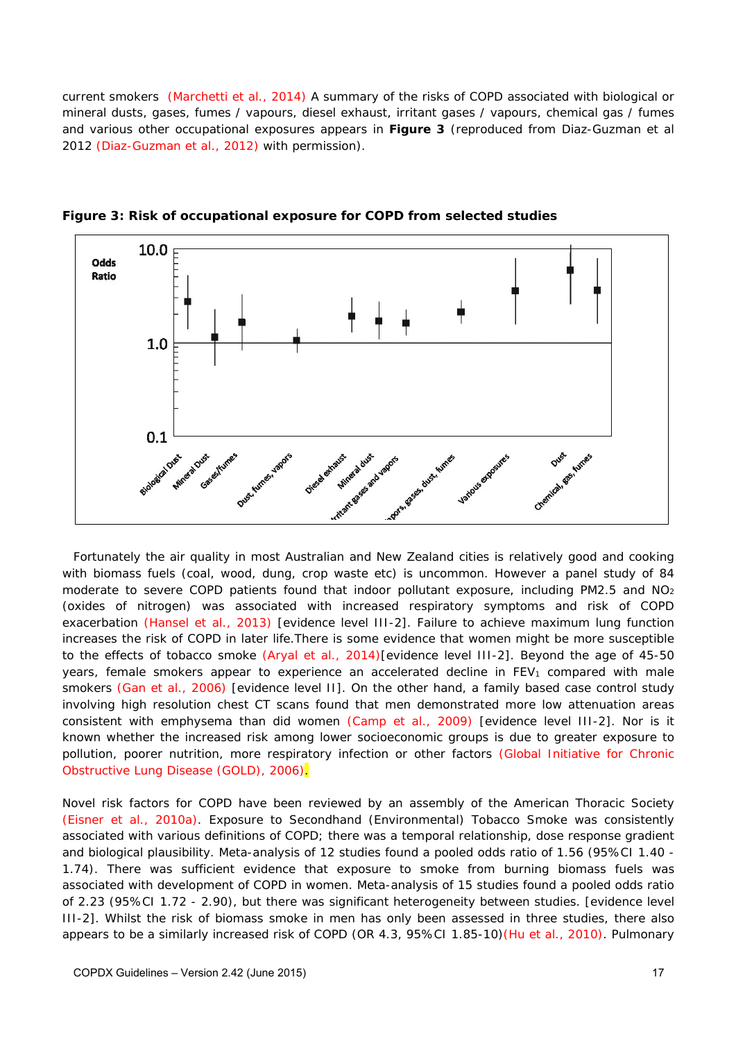current smokers (Marchetti et al., 2014) A summary of the risks of COPD associated with biological or mineral dusts, gases, fumes / vapours, diesel exhaust, irritant gases / vapours, chemical gas / fumes and various other occupational exposures appears in **Figure 3** (reproduced from Diaz-Guzman et al 2012 (Diaz-Guzman et al., 2012) with permission).

**Figure 3: Risk of occupational exposure for COPD from selected studies**

Fortunately the air quality in most Australian and New Zealand cities is relatively good and cooking with biomass fuels (coal, wood, dung, crop waste etc) is uncommon. However a panel study of 84 moderate to severe COPD patients found that indoor pollutant exposure, including PM2.5 and $NO_2$ (oxides of nitrogen) was associated with increased respiratory symptoms and risk of COPD exacerbation (Hansel et al., 2013) [evidence level III-2]. Failure to achieve maximum lung function increases the risk of COPD in later life.There is some evidence that women might be more susceptible to the effects of tobacco smoke (Aryal et al., 2014)[evidence level III-2]. Beyond the age of 45-50 years, female smokers appear to experience an accelerated decline in $FEV_1$ compared with male smokers (Gan et al., 2006) [evidence level II]. On the other hand, a family based case control study involving high resolution chest CT scans found that men demonstrated more low attenuation areas consistent with emphysema than did women (Camp et al., 2009) [evidence level III-2]. Nor is it known whether the increased risk among lower socioeconomic groups is due to greater exposure to pollution, poorer nutrition, more respiratory infection or other factors (Global Initiative for Chronic Obstructive Lung Disease (GOLD), 2006).

Novel risk factors for COPD have been reviewed by an assembly of the American Thoracic Society (Eisner et al., 2010a). Exposure to Secondhand (Environmental) Tobacco Smoke was consistently associated with various definitions of COPD; there was a temporal relationship, dose response gradient and biological plausibility. Meta-analysis of 12 studies found a pooled odds ratio of 1.56 (95%CI 1.40 - 1.74). There was sufficient evidence that exposure to smoke from burning biomass fuels was associated with development of COPD in women. Meta-analysis of 15 studies found a pooled odds ratio of 2.23 (95%CI 1.72 - 2.90), but there was significant heterogeneity between studies. [evidence level III-2]. Whilst the risk of biomass smoke in men has only been assessed in three studies, there also appears to be a similarly increased risk of COPD (OR 4.3, 95%CI 1.85-10)(Hu et al., 2010). Pulmonary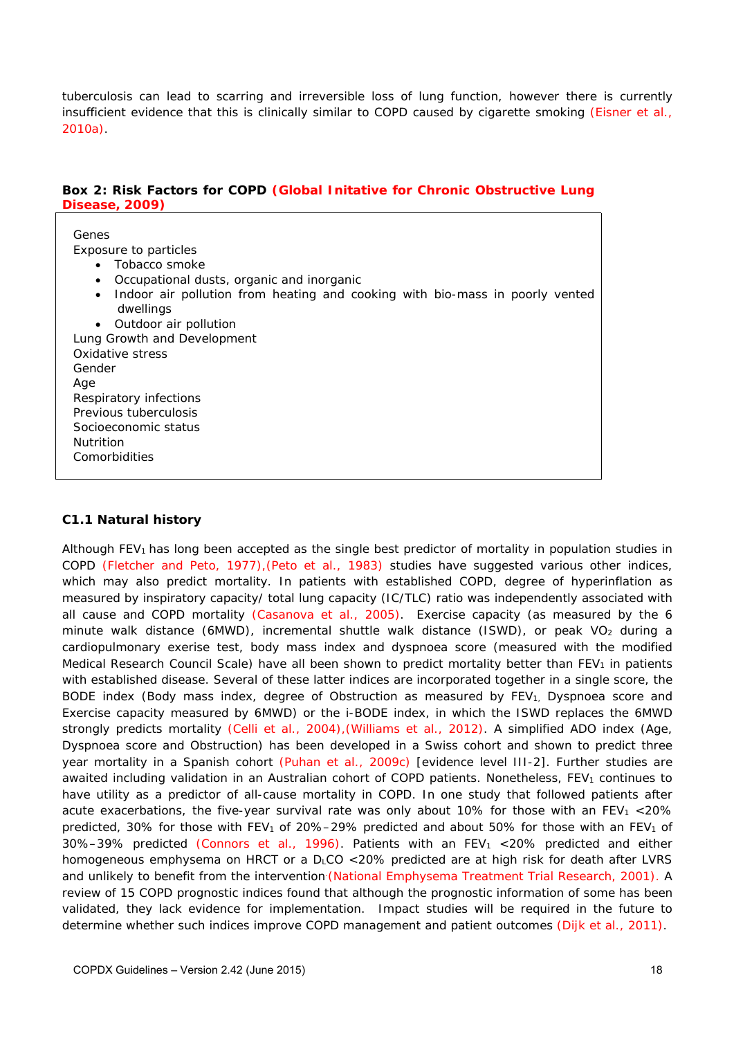tuberculosis can lead to scarring and irreversible loss of lung function, however there is currently insufficient evidence that this is clinically similar to COPD caused by cigarette smoking (Eisner et al., 2010a).

**Box 2: Risk Factors for COPD (Global Initative for Chronic Obstructive Lung Disease, 2009)**

Genes
Exposure to particles

- Tobacco smoke
- Occupational dusts, organic and inorganic
- Indoor air pollution from heating and cooking with bio-mass in poorly vented dwellings
- Outdoor air pollution

Lung Growth and Development
Oxidative stress
Gender
Age
Respiratory infections
Previous tuberculosis
Socioeconomic status
Nutrition
Comorbidities

### C1.1 Natural history

Although $FEV_1$ has long been accepted as the single best predictor of mortality in population studies in COPD (Fletcher and Peto, 1977),(Peto et al., 1983) studies have suggested various other indices, which may also predict mortality. In patients with established COPD, degree of hyperinflation as measured by inspiratory capacity/ total lung capacity (IC/TLC) ratio was independently associated with all cause and COPD mortality (Casanova et al., 2005). Exercise capacity (as measured by the 6 minute walk distance (6MWD), incremental shuttle walk distance (ISWD), or peak $VO_2$ during a cardiopulmonary exerise test, body mass index and dyspnoea score (measured with the modified Medical Research Council Scale) have all been shown to predict mortality better than $FEV_1$ in patients with established disease. Several of these latter indices are incorporated together in a single score, the BODE index (Body mass index, degree of Obstruction as measured by $FEV_1$, Dyspnoea score and Exercise capacity measured by 6MWD) or the i-BODE index, in which the ISWD replaces the 6MWD strongly predicts mortality (Celli et al., 2004),(Williams et al., 2012). A simplified ADO index (Age, Dyspnoea score and Obstruction) has been developed in a Swiss cohort and shown to predict three year mortality in a Spanish cohort (Puhan et al., 2009c) [evidence level III-2]. Further studies are awaited including validation in an Australian cohort of COPD patients. Nonetheless, $FEV_1$ continues to have utility as a predictor of all-cause mortality in COPD. In one study that followed patients after acute exacerbations, the five-year survival rate was only about 10% for those with an $FEV_1$ <20% predicted, 30% for those with $FEV_1$ of 20%–29% predicted and about 50% for those with an $FEV_1$ of 30%–39% predicted (Connors et al., 1996). Patients with an $FEV_1$ <20% predicted and either homogeneous emphysema on HRCT or a $D_LCO$ <20% predicted are at high risk for death after LVRS and unlikely to benefit from the intervention (National Emphysema Treatment Trial Research, 2001). A review of 15 COPD prognostic indices found that although the prognostic information of some has been validated, they lack evidence for implementation. Impact studies will be required in the future to determine whether such indices improve COPD management and patient outcomes (Dijk et al., 2011).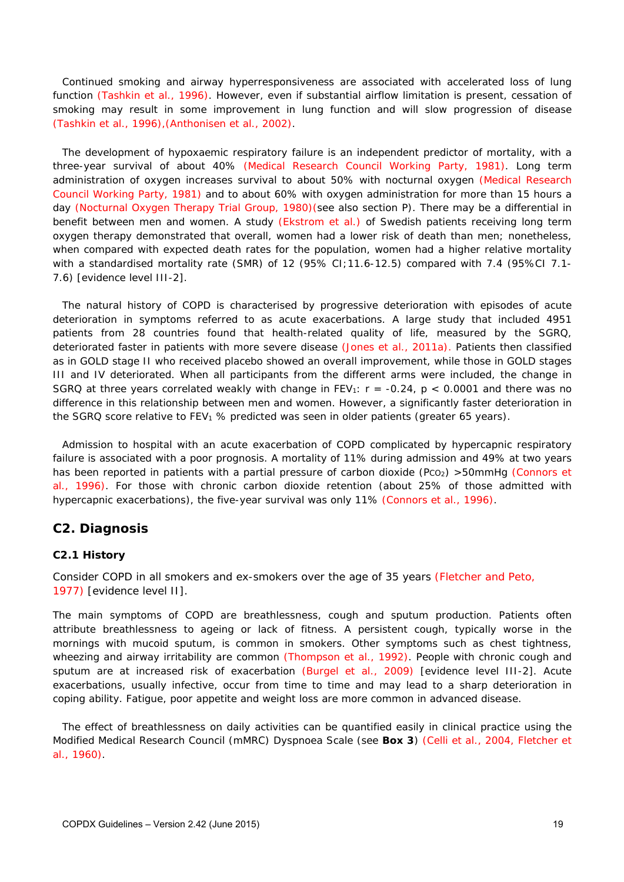Continued smoking and airway hyperresponsiveness are associated with accelerated loss of lung function (Tashkin et al., 1996). However, even if substantial airflow limitation is present, cessation of smoking may result in some improvement in lung function and will slow progression of disease (Tashkin et al., 1996),(Anthonisen et al., 2002).

The development of hypoxaemic respiratory failure is an independent predictor of mortality, with a three-year survival of about 40% (Medical Research Council Working Party, 1981). Long term administration of oxygen increases survival to about 50% with nocturnal oxygen (Medical Research Council Working Party, 1981) and to about 60% with oxygen administration for more than 15 hours a day (Nocturnal Oxygen Therapy Trial Group, 1980)(see also section P). There may be a differential in benefit between men and women. A study (Ekstrom et al.) of Swedish patients receiving long term oxygen therapy demonstrated that overall, women had a lower risk of death than men; nonetheless, when compared with expected death rates for the population, women had a higher relative mortality with a standardised mortality rate (SMR) of 12 (95% CI;11.6-12.5) compared with 7.4 (95%CI 7.1-7.6) [evidence level III-2].

The natural history of COPD is characterised by progressive deterioration with episodes of acute deterioration in symptoms referred to as acute exacerbations. A large study that included 4951 patients from 28 countries found that health-related quality of life, measured by the SGRQ, deteriorated faster in patients with more severe disease (Jones et al., 2011a). Patients then classified as in GOLD stage II who received placebo showed an overall improvement, while those in GOLD stages III and IV deteriorated. When all participants from the different arms were included, the change in SGRQ at three years correlated weakly with change in $FEV_1$: $r = -0.24$, $p < 0.0001$ and there was no difference in this relationship between men and women. However, a significantly faster deterioration in the SGRQ score relative to $FEV_1$ % predicted was seen in older patients (greater 65 years).

Admission to hospital with an acute exacerbation of COPD complicated by hypercapnic respiratory failure is associated with a poor prognosis. A mortality of 11% during admission and 49% at two years has been reported in patients with a partial pressure of carbon dioxide ($P_{CO_2}$) >50mmHg (Connors et al., 1996). For those with chronic carbon dioxide retention (about 25% of those admitted with hypercapnic exacerbations), the five-year survival was only 11% (Connors et al., 1996).

## C2. Diagnosis

### C2.1 History

Consider COPD in all smokers and ex-smokers over the age of 35 years (Fletcher and Peto, 1977) [evidence level II].

The main symptoms of COPD are breathlessness, cough and sputum production. Patients often attribute breathlessness to ageing or lack of fitness. A persistent cough, typically worse in the mornings with mucoid sputum, is common in smokers. Other symptoms such as chest tightness, wheezing and airway irritability are common (Thompson et al., 1992). People with chronic cough and sputum are at increased risk of exacerbation (Burgel et al., 2009) [evidence level III-2]. Acute exacerbations, usually infective, occur from time to time and may lead to a sharp deterioration in coping ability. Fatigue, poor appetite and weight loss are more common in advanced disease.

The effect of breathlessness on daily activities can be quantified easily in clinical practice using the Modified Medical Research Council (mMRC) Dyspnoea Scale (see **Box 3**) (Celli et al., 2004, Fletcher et al., 1960).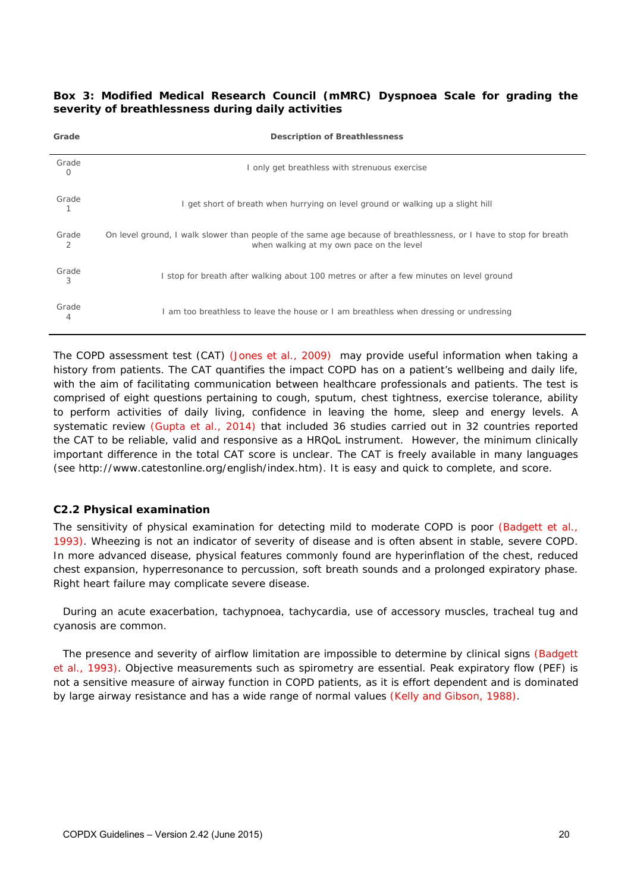**Box 3: Modified Medical Research Council (mMRC) Dyspnoea Scale for grading the severity of breathlessness during daily activities**

| Grade | Description of Breathlessness |
|---|---|
| Grade 0 | I only get breathless with strenuous exercise |
| Grade 1 | I get short of breath when hurrying on level ground or walking up a slight hill |
| Grade 2 | On level ground, I walk slower than people of the same age because of breathlessness, or I have to stop for breath when walking at my own pace on the level |
| Grade 3 | I stop for breath after walking about 100 metres or after a few minutes on level ground |
| Grade 4 | I am too breathless to leave the house or I am breathless when dressing or undressing |

The COPD assessment test (CAT) (Jones et al., 2009) may provide useful information when taking a history from patients. The CAT quantifies the impact COPD has on a patient's wellbeing and daily life, with the aim of facilitating communication between healthcare professionals and patients. The test is comprised of eight questions pertaining to cough, sputum, chest tightness, exercise tolerance, ability to perform activities of daily living, confidence in leaving the home, sleep and energy levels. A systematic review (Gupta et al., 2014) that included 36 studies carried out in 32 countries reported the CAT to be reliable, valid and responsive as a HRQoL instrument. However, the minimum clinically important difference in the total CAT score is unclear. The CAT is freely available in many languages (see http://www.catestonline.org/english/index.htm). It is easy and quick to complete, and score.

### C2.2 Physical examination

The sensitivity of physical examination for detecting mild to moderate COPD is poor (Badgett et al., 1993). Wheezing is not an indicator of severity of disease and is often absent in stable, severe COPD. In more advanced disease, physical features commonly found are hyperinflation of the chest, reduced chest expansion, hyperresonance to percussion, soft breath sounds and a prolonged expiratory phase. Right heart failure may complicate severe disease.

During an acute exacerbation, tachypnoea, tachycardia, use of accessory muscles, tracheal tug and cyanosis are common.

The presence and severity of airflow limitation are impossible to determine by clinical signs (Badgett et al., 1993). Objective measurements such as spirometry are essential. Peak expiratory flow (PEF) is not a sensitive measure of airway function in COPD patients, as it is effort dependent and is dominated by large airway resistance and has a wide range of normal values (Kelly and Gibson, 1988).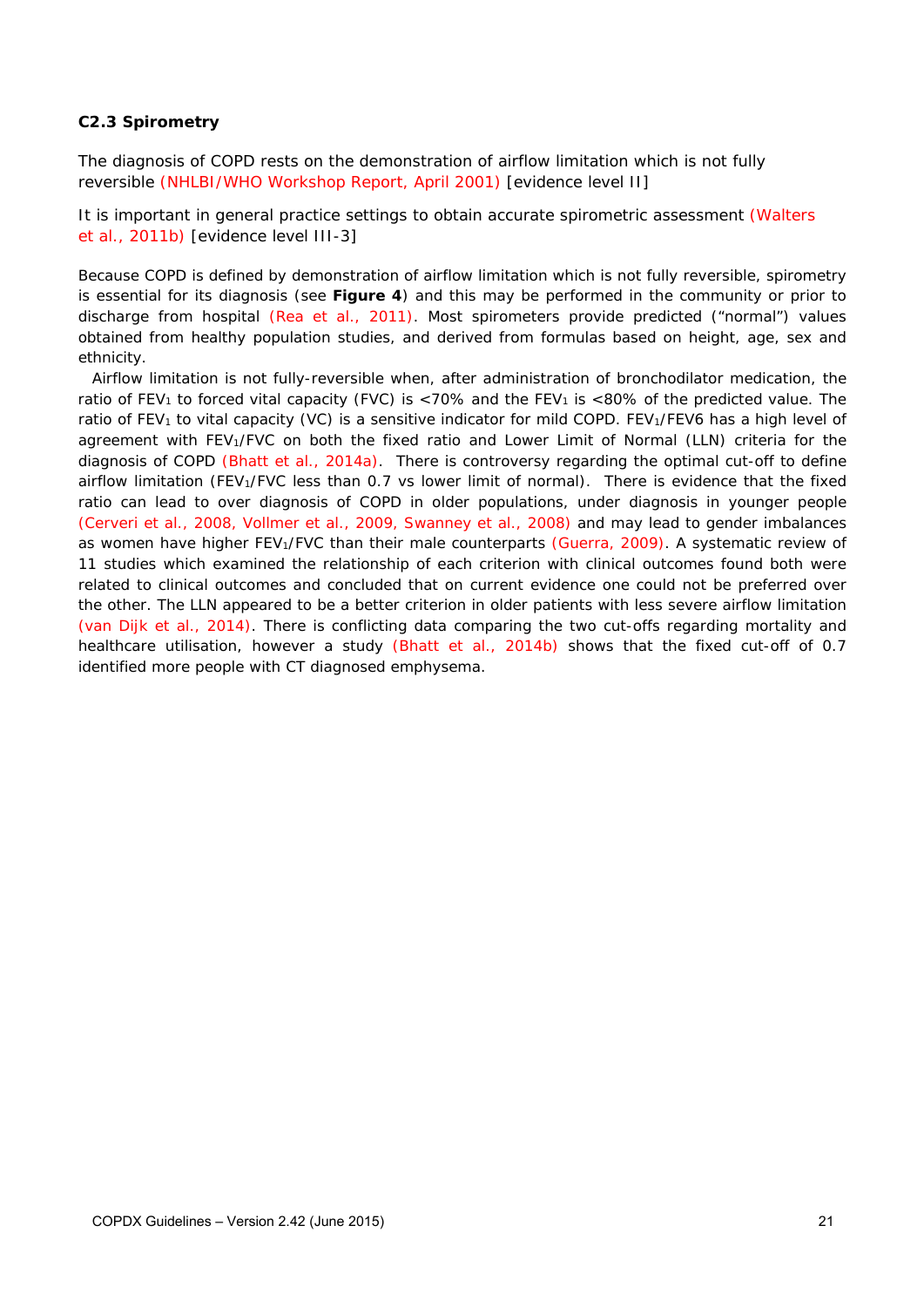### C2.3 Spirometry

The diagnosis of COPD rests on the demonstration of airflow limitation which is not fully reversible (NHLBI/WHO Workshop Report, April 2001) [evidence level II]

It is important in general practice settings to obtain accurate spirometric assessment (Walters et al., 2011b) [evidence level III-3]

Because COPD is defined by demonstration of airflow limitation which is not fully reversible, spirometry is essential for its diagnosis (see **Figure 4**) and this may be performed in the community or prior to discharge from hospital (Rea et al., 2011). Most spirometers provide predicted ("normal") values obtained from healthy population studies, and derived from formulas based on height, age, sex and ethnicity.

Airflow limitation is not fully-reversible when, after administration of bronchodilator medication, the ratio of $FEV_1$ to forced vital capacity (FVC) is <70% and the $FEV_1$ is <80% of the predicted value. The ratio of $FEV_1$ to vital capacity (VC) is a sensitive indicator for mild COPD. $FEV_1/FEV6$ has a high level of agreement with $FEV_1/FVC$ on both the fixed ratio and Lower Limit of Normal (LLN) criteria for the diagnosis of COPD (Bhatt et al., 2014a). There is controversy regarding the optimal cut-off to define airflow limitation ($FEV_1/FVC$ less than 0.7 vs lower limit of normal). There is evidence that the fixed ratio can lead to over diagnosis of COPD in older populations, under diagnosis in younger people (Cerveri et al., 2008, Vollmer et al., 2009, Swanney et al., 2008) and may lead to gender imbalances as women have higher $FEV_1/FVC$ than their male counterparts (Guerra, 2009). A systematic review of 11 studies which examined the relationship of each criterion with clinical outcomes found both were related to clinical outcomes and concluded that on current evidence one could not be preferred over the other. The LLN appeared to be a better criterion in older patients with less severe airflow limitation (van Dijk et al., 2014). There is conflicting data comparing the two cut-offs regarding mortality and healthcare utilisation, however a study (Bhatt et al., 2014b) shows that the fixed cut-off of 0.7 identified more people with CT diagnosed emphysema.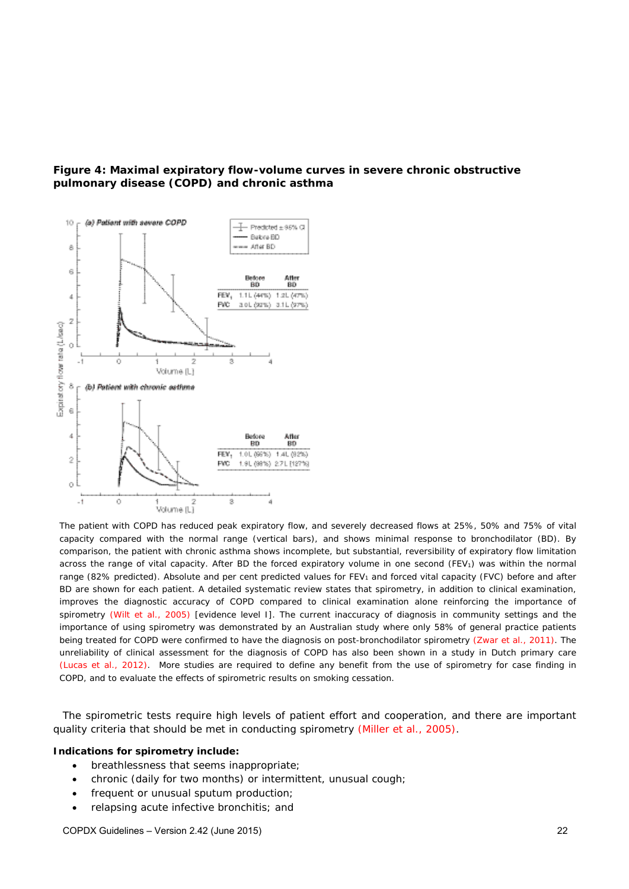**Figure 4: Maximal expiratory flow-volume curves in severe chronic obstructive pulmonary disease (COPD) and chronic asthma**

(a) Patient with severe COPD

| | Before BD | After BD |
|---|---|---|
| $FEV_1$ | 1.1L (44%) | 1.2L (47%) |
| FVC | 3.0L (92%) | 3.1L (97%) |

(b) Patient with chronic asthma

| | Before BD | After BD |
|---|---|---|
| $FEV_1$ | 1.0L (56%) | 1.4L (82%) |
| FVC | 1.9L (98%) | 2.7L (127%) |

The patient with COPD has reduced peak expiratory flow, and severely decreased flows at 25%, 50% and 75% of vital capacity compared with the normal range (vertical bars), and shows minimal response to bronchodilator (BD). By comparison, the patient with chronic asthma shows incomplete, but substantial, reversibility of expiratory flow limitation across the range of vital capacity. After BD the forced expiratory volume in one second ($FEV_1$) was within the normal range (82% predicted). Absolute and per cent predicted values for $FEV_1$ and forced vital capacity (FVC) before and after BD are shown for each patient. A detailed systematic review states that spirometry, in addition to clinical examination, improves the diagnostic accuracy of COPD compared to clinical examination alone reinforcing the importance of spirometry (Wilt et al., 2005) [evidence level I]. The current inaccuracy of diagnosis in community settings and the importance of using spirometry was demonstrated by an Australian study where only 58% of general practice patients being treated for COPD were confirmed to have the diagnosis on post-bronchodilator spirometry (Zwar et al., 2011). The unreliability of clinical assessment for the diagnosis of COPD has also been shown in a study in Dutch primary care (Lucas et al., 2012). More studies are required to define any benefit from the use of spirometry for case finding in COPD, and to evaluate the effects of spirometric results on smoking cessation.

The spirometric tests require high levels of patient effort and cooperation, and there are important quality criteria that should be met in conducting spirometry (Miller et al., 2005).

**Indications for spirometry include:**

- breathlessness that seems inappropriate;
- chronic (daily for two months) or intermittent, unusual cough;
- frequent or unusual sputum production;
- relapsing acute infective bronchitis; and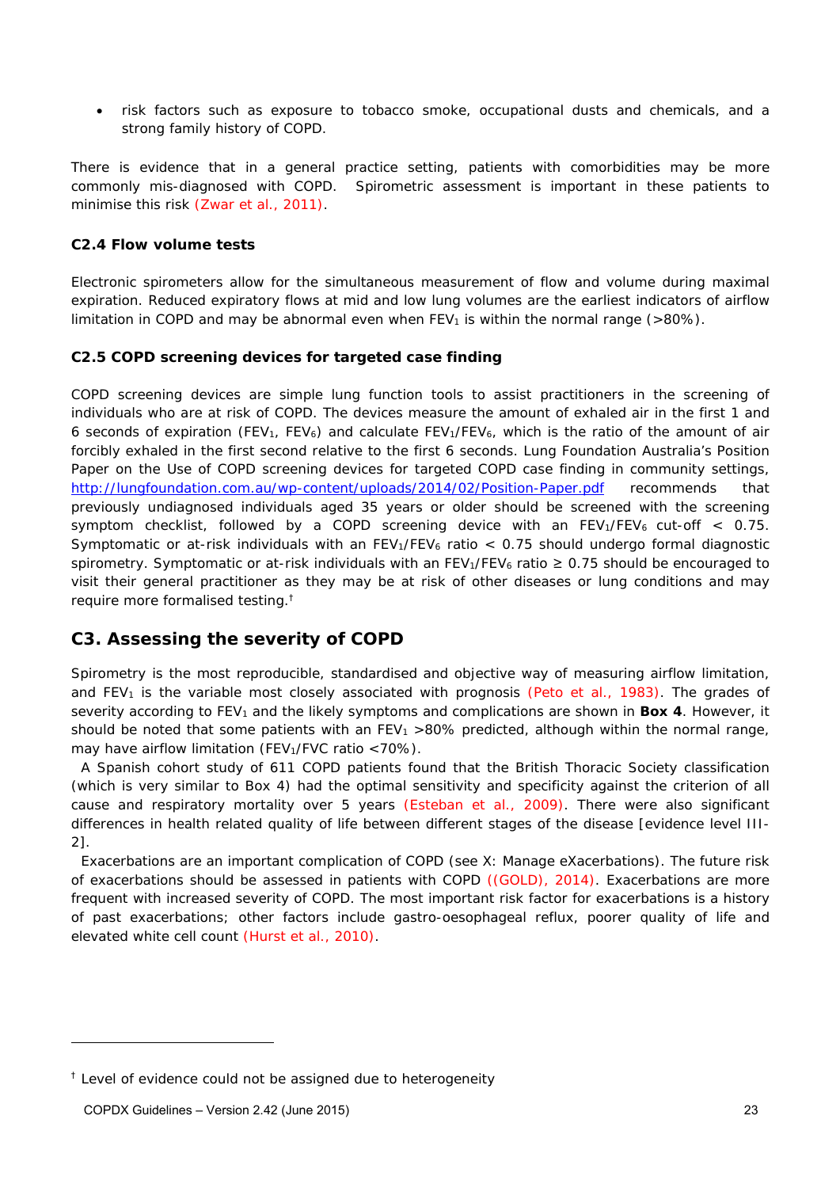- risk factors such as exposure to tobacco smoke, occupational dusts and chemicals, and a strong family history of COPD.

There is evidence that in a general practice setting, patients with comorbidities may be more commonly mis-diagnosed with COPD. Spirometric assessment is important in these patients to minimise this risk (Zwar et al., 2011).

### C2.4 Flow volume tests

Electronic spirometers allow for the simultaneous measurement of flow and volume during maximal expiration. Reduced expiratory flows at mid and low lung volumes are the earliest indicators of airflow limitation in COPD and may be abnormal even when $FEV_1$ is within the normal range (>80%).

### C2.5 COPD screening devices for targeted case finding

COPD screening devices are simple lung function tools to assist practitioners in the screening of individuals who are at risk of COPD. The devices measure the amount of exhaled air in the first 1 and 6 seconds of expiration ($FEV_1$, $FEV_6$) and calculate $FEV_1/FEV_6$, which is the ratio of the amount of air forcibly exhaled in the first second relative to the first 6 seconds. Lung Foundation Australia's Position Paper on the Use of COPD screening devices for targeted COPD case finding in community settings, http://lungfoundation.com.au/wp-content/uploads/2014/02/Position-Paper.pdf recommends that previously undiagnosed individuals aged 35 years or older should be screened with the screening symptom checklist, followed by a COPD screening device with an $FEV_1/FEV_6$ cut-off $< 0.75$. Symptomatic or at-risk individuals with an $FEV_1/FEV_6$ ratio $< 0.75$ should undergo formal diagnostic spirometry. Symptomatic or at-risk individuals with an $FEV_1/FEV_6$ ratio $\geq 0.75$ should be encouraged to visit their general practitioner as they may be at risk of other diseases or lung conditions and may require more formalised testing.†

## C3. Assessing the severity of COPD

Spirometry is the most reproducible, standardised and objective way of measuring airflow limitation, and $FEV_1$ is the variable most closely associated with prognosis (Peto et al., 1983). The grades of severity according to $FEV_1$ and the likely symptoms and complications are shown in **Box 4**. However, it should be noted that some patients with an $FEV_1$ >80% predicted, although within the normal range, may have airflow limitation ($FEV_1/FVC$ ratio <70%).

A Spanish cohort study of 611 COPD patients found that the British Thoracic Society classification (which is very similar to Box 4) had the optimal sensitivity and specificity against the criterion of all cause and respiratory mortality over 5 years (Esteban et al., 2009). There were also significant differences in health related quality of life between different stages of the disease [evidence level III-2].

Exacerbations are an important complication of COPD (see X: Manage eXacerbations). The future risk of exacerbations should be assessed in patients with COPD ((GOLD), 2014). Exacerbations are more frequent with increased severity of COPD. The most important risk factor for exacerbations is a history of past exacerbations; other factors include gastro-oesophageal reflux, poorer quality of life and elevated white cell count (Hurst et al., 2010).

† Level of evidence could not be assigned due to heterogeneity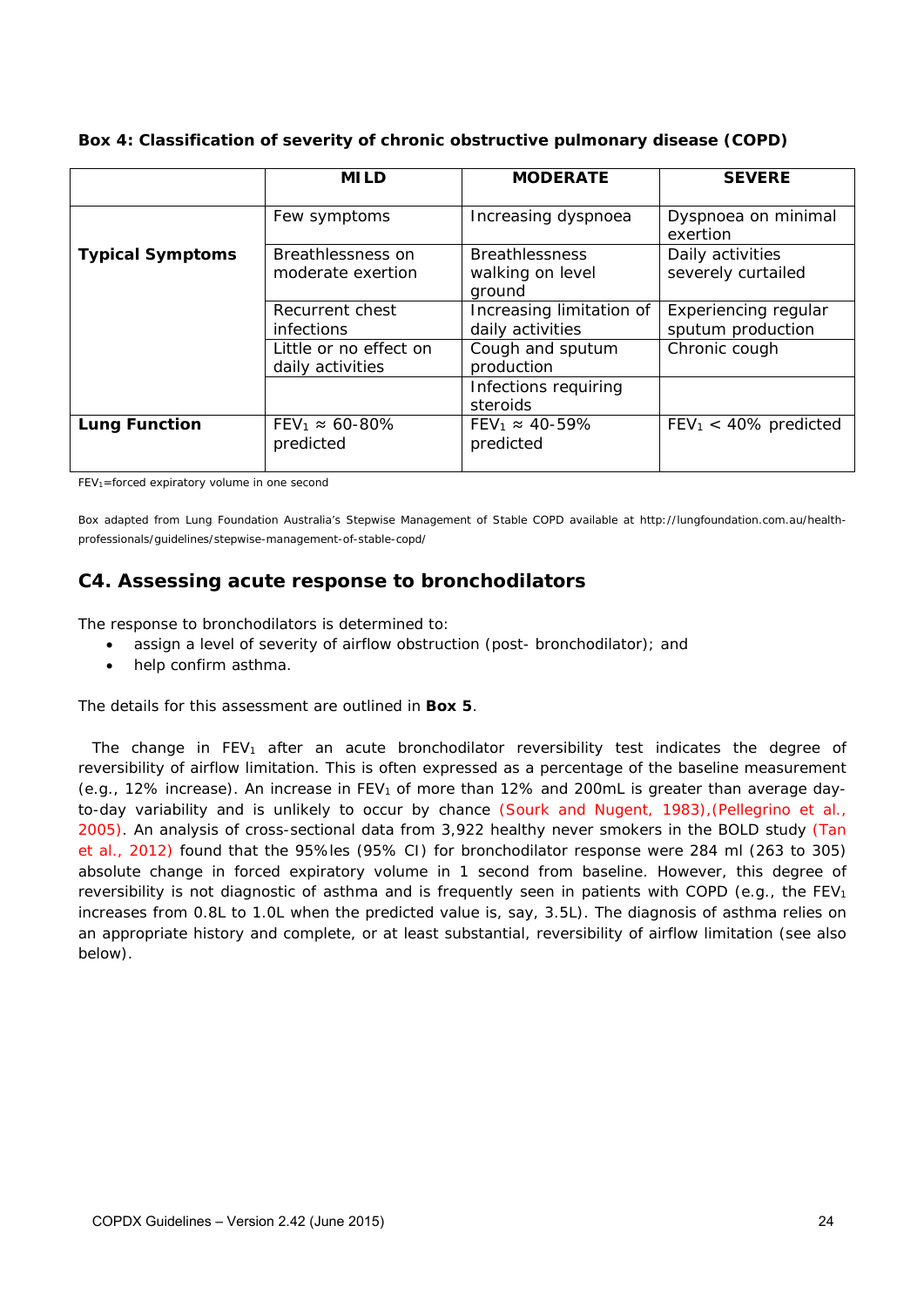**Box 4: Classification of severity of chronic obstructive pulmonary disease (COPD)**

| | MILD | MODERATE | SEVERE |
|---|---|---|---|
| **Typical Symptoms** | Few symptoms | Increasing dyspnoea | Dyspnoea on minimal exertion |
| | Breathlessness on moderate exertion | Breathlessness walking on level ground | Daily activities severely curtailed |
| | Recurrent chest infections | Increasing limitation of daily activities | Experiencing regular sputum production |
| | Little or no effect on daily activities | Cough and sputum production | Chronic cough |
| | | Infections requiring steroids | |
| **Lung Function** | $FEV_1 \approx$ 60-80% predicted | $FEV_1 \approx$ 40-59% predicted | $FEV_1 <$ 40% predicted |

$FEV_1$=forced expiratory volume in one second

Box adapted from Lung Foundation Australia's Stepwise Management of Stable COPD available at http://lungfoundation.com.au/health-professionals/guidelines/stepwise-management-of-stable-copd/

## C4. Assessing acute response to bronchodilators

The response to bronchodilators is determined to:

- assign a level of severity of airflow obstruction (post- bronchodilator); and
- help confirm asthma.

The details for this assessment are outlined in **Box 5**.

The change in $FEV_1$ after an acute bronchodilator reversibility test indicates the degree of reversibility of airflow limitation. This is often expressed as a percentage of the baseline measurement (e.g., 12% increase). An increase in $FEV_1$ of more than 12% and 200mL is greater than average day-to-day variability and is unlikely to occur by chance (Sourk and Nugent, 1983),(Pellegrino et al., 2005). An analysis of cross-sectional data from 3,922 healthy never smokers in the BOLD study (Tan et al., 2012) found that the 95%les (95% CI) for bronchodilator response were 284 ml (263 to 305) absolute change in forced expiratory volume in 1 second from baseline. However, this degree of reversibility is not diagnostic of asthma and is frequently seen in patients with COPD (e.g., the $FEV_1$ increases from 0.8L to 1.0L when the predicted value is, say, 3.5L). The diagnosis of asthma relies on an appropriate history and complete, or at least substantial, reversibility of airflow limitation (see also below).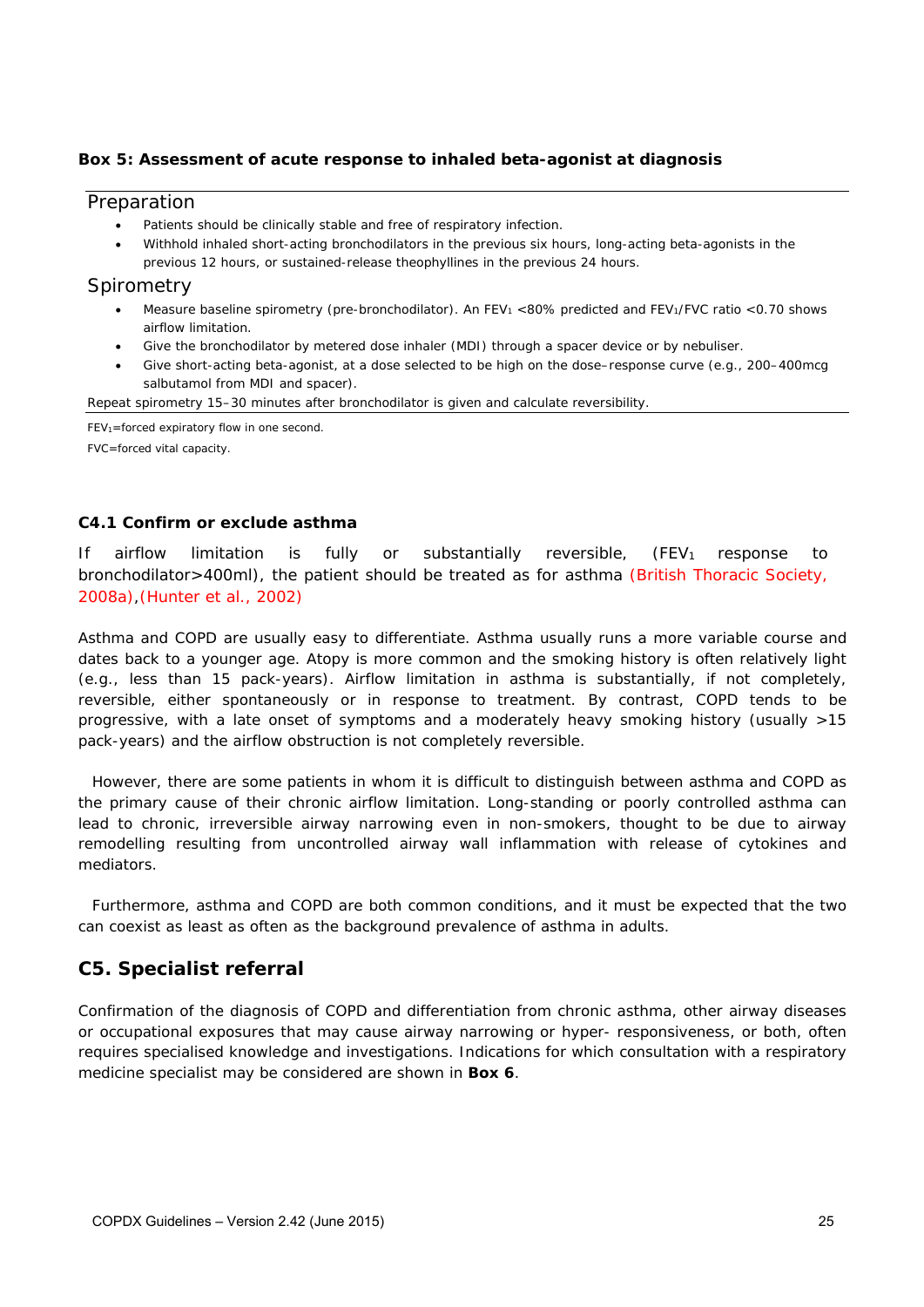**Box 5: Assessment of acute response to inhaled beta-agonist at diagnosis**

### Preparation

- Patients should be clinically stable and free of respiratory infection.
- Withhold inhaled short-acting bronchodilators in the previous six hours, long-acting beta-agonists in the previous 12 hours, or sustained-release theophyllines in the previous 24 hours.

### Spirometry

- Measure baseline spirometry (pre-bronchodilator). An $FEV_1$ <80% predicted and $FEV_1$/FVC ratio <0.70 shows airflow limitation.
- Give the bronchodilator by metered dose inhaler (MDI) through a spacer device or by nebuliser.
- Give short-acting beta-agonist, at a dose selected to be high on the dose–response curve (e.g., 200–400mcg salbutamol from MDI and spacer).

Repeat spirometry 15–30 minutes after bronchodilator is given and calculate reversibility.

$FEV_1$=forced expiratory flow in one second.

FVC=forced vital capacity.

### C4.1 Confirm or exclude asthma

If airflow limitation is fully or substantially reversible, ($FEV_1$ response to bronchodilator>400ml), the patient should be treated as for asthma (British Thoracic Society, 2008a),(Hunter et al., 2002)

Asthma and COPD are usually easy to differentiate. Asthma usually runs a more variable course and dates back to a younger age. Atopy is more common and the smoking history is often relatively light (e.g., less than 15 pack-years). Airflow limitation in asthma is substantially, if not completely, reversible, either spontaneously or in response to treatment. By contrast, COPD tends to be progressive, with a late onset of symptoms and a moderately heavy smoking history (usually >15 pack-years) and the airflow obstruction is not completely reversible.

However, there are some patients in whom it is difficult to distinguish between asthma and COPD as the primary cause of their chronic airflow limitation. Long-standing or poorly controlled asthma can lead to chronic, irreversible airway narrowing even in non-smokers, thought to be due to airway remodelling resulting from uncontrolled airway wall inflammation with release of cytokines and mediators.

Furthermore, asthma and COPD are both common conditions, and it must be expected that the two can coexist as least as often as the background prevalence of asthma in adults.

## C5. Specialist referral

Confirmation of the diagnosis of COPD and differentiation from chronic asthma, other airway diseases or occupational exposures that may cause airway narrowing or hyper- responsiveness, or both, often requires specialised knowledge and investigations. Indications for which consultation with a respiratory medicine specialist may be considered are shown in **Box 6**.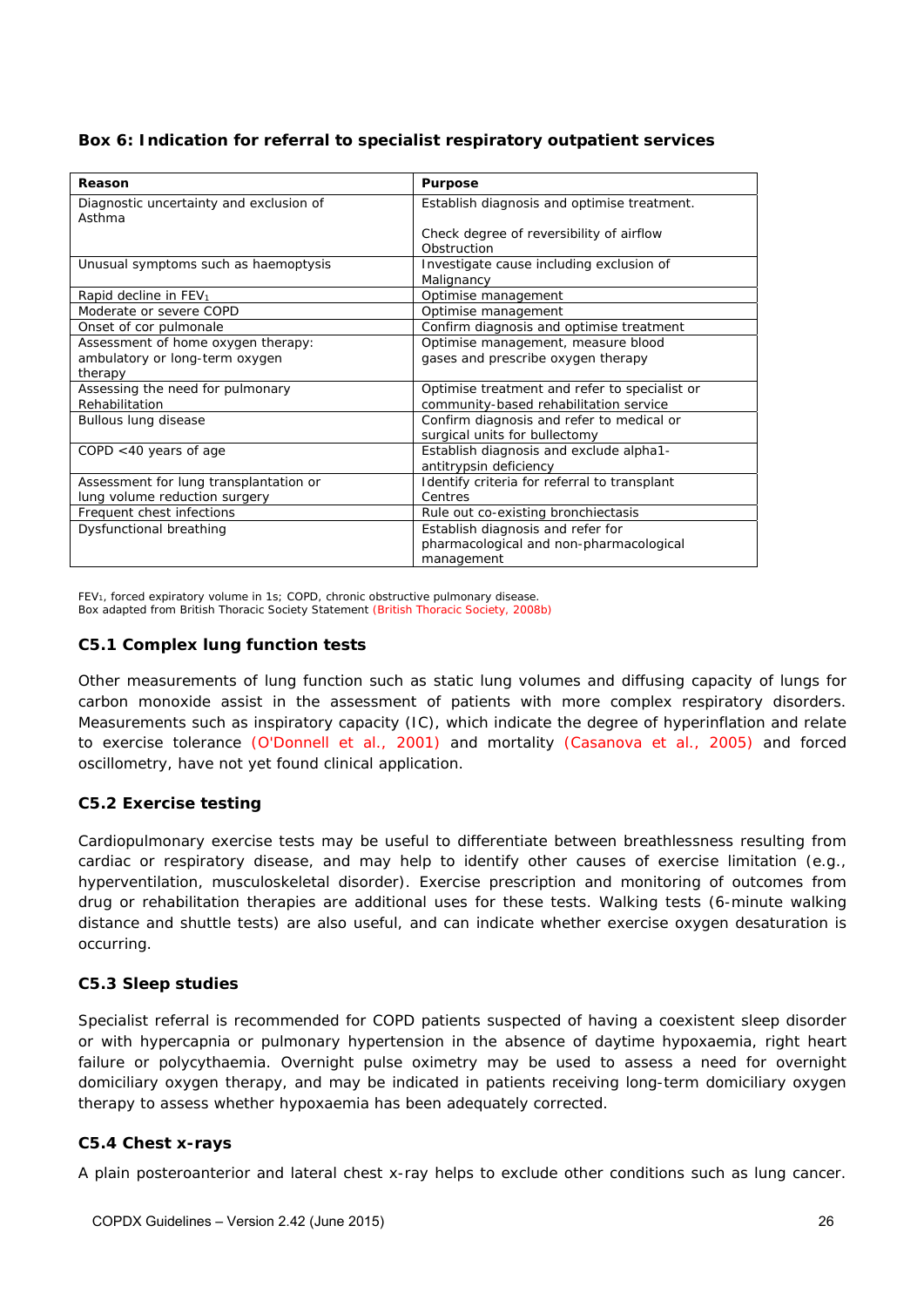**Box 6: Indication for referral to specialist respiratory outpatient services**

| Reason | Purpose |
|---|---|
| Diagnostic uncertainty and exclusion of Asthma | Establish diagnosis and optimise treatment. Check degree of reversibility of airflow Obstruction |
| Unusual symptoms such as haemoptysis | Investigate cause including exclusion of Malignancy |
| Rapid decline in $FEV_1$ | Optimise management |
| Moderate or severe COPD | Optimise management |
| Onset of cor pulmonale | Confirm diagnosis and optimise treatment |
| Assessment of home oxygen therapy: ambulatory or long-term oxygen therapy | Optimise management, measure blood gases and prescribe oxygen therapy |
| Assessing the need for pulmonary Rehabilitation | Optimise treatment and refer to specialist or community-based rehabilitation service |
| Bullous lung disease | Confirm diagnosis and refer to medical or surgical units for bullectomy |
| COPD <40 years of age | Establish diagnosis and exclude alpha1-antitrypsin deficiency |
| Assessment for lung transplantation or lung volume reduction surgery | Identify criteria for referral to transplant Centres |
| Frequent chest infections | Rule out co-existing bronchiectasis |
| Dysfunctional breathing | Establish diagnosis and refer for pharmacological and non-pharmacological management |

$FEV_1$, forced expiratory volume in 1s; COPD, chronic obstructive pulmonary disease.
Box adapted from British Thoracic Society Statement (British Thoracic Society, 2008b)

### C5.1 Complex lung function tests

Other measurements of lung function such as static lung volumes and diffusing capacity of lungs for carbon monoxide assist in the assessment of patients with more complex respiratory disorders. Measurements such as inspiratory capacity (IC), which indicate the degree of hyperinflation and relate to exercise tolerance (O'Donnell et al., 2001) and mortality (Casanova et al., 2005) and forced oscillometry, have not yet found clinical application.

### C5.2 Exercise testing

Cardiopulmonary exercise tests may be useful to differentiate between breathlessness resulting from cardiac or respiratory disease, and may help to identify other causes of exercise limitation (e.g., hyperventilation, musculoskeletal disorder). Exercise prescription and monitoring of outcomes from drug or rehabilitation therapies are additional uses for these tests. Walking tests (6-minute walking distance and shuttle tests) are also useful, and can indicate whether exercise oxygen desaturation is occurring.

### C5.3 Sleep studies

Specialist referral is recommended for COPD patients suspected of having a coexistent sleep disorder or with hypercapnia or pulmonary hypertension in the absence of daytime hypoxaemia, right heart failure or polycythaemia. Overnight pulse oximetry may be used to assess a need for overnight domiciliary oxygen therapy, and may be indicated in patients receiving long-term domiciliary oxygen therapy to assess whether hypoxaemia has been adequately corrected.

### C5.4 Chest x-rays

A plain posteroanterior and lateral chest x-ray helps to exclude other conditions such as lung cancer.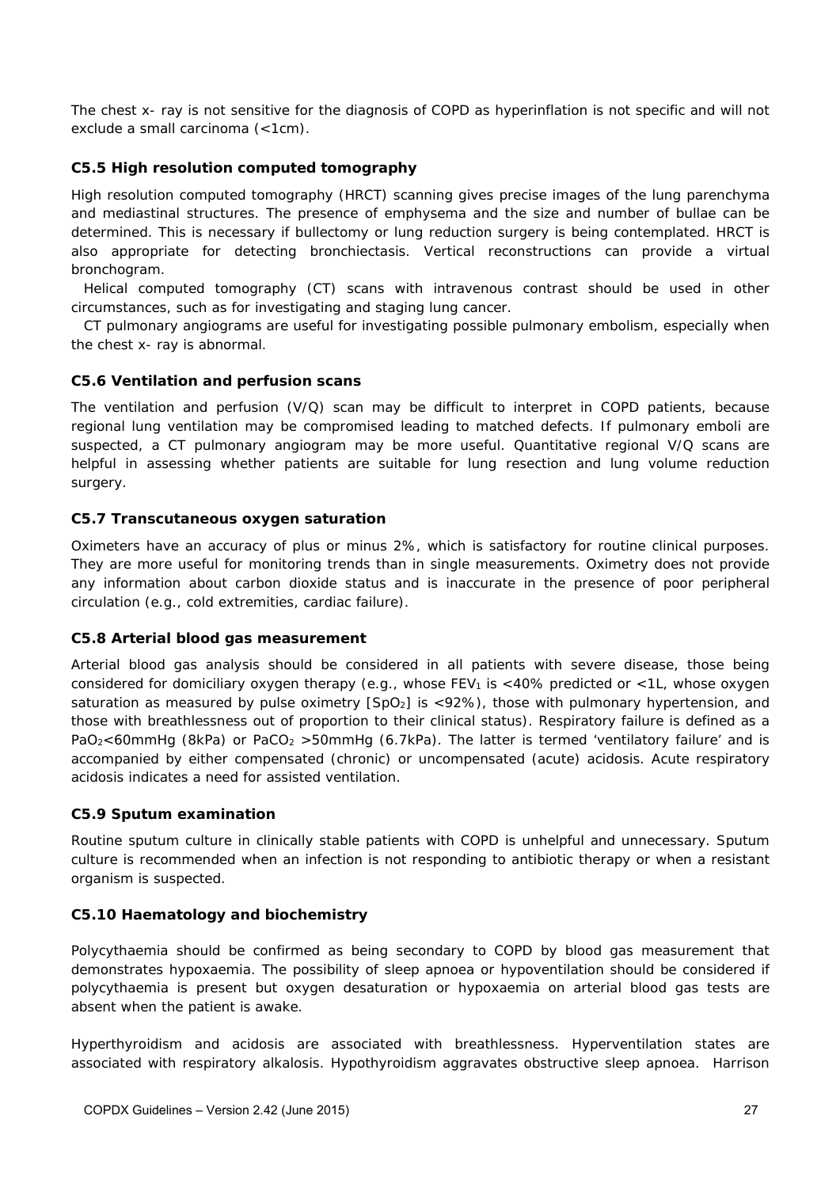The chest x- ray is not sensitive for the diagnosis of COPD as hyperinflation is not specific and will not exclude a small carcinoma (<1cm).

### C5.5 High resolution computed tomography

High resolution computed tomography (HRCT) scanning gives precise images of the lung parenchyma and mediastinal structures. The presence of emphysema and the size and number of bullae can be determined. This is necessary if bullectomy or lung reduction surgery is being contemplated. HRCT is also appropriate for detecting bronchiectasis. Vertical reconstructions can provide a virtual bronchogram.

Helical computed tomography (CT) scans with intravenous contrast should be used in other circumstances, such as for investigating and staging lung cancer.

CT pulmonary angiograms are useful for investigating possible pulmonary embolism, especially when the chest x- ray is abnormal.

### C5.6 Ventilation and perfusion scans

The ventilation and perfusion (V/Q) scan may be difficult to interpret in COPD patients, because regional lung ventilation may be compromised leading to matched defects. If pulmonary emboli are suspected, a CT pulmonary angiogram may be more useful. Quantitative regional V/Q scans are helpful in assessing whether patients are suitable for lung resection and lung volume reduction surgery.

### C5.7 Transcutaneous oxygen saturation

Oximeters have an accuracy of plus or minus 2%, which is satisfactory for routine clinical purposes. They are more useful for monitoring trends than in single measurements. Oximetry does not provide any information about carbon dioxide status and is inaccurate in the presence of poor peripheral circulation (e.g., cold extremities, cardiac failure).

### C5.8 Arterial blood gas measurement

Arterial blood gas analysis should be considered in all patients with severe disease, those being considered for domiciliary oxygen therapy (e.g., whose $FEV_1$ is <40% predicted or <1L, whose oxygen saturation as measured by pulse oximetry [$SpO_2$] is <92%), those with pulmonary hypertension, and those with breathlessness out of proportion to their clinical status). Respiratory failure is defined as a $PaO_2$<60mmHg (8kPa) or $PaCO_2$ >50mmHg (6.7kPa). The latter is termed 'ventilatory failure' and is accompanied by either compensated (chronic) or uncompensated (acute) acidosis. Acute respiratory acidosis indicates a need for assisted ventilation.

### C5.9 Sputum examination

Routine sputum culture in clinically stable patients with COPD is unhelpful and unnecessary. Sputum culture is recommended when an infection is not responding to antibiotic therapy or when a resistant organism is suspected.

### C5.10 Haematology and biochemistry

Polycythaemia should be confirmed as being secondary to COPD by blood gas measurement that demonstrates hypoxaemia. The possibility of sleep apnoea or hypoventilation should be considered if polycythaemia is present but oxygen desaturation or hypoxaemia on arterial blood gas tests are absent when the patient is awake.

Hyperthyroidism and acidosis are associated with breathlessness. Hyperventilation states are associated with respiratory alkalosis. Hypothyroidism aggravates obstructive sleep apnoea. Harrison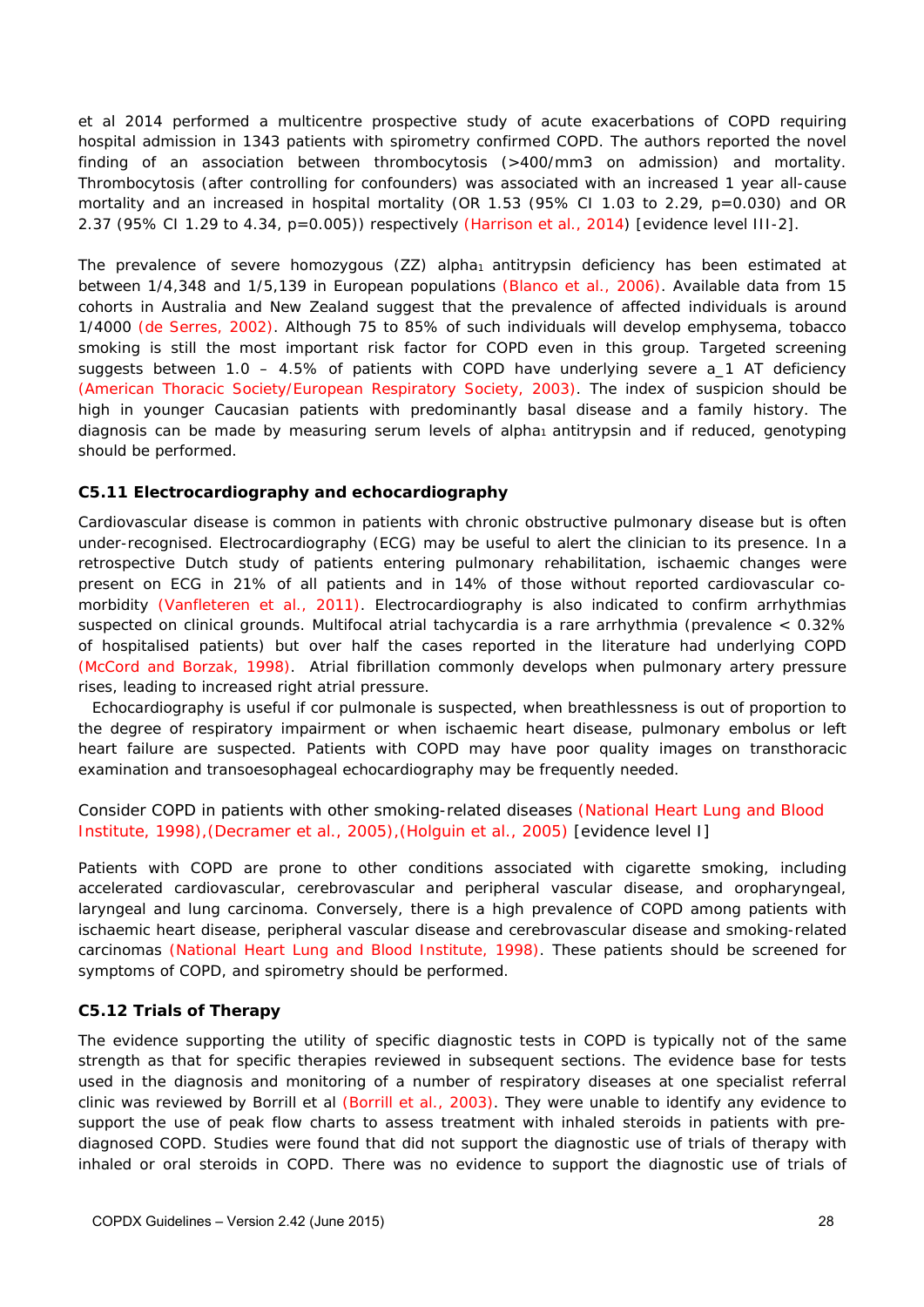et al 2014 performed a multicentre prospective study of acute exacerbations of COPD requiring hospital admission in 1343 patients with spirometry confirmed COPD. The authors reported the novel finding of an association between thrombocytosis (>400/mm3 on admission) and mortality. Thrombocytosis (after controlling for confounders) was associated with an increased 1 year all-cause mortality and an increased in hospital mortality (OR 1.53 (95% CI 1.03 to 2.29, p=0.030) and OR 2.37 (95% CI 1.29 to 4.34, p=0.005)) respectively (Harrison et al., 2014) [evidence level III-2].

The prevalence of severe homozygous (ZZ) alpha$_1$ antitrypsin deficiency has been estimated at between 1/4,348 and 1/5,139 in European populations (Blanco et al., 2006). Available data from 15 cohorts in Australia and New Zealand suggest that the prevalence of affected individuals is around 1/4000 (de Serres, 2002). Although 75 to 85% of such individuals will develop emphysema, tobacco smoking is still the most important risk factor for COPD even in this group. Targeted screening suggests between 1.0 – 4.5% of patients with COPD have underlying severe a_1 AT deficiency (American Thoracic Society/European Respiratory Society, 2003). The index of suspicion should be high in younger Caucasian patients with predominantly basal disease and a family history. The diagnosis can be made by measuring serum levels of alpha$_1$ antitrypsin and if reduced, genotyping should be performed.

### C5.11 Electrocardiography and echocardiography

Cardiovascular disease is common in patients with chronic obstructive pulmonary disease but is often under-recognised. Electrocardiography (ECG) may be useful to alert the clinician to its presence. In a retrospective Dutch study of patients entering pulmonary rehabilitation, ischaemic changes were present on ECG in 21% of all patients and in 14% of those without reported cardiovascular co-morbidity (Vanfleteren et al., 2011). Electrocardiography is also indicated to confirm arrhythmias suspected on clinical grounds. Multifocal atrial tachycardia is a rare arrhythmia (prevalence < 0.32% of hospitalised patients) but over half the cases reported in the literature had underlying COPD (McCord and Borzak, 1998). Atrial fibrillation commonly develops when pulmonary artery pressure rises, leading to increased right atrial pressure.

Echocardiography is useful if cor pulmonale is suspected, when breathlessness is out of proportion to the degree of respiratory impairment or when ischaemic heart disease, pulmonary embolus or left heart failure are suspected. Patients with COPD may have poor quality images on transthoracic examination and transoesophageal echocardiography may be frequently needed.

Consider COPD in patients with other smoking-related diseases (National Heart Lung and Blood Institute, 1998),(Decramer et al., 2005),(Holguin et al., 2005) [evidence level I]

Patients with COPD are prone to other conditions associated with cigarette smoking, including accelerated cardiovascular, cerebrovascular and peripheral vascular disease, and oropharyngeal, laryngeal and lung carcinoma. Conversely, there is a high prevalence of COPD among patients with ischaemic heart disease, peripheral vascular disease and cerebrovascular disease and smoking-related carcinomas (National Heart Lung and Blood Institute, 1998). These patients should be screened for symptoms of COPD, and spirometry should be performed.

### C5.12 Trials of Therapy

The evidence supporting the utility of specific diagnostic tests in COPD is typically not of the same strength as that for specific therapies reviewed in subsequent sections. The evidence base for tests used in the diagnosis and monitoring of a number of respiratory diseases at one specialist referral clinic was reviewed by Borrill et al (Borrill et al., 2003). They were unable to identify any evidence to support the use of peak flow charts to assess treatment with inhaled steroids in patients with pre-diagnosed COPD. Studies were found that did not support the diagnostic use of trials of therapy with inhaled or oral steroids in COPD. There was no evidence to support the diagnostic use of trials of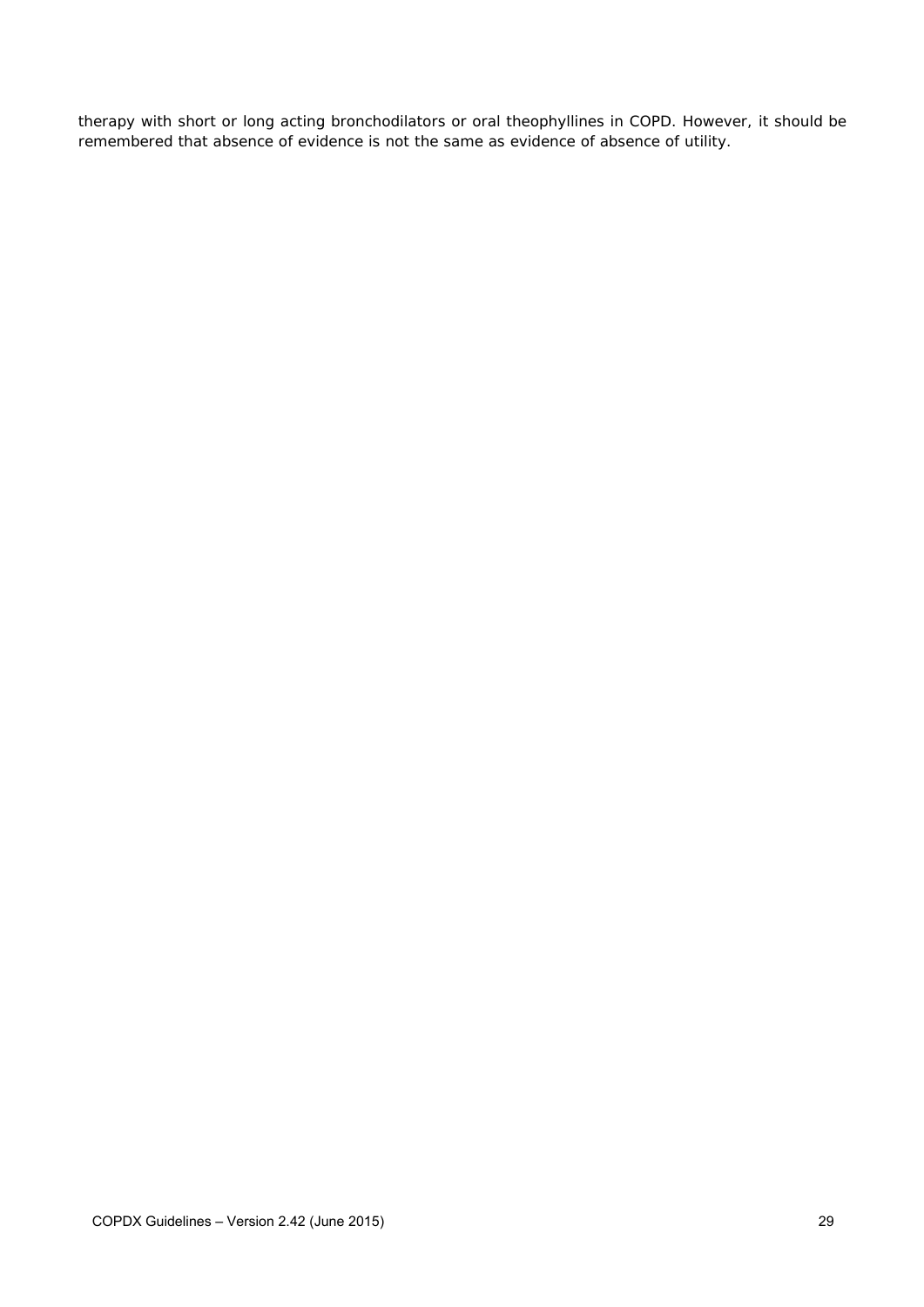therapy with short or long acting bronchodilators or oral theophyllines in COPD. However, it should be remembered that absence of evidence is not the same as evidence of absence of utility.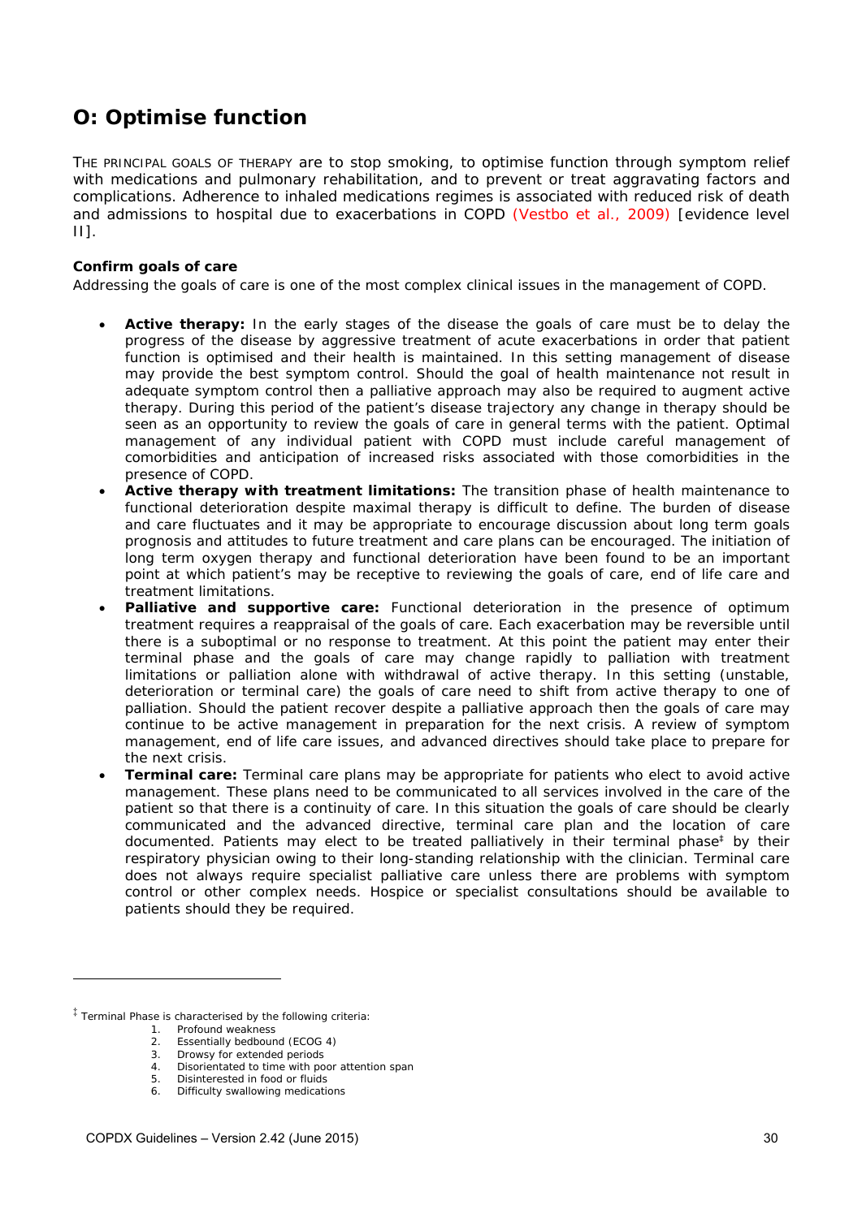# O: Optimise function

THE PRINCIPAL GOALS OF THERAPY are to stop smoking, to optimise function through symptom relief with medications and pulmonary rehabilitation, and to prevent or treat aggravating factors and complications. Adherence to inhaled medications regimes is associated with reduced risk of death and admissions to hospital due to exacerbations in COPD (Vestbo et al., 2009) [evidence level II].

**Confirm goals of care**

Addressing the goals of care is one of the most complex clinical issues in the management of COPD.

- **Active therapy:** In the early stages of the disease the goals of care must be to delay the progress of the disease by aggressive treatment of acute exacerbations in order that patient function is optimised and their health is maintained. In this setting management of disease may provide the best symptom control. Should the goal of health maintenance not result in adequate symptom control then a palliative approach may also be required to augment active therapy. During this period of the patient's disease trajectory any change in therapy should be seen as an opportunity to review the goals of care in general terms with the patient. Optimal management of any individual patient with COPD must include careful management of comorbidities and anticipation of increased risks associated with those comorbidities in the presence of COPD.
- **Active therapy with treatment limitations:** The transition phase of health maintenance to functional deterioration despite maximal therapy is difficult to define. The burden of disease and care fluctuates and it may be appropriate to encourage discussion about long term goals prognosis and attitudes to future treatment and care plans can be encouraged. The initiation of long term oxygen therapy and functional deterioration have been found to be an important point at which patient's may be receptive to reviewing the goals of care, end of life care and treatment limitations.
- **Palliative and supportive care:** Functional deterioration in the presence of optimum treatment requires a reappraisal of the goals of care. Each exacerbation may be reversible until there is a suboptimal or no response to treatment. At this point the patient may enter their terminal phase and the goals of care may change rapidly to palliation with treatment limitations or palliation alone with withdrawal of active therapy. In this setting (unstable, deterioration or terminal care) the goals of care need to shift from active therapy to one of palliation. Should the patient recover despite a palliative approach then the goals of care may continue to be active management in preparation for the next crisis. A review of symptom management, end of life care issues, and advanced directives should take place to prepare for the next crisis.
- **Terminal care:** Terminal care plans may be appropriate for patients who elect to avoid active management. These plans need to be communicated to all services involved in the care of the patient so that there is a continuity of care. In this situation the goals of care should be clearly communicated and the advanced directive, terminal care plan and the location of care documented. Patients may elect to be treated palliatively in their terminal phase[‡] by their respiratory physician owing to their long-standing relationship with the clinician. Terminal care does not always require specialist palliative care unless there are problems with symptom control or other complex needs. Hospice or specialist consultations should be available to patients should they be required.

---

[‡] Terminal Phase is characterised by the following criteria:

1. Profound weakness
2. Essentially bedbound (ECOG 4)
3. Drowsy for extended periods
4. Disorientated to time with poor attention span
5. Disinterested in food or fluids
6. Difficulty swallowing medications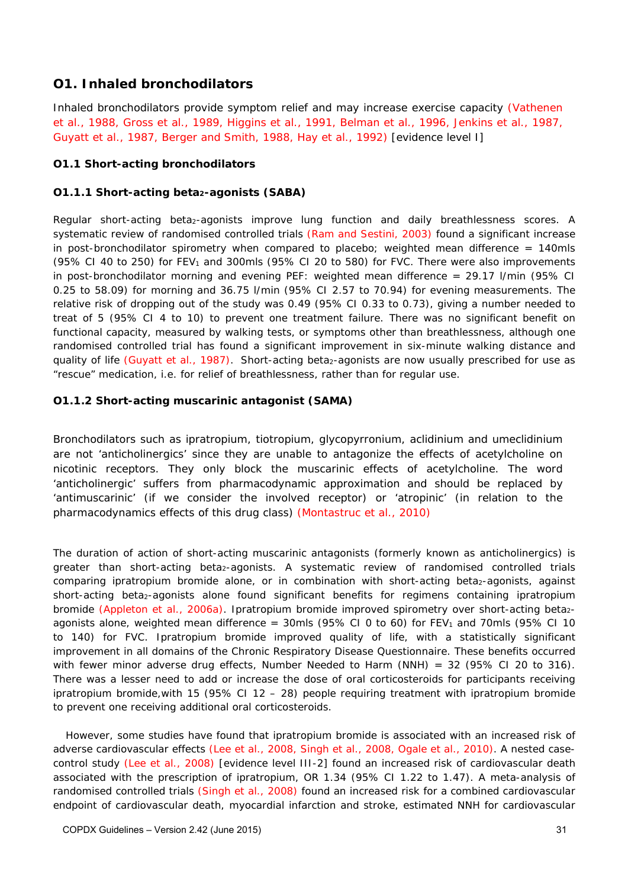## O1. Inhaled bronchodilators

Inhaled bronchodilators provide symptom relief and may increase exercise capacity (Vathenen et al., 1988, Gross et al., 1989, Higgins et al., 1991, Belman et al., 1996, Jenkins et al., 1987, Guyatt et al., 1987, Berger and Smith, 1988, Hay et al., 1992) [evidence level I]

### O1.1 Short-acting bronchodilators

#### O1.1.1 Short-acting beta$_2$-agonists (SABA)

Regular short-acting beta$_2$-agonists improve lung function and daily breathlessness scores. A systematic review of randomised controlled trials (Ram and Sestini, 2003) found a significant increase in post-bronchodilator spirometry when compared to placebo; weighted mean difference = 140mls (95% CI 40 to 250) for $FEV_1$ and 300mls (95% CI 20 to 580) for FVC. There were also improvements in post-bronchodilator morning and evening PEF: weighted mean difference = 29.17 l/min (95% CI 0.25 to 58.09) for morning and 36.75 l/min (95% CI 2.57 to 70.94) for evening measurements. The relative risk of dropping out of the study was 0.49 (95% CI 0.33 to 0.73), giving a number needed to treat of 5 (95% CI 4 to 10) to prevent one treatment failure. There was no significant benefit on functional capacity, measured by walking tests, or symptoms other than breathlessness, although one randomised controlled trial has found a significant improvement in six-minute walking distance and quality of life (Guyatt et al., 1987). Short-acting beta$_2$-agonists are now usually prescribed for use as "rescue" medication, i.e. for relief of breathlessness, rather than for regular use.

#### O1.1.2 Short-acting muscarinic antagonist (SAMA)

Bronchodilators such as ipratropium, tiotropium, glycopyrronium, aclidinium and umeclidinium are not 'anticholinergics' since they are unable to antagonize the effects of acetylcholine on nicotinic receptors. They only block the muscarinic effects of acetylcholine. The word 'anticholinergic' suffers from pharmacodynamic approximation and should be replaced by 'antimuscarinic' (if we consider the involved receptor) or 'atropinic' (in relation to the pharmacodynamics effects of this drug class) (Montastruc et al., 2010)

The duration of action of short-acting muscarinic antagonists (formerly known as anticholinergics) is greater than short-acting beta$_2$-agonists. A systematic review of randomised controlled trials comparing ipratropium bromide alone, or in combination with short-acting beta$_2$-agonists, against short-acting beta$_2$-agonists alone found significant benefits for regimens containing ipratropium bromide (Appleton et al., 2006a). Ipratropium bromide improved spirometry over short-acting beta$_2$-agonists alone, weighted mean difference = 30mls (95% CI 0 to 60) for $FEV_1$ and 70mls (95% CI 10 to 140) for FVC. Ipratropium bromide improved quality of life, with a statistically significant improvement in all domains of the Chronic Respiratory Disease Questionnaire. These benefits occurred with fewer minor adverse drug effects, Number Needed to Harm (NNH) = 32 (95% CI 20 to 316). There was a lesser need to add or increase the dose of oral corticosteroids for participants receiving ipratropium bromide,with 15 (95% CI 12 – 28) people requiring treatment with ipratropium bromide to prevent one receiving additional oral corticosteroids.

However, some studies have found that ipratropium bromide is associated with an increased risk of adverse cardiovascular effects (Lee et al., 2008, Singh et al., 2008, Ogale et al., 2010). A nested case-control study (Lee et al., 2008) [evidence level III-2] found an increased risk of cardiovascular death associated with the prescription of ipratropium, OR 1.34 (95% CI 1.22 to 1.47). A meta-analysis of randomised controlled trials (Singh et al., 2008) found an increased risk for a combined cardiovascular endpoint of cardiovascular death, myocardial infarction and stroke, estimated NNH for cardiovascular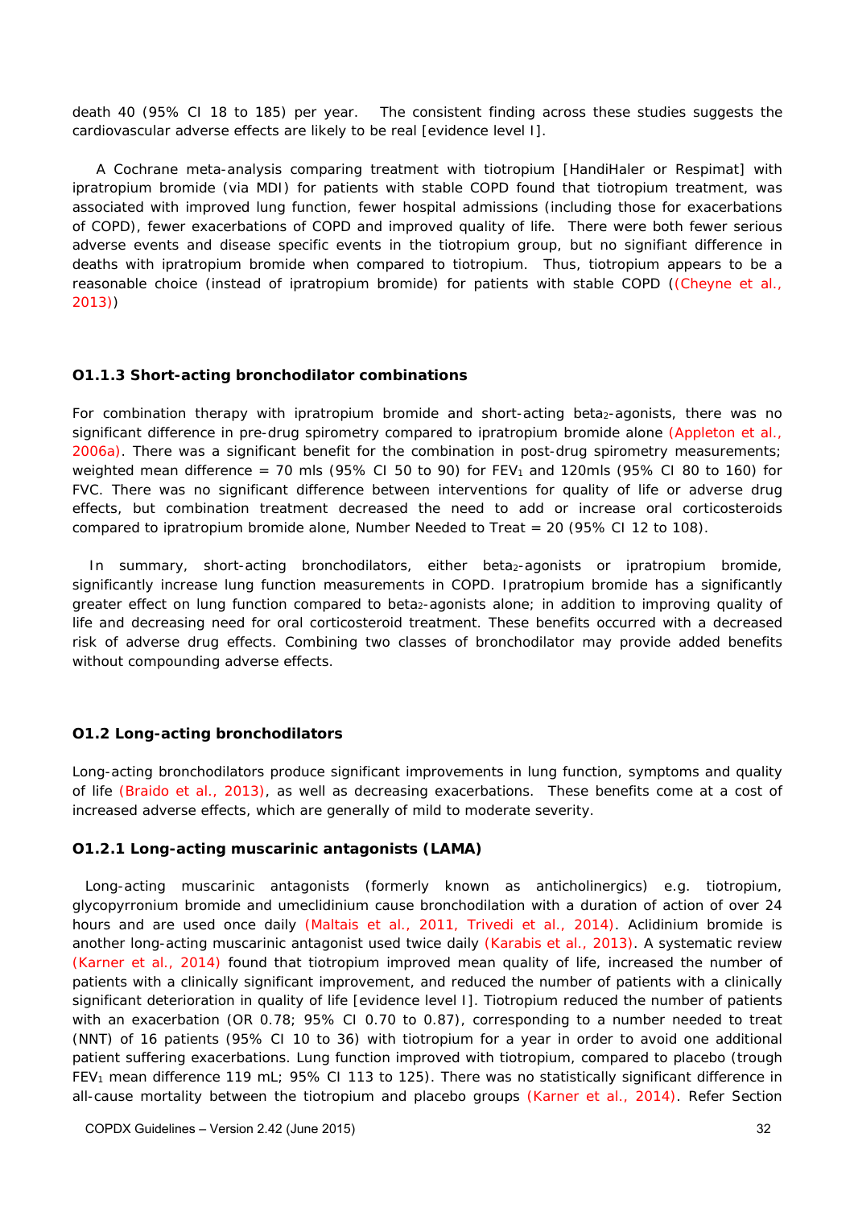death 40 (95% CI 18 to 185) per year. The consistent finding across these studies suggests the cardiovascular adverse effects are likely to be real [evidence level I].

A Cochrane meta-analysis comparing treatment with tiotropium [HandiHaler or Respimat] with ipratropium bromide (via MDI) for patients with stable COPD found that tiotropium treatment, was associated with improved lung function, fewer hospital admissions (including those for exacerbations of COPD), fewer exacerbations of COPD and improved quality of life. There were both fewer serious adverse events and disease specific events in the tiotropium group, but no signifiant difference in deaths with ipratropium bromide when compared to tiotropium. Thus, tiotropium appears to be a reasonable choice (instead of ipratropium bromide) for patients with stable COPD ((Cheyne et al., 2013))

### O1.1.3 Short-acting bronchodilator combinations

For combination therapy with ipratropium bromide and short-acting $beta_2$-agonists, there was no significant difference in pre-drug spirometry compared to ipratropium bromide alone (Appleton et al., 2006a). There was a significant benefit for the combination in post-drug spirometry measurements; weighted mean difference = 70 mls (95% CI 50 to 90) for $FEV_1$ and 120mls (95% CI 80 to 160) for FVC. There was no significant difference between interventions for quality of life or adverse drug effects, but combination treatment decreased the need to add or increase oral corticosteroids compared to ipratropium bromide alone, Number Needed to Treat = 20 (95% CI 12 to 108).

In summary, short-acting bronchodilators, either $beta_2$-agonists or ipratropium bromide, significantly increase lung function measurements in COPD. Ipratropium bromide has a significantly greater effect on lung function compared to $beta_2$-agonists alone; in addition to improving quality of life and decreasing need for oral corticosteroid treatment. These benefits occurred with a decreased risk of adverse drug effects. Combining two classes of bronchodilator may provide added benefits without compounding adverse effects.

## O1.2 Long-acting bronchodilators

Long-acting bronchodilators produce significant improvements in lung function, symptoms and quality of life (Braido et al., 2013), as well as decreasing exacerbations. These benefits come at a cost of increased adverse effects, which are generally of mild to moderate severity.

### O1.2.1 Long-acting muscarinic antagonists (LAMA)

Long-acting muscarinic antagonists (formerly known as anticholinergics) e.g. tiotropium, glycopyrronium bromide and umeclidinium cause bronchodilation with a duration of action of over 24 hours and are used once daily (Maltais et al., 2011, Trivedi et al., 2014). Aclidinium bromide is another long-acting muscarinic antagonist used twice daily (Karabis et al., 2013). A systematic review (Karner et al., 2014) found that tiotropium improved mean quality of life, increased the number of patients with a clinically significant improvement, and reduced the number of patients with a clinically significant deterioration in quality of life [evidence level I]. Tiotropium reduced the number of patients with an exacerbation (OR 0.78; 95% CI 0.70 to 0.87), corresponding to a number needed to treat (NNT) of 16 patients (95% CI 10 to 36) with tiotropium for a year in order to avoid one additional patient suffering exacerbations. Lung function improved with tiotropium, compared to placebo (trough $FEV_1$ mean difference 119 mL; 95% CI 113 to 125). There was no statistically significant difference in all-cause mortality between the tiotropium and placebo groups (Karner et al., 2014). Refer Section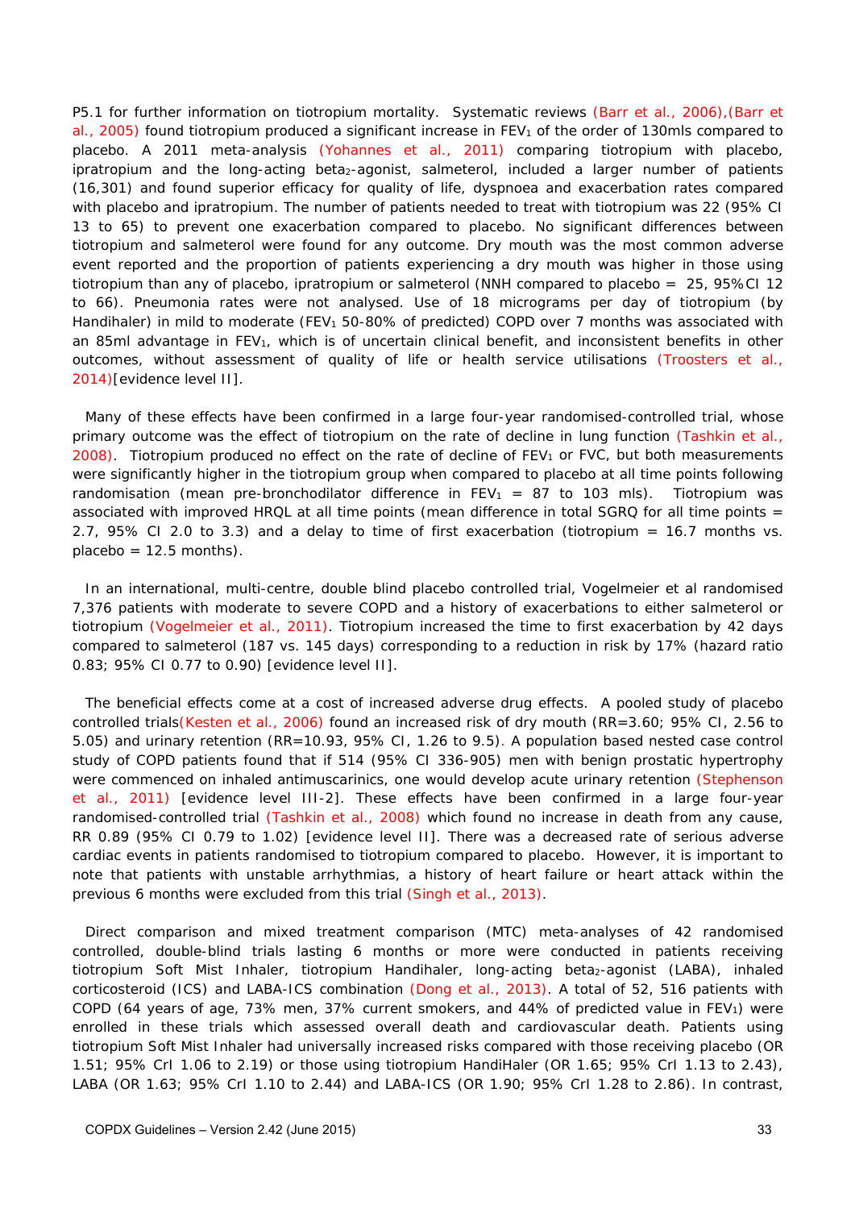P5.1 for further information on tiotropium mortality. Systematic reviews (Barr et al., 2006),(Barr et al., 2005) found tiotropium produced a significant increase in $FEV_1$ of the order of 130mls compared to placebo. A 2011 meta-analysis (Yohannes et al., 2011) comparing tiotropium with placebo, ipratropium and the long-acting beta$_2$-agonist, salmeterol, included a larger number of patients (16,301) and found superior efficacy for quality of life, dyspnoea and exacerbation rates compared with placebo and ipratropium. The number of patients needed to treat with tiotropium was 22 (95% CI 13 to 65) to prevent one exacerbation compared to placebo. No significant differences between tiotropium and salmeterol were found for any outcome. Dry mouth was the most common adverse event reported and the proportion of patients experiencing a dry mouth was higher in those using tiotropium than any of placebo, ipratropium or salmeterol (NNH compared to placebo = 25, 95%CI 12 to 66). Pneumonia rates were not analysed. Use of 18 micrograms per day of tiotropium (by Handihaler) in mild to moderate ($FEV_1$ 50-80% of predicted) COPD over 7 months was associated with an 85ml advantage in $FEV_1$, which is of uncertain clinical benefit, and inconsistent benefits in other outcomes, without assessment of quality of life or health service utilisations (Troosters et al., 2014)[evidence level II].

Many of these effects have been confirmed in a large four-year randomised-controlled trial, whose primary outcome was the effect of tiotropium on the rate of decline in lung function (Tashkin et al., 2008). Tiotropium produced no effect on the rate of decline of $FEV_1$ or FVC, but both measurements were significantly higher in the tiotropium group when compared to placebo at all time points following randomisation (mean pre-bronchodilator difference in $FEV_1$ = 87 to 103 mls). Tiotropium was associated with improved HRQL at all time points (mean difference in total SGRQ for all time points = 2.7, 95% CI 2.0 to 3.3) and a delay to time of first exacerbation (tiotropium = 16.7 months vs. placebo = 12.5 months).

In an international, multi-centre, double blind placebo controlled trial, Vogelmeier et al randomised 7,376 patients with moderate to severe COPD and a history of exacerbations to either salmeterol or tiotropium (Vogelmeier et al., 2011). Tiotropium increased the time to first exacerbation by 42 days compared to salmeterol (187 vs. 145 days) corresponding to a reduction in risk by 17% (hazard ratio 0.83; 95% CI 0.77 to 0.90) [evidence level II].

The beneficial effects come at a cost of increased adverse drug effects. A pooled study of placebo controlled trials(Kesten et al., 2006) found an increased risk of dry mouth (RR=3.60; 95% CI, 2.56 to 5.05) and urinary retention (RR=10.93, 95% CI, 1.26 to 9.5). A population based nested case control study of COPD patients found that if 514 (95% CI 336-905) men with benign prostatic hypertrophy were commenced on inhaled antimuscarinics, one would develop acute urinary retention (Stephenson et al., 2011) [evidence level III-2]. These effects have been confirmed in a large four-year randomised-controlled trial (Tashkin et al., 2008) which found no increase in death from any cause, RR 0.89 (95% CI 0.79 to 1.02) [evidence level II]. There was a decreased rate of serious adverse cardiac events in patients randomised to tiotropium compared to placebo. However, it is important to note that patients with unstable arrhythmias, a history of heart failure or heart attack within the previous 6 months were excluded from this trial (Singh et al., 2013).

Direct comparison and mixed treatment comparison (MTC) meta-analyses of 42 randomised controlled, double-blind trials lasting 6 months or more were conducted in patients receiving tiotropium Soft Mist Inhaler, tiotropium Handihaler, long-acting beta$_2$-agonist (LABA), inhaled corticosteroid (ICS) and LABA-ICS combination (Dong et al., 2013). A total of 52, 516 patients with COPD (64 years of age, 73% men, 37% current smokers, and 44% of predicted value in $FEV_1$) were enrolled in these trials which assessed overall death and cardiovascular death. Patients using tiotropium Soft Mist Inhaler had universally increased risks compared with those receiving placebo (OR 1.51; 95% CrI 1.06 to 2.19) or those using tiotropium HandiHaler (OR 1.65; 95% CrI 1.13 to 2.43), LABA (OR 1.63; 95% CrI 1.10 to 2.44) and LABA-ICS (OR 1.90; 95% CrI 1.28 to 2.86). In contrast,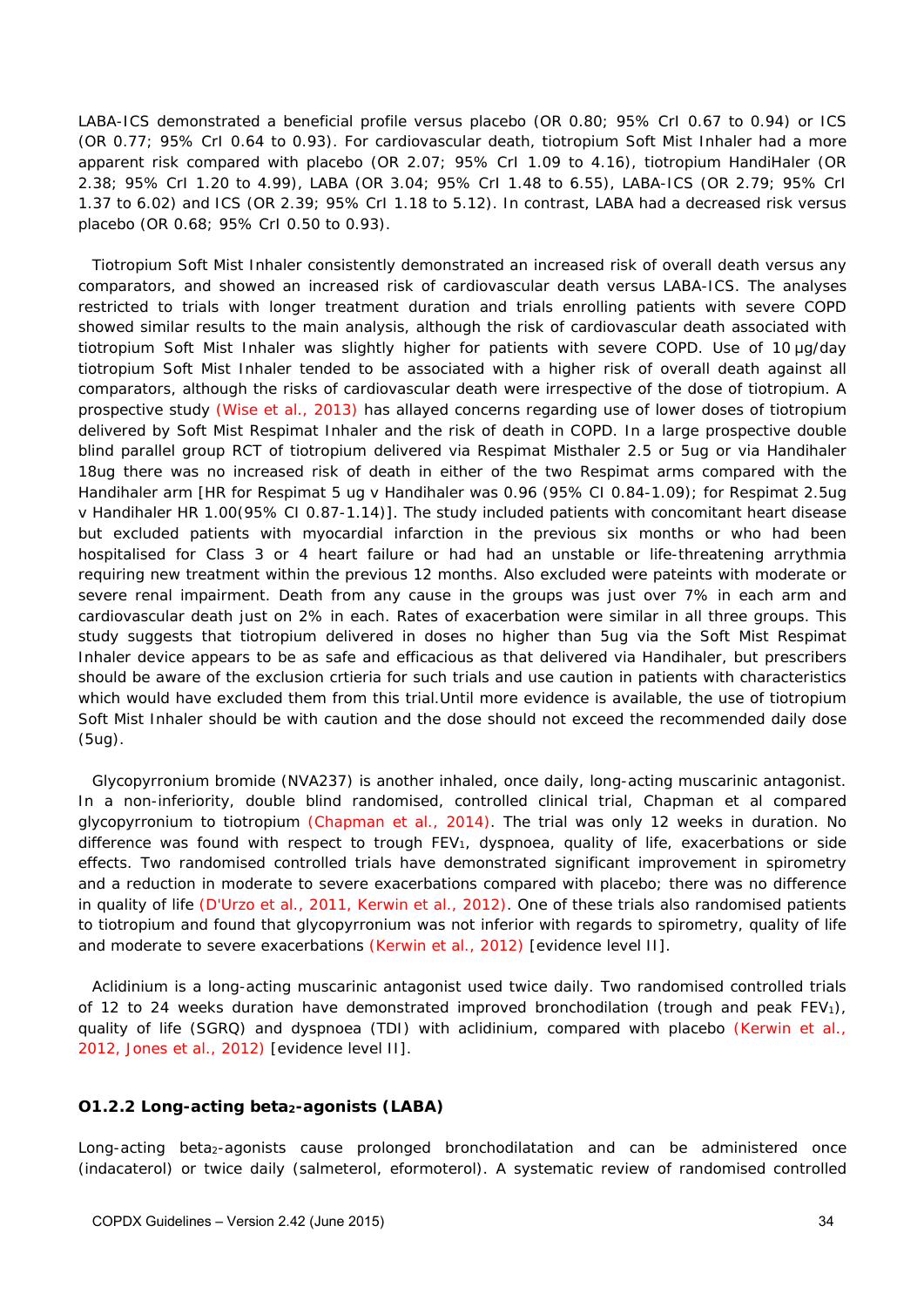LABA-ICS demonstrated a beneficial profile versus placebo (OR 0.80; 95% CrI 0.67 to 0.94) or ICS (OR 0.77; 95% CrI 0.64 to 0.93). For cardiovascular death, tiotropium Soft Mist Inhaler had a more apparent risk compared with placebo (OR 2.07; 95% CrI 1.09 to 4.16), tiotropium HandiHaler (OR 2.38; 95% CrI 1.20 to 4.99), LABA (OR 3.04; 95% CrI 1.48 to 6.55), LABA-ICS (OR 2.79; 95% CrI 1.37 to 6.02) and ICS (OR 2.39; 95% CrI 1.18 to 5.12). In contrast, LABA had a decreased risk versus placebo (OR 0.68; 95% CrI 0.50 to 0.93).

Tiotropium Soft Mist Inhaler consistently demonstrated an increased risk of overall death versus any comparators, and showed an increased risk of cardiovascular death versus LABA-ICS. The analyses restricted to trials with longer treatment duration and trials enrolling patients with severe COPD showed similar results to the main analysis, although the risk of cardiovascular death associated with tiotropium Soft Mist Inhaler was slightly higher for patients with severe COPD. Use of 10 μg/day tiotropium Soft Mist Inhaler tended to be associated with a higher risk of overall death against all comparators, although the risks of cardiovascular death were irrespective of the dose of tiotropium. A prospective study (Wise et al., 2013) has allayed concerns regarding use of lower doses of tiotropium delivered by Soft Mist Respimat Inhaler and the risk of death in COPD. In a large prospective double blind parallel group RCT of tiotropium delivered via Respimat Misthaler 2.5 or 5ug or via Handihaler 18ug there was no increased risk of death in either of the two Respimat arms compared with the Handihaler arm [HR for Respimat 5 ug v Handihaler was 0.96 (95% CI 0.84-1.09); for Respimat 2.5ug v Handihaler HR 1.00(95% CI 0.87-1.14)]. The study included patients with concomitant heart disease but excluded patients with myocardial infarction in the previous six months or who had been hospitalised for Class 3 or 4 heart failure or had had an unstable or life-threatening arrythmia requiring new treatment within the previous 12 months. Also excluded were pateints with moderate or severe renal impairment. Death from any cause in the groups was just over 7% in each arm and cardiovascular death just on 2% in each. Rates of exacerbation were similar in all three groups. This study suggests that tiotropium delivered in doses no higher than 5ug via the Soft Mist Respimat Inhaler device appears to be as safe and efficacious as that delivered via Handihaler, but prescribers should be aware of the exclusion crtieria for such trials and use caution in patients with characteristics which would have excluded them from this trial.Until more evidence is available, the use of tiotropium Soft Mist Inhaler should be with caution and the dose should not exceed the recommended daily dose (5ug).

Glycopyrronium bromide (NVA237) is another inhaled, once daily, long-acting muscarinic antagonist. In a non-inferiority, double blind randomised, controlled clinical trial, Chapman et al compared glycopyrronium to tiotropium (Chapman et al., 2014). The trial was only 12 weeks in duration. No difference was found with respect to trough $FEV_1$, dyspnoea, quality of life, exacerbations or side effects. Two randomised controlled trials have demonstrated significant improvement in spirometry and a reduction in moderate to severe exacerbations compared with placebo; there was no difference in quality of life (D'Urzo et al., 2011, Kerwin et al., 2012). One of these trials also randomised patients to tiotropium and found that glycopyrronium was not inferior with regards to spirometry, quality of life and moderate to severe exacerbations (Kerwin et al., 2012) [evidence level II].

Aclidinium is a long-acting muscarinic antagonist used twice daily. Two randomised controlled trials of 12 to 24 weeks duration have demonstrated improved bronchodilation (trough and peak $FEV_1$), quality of life (SGRQ) and dyspnoea (TDI) with aclidinium, compared with placebo (Kerwin et al., 2012, Jones et al., 2012) [evidence level II].

### O1.2.2 Long-acting beta$_2$-agonists (LABA)

Long-acting beta$_2$-agonists cause prolonged bronchodilatation and can be administered once (indacaterol) or twice daily (salmeterol, eformoterol). A systematic review of randomised controlled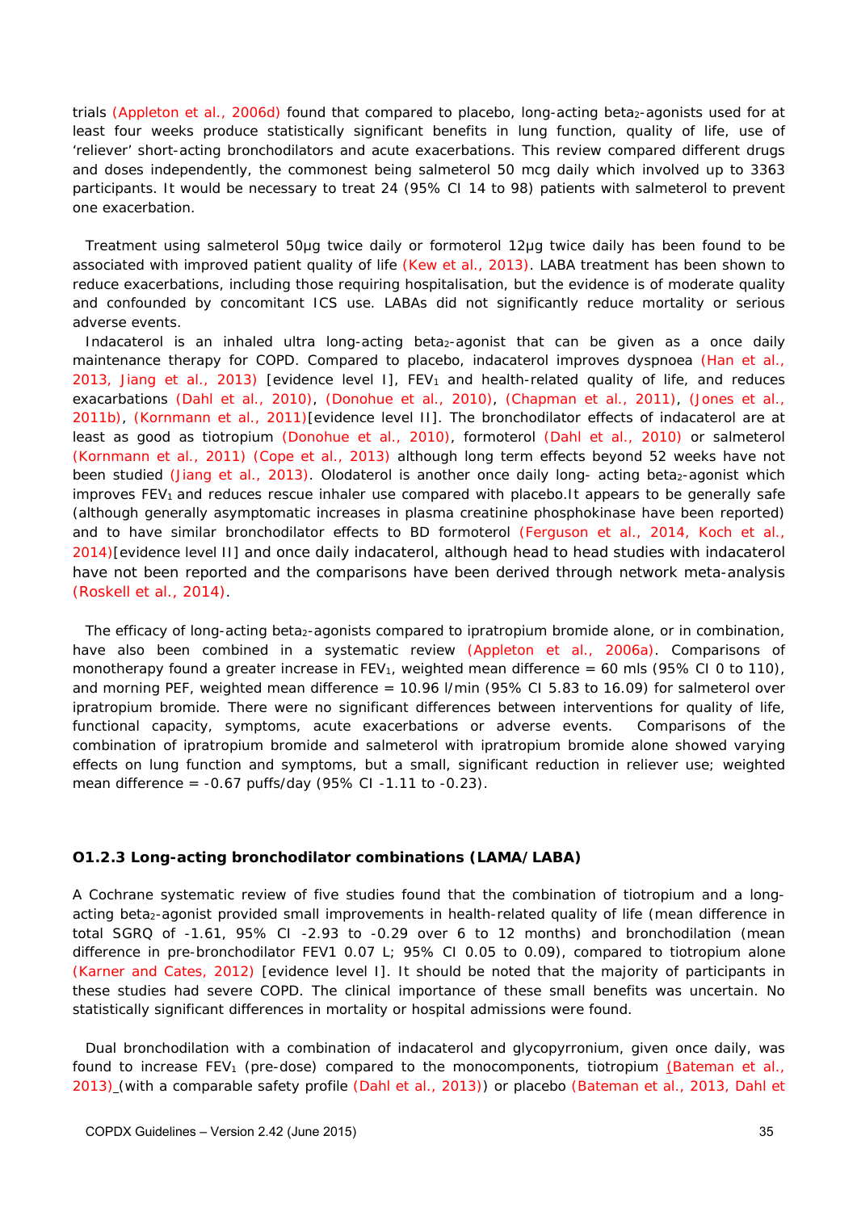trials (Appleton et al., 2006d) found that compared to placebo, long-acting beta$_2$-agonists used for at least four weeks produce statistically significant benefits in lung function, quality of life, use of 'reliever' short-acting bronchodilators and acute exacerbations. This review compared different drugs and doses independently, the commonest being salmeterol 50 mcg daily which involved up to 3363 participants. It would be necessary to treat 24 (95% CI 14 to 98) patients with salmeterol to prevent one exacerbation.

Treatment using salmeterol 50µg twice daily or formoterol 12µg twice daily has been found to be associated with improved patient quality of life (Kew et al., 2013). LABA treatment has been shown to reduce exacerbations, including those requiring hospitalisation, but the evidence is of moderate quality and confounded by concomitant ICS use. LABAs did not significantly reduce mortality or serious adverse events.

Indacaterol is an inhaled ultra long-acting beta$_2$-agonist that can be given as a once daily maintenance therapy for COPD. Compared to placebo, indacaterol improves dyspnoea (Han et al., 2013, Jiang et al., 2013) [evidence level I], $FEV_1$ and health-related quality of life, and reduces exacerbations (Dahl et al., 2010), (Donohue et al., 2010), (Chapman et al., 2011), (Jones et al., 2011b), (Kornmann et al., 2011)[evidence level II]. The bronchodilator effects of indacaterol are at least as good as tiotropium (Donohue et al., 2010), formoterol (Dahl et al., 2010) or salmeterol (Kornmann et al., 2011) (Cope et al., 2013) although long term effects beyond 52 weeks have not been studied (Jiang et al., 2013). Olodaterol is another once daily long- acting beta$_2$-agonist which improves $FEV_1$ and reduces rescue inhaler use compared with placebo.It appears to be generally safe (although generally asymptomatic increases in plasma creatinine phosphokinase have been reported) and to have similar bronchodilator effects to BD formoterol (Ferguson et al., 2014, Koch et al., 2014)[evidence level II] and once daily indacaterol, although head to head studies with indacaterol have not been reported and the comparisons have been derived through network meta-analysis (Roskell et al., 2014).

The efficacy of long-acting beta$_2$-agonists compared to ipratropium bromide alone, or in combination, have also been combined in a systematic review (Appleton et al., 2006a). Comparisons of monotherapy found a greater increase in $FEV_1$, weighted mean difference = 60 mls (95% CI 0 to 110), and morning PEF, weighted mean difference = 10.96 l/min (95% CI 5.83 to 16.09) for salmeterol over ipratropium bromide. There were no significant differences between interventions for quality of life, functional capacity, symptoms, acute exacerbations or adverse events. Comparisons of the combination of ipratropium bromide and salmeterol with ipratropium bromide alone showed varying effects on lung function and symptoms, but a small, significant reduction in reliever use; weighted mean difference = -0.67 puffs/day (95% CI -1.11 to -0.23).

### O1.2.3 Long-acting bronchodilator combinations (LAMA/LABA)

A Cochrane systematic review of five studies found that the combination of tiotropium and a long-acting beta$_2$-agonist provided small improvements in health-related quality of life (mean difference in total SGRQ of -1.61, 95% CI -2.93 to -0.29 over 6 to 12 months) and bronchodilation (mean difference in pre-bronchodilator FEV1 0.07 L; 95% CI 0.05 to 0.09), compared to tiotropium alone (Karner and Cates, 2012) [evidence level I]. It should be noted that the majority of participants in these studies had severe COPD. The clinical importance of these small benefits was uncertain. No statistically significant differences in mortality or hospital admissions were found.

Dual bronchodilation with a combination of indacaterol and glycopyrronium, given once daily, was found to increase $FEV_1$ (pre-dose) compared to the monocomponents, tiotropium (Bateman et al., 2013) (with a comparable safety profile (Dahl et al., 2013)) or placebo (Bateman et al., 2013, Dahl et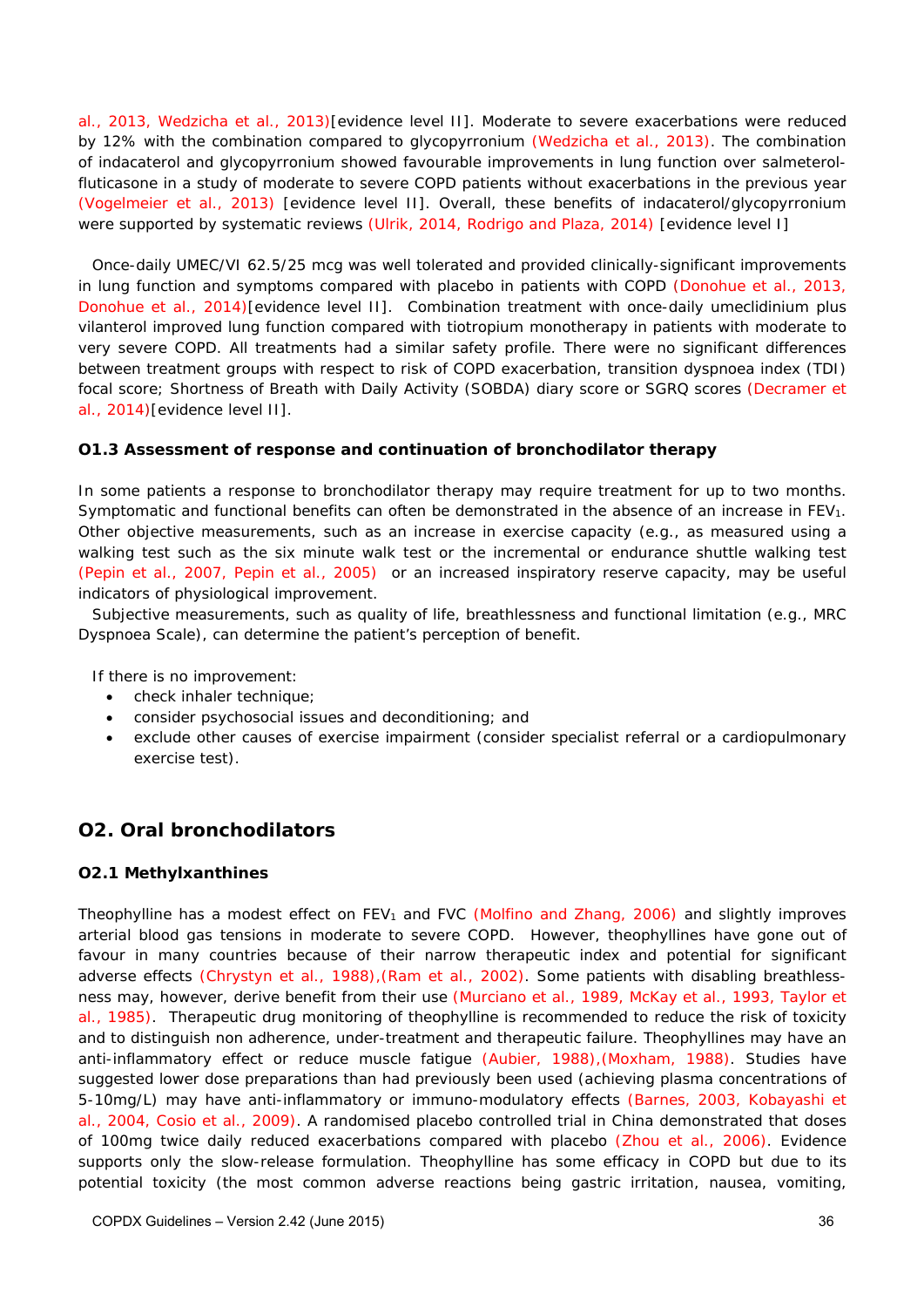al., 2013, Wedzicha et al., 2013)[evidence level II]. Moderate to severe exacerbations were reduced by 12% with the combination compared to glycopyrronium (Wedzicha et al., 2013). The combination of indacaterol and glycopyrronium showed favourable improvements in lung function over salmeterol-fluticasone in a study of moderate to severe COPD patients without exacerbations in the previous year (Vogelmeier et al., 2013) [evidence level II]. Overall, these benefits of indacaterol/glycopyrronium were supported by systematic reviews (Ulrik, 2014, Rodrigo and Plaza, 2014) [evidence level I]

Once-daily UMEC/VI 62.5/25 mcg was well tolerated and provided clinically-significant improvements in lung function and symptoms compared with placebo in patients with COPD (Donohue et al., 2013, Donohue et al., 2014)[evidence level II]. Combination treatment with once-daily umeclidinium plus vilanterol improved lung function compared with tiotropium monotherapy in patients with moderate to very severe COPD. All treatments had a similar safety profile. There were no significant differences between treatment groups with respect to risk of COPD exacerbation, transition dyspnoea index (TDI) focal score; Shortness of Breath with Daily Activity (SOBDA) diary score or SGRQ scores (Decramer et al., 2014)[evidence level II].

### O1.3 Assessment of response and continuation of bronchodilator therapy

In some patients a response to bronchodilator therapy may require treatment for up to two months. Symptomatic and functional benefits can often be demonstrated in the absence of an increase in $FEV_1$. Other objective measurements, such as an increase in exercise capacity (e.g., as measured using a walking test such as the six minute walk test or the incremental or endurance shuttle walking test (Pepin et al., 2007, Pepin et al., 2005) or an increased inspiratory reserve capacity, may be useful indicators of physiological improvement.

Subjective measurements, such as quality of life, breathlessness and functional limitation (e.g., MRC Dyspnoea Scale), can determine the patient's perception of benefit.

If there is no improvement:

- check inhaler technique;
- consider psychosocial issues and deconditioning; and
- exclude other causes of exercise impairment (consider specialist referral or a cardiopulmonary exercise test).

## O2. Oral bronchodilators

### O2.1 Methylxanthines

Theophylline has a modest effect on $FEV_1$ and FVC (Molfino and Zhang, 2006) and slightly improves arterial blood gas tensions in moderate to severe COPD. However, theophyllines have gone out of favour in many countries because of their narrow therapeutic index and potential for significant adverse effects (Chrystyn et al., 1988),(Ram et al., 2002). Some patients with disabling breathless-ness may, however, derive benefit from their use (Murciano et al., 1989, McKay et al., 1993, Taylor et al., 1985). Therapeutic drug monitoring of theophylline is recommended to reduce the risk of toxicity and to distinguish non adherence, under-treatment and therapeutic failure. Theophyllines may have an anti-inflammatory effect or reduce muscle fatigue (Aubier, 1988),(Moxham, 1988). Studies have suggested lower dose preparations than had previously been used (achieving plasma concentrations of 5-10mg/L) may have anti-inflammatory or immuno-modulatory effects (Barnes, 2003, Kobayashi et al., 2004, Cosio et al., 2009). A randomised placebo controlled trial in China demonstrated that doses of 100mg twice daily reduced exacerbations compared with placebo (Zhou et al., 2006). Evidence supports only the slow-release formulation. Theophylline has some efficacy in COPD but due to its potential toxicity (the most common adverse reactions being gastric irritation, nausea, vomiting,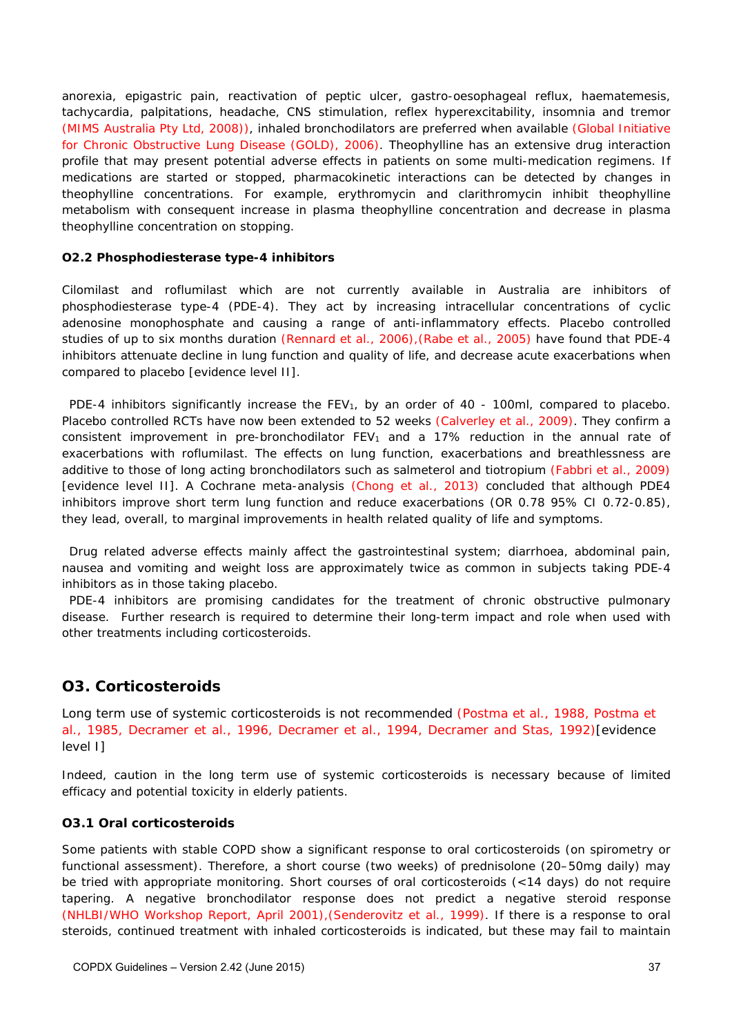anorexia, epigastric pain, reactivation of peptic ulcer, gastro-oesophageal reflux, haematemesis, tachycardia, palpitations, headache, CNS stimulation, reflex hyperexcitability, insomnia and tremor (MIMS Australia Pty Ltd, 2008)), inhaled bronchodilators are preferred when available (Global Initiative for Chronic Obstructive Lung Disease (GOLD), 2006). Theophylline has an extensive drug interaction profile that may present potential adverse effects in patients on some multi-medication regimens. If medications are started or stopped, pharmacokinetic interactions can be detected by changes in theophylline concentrations. For example, erythromycin and clarithromycin inhibit theophylline metabolism with consequent increase in plasma theophylline concentration and decrease in plasma theophylline concentration on stopping.

#### O2.2 Phosphodiesterase type-4 inhibitors

Cilomilast and roflumilast which are not currently available in Australia are inhibitors of phosphodiesterase type-4 (PDE-4). They act by increasing intracellular concentrations of cyclic adenosine monophosphate and causing a range of anti-inflammatory effects. Placebo controlled studies of up to six months duration (Rennard et al., 2006),(Rabe et al., 2005) have found that PDE-4 inhibitors attenuate decline in lung function and quality of life, and decrease acute exacerbations when compared to placebo [evidence level II].

PDE-4 inhibitors significantly increase the $FEV_1$, by an order of 40 - 100ml, compared to placebo. Placebo controlled RCTs have now been extended to 52 weeks (Calverley et al., 2009). They confirm a consistent improvement in pre-bronchodilator $FEV_1$ and a 17% reduction in the annual rate of exacerbations with roflumilast. The effects on lung function, exacerbations and breathlessness are additive to those of long acting bronchodilators such as salmeterol and tiotropium (Fabbri et al., 2009) [evidence level II]. A Cochrane meta-analysis (Chong et al., 2013) concluded that although PDE4 inhibitors improve short term lung function and reduce exacerbations (OR 0.78 95% CI 0.72-0.85), they lead, overall, to marginal improvements in health related quality of life and symptoms.

Drug related adverse effects mainly affect the gastrointestinal system; diarrhoea, abdominal pain, nausea and vomiting and weight loss are approximately twice as common in subjects taking PDE-4 inhibitors as in those taking placebo.

PDE-4 inhibitors are promising candidates for the treatment of chronic obstructive pulmonary disease. Further research is required to determine their long-term impact and role when used with other treatments including corticosteroids.

## O3. Corticosteroids

Long term use of systemic corticosteroids is not recommended (Postma et al., 1988, Postma et al., 1985, Decramer et al., 1996, Decramer et al., 1994, Decramer and Stas, 1992)[evidence level I]

Indeed, caution in the long term use of systemic corticosteroids is necessary because of limited efficacy and potential toxicity in elderly patients.

#### O3.1 Oral corticosteroids

Some patients with stable COPD show a significant response to oral corticosteroids (on spirometry or functional assessment). Therefore, a short course (two weeks) of prednisolone (20–50mg daily) may be tried with appropriate monitoring. Short courses of oral corticosteroids (<14 days) do not require tapering. A negative bronchodilator response does not predict a negative steroid response (NHLBI/WHO Workshop Report, April 2001),(Senderovitz et al., 1999). If there is a response to oral steroids, continued treatment with inhaled corticosteroids is indicated, but these may fail to maintain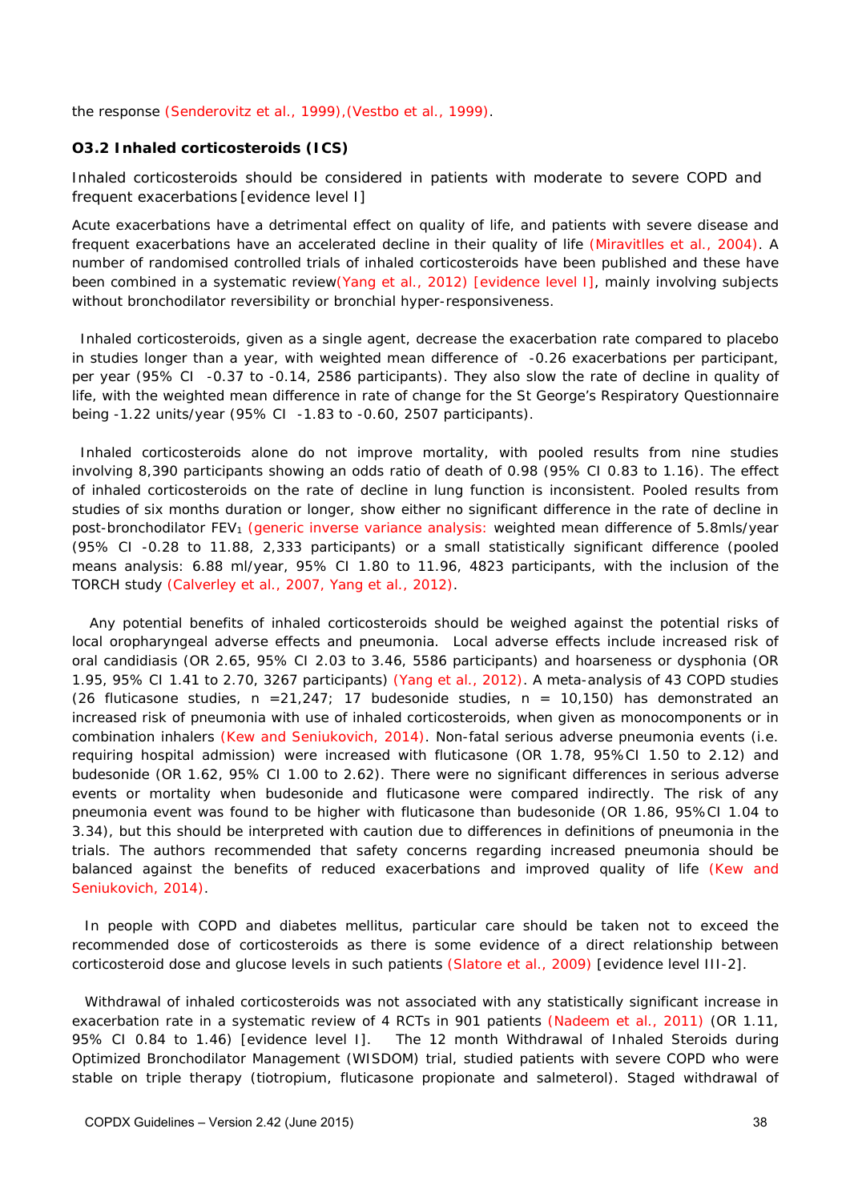the response (Senderovitz et al., 1999),(Vestbo et al., 1999).

### O3.2 Inhaled corticosteroids (ICS)

Inhaled corticosteroids should be considered in patients with moderate to severe COPD and frequent exacerbations [evidence level I]

Acute exacerbations have a detrimental effect on quality of life, and patients with severe disease and frequent exacerbations have an accelerated decline in their quality of life (Miravitlles et al., 2004). A number of randomised controlled trials of inhaled corticosteroids have been published and these have been combined in a systematic review(Yang et al., 2012) [evidence level I], mainly involving subjects without bronchodilator reversibility or bronchial hyper-responsiveness.

Inhaled corticosteroids, given as a single agent, decrease the exacerbation rate compared to placebo in studies longer than a year, with weighted mean difference of -0.26 exacerbations per participant, per year (95% CI -0.37 to -0.14, 2586 participants). They also slow the rate of decline in quality of life, with the weighted mean difference in rate of change for the St George's Respiratory Questionnaire being -1.22 units/year (95% CI -1.83 to -0.60, 2507 participants).

Inhaled corticosteroids alone do not improve mortality, with pooled results from nine studies involving 8,390 participants showing an odds ratio of death of 0.98 (95% CI 0.83 to 1.16). The effect of inhaled corticosteroids on the rate of decline in lung function is inconsistent. Pooled results from studies of six months duration or longer, show either no significant difference in the rate of decline in post-bronchodilator $FEV_1$ (generic inverse variance analysis: weighted mean difference of 5.8mls/year (95% CI -0.28 to 11.88, 2,333 participants) or a small statistically significant difference (pooled means analysis: 6.88 ml/year, 95% CI 1.80 to 11.96, 4823 participants, with the inclusion of the TORCH study (Calverley et al., 2007, Yang et al., 2012).

Any potential benefits of inhaled corticosteroids should be weighed against the potential risks of local oropharyngeal adverse effects and pneumonia. Local adverse effects include increased risk of oral candidiasis (OR 2.65, 95% CI 2.03 to 3.46, 5586 participants) and hoarseness or dysphonia (OR 1.95, 95% CI 1.41 to 2.70, 3267 participants) (Yang et al., 2012). A meta-analysis of 43 COPD studies (26 fluticasone studies, n =21,247; 17 budesonide studies, n = 10,150) has demonstrated an increased risk of pneumonia with use of inhaled corticosteroids, when given as monocomponents or in combination inhalers (Kew and Seniukovich, 2014). Non-fatal serious adverse pneumonia events (i.e. requiring hospital admission) were increased with fluticasone (OR 1.78, 95%CI 1.50 to 2.12) and budesonide (OR 1.62, 95% CI 1.00 to 2.62). There were no significant differences in serious adverse events or mortality when budesonide and fluticasone were compared indirectly. The risk of any pneumonia event was found to be higher with fluticasone than budesonide (OR 1.86, 95%CI 1.04 to 3.34), but this should be interpreted with caution due to differences in definitions of pneumonia in the trials. The authors recommended that safety concerns regarding increased pneumonia should be balanced against the benefits of reduced exacerbations and improved quality of life (Kew and Seniukovich, 2014).

In people with COPD and diabetes mellitus, particular care should be taken not to exceed the recommended dose of corticosteroids as there is some evidence of a direct relationship between corticosteroid dose and glucose levels in such patients (Slatore et al., 2009) [evidence level III-2].

Withdrawal of inhaled corticosteroids was not associated with any statistically significant increase in exacerbation rate in a systematic review of 4 RCTs in 901 patients (Nadeem et al., 2011) (OR 1.11, 95% CI 0.84 to 1.46) [evidence level I]. The 12 month Withdrawal of Inhaled Steroids during Optimized Bronchodilator Management (WISDOM) trial, studied patients with severe COPD who were stable on triple therapy (tiotropium, fluticasone propionate and salmeterol). Staged withdrawal of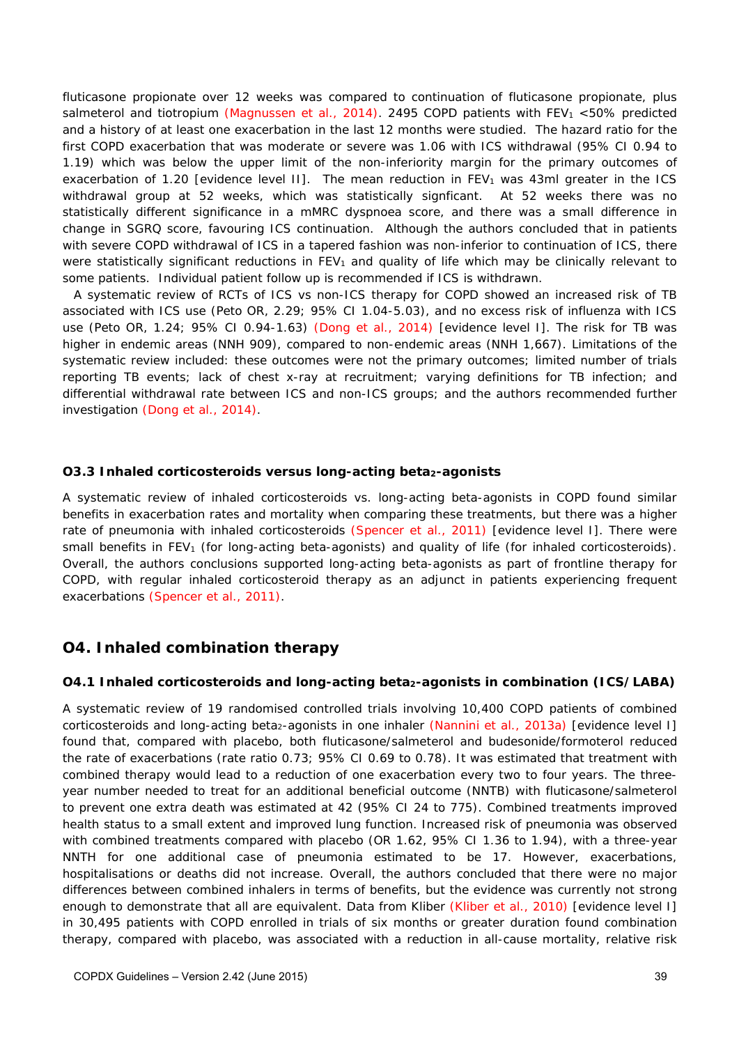fluticasone propionate over 12 weeks was compared to continuation of fluticasone propionate, plus salmeterol and tiotropium (Magnussen et al., 2014). 2495 COPD patients with $FEV_1$ <50% predicted and a history of at least one exacerbation in the last 12 months were studied. The hazard ratio for the first COPD exacerbation that was moderate or severe was 1.06 with ICS withdrawal (95% CI 0.94 to 1.19) which was below the upper limit of the non-inferiority margin for the primary outcomes of exacerbation of 1.20 [evidence level II]. The mean reduction in $FEV_1$ was 43ml greater in the ICS withdrawal group at 52 weeks, which was statistically signficant. At 52 weeks there was no statistically different significance in a mMRC dyspnoea score, and there was a small difference in change in SGRQ score, favouring ICS continuation. Although the authors concluded that in patients with severe COPD withdrawal of ICS in a tapered fashion was non-inferior to continuation of ICS, there were statistically significant reductions in $FEV_1$ and quality of life which may be clinically relevant to some patients. Individual patient follow up is recommended if ICS is withdrawn.

A systematic review of RCTs of ICS vs non-ICS therapy for COPD showed an increased risk of TB associated with ICS use (Peto OR, 2.29; 95% CI 1.04-5.03), and no excess risk of influenza with ICS use (Peto OR, 1.24; 95% CI 0.94-1.63) (Dong et al., 2014) [evidence level I]. The risk for TB was higher in endemic areas (NNH 909), compared to non-endemic areas (NNH 1,667). Limitations of the systematic review included: these outcomes were not the primary outcomes; limited number of trials reporting TB events; lack of chest x-ray at recruitment; varying definitions for TB infection; and differential withdrawal rate between ICS and non-ICS groups; and the authors recommended further investigation (Dong et al., 2014).

### O3.3 Inhaled corticosteroids versus long-acting beta$_2$-agonists

A systematic review of inhaled corticosteroids vs. long-acting beta-agonists in COPD found similar benefits in exacerbation rates and mortality when comparing these treatments, but there was a higher rate of pneumonia with inhaled corticosteroids (Spencer et al., 2011) [evidence level I]. There were small benefits in $FEV_1$ (for long-acting beta-agonists) and quality of life (for inhaled corticosteroids). Overall, the authors conclusions supported long-acting beta-agonists as part of frontline therapy for COPD, with regular inhaled corticosteroid therapy as an adjunct in patients experiencing frequent exacerbations (Spencer et al., 2011).

## O4. Inhaled combination therapy

### O4.1 Inhaled corticosteroids and long-acting beta$_2$-agonists in combination (ICS/LABA)

A systematic review of 19 randomised controlled trials involving 10,400 COPD patients of combined corticosteroids and long-acting beta$_2$-agonists in one inhaler (Nannini et al., 2013a) [evidence level I] found that, compared with placebo, both fluticasone/salmeterol and budesonide/formoterol reduced the rate of exacerbations (rate ratio 0.73; 95% CI 0.69 to 0.78). It was estimated that treatment with combined therapy would lead to a reduction of one exacerbation every two to four years. The three-year number needed to treat for an additional beneficial outcome (NNTB) with fluticasone/salmeterol to prevent one extra death was estimated at 42 (95% CI 24 to 775). Combined treatments improved health status to a small extent and improved lung function. Increased risk of pneumonia was observed with combined treatments compared with placebo (OR 1.62, 95% CI 1.36 to 1.94), with a three-year NNTH for one additional case of pneumonia estimated to be 17. However, exacerbations, hospitalisations or deaths did not increase. Overall, the authors concluded that there were no major differences between combined inhalers in terms of benefits, but the evidence was currently not strong enough to demonstrate that all are equivalent. Data from Kliber (Kliber et al., 2010) [evidence level I] in 30,495 patients with COPD enrolled in trials of six months or greater duration found combination therapy, compared with placebo, was associated with a reduction in all-cause mortality, relative risk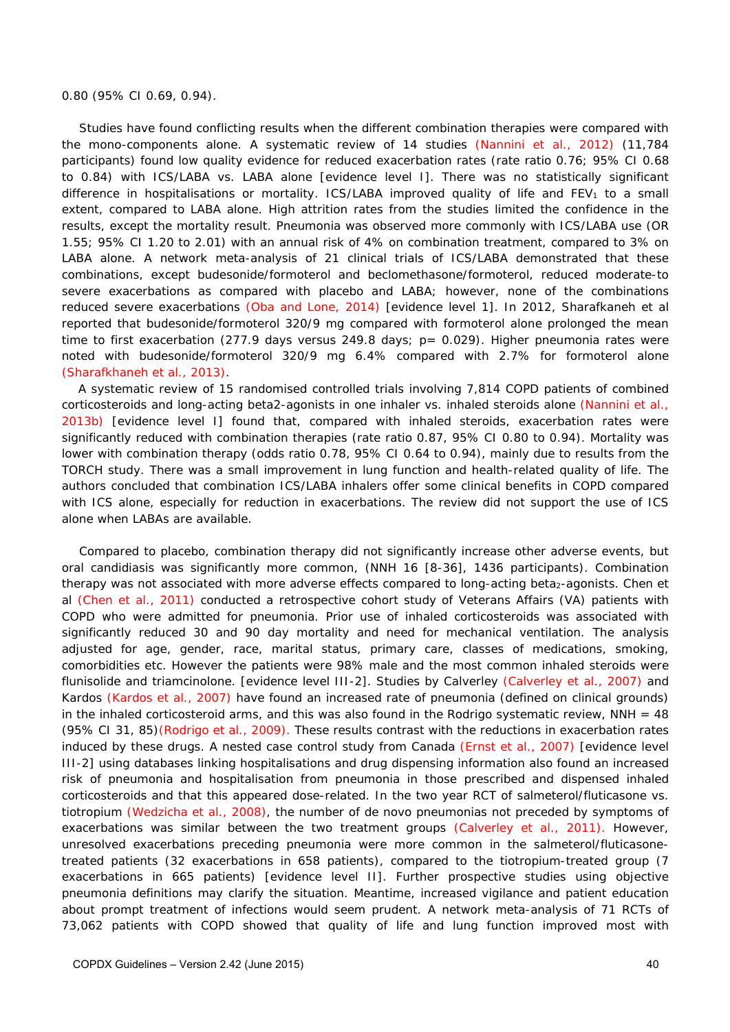0.80 (95% CI 0.69, 0.94).

Studies have found conflicting results when the different combination therapies were compared with the mono-components alone. A systematic review of 14 studies (Nannini et al., 2012) (11,784 participants) found low quality evidence for reduced exacerbation rates (rate ratio 0.76; 95% CI 0.68 to 0.84) with ICS/LABA vs. LABA alone [evidence level I]. There was no statistically significant difference in hospitalisations or mortality. ICS/LABA improved quality of life and $FEV_1$ to a small extent, compared to LABA alone. High attrition rates from the studies limited the confidence in the results, except the mortality result. Pneumonia was observed more commonly with ICS/LABA use (OR 1.55; 95% CI 1.20 to 2.01) with an annual risk of 4% on combination treatment, compared to 3% on LABA alone. A network meta-analysis of 21 clinical trials of ICS/LABA demonstrated that these combinations, except budesonide/formoterol and beclomethasone/formoterol, reduced moderate-to severe exacerbations as compared with placebo and LABA; however, none of the combinations reduced severe exacerbations (Oba and Lone, 2014) [evidence level 1]. In 2012, Sharafkaneh et al reported that budesonide/formoterol 320/9 mg compared with formoterol alone prolonged the mean time to first exacerbation (277.9 days versus 249.8 days; p= 0.029). Higher pneumonia rates were noted with budesonide/formoterol 320/9 mg 6.4% compared with 2.7% for formoterol alone (Sharafkhaneh et al., 2013).

A systematic review of 15 randomised controlled trials involving 7,814 COPD patients of combined corticosteroids and long-acting beta2-agonists in one inhaler vs. inhaled steroids alone (Nannini et al., 2013b) [evidence level I] found that, compared with inhaled steroids, exacerbation rates were significantly reduced with combination therapies (rate ratio 0.87, 95% CI 0.80 to 0.94). Mortality was lower with combination therapy (odds ratio 0.78, 95% CI 0.64 to 0.94), mainly due to results from the TORCH study. There was a small improvement in lung function and health-related quality of life. The authors concluded that combination ICS/LABA inhalers offer some clinical benefits in COPD compared with ICS alone, especially for reduction in exacerbations. The review did not support the use of ICS alone when LABAs are available.

Compared to placebo, combination therapy did not significantly increase other adverse events, but oral candidiasis was significantly more common, (NNH 16 [8-36], 1436 participants). Combination therapy was not associated with more adverse effects compared to long-acting beta$_2$-agonists. Chen et al (Chen et al., 2011) conducted a retrospective cohort study of Veterans Affairs (VA) patients with COPD who were admitted for pneumonia. Prior use of inhaled corticosteroids was associated with significantly reduced 30 and 90 day mortality and need for mechanical ventilation. The analysis adjusted for age, gender, race, marital status, primary care, classes of medications, smoking, comorbidities etc. However the patients were 98% male and the most common inhaled steroids were flunisolide and triamcinolone. [evidence level III-2]. Studies by Calverley (Calverley et al., 2007) and Kardos (Kardos et al., 2007) have found an increased rate of pneumonia (defined on clinical grounds) in the inhaled corticosteroid arms, and this was also found in the Rodrigo systematic review, NNH = 48 (95% CI 31, 85)(Rodrigo et al., 2009). These results contrast with the reductions in exacerbation rates induced by these drugs. A nested case control study from Canada (Ernst et al., 2007) [evidence level III-2] using databases linking hospitalisations and drug dispensing information also found an increased risk of pneumonia and hospitalisation from pneumonia in those prescribed and dispensed inhaled corticosteroids and that this appeared dose-related. In the two year RCT of salmeterol/fluticasone vs. tiotropium (Wedzicha et al., 2008), the number of de novo pneumonias not preceded by symptoms of exacerbations was similar between the two treatment groups (Calverley et al., 2011). However, unresolved exacerbations preceding pneumonia were more common in the salmeterol/fluticasone-treated patients (32 exacerbations in 658 patients), compared to the tiotropium-treated group (7 exacerbations in 665 patients) [evidence level II]. Further prospective studies using objective pneumonia definitions may clarify the situation. Meantime, increased vigilance and patient education about prompt treatment of infections would seem prudent. A network meta-analysis of 71 RCTs of 73,062 patients with COPD showed that quality of life and lung function improved most with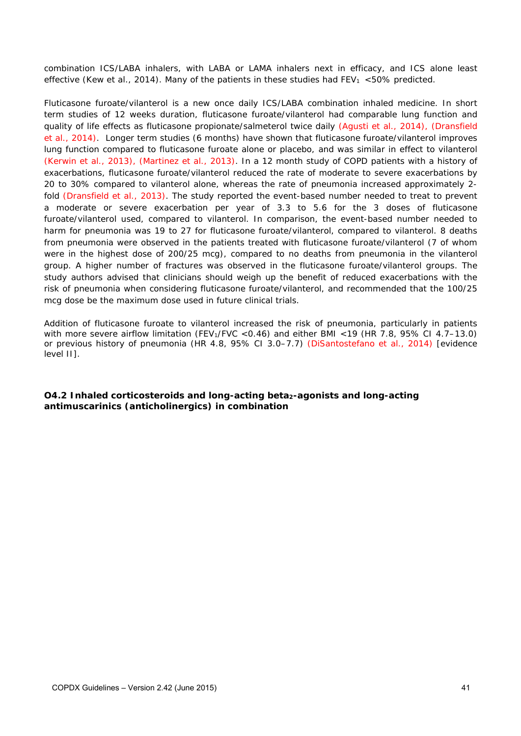combination ICS/LABA inhalers, with LABA or LAMA inhalers next in efficacy, and ICS alone least effective (Kew et al., 2014). Many of the patients in these studies had $FEV_1$ <50% predicted.

Fluticasone furoate/vilanterol is a new once daily ICS/LABA combination inhaled medicine. In short term studies of 12 weeks duration, fluticasone furoate/vilanterol had comparable lung function and quality of life effects as fluticasone propionate/salmeterol twice daily (Agusti et al., 2014), (Dransfield et al., 2014). Longer term studies (6 months) have shown that fluticasone furoate/vilanterol improves lung function compared to fluticasone furoate alone or placebo, and was similar in effect to vilanterol (Kerwin et al., 2013), (Martinez et al., 2013). In a 12 month study of COPD patients with a history of exacerbations, fluticasone furoate/vilanterol reduced the rate of moderate to severe exacerbations by 20 to 30% compared to vilanterol alone, whereas the rate of pneumonia increased approximately 2-fold (Dransfield et al., 2013). The study reported the event-based number needed to treat to prevent a moderate or severe exacerbation per year of 3.3 to 5.6 for the 3 doses of fluticasone furoate/vilanterol used, compared to vilanterol. In comparison, the event-based number needed to harm for pneumonia was 19 to 27 for fluticasone furoate/vilanterol, compared to vilanterol. 8 deaths from pneumonia were observed in the patients treated with fluticasone furoate/vilanterol (7 of whom were in the highest dose of 200/25 mcg), compared to no deaths from pneumonia in the vilanterol group. A higher number of fractures was observed in the fluticasone furoate/vilanterol groups. The study authors advised that clinicians should weigh up the benefit of reduced exacerbations with the risk of pneumonia when considering fluticasone furoate/vilanterol, and recommended that the 100/25 mcg dose be the maximum dose used in future clinical trials.

Addition of fluticasone furoate to vilanterol increased the risk of pneumonia, particularly in patients with more severe airflow limitation ($FEV_1/FVC$ <0.46) and either BMI <19 (HR 7.8, 95% CI 4.7–13.0) or previous history of pneumonia (HR 4.8, 95% CI 3.0–7.7) (DiSantostefano et al., 2014) [evidence level II].

### O4.2 Inhaled corticosteroids and long-acting beta$_2$-agonists and long-acting antimuscarinics (anticholinergics) in combination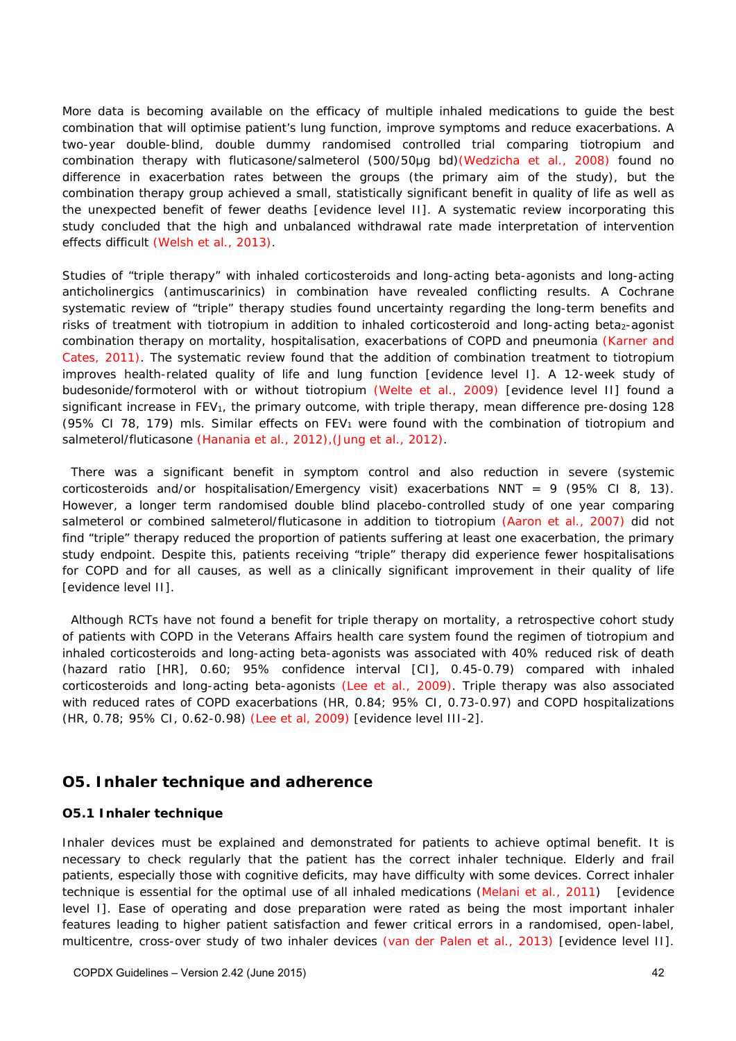More data is becoming available on the efficacy of multiple inhaled medications to guide the best combination that will optimise patient's lung function, improve symptoms and reduce exacerbations. A two-year double-blind, double dummy randomised controlled trial comparing tiotropium and combination therapy with fluticasone/salmeterol (500/50μg bd)(Wedzicha et al., 2008) found no difference in exacerbation rates between the groups (the primary aim of the study), but the combination therapy group achieved a small, statistically significant benefit in quality of life as well as the unexpected benefit of fewer deaths [evidence level II]. A systematic review incorporating this study concluded that the high and unbalanced withdrawal rate made interpretation of intervention effects difficult (Welsh et al., 2013).

Studies of "triple therapy" with inhaled corticosteroids and long-acting beta-agonists and long-acting anticholinergics (antimuscarinics) in combination have revealed conflicting results. A Cochrane systematic review of "triple" therapy studies found uncertainty regarding the long-term benefits and risks of treatment with tiotropium in addition to inhaled corticosteroid and long-acting $\text{beta}_2$-agonist combination therapy on mortality, hospitalisation, exacerbations of COPD and pneumonia (Karner and Cates, 2011). The systematic review found that the addition of combination treatment to tiotropium improves health-related quality of life and lung function [evidence level I]. A 12-week study of budesonide/formoterol with or without tiotropium (Welte et al., 2009) [evidence level II] found a significant increase in $\text{FEV}_1$, the primary outcome, with triple therapy, mean difference pre-dosing 128 (95% CI 78, 179) mls. Similar effects on $\text{FEV}_1$ were found with the combination of tiotropium and salmeterol/fluticasone (Hanania et al., 2012),(Jung et al., 2012).

There was a significant benefit in symptom control and also reduction in severe (systemic corticosteroids and/or hospitalisation/Emergency visit) exacerbations NNT = 9 (95% CI 8, 13). However, a longer term randomised double blind placebo-controlled study of one year comparing salmeterol or combined salmeterol/fluticasone in addition to tiotropium (Aaron et al., 2007) did not find "triple" therapy reduced the proportion of patients suffering at least one exacerbation, the primary study endpoint. Despite this, patients receiving "triple" therapy did experience fewer hospitalisations for COPD and for all causes, as well as a clinically significant improvement in their quality of life [evidence level II].

Although RCTs have not found a benefit for triple therapy on mortality, a retrospective cohort study of patients with COPD in the Veterans Affairs health care system found the regimen of tiotropium and inhaled corticosteroids and long-acting beta-agonists was associated with 40% reduced risk of death (hazard ratio [HR], 0.60; 95% confidence interval [CI], 0.45-0.79) compared with inhaled corticosteroids and long-acting beta-agonists (Lee et al., 2009). Triple therapy was also associated with reduced rates of COPD exacerbations (HR, 0.84; 95% CI, 0.73-0.97) and COPD hospitalizations (HR, 0.78; 95% CI, 0.62-0.98) (Lee et al, 2009) [evidence level III-2].

## O5. Inhaler technique and adherence

### O5.1 Inhaler technique

Inhaler devices must be explained and demonstrated for patients to achieve optimal benefit. It is necessary to check regularly that the patient has the correct inhaler technique. Elderly and frail patients, especially those with cognitive deficits, may have difficulty with some devices. Correct inhaler technique is essential for the optimal use of all inhaled medications (Melani et al., 2011) [evidence level I]. Ease of operating and dose preparation were rated as being the most important inhaler features leading to higher patient satisfaction and fewer critical errors in a randomised, open-label, multicentre, cross-over study of two inhaler devices (van der Palen et al., 2013) [evidence level II].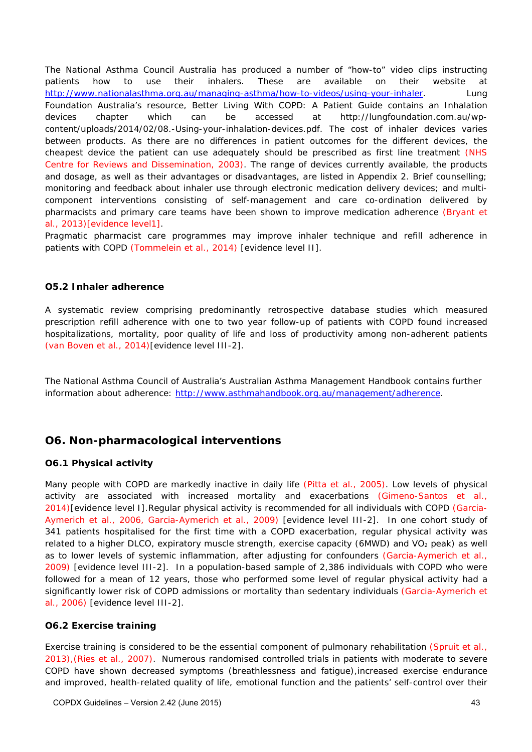The National Asthma Council Australia has produced a number of "how-to" video clips instructing patients how to use their inhalers. These are available on their website at http://www.nationalasthma.org.au/managing-asthma/how-to-videos/using-your-inhaler. Lung Foundation Australia's resource, Better Living With COPD: A Patient Guide contains an Inhalation devices chapter which can be accessed at http://lungfoundation.com.au/wp-content/uploads/2014/02/08.-Using-your-inhalation-devices.pdf. The cost of inhaler devices varies between products. As there are no differences in patient outcomes for the different devices, the cheapest device the patient can use adequately should be prescribed as first line treatment (NHS Centre for Reviews and Dissemination, 2003). The range of devices currently available, the products and dosage, as well as their advantages or disadvantages, are listed in Appendix 2. Brief counselling; monitoring and feedback about inhaler use through electronic medication delivery devices; and multi-component interventions consisting of self-management and care co-ordination delivered by pharmacists and primary care teams have been shown to improve medication adherence (Bryant et al., 2013)[evidence level1].

Pragmatic pharmacist care programmes may improve inhaler technique and refill adherence in patients with COPD (Tommelein et al., 2014) [evidence level II].

### O5.2 Inhaler adherence

A systematic review comprising predominantly retrospective database studies which measured prescription refill adherence with one to two year follow-up of patients with COPD found increased hospitalizations, mortality, poor quality of life and loss of productivity among non-adherent patients (van Boven et al., 2014)[evidence level III-2].

The National Asthma Council of Australia's Australian Asthma Management Handbook contains further information about adherence: http://www.asthmahandbook.org.au/management/adherence.

## O6. Non-pharmacological interventions

### O6.1 Physical activity

Many people with COPD are markedly inactive in daily life (Pitta et al., 2005). Low levels of physical activity are associated with increased mortality and exacerbations (Gimeno-Santos et al., 2014)[evidence level I].Regular physical activity is recommended for all individuals with COPD (Garcia-Aymerich et al., 2006, Garcia-Aymerich et al., 2009) [evidence level III-2]. In one cohort study of 341 patients hospitalised for the first time with a COPD exacerbation, regular physical activity was related to a higher DLCO, expiratory muscle strength, exercise capacity (6MWD) and $VO_2$ peak) as well as to lower levels of systemic inflammation, after adjusting for confounders (Garcia-Aymerich et al., 2009) [evidence level III-2]. In a population-based sample of 2,386 individuals with COPD who were followed for a mean of 12 years, those who performed some level of regular physical activity had a significantly lower risk of COPD admissions or mortality than sedentary individuals (Garcia-Aymerich et al., 2006) [evidence level III-2].

### O6.2 Exercise training

Exercise training is considered to be the essential component of pulmonary rehabilitation (Spruit et al., 2013),(Ries et al., 2007). Numerous randomised controlled trials in patients with moderate to severe COPD have shown decreased symptoms (breathlessness and fatigue),increased exercise endurance and improved, health-related quality of life, emotional function and the patients' self-control over their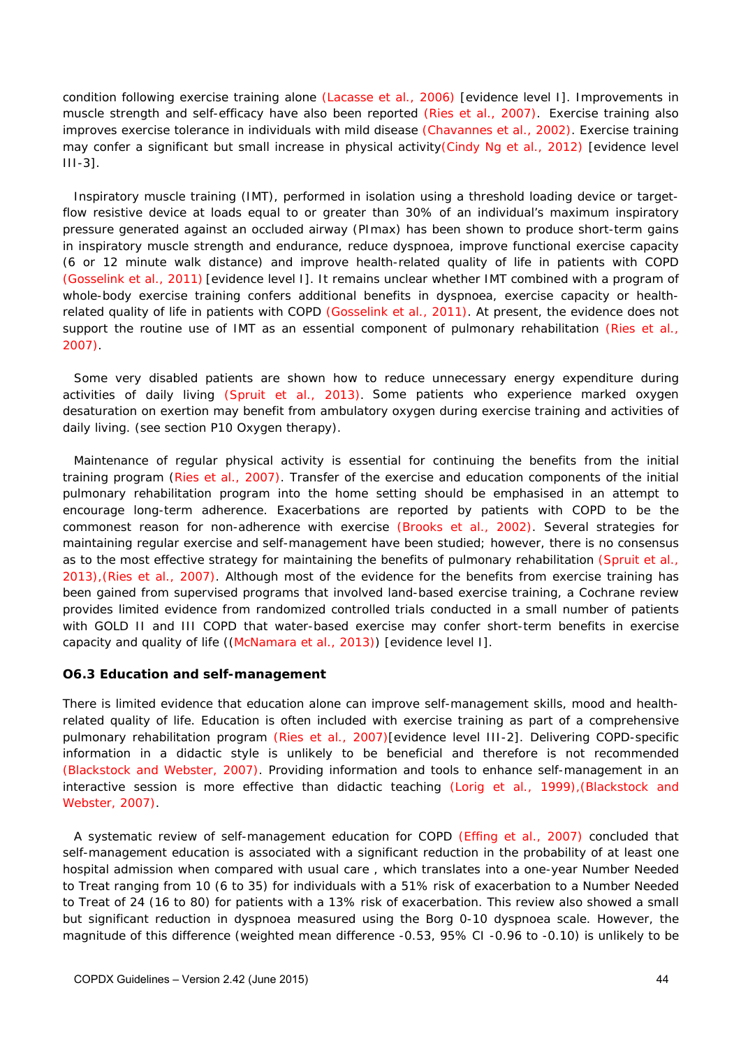condition following exercise training alone (Lacasse et al., 2006) [evidence level I]. Improvements in muscle strength and self-efficacy have also been reported (Ries et al., 2007). Exercise training also improves exercise tolerance in individuals with mild disease (Chavannes et al., 2002). Exercise training may confer a significant but small increase in physical activity(Cindy Ng et al., 2012) [evidence level III-3].

Inspiratory muscle training (IMT), performed in isolation using a threshold loading device or target-flow resistive device at loads equal to or greater than 30% of an individual's maximum inspiratory pressure generated against an occluded airway (PImax) has been shown to produce short-term gains in inspiratory muscle strength and endurance, reduce dyspnoea, improve functional exercise capacity (6 or 12 minute walk distance) and improve health-related quality of life in patients with COPD (Gosselink et al., 2011) [evidence level I]. It remains unclear whether IMT combined with a program of whole-body exercise training confers additional benefits in dyspnoea, exercise capacity or health-related quality of life in patients with COPD (Gosselink et al., 2011). At present, the evidence does not support the routine use of IMT as an essential component of pulmonary rehabilitation (Ries et al., 2007).

Some very disabled patients are shown how to reduce unnecessary energy expenditure during activities of daily living (Spruit et al., 2013). Some patients who experience marked oxygen desaturation on exertion may benefit from ambulatory oxygen during exercise training and activities of daily living. (see section P10 Oxygen therapy).

Maintenance of regular physical activity is essential for continuing the benefits from the initial training program (Ries et al., 2007). Transfer of the exercise and education components of the initial pulmonary rehabilitation program into the home setting should be emphasised in an attempt to encourage long-term adherence. Exacerbations are reported by patients with COPD to be the commonest reason for non-adherence with exercise (Brooks et al., 2002). Several strategies for maintaining regular exercise and self-management have been studied; however, there is no consensus as to the most effective strategy for maintaining the benefits of pulmonary rehabilitation (Spruit et al., 2013),(Ries et al., 2007). Although most of the evidence for the benefits from exercise training has been gained from supervised programs that involved land-based exercise training, a Cochrane review provides limited evidence from randomized controlled trials conducted in a small number of patients with GOLD II and III COPD that water-based exercise may confer short-term benefits in exercise capacity and quality of life ((McNamara et al., 2013)) [evidence level I].

### O6.3 Education and self-management

There is limited evidence that education alone can improve self-management skills, mood and health-related quality of life. Education is often included with exercise training as part of a comprehensive pulmonary rehabilitation program (Ries et al., 2007)[evidence level III-2]. Delivering COPD-specific information in a didactic style is unlikely to be beneficial and therefore is not recommended (Blackstock and Webster, 2007). Providing information and tools to enhance self-management in an interactive session is more effective than didactic teaching (Lorig et al., 1999),(Blackstock and Webster, 2007).

A systematic review of self-management education for COPD (Effing et al., 2007) concluded that self-management education is associated with a significant reduction in the probability of at least one hospital admission when compared with usual care , which translates into a one-year Number Needed to Treat ranging from 10 (6 to 35) for individuals with a 51% risk of exacerbation to a Number Needed to Treat of 24 (16 to 80) for patients with a 13% risk of exacerbation. This review also showed a small but significant reduction in dyspnoea measured using the Borg 0-10 dyspnoea scale. However, the magnitude of this difference (weighted mean difference -0.53, 95% CI -0.96 to -0.10) is unlikely to be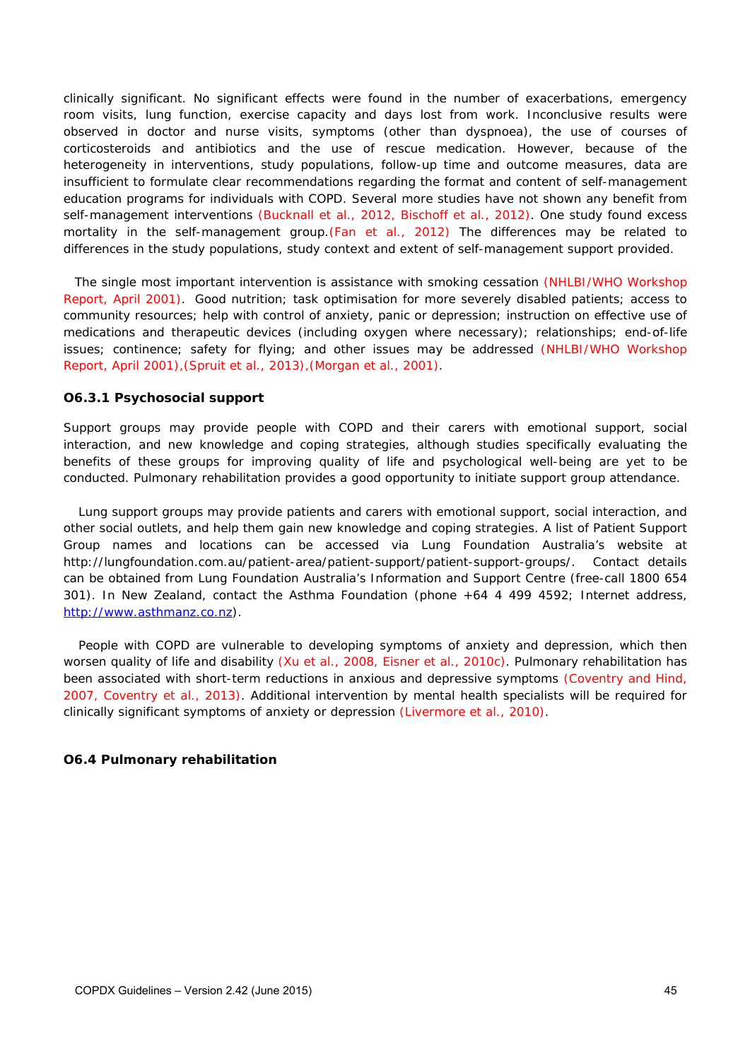clinically significant. No significant effects were found in the number of exacerbations, emergency room visits, lung function, exercise capacity and days lost from work. Inconclusive results were observed in doctor and nurse visits, symptoms (other than dyspnoea), the use of courses of corticosteroids and antibiotics and the use of rescue medication. However, because of the heterogeneity in interventions, study populations, follow-up time and outcome measures, data are insufficient to formulate clear recommendations regarding the format and content of self-management education programs for individuals with COPD. Several more studies have not shown any benefit from self-management interventions (Bucknall et al., 2012, Bischoff et al., 2012). One study found excess mortality in the self-management group.(Fan et al., 2012) The differences may be related to differences in the study populations, study context and extent of self-management support provided.

The single most important intervention is assistance with smoking cessation (NHLBI/WHO Workshop Report, April 2001). Good nutrition; task optimisation for more severely disabled patients; access to community resources; help with control of anxiety, panic or depression; instruction on effective use of medications and therapeutic devices (including oxygen where necessary); relationships; end-of-life issues; continence; safety for flying; and other issues may be addressed (NHLBI/WHO Workshop Report, April 2001),(Spruit et al., 2013),(Morgan et al., 2001).

### O6.3.1 Psychosocial support

Support groups may provide people with COPD and their carers with emotional support, social interaction, and new knowledge and coping strategies, although studies specifically evaluating the benefits of these groups for improving quality of life and psychological well-being are yet to be conducted. Pulmonary rehabilitation provides a good opportunity to initiate support group attendance.

Lung support groups may provide patients and carers with emotional support, social interaction, and other social outlets, and help them gain new knowledge and coping strategies. A list of Patient Support Group names and locations can be accessed via Lung Foundation Australia's website at http://lungfoundation.com.au/patient-area/patient-support/patient-support-groups/. Contact details can be obtained from Lung Foundation Australia's Information and Support Centre (free-call 1800 654 301). In New Zealand, contact the Asthma Foundation (phone +64 4 499 4592; Internet address, http://www.asthmanz.co.nz).

People with COPD are vulnerable to developing symptoms of anxiety and depression, which then worsen quality of life and disability (Xu et al., 2008, Eisner et al., 2010c). Pulmonary rehabilitation has been associated with short-term reductions in anxious and depressive symptoms (Coventry and Hind, 2007, Coventry et al., 2013). Additional intervention by mental health specialists will be required for clinically significant symptoms of anxiety or depression (Livermore et al., 2010).

## O6.4 Pulmonary rehabilitation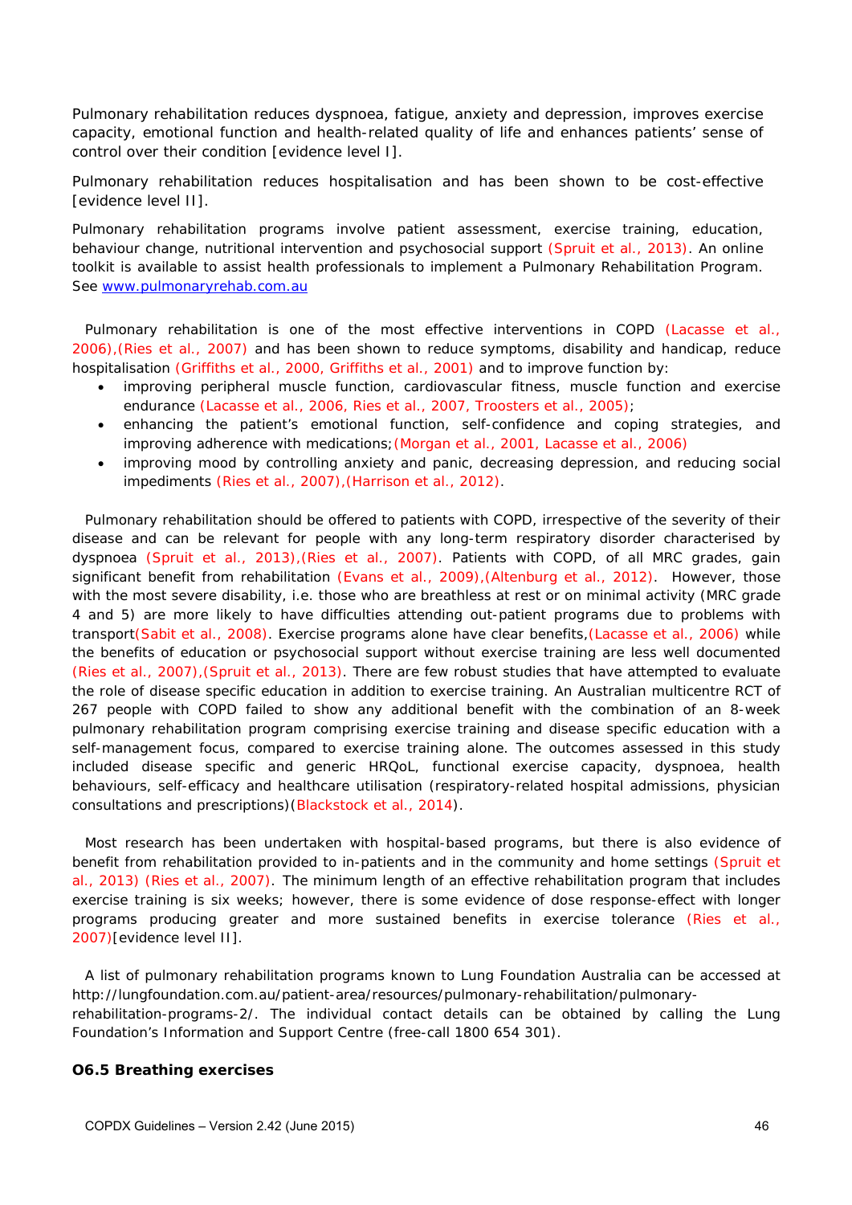Pulmonary rehabilitation reduces dyspnoea, fatigue, anxiety and depression, improves exercise capacity, emotional function and health-related quality of life and enhances patients' sense of control over their condition [evidence level I].

Pulmonary rehabilitation reduces hospitalisation and has been shown to be cost-effective [evidence level II].

Pulmonary rehabilitation programs involve patient assessment, exercise training, education, behaviour change, nutritional intervention and psychosocial support (Spruit et al., 2013). An online toolkit is available to assist health professionals to implement a Pulmonary Rehabilitation Program. See www.pulmonaryrehab.com.au

Pulmonary rehabilitation is one of the most effective interventions in COPD (Lacasse et al., 2006),(Ries et al., 2007) and has been shown to reduce symptoms, disability and handicap, reduce hospitalisation (Griffiths et al., 2000, Griffiths et al., 2001) and to improve function by:

- improving peripheral muscle function, cardiovascular fitness, muscle function and exercise endurance (Lacasse et al., 2006, Ries et al., 2007, Troosters et al., 2005);
- enhancing the patient's emotional function, self-confidence and coping strategies, and improving adherence with medications;(Morgan et al., 2001, Lacasse et al., 2006)
- improving mood by controlling anxiety and panic, decreasing depression, and reducing social impediments (Ries et al., 2007),(Harrison et al., 2012).

Pulmonary rehabilitation should be offered to patients with COPD, irrespective of the severity of their disease and can be relevant for people with any long-term respiratory disorder characterised by dyspnoea (Spruit et al., 2013),(Ries et al., 2007). Patients with COPD, of all MRC grades, gain significant benefit from rehabilitation (Evans et al., 2009),(Altenburg et al., 2012). However, those with the most severe disability, i.e. those who are breathless at rest or on minimal activity (MRC grade 4 and 5) are more likely to have difficulties attending out-patient programs due to problems with transport(Sabit et al., 2008). Exercise programs alone have clear benefits,(Lacasse et al., 2006) while the benefits of education or psychosocial support without exercise training are less well documented (Ries et al., 2007),(Spruit et al., 2013). There are few robust studies that have attempted to evaluate the role of disease specific education in addition to exercise training. An Australian multicentre RCT of 267 people with COPD failed to show any additional benefit with the combination of an 8-week pulmonary rehabilitation program comprising exercise training and disease specific education with a self-management focus, compared to exercise training alone. The outcomes assessed in this study included disease specific and generic HRQoL, functional exercise capacity, dyspnoea, health behaviours, self-efficacy and healthcare utilisation (respiratory-related hospital admissions, physician consultations and prescriptions)(Blackstock et al., 2014).

Most research has been undertaken with hospital-based programs, but there is also evidence of benefit from rehabilitation provided to in-patients and in the community and home settings (Spruit et al., 2013) (Ries et al., 2007). The minimum length of an effective rehabilitation program that includes exercise training is six weeks; however, there is some evidence of dose response-effect with longer programs producing greater and more sustained benefits in exercise tolerance (Ries et al., 2007)[evidence level II].

A list of pulmonary rehabilitation programs known to Lung Foundation Australia can be accessed at http://lungfoundation.com.au/patient-area/resources/pulmonary-rehabilitation/pulmonary-rehabilitation-programs-2/. The individual contact details can be obtained by calling the Lung Foundation's Information and Support Centre (free-call 1800 654 301).

### O6.5 Breathing exercises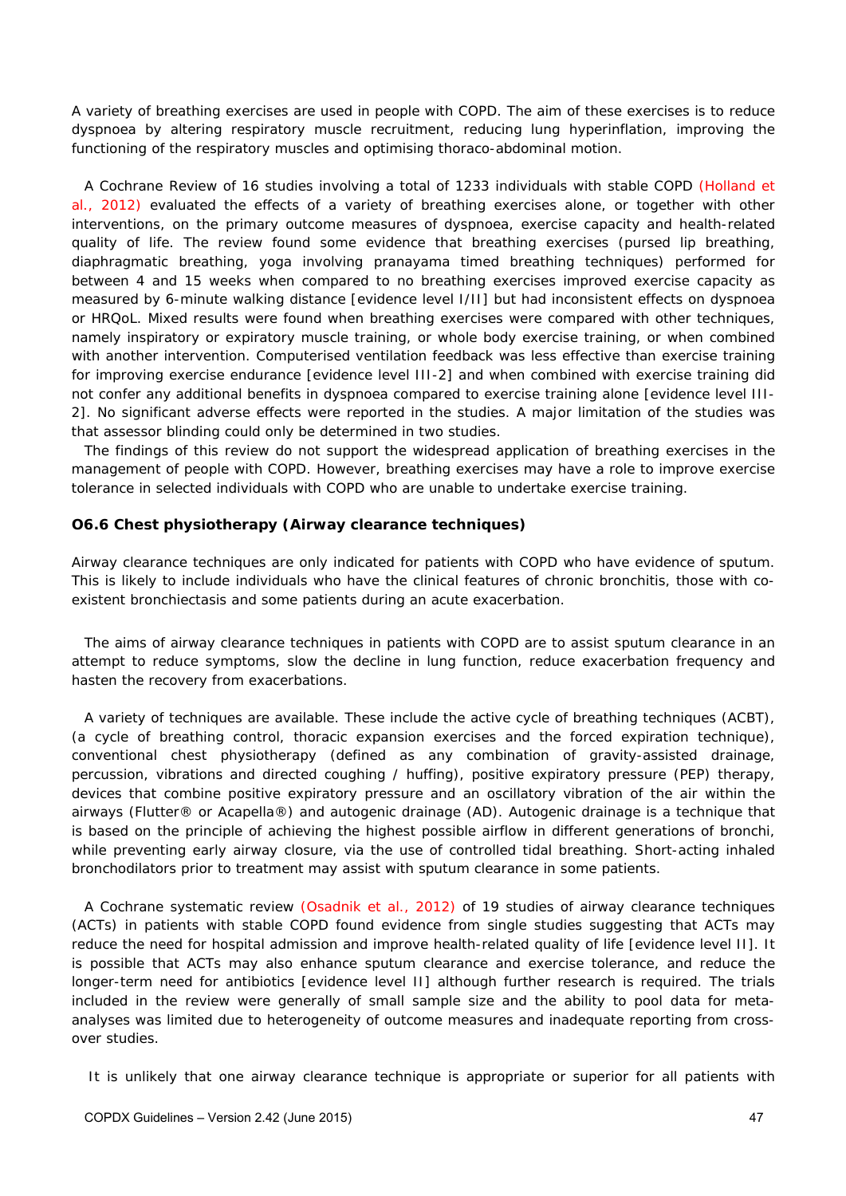A variety of breathing exercises are used in people with COPD. The aim of these exercises is to reduce dyspnoea by altering respiratory muscle recruitment, reducing lung hyperinflation, improving the functioning of the respiratory muscles and optimising thoraco-abdominal motion.

A Cochrane Review of 16 studies involving a total of 1233 individuals with stable COPD (Holland et al., 2012) evaluated the effects of a variety of breathing exercises alone, or together with other interventions, on the primary outcome measures of dyspnoea, exercise capacity and health-related quality of life. The review found some evidence that breathing exercises (pursed lip breathing, diaphragmatic breathing, yoga involving pranayama timed breathing techniques) performed for between 4 and 15 weeks when compared to no breathing exercises improved exercise capacity as measured by 6-minute walking distance [evidence level I/II] but had inconsistent effects on dyspnoea or HRQoL. Mixed results were found when breathing exercises were compared with other techniques, namely inspiratory or expiratory muscle training, or whole body exercise training, or when combined with another intervention. Computerised ventilation feedback was less effective than exercise training for improving exercise endurance [evidence level III-2] and when combined with exercise training did not confer any additional benefits in dyspnoea compared to exercise training alone [evidence level III-2]. No significant adverse effects were reported in the studies. A major limitation of the studies was that assessor blinding could only be determined in two studies.

The findings of this review do not support the widespread application of breathing exercises in the management of people with COPD. However, breathing exercises may have a role to improve exercise tolerance in selected individuals with COPD who are unable to undertake exercise training.

### O6.6 Chest physiotherapy (Airway clearance techniques)

Airway clearance techniques are only indicated for patients with COPD who have evidence of sputum. This is likely to include individuals who have the clinical features of chronic bronchitis, those with co-existent bronchiectasis and some patients during an acute exacerbation.

The aims of airway clearance techniques in patients with COPD are to assist sputum clearance in an attempt to reduce symptoms, slow the decline in lung function, reduce exacerbation frequency and hasten the recovery from exacerbations.

A variety of techniques are available. These include the active cycle of breathing techniques (ACBT), (a cycle of breathing control, thoracic expansion exercises and the forced expiration technique), conventional chest physiotherapy (defined as any combination of gravity-assisted drainage, percussion, vibrations and directed coughing / huffing), positive expiratory pressure (PEP) therapy, devices that combine positive expiratory pressure and an oscillatory vibration of the air within the airways (Flutter® or Acapella®) and autogenic drainage (AD). Autogenic drainage is a technique that is based on the principle of achieving the highest possible airflow in different generations of bronchi, while preventing early airway closure, via the use of controlled tidal breathing. Short-acting inhaled bronchodilators prior to treatment may assist with sputum clearance in some patients.

A Cochrane systematic review (Osadnik et al., 2012) of 19 studies of airway clearance techniques (ACTs) in patients with stable COPD found evidence from single studies suggesting that ACTs may reduce the need for hospital admission and improve health-related quality of life [evidence level II]. It is possible that ACTs may also enhance sputum clearance and exercise tolerance, and reduce the longer-term need for antibiotics [evidence level II] although further research is required. The trials included in the review were generally of small sample size and the ability to pool data for meta-analyses was limited due to heterogeneity of outcome measures and inadequate reporting from cross-over studies.

It is unlikely that one airway clearance technique is appropriate or superior for all patients with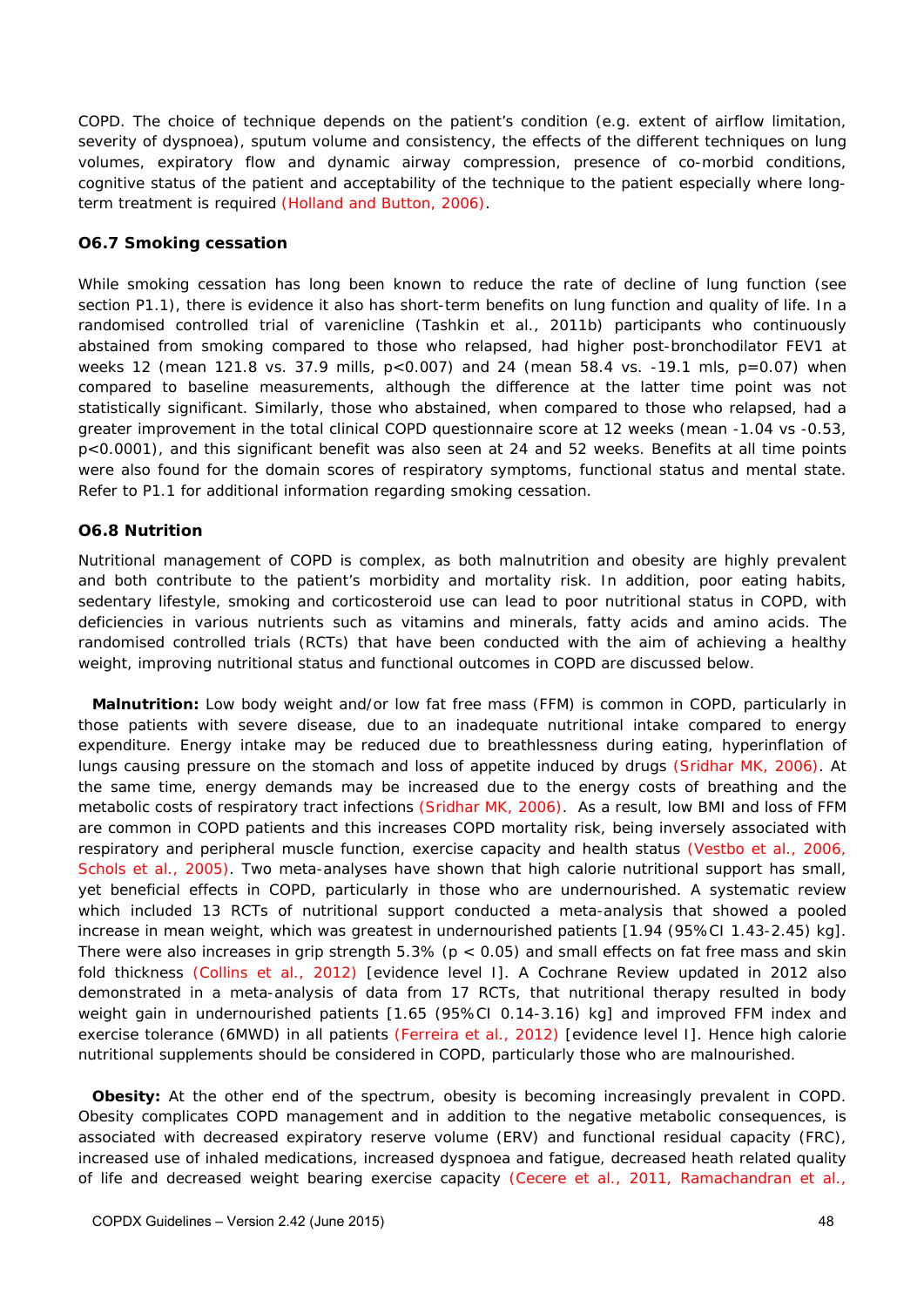COPD. The choice of technique depends on the patient's condition (e.g. extent of airflow limitation, severity of dyspnoea), sputum volume and consistency, the effects of the different techniques on lung volumes, expiratory flow and dynamic airway compression, presence of co-morbid conditions, cognitive status of the patient and acceptability of the technique to the patient especially where long-term treatment is required (Holland and Button, 2006).

### O6.7 Smoking cessation

While smoking cessation has long been known to reduce the rate of decline of lung function (see section P1.1), there is evidence it also has short-term benefits on lung function and quality of life. In a randomised controlled trial of varenicline (Tashkin et al., 2011b) participants who continuously abstained from smoking compared to those who relapsed, had higher post-bronchodilator FEV1 at weeks 12 (mean 121.8 vs. 37.9 mills, $p<0.007$) and 24 (mean 58.4 vs. -19.1 mls, $p=0.07$) when compared to baseline measurements, although the difference at the latter time point was not statistically significant. Similarly, those who abstained, when compared to those who relapsed, had a greater improvement in the total clinical COPD questionnaire score at 12 weeks (mean -1.04 vs -0.53, $p<0.0001$), and this significant benefit was also seen at 24 and 52 weeks. Benefits at all time points were also found for the domain scores of respiratory symptoms, functional status and mental state. Refer to P1.1 for additional information regarding smoking cessation.

### O6.8 Nutrition

Nutritional management of COPD is complex, as both malnutrition and obesity are highly prevalent and both contribute to the patient's morbidity and mortality risk. In addition, poor eating habits, sedentary lifestyle, smoking and corticosteroid use can lead to poor nutritional status in COPD, with deficiencies in various nutrients such as vitamins and minerals, fatty acids and amino acids. The randomised controlled trials (RCTs) that have been conducted with the aim of achieving a healthy weight, improving nutritional status and functional outcomes in COPD are discussed below.

**Malnutrition:** Low body weight and/or low fat free mass (FFM) is common in COPD, particularly in those patients with severe disease, due to an inadequate nutritional intake compared to energy expenditure. Energy intake may be reduced due to breathlessness during eating, hyperinflation of lungs causing pressure on the stomach and loss of appetite induced by drugs (Sridhar MK, 2006). At the same time, energy demands may be increased due to the energy costs of breathing and the metabolic costs of respiratory tract infections (Sridhar MK, 2006). As a result, low BMI and loss of FFM are common in COPD patients and this increases COPD mortality risk, being inversely associated with respiratory and peripheral muscle function, exercise capacity and health status (Vestbo et al., 2006, Schols et al., 2005). Two meta-analyses have shown that high calorie nutritional support has small, yet beneficial effects in COPD, particularly in those who are undernourished. A systematic review which included 13 RCTs of nutritional support conducted a meta-analysis that showed a pooled increase in mean weight, which was greatest in undernourished patients [1.94 (95%CI 1.43-2.45) kg]. There were also increases in grip strength 5.3% ($p < 0.05$) and small effects on fat free mass and skin fold thickness (Collins et al., 2012) [evidence level I]. A Cochrane Review updated in 2012 also demonstrated in a meta-analysis of data from 17 RCTs, that nutritional therapy resulted in body weight gain in undernourished patients [1.65 (95%CI 0.14-3.16) kg] and improved FFM index and exercise tolerance (6MWD) in all patients (Ferreira et al., 2012) [evidence level I]. Hence high calorie nutritional supplements should be considered in COPD, particularly those who are malnourished.

**Obesity:** At the other end of the spectrum, obesity is becoming increasingly prevalent in COPD. Obesity complicates COPD management and in addition to the negative metabolic consequences, is associated with decreased expiratory reserve volume (ERV) and functional residual capacity (FRC), increased use of inhaled medications, increased dyspnoea and fatigue, decreased heath related quality of life and decreased weight bearing exercise capacity (Cecere et al., 2011, Ramachandran et al.,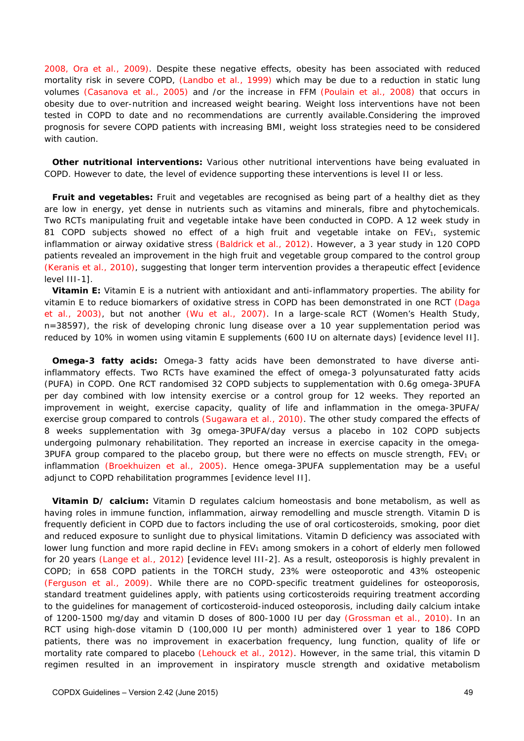2008, Ora et al., 2009). Despite these negative effects, obesity has been associated with reduced mortality risk in severe COPD, (Landbo et al., 1999) which may be due to a reduction in static lung volumes (Casanova et al., 2005) and /or the increase in FFM (Poulain et al., 2008) that occurs in obesity due to over-nutrition and increased weight bearing. Weight loss interventions have not been tested in COPD to date and no recommendations are currently available.Considering the improved prognosis for severe COPD patients with increasing BMI, weight loss strategies need to be considered with caution.

**Other nutritional interventions:** Various other nutritional interventions have being evaluated in COPD. However to date, the level of evidence supporting these interventions is level II or less.

**Fruit and vegetables:** Fruit and vegetables are recognised as being part of a healthy diet as they are low in energy, yet dense in nutrients such as vitamins and minerals, fibre and phytochemicals. Two RCTs manipulating fruit and vegetable intake have been conducted in COPD. A 12 week study in 81 COPD subjects showed no effect of a high fruit and vegetable intake on $FEV_1$, systemic inflammation or airway oxidative stress (Baldrick et al., 2012). However, a 3 year study in 120 COPD patients revealed an improvement in the high fruit and vegetable group compared to the control group (Keranis et al., 2010), suggesting that longer term intervention provides a therapeutic effect [evidence level III-1].

**Vitamin E:** Vitamin E is a nutrient with antioxidant and anti-inflammatory properties. The ability for vitamin E to reduce biomarkers of oxidative stress in COPD has been demonstrated in one RCT (Daga et al., 2003), but not another (Wu et al., 2007). In a large-scale RCT (Women's Health Study, n=38597), the risk of developing chronic lung disease over a 10 year supplementation period was reduced by 10% in women using vitamin E supplements (600 IU on alternate days) [evidence level II].

**Omega-3 fatty acids:** Omega-3 fatty acids have been demonstrated to have diverse anti-inflammatory effects. Two RCTs have examined the effect of omega-3 polyunsaturated fatty acids (PUFA) in COPD. One RCT randomised 32 COPD subjects to supplementation with 0.6g omega-3PUFA per day combined with low intensity exercise or a control group for 12 weeks. They reported an improvement in weight, exercise capacity, quality of life and inflammation in the omega-3PUFA/ exercise group compared to controls (Sugawara et al., 2010). The other study compared the effects of 8 weeks supplementation with 3g omega-3PUFA/day versus a placebo in 102 COPD subjects undergoing pulmonary rehabilitation. They reported an increase in exercise capacity in the omega-3PUFA group compared to the placebo group, but there were no effects on muscle strength, $FEV_1$ or inflammation (Broekhuizen et al., 2005). Hence omega-3PUFA supplementation may be a useful adjunct to COPD rehabilitation programmes [evidence level II].

**Vitamin D/ calcium:** Vitamin D regulates calcium homeostasis and bone metabolism, as well as having roles in immune function, inflammation, airway remodelling and muscle strength. Vitamin D is frequently deficient in COPD due to factors including the use of oral corticosteroids, smoking, poor diet and reduced exposure to sunlight due to physical limitations. Vitamin D deficiency was associated with lower lung function and more rapid decline in $FEV_1$ among smokers in a cohort of elderly men followed for 20 years (Lange et al., 2012) [evidence level III-2]. As a result, osteoporosis is highly prevalent in COPD; in 658 COPD patients in the TORCH study, 23% were osteoporotic and 43% osteopenic (Ferguson et al., 2009). While there are no COPD-specific treatment guidelines for osteoporosis, standard treatment guidelines apply, with patients using corticosteroids requiring treatment according to the guidelines for management of corticosteroid-induced osteoporosis, including daily calcium intake of 1200-1500 mg/day and vitamin D doses of 800-1000 IU per day (Grossman et al., 2010). In an RCT using high-dose vitamin D (100,000 IU per month) administered over 1 year to 186 COPD patients, there was no improvement in exacerbation frequency, lung function, quality of life or mortality rate compared to placebo (Lehouck et al., 2012). However, in the same trial, this vitamin D regimen resulted in an improvement in inspiratory muscle strength and oxidative metabolism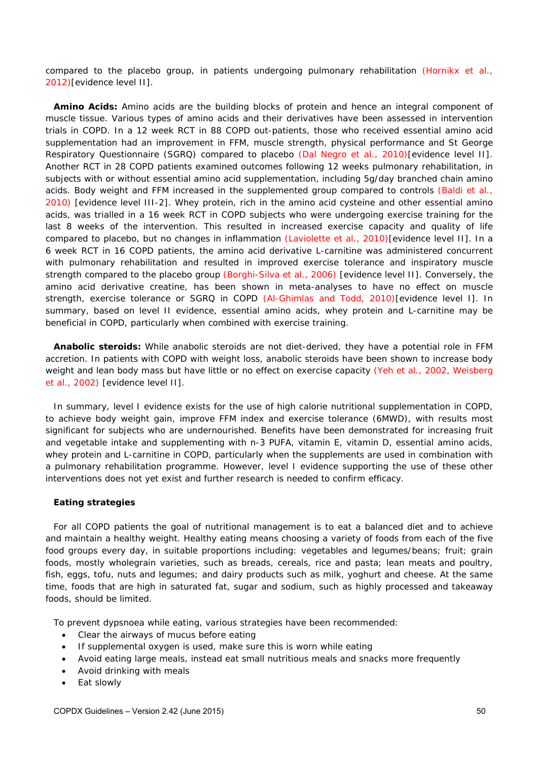compared to the placebo group, in patients undergoing pulmonary rehabilitation (Hornikx et al., 2012)[evidence level II].

**Amino Acids:** Amino acids are the building blocks of protein and hence an integral component of muscle tissue. Various types of amino acids and their derivatives have been assessed in intervention trials in COPD. In a 12 week RCT in 88 COPD out-patients, those who received essential amino acid supplementation had an improvement in FFM, muscle strength, physical performance and St George Respiratory Questionnaire (SGRQ) compared to placebo (Dal Negro et al., 2010)[evidence level II]. Another RCT in 28 COPD patients examined outcomes following 12 weeks pulmonary rehabilitation, in subjects with or without essential amino acid supplementation, including 5g/day branched chain amino acids. Body weight and FFM increased in the supplemented group compared to controls (Baldi et al., 2010) [evidence level III-2]. Whey protein, rich in the amino acid cysteine and other essential amino acids, was trialled in a 16 week RCT in COPD subjects who were undergoing exercise training for the last 8 weeks of the intervention. This resulted in increased exercise capacity and quality of life compared to placebo, but no changes in inflammation (Laviolette et al., 2010)[evidence level II]. In a 6 week RCT in 16 COPD patients, the amino acid derivative L-carnitine was administered concurrent with pulmonary rehabilitation and resulted in improved exercise tolerance and inspiratory muscle strength compared to the placebo group (Borghi-Silva et al., 2006) [evidence level II]. Conversely, the amino acid derivative creatine, has been shown in meta-analyses to have no effect on muscle strength, exercise tolerance or SGRQ in COPD (Al-Ghimlas and Todd, 2010)[evidence level I]. In summary, based on level II evidence, essential amino acids, whey protein and L-carnitine may be beneficial in COPD, particularly when combined with exercise training.

**Anabolic steroids:** While anabolic steroids are not diet-derived, they have a potential role in FFM accretion. In patients with COPD with weight loss, anabolic steroids have been shown to increase body weight and lean body mass but have little or no effect on exercise capacity (Yeh et al., 2002, Weisberg et al., 2002) [evidence level II].

In summary, level I evidence exists for the use of high calorie nutritional supplementation in COPD, to achieve body weight gain, improve FFM index and exercise tolerance (6MWD), with results most significant for subjects who are undernourished. Benefits have been demonstrated for increasing fruit and vegetable intake and supplementing with n-3 PUFA, vitamin E, vitamin D, essential amino acids, whey protein and L-carnitine in COPD, particularly when the supplements are used in combination with a pulmonary rehabilitation programme. However, level I evidence supporting the use of these other interventions does not yet exist and further research is needed to confirm efficacy.

**Eating strategies**

For all COPD patients the goal of nutritional management is to eat a balanced diet and to achieve and maintain a healthy weight. Healthy eating means choosing a variety of foods from each of the five food groups every day, in suitable proportions including: vegetables and legumes/beans; fruit; grain foods, mostly wholegrain varieties, such as breads, cereals, rice and pasta; lean meats and poultry, fish, eggs, tofu, nuts and legumes; and dairy products such as milk, yoghurt and cheese. At the same time, foods that are high in saturated fat, sugar and sodium, such as highly processed and takeaway foods, should be limited.

To prevent dypsnoea while eating, various strategies have been recommended:

- Clear the airways of mucus before eating
- If supplemental oxygen is used, make sure this is worn while eating
- Avoid eating large meals, instead eat small nutritious meals and snacks more frequently
- Avoid drinking with meals
- Eat slowly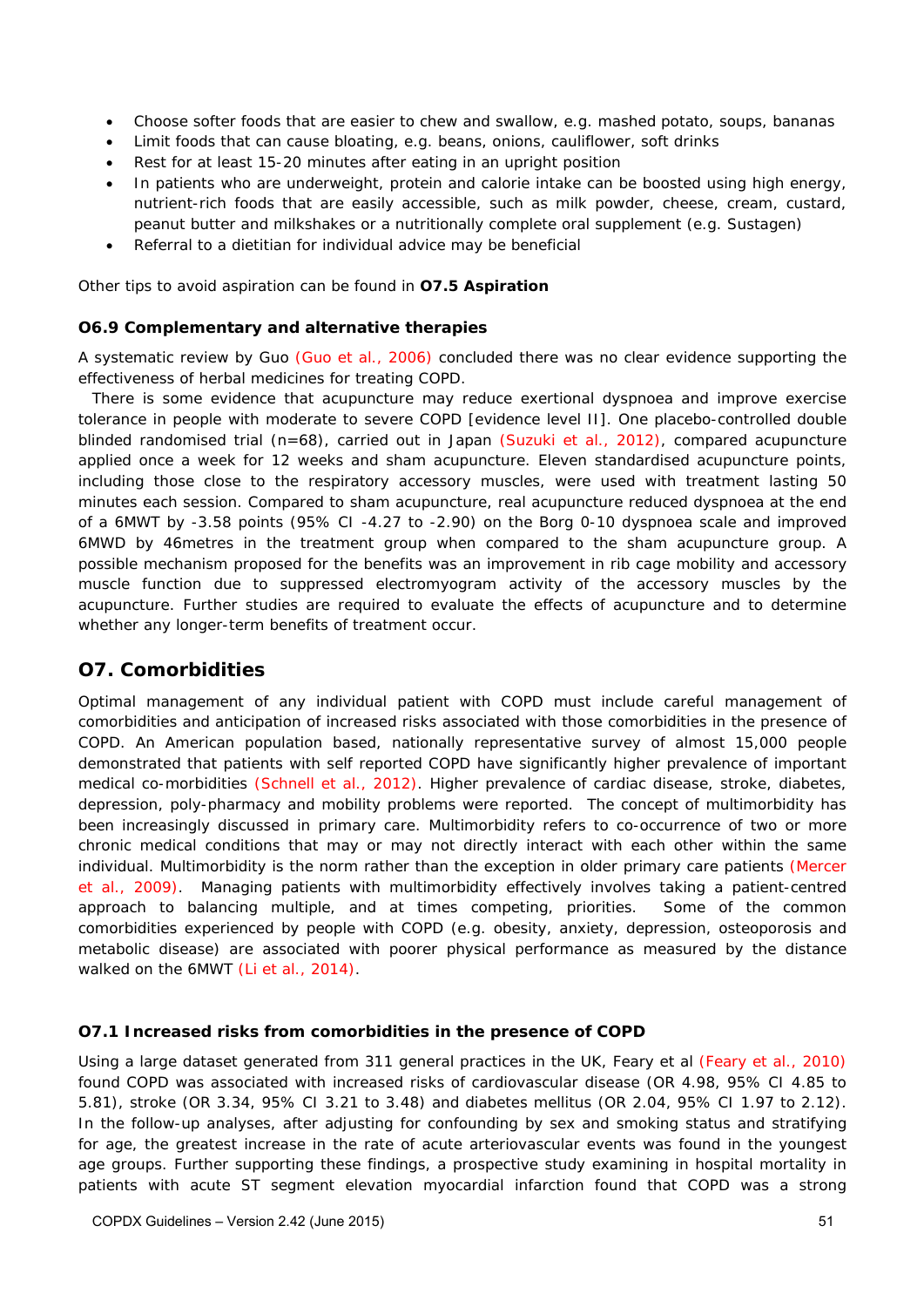- Choose softer foods that are easier to chew and swallow, e.g. mashed potato, soups, bananas
- Limit foods that can cause bloating, e.g. beans, onions, cauliflower, soft drinks
- Rest for at least 15-20 minutes after eating in an upright position
- In patients who are underweight, protein and calorie intake can be boosted using high energy, nutrient-rich foods that are easily accessible, such as milk powder, cheese, cream, custard, peanut butter and milkshakes or a nutritionally complete oral supplement (e.g. Sustagen)
- Referral to a dietitian for individual advice may be beneficial

Other tips to avoid aspiration can be found in **O7.5 Aspiration**

### O6.9 Complementary and alternative therapies

A systematic review by Guo (Guo et al., 2006) concluded there was no clear evidence supporting the effectiveness of herbal medicines for treating COPD.

There is some evidence that acupuncture may reduce exertional dyspnoea and improve exercise tolerance in people with moderate to severe COPD [evidence level II]. One placebo-controlled double blinded randomised trial (n=68), carried out in Japan (Suzuki et al., 2012), compared acupuncture applied once a week for 12 weeks and sham acupuncture. Eleven standardised acupuncture points, including those close to the respiratory accessory muscles, were used with treatment lasting 50 minutes each session. Compared to sham acupuncture, real acupuncture reduced dyspnoea at the end of a 6MWT by -3.58 points (95% CI -4.27 to -2.90) on the Borg 0-10 dyspnoea scale and improved 6MWD by 46metres in the treatment group when compared to the sham acupuncture group. A possible mechanism proposed for the benefits was an improvement in rib cage mobility and accessory muscle function due to suppressed electromyogram activity of the accessory muscles by the acupuncture. Further studies are required to evaluate the effects of acupuncture and to determine whether any longer-term benefits of treatment occur.

## O7. Comorbidities

Optimal management of any individual patient with COPD must include careful management of comorbidities and anticipation of increased risks associated with those comorbidities in the presence of COPD. An American population based, nationally representative survey of almost 15,000 people demonstrated that patients with self reported COPD have significantly higher prevalence of important medical co-morbidities (Schnell et al., 2012). Higher prevalence of cardiac disease, stroke, diabetes, depression, poly-pharmacy and mobility problems were reported. The concept of multimorbidity has been increasingly discussed in primary care. Multimorbidity refers to co-occurrence of two or more chronic medical conditions that may or may not directly interact with each other within the same individual. Multimorbidity is the norm rather than the exception in older primary care patients (Mercer et al., 2009). Managing patients with multimorbidity effectively involves taking a patient-centred approach to balancing multiple, and at times competing, priorities. Some of the common comorbidities experienced by people with COPD (e.g. obesity, anxiety, depression, osteoporosis and metabolic disease) are associated with poorer physical performance as measured by the distance walked on the 6MWT (Li et al., 2014).

### O7.1 Increased risks from comorbidities in the presence of COPD

Using a large dataset generated from 311 general practices in the UK, Feary et al (Feary et al., 2010) found COPD was associated with increased risks of cardiovascular disease (OR 4.98, 95% CI 4.85 to 5.81), stroke (OR 3.34, 95% CI 3.21 to 3.48) and diabetes mellitus (OR 2.04, 95% CI 1.97 to 2.12). In the follow-up analyses, after adjusting for confounding by sex and smoking status and stratifying for age, the greatest increase in the rate of acute arteriovascular events was found in the youngest age groups. Further supporting these findings, a prospective study examining in hospital mortality in patients with acute ST segment elevation myocardial infarction found that COPD was a strong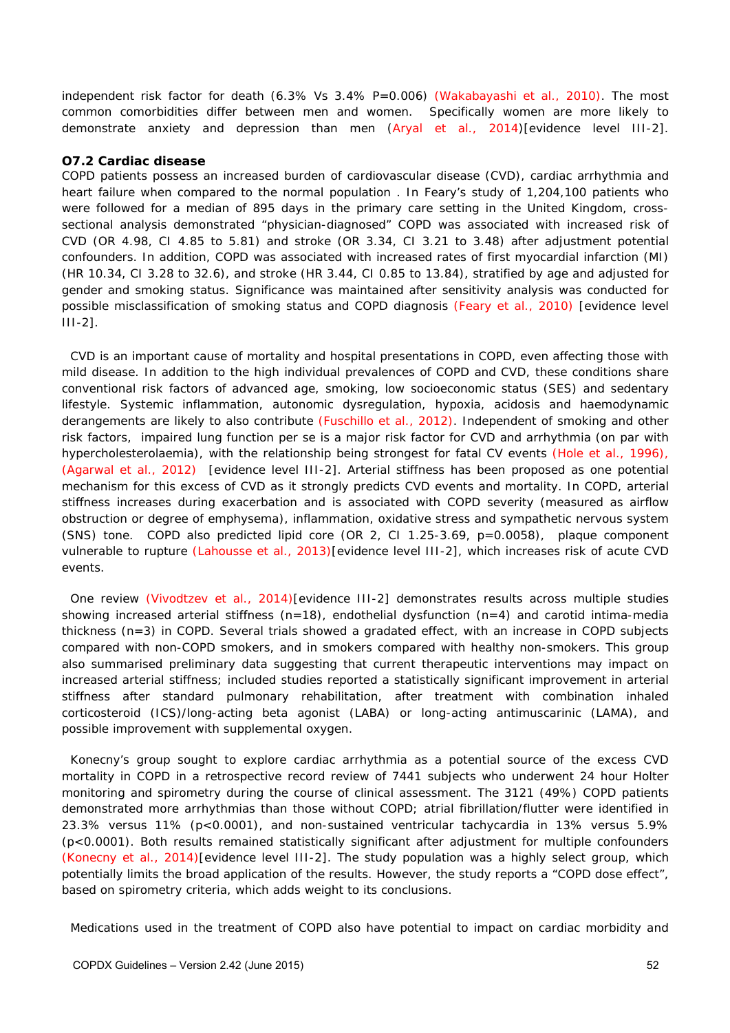independent risk factor for death (6.3% Vs 3.4% P=0.006) (Wakabayashi et al., 2010). The most common comorbidities differ between men and women. Specifically women are more likely to demonstrate anxiety and depression than men (Aryal et al., 2014)[evidence level III-2].

### O7.2 Cardiac disease

COPD patients possess an increased burden of cardiovascular disease (CVD), cardiac arrhythmia and heart failure when compared to the normal population . In Feary's study of 1,204,100 patients who were followed for a median of 895 days in the primary care setting in the United Kingdom, cross-sectional analysis demonstrated "physician-diagnosed" COPD was associated with increased risk of CVD (OR 4.98, CI 4.85 to 5.81) and stroke (OR 3.34, CI 3.21 to 3.48) after adjustment potential confounders. In addition, COPD was associated with increased rates of first myocardial infarction (MI) (HR 10.34, CI 3.28 to 32.6), and stroke (HR 3.44, CI 0.85 to 13.84), stratified by age and adjusted for gender and smoking status. Significance was maintained after sensitivity analysis was conducted for possible misclassification of smoking status and COPD diagnosis (Feary et al., 2010) [evidence level III-2].

CVD is an important cause of mortality and hospital presentations in COPD, even affecting those with mild disease. In addition to the high individual prevalences of COPD and CVD, these conditions share conventional risk factors of advanced age, smoking, low socioeconomic status (SES) and sedentary lifestyle. Systemic inflammation, autonomic dysregulation, hypoxia, acidosis and haemodynamic derangements are likely to also contribute (Fuschillo et al., 2012). Independent of smoking and other risk factors, impaired lung function per se is a major risk factor for CVD and arrhythmia (on par with hypercholesterolaemia), with the relationship being strongest for fatal CV events (Hole et al., 1996), (Agarwal et al., 2012) [evidence level III-2]. Arterial stiffness has been proposed as one potential mechanism for this excess of CVD as it strongly predicts CVD events and mortality. In COPD, arterial stiffness increases during exacerbation and is associated with COPD severity (measured as airflow obstruction or degree of emphysema), inflammation, oxidative stress and sympathetic nervous system (SNS) tone. COPD also predicted lipid core (OR 2, CI 1.25-3.69, p=0.0058), plaque component vulnerable to rupture (Lahousse et al., 2013)[evidence level III-2], which increases risk of acute CVD events.

One review (Vivodtzev et al., 2014)[evidence III-2] demonstrates results across multiple studies showing increased arterial stiffness (n=18), endothelial dysfunction (n=4) and carotid intima-media thickness (n=3) in COPD. Several trials showed a gradated effect, with an increase in COPD subjects compared with non-COPD smokers, and in smokers compared with healthy non-smokers. This group also summarised preliminary data suggesting that current therapeutic interventions may impact on increased arterial stiffness; included studies reported a statistically significant improvement in arterial stiffness after standard pulmonary rehabilitation, after treatment with combination inhaled corticosteroid (ICS)/long-acting beta agonist (LABA) or long-acting antimuscarinic (LAMA), and possible improvement with supplemental oxygen.

Konecny's group sought to explore cardiac arrhythmia as a potential source of the excess CVD mortality in COPD in a retrospective record review of 7441 subjects who underwent 24 hour Holter monitoring and spirometry during the course of clinical assessment. The 3121 (49%) COPD patients demonstrated more arrhythmias than those without COPD; atrial fibrillation/flutter were identified in 23.3% versus 11% (p<0.0001), and non-sustained ventricular tachycardia in 13% versus 5.9% (p<0.0001). Both results remained statistically significant after adjustment for multiple confounders (Konecny et al., 2014)[evidence level III-2]. The study population was a highly select group, which potentially limits the broad application of the results. However, the study reports a "COPD dose effect", based on spirometry criteria, which adds weight to its conclusions.

Medications used in the treatment of COPD also have potential to impact on cardiac morbidity and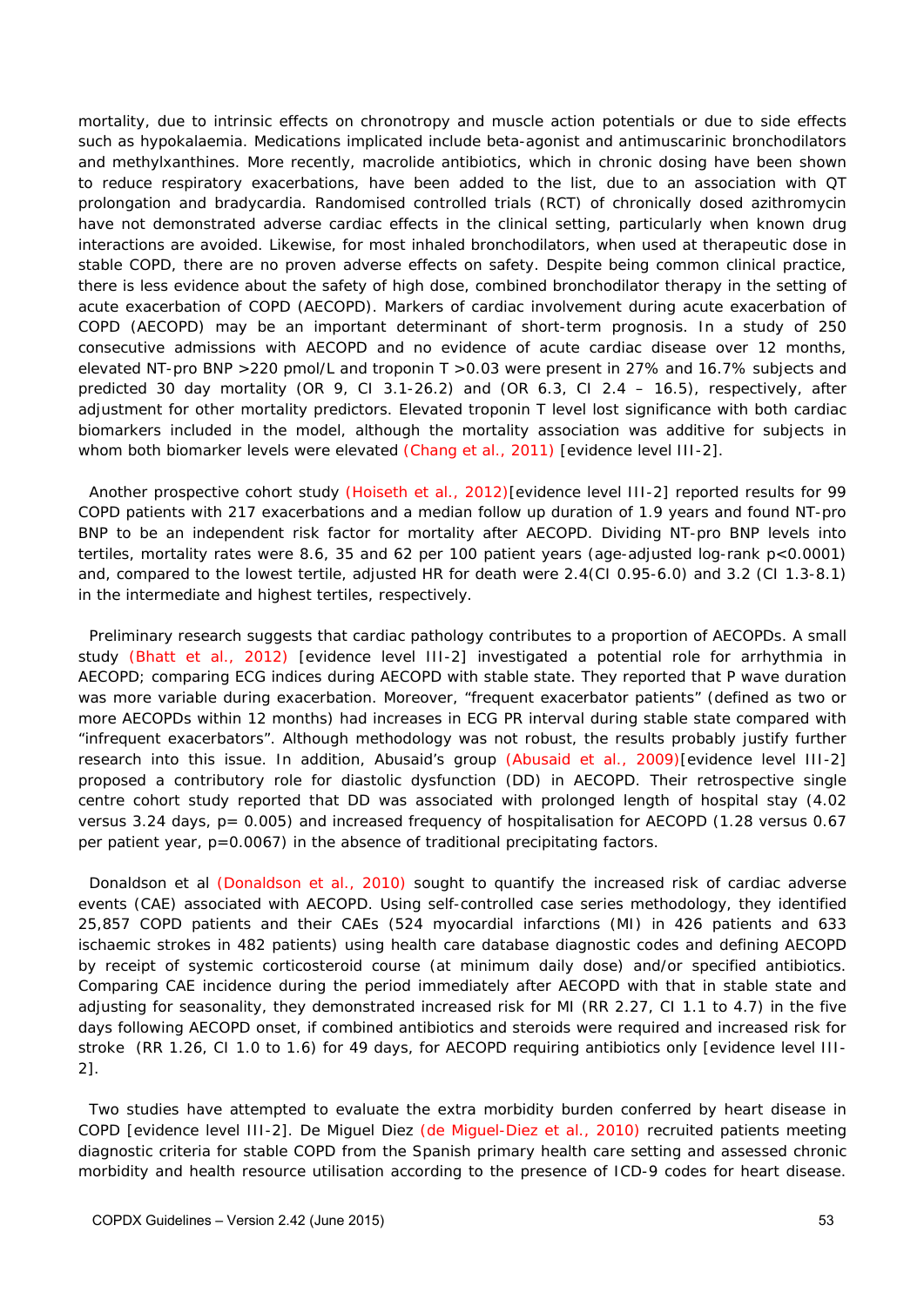mortality, due to intrinsic effects on chronotropy and muscle action potentials or due to side effects such as hypokalaemia. Medications implicated include beta-agonist and antimuscarinic bronchodilators and methylxanthines. More recently, macrolide antibiotics, which in chronic dosing have been shown to reduce respiratory exacerbations, have been added to the list, due to an association with QT prolongation and bradycardia. Randomised controlled trials (RCT) of chronically dosed azithromycin have not demonstrated adverse cardiac effects in the clinical setting, particularly when known drug interactions are avoided. Likewise, for most inhaled bronchodilators, when used at therapeutic dose in stable COPD, there are no proven adverse effects on safety. Despite being common clinical practice, there is less evidence about the safety of high dose, combined bronchodilator therapy in the setting of acute exacerbation of COPD (AECOPD). Markers of cardiac involvement during acute exacerbation of COPD (AECOPD) may be an important determinant of short-term prognosis. In a study of 250 consecutive admissions with AECOPD and no evidence of acute cardiac disease over 12 months, elevated NT-pro BNP >220 pmol/L and troponin T >0.03 were present in 27% and 16.7% subjects and predicted 30 day mortality (OR 9, CI 3.1-26.2) and (OR 6.3, CI 2.4 – 16.5), respectively, after adjustment for other mortality predictors. Elevated troponin T level lost significance with both cardiac biomarkers included in the model, although the mortality association was additive for subjects in whom both biomarker levels were elevated (Chang et al., 2011) [evidence level III-2].

Another prospective cohort study (Hoiseth et al., 2012)[evidence level III-2] reported results for 99 COPD patients with 217 exacerbations and a median follow up duration of 1.9 years and found NT-pro BNP to be an independent risk factor for mortality after AECOPD. Dividing NT-pro BNP levels into tertiles, mortality rates were 8.6, 35 and 62 per 100 patient years (age-adjusted log-rank $p<0.0001$) and, compared to the lowest tertile, adjusted HR for death were 2.4(CI 0.95-6.0) and 3.2 (CI 1.3-8.1) in the intermediate and highest tertiles, respectively.

Preliminary research suggests that cardiac pathology contributes to a proportion of AECOPDs. A small study (Bhatt et al., 2012) [evidence level III-2] investigated a potential role for arrhythmia in AECOPD; comparing ECG indices during AECOPD with stable state. They reported that P wave duration was more variable during exacerbation. Moreover, "frequent exacerbator patients" (defined as two or more AECOPDs within 12 months) had increases in ECG PR interval during stable state compared with "infrequent exacerbators". Although methodology was not robust, the results probably justify further research into this issue. In addition, Abusaid's group (Abusaid et al., 2009)[evidence level III-2] proposed a contributory role for diastolic dysfunction (DD) in AECOPD. Their retrospective single centre cohort study reported that DD was associated with prolonged length of hospital stay (4.02 versus 3.24 days, $p= 0.005$) and increased frequency of hospitalisation for AECOPD (1.28 versus 0.67 per patient year, $p=0.0067$) in the absence of traditional precipitating factors.

Donaldson et al (Donaldson et al., 2010) sought to quantify the increased risk of cardiac adverse events (CAE) associated with AECOPD. Using self-controlled case series methodology, they identified 25,857 COPD patients and their CAEs (524 myocardial infarctions (MI) in 426 patients and 633 ischaemic strokes in 482 patients) using health care database diagnostic codes and defining AECOPD by receipt of systemic corticosteroid course (at minimum daily dose) and/or specified antibiotics. Comparing CAE incidence during the period immediately after AECOPD with that in stable state and adjusting for seasonality, they demonstrated increased risk for MI (RR 2.27, CI 1.1 to 4.7) in the five days following AECOPD onset, if combined antibiotics and steroids were required and increased risk for stroke (RR 1.26, CI 1.0 to 1.6) for 49 days, for AECOPD requiring antibiotics only [evidence level III-2].

Two studies have attempted to evaluate the extra morbidity burden conferred by heart disease in COPD [evidence level III-2]. De Miguel Diez (de Miguel-Diez et al., 2010) recruited patients meeting diagnostic criteria for stable COPD from the Spanish primary health care setting and assessed chronic morbidity and health resource utilisation according to the presence of ICD-9 codes for heart disease.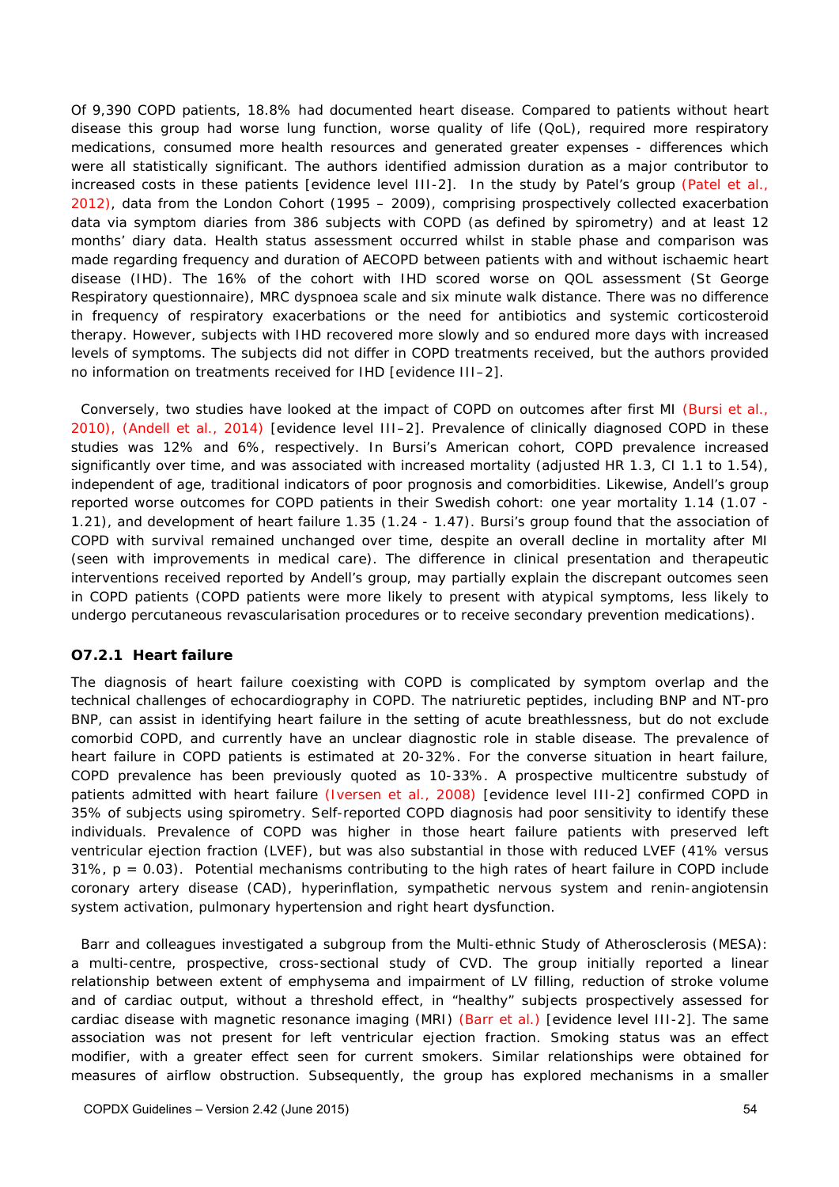Of 9,390 COPD patients, 18.8% had documented heart disease. Compared to patients without heart disease this group had worse lung function, worse quality of life (QoL), required more respiratory medications, consumed more health resources and generated greater expenses - differences which were all statistically significant. The authors identified admission duration as a major contributor to increased costs in these patients [evidence level III-2]. In the study by Patel's group (Patel et al., 2012), data from the London Cohort (1995 – 2009), comprising prospectively collected exacerbation data via symptom diaries from 386 subjects with COPD (as defined by spirometry) and at least 12 months' diary data. Health status assessment occurred whilst in stable phase and comparison was made regarding frequency and duration of AECOPD between patients with and without ischaemic heart disease (IHD). The 16% of the cohort with IHD scored worse on QOL assessment (St George Respiratory questionnaire), MRC dyspnoea scale and six minute walk distance. There was no difference in frequency of respiratory exacerbations or the need for antibiotics and systemic corticosteroid therapy. However, subjects with IHD recovered more slowly and so endured more days with increased levels of symptoms. The subjects did not differ in COPD treatments received, but the authors provided no information on treatments received for IHD [evidence III–2].

Conversely, two studies have looked at the impact of COPD on outcomes after first MI (Bursi et al., 2010), (Andell et al., 2014) [evidence level III–2]. Prevalence of clinically diagnosed COPD in these studies was 12% and 6%, respectively. In Bursi's American cohort, COPD prevalence increased significantly over time, and was associated with increased mortality (adjusted HR 1.3, CI 1.1 to 1.54), independent of age, traditional indicators of poor prognosis and comorbidities. Likewise, Andell's group reported worse outcomes for COPD patients in their Swedish cohort: one year mortality 1.14 (1.07 - 1.21), and development of heart failure 1.35 (1.24 - 1.47). Bursi's group found that the association of COPD with survival remained unchanged over time, despite an overall decline in mortality after MI (seen with improvements in medical care). The difference in clinical presentation and therapeutic interventions received reported by Andell's group, may partially explain the discrepant outcomes seen in COPD patients (COPD patients were more likely to present with atypical symptoms, less likely to undergo percutaneous revascularisation procedures or to receive secondary prevention medications).

### O7.2.1 Heart failure

The diagnosis of heart failure coexisting with COPD is complicated by symptom overlap and the technical challenges of echocardiography in COPD. The natriuretic peptides, including BNP and NT-pro BNP, can assist in identifying heart failure in the setting of acute breathlessness, but do not exclude comorbid COPD, and currently have an unclear diagnostic role in stable disease. The prevalence of heart failure in COPD patients is estimated at 20-32%. For the converse situation in heart failure, COPD prevalence has been previously quoted as 10-33%. A prospective multicentre substudy of patients admitted with heart failure (Iversen et al., 2008) [evidence level III-2] confirmed COPD in 35% of subjects using spirometry. Self-reported COPD diagnosis had poor sensitivity to identify these individuals. Prevalence of COPD was higher in those heart failure patients with preserved left ventricular ejection fraction (LVEF), but was also substantial in those with reduced LVEF (41% versus 31%, $p = 0.03$). Potential mechanisms contributing to the high rates of heart failure in COPD include coronary artery disease (CAD), hyperinflation, sympathetic nervous system and renin-angiotensin system activation, pulmonary hypertension and right heart dysfunction.

Barr and colleagues investigated a subgroup from the Multi-ethnic Study of Atherosclerosis (MESA): a multi-centre, prospective, cross-sectional study of CVD. The group initially reported a linear relationship between extent of emphysema and impairment of LV filling, reduction of stroke volume and of cardiac output, without a threshold effect, in "healthy" subjects prospectively assessed for cardiac disease with magnetic resonance imaging (MRI) (Barr et al.) [evidence level III-2]. The same association was not present for left ventricular ejection fraction. Smoking status was an effect modifier, with a greater effect seen for current smokers. Similar relationships were obtained for measures of airflow obstruction. Subsequently, the group has explored mechanisms in a smaller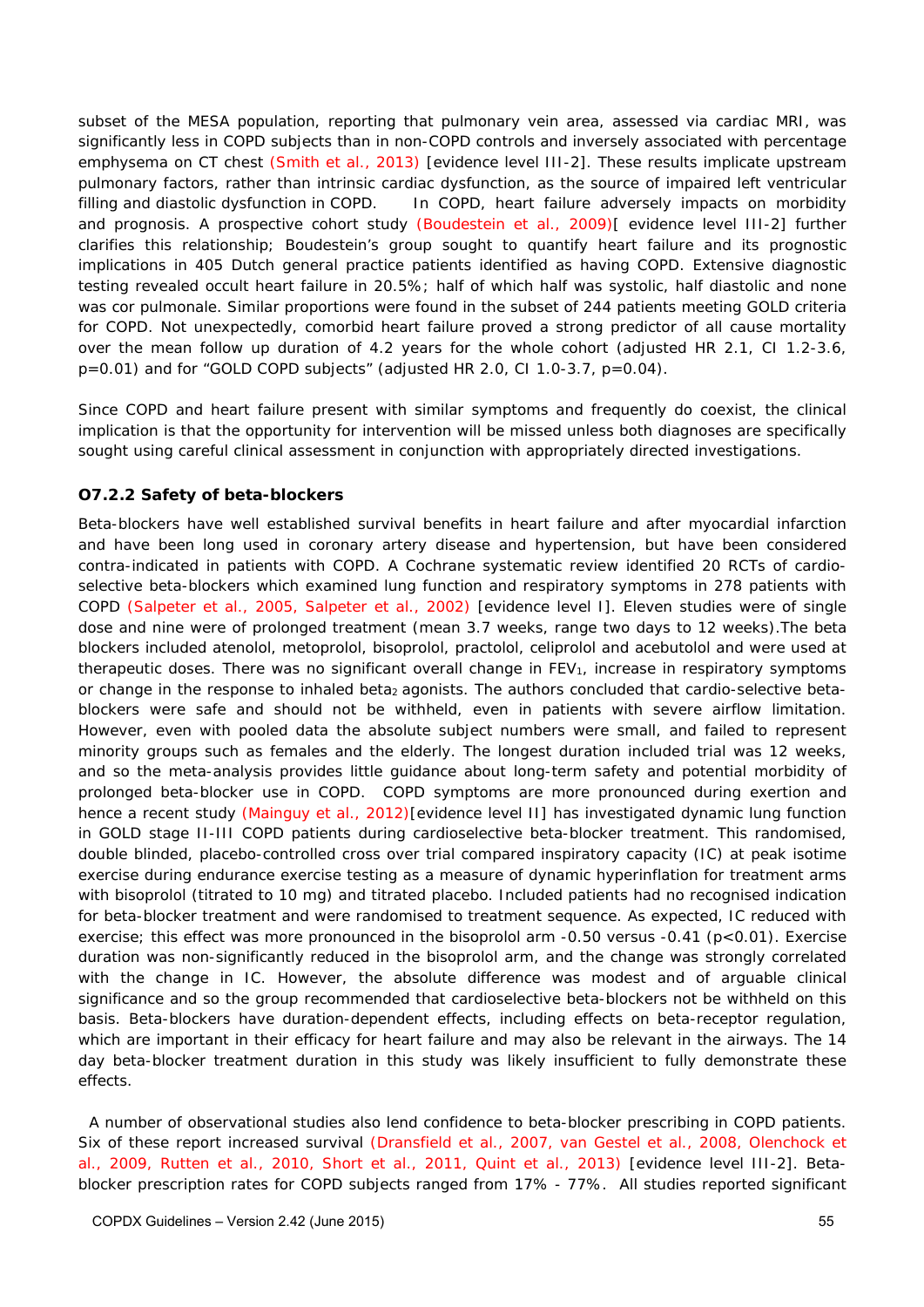subset of the MESA population, reporting that pulmonary vein area, assessed via cardiac MRI, was significantly less in COPD subjects than in non-COPD controls and inversely associated with percentage emphysema on CT chest (Smith et al., 2013) [evidence level III-2]. These results implicate upstream pulmonary factors, rather than intrinsic cardiac dysfunction, as the source of impaired left ventricular filling and diastolic dysfunction in COPD. In COPD, heart failure adversely impacts on morbidity and prognosis. A prospective cohort study (Boudestein et al., 2009)[ evidence level III-2] further clarifies this relationship; Boudestein's group sought to quantify heart failure and its prognostic implications in 405 Dutch general practice patients identified as having COPD. Extensive diagnostic testing revealed occult heart failure in 20.5%; half of which half was systolic, half diastolic and none was cor pulmonale. Similar proportions were found in the subset of 244 patients meeting GOLD criteria for COPD. Not unexpectedly, comorbid heart failure proved a strong predictor of all cause mortality over the mean follow up duration of 4.2 years for the whole cohort (adjusted HR 2.1, CI 1.2-3.6, $p=0.01$) and for "GOLD COPD subjects" (adjusted HR 2.0, CI 1.0-3.7, $p=0.04$).

Since COPD and heart failure present with similar symptoms and frequently do coexist, the clinical implication is that the opportunity for intervention will be missed unless both diagnoses are specifically sought using careful clinical assessment in conjunction with appropriately directed investigations.

### O7.2.2 Safety of beta-blockers

Beta-blockers have well established survival benefits in heart failure and after myocardial infarction and have been long used in coronary artery disease and hypertension, but have been considered contra-indicated in patients with COPD. A Cochrane systematic review identified 20 RCTs of cardio-selective beta-blockers which examined lung function and respiratory symptoms in 278 patients with COPD (Salpeter et al., 2005, Salpeter et al., 2002) [evidence level I]. Eleven studies were of single dose and nine were of prolonged treatment (mean 3.7 weeks, range two days to 12 weeks).The beta blockers included atenolol, metoprolol, bisoprolol, practolol, celiprolol and acebutolol and were used at therapeutic doses. There was no significant overall change in $FEV_1$, increase in respiratory symptoms or change in the response to inhaled $beta_2$ agonists. The authors concluded that cardio-selective beta-blockers were safe and should not be withheld, even in patients with severe airflow limitation. However, even with pooled data the absolute subject numbers were small, and failed to represent minority groups such as females and the elderly. The longest duration included trial was 12 weeks, and so the meta-analysis provides little guidance about long-term safety and potential morbidity of prolonged beta-blocker use in COPD. COPD symptoms are more pronounced during exertion and hence a recent study (Mainguy et al., 2012)[evidence level II] has investigated dynamic lung function in GOLD stage II-III COPD patients during cardioselective beta-blocker treatment. This randomised, double blinded, placebo-controlled cross over trial compared inspiratory capacity (IC) at peak isotime exercise during endurance exercise testing as a measure of dynamic hyperinflation for treatment arms with bisoprolol (titrated to 10 mg) and titrated placebo. Included patients had no recognised indication for beta-blocker treatment and were randomised to treatment sequence. As expected, IC reduced with exercise; this effect was more pronounced in the bisoprolol arm -0.50 versus -0.41 ($p<0.01$). Exercise duration was non-significantly reduced in the bisoprolol arm, and the change was strongly correlated with the change in IC. However, the absolute difference was modest and of arguable clinical significance and so the group recommended that cardioselective beta-blockers not be withheld on this basis. Beta-blockers have duration-dependent effects, including effects on beta-receptor regulation, which are important in their efficacy for heart failure and may also be relevant in the airways. The 14 day beta-blocker treatment duration in this study was likely insufficient to fully demonstrate these effects.

A number of observational studies also lend confidence to beta-blocker prescribing in COPD patients. Six of these report increased survival (Dransfield et al., 2007, van Gestel et al., 2008, Olenchock et al., 2009, Rutten et al., 2010, Short et al., 2011, Quint et al., 2013) [evidence level III-2]. Beta-blocker prescription rates for COPD subjects ranged from 17% - 77%. All studies reported significant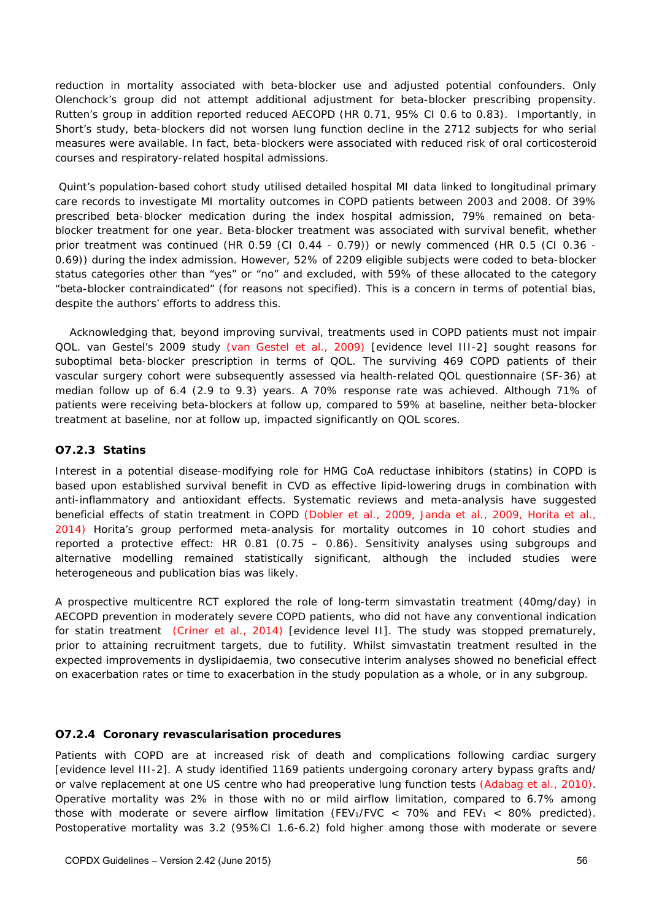reduction in mortality associated with beta-blocker use and adjusted potential confounders. Only Olenchock's group did not attempt additional adjustment for beta-blocker prescribing propensity. Rutten's group in addition reported reduced AECOPD (HR 0.71, 95% CI 0.6 to 0.83). Importantly, in Short's study, beta-blockers did not worsen lung function decline in the 2712 subjects for who serial measures were available. In fact, beta-blockers were associated with reduced risk of oral corticosteroid courses and respiratory-related hospital admissions.

Quint's population-based cohort study utilised detailed hospital MI data linked to longitudinal primary care records to investigate MI mortality outcomes in COPD patients between 2003 and 2008. Of 39% prescribed beta-blocker medication during the index hospital admission, 79% remained on beta-blocker treatment for one year. Beta-blocker treatment was associated with survival benefit, whether prior treatment was continued (HR 0.59 (CI 0.44 - 0.79)) or newly commenced (HR 0.5 (CI 0.36 - 0.69)) during the index admission. However, 52% of 2209 eligible subjects were coded to beta-blocker status categories other than "yes" or "no" and excluded, with 59% of these allocated to the category "beta-blocker contraindicated" (for reasons not specified). This is a concern in terms of potential bias, despite the authors' efforts to address this.

Acknowledging that, beyond improving survival, treatments used in COPD patients must not impair QOL. van Gestel's 2009 study (van Gestel et al., 2009) [evidence level III-2] sought reasons for suboptimal beta-blocker prescription in terms of QOL. The surviving 469 COPD patients of their vascular surgery cohort were subsequently assessed via health-related QOL questionnaire (SF-36) at median follow up of 6.4 (2.9 to 9.3) years. A 70% response rate was achieved. Although 71% of patients were receiving beta-blockers at follow up, compared to 59% at baseline, neither beta-blocker treatment at baseline, nor at follow up, impacted significantly on QOL scores.

### O7.2.3 Statins

Interest in a potential disease-modifying role for HMG CoA reductase inhibitors (statins) in COPD is based upon established survival benefit in CVD as effective lipid-lowering drugs in combination with anti-inflammatory and antioxidant effects. Systematic reviews and meta-analysis have suggested beneficial effects of statin treatment in COPD (Dobler et al., 2009, Janda et al., 2009, Horita et al., 2014) Horita's group performed meta-analysis for mortality outcomes in 10 cohort studies and reported a protective effect: HR 0.81 (0.75 – 0.86). Sensitivity analyses using subgroups and alternative modelling remained statistically significant, although the included studies were heterogeneous and publication bias was likely.

A prospective multicentre RCT explored the role of long-term simvastatin treatment (40mg/day) in AECOPD prevention in moderately severe COPD patients, who did not have any conventional indication for statin treatment (Criner et al., 2014) [evidence level II]. The study was stopped prematurely, prior to attaining recruitment targets, due to futility. Whilst simvastatin treatment resulted in the expected improvements in dyslipidaemia, two consecutive interim analyses showed no beneficial effect on exacerbation rates or time to exacerbation in the study population as a whole, or in any subgroup.

### O7.2.4 Coronary revascularisation procedures

Patients with COPD are at increased risk of death and complications following cardiac surgery [evidence level III-2]. A study identified 1169 patients undergoing coronary artery bypass grafts and/ or valve replacement at one US centre who had preoperative lung function tests (Adabag et al., 2010). Operative mortality was 2% in those with no or mild airflow limitation, compared to 6.7% among those with moderate or severe airflow limitation ($FEV_1/FVC$ < 70% and $FEV_1$ < 80% predicted). Postoperative mortality was 3.2 (95%CI 1.6-6.2) fold higher among those with moderate or severe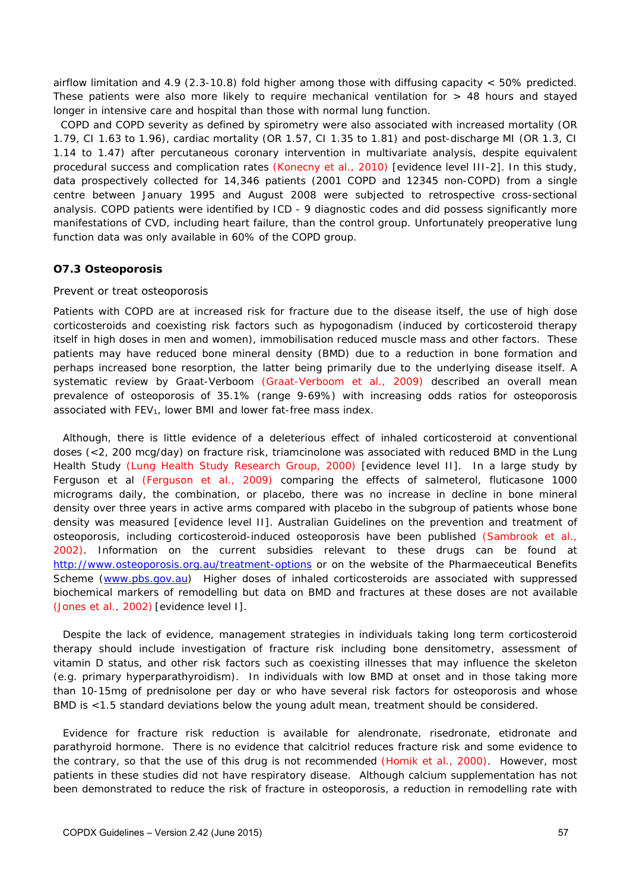airflow limitation and 4.9 (2.3-10.8) fold higher among those with diffusing capacity < 50% predicted. These patients were also more likely to require mechanical ventilation for > 48 hours and stayed longer in intensive care and hospital than those with normal lung function.

COPD and COPD severity as defined by spirometry were also associated with increased mortality (OR 1.79, CI 1.63 to 1.96), cardiac mortality (OR 1.57, CI 1.35 to 1.81) and post-discharge MI (OR 1.3, CI 1.14 to 1.47) after percutaneous coronary intervention in multivariate analysis, despite equivalent procedural success and complication rates (Konecny et al., 2010) [evidence level III-2]. In this study, data prospectively collected for 14,346 patients (2001 COPD and 12345 non-COPD) from a single centre between January 1995 and August 2008 were subjected to retrospective cross-sectional analysis. COPD patients were identified by ICD - 9 diagnostic codes and did possess significantly more manifestations of CVD, including heart failure, than the control group. Unfortunately preoperative lung function data was only available in 60% of the COPD group.

### O7.3 Osteoporosis

Prevent or treat osteoporosis

Patients with COPD are at increased risk for fracture due to the disease itself, the use of high dose corticosteroids and coexisting risk factors such as hypogonadism (induced by corticosteroid therapy itself in high doses in men and women), immobilisation reduced muscle mass and other factors. These patients may have reduced bone mineral density (BMD) due to a reduction in bone formation and perhaps increased bone resorption, the latter being primarily due to the underlying disease itself. A systematic review by Graat-Verboom (Graat-Verboom et al., 2009) described an overall mean prevalence of osteoporosis of 35.1% (range 9-69%) with increasing odds ratios for osteoporosis associated with $FEV_1$, lower BMI and lower fat-free mass index.

Although, there is little evidence of a deleterious effect of inhaled corticosteroid at conventional doses (<2, 200 mcg/day) on fracture risk, triamcinolone was associated with reduced BMD in the Lung Health Study (Lung Health Study Research Group, 2000) [evidence level II]. In a large study by Ferguson et al (Ferguson et al., 2009) comparing the effects of salmeterol, fluticasone 1000 micrograms daily, the combination, or placebo, there was no increase in decline in bone mineral density over three years in active arms compared with placebo in the subgroup of patients whose bone density was measured [evidence level II]. Australian Guidelines on the prevention and treatment of osteoporosis, including corticosteroid-induced osteoporosis have been published (Sambrook et al., 2002). Information on the current subsidies relevant to these drugs can be found at http://www.osteoporosis.org.au/treatment-options or on the website of the Pharmaceutical Benefits Scheme (www.pbs.gov.au) Higher doses of inhaled corticosteroids are associated with suppressed biochemical markers of remodelling but data on BMD and fractures at these doses are not available (Jones et al., 2002) [evidence level I].

Despite the lack of evidence, management strategies in individuals taking long term corticosteroid therapy should include investigation of fracture risk including bone densitometry, assessment of vitamin D status, and other risk factors such as coexisting illnesses that may influence the skeleton (e.g. primary hyperparathyroidism). In individuals with low BMD at onset and in those taking more than 10-15mg of prednisolone per day or who have several risk factors for osteoporosis and whose BMD is <1.5 standard deviations below the young adult mean, treatment should be considered.

Evidence for fracture risk reduction is available for alendronate, risedronate, etidronate and parathyroid hormone. There is no evidence that calcitriol reduces fracture risk and some evidence to the contrary, so that the use of this drug is not recommended (Homik et al., 2000). However, most patients in these studies did not have respiratory disease. Although calcium supplementation has not been demonstrated to reduce the risk of fracture in osteoporosis, a reduction in remodelling rate with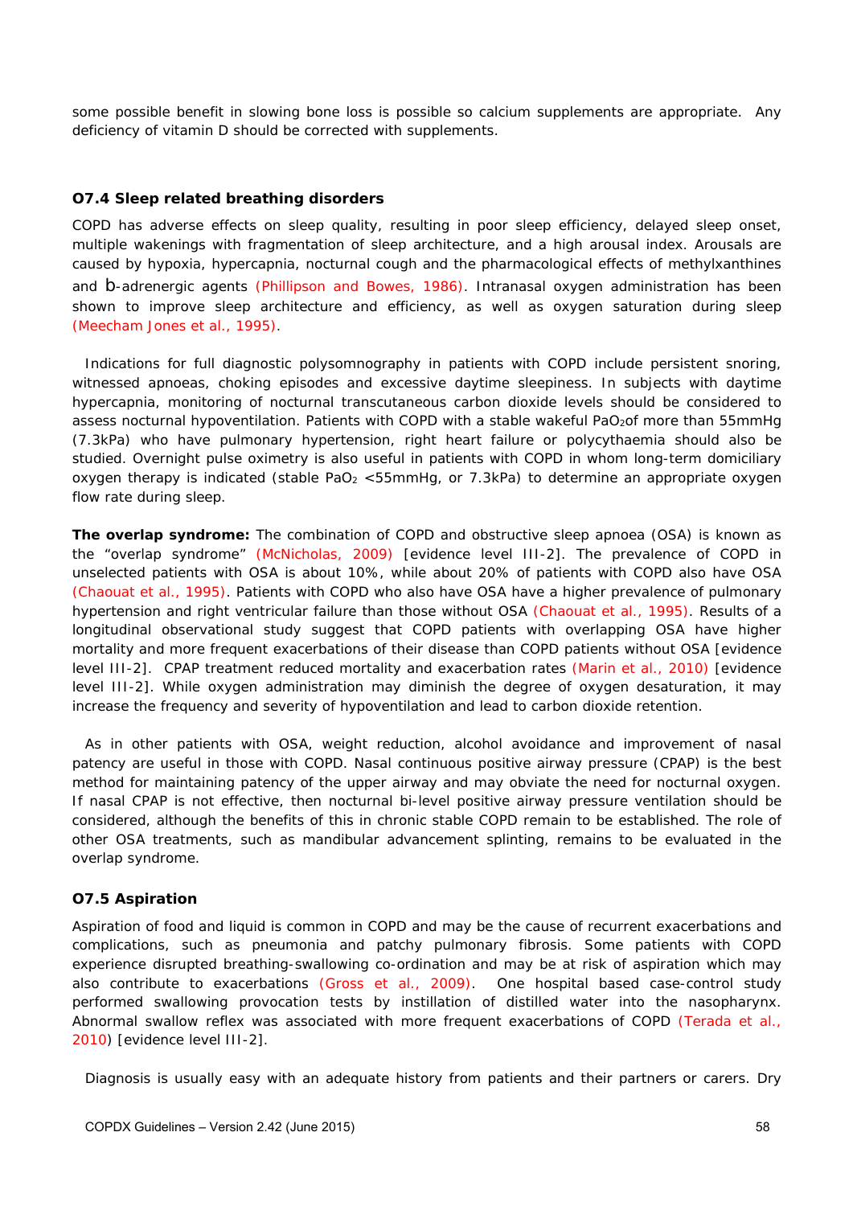some possible benefit in slowing bone loss is possible so calcium supplements are appropriate. Any deficiency of vitamin D should be corrected with supplements.

### O7.4 Sleep related breathing disorders

COPD has adverse effects on sleep quality, resulting in poor sleep efficiency, delayed sleep onset, multiple wakenings with fragmentation of sleep architecture, and a high arousal index. Arousals are caused by hypoxia, hypercapnia, nocturnal cough and the pharmacological effects of methylxanthines and b-adrenergic agents (Phillipson and Bowes, 1986). Intranasal oxygen administration has been shown to improve sleep architecture and efficiency, as well as oxygen saturation during sleep (Meecham Jones et al., 1995).

Indications for full diagnostic polysomnography in patients with COPD include persistent snoring, witnessed apnoeas, choking episodes and excessive daytime sleepiness. In subjects with daytime hypercapnia, monitoring of nocturnal transcutaneous carbon dioxide levels should be considered to assess nocturnal hypoventilation. Patients with COPD with a stable wakeful $PaO_2$of more than 55mmHg (7.3kPa) who have pulmonary hypertension, right heart failure or polycythaemia should also be studied. Overnight pulse oximetry is also useful in patients with COPD in whom long-term domiciliary oxygen therapy is indicated (stable $PaO_2$ <55mmHg, or 7.3kPa) to determine an appropriate oxygen flow rate during sleep.

**The overlap syndrome:** The combination of COPD and obstructive sleep apnoea (OSA) is known as the "overlap syndrome" (McNicholas, 2009) [evidence level III-2]. The prevalence of COPD in unselected patients with OSA is about 10%, while about 20% of patients with COPD also have OSA (Chaouat et al., 1995). Patients with COPD who also have OSA have a higher prevalence of pulmonary hypertension and right ventricular failure than those without OSA (Chaouat et al., 1995). Results of a longitudinal observational study suggest that COPD patients with overlapping OSA have higher mortality and more frequent exacerbations of their disease than COPD patients without OSA [evidence level III-2]. CPAP treatment reduced mortality and exacerbation rates (Marin et al., 2010) [evidence level III-2]. While oxygen administration may diminish the degree of oxygen desaturation, it may increase the frequency and severity of hypoventilation and lead to carbon dioxide retention.

As in other patients with OSA, weight reduction, alcohol avoidance and improvement of nasal patency are useful in those with COPD. Nasal continuous positive airway pressure (CPAP) is the best method for maintaining patency of the upper airway and may obviate the need for nocturnal oxygen. If nasal CPAP is not effective, then nocturnal bi-level positive airway pressure ventilation should be considered, although the benefits of this in chronic stable COPD remain to be established. The role of other OSA treatments, such as mandibular advancement splinting, remains to be evaluated in the overlap syndrome.

### O7.5 Aspiration

Aspiration of food and liquid is common in COPD and may be the cause of recurrent exacerbations and complications, such as pneumonia and patchy pulmonary fibrosis. Some patients with COPD experience disrupted breathing-swallowing co-ordination and may be at risk of aspiration which may also contribute to exacerbations (Gross et al., 2009). One hospital based case-control study performed swallowing provocation tests by instillation of distilled water into the nasopharynx. Abnormal swallow reflex was associated with more frequent exacerbations of COPD (Terada et al., 2010) [evidence level III-2].

Diagnosis is usually easy with an adequate history from patients and their partners or carers. Dry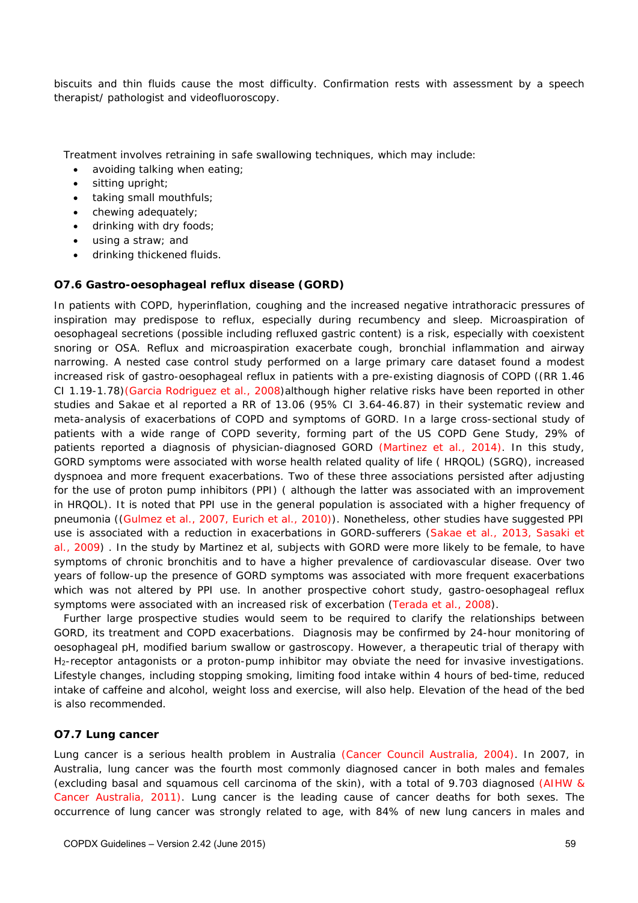biscuits and thin fluids cause the most difficulty. Confirmation rests with assessment by a speech therapist/ pathologist and videofluoroscopy.

Treatment involves retraining in safe swallowing techniques, which may include:

- avoiding talking when eating;
- sitting upright;
- taking small mouthfuls;
- chewing adequately;
- drinking with dry foods;
- using a straw; and
- drinking thickened fluids.

### O7.6 Gastro-oesophageal reflux disease (GORD)

In patients with COPD, hyperinflation, coughing and the increased negative intrathoracic pressures of inspiration may predispose to reflux, especially during recumbency and sleep. Microaspiration of oesophageal secretions (possible including refluxed gastric content) is a risk, especially with coexistent snoring or OSA. Reflux and microaspiration exacerbate cough, bronchial inflammation and airway narrowing. A nested case control study performed on a large primary care dataset found a modest increased risk of gastro-oesophageal reflux in patients with a pre-existing diagnosis of COPD ((RR 1.46 CI 1.19-1.78)(Garcia Rodriguez et al., 2008)although higher relative risks have been reported in other studies and Sakae et al reported a RR of 13.06 (95% CI 3.64-46.87) in their systematic review and meta-analysis of exacerbations of COPD and symptoms of GORD. In a large cross-sectional study of patients with a wide range of COPD severity, forming part of the US COPD Gene Study, 29% of patients reported a diagnosis of physician-diagnosed GORD (Martinez et al., 2014). In this study, GORD symptoms were associated with worse health related quality of life ( HRQOL) (SGRQ), increased dyspnoea and more frequent exacerbations. Two of these three associations persisted after adjusting for the use of proton pump inhibitors (PPI) ( although the latter was associated with an improvement in HRQOL). It is noted that PPI use in the general population is associated with a higher frequency of pneumonia ((Gulmez et al., 2007, Eurich et al., 2010)). Nonetheless, other studies have suggested PPI use is associated with a reduction in exacerbations in GORD-sufferers (Sakae et al., 2013, Sasaki et al., 2009) . In the study by Martinez et al, subjects with GORD were more likely to be female, to have symptoms of chronic bronchitis and to have a higher prevalence of cardiovascular disease. Over two years of follow-up the presence of GORD symptoms was associated with more frequent exacerbations which was not altered by PPI use. In another prospective cohort study, gastro-oesophageal reflux symptoms were associated with an increased risk of excerbation (Terada et al., 2008).

Further large prospective studies would seem to be required to clarify the relationships between GORD, its treatment and COPD exacerbations. Diagnosis may be confirmed by 24-hour monitoring of oesophageal pH, modified barium swallow or gastroscopy. However, a therapeutic trial of therapy with $H_2$-receptor antagonists or a proton-pump inhibitor may obviate the need for invasive investigations. Lifestyle changes, including stopping smoking, limiting food intake within 4 hours of bed-time, reduced intake of caffeine and alcohol, weight loss and exercise, will also help. Elevation of the head of the bed is also recommended.

### O7.7 Lung cancer

Lung cancer is a serious health problem in Australia (Cancer Council Australia, 2004). In 2007, in Australia, lung cancer was the fourth most commonly diagnosed cancer in both males and females (excluding basal and squamous cell carcinoma of the skin), with a total of 9.703 diagnosed (AIHW & Cancer Australia, 2011). Lung cancer is the leading cause of cancer deaths for both sexes. The occurrence of lung cancer was strongly related to age, with 84% of new lung cancers in males and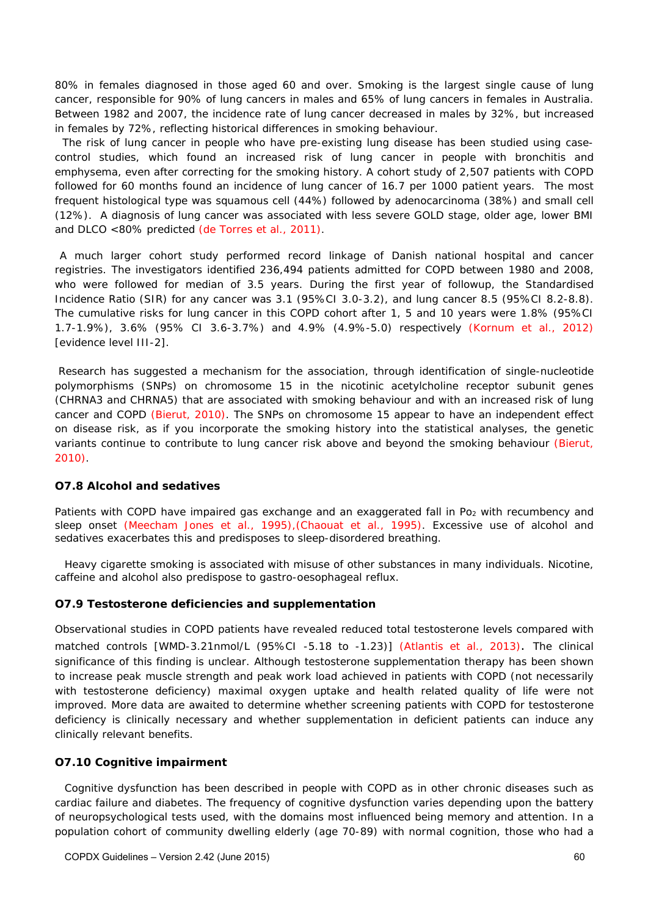80% in females diagnosed in those aged 60 and over. Smoking is the largest single cause of lung cancer, responsible for 90% of lung cancers in males and 65% of lung cancers in females in Australia. Between 1982 and 2007, the incidence rate of lung cancer decreased in males by 32%, but increased in females by 72%, reflecting historical differences in smoking behaviour.

The risk of lung cancer in people who have pre-existing lung disease has been studied using case-control studies, which found an increased risk of lung cancer in people with bronchitis and emphysema, even after correcting for the smoking history. A cohort study of 2,507 patients with COPD followed for 60 months found an incidence of lung cancer of 16.7 per 1000 patient years. The most frequent histological type was squamous cell (44%) followed by adenocarcinoma (38%) and small cell (12%). A diagnosis of lung cancer was associated with less severe GOLD stage, older age, lower BMI and DLCO <80% predicted (de Torres et al., 2011).

A much larger cohort study performed record linkage of Danish national hospital and cancer registries. The investigators identified 236,494 patients admitted for COPD between 1980 and 2008, who were followed for median of 3.5 years. During the first year of followup, the Standardised Incidence Ratio (SIR) for any cancer was 3.1 (95%CI 3.0-3.2), and lung cancer 8.5 (95%CI 8.2-8.8). The cumulative risks for lung cancer in this COPD cohort after 1, 5 and 10 years were 1.8% (95%CI 1.7-1.9%), 3.6% (95% CI 3.6-3.7%) and 4.9% (4.9%-5.0) respectively (Kornum et al., 2012) [evidence level III-2].

Research has suggested a mechanism for the association, through identification of single-nucleotide polymorphisms (SNPs) on chromosome 15 in the nicotinic acetylcholine receptor subunit genes (CHRNA3 and CHRNA5) that are associated with smoking behaviour and with an increased risk of lung cancer and COPD (Bierut, 2010). The SNPs on chromosome 15 appear to have an independent effect on disease risk, as if you incorporate the smoking history into the statistical analyses, the genetic variants continue to contribute to lung cancer risk above and beyond the smoking behaviour (Bierut, 2010).

### O7.8 Alcohol and sedatives

Patients with COPD have impaired gas exchange and an exaggerated fall in $Po_2$ with recumbency and sleep onset (Meecham Jones et al., 1995),(Chaouat et al., 1995). Excessive use of alcohol and sedatives exacerbates this and predisposes to sleep-disordered breathing.

Heavy cigarette smoking is associated with misuse of other substances in many individuals. Nicotine, caffeine and alcohol also predispose to gastro-oesophageal reflux.

### O7.9 Testosterone deficiencies and supplementation

Observational studies in COPD patients have revealed reduced total testosterone levels compared with matched controls [WMD-3.21nmol/L (95%CI -5.18 to -1.23)] (Atlantis et al., 2013). The clinical significance of this finding is unclear. Although testosterone supplementation therapy has been shown to increase peak muscle strength and peak work load achieved in patients with COPD (not necessarily with testosterone deficiency) maximal oxygen uptake and health related quality of life were not improved. More data are awaited to determine whether screening patients with COPD for testosterone deficiency is clinically necessary and whether supplementation in deficient patients can induce any clinically relevant benefits.

### O7.10 Cognitive impairment

Cognitive dysfunction has been described in people with COPD as in other chronic diseases such as cardiac failure and diabetes. The frequency of cognitive dysfunction varies depending upon the battery of neuropsychological tests used, with the domains most influenced being memory and attention. In a population cohort of community dwelling elderly (age 70-89) with normal cognition, those who had a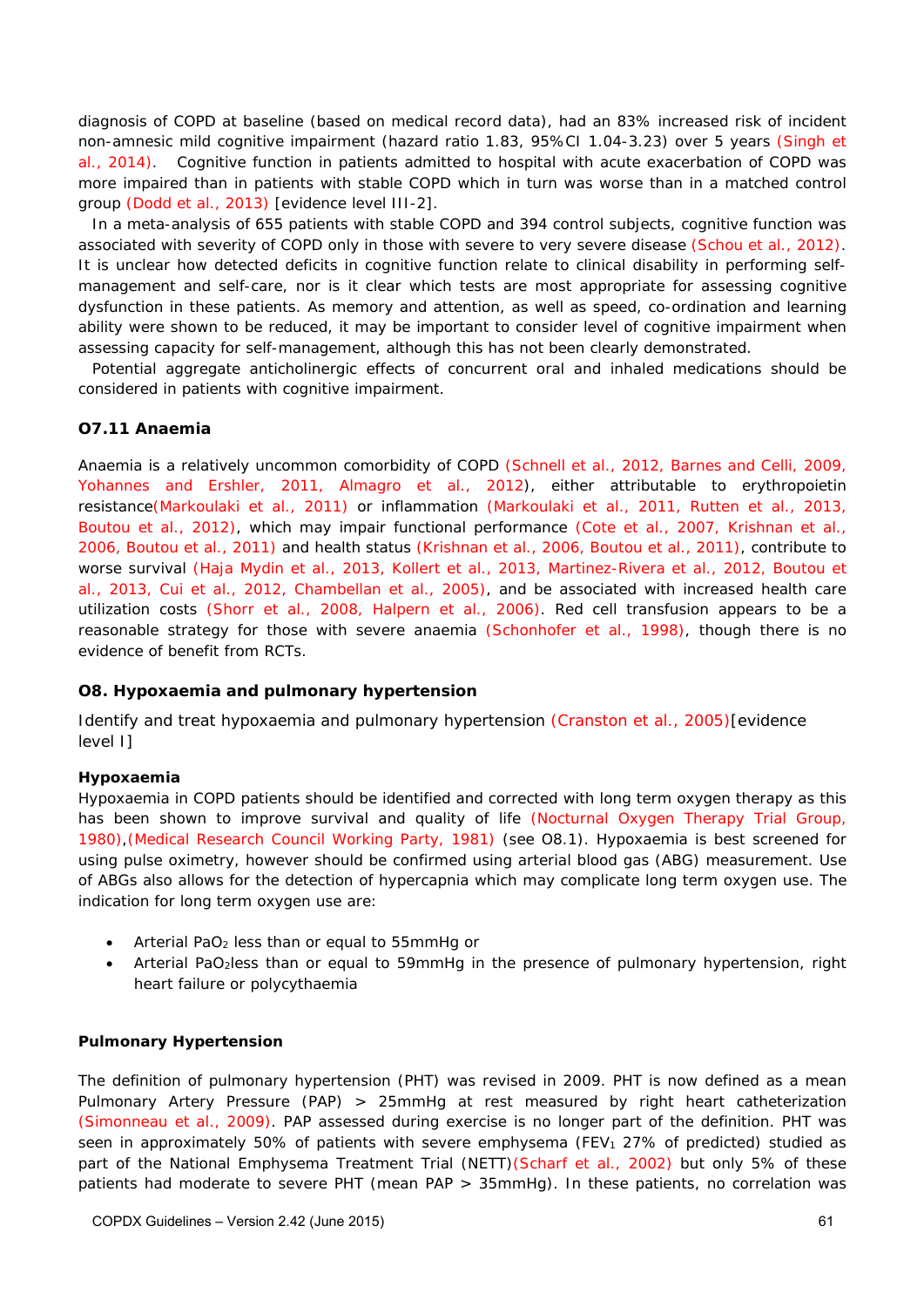diagnosis of COPD at baseline (based on medical record data), had an 83% increased risk of incident non-amnesic mild cognitive impairment (hazard ratio 1.83, 95%CI 1.04-3.23) over 5 years (Singh et al., 2014). Cognitive function in patients admitted to hospital with acute exacerbation of COPD was more impaired than in patients with stable COPD which in turn was worse than in a matched control group (Dodd et al., 2013) [evidence level III-2].

In a meta-analysis of 655 patients with stable COPD and 394 control subjects, cognitive function was associated with severity of COPD only in those with severe to very severe disease (Schou et al., 2012). It is unclear how detected deficits in cognitive function relate to clinical disability in performing self-management and self-care, nor is it clear which tests are most appropriate for assessing cognitive dysfunction in these patients. As memory and attention, as well as speed, co-ordination and learning ability were shown to be reduced, it may be important to consider level of cognitive impairment when assessing capacity for self-management, although this has not been clearly demonstrated.

Potential aggregate anticholinergic effects of concurrent oral and inhaled medications should be considered in patients with cognitive impairment.

### O7.11 Anaemia

Anaemia is a relatively uncommon comorbidity of COPD (Schnell et al., 2012, Barnes and Celli, 2009, Yohannes and Ershler, 2011, Almagro et al., 2012), either attributable to erythropoietin resistance(Markoulaki et al., 2011) or inflammation (Markoulaki et al., 2011, Rutten et al., 2013, Boutou et al., 2012), which may impair functional performance (Cote et al., 2007, Krishnan et al., 2006, Boutou et al., 2011) and health status (Krishnan et al., 2006, Boutou et al., 2011), contribute to worse survival (Haja Mydin et al., 2013, Kollert et al., 2013, Martinez-Rivera et al., 2012, Boutou et al., 2013, Cui et al., 2012, Chambellan et al., 2005), and be associated with increased health care utilization costs (Shorr et al., 2008, Halpern et al., 2006). Red cell transfusion appears to be a reasonable strategy for those with severe anaemia (Schonhofer et al., 1998), though there is no evidence of benefit from RCTs.

## O8. Hypoxaemia and pulmonary hypertension

Identify and treat hypoxaemia and pulmonary hypertension (Cranston et al., 2005)[evidence level I]

**Hypoxaemia**

Hypoxaemia in COPD patients should be identified and corrected with long term oxygen therapy as this has been shown to improve survival and quality of life (Nocturnal Oxygen Therapy Trial Group, 1980),(Medical Research Council Working Party, 1981) (see O8.1). Hypoxaemia is best screened for using pulse oximetry, however should be confirmed using arterial blood gas (ABG) measurement. Use of ABGs also allows for the detection of hypercapnia which may complicate long term oxygen use. The indication for long term oxygen use are:

- Arterial $PaO_2$ less than or equal to 55mmHg or
- Arterial $PaO_2$less than or equal to 59mmHg in the presence of pulmonary hypertension, right heart failure or polycythaemia

**Pulmonary Hypertension**

The definition of pulmonary hypertension (PHT) was revised in 2009. PHT is now defined as a mean Pulmonary Artery Pressure (PAP) > 25mmHg at rest measured by right heart catheterization (Simonneau et al., 2009). PAP assessed during exercise is no longer part of the definition. PHT was seen in approximately 50% of patients with severe emphysema ($FEV_1$ 27% of predicted) studied as part of the National Emphysema Treatment Trial (NETT)(Scharf et al., 2002) but only 5% of these patients had moderate to severe PHT (mean PAP > 35mmHg). In these patients, no correlation was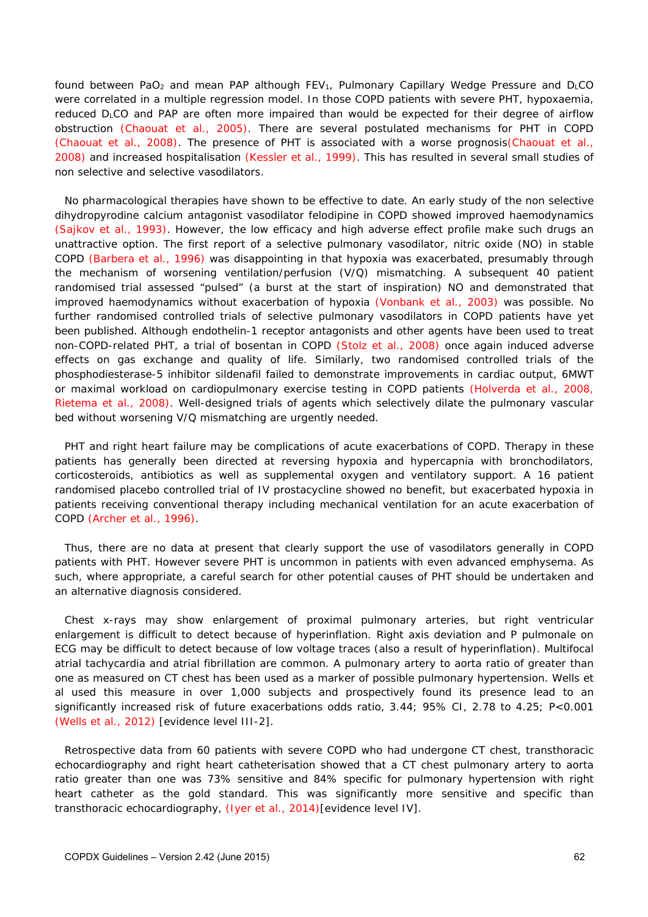found between $PaO_2$ and mean PAP although $FEV_1$, Pulmonary Capillary Wedge Pressure and $D_LCO$ were correlated in a multiple regression model. In those COPD patients with severe PHT, hypoxaemia, reduced $D_LCO$ and PAP are often more impaired than would be expected for their degree of airflow obstruction (Chaouat et al., 2005). There are several postulated mechanisms for PHT in COPD (Chaouat et al., 2008). The presence of PHT is associated with a worse prognosis(Chaouat et al., 2008) and increased hospitalisation (Kessler et al., 1999). This has resulted in several small studies of non selective and selective vasodilators.

No pharmacological therapies have shown to be effective to date. An early study of the non selective dihydropyrodine calcium antagonist vasodilator felodipine in COPD showed improved haemodynamics (Sajkov et al., 1993). However, the low efficacy and high adverse effect profile make such drugs an unattractive option. The first report of a selective pulmonary vasodilator, nitric oxide (NO) in stable COPD (Barbera et al., 1996) was disappointing in that hypoxia was exacerbated, presumably through the mechanism of worsening ventilation/perfusion (V/Q) mismatching. A subsequent 40 patient randomised trial assessed "pulsed" (a burst at the start of inspiration) NO and demonstrated that improved haemodynamics without exacerbation of hypoxia (Vonbank et al., 2003) was possible. No further randomised controlled trials of selective pulmonary vasodilators in COPD patients have yet been published. Although endothelin-1 receptor antagonists and other agents have been used to treat non-COPD-related PHT, a trial of bosentan in COPD (Stolz et al., 2008) once again induced adverse effects on gas exchange and quality of life. Similarly, two randomised controlled trials of the phosphodiesterase-5 inhibitor sildenafil failed to demonstrate improvements in cardiac output, 6MWT or maximal workload on cardiopulmonary exercise testing in COPD patients (Holverda et al., 2008, Rietema et al., 2008). Well-designed trials of agents which selectively dilate the pulmonary vascular bed without worsening V/Q mismatching are urgently needed.

PHT and right heart failure may be complications of acute exacerbations of COPD. Therapy in these patients has generally been directed at reversing hypoxia and hypercapnia with bronchodilators, corticosteroids, antibiotics as well as supplemental oxygen and ventilatory support. A 16 patient randomised placebo controlled trial of IV prostacycline showed no benefit, but exacerbated hypoxia in patients receiving conventional therapy including mechanical ventilation for an acute exacerbation of COPD (Archer et al., 1996).

Thus, there are no data at present that clearly support the use of vasodilators generally in COPD patients with PHT. However severe PHT is uncommon in patients with even advanced emphysema. As such, where appropriate, a careful search for other potential causes of PHT should be undertaken and an alternative diagnosis considered.

Chest x-rays may show enlargement of proximal pulmonary arteries, but right ventricular enlargement is difficult to detect because of hyperinflation. Right axis deviation and P pulmonale on ECG may be difficult to detect because of low voltage traces (also a result of hyperinflation). Multifocal atrial tachycardia and atrial fibrillation are common. A pulmonary artery to aorta ratio of greater than one as measured on CT chest has been used as a marker of possible pulmonary hypertension. Wells et al used this measure in over 1,000 subjects and prospectively found its presence lead to an significantly increased risk of future exacerbations odds ratio, 3.44; 95% CI, 2.78 to 4.25; $P<0.001$ (Wells et al., 2012) [evidence level III-2].

Retrospective data from 60 patients with severe COPD who had undergone CT chest, transthoracic echocardiography and right heart catheterisation showed that a CT chest pulmonary artery to aorta ratio greater than one was 73% sensitive and 84% specific for pulmonary hypertension with right heart catheter as the gold standard. This was significantly more sensitive and specific than transthoracic echocardiography, (Iyer et al., 2014)[evidence level IV].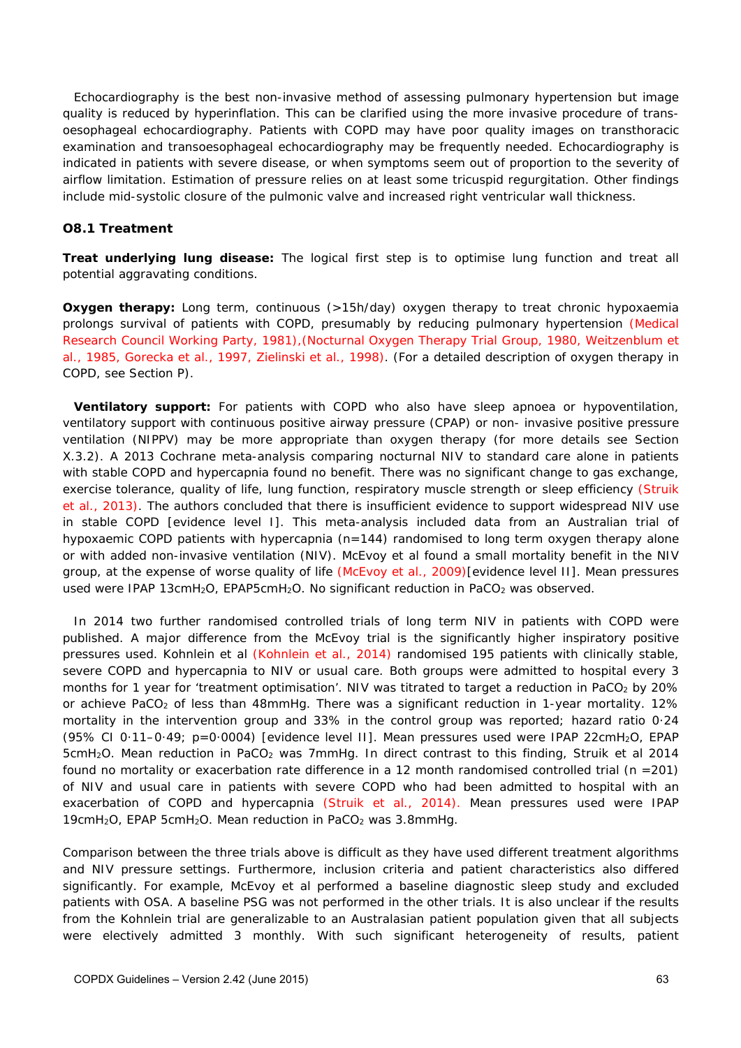Echocardiography is the best non-invasive method of assessing pulmonary hypertension but image quality is reduced by hyperinflation. This can be clarified using the more invasive procedure of trans-oesophageal echocardiography. Patients with COPD may have poor quality images on transthoracic examination and transoesophageal echocardiography may be frequently needed. Echocardiography is indicated in patients with severe disease, or when symptoms seem out of proportion to the severity of airflow limitation. Estimation of pressure relies on at least some tricuspid regurgitation. Other findings include mid-systolic closure of the pulmonic valve and increased right ventricular wall thickness.

### O8.1 Treatment

**Treat underlying lung disease:** The logical first step is to optimise lung function and treat all potential aggravating conditions.

**Oxygen therapy:** Long term, continuous (>15h/day) oxygen therapy to treat chronic hypoxaemia prolongs survival of patients with COPD, presumably by reducing pulmonary hypertension (Medical Research Council Working Party, 1981),(Nocturnal Oxygen Therapy Trial Group, 1980, Weitzenblum et al., 1985, Gorecka et al., 1997, Zielinski et al., 1998). (For a detailed description of oxygen therapy in COPD, see Section P).

**Ventilatory support:** For patients with COPD who also have sleep apnoea or hypoventilation, ventilatory support with continuous positive airway pressure (CPAP) or non- invasive positive pressure ventilation (NIPPV) may be more appropriate than oxygen therapy (for more details see Section X.3.2). A 2013 Cochrane meta-analysis comparing nocturnal NIV to standard care alone in patients with stable COPD and hypercapnia found no benefit. There was no significant change to gas exchange, exercise tolerance, quality of life, lung function, respiratory muscle strength or sleep efficiency (Struik et al., 2013). The authors concluded that there is insufficient evidence to support widespread NIV use in stable COPD [evidence level I]. This meta-analysis included data from an Australian trial of hypoxaemic COPD patients with hypercapnia (n=144) randomised to long term oxygen therapy alone or with added non-invasive ventilation (NIV). McEvoy et al found a small mortality benefit in the NIV group, at the expense of worse quality of life (McEvoy et al., 2009)[evidence level II]. Mean pressures used were IPAP 13cm$H_2O$, EPAP5cm$H_2O$. No significant reduction in $PaCO_2$ was observed.

In 2014 two further randomised controlled trials of long term NIV in patients with COPD were published. A major difference from the McEvoy trial is the significantly higher inspiratory positive pressures used. Kohnlein et al (Kohnlein et al., 2014) randomised 195 patients with clinically stable, severe COPD and hypercapnia to NIV or usual care. Both groups were admitted to hospital every 3 months for 1 year for 'treatment optimisation'. NIV was titrated to target a reduction in $PaCO_2$ by 20% or achieve $PaCO_2$ of less than 48mmHg. There was a significant reduction in 1-year mortality. 12% mortality in the intervention group and 33% in the control group was reported; hazard ratio 0·24 (95% CI 0·11–0·49; p=0·0004) [evidence level II]. Mean pressures used were IPAP 22cm$H_2O$, EPAP 5cm$H_2O$. Mean reduction in $PaCO_2$ was 7mmHg. In direct contrast to this finding, Struik et al 2014 found no mortality or exacerbation rate difference in a 12 month randomised controlled trial (n =201) of NIV and usual care in patients with severe COPD who had been admitted to hospital with an exacerbation of COPD and hypercapnia (Struik et al., 2014). Mean pressures used were IPAP 19cm$H_2O$, EPAP 5cm$H_2O$. Mean reduction in $PaCO_2$ was 3.8mmHg.

Comparison between the three trials above is difficult as they have used different treatment algorithms and NIV pressure settings. Furthermore, inclusion criteria and patient characteristics also differed significantly. For example, McEvoy et al performed a baseline diagnostic sleep study and excluded patients with OSA. A baseline PSG was not performed in the other trials. It is also unclear if the results from the Kohnlein trial are generalizable to an Australasian patient population given that all subjects were electively admitted 3 monthly. With such significant heterogeneity of results, patient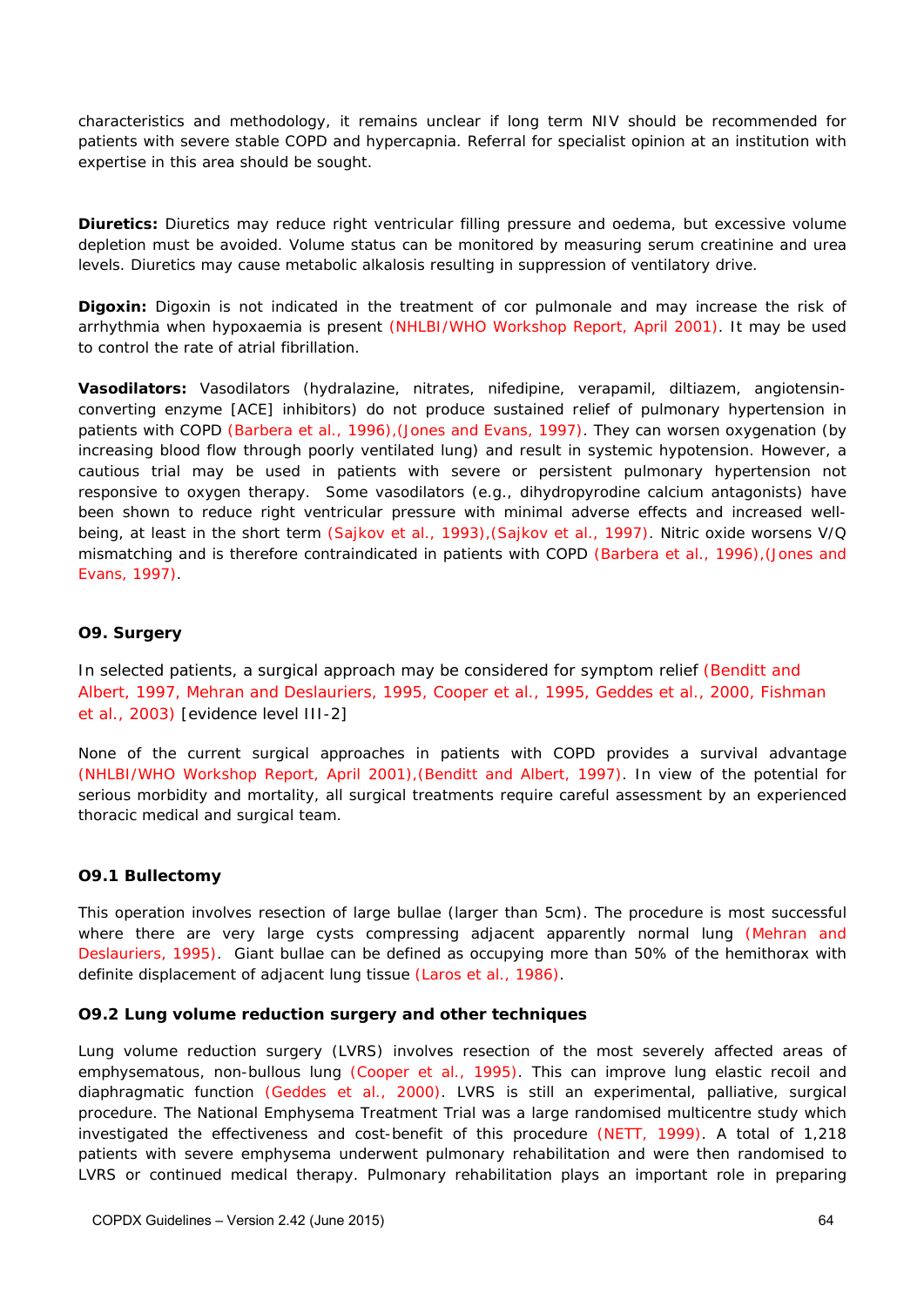characteristics and methodology, it remains unclear if long term NIV should be recommended for patients with severe stable COPD and hypercapnia. Referral for specialist opinion at an institution with expertise in this area should be sought.

**Diuretics:** Diuretics may reduce right ventricular filling pressure and oedema, but excessive volume depletion must be avoided. Volume status can be monitored by measuring serum creatinine and urea levels. Diuretics may cause metabolic alkalosis resulting in suppression of ventilatory drive.

**Digoxin:** Digoxin is not indicated in the treatment of cor pulmonale and may increase the risk of arrhythmia when hypoxaemia is present (NHLBI/WHO Workshop Report, April 2001). It may be used to control the rate of atrial fibrillation.

**Vasodilators:** Vasodilators (hydralazine, nitrates, nifedipine, verapamil, diltiazem, angiotensin-converting enzyme [ACE] inhibitors) do not produce sustained relief of pulmonary hypertension in patients with COPD (Barbera et al., 1996),(Jones and Evans, 1997). They can worsen oxygenation (by increasing blood flow through poorly ventilated lung) and result in systemic hypotension. However, a cautious trial may be used in patients with severe or persistent pulmonary hypertension not responsive to oxygen therapy. Some vasodilators (e.g., dihydropyrodine calcium antagonists) have been shown to reduce right ventricular pressure with minimal adverse effects and increased well-being, at least in the short term (Sajkov et al., 1993),(Sajkov et al., 1997). Nitric oxide worsens V/Q mismatching and is therefore contraindicated in patients with COPD (Barbera et al., 1996),(Jones and Evans, 1997).

## O9. Surgery

In selected patients, a surgical approach may be considered for symptom relief (Benditt and Albert, 1997, Mehran and Deslauriers, 1995, Cooper et al., 1995, Geddes et al., 2000, Fishman et al., 2003) [evidence level III-2]

None of the current surgical approaches in patients with COPD provides a survival advantage (NHLBI/WHO Workshop Report, April 2001),(Benditt and Albert, 1997). In view of the potential for serious morbidity and mortality, all surgical treatments require careful assessment by an experienced thoracic medical and surgical team.

### O9.1 Bullectomy

This operation involves resection of large bullae (larger than 5cm). The procedure is most successful where there are very large cysts compressing adjacent apparently normal lung (Mehran and Deslauriers, 1995). Giant bullae can be defined as occupying more than 50% of the hemithorax with definite displacement of adjacent lung tissue (Laros et al., 1986).

### O9.2 Lung volume reduction surgery and other techniques

Lung volume reduction surgery (LVRS) involves resection of the most severely affected areas of emphysematous, non-bullous lung (Cooper et al., 1995). This can improve lung elastic recoil and diaphragmatic function (Geddes et al., 2000). LVRS is still an experimental, palliative, surgical procedure. The National Emphysema Treatment Trial was a large randomised multicentre study which investigated the effectiveness and cost-benefit of this procedure (NETT, 1999). A total of 1,218 patients with severe emphysema underwent pulmonary rehabilitation and were then randomised to LVRS or continued medical therapy. Pulmonary rehabilitation plays an important role in preparing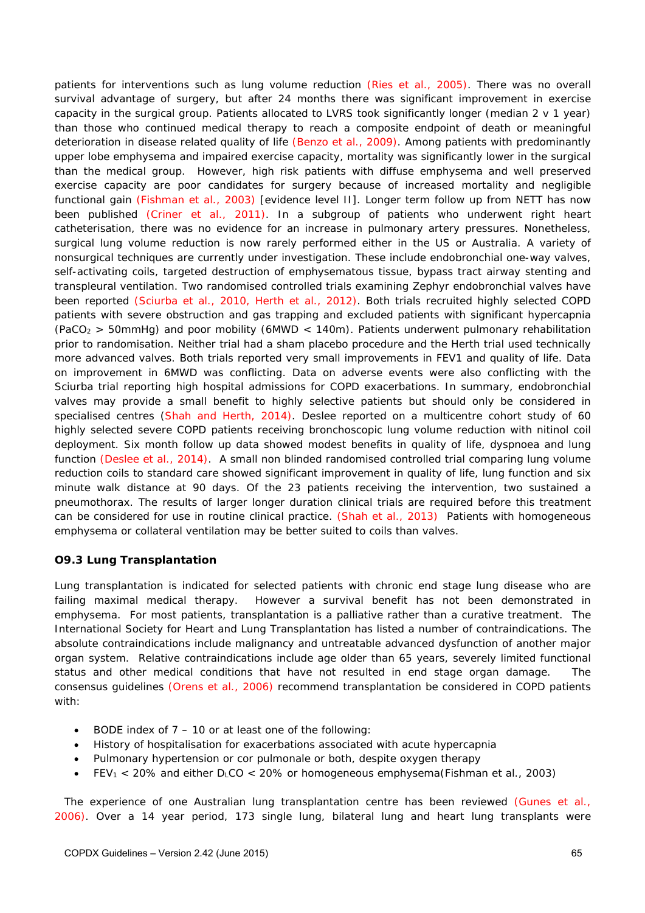patients for interventions such as lung volume reduction (Ries et al., 2005). There was no overall survival advantage of surgery, but after 24 months there was significant improvement in exercise capacity in the surgical group. Patients allocated to LVRS took significantly longer (median 2 v 1 year) than those who continued medical therapy to reach a composite endpoint of death or meaningful deterioration in disease related quality of life (Benzo et al., 2009). Among patients with predominantly upper lobe emphysema and impaired exercise capacity, mortality was significantly lower in the surgical than the medical group. However, high risk patients with diffuse emphysema and well preserved exercise capacity are poor candidates for surgery because of increased mortality and negligible functional gain (Fishman et al., 2003) [evidence level II]. Longer term follow up from NETT has now been published (Criner et al., 2011). In a subgroup of patients who underwent right heart catheterisation, there was no evidence for an increase in pulmonary artery pressures. Nonetheless, surgical lung volume reduction is now rarely performed either in the US or Australia. A variety of nonsurgical techniques are currently under investigation. These include endobronchial one-way valves, self-activating coils, targeted destruction of emphysematous tissue, bypass tract airway stenting and transpleural ventilation. Two randomised controlled trials examining Zephyr endobronchial valves have been reported (Sciurba et al., 2010, Herth et al., 2012). Both trials recruited highly selected COPD patients with severe obstruction and gas trapping and excluded patients with significant hypercapnia ($PaCO_2$ > 50mmHg) and poor mobility (6MWD < 140m). Patients underwent pulmonary rehabilitation prior to randomisation. Neither trial had a sham placebo procedure and the Herth trial used technically more advanced valves. Both trials reported very small improvements in FEV1 and quality of life. Data on improvement in 6MWD was conflicting. Data on adverse events were also conflicting with the Sciurba trial reporting high hospital admissions for COPD exacerbations. In summary, endobronchial valves may provide a small benefit to highly selective patients but should only be considered in specialised centres (Shah and Herth, 2014). Deslee reported on a multicentre cohort study of 60 highly selected severe COPD patients receiving bronchoscopic lung volume reduction with nitinol coil deployment. Six month follow up data showed modest benefits in quality of life, dyspnoea and lung function (Deslee et al., 2014). A small non blinded randomised controlled trial comparing lung volume reduction coils to standard care showed significant improvement in quality of life, lung function and six minute walk distance at 90 days. Of the 23 patients receiving the intervention, two sustained a pneumothorax. The results of larger longer duration clinical trials are required before this treatment can be considered for use in routine clinical practice. (Shah et al., 2013) Patients with homogeneous emphysema or collateral ventilation may be better suited to coils than valves.

### O9.3 Lung Transplantation

Lung transplantation is indicated for selected patients with chronic end stage lung disease who are failing maximal medical therapy. However a survival benefit has not been demonstrated in emphysema. For most patients, transplantation is a palliative rather than a curative treatment. The International Society for Heart and Lung Transplantation has listed a number of contraindications. The absolute contraindications include malignancy and untreatable advanced dysfunction of another major organ system. Relative contraindications include age older than 65 years, severely limited functional status and other medical conditions that have not resulted in end stage organ damage. The consensus guidelines (Orens et al., 2006) recommend transplantation be considered in COPD patients with:

- BODE index of 7 – 10 or at least one of the following:
- History of hospitalisation for exacerbations associated with acute hypercapnia
- Pulmonary hypertension or cor pulmonale or both, despite oxygen therapy
- $FEV_1$ < 20% and either $D_LCO$ < 20% or homogeneous emphysema(Fishman et al., 2003)

The experience of one Australian lung transplantation centre has been reviewed (Gunes et al., 2006). Over a 14 year period, 173 single lung, bilateral lung and heart lung transplants were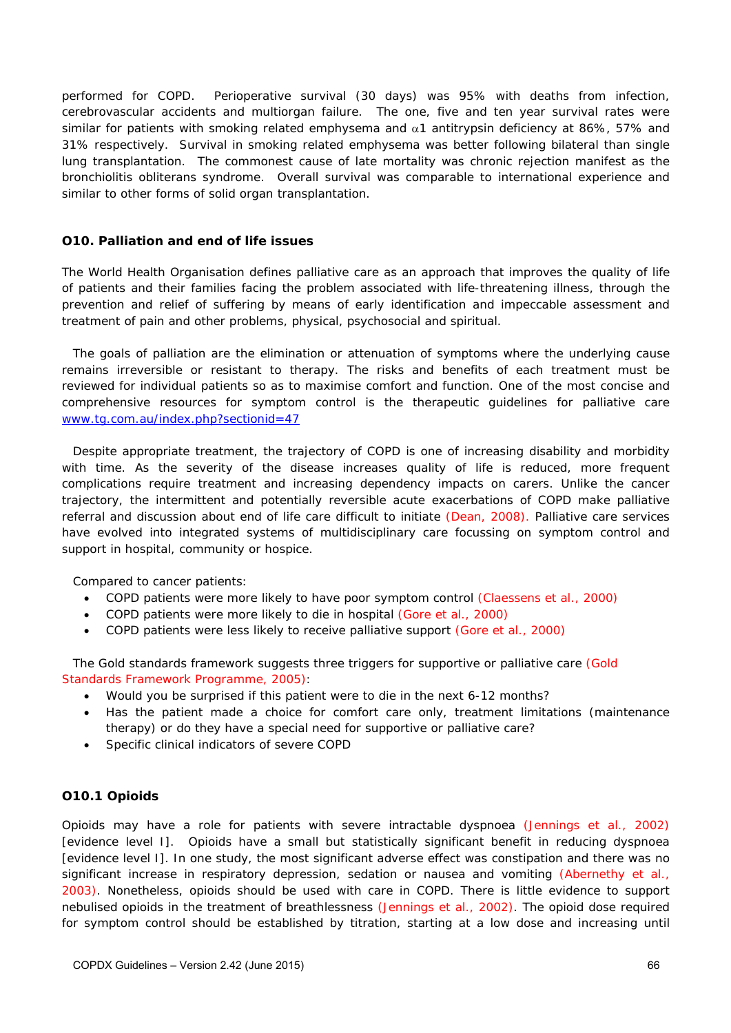performed for COPD. Perioperative survival (30 days) was 95% with deaths from infection, cerebrovascular accidents and multiorgan failure. The one, five and ten year survival rates were similar for patients with smoking related emphysema and $\alpha 1$ antitrypsin deficiency at 86%, 57% and 31% respectively. Survival in smoking related emphysema was better following bilateral than single lung transplantation. The commonest cause of late mortality was chronic rejection manifest as the bronchiolitis obliterans syndrome. Overall survival was comparable to international experience and similar to other forms of solid organ transplantation.

### O10. Palliation and end of life issues

The World Health Organisation defines palliative care as an approach that improves the quality of life of patients and their families facing the problem associated with life-threatening illness, through the prevention and relief of suffering by means of early identification and impeccable assessment and treatment of pain and other problems, physical, psychosocial and spiritual.

The goals of palliation are the elimination or attenuation of symptoms where the underlying cause remains irreversible or resistant to therapy. The risks and benefits of each treatment must be reviewed for individual patients so as to maximise comfort and function. One of the most concise and comprehensive resources for symptom control is the therapeutic guidelines for palliative care www.tg.com.au/index.php?sectionid=47

Despite appropriate treatment, the trajectory of COPD is one of increasing disability and morbidity with time. As the severity of the disease increases quality of life is reduced, more frequent complications require treatment and increasing dependency impacts on carers. Unlike the cancer trajectory, the intermittent and potentially reversible acute exacerbations of COPD make palliative referral and discussion about end of life care difficult to initiate (Dean, 2008). Palliative care services have evolved into integrated systems of multidisciplinary care focussing on symptom control and support in hospital, community or hospice.

Compared to cancer patients:

- COPD patients were more likely to have poor symptom control (Claessens et al., 2000)
- COPD patients were more likely to die in hospital (Gore et al., 2000)
- COPD patients were less likely to receive palliative support (Gore et al., 2000)

The Gold standards framework suggests three triggers for supportive or palliative care (Gold Standards Framework Programme, 2005):

- Would you be surprised if this patient were to die in the next 6-12 months?
- Has the patient made a choice for comfort care only, treatment limitations (maintenance therapy) or do they have a special need for supportive or palliative care?
- Specific clinical indicators of severe COPD

### O10.1 Opioids

Opioids may have a role for patients with severe intractable dyspnoea (Jennings et al., 2002) [evidence level I]. Opioids have a small but statistically significant benefit in reducing dyspnoea [evidence level I]. In one study, the most significant adverse effect was constipation and there was no significant increase in respiratory depression, sedation or nausea and vomiting (Abernethy et al., 2003). Nonetheless, opioids should be used with care in COPD. There is little evidence to support nebulised opioids in the treatment of breathlessness (Jennings et al., 2002). The opioid dose required for symptom control should be established by titration, starting at a low dose and increasing until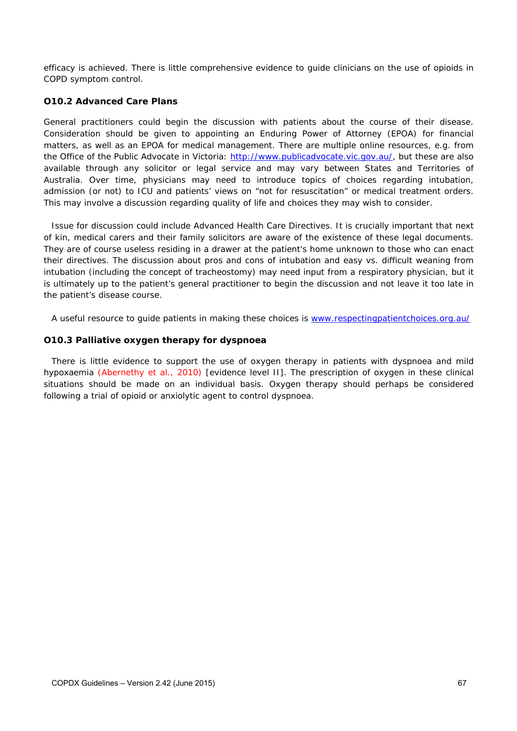efficacy is achieved. There is little comprehensive evidence to guide clinicians on the use of opioids in COPD symptom control.

### O10.2 Advanced Care Plans

General practitioners could begin the discussion with patients about the course of their disease. Consideration should be given to appointing an Enduring Power of Attorney (EPOA) for financial matters, as well as an EPOA for medical management. There are multiple online resources, e.g. from the Office of the Public Advocate in Victoria: http://www.publicadvocate.vic.gov.au/, but these are also available through any solicitor or legal service and may vary between States and Territories of Australia. Over time, physicians may need to introduce topics of choices regarding intubation, admission (or not) to ICU and patients' views on "not for resuscitation" or medical treatment orders. This may involve a discussion regarding quality of life and choices they may wish to consider.

Issue for discussion could include Advanced Health Care Directives. It is crucially important that next of kin, medical carers and their family solicitors are aware of the existence of these legal documents. They are of course useless residing in a drawer at the patient's home unknown to those who can enact their directives. The discussion about pros and cons of intubation and easy vs. difficult weaning from intubation (including the concept of tracheostomy) may need input from a respiratory physician, but it is ultimately up to the patient's general practitioner to begin the discussion and not leave it too late in the patient's disease course.

A useful resource to guide patients in making these choices is www.respectingpatientchoices.org.au/

### O10.3 Palliative oxygen therapy for dyspnoea

There is little evidence to support the use of oxygen therapy in patients with dyspnoea and mild hypoxaemia (Abernethy et al., 2010) [evidence level II]. The prescription of oxygen in these clinical situations should be made on an individual basis. Oxygen therapy should perhaps be considered following a trial of opioid or anxiolytic agent to control dyspnoea.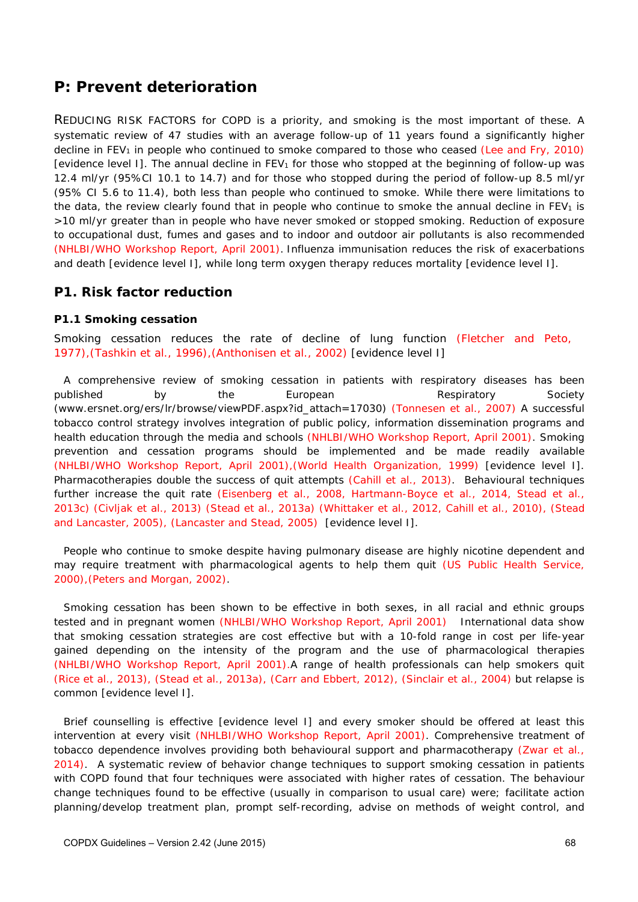## P: Prevent deterioration

REDUCING RISK FACTORS for COPD is a priority, and smoking is the most important of these. A systematic review of 47 studies with an average follow-up of 11 years found a significantly higher decline in $FEV_1$ in people who continued to smoke compared to those who ceased (Lee and Fry, 2010) [evidence level I]. The annual decline in $FEV_1$ for those who stopped at the beginning of follow-up was 12.4 ml/yr (95%CI 10.1 to 14.7) and for those who stopped during the period of follow-up 8.5 ml/yr (95% CI 5.6 to 11.4), both less than people who continued to smoke. While there were limitations to the data, the review clearly found that in people who continue to smoke the annual decline in $FEV_1$ is >10 ml/yr greater than in people who have never smoked or stopped smoking. Reduction of exposure to occupational dust, fumes and gases and to indoor and outdoor air pollutants is also recommended (NHLBI/WHO Workshop Report, April 2001). Influenza immunisation reduces the risk of exacerbations and death [evidence level I], while long term oxygen therapy reduces mortality [evidence level I].

## P1. Risk factor reduction

### P1.1 Smoking cessation

Smoking cessation reduces the rate of decline of lung function (Fletcher and Peto, 1977),(Tashkin et al., 1996),(Anthonisen et al., 2002) [evidence level I]

A comprehensive review of smoking cessation in patients with respiratory diseases has been published by the European Respiratory Society (www.ersnet.org/ers/lr/browse/viewPDF.aspx?id_attach=17030) (Tonnesen et al., 2007) A successful tobacco control strategy involves integration of public policy, information dissemination programs and health education through the media and schools (NHLBI/WHO Workshop Report, April 2001). Smoking prevention and cessation programs should be implemented and be made readily available (NHLBI/WHO Workshop Report, April 2001),(World Health Organization, 1999) [evidence level I]. Pharmacotherapies double the success of quit attempts (Cahill et al., 2013). Behavioural techniques further increase the quit rate (Eisenberg et al., 2008, Hartmann-Boyce et al., 2014, Stead et al., 2013c) (Civljak et al., 2013) (Stead et al., 2013a) (Whittaker et al., 2012, Cahill et al., 2010), (Stead and Lancaster, 2005), (Lancaster and Stead, 2005) [evidence level I].

People who continue to smoke despite having pulmonary disease are highly nicotine dependent and may require treatment with pharmacological agents to help them quit (US Public Health Service, 2000),(Peters and Morgan, 2002).

Smoking cessation has been shown to be effective in both sexes, in all racial and ethnic groups tested and in pregnant women (NHLBI/WHO Workshop Report, April 2001) International data show that smoking cessation strategies are cost effective but with a 10-fold range in cost per life-year gained depending on the intensity of the program and the use of pharmacological therapies (NHLBI/WHO Workshop Report, April 2001).A range of health professionals can help smokers quit (Rice et al., 2013), (Stead et al., 2013a), (Carr and Ebbert, 2012), (Sinclair et al., 2004) but relapse is common [evidence level I].

Brief counselling is effective [evidence level I] and every smoker should be offered at least this intervention at every visit (NHLBI/WHO Workshop Report, April 2001). Comprehensive treatment of tobacco dependence involves providing both behavioural support and pharmacotherapy (Zwar et al., 2014). A systematic review of behavior change techniques to support smoking cessation in patients with COPD found that four techniques were associated with higher rates of cessation. The behaviour change techniques found to be effective (usually in comparison to usual care) were; facilitate action planning/develop treatment plan, prompt self-recording, advise on methods of weight control, and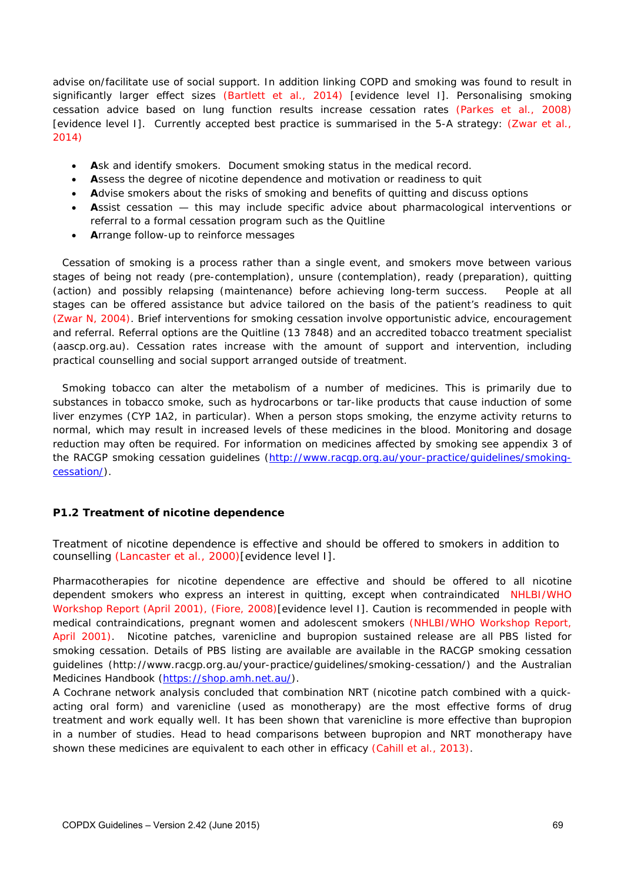advise on/facilitate use of social support. In addition linking COPD and smoking was found to result in significantly larger effect sizes (Bartlett et al., 2014) [evidence level I]. Personalising smoking cessation advice based on lung function results increase cessation rates (Parkes et al., 2008) [evidence level I]. Currently accepted best practice is summarised in the 5-A strategy: (Zwar et al., 2014)

- **A**sk and identify smokers. Document smoking status in the medical record.
- **A**ssess the degree of nicotine dependence and motivation or readiness to quit
- **A**dvise smokers about the risks of smoking and benefits of quitting and discuss options
- **A**ssist cessation — this may include specific advice about pharmacological interventions or referral to a formal cessation program such as the Quitline
- **A**rrange follow-up to reinforce messages

Cessation of smoking is a process rather than a single event, and smokers move between various stages of being not ready (pre-contemplation), unsure (contemplation), ready (preparation), quitting (action) and possibly relapsing (maintenance) before achieving long-term success. People at all stages can be offered assistance but advice tailored on the basis of the patient's readiness to quit (Zwar N, 2004). Brief interventions for smoking cessation involve opportunistic advice, encouragement and referral. Referral options are the Quitline (13 7848) and an accredited tobacco treatment specialist (aascp.org.au). Cessation rates increase with the amount of support and intervention, including practical counselling and social support arranged outside of treatment.

Smoking tobacco can alter the metabolism of a number of medicines. This is primarily due to substances in tobacco smoke, such as hydrocarbons or tar-like products that cause induction of some liver enzymes (CYP 1A2, in particular). When a person stops smoking, the enzyme activity returns to normal, which may result in increased levels of these medicines in the blood. Monitoring and dosage reduction may often be required. For information on medicines affected by smoking see appendix 3 of the RACGP smoking cessation guidelines (http://www.racgp.org.au/your-practice/guidelines/smoking-cessation/).

### P1.2 Treatment of nicotine dependence

Treatment of nicotine dependence is effective and should be offered to smokers in addition to counselling (Lancaster et al., 2000)[evidence level I].

Pharmacotherapies for nicotine dependence are effective and should be offered to all nicotine dependent smokers who express an interest in quitting, except when contraindicated NHLBI/WHO Workshop Report (April 2001), (Fiore, 2008)[evidence level I]. Caution is recommended in people with medical contraindications, pregnant women and adolescent smokers (NHLBI/WHO Workshop Report, April 2001). Nicotine patches, varenicline and bupropion sustained release are all PBS listed for smoking cessation. Details of PBS listing are available are available in the RACGP smoking cessation guidelines (http://www.racgp.org.au/your-practice/guidelines/smoking-cessation/) and the Australian Medicines Handbook (https://shop.amh.net.au/).
A Cochrane network analysis concluded that combination NRT (nicotine patch combined with a quick-acting oral form) and varenicline (used as monotherapy) are the most effective forms of drug treatment and work equally well. It has been shown that varenicline is more effective than bupropion in a number of studies. Head to head comparisons between bupropion and NRT monotherapy have shown these medicines are equivalent to each other in efficacy (Cahill et al., 2013).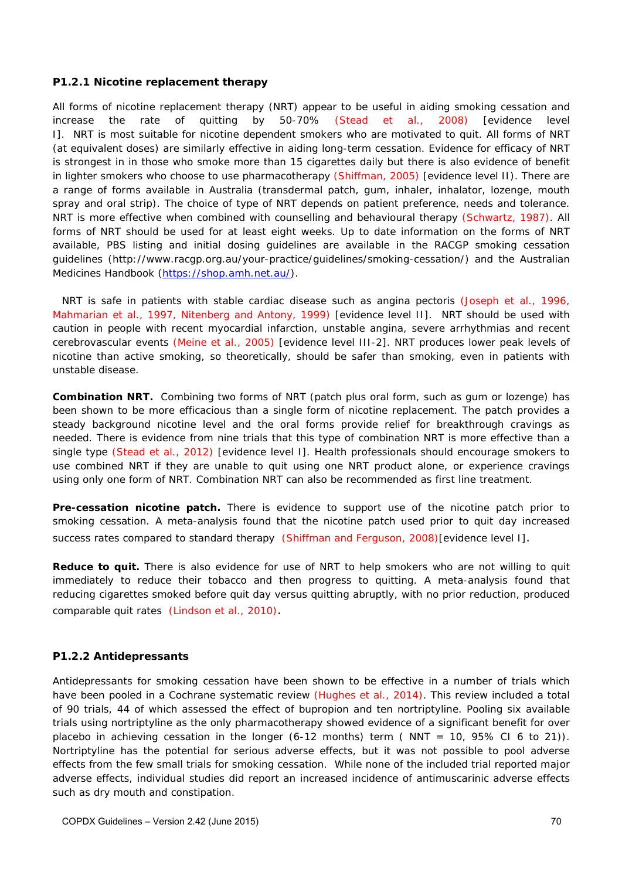### P1.2.1 Nicotine replacement therapy

All forms of nicotine replacement therapy (NRT) appear to be useful in aiding smoking cessation and increase the rate of quitting by 50-70% (Stead et al., 2008) [evidence level I]. NRT is most suitable for nicotine dependent smokers who are motivated to quit. All forms of NRT (at equivalent doses) are similarly effective in aiding long-term cessation. Evidence for efficacy of NRT is strongest in in those who smoke more than 15 cigarettes daily but there is also evidence of benefit in lighter smokers who choose to use pharmacotherapy (Shiffman, 2005) [evidence level II). There are a range of forms available in Australia (transdermal patch, gum, inhaler, inhalator, lozenge, mouth spray and oral strip). The choice of type of NRT depends on patient preference, needs and tolerance. NRT is more effective when combined with counselling and behavioural therapy (Schwartz, 1987). All forms of NRT should be used for at least eight weeks. Up to date information on the forms of NRT available, PBS listing and initial dosing guidelines are available in the RACGP smoking cessation guidelines (http://www.racgp.org.au/your-practice/guidelines/smoking-cessation/) and the Australian Medicines Handbook (https://shop.amh.net.au/).

NRT is safe in patients with stable cardiac disease such as angina pectoris (Joseph et al., 1996, Mahmarian et al., 1997, Nitenberg and Antony, 1999) [evidence level II]. NRT should be used with caution in people with recent myocardial infarction, unstable angina, severe arrhythmias and recent cerebrovascular events (Meine et al., 2005) [evidence level III-2]. NRT produces lower peak levels of nicotine than active smoking, so theoretically, should be safer than smoking, even in patients with unstable disease.

**Combination NRT.** Combining two forms of NRT (patch plus oral form, such as gum or lozenge) has been shown to be more efficacious than a single form of nicotine replacement. The patch provides a steady background nicotine level and the oral forms provide relief for breakthrough cravings as needed. There is evidence from nine trials that this type of combination NRT is more effective than a single type (Stead et al., 2012) [evidence level I]. Health professionals should encourage smokers to use combined NRT if they are unable to quit using one NRT product alone, or experience cravings using only one form of NRT. Combination NRT can also be recommended as first line treatment.

**Pre-cessation nicotine patch.** There is evidence to support use of the nicotine patch prior to smoking cessation. A meta-analysis found that the nicotine patch used prior to quit day increased success rates compared to standard therapy (Shiffman and Ferguson, 2008)[evidence level I].

**Reduce to quit.** There is also evidence for use of NRT to help smokers who are not willing to quit immediately to reduce their tobacco and then progress to quitting. A meta-analysis found that reducing cigarettes smoked before quit day versus quitting abruptly, with no prior reduction, produced comparable quit rates (Lindson et al., 2010).

### P1.2.2 Antidepressants

Antidepressants for smoking cessation have been shown to be effective in a number of trials which have been pooled in a Cochrane systematic review (Hughes et al., 2014). This review included a total of 90 trials, 44 of which assessed the effect of bupropion and ten nortriptyline. Pooling six available trials using nortriptyline as the only pharmacotherapy showed evidence of a significant benefit for over placebo in achieving cessation in the longer (6-12 months) term ( NNT = 10, 95% CI 6 to 21)). Nortriptyline has the potential for serious adverse effects, but it was not possible to pool adverse effects from the few small trials for smoking cessation. While none of the included trial reported major adverse effects, individual studies did report an increased incidence of antimuscarinic adverse effects such as dry mouth and constipation.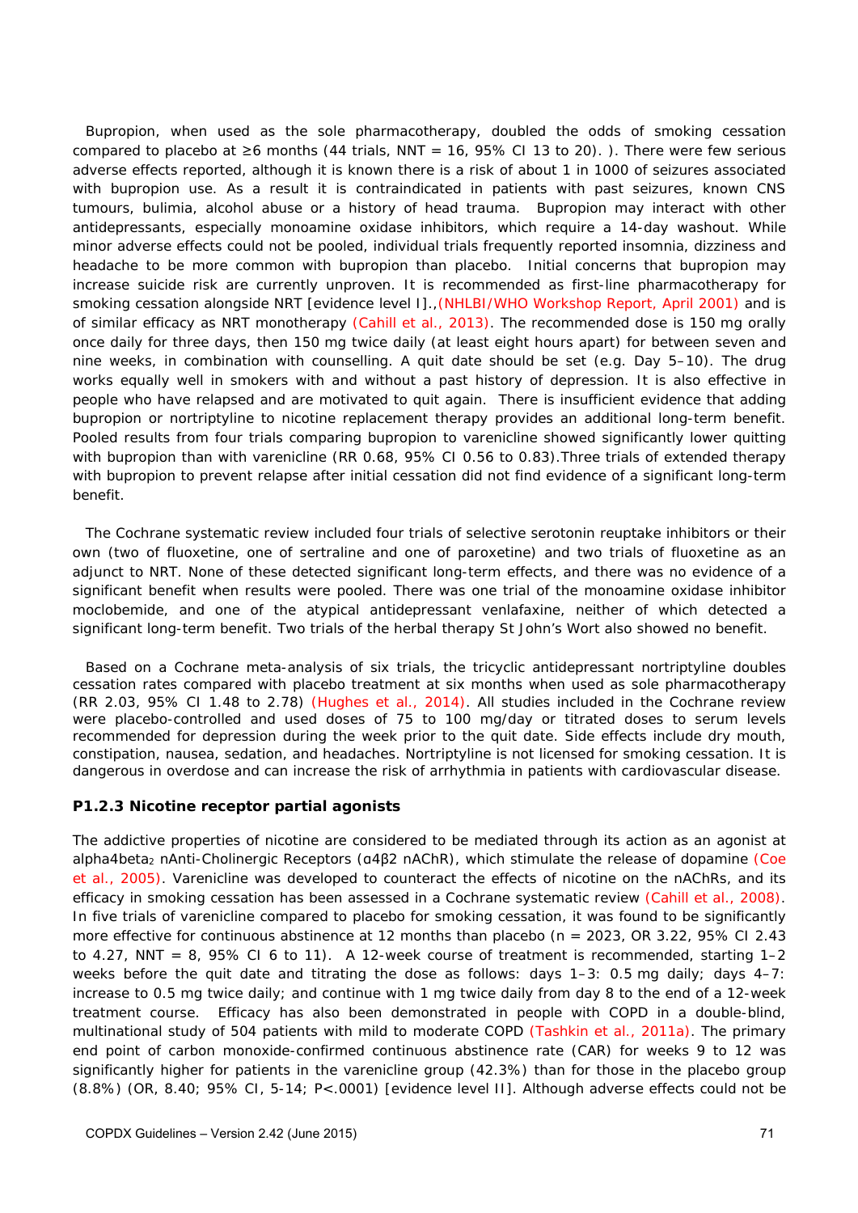Bupropion, when used as the sole pharmacotherapy, doubled the odds of smoking cessation compared to placebo at ≥6 months (44 trials, NNT = 16, 95% CI 13 to 20). ). There were few serious adverse effects reported, although it is known there is a risk of about 1 in 1000 of seizures associated with bupropion use. As a result it is contraindicated in patients with past seizures, known CNS tumours, bulimia, alcohol abuse or a history of head trauma. Bupropion may interact with other antidepressants, especially monoamine oxidase inhibitors, which require a 14-day washout. While minor adverse effects could not be pooled, individual trials frequently reported insomnia, dizziness and headache to be more common with bupropion than placebo. Initial concerns that bupropion may increase suicide risk are currently unproven. It is recommended as first-line pharmacotherapy for smoking cessation alongside NRT [evidence level I].,(NHLBI/WHO Workshop Report, April 2001) and is of similar efficacy as NRT monotherapy (Cahill et al., 2013). The recommended dose is 150 mg orally once daily for three days, then 150 mg twice daily (at least eight hours apart) for between seven and nine weeks, in combination with counselling. A quit date should be set (e.g. Day 5–10). The drug works equally well in smokers with and without a past history of depression. It is also effective in people who have relapsed and are motivated to quit again. There is insufficient evidence that adding bupropion or nortriptyline to nicotine replacement therapy provides an additional long-term benefit. Pooled results from four trials comparing bupropion to varenicline showed significantly lower quitting with bupropion than with varenicline (RR 0.68, 95% CI 0.56 to 0.83).Three trials of extended therapy with bupropion to prevent relapse after initial cessation did not find evidence of a significant long-term benefit.

The Cochrane systematic review included four trials of selective serotonin reuptake inhibitors or their own (two of fluoxetine, one of sertraline and one of paroxetine) and two trials of fluoxetine as an adjunct to NRT. None of these detected significant long-term effects, and there was no evidence of a significant benefit when results were pooled. There was one trial of the monoamine oxidase inhibitor moclobemide, and one of the atypical antidepressant venlafaxine, neither of which detected a significant long-term benefit. Two trials of the herbal therapy St John's Wort also showed no benefit.

Based on a Cochrane meta-analysis of six trials, the tricyclic antidepressant nortriptyline doubles cessation rates compared with placebo treatment at six months when used as sole pharmacotherapy (RR 2.03, 95% CI 1.48 to 2.78) (Hughes et al., 2014). All studies included in the Cochrane review were placebo-controlled and used doses of 75 to 100 mg/day or titrated doses to serum levels recommended for depression during the week prior to the quit date. Side effects include dry mouth, constipation, nausea, sedation, and headaches. Nortriptyline is not licensed for smoking cessation. It is dangerous in overdose and can increase the risk of arrhythmia in patients with cardiovascular disease.

### P1.2.3 Nicotine receptor partial agonists

The addictive properties of nicotine are considered to be mediated through its action as an agonist at alpha4beta$_2$ nAnti-Cholinergic Receptors (α4β2 nAChR), which stimulate the release of dopamine (Coe et al., 2005). Varenicline was developed to counteract the effects of nicotine on the nAChRs, and its efficacy in smoking cessation has been assessed in a Cochrane systematic review (Cahill et al., 2008). In five trials of varenicline compared to placebo for smoking cessation, it was found to be significantly more effective for continuous abstinence at 12 months than placebo (n = 2023, OR 3.22, 95% CI 2.43 to 4.27, NNT = 8, 95% CI 6 to 11). A 12-week course of treatment is recommended, starting 1–2 weeks before the quit date and titrating the dose as follows: days 1–3: 0.5 mg daily; days 4–7: increase to 0.5 mg twice daily; and continue with 1 mg twice daily from day 8 to the end of a 12-week treatment course. Efficacy has also been demonstrated in people with COPD in a double-blind, multinational study of 504 patients with mild to moderate COPD (Tashkin et al., 2011a). The primary end point of carbon monoxide-confirmed continuous abstinence rate (CAR) for weeks 9 to 12 was significantly higher for patients in the varenicline group (42.3%) than for those in the placebo group (8.8%) (OR, 8.40; 95% CI, 5-14; P<.0001) [evidence level II]. Although adverse effects could not be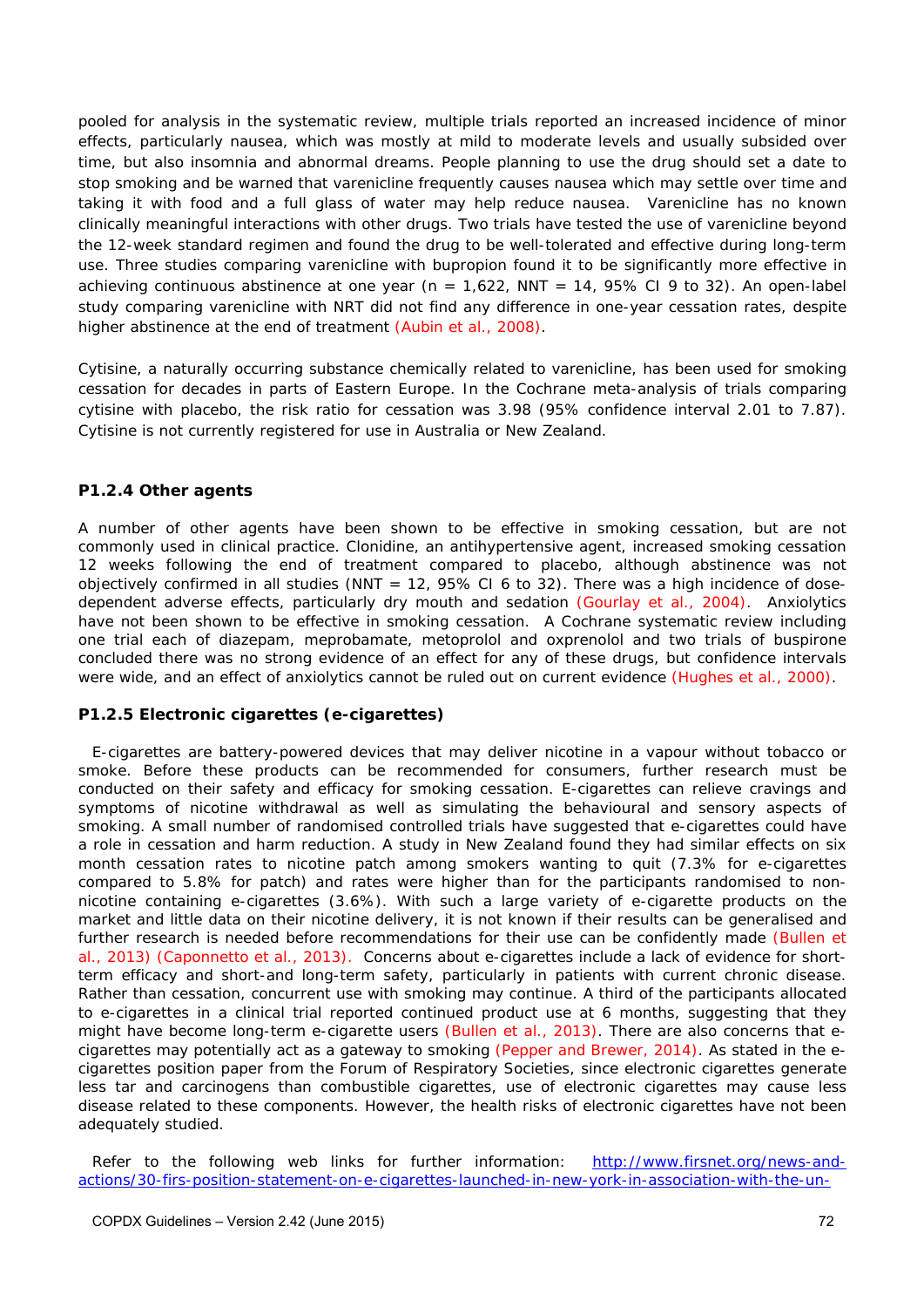pooled for analysis in the systematic review, multiple trials reported an increased incidence of minor effects, particularly nausea, which was mostly at mild to moderate levels and usually subsided over time, but also insomnia and abnormal dreams. People planning to use the drug should set a date to stop smoking and be warned that varenicline frequently causes nausea which may settle over time and taking it with food and a full glass of water may help reduce nausea. Varenicline has no known clinically meaningful interactions with other drugs. Two trials have tested the use of varenicline beyond the 12-week standard regimen and found the drug to be well-tolerated and effective during long-term use. Three studies comparing varenicline with bupropion found it to be significantly more effective in achieving continuous abstinence at one year (n = 1,622, NNT = 14, 95% CI 9 to 32). An open-label study comparing varenicline with NRT did not find any difference in one-year cessation rates, despite higher abstinence at the end of treatment (Aubin et al., 2008).

Cytisine, a naturally occurring substance chemically related to varenicline, has been used for smoking cessation for decades in parts of Eastern Europe. In the Cochrane meta-analysis of trials comparing cytisine with placebo, the risk ratio for cessation was 3.98 (95% confidence interval 2.01 to 7.87). Cytisine is not currently registered for use in Australia or New Zealand.

### P1.2.4 Other agents

A number of other agents have been shown to be effective in smoking cessation, but are not commonly used in clinical practice. Clonidine, an antihypertensive agent, increased smoking cessation 12 weeks following the end of treatment compared to placebo, although abstinence was not objectively confirmed in all studies (NNT = 12, 95% CI 6 to 32). There was a high incidence of dose-dependent adverse effects, particularly dry mouth and sedation (Gourlay et al., 2004). Anxiolytics have not been shown to be effective in smoking cessation. A Cochrane systematic review including one trial each of diazepam, meprobamate, metoprolol and oxprenolol and two trials of buspirone concluded there was no strong evidence of an effect for any of these drugs, but confidence intervals were wide, and an effect of anxiolytics cannot be ruled out on current evidence (Hughes et al., 2000).

### P1.2.5 Electronic cigarettes (e-cigarettes)

E-cigarettes are battery-powered devices that may deliver nicotine in a vapour without tobacco or smoke. Before these products can be recommended for consumers, further research must be conducted on their safety and efficacy for smoking cessation. E-cigarettes can relieve cravings and symptoms of nicotine withdrawal as well as simulating the behavioural and sensory aspects of smoking. A small number of randomised controlled trials have suggested that e-cigarettes could have a role in cessation and harm reduction. A study in New Zealand found they had similar effects on six month cessation rates to nicotine patch among smokers wanting to quit (7.3% for e-cigarettes compared to 5.8% for patch) and rates were higher than for the participants randomised to non-nicotine containing e-cigarettes (3.6%). With such a large variety of e-cigarette products on the market and little data on their nicotine delivery, it is not known if their results can be generalised and further research is needed before recommendations for their use can be confidently made (Bullen et al., 2013) (Caponnetto et al., 2013). Concerns about e-cigarettes include a lack of evidence for short-term efficacy and short-and long-term safety, particularly in patients with current chronic disease. Rather than cessation, concurrent use with smoking may continue. A third of the participants allocated to e-cigarettes in a clinical trial reported continued product use at 6 months, suggesting that they might have become long-term e-cigarette users (Bullen et al., 2013). There are also concerns that e-cigarettes may potentially act as a gateway to smoking (Pepper and Brewer, 2014). As stated in the e-cigarettes position paper from the Forum of Respiratory Societies, since electronic cigarettes generate less tar and carcinogens than combustible cigarettes, use of electronic cigarettes may cause less disease related to these components. However, the health risks of electronic cigarettes have not been adequately studied.

Refer to the following web links for further information: http://www.firsnet.org/news-and-actions/30-firs-position-statement-on-e-cigarettes-launched-in-new-york-in-association-with-the-un-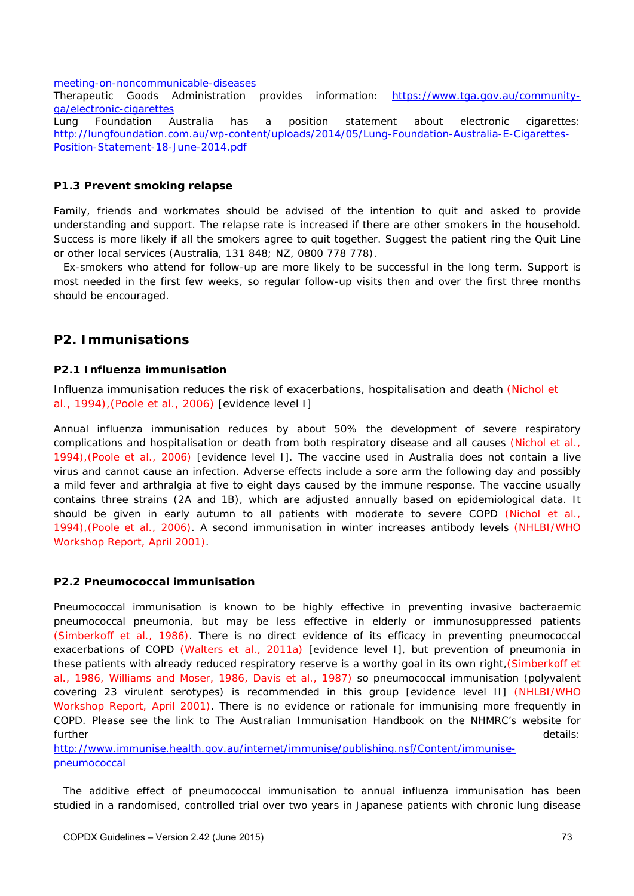meeting-on-noncommunicable-diseases
Therapeutic Goods Administration provides information: https://www.tga.gov.au/community-qa/electronic-cigarettes
Lung Foundation Australia has a position statement about electronic cigarettes: http://lungfoundation.com.au/wp-content/uploads/2014/05/Lung-Foundation-Australia-E-Cigarettes-Position-Statement-18-June-2014.pdf

### P1.3 Prevent smoking relapse

Family, friends and workmates should be advised of the intention to quit and asked to provide understanding and support. The relapse rate is increased if there are other smokers in the household. Success is more likely if all the smokers agree to quit together. Suggest the patient ring the Quit Line or other local services (Australia, 131 848; NZ, 0800 778 778).

Ex-smokers who attend for follow-up are more likely to be successful in the long term. Support is most needed in the first few weeks, so regular follow-up visits then and over the first three months should be encouraged.

## P2. Immunisations

### P2.1 Influenza immunisation

Influenza immunisation reduces the risk of exacerbations, hospitalisation and death (Nichol et al., 1994),(Poole et al., 2006) [evidence level I]

Annual influenza immunisation reduces by about 50% the development of severe respiratory complications and hospitalisation or death from both respiratory disease and all causes (Nichol et al., 1994),(Poole et al., 2006) [evidence level I]. The vaccine used in Australia does not contain a live virus and cannot cause an infection. Adverse effects include a sore arm the following day and possibly a mild fever and arthralgia at five to eight days caused by the immune response. The vaccine usually contains three strains (2A and 1B), which are adjusted annually based on epidemiological data. It should be given in early autumn to all patients with moderate to severe COPD (Nichol et al., 1994),(Poole et al., 2006). A second immunisation in winter increases antibody levels (NHLBI/WHO Workshop Report, April 2001).

### P2.2 Pneumococcal immunisation

Pneumococcal immunisation is known to be highly effective in preventing invasive bacteraemic pneumococcal pneumonia, but may be less effective in elderly or immunosuppressed patients (Simberkoff et al., 1986). There is no direct evidence of its efficacy in preventing pneumococcal exacerbations of COPD (Walters et al., 2011a) [evidence level I], but prevention of pneumonia in these patients with already reduced respiratory reserve is a worthy goal in its own right,(Simberkoff et al., 1986, Williams and Moser, 1986, Davis et al., 1987) so pneumococcal immunisation (polyvalent covering 23 virulent serotypes) is recommended in this group [evidence level II] (NHLBI/WHO Workshop Report, April 2001). There is no evidence or rationale for immunising more frequently in COPD. Please see the link to The Australian Immunisation Handbook on the NHMRC's website for further details: http://www.immunise.health.gov.au/internet/immunise/publishing.nsf/Content/immunise-pneumococcal

The additive effect of pneumococcal immunisation to annual influenza immunisation has been studied in a randomised, controlled trial over two years in Japanese patients with chronic lung disease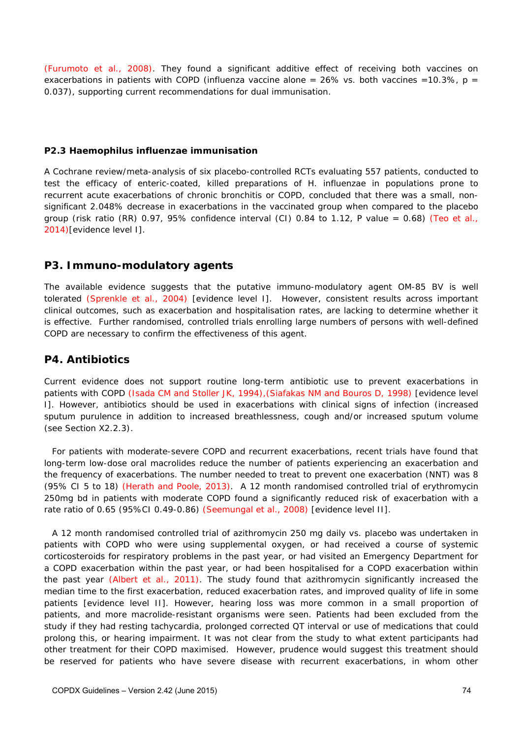(Furumoto et al., 2008). They found a significant additive effect of receiving both vaccines on exacerbations in patients with COPD (influenza vaccine alone = 26% vs. both vaccines =10.3%, p = 0.037), supporting current recommendations for dual immunisation.

#### P2.3 Haemophilus influenzae immunisation

A Cochrane review/meta-analysis of six placebo-controlled RCTs evaluating 557 patients, conducted to test the efficacy of enteric-coated, killed preparations of *H. influenzae* in populations prone to recurrent acute exacerbations of chronic bronchitis or COPD, concluded that there was a small, non-significant 2.048% decrease in exacerbations in the vaccinated group when compared to the placebo group (risk ratio (RR) 0.97, 95% confidence interval (CI) 0.84 to 1.12, P value = 0.68) (Teo et al., 2014)[evidence level I].

### P3. Immuno-modulatory agents

The available evidence suggests that the putative immuno-modulatory agent OM-85 BV is well tolerated (Sprenkle et al., 2004) [evidence level I]. However, consistent results across important clinical outcomes, such as exacerbation and hospitalisation rates, are lacking to determine whether it is effective. Further randomised, controlled trials enrolling large numbers of persons with well-defined COPD are necessary to confirm the effectiveness of this agent.

### P4. Antibiotics

Current evidence does not support routine long-term antibiotic use to prevent exacerbations in patients with COPD (Isada CM and Stoller JK, 1994),(Siafakas NM and Bouros D, 1998) [evidence level I]. However, antibiotics should be used in exacerbations with clinical signs of infection (increased sputum purulence in addition to increased breathlessness, cough and/or increased sputum volume (see Section X2.2.3).

For patients with moderate-severe COPD and recurrent exacerbations, recent trials have found that long-term low-dose oral macrolides reduce the number of patients experiencing an exacerbation and the frequency of exacerbations. The number needed to treat to prevent one exacerbation (NNT) was 8 (95% CI 5 to 18) (Herath and Poole, 2013). A 12 month randomised controlled trial of erythromycin 250mg bd in patients with moderate COPD found a significantly reduced risk of exacerbation with a rate ratio of 0.65 (95%CI 0.49-0.86) (Seemungal et al., 2008) [evidence level II].

A 12 month randomised controlled trial of azithromycin 250 mg daily vs. placebo was undertaken in patients with COPD who were using supplemental oxygen, or had received a course of systemic corticosteroids for respiratory problems in the past year, or had visited an Emergency Department for a COPD exacerbation within the past year, or had been hospitalised for a COPD exacerbation within the past year (Albert et al., 2011). The study found that azithromycin significantly increased the median time to the first exacerbation, reduced exacerbation rates, and improved quality of life in some patients [evidence level II]. However, hearing loss was more common in a small proportion of patients, and more macrolide-resistant organisms were seen. Patients had been excluded from the study if they had resting tachycardia, prolonged corrected QT interval or use of medications that could prolong this, or hearing impairment. It was not clear from the study to what extent participants had other treatment for their COPD maximised. However, prudence would suggest this treatment should be reserved for patients who have severe disease with recurrent exacerbations, in whom other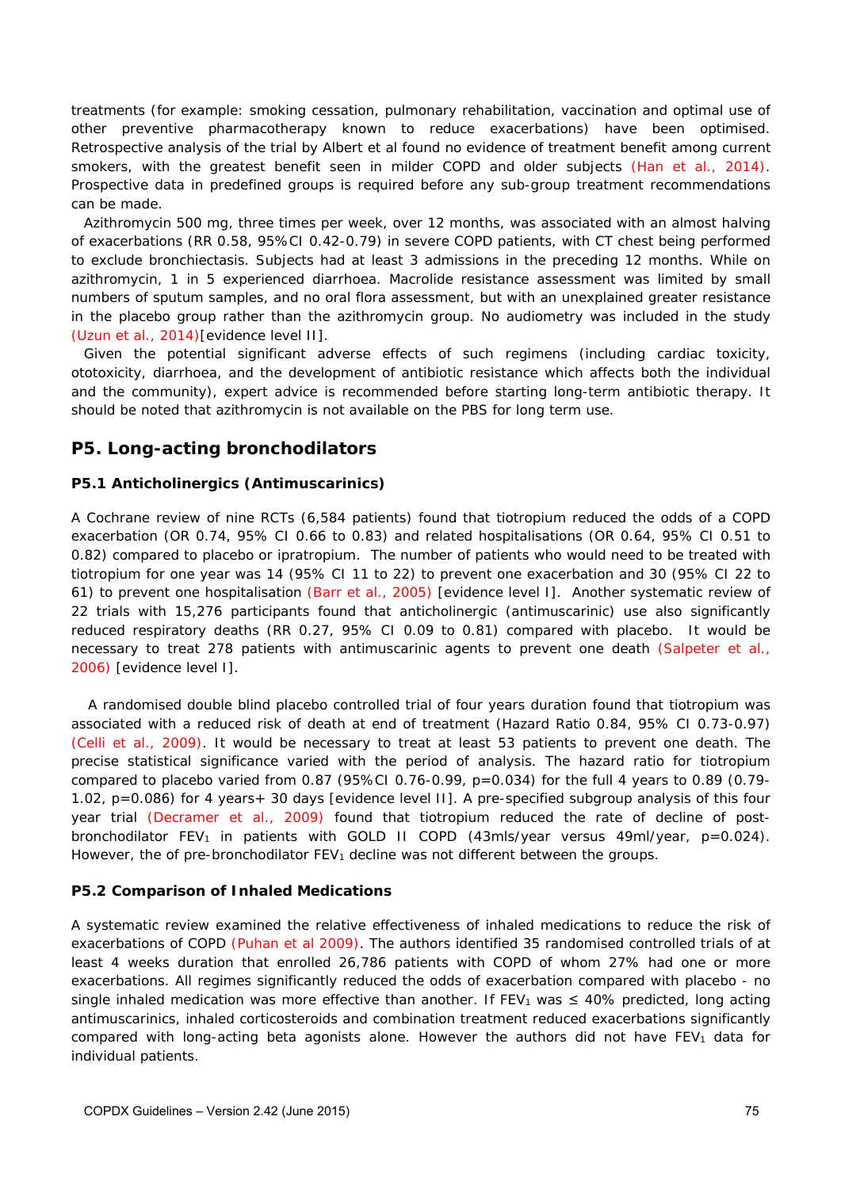treatments (for example: smoking cessation, pulmonary rehabilitation, vaccination and optimal use of other preventive pharmacotherapy known to reduce exacerbations) have been optimised. Retrospective analysis of the trial by Albert et al found no evidence of treatment benefit among current smokers, with the greatest benefit seen in milder COPD and older subjects (Han et al., 2014). Prospective data in predefined groups is required before any sub-group treatment recommendations can be made.

Azithromycin 500 mg, three times per week, over 12 months, was associated with an almost halving of exacerbations (RR 0.58, 95%CI 0.42-0.79) in severe COPD patients, with CT chest being performed to exclude bronchiectasis. Subjects had at least 3 admissions in the preceding 12 months. While on azithromycin, 1 in 5 experienced diarrhoea. Macrolide resistance assessment was limited by small numbers of sputum samples, and no oral flora assessment, but with an unexplained greater resistance in the placebo group rather than the azithromycin group. No audiometry was included in the study (Uzun et al., 2014)[evidence level II].

Given the potential significant adverse effects of such regimens (including cardiac toxicity, ototoxicity, diarrhoea, and the development of antibiotic resistance which affects both the individual and the community), expert advice is recommended before starting long-term antibiotic therapy. It should be noted that azithromycin is not available on the PBS for long term use.

## P5. Long-acting bronchodilators

### P5.1 Anticholinergics (Antimuscarinics)

A Cochrane review of nine RCTs (6,584 patients) found that tiotropium reduced the odds of a COPD exacerbation (OR 0.74, 95% CI 0.66 to 0.83) and related hospitalisations (OR 0.64, 95% CI 0.51 to 0.82) compared to placebo or ipratropium. The number of patients who would need to be treated with tiotropium for one year was 14 (95% CI 11 to 22) to prevent one exacerbation and 30 (95% CI 22 to 61) to prevent one hospitalisation (Barr et al., 2005) [evidence level I]. Another systematic review of 22 trials with 15,276 participants found that anticholinergic (antimuscarinic) use also significantly reduced respiratory deaths (RR 0.27, 95% CI 0.09 to 0.81) compared with placebo. It would be necessary to treat 278 patients with antimuscarinic agents to prevent one death (Salpeter et al., 2006) [evidence level I].

A randomised double blind placebo controlled trial of four years duration found that tiotropium was associated with a reduced risk of death at end of treatment (Hazard Ratio 0.84, 95% CI 0.73-0.97) (Celli et al., 2009). It would be necessary to treat at least 53 patients to prevent one death. The precise statistical significance varied with the period of analysis. The hazard ratio for tiotropium compared to placebo varied from 0.87 (95%CI 0.76-0.99, p=0.034) for the full 4 years to 0.89 (0.79-1.02, p=0.086) for 4 years+ 30 days [evidence level II]. A pre-specified subgroup analysis of this four year trial (Decramer et al., 2009) found that tiotropium reduced the rate of decline of post-bronchodilator $FEV_1$ in patients with GOLD II COPD (43mls/year versus 49ml/year, p=0.024). However, the of pre-bronchodilator $FEV_1$ decline was not different between the groups.

### P5.2 Comparison of Inhaled Medications

A systematic review examined the relative effectiveness of inhaled medications to reduce the risk of exacerbations of COPD (Puhan et al 2009). The authors identified 35 randomised controlled trials of at least 4 weeks duration that enrolled 26,786 patients with COPD of whom 27% had one or more exacerbations. All regimes significantly reduced the odds of exacerbation compared with placebo - no single inhaled medication was more effective than another. If $FEV_1$ was ≤ 40% predicted, long acting antimuscarinics, inhaled corticosteroids and combination treatment reduced exacerbations significantly compared with long-acting beta agonists alone. However the authors did not have $FEV_1$ data for individual patients.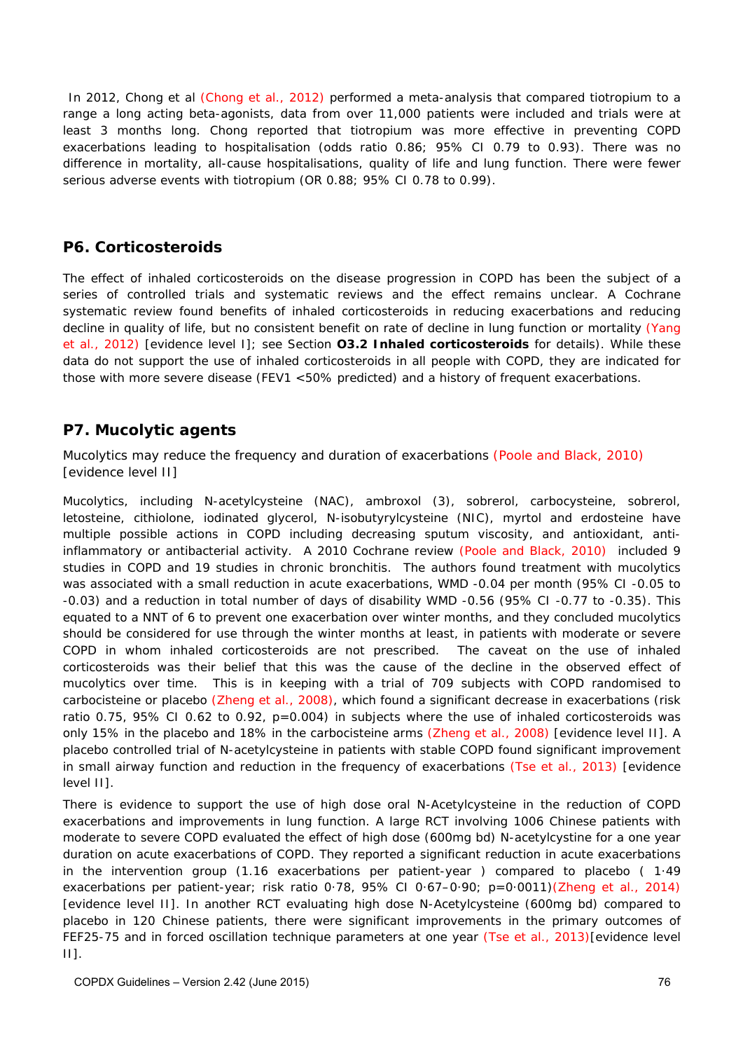In 2012, Chong et al (Chong et al., 2012) performed a meta-analysis that compared tiotropium to a range a long acting beta-agonists, data from over 11,000 patients were included and trials were at least 3 months long. Chong reported that tiotropium was more effective in preventing COPD exacerbations leading to hospitalisation (odds ratio 0.86; 95% CI 0.79 to 0.93). There was no difference in mortality, all-cause hospitalisations, quality of life and lung function. There were fewer serious adverse events with tiotropium (OR 0.88; 95% CI 0.78 to 0.99).

## P6. Corticosteroids

The effect of inhaled corticosteroids on the disease progression in COPD has been the subject of a series of controlled trials and systematic reviews and the effect remains unclear. A Cochrane systematic review found benefits of inhaled corticosteroids in reducing exacerbations and reducing decline in quality of life, but no consistent benefit on rate of decline in lung function or mortality (Yang et al., 2012) [evidence level I]; see Section **O3.2 Inhaled corticosteroids** for details). While these data do not support the use of inhaled corticosteroids in all people with COPD, they are indicated for those with more severe disease (FEV1 <50% predicted) and a history of frequent exacerbations.

## P7. Mucolytic agents

Mucolytics may reduce the frequency and duration of exacerbations (Poole and Black, 2010) [evidence level II]

Mucolytics, including N-acetylcysteine (NAC), ambroxol (3), sobrerol, carbocysteine, sobrerol, letosteine, cithiolone, iodinated glycerol, N-isobutyrylcysteine (NIC), myrtol and erdosteine have multiple possible actions in COPD including decreasing sputum viscosity, and antioxidant, anti-inflammatory or antibacterial activity. A 2010 Cochrane review (Poole and Black, 2010) included 9 studies in COPD and 19 studies in chronic bronchitis. The authors found treatment with mucolytics was associated with a small reduction in acute exacerbations, WMD -0.04 per month (95% CI -0.05 to -0.03) and a reduction in total number of days of disability WMD -0.56 (95% CI -0.77 to -0.35). This equated to a NNT of 6 to prevent one exacerbation over winter months, and they concluded mucolytics should be considered for use through the winter months at least, in patients with moderate or severe COPD in whom inhaled corticosteroids are not prescribed. The caveat on the use of inhaled corticosteroids was their belief that this was the cause of the decline in the observed effect of mucolytics over time. This is in keeping with a trial of 709 subjects with COPD randomised to carbocisteine or placebo (Zheng et al., 2008), which found a significant decrease in exacerbations (risk ratio 0.75, 95% CI 0.62 to 0.92, p=0.004) in subjects where the use of inhaled corticosteroids was only 15% in the placebo and 18% in the carbocisteine arms (Zheng et al., 2008) [evidence level II]. A placebo controlled trial of N-acetylcysteine in patients with stable COPD found significant improvement in small airway function and reduction in the frequency of exacerbations (Tse et al., 2013) [evidence level II].

There is evidence to support the use of high dose oral N-Acetylcysteine in the reduction of COPD exacerbations and improvements in lung function. A large RCT involving 1006 Chinese patients with moderate to severe COPD evaluated the effect of high dose (600mg bd) N-acetylcystine for a one year duration on acute exacerbations of COPD. They reported a significant reduction in acute exacerbations in the intervention group (1.16 exacerbations per patient-year ) compared to placebo ( 1·49 exacerbations per patient-year; risk ratio 0·78, 95% CI 0·67–0·90; p=0·0011)(Zheng et al., 2014) [evidence level II]. In another RCT evaluating high dose N-Acetylcysteine (600mg bd) compared to placebo in 120 Chinese patients, there were significant improvements in the primary outcomes of FEF25-75 and in forced oscillation technique parameters at one year (Tse et al., 2013)[evidence level II].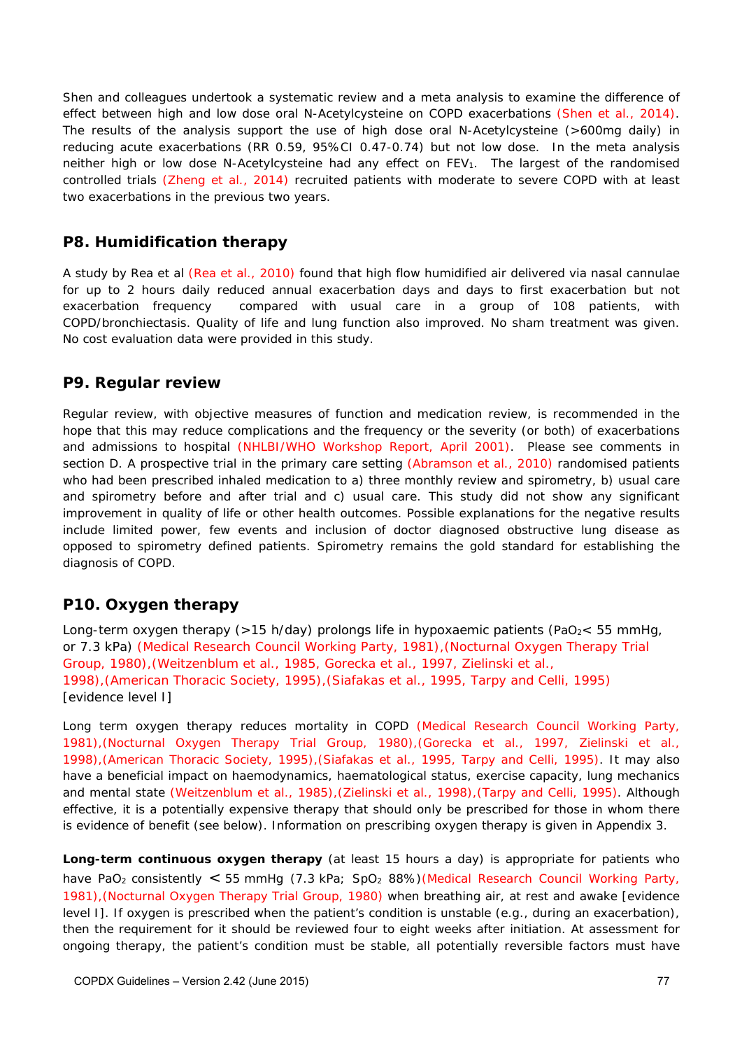Shen and colleagues undertook a systematic review and a meta analysis to examine the difference of effect between high and low dose oral N-Acetylcysteine on COPD exacerbations (Shen et al., 2014). The results of the analysis support the use of high dose oral N-Acetylcysteine (>600mg daily) in reducing acute exacerbations (RR 0.59, 95%CI 0.47-0.74) but not low dose. In the meta analysis neither high or low dose N-Acetylcysteine had any effect on $FEV_1$. The largest of the randomised controlled trials (Zheng et al., 2014) recruited patients with moderate to severe COPD with at least two exacerbations in the previous two years.

## P8. Humidification therapy

A study by Rea et al (Rea et al., 2010) found that high flow humidified air delivered via nasal cannulae for up to 2 hours daily reduced annual exacerbation days and days to first exacerbation but not exacerbation frequency compared with usual care in a group of 108 patients, with COPD/bronchiectasis. Quality of life and lung function also improved. No sham treatment was given. No cost evaluation data were provided in this study.

## P9. Regular review

Regular review, with objective measures of function and medication review, is recommended in the hope that this may reduce complications and the frequency or the severity (or both) of exacerbations and admissions to hospital (NHLBI/WHO Workshop Report, April 2001). Please see comments in section D. A prospective trial in the primary care setting (Abramson et al., 2010) randomised patients who had been prescribed inhaled medication to a) three monthly review and spirometry, b) usual care and spirometry before and after trial and c) usual care. This study did not show any significant improvement in quality of life or other health outcomes. Possible explanations for the negative results include limited power, few events and inclusion of doctor diagnosed obstructive lung disease as opposed to spirometry defined patients. Spirometry remains the gold standard for establishing the diagnosis of COPD.

## P10. Oxygen therapy

Long-term oxygen therapy (>15 h/day) prolongs life in hypoxaemic patients ($PaO_2$< 55 mmHg, or 7.3 kPa) (Medical Research Council Working Party, 1981),(Nocturnal Oxygen Therapy Trial Group, 1980),(Weitzenblum et al., 1985, Gorecka et al., 1997, Zielinski et al., 1998),(American Thoracic Society, 1995),(Siafakas et al., 1995, Tarpy and Celli, 1995) [evidence level I]

Long term oxygen therapy reduces mortality in COPD (Medical Research Council Working Party, 1981),(Nocturnal Oxygen Therapy Trial Group, 1980),(Gorecka et al., 1997, Zielinski et al., 1998),(American Thoracic Society, 1995),(Siafakas et al., 1995, Tarpy and Celli, 1995). It may also have a beneficial impact on haemodynamics, haematological status, exercise capacity, lung mechanics and mental state (Weitzenblum et al., 1985),(Zielinski et al., 1998),(Tarpy and Celli, 1995). Although effective, it is a potentially expensive therapy that should only be prescribed for those in whom there is evidence of benefit (see below). Information on prescribing oxygen therapy is given in Appendix 3.

**Long-term continuous oxygen therapy** (at least 15 hours a day) is appropriate for patients who have $PaO_2$ consistently < 55 mmHg (7.3 kPa; $SpO_2$ 88%)(Medical Research Council Working Party, 1981),(Nocturnal Oxygen Therapy Trial Group, 1980) when breathing air, at rest and awake [evidence level I]. If oxygen is prescribed when the patient's condition is unstable (e.g., during an exacerbation), then the requirement for it should be reviewed four to eight weeks after initiation. At assessment for ongoing therapy, the patient's condition must be stable, all potentially reversible factors must have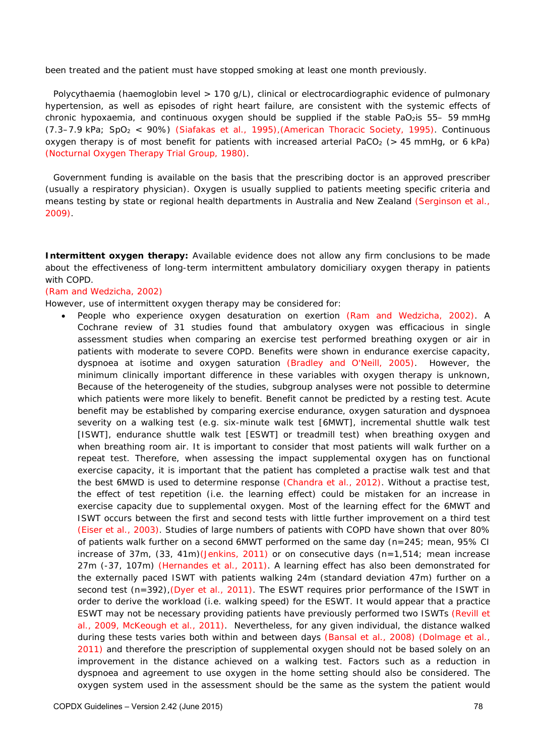been treated and the patient must have stopped smoking at least one month previously.

Polycythaemia (haemoglobin level > 170 g/L), clinical or electrocardiographic evidence of pulmonary hypertension, as well as episodes of right heart failure, are consistent with the systemic effects of chronic hypoxaemia, and continuous oxygen should be supplied if the stable $PaO_2$is 55– 59 mmHg (7.3–7.9 kPa; $SpO_2$ < 90%) (Siafakas et al., 1995),(American Thoracic Society, 1995). Continuous oxygen therapy is of most benefit for patients with increased arterial $PaCO_2$ (> 45 mmHg, or 6 kPa) (Nocturnal Oxygen Therapy Trial Group, 1980).

Government funding is available on the basis that the prescribing doctor is an approved prescriber (usually a respiratory physician). Oxygen is usually supplied to patients meeting specific criteria and means testing by state or regional health departments in Australia and New Zealand (Serginson et al., 2009).

**Intermittent oxygen therapy:** Available evidence does not allow any firm conclusions to be made about the effectiveness of long-term intermittent ambulatory domiciliary oxygen therapy in patients with COPD.

(Ram and Wedzicha, 2002)

However, use of intermittent oxygen therapy may be considered for:

- People who experience oxygen desaturation on exertion (Ram and Wedzicha, 2002). A Cochrane review of 31 studies found that ambulatory oxygen was efficacious in single assessment studies when comparing an exercise test performed breathing oxygen or air in patients with moderate to severe COPD. Benefits were shown in endurance exercise capacity, dyspnoea at isotime and oxygen saturation (Bradley and O'Neill, 2005). However, the minimum clinically important difference in these variables with oxygen therapy is unknown, Because of the heterogeneity of the studies, subgroup analyses were not possible to determine which patients were more likely to benefit. Benefit cannot be predicted by a resting test. Acute benefit may be established by comparing exercise endurance, oxygen saturation and dyspnoea severity on a walking test (e.g. six-minute walk test [6MWT], incremental shuttle walk test [ISWT], endurance shuttle walk test [ESWT] or treadmill test) when breathing oxygen and when breathing room air. It is important to consider that most patients will walk further on a repeat test. Therefore, when assessing the impact supplemental oxygen has on functional exercise capacity, it is important that the patient has completed a practise walk test and that the best 6MWD is used to determine response (Chandra et al., 2012). Without a practise test, the effect of test repetition (i.e. the learning effect) could be mistaken for an increase in exercise capacity due to supplemental oxygen. Most of the learning effect for the 6MWT and ISWT occurs between the first and second tests with little further improvement on a third test (Eiser et al., 2003). Studies of large numbers of patients with COPD have shown that over 80% of patients walk further on a second 6MWT performed on the same day (n=245; mean, 95% CI increase of 37m, (33, 41m)(Jenkins, 2011) or on consecutive days (n=1,514; mean increase 27m (-37, 107m) (Hernandes et al., 2011). A learning effect has also been demonstrated for the externally paced ISWT with patients walking 24m (standard deviation 47m) further on a second test (n=392),(Dyer et al., 2011). The ESWT requires prior performance of the ISWT in order to derive the workload (i.e. walking speed) for the ESWT. It would appear that a practice ESWT may not be necessary providing patients have previously performed two ISWTs (Revill et al., 2009, McKeough et al., 2011). Nevertheless, for any given individual, the distance walked during these tests varies both within and between days (Bansal et al., 2008) (Dolmage et al., 2011) and therefore the prescription of supplemental oxygen should not be based solely on an improvement in the distance achieved on a walking test. Factors such as a reduction in dyspnoea and agreement to use oxygen in the home setting should also be considered. The oxygen system used in the assessment should be the same as the system the patient would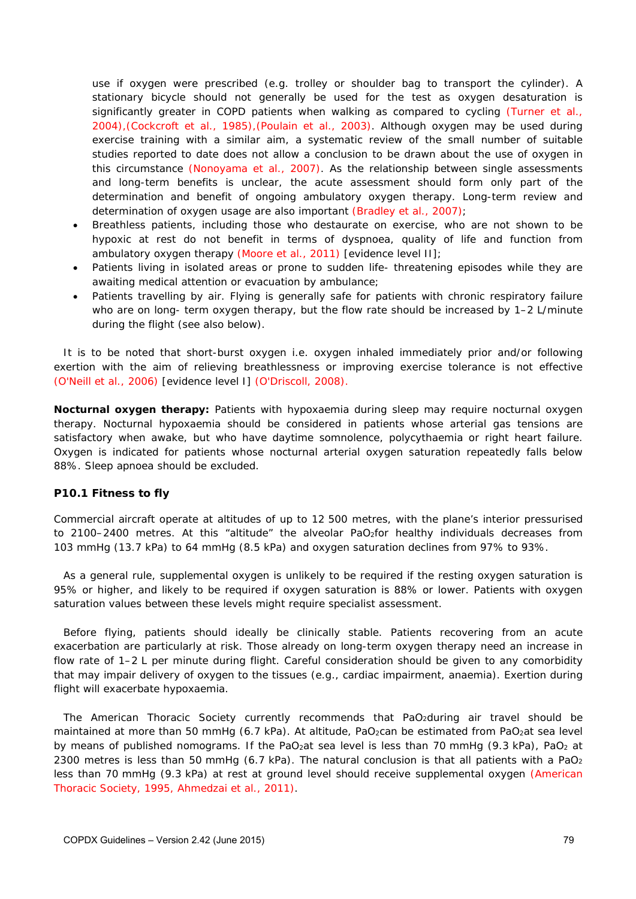use if oxygen were prescribed (e.g. trolley or shoulder bag to transport the cylinder). A stationary bicycle should not generally be used for the test as oxygen desaturation is significantly greater in COPD patients when walking as compared to cycling (Turner et al., 2004),(Cockcroft et al., 1985),(Poulain et al., 2003). Although oxygen may be used during exercise training with a similar aim, a systematic review of the small number of suitable studies reported to date does not allow a conclusion to be drawn about the use of oxygen in this circumstance (Nonoyama et al., 2007). As the relationship between single assessments and long-term benefits is unclear, the acute assessment should form only part of the determination and benefit of ongoing ambulatory oxygen therapy. Long-term review and determination of oxygen usage are also important (Bradley et al., 2007);

- Breathless patients, including those who destaurate on exercise, who are not shown to be hypoxic at rest do not benefit in terms of dyspnoea, quality of life and function from ambulatory oxygen therapy (Moore et al., 2011) [evidence level II];
- Patients living in isolated areas or prone to sudden life- threatening episodes while they are awaiting medical attention or evacuation by ambulance;
- Patients travelling by air. Flying is generally safe for patients with chronic respiratory failure who are on long- term oxygen therapy, but the flow rate should be increased by 1–2 L/minute during the flight (see also below).

It is to be noted that short-burst oxygen i.e. oxygen inhaled immediately prior and/or following exertion with the aim of relieving breathlessness or improving exercise tolerance is not effective (O'Neill et al., 2006) [evidence level I] (O'Driscoll, 2008).

**Nocturnal oxygen therapy:** Patients with hypoxaemia during sleep may require nocturnal oxygen therapy. Nocturnal hypoxaemia should be considered in patients whose arterial gas tensions are satisfactory when awake, but who have daytime somnolence, polycythaemia or right heart failure. Oxygen is indicated for patients whose nocturnal arterial oxygen saturation repeatedly falls below 88%. Sleep apnoea should be excluded.

### P10.1 Fitness to fly

Commercial aircraft operate at altitudes of up to 12 500 metres, with the plane's interior pressurised to 2100–2400 metres. At this "altitude" the alveolar $PaO_2$ for healthy individuals decreases from 103 mmHg (13.7 kPa) to 64 mmHg (8.5 kPa) and oxygen saturation declines from 97% to 93%.

As a general rule, supplemental oxygen is unlikely to be required if the resting oxygen saturation is 95% or higher, and likely to be required if oxygen saturation is 88% or lower. Patients with oxygen saturation values between these levels might require specialist assessment.

Before flying, patients should ideally be clinically stable. Patients recovering from an acute exacerbation are particularly at risk. Those already on long-term oxygen therapy need an increase in flow rate of 1–2 L per minute during flight. Careful consideration should be given to any comorbidity that may impair delivery of oxygen to the tissues (e.g., cardiac impairment, anaemia). Exertion during flight will exacerbate hypoxaemia.

The American Thoracic Society currently recommends that $PaO_2$ during air travel should be maintained at more than 50 mmHg (6.7 kPa). At altitude, $PaO_2$ can be estimated from $PaO_2$ at sea level by means of published nomograms. If the $PaO_2$ at sea level is less than 70 mmHg (9.3 kPa), $PaO_2$ at 2300 metres is less than 50 mmHg (6.7 kPa). The natural conclusion is that all patients with a $PaO_2$ less than 70 mmHg (9.3 kPa) at rest at ground level should receive supplemental oxygen (American Thoracic Society, 1995, Ahmedzai et al., 2011).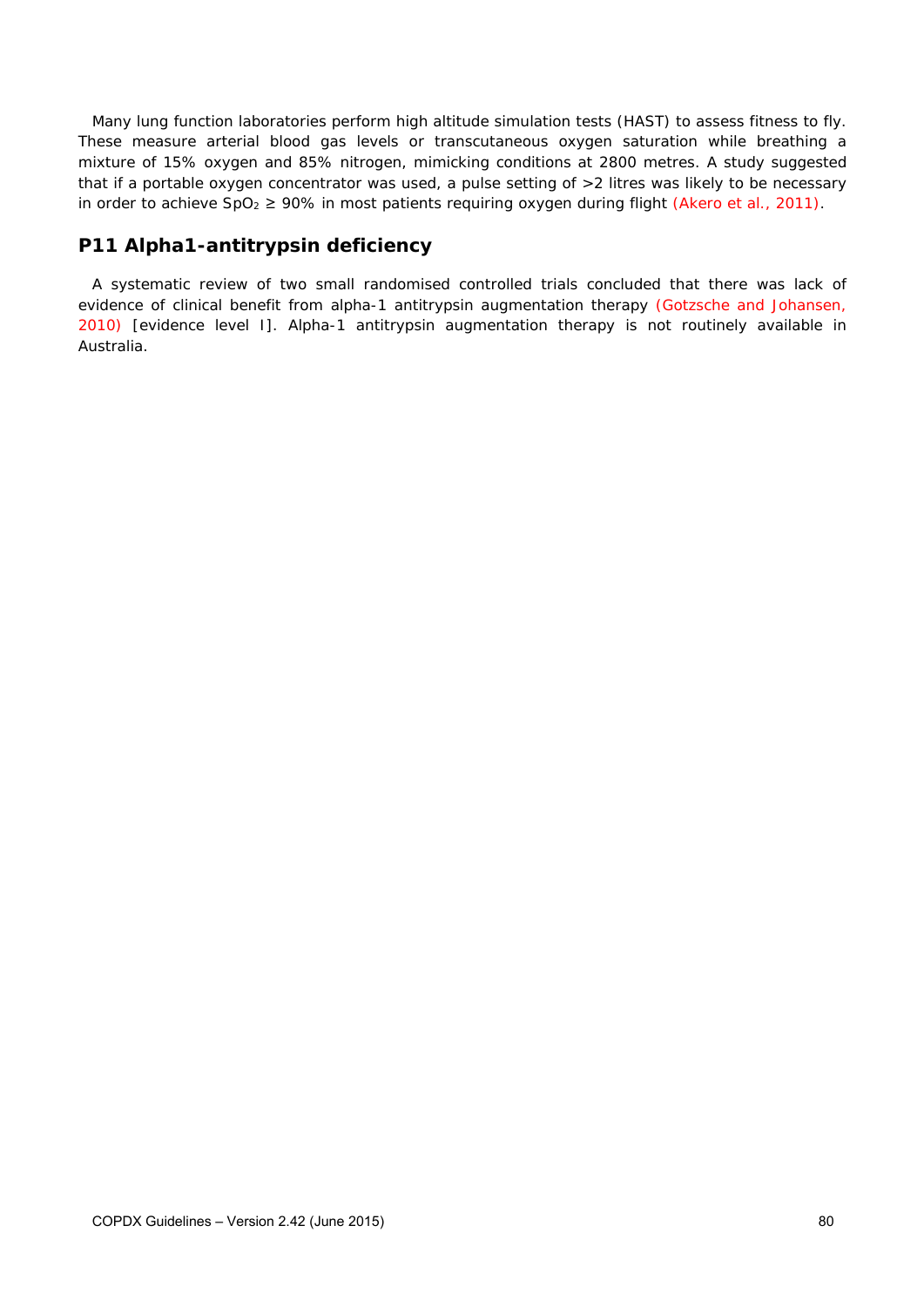Many lung function laboratories perform high altitude simulation tests (HAST) to assess fitness to fly. These measure arterial blood gas levels or transcutaneous oxygen saturation while breathing a mixture of 15% oxygen and 85% nitrogen, mimicking conditions at 2800 metres. A study suggested that if a portable oxygen concentrator was used, a pulse setting of >2 litres was likely to be necessary in order to achieve $SpO_2 \geq 90\%$ in most patients requiring oxygen during flight (Akero et al., 2011).

## P11 Alpha1-antitrypsin deficiency

A systematic review of two small randomised controlled trials concluded that there was lack of evidence of clinical benefit from alpha-1 antitrypsin augmentation therapy (Gotzsche and Johansen, 2010) [evidence level I]. Alpha-1 antitrypsin augmentation therapy is not routinely available in Australia.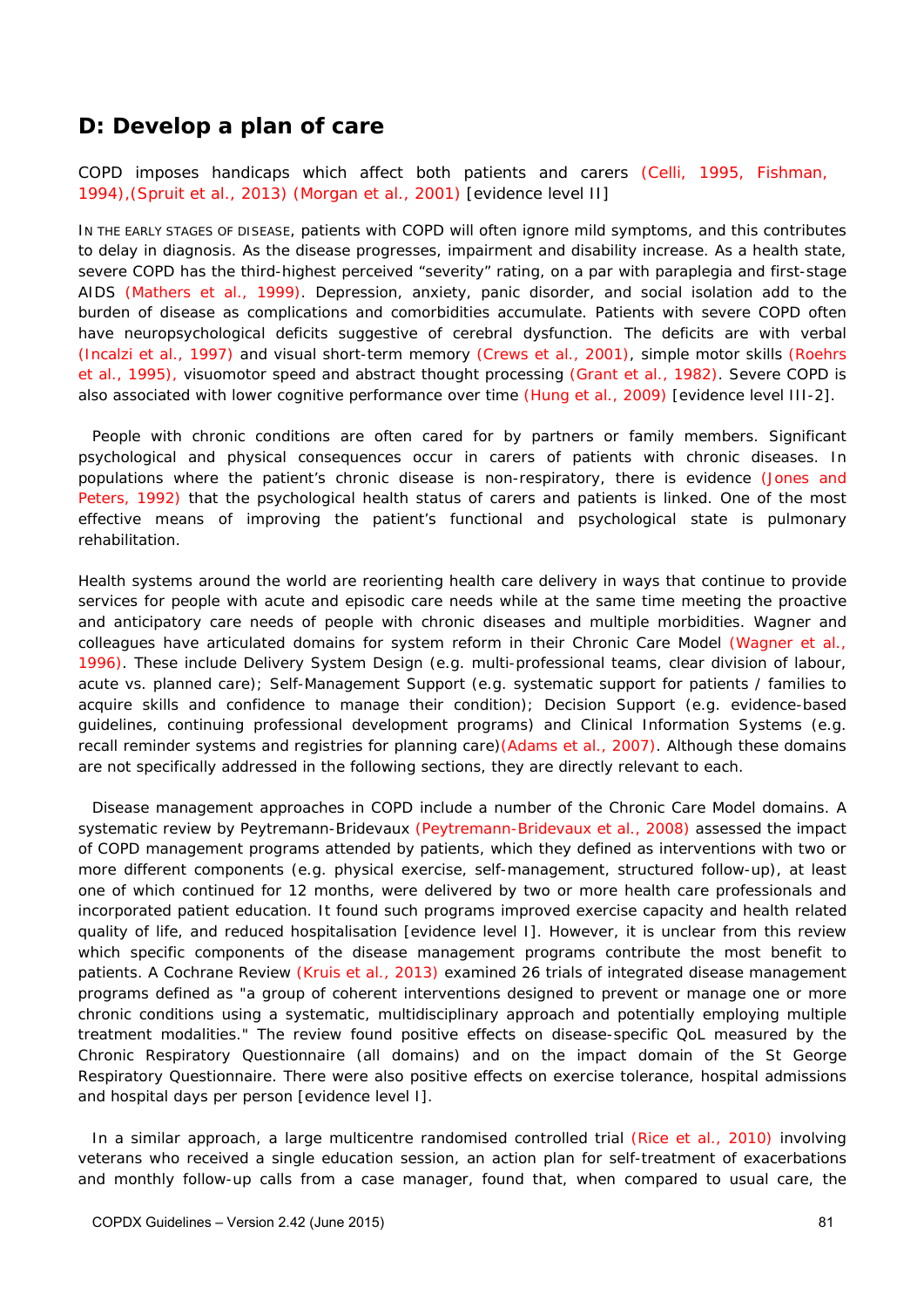## D: Develop a plan of care

COPD imposes handicaps which affect both patients and carers (Celli, 1995, Fishman, 1994),(Spruit et al., 2013) (Morgan et al., 2001) [evidence level II]

IN THE EARLY STAGES OF DISEASE, patients with COPD will often ignore mild symptoms, and this contributes to delay in diagnosis. As the disease progresses, impairment and disability increase. As a health state, severe COPD has the third-highest perceived "severity" rating, on a par with paraplegia and first-stage AIDS (Mathers et al., 1999). Depression, anxiety, panic disorder, and social isolation add to the burden of disease as complications and comorbidities accumulate. Patients with severe COPD often have neuropsychological deficits suggestive of cerebral dysfunction. The deficits are with verbal (Incalzi et al., 1997) and visual short-term memory (Crews et al., 2001), simple motor skills (Roehrs et al., 1995), visuomotor speed and abstract thought processing (Grant et al., 1982). Severe COPD is also associated with lower cognitive performance over time (Hung et al., 2009) [evidence level III-2].

People with chronic conditions are often cared for by partners or family members. Significant psychological and physical consequences occur in carers of patients with chronic diseases. In populations where the patient's chronic disease is non-respiratory, there is evidence (Jones and Peters, 1992) that the psychological health status of carers and patients is linked. One of the most effective means of improving the patient's functional and psychological state is pulmonary rehabilitation.

Health systems around the world are reorienting health care delivery in ways that continue to provide services for people with acute and episodic care needs while at the same time meeting the proactive and anticipatory care needs of people with chronic diseases and multiple morbidities. Wagner and colleagues have articulated domains for system reform in their Chronic Care Model (Wagner et al., 1996). These include Delivery System Design (e.g. multi-professional teams, clear division of labour, acute vs. planned care); Self-Management Support (e.g. systematic support for patients / families to acquire skills and confidence to manage their condition); Decision Support (e.g. evidence-based guidelines, continuing professional development programs) and Clinical Information Systems (e.g. recall reminder systems and registries for planning care)(Adams et al., 2007). Although these domains are not specifically addressed in the following sections, they are directly relevant to each.

Disease management approaches in COPD include a number of the Chronic Care Model domains. A systematic review by Peytremann-Bridevaux (Peytremann-Bridevaux et al., 2008) assessed the impact of COPD management programs attended by patients, which they defined as interventions with two or more different components (e.g. physical exercise, self-management, structured follow-up), at least one of which continued for 12 months, were delivered by two or more health care professionals and incorporated patient education. It found such programs improved exercise capacity and health related quality of life, and reduced hospitalisation [evidence level I]. However, it is unclear from this review which specific components of the disease management programs contribute the most benefit to patients. A Cochrane Review (Kruis et al., 2013) examined 26 trials of integrated disease management programs defined as "a group of coherent interventions designed to prevent or manage one or more chronic conditions using a systematic, multidisciplinary approach and potentially employing multiple treatment modalities." The review found positive effects on disease-specific QoL measured by the Chronic Respiratory Questionnaire (all domains) and on the impact domain of the St George Respiratory Questionnaire. There were also positive effects on exercise tolerance, hospital admissions and hospital days per person [evidence level I].

In a similar approach, a large multicentre randomised controlled trial (Rice et al., 2010) involving veterans who received a single education session, an action plan for self-treatment of exacerbations and monthly follow-up calls from a case manager, found that, when compared to usual care, the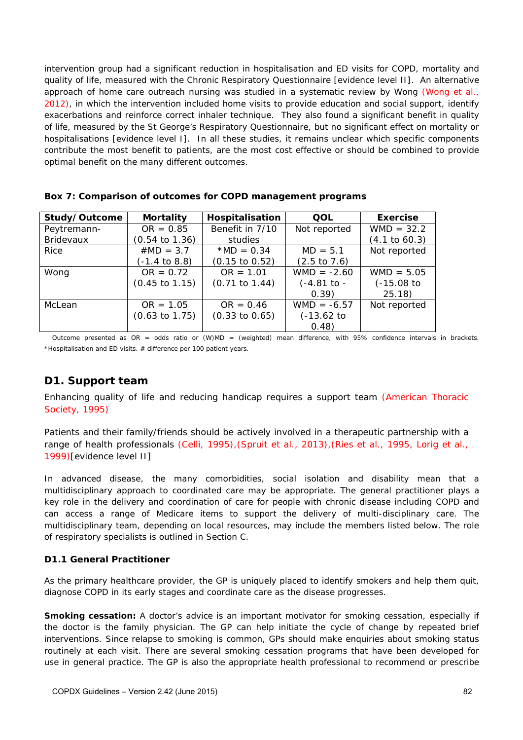intervention group had a significant reduction in hospitalisation and ED visits for COPD, mortality and quality of life, measured with the Chronic Respiratory Questionnaire [evidence level II]. An alternative approach of home care outreach nursing was studied in a systematic review by Wong (Wong et al., 2012), in which the intervention included home visits to provide education and social support, identify exacerbations and reinforce correct inhaler technique. They also found a significant benefit in quality of life, measured by the St George's Respiratory Questionnaire, but no significant effect on mortality or hospitalisations [evidence level I]. In all these studies, it remains unclear which specific components contribute the most benefit to patients, are the most cost effective or should be combined to provide optimal benefit on the many different outcomes.

**Box 7: Comparison of outcomes for COPD management programs**

| Study/Outcome | Mortality | Hospitalisation | QOL | Exercise |
|---|---|---|---|---|
| Peytremann-Bridevaux | OR = 0.85 (0.54 to 1.36) | Benefit in 7/10 studies | Not reported | WMD = 32.2 (4.1 to 60.3) |
| Rice | #MD = 3.7 (-1.4 to 8.8) | *MD = 0.34 (0.15 to 0.52) | MD = 5.1 (2.5 to 7.6) | Not reported |
| Wong | OR = 0.72 (0.45 to 1.15) | OR = 1.01 (0.71 to 1.44) | WMD = -2.60 (-4.81 to -0.39) | WMD = 5.05 (-15.08 to 25.18) |
| McLean | OR = 1.05 (0.63 to 1.75) | OR = 0.46 (0.33 to 0.65) | WMD = -6.57 (-13.62 to 0.48) | Not reported |

Outcome presented as OR = odds ratio or (W)MD = (weighted) mean difference, with 95% confidence intervals in brackets. *Hospitalisation and ED visits. # difference per 100 patient years.

## D1. Support team

Enhancing quality of life and reducing handicap requires a support team (American Thoracic Society, 1995)

Patients and their family/friends should be actively involved in a therapeutic partnership with a range of health professionals (Celli, 1995),(Spruit et al., 2013),(Ries et al., 1995, Lorig et al., 1999)[evidence level II]

In advanced disease, the many comorbidities, social isolation and disability mean that a multidisciplinary approach to coordinated care may be appropriate. The general practitioner plays a key role in the delivery and coordination of care for people with chronic disease including COPD and can access a range of Medicare items to support the delivery of multi-disciplinary care. The multidisciplinary team, depending on local resources, may include the members listed below. The role of respiratory specialists is outlined in Section C.

### D1.1 General Practitioner

As the primary healthcare provider, the GP is uniquely placed to identify smokers and help them quit, diagnose COPD in its early stages and coordinate care as the disease progresses.

**Smoking cessation:** A doctor's advice is an important motivator for smoking cessation, especially if the doctor is the family physician. The GP can help initiate the cycle of change by repeated brief interventions. Since relapse to smoking is common, GPs should make enquiries about smoking status routinely at each visit. There are several smoking cessation programs that have been developed for use in general practice. The GP is also the appropriate health professional to recommend or prescribe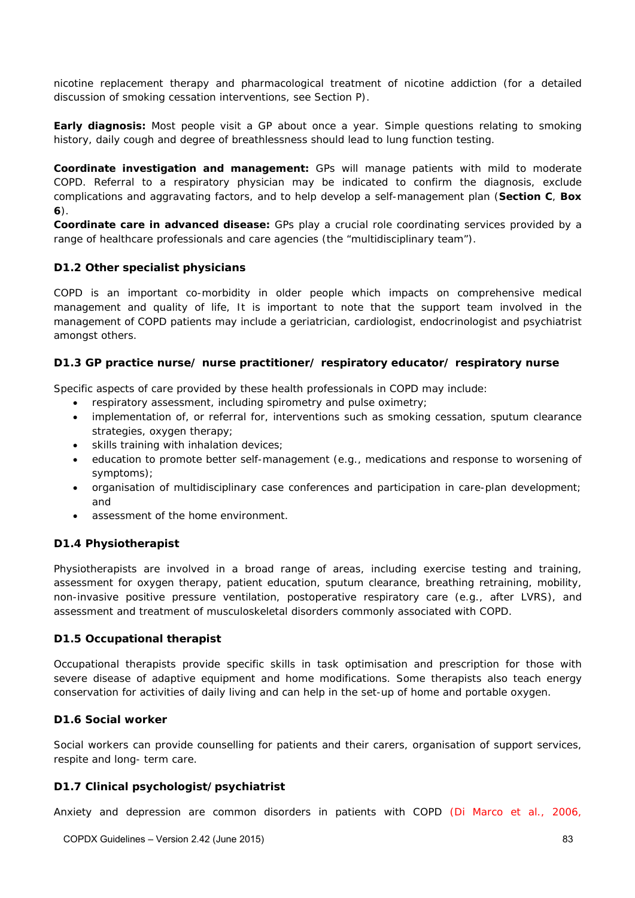nicotine replacement therapy and pharmacological treatment of nicotine addiction (for a detailed discussion of smoking cessation interventions, see Section P).

**Early diagnosis:** Most people visit a GP about once a year. Simple questions relating to smoking history, daily cough and degree of breathlessness should lead to lung function testing.

**Coordinate investigation and management:** GPs will manage patients with mild to moderate COPD. Referral to a respiratory physician may be indicated to confirm the diagnosis, exclude complications and aggravating factors, and to help develop a self-management plan (**Section C**, **Box 6**).

**Coordinate care in advanced disease:** GPs play a crucial role coordinating services provided by a range of healthcare professionals and care agencies (the "multidisciplinary team").

### D1.2 Other specialist physicians

COPD is an important co-morbidity in older people which impacts on comprehensive medical management and quality of life, It is important to note that the support team involved in the management of COPD patients may include a geriatrician, cardiologist, endocrinologist and psychiatrist amongst others.

### D1.3 GP practice nurse/ nurse practitioner/ respiratory educator/ respiratory nurse

Specific aspects of care provided by these health professionals in COPD may include:

- respiratory assessment, including spirometry and pulse oximetry;
- implementation of, or referral for, interventions such as smoking cessation, sputum clearance strategies, oxygen therapy;
- skills training with inhalation devices;
- education to promote better self-management (e.g., medications and response to worsening of symptoms);
- organisation of multidisciplinary case conferences and participation in care-plan development; and
- assessment of the home environment.

### D1.4 Physiotherapist

Physiotherapists are involved in a broad range of areas, including exercise testing and training, assessment for oxygen therapy, patient education, sputum clearance, breathing retraining, mobility, non-invasive positive pressure ventilation, postoperative respiratory care (e.g., after LVRS), and assessment and treatment of musculoskeletal disorders commonly associated with COPD.

### D1.5 Occupational therapist

Occupational therapists provide specific skills in task optimisation and prescription for those with severe disease of adaptive equipment and home modifications. Some therapists also teach energy conservation for activities of daily living and can help in the set-up of home and portable oxygen.

### D1.6 Social worker

Social workers can provide counselling for patients and their carers, organisation of support services, respite and long- term care.

### D1.7 Clinical psychologist/psychiatrist

Anxiety and depression are common disorders in patients with COPD (Di Marco et al., 2006,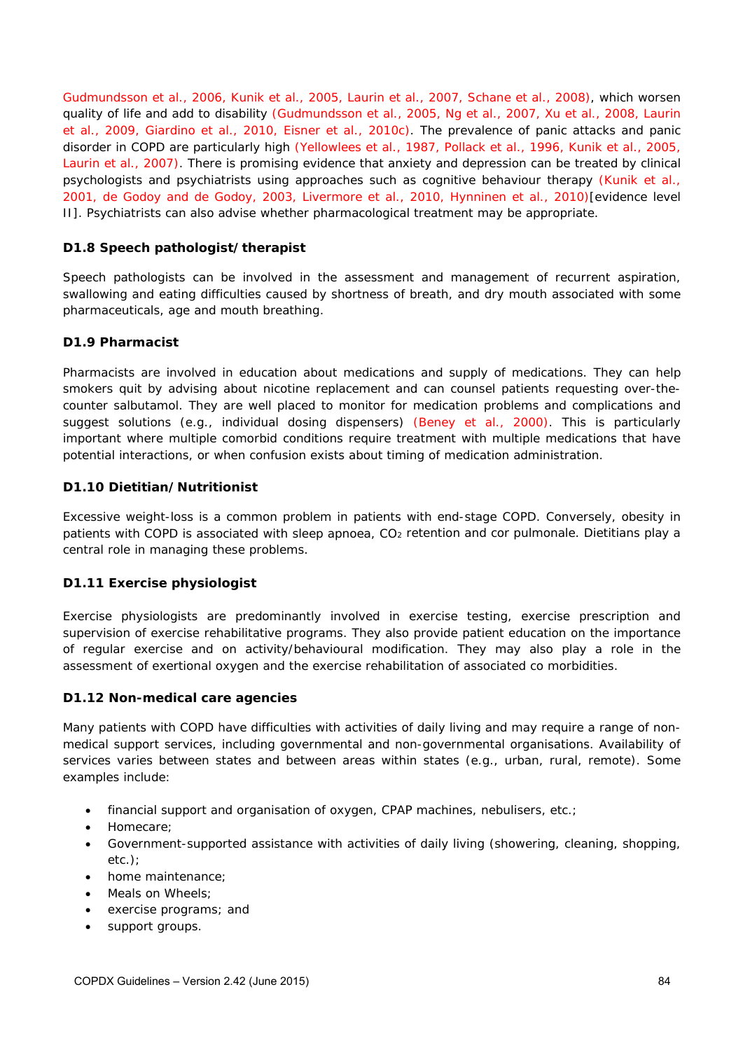Gudmundsson et al., 2006, Kunik et al., 2005, Laurin et al., 2007, Schane et al., 2008), which worsen quality of life and add to disability (Gudmundsson et al., 2005, Ng et al., 2007, Xu et al., 2008, Laurin et al., 2009, Giardino et al., 2010, Eisner et al., 2010c). The prevalence of panic attacks and panic disorder in COPD are particularly high (Yellowlees et al., 1987, Pollack et al., 1996, Kunik et al., 2005, Laurin et al., 2007). There is promising evidence that anxiety and depression can be treated by clinical psychologists and psychiatrists using approaches such as cognitive behaviour therapy (Kunik et al., 2001, de Godoy and de Godoy, 2003, Livermore et al., 2010, Hynninen et al., 2010)[evidence level II]. Psychiatrists can also advise whether pharmacological treatment may be appropriate.

### D1.8 Speech pathologist/therapist

Speech pathologists can be involved in the assessment and management of recurrent aspiration, swallowing and eating difficulties caused by shortness of breath, and dry mouth associated with some pharmaceuticals, age and mouth breathing.

### D1.9 Pharmacist

Pharmacists are involved in education about medications and supply of medications. They can help smokers quit by advising about nicotine replacement and can counsel patients requesting over-the-counter salbutamol. They are well placed to monitor for medication problems and complications and suggest solutions (e.g., individual dosing dispensers) (Beney et al., 2000). This is particularly important where multiple comorbid conditions require treatment with multiple medications that have potential interactions, or when confusion exists about timing of medication administration.

### D1.10 Dietitian/Nutritionist

Excessive weight-loss is a common problem in patients with end-stage COPD. Conversely, obesity in patients with COPD is associated with sleep apnoea, $CO_2$ retention and cor pulmonale. Dietitians play a central role in managing these problems.

### D1.11 Exercise physiologist

Exercise physiologists are predominantly involved in exercise testing, exercise prescription and supervision of exercise rehabilitative programs. They also provide patient education on the importance of regular exercise and on activity/behavioural modification. They may also play a role in the assessment of exertional oxygen and the exercise rehabilitation of associated co morbidities.

### D1.12 Non-medical care agencies

Many patients with COPD have difficulties with activities of daily living and may require a range of non-medical support services, including governmental and non-governmental organisations. Availability of services varies between states and between areas within states (e.g., urban, rural, remote). Some examples include:

- financial support and organisation of oxygen, CPAP machines, nebulisers, etc.;
- Homecare;
- Government-supported assistance with activities of daily living (showering, cleaning, shopping, etc.);
- home maintenance;
- Meals on Wheels;
- exercise programs; and
- support groups.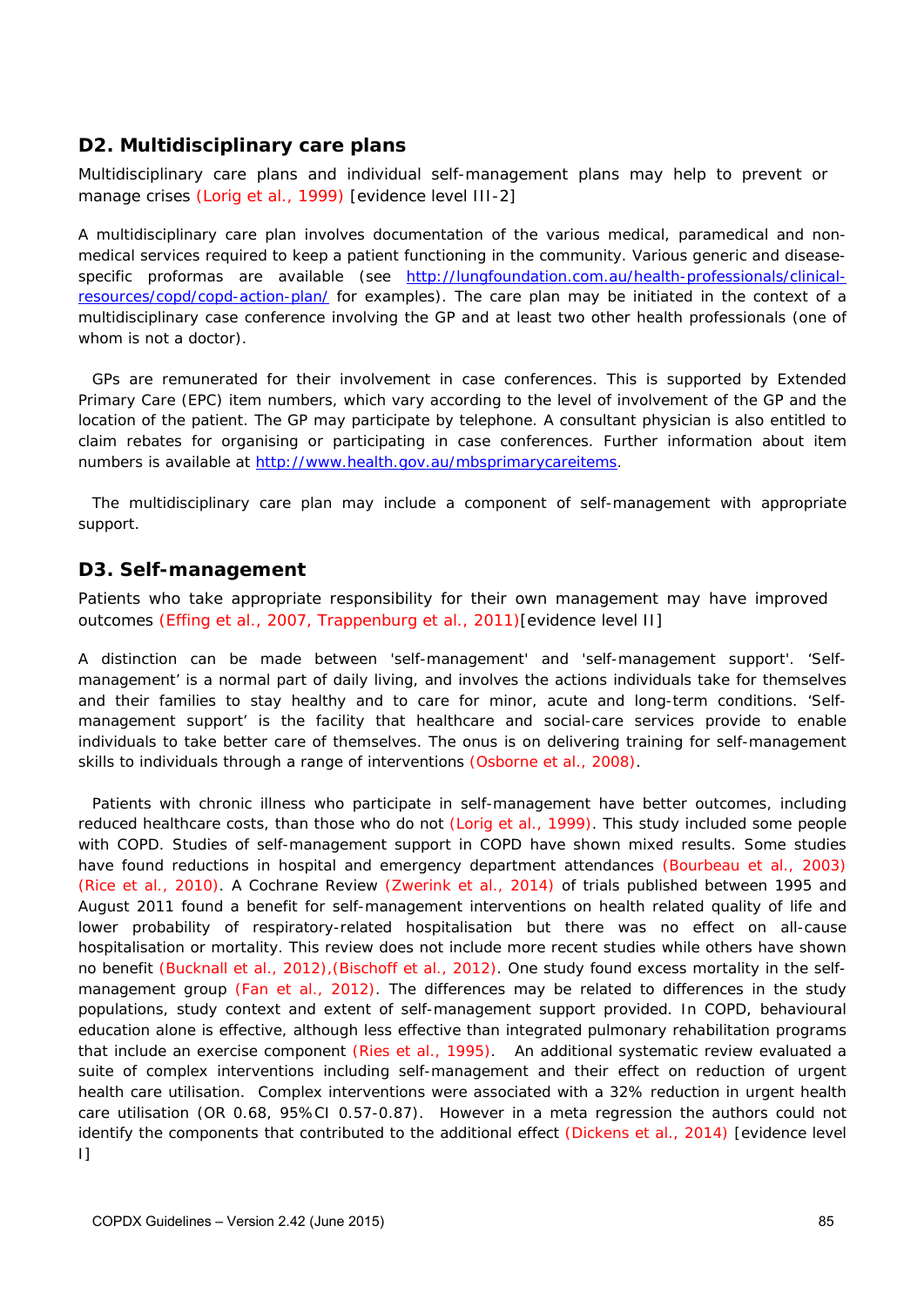## D2. Multidisciplinary care plans

Multidisciplinary care plans and individual self-management plans may help to prevent or manage crises (Lorig et al., 1999) [evidence level III-2]

A multidisciplinary care plan involves documentation of the various medical, paramedical and non-medical services required to keep a patient functioning in the community. Various generic and disease-specific proformas are available (see http://lungfoundation.com.au/health-professionals/clinical-resources/copd/copd-action-plan/ for examples). The care plan may be initiated in the context of a multidisciplinary case conference involving the GP and at least two other health professionals (one of whom is not a doctor).

GPs are remunerated for their involvement in case conferences. This is supported by Extended Primary Care (EPC) item numbers, which vary according to the level of involvement of the GP and the location of the patient. The GP may participate by telephone. A consultant physician is also entitled to claim rebates for organising or participating in case conferences. Further information about item numbers is available at http://www.health.gov.au/mbsprimarycareitems.

The multidisciplinary care plan may include a component of self-management with appropriate support.

## D3. Self-management

Patients who take appropriate responsibility for their own management may have improved outcomes (Effing et al., 2007, Trappenburg et al., 2011)[evidence level II]

A distinction can be made between 'self-management' and 'self-management support'. 'Self-management' is a normal part of daily living, and involves the actions individuals take for themselves and their families to stay healthy and to care for minor, acute and long-term conditions. 'Self-management support' is the facility that healthcare and social-care services provide to enable individuals to take better care of themselves. The onus is on delivering training for self-management skills to individuals through a range of interventions (Osborne et al., 2008).

Patients with chronic illness who participate in self-management have better outcomes, including reduced healthcare costs, than those who do not (Lorig et al., 1999). This study included some people with COPD. Studies of self-management support in COPD have shown mixed results. Some studies have found reductions in hospital and emergency department attendances (Bourbeau et al., 2003) (Rice et al., 2010). A Cochrane Review (Zwerink et al., 2014) of trials published between 1995 and August 2011 found a benefit for self-management interventions on health related quality of life and lower probability of respiratory-related hospitalisation but there was no effect on all-cause hospitalisation or mortality. This review does not include more recent studies while others have shown no benefit (Bucknall et al., 2012),(Bischoff et al., 2012). One study found excess mortality in the self-management group (Fan et al., 2012). The differences may be related to differences in the study populations, study context and extent of self-management support provided. In COPD, behavioural education alone is effective, although less effective than integrated pulmonary rehabilitation programs that include an exercise component (Ries et al., 1995). An additional systematic review evaluated a suite of complex interventions including self-management and their effect on reduction of urgent health care utilisation. Complex interventions were associated with a 32% reduction in urgent health care utilisation (OR 0.68, 95%CI 0.57-0.87). However in a meta regression the authors could not identify the components that contributed to the additional effect (Dickens et al., 2014) [evidence level I]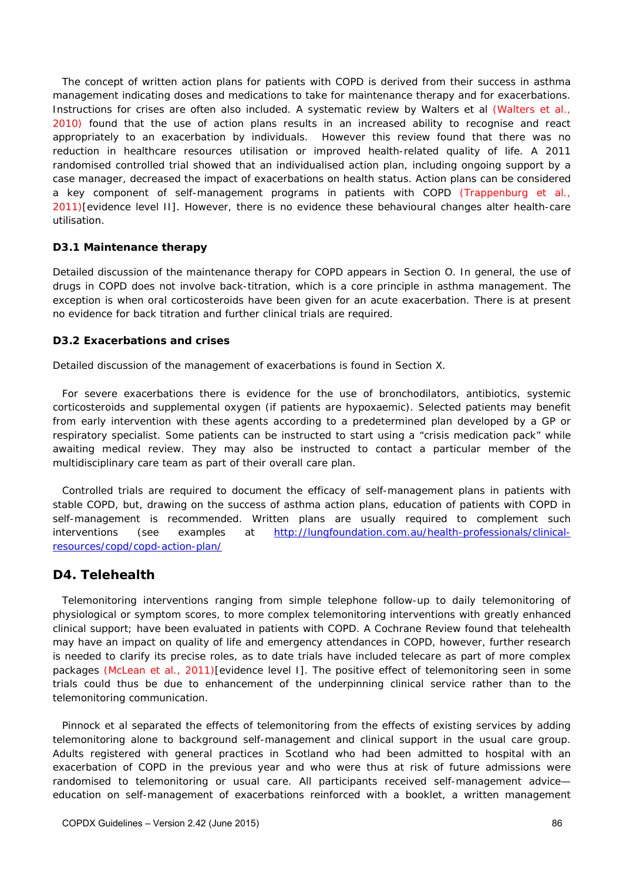The concept of written action plans for patients with COPD is derived from their success in asthma management indicating doses and medications to take for maintenance therapy and for exacerbations. Instructions for crises are often also included. A systematic review by Walters et al (Walters et al., 2010) found that the use of action plans results in an increased ability to recognise and react appropriately to an exacerbation by individuals. However this review found that there was no reduction in healthcare resources utilisation or improved health-related quality of life. A 2011 randomised controlled trial showed that an individualised action plan, including ongoing support by a case manager, decreased the impact of exacerbations on health status. Action plans can be considered a key component of self-management programs in patients with COPD (Trappenburg et al., 2011)[evidence level II]. However, there is no evidence these behavioural changes alter health-care utilisation.

### D3.1 Maintenance therapy

Detailed discussion of the maintenance therapy for COPD appears in Section O. In general, the use of drugs in COPD does not involve back-titration, which is a core principle in asthma management. The exception is when oral corticosteroids have been given for an acute exacerbation. There is at present no evidence for back titration and further clinical trials are required.

### D3.2 Exacerbations and crises

Detailed discussion of the management of exacerbations is found in Section X.

For severe exacerbations there is evidence for the use of bronchodilators, antibiotics, systemic corticosteroids and supplemental oxygen (if patients are hypoxaemic). Selected patients may benefit from early intervention with these agents according to a predetermined plan developed by a GP or respiratory specialist. Some patients can be instructed to start using a "crisis medication pack" while awaiting medical review. They may also be instructed to contact a particular member of the multidisciplinary care team as part of their overall care plan.

Controlled trials are required to document the efficacy of self-management plans in patients with stable COPD, but, drawing on the success of asthma action plans, education of patients with COPD in self-management is recommended. Written plans are usually required to complement such interventions (see examples at http://lungfoundation.com.au/health-professionals/clinical-resources/copd/copd-action-plan/

## D4. Telehealth

Telemonitoring interventions ranging from simple telephone follow-up to daily telemonitoring of physiological or symptom scores, to more complex telemonitoring interventions with greatly enhanced clinical support; have been evaluated in patients with COPD. A Cochrane Review found that telehealth may have an impact on quality of life and emergency attendances in COPD, however, further research is needed to clarify its precise roles, as to date trials have included telecare as part of more complex packages (McLean et al., 2011)[evidence level I]. The positive effect of telemonitoring seen in some trials could thus be due to enhancement of the underpinning clinical service rather than to the telemonitoring communication.

Pinnock et al separated the effects of telemonitoring from the effects of existing services by adding telemonitoring alone to background self-management and clinical support in the usual care group. Adults registered with general practices in Scotland who had been admitted to hospital with an exacerbation of COPD in the previous year and who were thus at risk of future admissions were randomised to telemonitoring or usual care. All participants received self-management advice—education on self-management of exacerbations reinforced with a booklet, a written management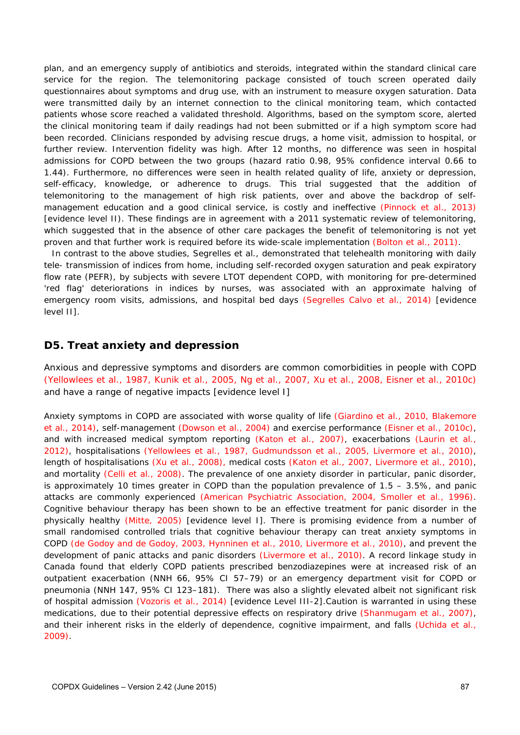plan, and an emergency supply of antibiotics and steroids, integrated within the standard clinical care service for the region. The telemonitoring package consisted of touch screen operated daily questionnaires about symptoms and drug use, with an instrument to measure oxygen saturation. Data were transmitted daily by an internet connection to the clinical monitoring team, which contacted patients whose score reached a validated threshold. Algorithms, based on the symptom score, alerted the clinical monitoring team if daily readings had not been submitted or if a high symptom score had been recorded. Clinicians responded by advising rescue drugs, a home visit, admission to hospital, or further review. Intervention fidelity was high. After 12 months, no difference was seen in hospital admissions for COPD between the two groups (hazard ratio 0.98, 95% confidence interval 0.66 to 1.44). Furthermore, no differences were seen in health related quality of life, anxiety or depression, self-efficacy, knowledge, or adherence to drugs. This trial suggested that the addition of telemonitoring to the management of high risk patients, over and above the backdrop of self-management education and a good clinical service, is costly and ineffective (Pinnock et al., 2013) [evidence level II). These findings are in agreement with a 2011 systematic review of telemonitoring, which suggested that in the absence of other care packages the benefit of telemonitoring is not yet proven and that further work is required before its wide-scale implementation (Bolton et al., 2011).

In contrast to the above studies, Segrelles et al., demonstrated that telehealth monitoring with daily tele- transmission of indices from home, including self-recorded oxygen saturation and peak expiratory flow rate (PEFR), by subjects with severe LTOT dependent COPD, with monitoring for pre-determined 'red flag' deteriorations in indices by nurses, was associated with an approximate halving of emergency room visits, admissions, and hospital bed days (Segrelles Calvo et al., 2014) [evidence level II].

## D5. Treat anxiety and depression

Anxious and depressive symptoms and disorders are common comorbidities in people with COPD (Yellowlees et al., 1987, Kunik et al., 2005, Ng et al., 2007, Xu et al., 2008, Eisner et al., 2010c) and have a range of negative impacts [evidence level I]

Anxiety symptoms in COPD are associated with worse quality of life (Giardino et al., 2010, Blakemore et al., 2014), self-management (Dowson et al., 2004) and exercise performance (Eisner et al., 2010c), and with increased medical symptom reporting (Katon et al., 2007), exacerbations (Laurin et al., 2012), hospitalisations (Yellowlees et al., 1987, Gudmundsson et al., 2005, Livermore et al., 2010), length of hospitalisations (Xu et al., 2008), medical costs (Katon et al., 2007, Livermore et al., 2010), and mortality (Celli et al., 2008). The prevalence of one anxiety disorder in particular, panic disorder, is approximately 10 times greater in COPD than the population prevalence of 1.5 – 3.5%, and panic attacks are commonly experienced (American Psychiatric Association, 2004, Smoller et al., 1996). Cognitive behaviour therapy has been shown to be an effective treatment for panic disorder in the physically healthy (Mitte, 2005) [evidence level I]. There is promising evidence from a number of small randomised controlled trials that cognitive behaviour therapy can treat anxiety symptoms in COPD (de Godoy and de Godoy, 2003, Hynninen et al., 2010, Livermore et al., 2010), and prevent the development of panic attacks and panic disorders (Livermore et al., 2010). A record linkage study in Canada found that elderly COPD patients prescribed benzodiazepines were at increased risk of an outpatient exacerbation (NNH 66, 95% CI 57–79) or an emergency department visit for COPD or pneumonia (NNH 147, 95% CI 123–181). There was also a slightly elevated albeit not significant risk of hospital admission (Vozoris et al., 2014) [evidence Level III-2].Caution is warranted in using these medications, due to their potential depressive effects on respiratory drive (Shanmugam et al., 2007), and their inherent risks in the elderly of dependence, cognitive impairment, and falls (Uchida et al., 2009).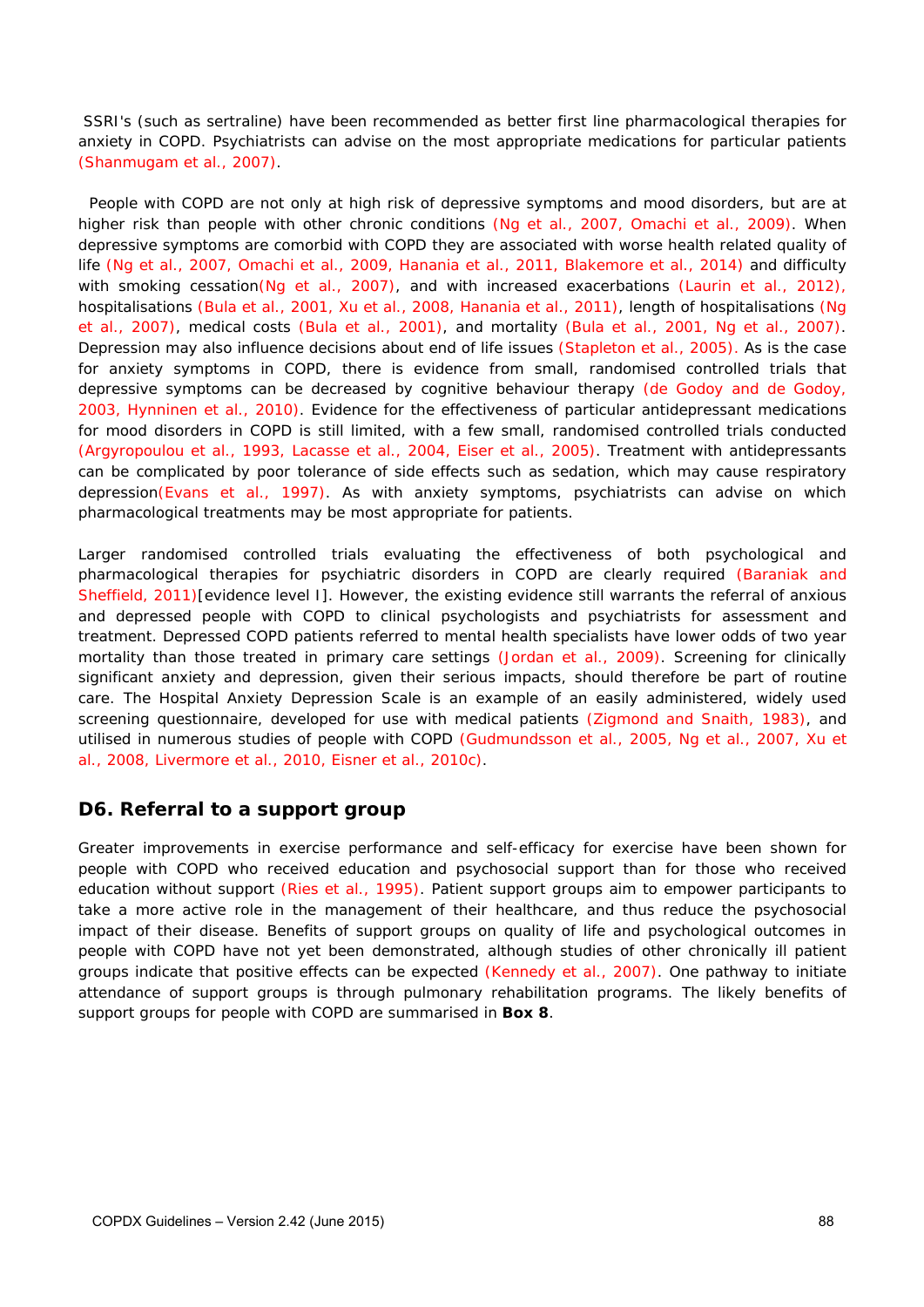SSRI's (such as sertraline) have been recommended as better first line pharmacological therapies for anxiety in COPD. Psychiatrists can advise on the most appropriate medications for particular patients (Shanmugam et al., 2007).

People with COPD are not only at high risk of depressive symptoms and mood disorders, but are at higher risk than people with other chronic conditions (Ng et al., 2007, Omachi et al., 2009). When depressive symptoms are comorbid with COPD they are associated with worse health related quality of life (Ng et al., 2007, Omachi et al., 2009, Hanania et al., 2011, Blakemore et al., 2014) and difficulty with smoking cessation(Ng et al., 2007), and with increased exacerbations (Laurin et al., 2012), hospitalisations (Bula et al., 2001, Xu et al., 2008, Hanania et al., 2011), length of hospitalisations (Ng et al., 2007), medical costs (Bula et al., 2001), and mortality (Bula et al., 2001, Ng et al., 2007). Depression may also influence decisions about end of life issues (Stapleton et al., 2005). As is the case for anxiety symptoms in COPD, there is evidence from small, randomised controlled trials that depressive symptoms can be decreased by cognitive behaviour therapy (de Godoy and de Godoy, 2003, Hynninen et al., 2010). Evidence for the effectiveness of particular antidepressant medications for mood disorders in COPD is still limited, with a few small, randomised controlled trials conducted (Argyropoulou et al., 1993, Lacasse et al., 2004, Eiser et al., 2005). Treatment with antidepressants can be complicated by poor tolerance of side effects such as sedation, which may cause respiratory depression(Evans et al., 1997). As with anxiety symptoms, psychiatrists can advise on which pharmacological treatments may be most appropriate for patients.

Larger randomised controlled trials evaluating the effectiveness of both psychological and pharmacological therapies for psychiatric disorders in COPD are clearly required (Baraniak and Sheffield, 2011)[evidence level I]. However, the existing evidence still warrants the referral of anxious and depressed people with COPD to clinical psychologists and psychiatrists for assessment and treatment. Depressed COPD patients referred to mental health specialists have lower odds of two year mortality than those treated in primary care settings (Jordan et al., 2009). Screening for clinically significant anxiety and depression, given their serious impacts, should therefore be part of routine care. The Hospital Anxiety Depression Scale is an example of an easily administered, widely used screening questionnaire, developed for use with medical patients (Zigmond and Snaith, 1983), and utilised in numerous studies of people with COPD (Gudmundsson et al., 2005, Ng et al., 2007, Xu et al., 2008, Livermore et al., 2010, Eisner et al., 2010c).

## D6. Referral to a support group

Greater improvements in exercise performance and self-efficacy for exercise have been shown for people with COPD who received education and psychosocial support than for those who received education without support (Ries et al., 1995). Patient support groups aim to empower participants to take a more active role in the management of their healthcare, and thus reduce the psychosocial impact of their disease. Benefits of support groups on quality of life and psychological outcomes in people with COPD have not yet been demonstrated, although studies of other chronically ill patient groups indicate that positive effects can be expected (Kennedy et al., 2007). One pathway to initiate attendance of support groups is through pulmonary rehabilitation programs. The likely benefits of support groups for people with COPD are summarised in **Box 8**.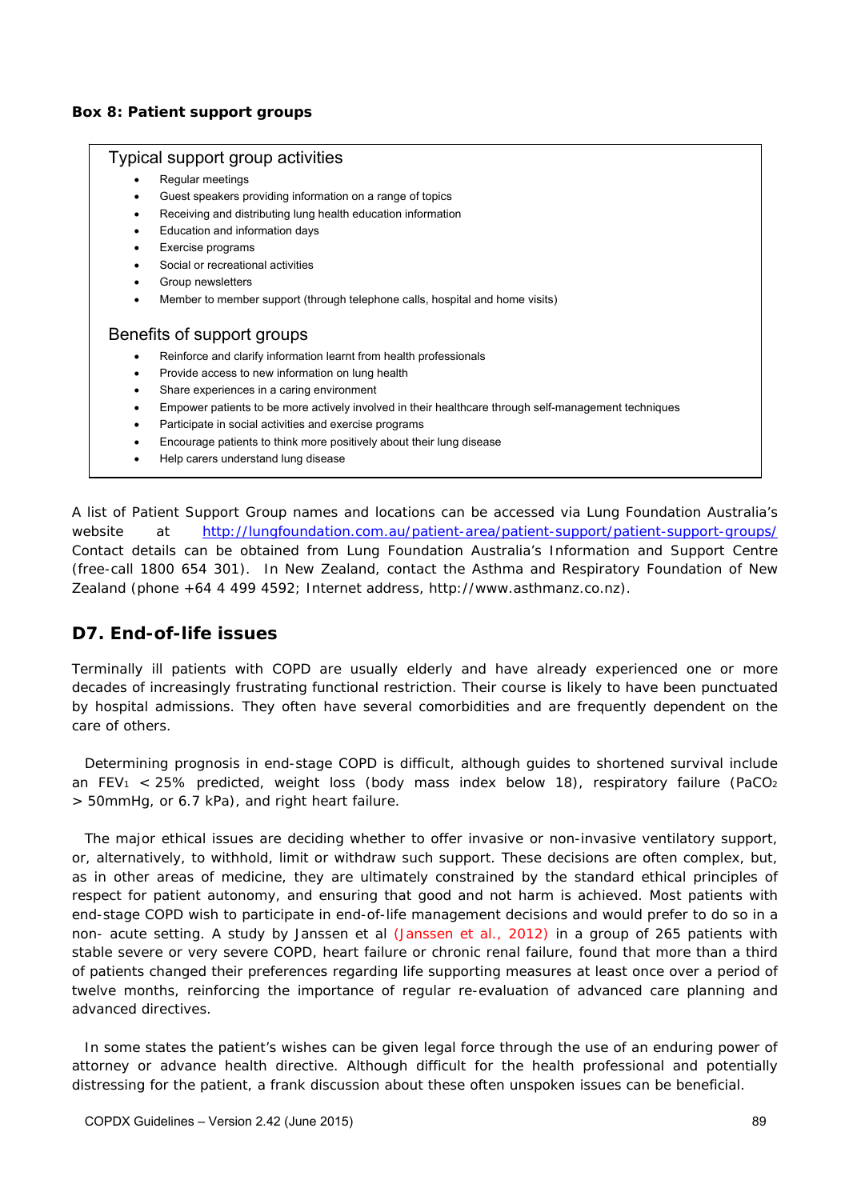**Box 8: Patient support groups**

### Typical support group activities

- Regular meetings
- Guest speakers providing information on a range of topics
- Receiving and distributing lung health education information
- Education and information days
- Exercise programs
- Social or recreational activities
- Group newsletters
- Member to member support (through telephone calls, hospital and home visits)

### Benefits of support groups

- Reinforce and clarify information learnt from health professionals
- Provide access to new information on lung health
- Share experiences in a caring environment
- Empower patients to be more actively involved in their healthcare through self-management techniques
- Participate in social activities and exercise programs
- Encourage patients to think more positively about their lung disease
- Help carers understand lung disease

A list of Patient Support Group names and locations can be accessed via Lung Foundation Australia's website at http://lungfoundation.com.au/patient-area/patient-support/patient-support-groups/ Contact details can be obtained from Lung Foundation Australia's Information and Support Centre (free-call 1800 654 301). In New Zealand, contact the Asthma and Respiratory Foundation of New Zealand (phone +64 4 499 4592; Internet address, http://www.asthmanz.co.nz).

## D7. End-of-life issues

Terminally ill patients with COPD are usually elderly and have already experienced one or more decades of increasingly frustrating functional restriction. Their course is likely to have been punctuated by hospital admissions. They often have several comorbidities and are frequently dependent on the care of others.

Determining prognosis in end-stage COPD is difficult, although guides to shortened survival include an $FEV_1$ < 25% predicted, weight loss (body mass index below 18), respiratory failure ($PaCO_2$ > 50mmHg, or 6.7 kPa), and right heart failure.

The major ethical issues are deciding whether to offer invasive or non-invasive ventilatory support, or, alternatively, to withhold, limit or withdraw such support. These decisions are often complex, but, as in other areas of medicine, they are ultimately constrained by the standard ethical principles of respect for patient autonomy, and ensuring that good and not harm is achieved. Most patients with end-stage COPD wish to participate in end-of-life management decisions and would prefer to do so in a non- acute setting. A study by Janssen et al (Janssen et al., 2012) in a group of 265 patients with stable severe or very severe COPD, heart failure or chronic renal failure, found that more than a third of patients changed their preferences regarding life supporting measures at least once over a period of twelve months, reinforcing the importance of regular re-evaluation of advanced care planning and advanced directives.

In some states the patient's wishes can be given legal force through the use of an enduring power of attorney or advance health directive. Although difficult for the health professional and potentially distressing for the patient, a frank discussion about these often unspoken issues can be beneficial.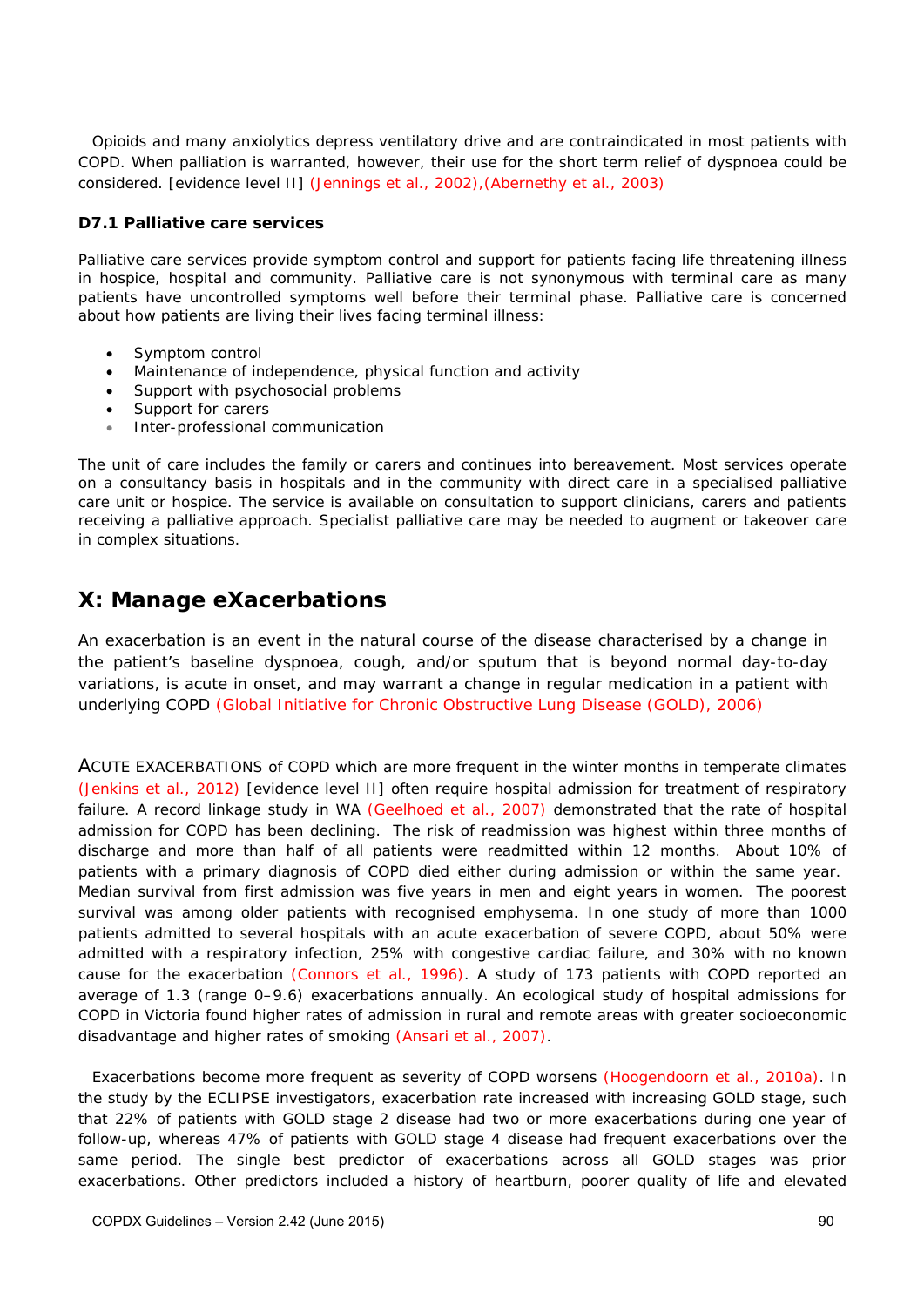Opioids and many anxiolytics depress ventilatory drive and are contraindicated in most patients with COPD. When palliation is warranted, however, their use for the short term relief of dyspnoea could be considered. [evidence level II] (Jennings et al., 2002),(Abernethy et al., 2003)

### D7.1 Palliative care services

Palliative care services provide symptom control and support for patients facing life threatening illness in hospice, hospital and community. Palliative care is not synonymous with terminal care as many patients have uncontrolled symptoms well before their terminal phase. Palliative care is concerned about how patients are living their lives facing terminal illness:

- Symptom control
- Maintenance of independence, physical function and activity
- Support with psychosocial problems
- Support for carers
- Inter-professional communication

The unit of care includes the family or carers and continues into bereavement. Most services operate on a consultancy basis in hospitals and in the community with direct care in a specialised palliative care unit or hospice. The service is available on consultation to support clinicians, carers and patients receiving a palliative approach. Specialist palliative care may be needed to augment or takeover care in complex situations.

## X: Manage eXacerbations

An exacerbation is an event in the natural course of the disease characterised by a change in the patient's baseline dyspnoea, cough, and/or sputum that is beyond normal day-to-day variations, is acute in onset, and may warrant a change in regular medication in a patient with underlying COPD (Global Initiative for Chronic Obstructive Lung Disease (GOLD), 2006)

ACUTE EXACERBATIONS of COPD which are more frequent in the winter months in temperate climates (Jenkins et al., 2012) [evidence level II] often require hospital admission for treatment of respiratory failure. A record linkage study in WA (Geelhoed et al., 2007) demonstrated that the rate of hospital admission for COPD has been declining. The risk of readmission was highest within three months of discharge and more than half of all patients were readmitted within 12 months. About 10% of patients with a primary diagnosis of COPD died either during admission or within the same year. Median survival from first admission was five years in men and eight years in women. The poorest survival was among older patients with recognised emphysema. In one study of more than 1000 patients admitted to several hospitals with an acute exacerbation of severe COPD, about 50% were admitted with a respiratory infection, 25% with congestive cardiac failure, and 30% with no known cause for the exacerbation (Connors et al., 1996). A study of 173 patients with COPD reported an average of 1.3 (range 0–9.6) exacerbations annually. An ecological study of hospital admissions for COPD in Victoria found higher rates of admission in rural and remote areas with greater socioeconomic disadvantage and higher rates of smoking (Ansari et al., 2007).

Exacerbations become more frequent as severity of COPD worsens (Hoogendoorn et al., 2010a). In the study by the ECLIPSE investigators, exacerbation rate increased with increasing GOLD stage, such that 22% of patients with GOLD stage 2 disease had two or more exacerbations during one year of follow-up, whereas 47% of patients with GOLD stage 4 disease had frequent exacerbations over the same period. The single best predictor of exacerbations across all GOLD stages was prior exacerbations. Other predictors included a history of heartburn, poorer quality of life and elevated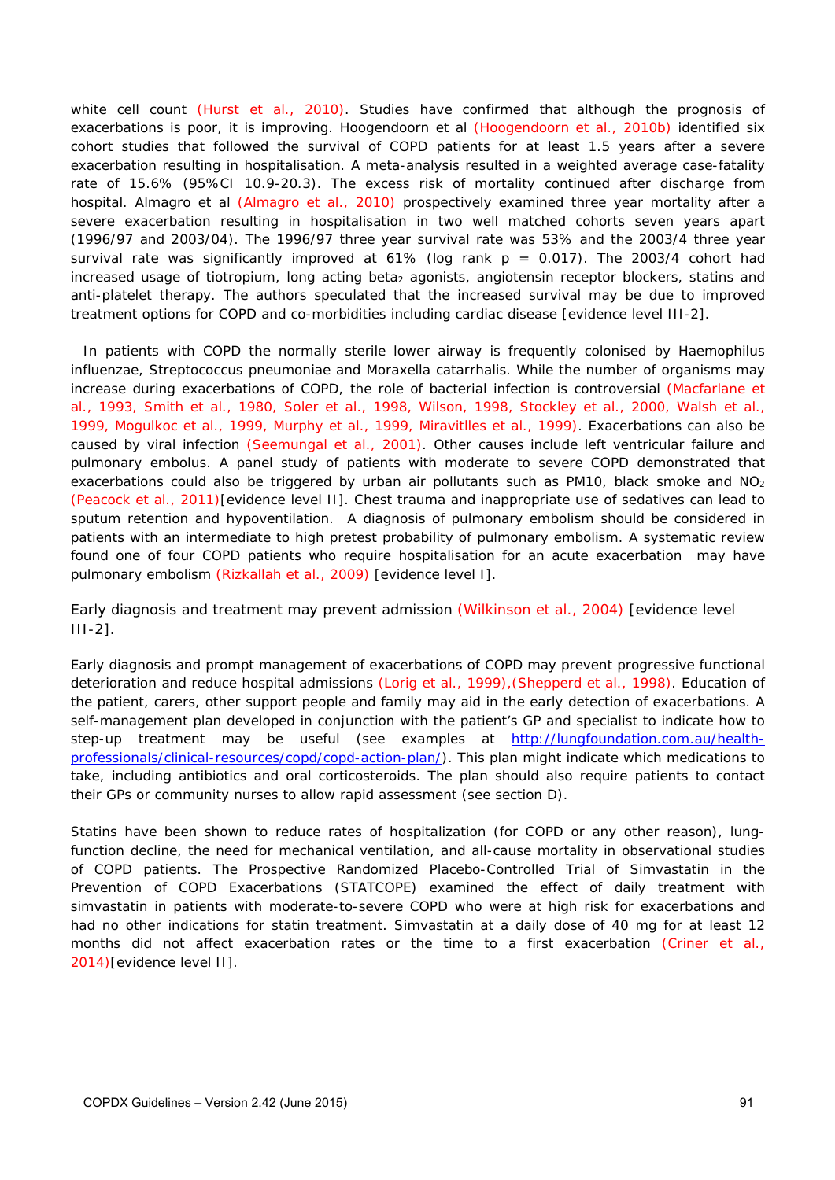white cell count (Hurst et al., 2010). Studies have confirmed that although the prognosis of exacerbations is poor, it is improving. Hoogendoorn et al (Hoogendoorn et al., 2010b) identified six cohort studies that followed the survival of COPD patients for at least 1.5 years after a severe exacerbation resulting in hospitalisation. A meta-analysis resulted in a weighted average case-fatality rate of 15.6% (95%CI 10.9-20.3). The excess risk of mortality continued after discharge from hospital. Almagro et al (Almagro et al., 2010) prospectively examined three year mortality after a severe exacerbation resulting in hospitalisation in two well matched cohorts seven years apart (1996/97 and 2003/04). The 1996/97 three year survival rate was 53% and the 2003/4 three year survival rate was significantly improved at 61% (log rank $p = 0.017$). The 2003/4 cohort had increased usage of tiotropium, long acting beta$_2$ agonists, angiotensin receptor blockers, statins and anti-platelet therapy. The authors speculated that the increased survival may be due to improved treatment options for COPD and co-morbidities including cardiac disease [evidence level III-2].

In patients with COPD the normally sterile lower airway is frequently colonised by Haemophilus influenzae, Streptococcus pneumoniae and Moraxella catarrhalis. While the number of organisms may increase during exacerbations of COPD, the role of bacterial infection is controversial (Macfarlane et al., 1993, Smith et al., 1980, Soler et al., 1998, Wilson, 1998, Stockley et al., 2000, Walsh et al., 1999, Mogulkoc et al., 1999, Murphy et al., 1999, Miravitlles et al., 1999). Exacerbations can also be caused by viral infection (Seemungal et al., 2001). Other causes include left ventricular failure and pulmonary embolus. A panel study of patients with moderate to severe COPD demonstrated that exacerbations could also be triggered by urban air pollutants such as PM10, black smoke and $NO_2$ (Peacock et al., 2011)[evidence level II]. Chest trauma and inappropriate use of sedatives can lead to sputum retention and hypoventilation. A diagnosis of pulmonary embolism should be considered in patients with an intermediate to high pretest probability of pulmonary embolism. A systematic review found one of four COPD patients who require hospitalisation for an acute exacerbation may have pulmonary embolism (Rizkallah et al., 2009) [evidence level I].

Early diagnosis and treatment may prevent admission (Wilkinson et al., 2004) [evidence level III-2].

Early diagnosis and prompt management of exacerbations of COPD may prevent progressive functional deterioration and reduce hospital admissions (Lorig et al., 1999),(Shepperd et al., 1998). Education of the patient, carers, other support people and family may aid in the early detection of exacerbations. A self-management plan developed in conjunction with the patient's GP and specialist to indicate how to step-up treatment may be useful (see examples at http://lungfoundation.com.au/health-professionals/clinical-resources/copd/copd-action-plan/). This plan might indicate which medications to take, including antibiotics and oral corticosteroids. The plan should also require patients to contact their GPs or community nurses to allow rapid assessment (see section D).

Statins have been shown to reduce rates of hospitalization (for COPD or any other reason), lung-function decline, the need for mechanical ventilation, and all-cause mortality in observational studies of COPD patients. The Prospective Randomized Placebo-Controlled Trial of Simvastatin in the Prevention of COPD Exacerbations (STATCOPE) examined the effect of daily treatment with simvastatin in patients with moderate-to-severe COPD who were at high risk for exacerbations and had no other indications for statin treatment. Simvastatin at a daily dose of 40 mg for at least 12 months did not affect exacerbation rates or the time to a first exacerbation (Criner et al., 2014)[evidence level II].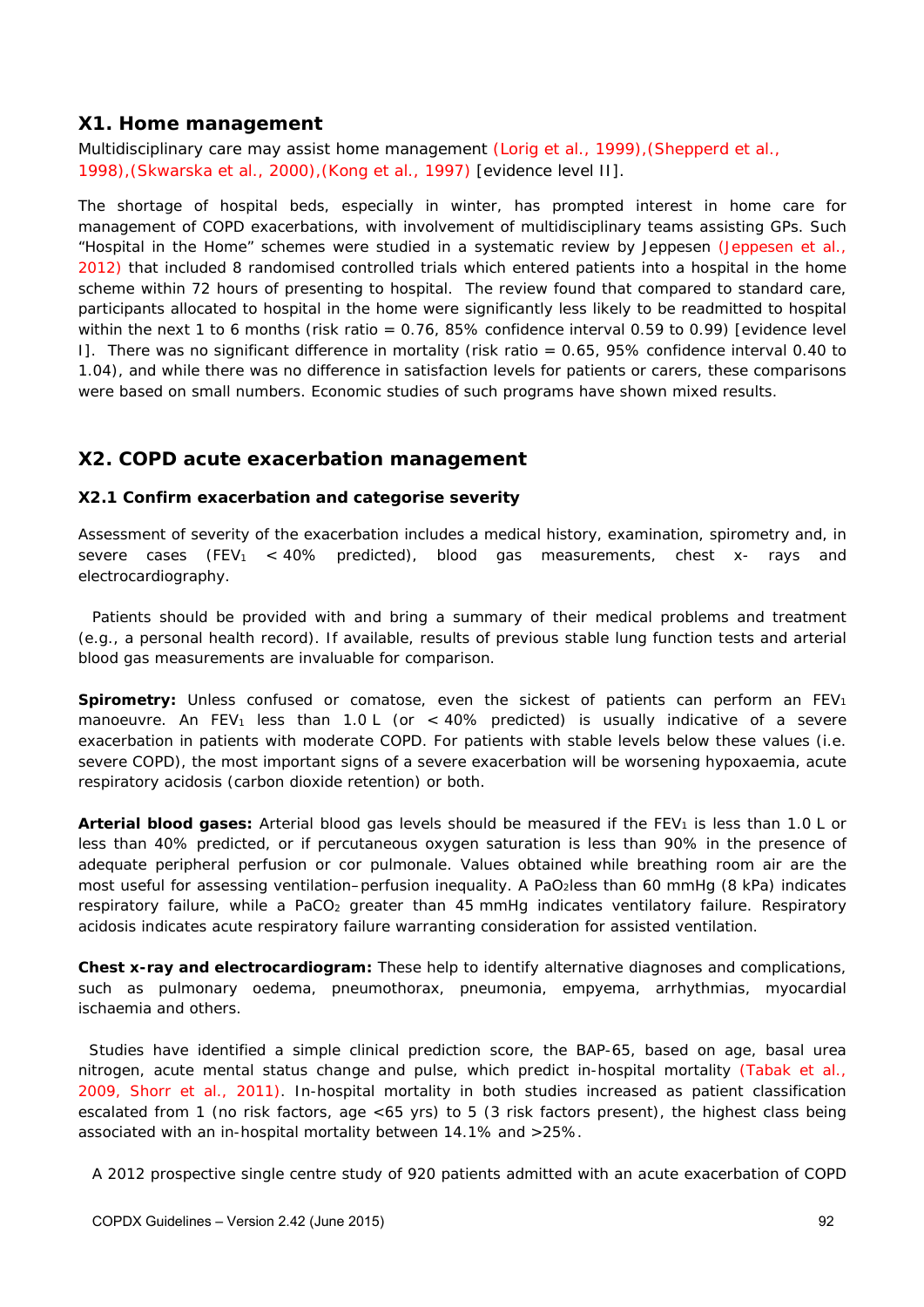## X1. Home management

Multidisciplinary care may assist home management (Lorig et al., 1999),(Shepperd et al., 1998),(Skwarska et al., 2000),(Kong et al., 1997) [evidence level II].

The shortage of hospital beds, especially in winter, has prompted interest in home care for management of COPD exacerbations, with involvement of multidisciplinary teams assisting GPs. Such "Hospital in the Home" schemes were studied in a systematic review by Jeppesen (Jeppesen et al., 2012) that included 8 randomised controlled trials which entered patients into a hospital in the home scheme within 72 hours of presenting to hospital. The review found that compared to standard care, participants allocated to hospital in the home were significantly less likely to be readmitted to hospital within the next 1 to 6 months (risk ratio = 0.76, 85% confidence interval 0.59 to 0.99) [evidence level I]. There was no significant difference in mortality (risk ratio = 0.65, 95% confidence interval 0.40 to 1.04), and while there was no difference in satisfaction levels for patients or carers, these comparisons were based on small numbers. Economic studies of such programs have shown mixed results.

## X2. COPD acute exacerbation management

### X2.1 Confirm exacerbation and categorise severity

Assessment of severity of the exacerbation includes a medical history, examination, spirometry and, in severe cases ($FEV_1$ < 40% predicted), blood gas measurements, chest x- rays and electrocardiography.

Patients should be provided with and bring a summary of their medical problems and treatment (e.g., a personal health record). If available, results of previous stable lung function tests and arterial blood gas measurements are invaluable for comparison.

**Spirometry:** Unless confused or comatose, even the sickest of patients can perform an $FEV_1$ manoeuvre. An $FEV_1$ less than 1.0 L (or < 40% predicted) is usually indicative of a severe exacerbation in patients with moderate COPD. For patients with stable levels below these values (i.e. severe COPD), the most important signs of a severe exacerbation will be worsening hypoxaemia, acute respiratory acidosis (carbon dioxide retention) or both.

**Arterial blood gases:** Arterial blood gas levels should be measured if the $FEV_1$ is less than 1.0 L or less than 40% predicted, or if percutaneous oxygen saturation is less than 90% in the presence of adequate peripheral perfusion or cor pulmonale. Values obtained while breathing room air are the most useful for assessing ventilation–perfusion inequality. A $PaO_2$ less than 60 mmHg (8 kPa) indicates respiratory failure, while a $PaCO_2$ greater than 45 mmHg indicates ventilatory failure. Respiratory acidosis indicates acute respiratory failure warranting consideration for assisted ventilation.

**Chest x-ray and electrocardiogram:** These help to identify alternative diagnoses and complications, such as pulmonary oedema, pneumothorax, pneumonia, empyema, arrhythmias, myocardial ischaemia and others.

Studies have identified a simple clinical prediction score, the BAP-65, based on age, basal urea nitrogen, acute mental status change and pulse, which predict in-hospital mortality (Tabak et al., 2009, Shorr et al., 2011). In-hospital mortality in both studies increased as patient classification escalated from 1 (no risk factors, age <65 yrs) to 5 (3 risk factors present), the highest class being associated with an in-hospital mortality between 14.1% and >25%.

A 2012 prospective single centre study of 920 patients admitted with an acute exacerbation of COPD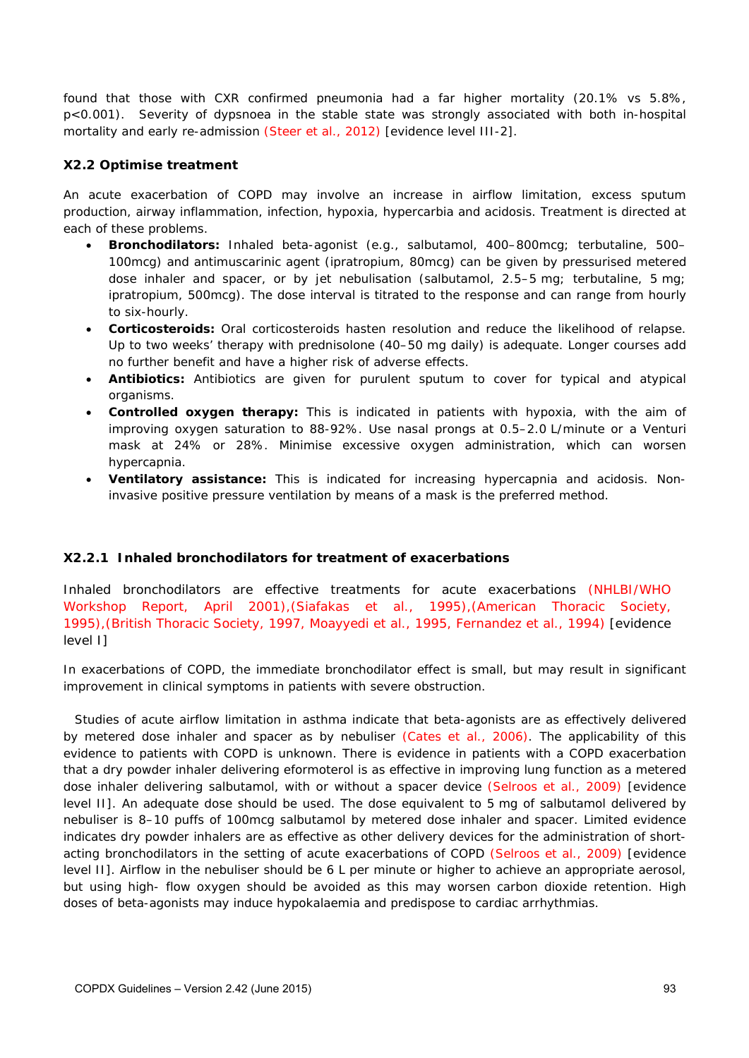found that those with CXR confirmed pneumonia had a far higher mortality (20.1% vs 5.8%, $p<0.001$). Severity of dypsnoea in the stable state was strongly associated with both in-hospital mortality and early re-admission (Steer et al., 2012) [evidence level III-2].

### X2.2 Optimise treatment

An acute exacerbation of COPD may involve an increase in airflow limitation, excess sputum production, airway inflammation, infection, hypoxia, hypercarbia and acidosis. Treatment is directed at each of these problems.

- **Bronchodilators:** Inhaled beta-agonist (e.g., salbutamol, 400–800mcg; terbutaline, 500–100mcg) and antimuscarinic agent (ipratropium, 80mcg) can be given by pressurised metered dose inhaler and spacer, or by jet nebulisation (salbutamol, 2.5–5 mg; terbutaline, 5 mg; ipratropium, 500mcg). The dose interval is titrated to the response and can range from hourly to six-hourly.
- **Corticosteroids:** Oral corticosteroids hasten resolution and reduce the likelihood of relapse. Up to two weeks' therapy with prednisolone (40–50 mg daily) is adequate. Longer courses add no further benefit and have a higher risk of adverse effects.
- **Antibiotics:** Antibiotics are given for purulent sputum to cover for typical and atypical organisms.
- **Controlled oxygen therapy:** This is indicated in patients with hypoxia, with the aim of improving oxygen saturation to 88-92%. Use nasal prongs at 0.5–2.0 L/minute or a Venturi mask at 24% or 28%. Minimise excessive oxygen administration, which can worsen hypercapnia.
- **Ventilatory assistance:** This is indicated for increasing hypercapnia and acidosis. Non-invasive positive pressure ventilation by means of a mask is the preferred method.

#### X2.2.1 Inhaled bronchodilators for treatment of exacerbations

Inhaled bronchodilators are effective treatments for acute exacerbations (NHLBI/WHO Workshop Report, April 2001),(Siafakas et al., 1995),(American Thoracic Society, 1995),(British Thoracic Society, 1997, Moayyedi et al., 1995, Fernandez et al., 1994) [evidence level I]

In exacerbations of COPD, the immediate bronchodilator effect is small, but may result in significant improvement in clinical symptoms in patients with severe obstruction.

Studies of acute airflow limitation in asthma indicate that beta-agonists are as effectively delivered by metered dose inhaler and spacer as by nebuliser (Cates et al., 2006). The applicability of this evidence to patients with COPD is unknown. There is evidence in patients with a COPD exacerbation that a dry powder inhaler delivering eformoterol is as effective in improving lung function as a metered dose inhaler delivering salbutamol, with or without a spacer device (Selroos et al., 2009) [evidence level II]. An adequate dose should be used. The dose equivalent to 5 mg of salbutamol delivered by nebuliser is 8–10 puffs of 100mcg salbutamol by metered dose inhaler and spacer. Limited evidence indicates dry powder inhalers are as effective as other delivery devices for the administration of short-acting bronchodilators in the setting of acute exacerbations of COPD (Selroos et al., 2009) [evidence level II]. Airflow in the nebuliser should be 6 L per minute or higher to achieve an appropriate aerosol, but using high- flow oxygen should be avoided as this may worsen carbon dioxide retention. High doses of beta-agonists may induce hypokalaemia and predispose to cardiac arrhythmias.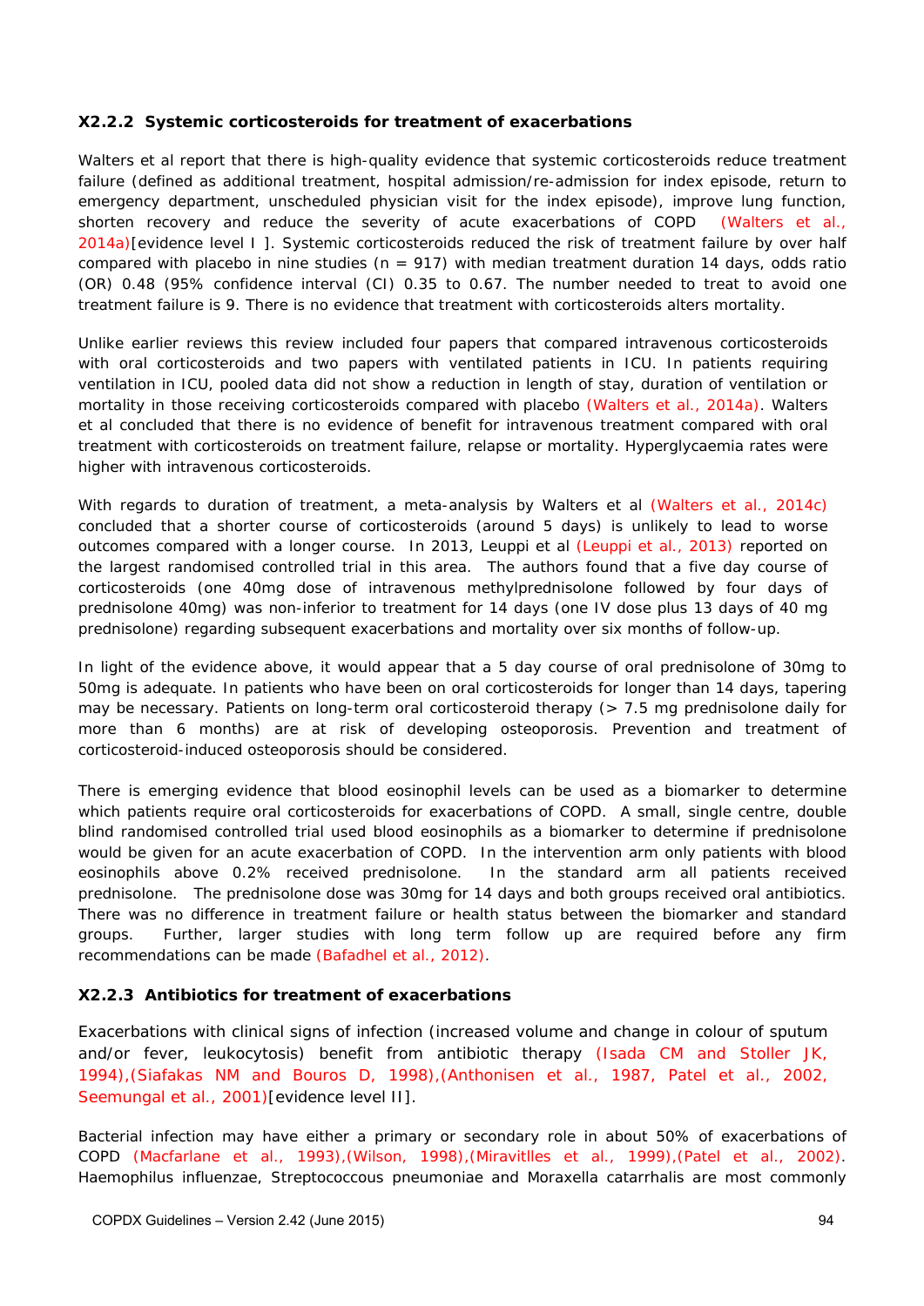### X2.2.2 Systemic corticosteroids for treatment of exacerbations

Walters et al report that there is high-quality evidence that systemic corticosteroids reduce treatment failure (defined as additional treatment, hospital admission/re-admission for index episode, return to emergency department, unscheduled physician visit for the index episode), improve lung function, shorten recovery and reduce the severity of acute exacerbations of COPD (Walters et al., 2014a)[evidence level I ]. Systemic corticosteroids reduced the risk of treatment failure by over half compared with placebo in nine studies (n = 917) with median treatment duration 14 days, odds ratio (OR) 0.48 (95% confidence interval (CI) 0.35 to 0.67. The number needed to treat to avoid one treatment failure is 9. There is no evidence that treatment with corticosteroids alters mortality.

Unlike earlier reviews this review included four papers that compared intravenous corticosteroids with oral corticosteroids and two papers with ventilated patients in ICU. In patients requiring ventilation in ICU, pooled data did not show a reduction in length of stay, duration of ventilation or mortality in those receiving corticosteroids compared with placebo (Walters et al., 2014a). Walters et al concluded that there is no evidence of benefit for intravenous treatment compared with oral treatment with corticosteroids on treatment failure, relapse or mortality. Hyperglycaemia rates were higher with intravenous corticosteroids.

With regards to duration of treatment, a meta-analysis by Walters et al (Walters et al., 2014c) concluded that a shorter course of corticosteroids (around 5 days) is unlikely to lead to worse outcomes compared with a longer course. In 2013, Leuppi et al (Leuppi et al., 2013) reported on the largest randomised controlled trial in this area. The authors found that a five day course of corticosteroids (one 40mg dose of intravenous methylprednisolone followed by four days of prednisolone 40mg) was non-inferior to treatment for 14 days (one IV dose plus 13 days of 40 mg prednisolone) regarding subsequent exacerbations and mortality over six months of follow-up.

In light of the evidence above, it would appear that a 5 day course of oral prednisolone of 30mg to 50mg is adequate. In patients who have been on oral corticosteroids for longer than 14 days, tapering may be necessary. Patients on long-term oral corticosteroid therapy (> 7.5 mg prednisolone daily for more than 6 months) are at risk of developing osteoporosis. Prevention and treatment of corticosteroid-induced osteoporosis should be considered.

There is emerging evidence that blood eosinophil levels can be used as a biomarker to determine which patients require oral corticosteroids for exacerbations of COPD. A small, single centre, double blind randomised controlled trial used blood eosinophils as a biomarker to determine if prednisolone would be given for an acute exacerbation of COPD. In the intervention arm only patients with blood eosinophils above 0.2% received prednisolone. In the standard arm all patients received prednisolone. The prednisolone dose was 30mg for 14 days and both groups received oral antibiotics. There was no difference in treatment failure or health status between the biomarker and standard groups. Further, larger studies with long term follow up are required before any firm recommendations can be made (Bafadhel et al., 2012).

### X2.2.3 Antibiotics for treatment of exacerbations

Exacerbations with clinical signs of infection (increased volume and change in colour of sputum and/or fever, leukocytosis) benefit from antibiotic therapy (Isada CM and Stoller JK, 1994),(Siafakas NM and Bouros D, 1998),(Anthonisen et al., 1987, Patel et al., 2002, Seemungal et al., 2001)[evidence level II].

Bacterial infection may have either a primary or secondary role in about 50% of exacerbations of COPD (Macfarlane et al., 1993),(Wilson, 1998),(Miravitlles et al., 1999),(Patel et al., 2002). Haemophilus influenzae, Streptococcous pneumoniae and Moraxella catarrhalis are most commonly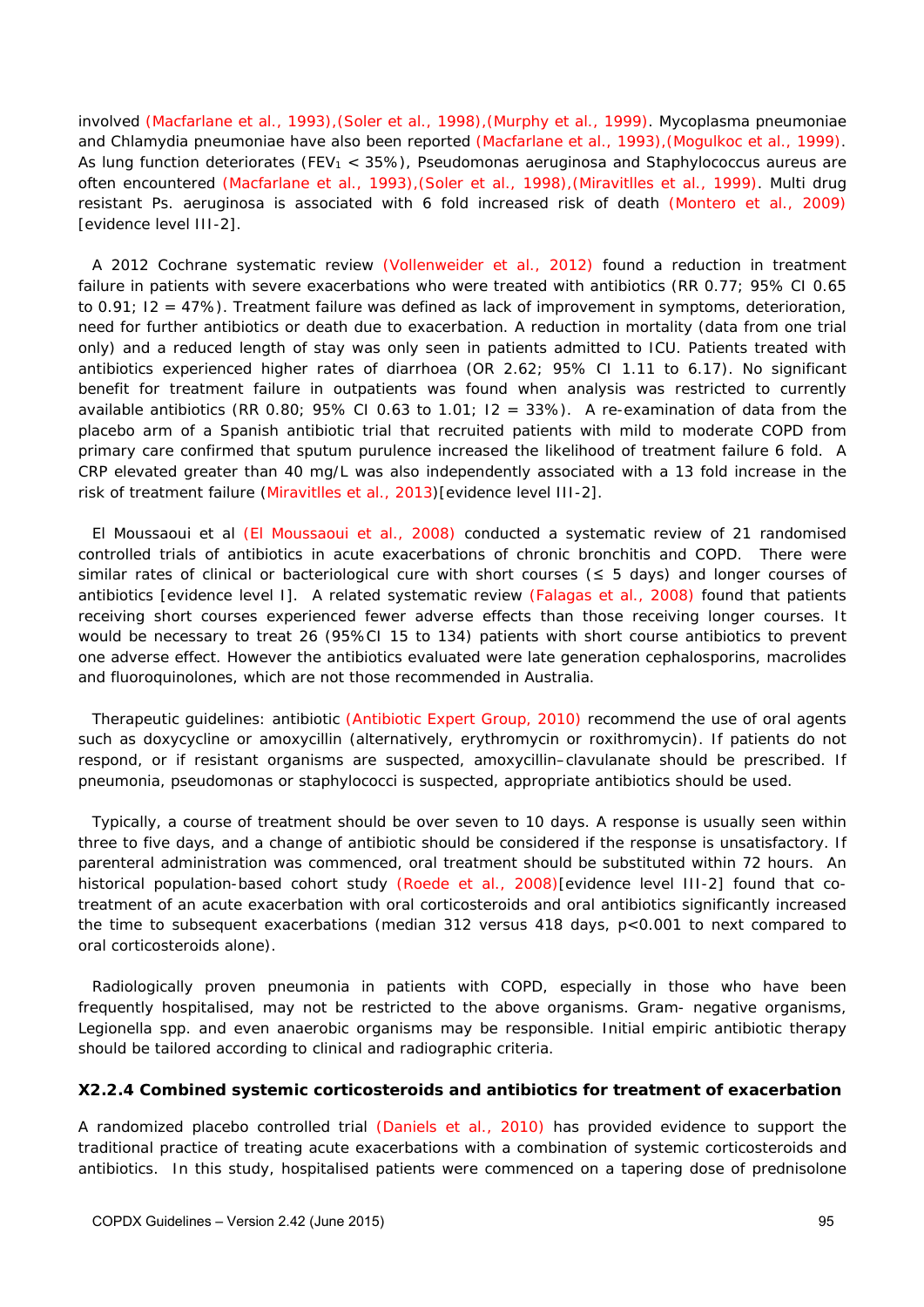involved (Macfarlane et al., 1993),(Soler et al., 1998),(Murphy et al., 1999). Mycoplasma pneumoniae and Chlamydia pneumoniae have also been reported (Macfarlane et al., 1993),(Mogulkoc et al., 1999). As lung function deteriorates ($FEV_1$ < 35%), Pseudomonas aeruginosa and Staphylococcus aureus are often encountered (Macfarlane et al., 1993),(Soler et al., 1998),(Miravitlles et al., 1999). Multi drug resistant Ps. aeruginosa is associated with 6 fold increased risk of death (Montero et al., 2009) [evidence level III-2].

A 2012 Cochrane systematic review (Vollenweider et al., 2012) found a reduction in treatment failure in patients with severe exacerbations who were treated with antibiotics (RR 0.77; 95% CI 0.65 to 0.91; I2 = 47%). Treatment failure was defined as lack of improvement in symptoms, deterioration, need for further antibiotics or death due to exacerbation. A reduction in mortality (data from one trial only) and a reduced length of stay was only seen in patients admitted to ICU. Patients treated with antibiotics experienced higher rates of diarrhoea (OR 2.62; 95% CI 1.11 to 6.17). No significant benefit for treatment failure in outpatients was found when analysis was restricted to currently available antibiotics (RR 0.80; 95% CI 0.63 to 1.01; I2 = 33%). A re-examination of data from the placebo arm of a Spanish antibiotic trial that recruited patients with mild to moderate COPD from primary care confirmed that sputum purulence increased the likelihood of treatment failure 6 fold. A CRP elevated greater than 40 mg/L was also independently associated with a 13 fold increase in the risk of treatment failure (Miravitlles et al., 2013)[evidence level III-2].

El Moussaoui et al (El Moussaoui et al., 2008) conducted a systematic review of 21 randomised controlled trials of antibiotics in acute exacerbations of chronic bronchitis and COPD. There were similar rates of clinical or bacteriological cure with short courses (≤ 5 days) and longer courses of antibiotics [evidence level I]. A related systematic review (Falagas et al., 2008) found that patients receiving short courses experienced fewer adverse effects than those receiving longer courses. It would be necessary to treat 26 (95%CI 15 to 134) patients with short course antibiotics to prevent one adverse effect. However the antibiotics evaluated were late generation cephalosporins, macrolides and fluoroquinolones, which are not those recommended in Australia.

Therapeutic guidelines: antibiotic (Antibiotic Expert Group, 2010) recommend the use of oral agents such as doxycycline or amoxycillin (alternatively, erythromycin or roxithromycin). If patients do not respond, or if resistant organisms are suspected, amoxycillin–clavulanate should be prescribed. If pneumonia, pseudomonas or staphylococci is suspected, appropriate antibiotics should be used.

Typically, a course of treatment should be over seven to 10 days. A response is usually seen within three to five days, and a change of antibiotic should be considered if the response is unsatisfactory. If parenteral administration was commenced, oral treatment should be substituted within 72 hours. An historical population-based cohort study (Roede et al., 2008)[evidence level III-2] found that co-treatment of an acute exacerbation with oral corticosteroids and oral antibiotics significantly increased the time to subsequent exacerbations (median 312 versus 418 days, $p<0.001$ to next compared to oral corticosteroids alone).

Radiologically proven pneumonia in patients with COPD, especially in those who have been frequently hospitalised, may not be restricted to the above organisms. Gram- negative organisms, Legionella spp. and even anaerobic organisms may be responsible. Initial empiric antibiotic therapy should be tailored according to clinical and radiographic criteria.

### X2.2.4 Combined systemic corticosteroids and antibiotics for treatment of exacerbation

A randomized placebo controlled trial (Daniels et al., 2010) has provided evidence to support the traditional practice of treating acute exacerbations with a combination of systemic corticosteroids and antibiotics. In this study, hospitalised patients were commenced on a tapering dose of prednisolone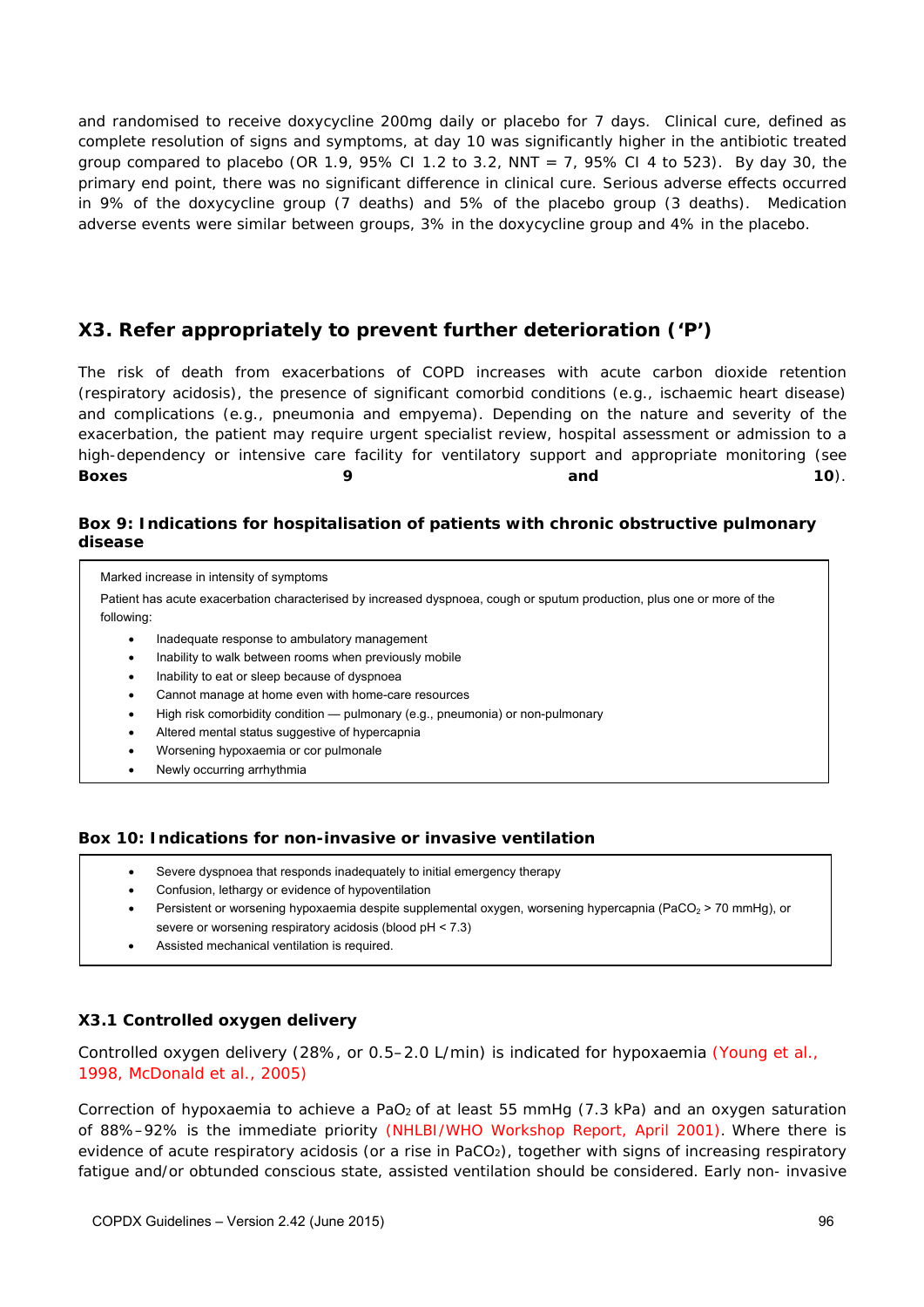and randomised to receive doxycycline 200mg daily or placebo for 7 days. Clinical cure, defined as complete resolution of signs and symptoms, at day 10 was significantly higher in the antibiotic treated group compared to placebo (OR 1.9, 95% CI 1.2 to 3.2, NNT = 7, 95% CI 4 to 523). By day 30, the primary end point, there was no significant difference in clinical cure. Serious adverse effects occurred in 9% of the doxycycline group (7 deaths) and 5% of the placebo group (3 deaths). Medication adverse events were similar between groups, 3% in the doxycycline group and 4% in the placebo.

## X3. Refer appropriately to prevent further deterioration ('P')

The risk of death from exacerbations of COPD increases with acute carbon dioxide retention (respiratory acidosis), the presence of significant comorbid conditions (e.g., ischaemic heart disease) and complications (e.g., pneumonia and empyema). Depending on the nature and severity of the exacerbation, the patient may require urgent specialist review, hospital assessment or admission to a high-dependency or intensive care facility for ventilatory support and appropriate monitoring (see **Boxes 9 and 10**).

**Box 9: Indications for hospitalisation of patients with chronic obstructive pulmonary disease**

Marked increase in intensity of symptoms

Patient has acute exacerbation characterised by increased dyspnoea, cough or sputum production, plus one or more of the following:

- Inadequate response to ambulatory management
- Inability to walk between rooms when previously mobile
- Inability to eat or sleep because of dyspnoea
- Cannot manage at home even with home-care resources
- High risk comorbidity condition — pulmonary (e.g., pneumonia) or non-pulmonary
- Altered mental status suggestive of hypercapnia
- Worsening hypoxaemia or cor pulmonale
- Newly occurring arrhythmia

**Box 10: Indications for non-invasive or invasive ventilation**

- Severe dyspnoea that responds inadequately to initial emergency therapy
- Confusion, lethargy or evidence of hypoventilation
- Persistent or worsening hypoxaemia despite supplemental oxygen, worsening hypercapnia ($PaCO_2$ > 70 mmHg), or severe or worsening respiratory acidosis (blood pH < 7.3)
- Assisted mechanical ventilation is required.

### X3.1 Controlled oxygen delivery

Controlled oxygen delivery (28%, or 0.5–2.0 L/min) is indicated for hypoxaemia (Young et al., 1998, McDonald et al., 2005)

Correction of hypoxaemia to achieve a $PaO_2$ of at least 55 mmHg (7.3 kPa) and an oxygen saturation of 88%–92% is the immediate priority (NHLBI/WHO Workshop Report, April 2001). Where there is evidence of acute respiratory acidosis (or a rise in $PaCO_2$), together with signs of increasing respiratory fatigue and/or obtunded conscious state, assisted ventilation should be considered. Early non- invasive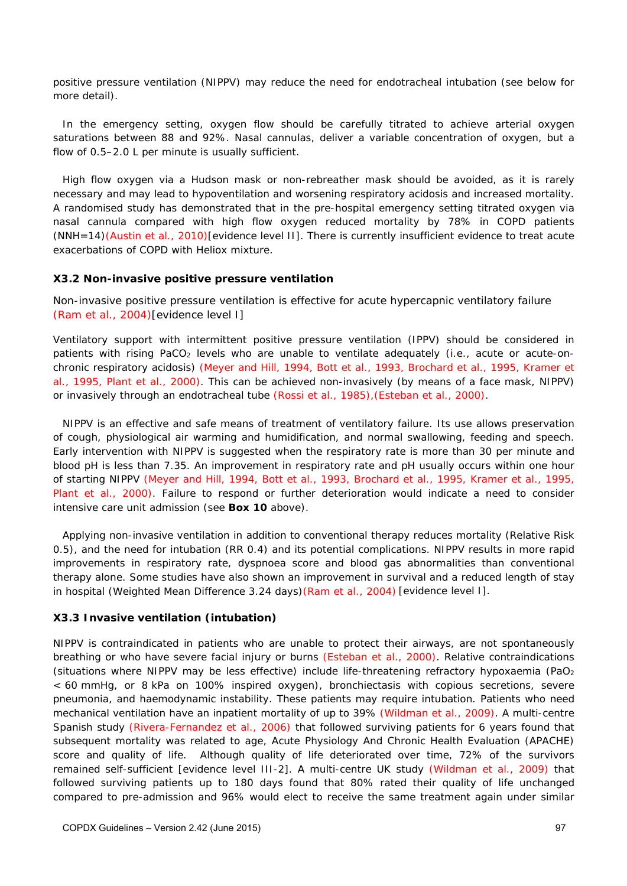positive pressure ventilation (NIPPV) may reduce the need for endotracheal intubation (see below for more detail).

In the emergency setting, oxygen flow should be carefully titrated to achieve arterial oxygen saturations between 88 and 92%. Nasal cannulas, deliver a variable concentration of oxygen, but a flow of 0.5–2.0 L per minute is usually sufficient.

High flow oxygen via a Hudson mask or non-rebreather mask should be avoided, as it is rarely necessary and may lead to hypoventilation and worsening respiratory acidosis and increased mortality. A randomised study has demonstrated that in the pre-hospital emergency setting titrated oxygen via nasal cannula compared with high flow oxygen reduced mortality by 78% in COPD patients (NNH=14)(Austin et al., 2010)[evidence level II]. There is currently insufficient evidence to treat acute exacerbations of COPD with Heliox mixture.

### X3.2 Non-invasive positive pressure ventilation

Non-invasive positive pressure ventilation is effective for acute hypercapnic ventilatory failure (Ram et al., 2004)[evidence level I]

Ventilatory support with intermittent positive pressure ventilation (IPPV) should be considered in patients with rising $PaCO_2$ levels who are unable to ventilate adequately (i.e., acute or acute-on-chronic respiratory acidosis) (Meyer and Hill, 1994, Bott et al., 1993, Brochard et al., 1995, Kramer et al., 1995, Plant et al., 2000). This can be achieved non-invasively (by means of a face mask, NIPPV) or invasively through an endotracheal tube (Rossi et al., 1985),(Esteban et al., 2000).

NIPPV is an effective and safe means of treatment of ventilatory failure. Its use allows preservation of cough, physiological air warming and humidification, and normal swallowing, feeding and speech. Early intervention with NIPPV is suggested when the respiratory rate is more than 30 per minute and blood pH is less than 7.35. An improvement in respiratory rate and pH usually occurs within one hour of starting NIPPV (Meyer and Hill, 1994, Bott et al., 1993, Brochard et al., 1995, Kramer et al., 1995, Plant et al., 2000). Failure to respond or further deterioration would indicate a need to consider intensive care unit admission (see **Box 10** above).

Applying non-invasive ventilation in addition to conventional therapy reduces mortality (Relative Risk 0.5), and the need for intubation (RR 0.4) and its potential complications. NIPPV results in more rapid improvements in respiratory rate, dyspnoea score and blood gas abnormalities than conventional therapy alone. Some studies have also shown an improvement in survival and a reduced length of stay in hospital (Weighted Mean Difference 3.24 days)(Ram et al., 2004) [evidence level I].

### X3.3 Invasive ventilation (intubation)

NIPPV is contraindicated in patients who are unable to protect their airways, are not spontaneously breathing or who have severe facial injury or burns (Esteban et al., 2000). Relative contraindications (situations where NIPPV may be less effective) include life-threatening refractory hypoxaemia ($PaO_2$ < 60 mmHg, or 8 kPa on 100% inspired oxygen), bronchiectasis with copious secretions, severe pneumonia, and haemodynamic instability. These patients may require intubation. Patients who need mechanical ventilation have an inpatient mortality of up to 39% (Wildman et al., 2009). A multi-centre Spanish study (Rivera-Fernandez et al., 2006) that followed surviving patients for 6 years found that subsequent mortality was related to age, Acute Physiology And Chronic Health Evaluation (APACHE) score and quality of life. Although quality of life deteriorated over time, 72% of the survivors remained self-sufficient [evidence level III-2]. A multi-centre UK study (Wildman et al., 2009) that followed surviving patients up to 180 days found that 80% rated their quality of life unchanged compared to pre-admission and 96% would elect to receive the same treatment again under similar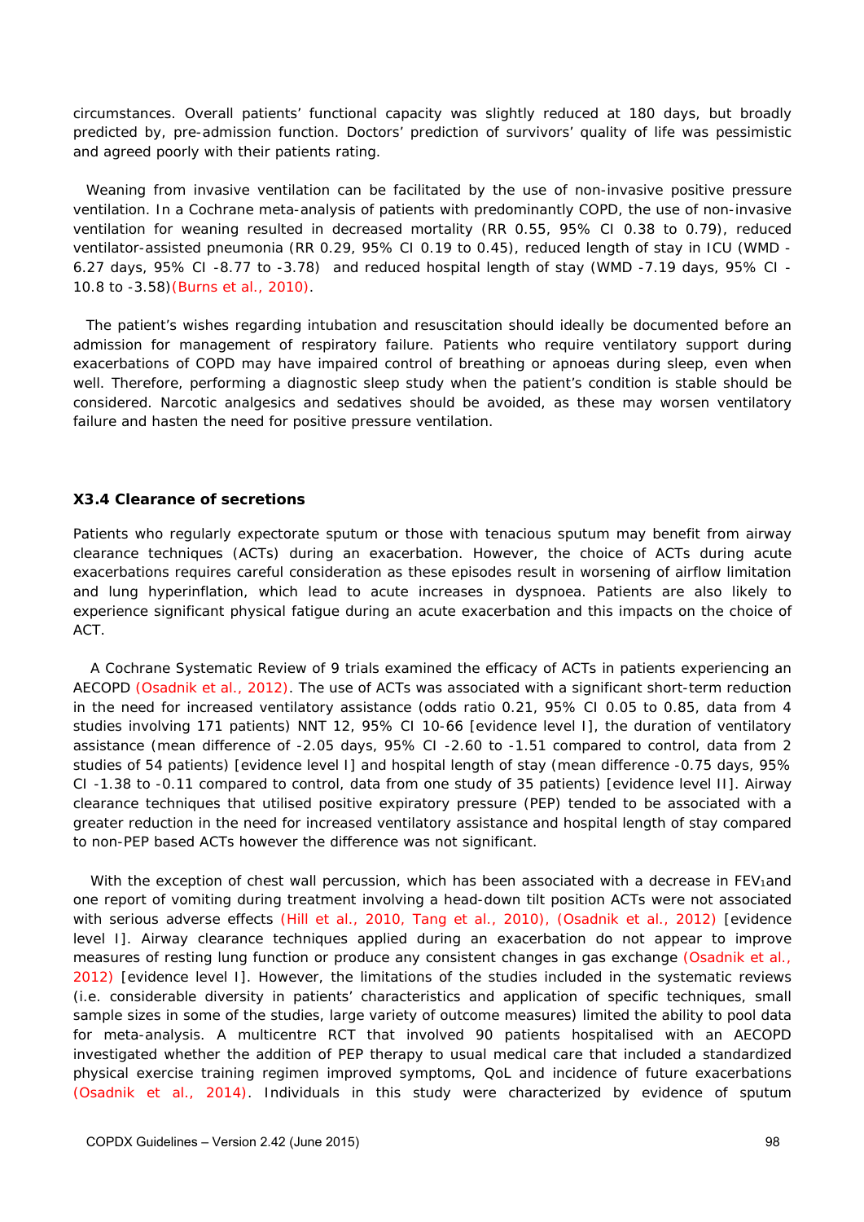circumstances. Overall patients' functional capacity was slightly reduced at 180 days, but broadly predicted by, pre-admission function. Doctors' prediction of survivors' quality of life was pessimistic and agreed poorly with their patients rating.

Weaning from invasive ventilation can be facilitated by the use of non-invasive positive pressure ventilation. In a Cochrane meta-analysis of patients with predominantly COPD, the use of non-invasive ventilation for weaning resulted in decreased mortality (RR 0.55, 95% CI 0.38 to 0.79), reduced ventilator-assisted pneumonia (RR 0.29, 95% CI 0.19 to 0.45), reduced length of stay in ICU (WMD -6.27 days, 95% CI -8.77 to -3.78) and reduced hospital length of stay (WMD -7.19 days, 95% CI -10.8 to -3.58)(Burns et al., 2010).

The patient's wishes regarding intubation and resuscitation should ideally be documented before an admission for management of respiratory failure. Patients who require ventilatory support during exacerbations of COPD may have impaired control of breathing or apnoeas during sleep, even when well. Therefore, performing a diagnostic sleep study when the patient's condition is stable should be considered. Narcotic analgesics and sedatives should be avoided, as these may worsen ventilatory failure and hasten the need for positive pressure ventilation.

### X3.4 Clearance of secretions

Patients who regularly expectorate sputum or those with tenacious sputum may benefit from airway clearance techniques (ACTs) during an exacerbation. However, the choice of ACTs during acute exacerbations requires careful consideration as these episodes result in worsening of airflow limitation and lung hyperinflation, which lead to acute increases in dyspnoea. Patients are also likely to experience significant physical fatigue during an acute exacerbation and this impacts on the choice of ACT.

A Cochrane Systematic Review of 9 trials examined the efficacy of ACTs in patients experiencing an AECOPD (Osadnik et al., 2012). The use of ACTs was associated with a significant short-term reduction in the need for increased ventilatory assistance (odds ratio 0.21, 95% CI 0.05 to 0.85, data from 4 studies involving 171 patients) NNT 12, 95% CI 10-66 [evidence level I], the duration of ventilatory assistance (mean difference of -2.05 days, 95% CI -2.60 to -1.51 compared to control, data from 2 studies of 54 patients) [evidence level I] and hospital length of stay (mean difference -0.75 days, 95% CI -1.38 to -0.11 compared to control, data from one study of 35 patients) [evidence level II]. Airway clearance techniques that utilised positive expiratory pressure (PEP) tended to be associated with a greater reduction in the need for increased ventilatory assistance and hospital length of stay compared to non-PEP based ACTs however the difference was not significant.

With the exception of chest wall percussion, which has been associated with a decrease in $FEV_1$and one report of vomiting during treatment involving a head-down tilt position ACTs were not associated with serious adverse effects (Hill et al., 2010, Tang et al., 2010), (Osadnik et al., 2012) [evidence level I]. Airway clearance techniques applied during an exacerbation do not appear to improve measures of resting lung function or produce any consistent changes in gas exchange (Osadnik et al., 2012) [evidence level I]. However, the limitations of the studies included in the systematic reviews (i.e. considerable diversity in patients' characteristics and application of specific techniques, small sample sizes in some of the studies, large variety of outcome measures) limited the ability to pool data for meta-analysis. A multicentre RCT that involved 90 patients hospitalised with an AECOPD investigated whether the addition of PEP therapy to usual medical care that included a standardized physical exercise training regimen improved symptoms, QoL and incidence of future exacerbations (Osadnik et al., 2014). Individuals in this study were characterized by evidence of sputum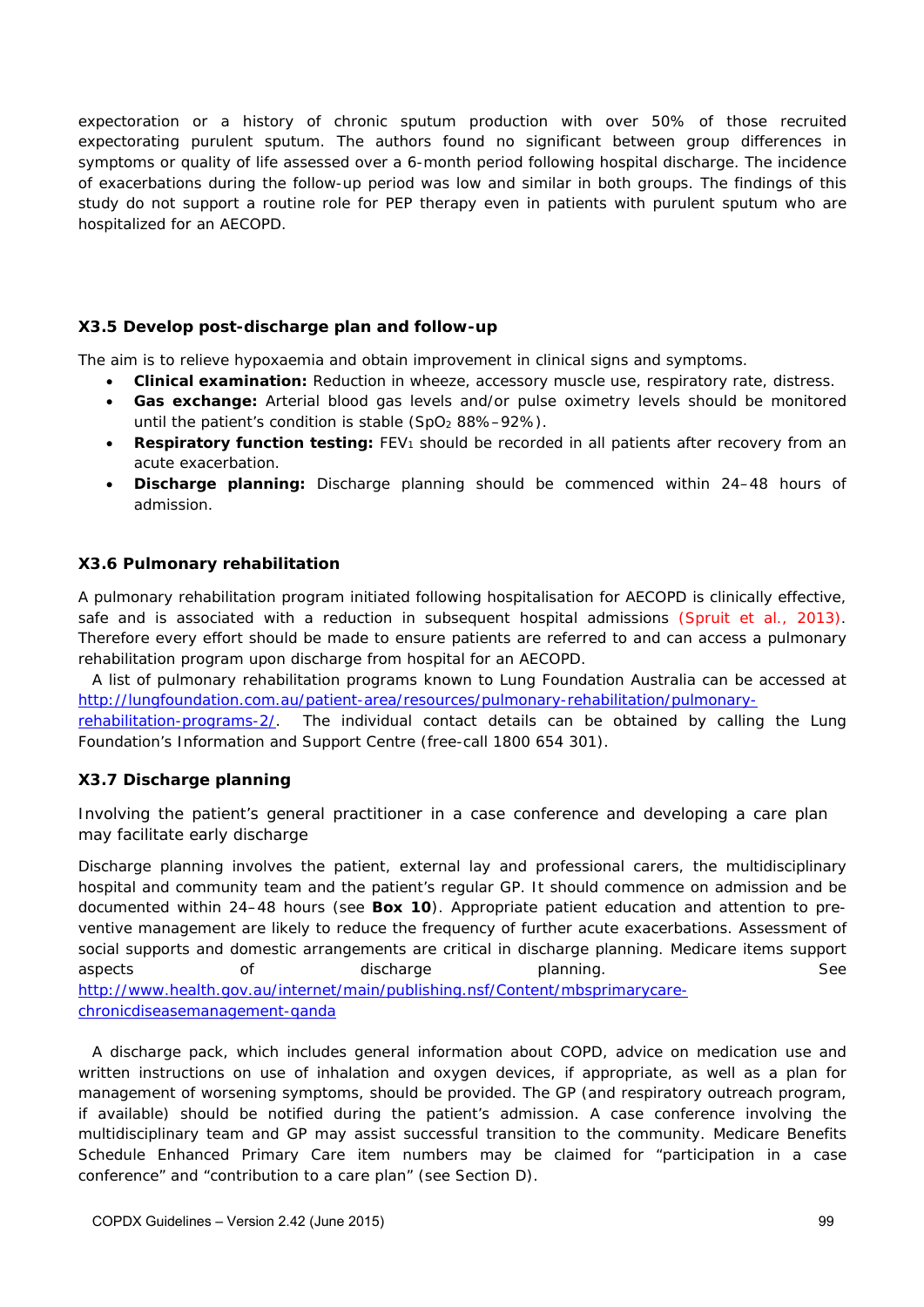expectoration or a history of chronic sputum production with over 50% of those recruited expectorating purulent sputum. The authors found no significant between group differences in symptoms or quality of life assessed over a 6-month period following hospital discharge. The incidence of exacerbations during the follow-up period was low and similar in both groups. The findings of this study do not support a routine role for PEP therapy even in patients with purulent sputum who are hospitalized for an AECOPD.

### X3.5 Develop post-discharge plan and follow-up

The aim is to relieve hypoxaemia and obtain improvement in clinical signs and symptoms.

- **Clinical examination:** Reduction in wheeze, accessory muscle use, respiratory rate, distress.
- **Gas exchange:** Arterial blood gas levels and/or pulse oximetry levels should be monitored until the patient's condition is stable ($SpO_2$ 88%–92%).
- **Respiratory function testing:** $FEV_1$ should be recorded in all patients after recovery from an acute exacerbation.
- **Discharge planning:** Discharge planning should be commenced within 24–48 hours of admission.

### X3.6 Pulmonary rehabilitation

A pulmonary rehabilitation program initiated following hospitalisation for AECOPD is clinically effective, safe and is associated with a reduction in subsequent hospital admissions (Spruit et al., 2013). Therefore every effort should be made to ensure patients are referred to and can access a pulmonary rehabilitation program upon discharge from hospital for an AECOPD.

A list of pulmonary rehabilitation programs known to Lung Foundation Australia can be accessed at http://lungfoundation.com.au/patient-area/resources/pulmonary-rehabilitation/pulmonary-rehabilitation-programs-2/. The individual contact details can be obtained by calling the Lung Foundation's Information and Support Centre (free-call 1800 654 301).

### X3.7 Discharge planning

Involving the patient's general practitioner in a case conference and developing a care plan may facilitate early discharge

Discharge planning involves the patient, external lay and professional carers, the multidisciplinary hospital and community team and the patient's regular GP. It should commence on admission and be documented within 24–48 hours (see **Box 10**). Appropriate patient education and attention to pre-ventive management are likely to reduce the frequency of further acute exacerbations. Assessment of social supports and domestic arrangements are critical in discharge planning. Medicare items support aspects of discharge planning. See http://www.health.gov.au/internet/main/publishing.nsf/Content/mbsprimarycare-chronicdiseasemanagement-qanda

A discharge pack, which includes general information about COPD, advice on medication use and written instructions on use of inhalation and oxygen devices, if appropriate, as well as a plan for management of worsening symptoms, should be provided. The GP (and respiratory outreach program, if available) should be notified during the patient's admission. A case conference involving the multidisciplinary team and GP may assist successful transition to the community. Medicare Benefits Schedule Enhanced Primary Care item numbers may be claimed for "participation in a case conference" and "contribution to a care plan" (see Section D).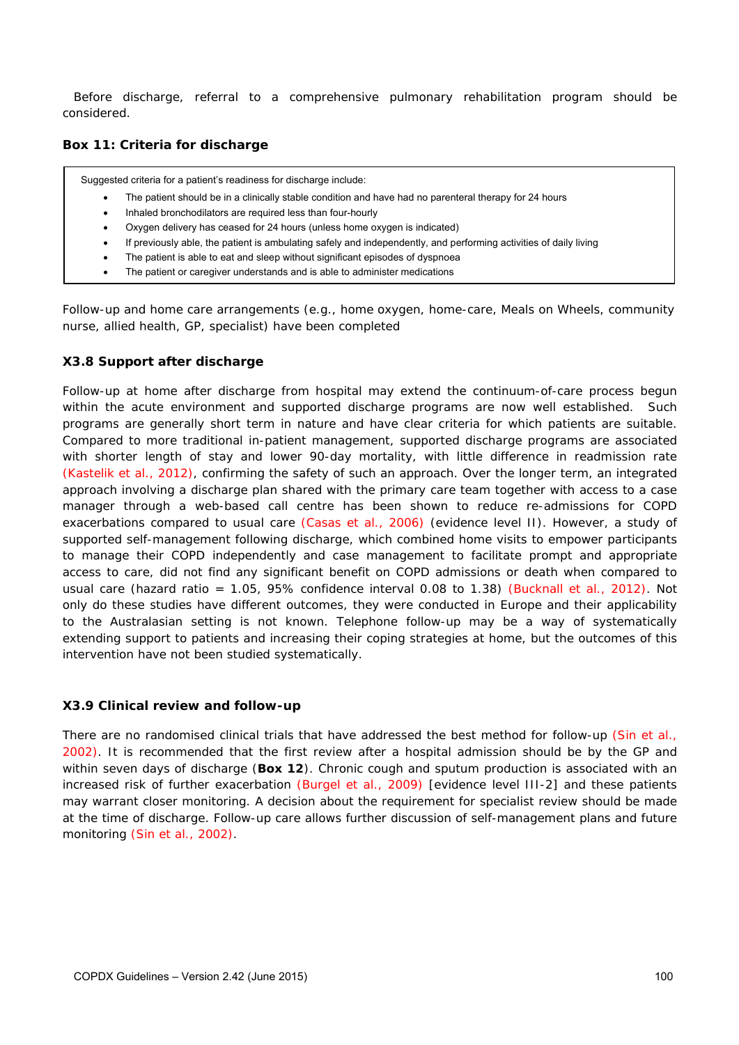Before discharge, referral to a comprehensive pulmonary rehabilitation program should be considered.

**Box 11: Criteria for discharge**

Suggested criteria for a patient's readiness for discharge include:

- The patient should be in a clinically stable condition and have had no parenteral therapy for 24 hours
- Inhaled bronchodilators are required less than four-hourly
- Oxygen delivery has ceased for 24 hours (unless home oxygen is indicated)
- If previously able, the patient is ambulating safely and independently, and performing activities of daily living
- The patient is able to eat and sleep without significant episodes of dyspnoea
- The patient or caregiver understands and is able to administer medications

Follow-up and home care arrangements (e.g., home oxygen, home-care, Meals on Wheels, community nurse, allied health, GP, specialist) have been completed

### X3.8 Support after discharge

Follow-up at home after discharge from hospital may extend the continuum-of-care process begun within the acute environment and supported discharge programs are now well established. Such programs are generally short term in nature and have clear criteria for which patients are suitable. Compared to more traditional in-patient management, supported discharge programs are associated with shorter length of stay and lower 90-day mortality, with little difference in readmission rate (Kastelik et al., 2012), confirming the safety of such an approach. Over the longer term, an integrated approach involving a discharge plan shared with the primary care team together with access to a case manager through a web-based call centre has been shown to reduce re-admissions for COPD exacerbations compared to usual care (Casas et al., 2006) (evidence level II). However, a study of supported self-management following discharge, which combined home visits to empower participants to manage their COPD independently and case management to facilitate prompt and appropriate access to care, did not find any significant benefit on COPD admissions or death when compared to usual care (hazard ratio = 1.05, 95% confidence interval 0.08 to 1.38) (Bucknall et al., 2012). Not only do these studies have different outcomes, they were conducted in Europe and their applicability to the Australasian setting is not known. Telephone follow-up may be a way of systematically extending support to patients and increasing their coping strategies at home, but the outcomes of this intervention have not been studied systematically.

### X3.9 Clinical review and follow-up

There are no randomised clinical trials that have addressed the best method for follow-up (Sin et al., 2002). It is recommended that the first review after a hospital admission should be by the GP and within seven days of discharge (**Box 12**). Chronic cough and sputum production is associated with an increased risk of further exacerbation (Burgel et al., 2009) [evidence level III-2] and these patients may warrant closer monitoring. A decision about the requirement for specialist review should be made at the time of discharge. Follow-up care allows further discussion of self-management plans and future monitoring (Sin et al., 2002).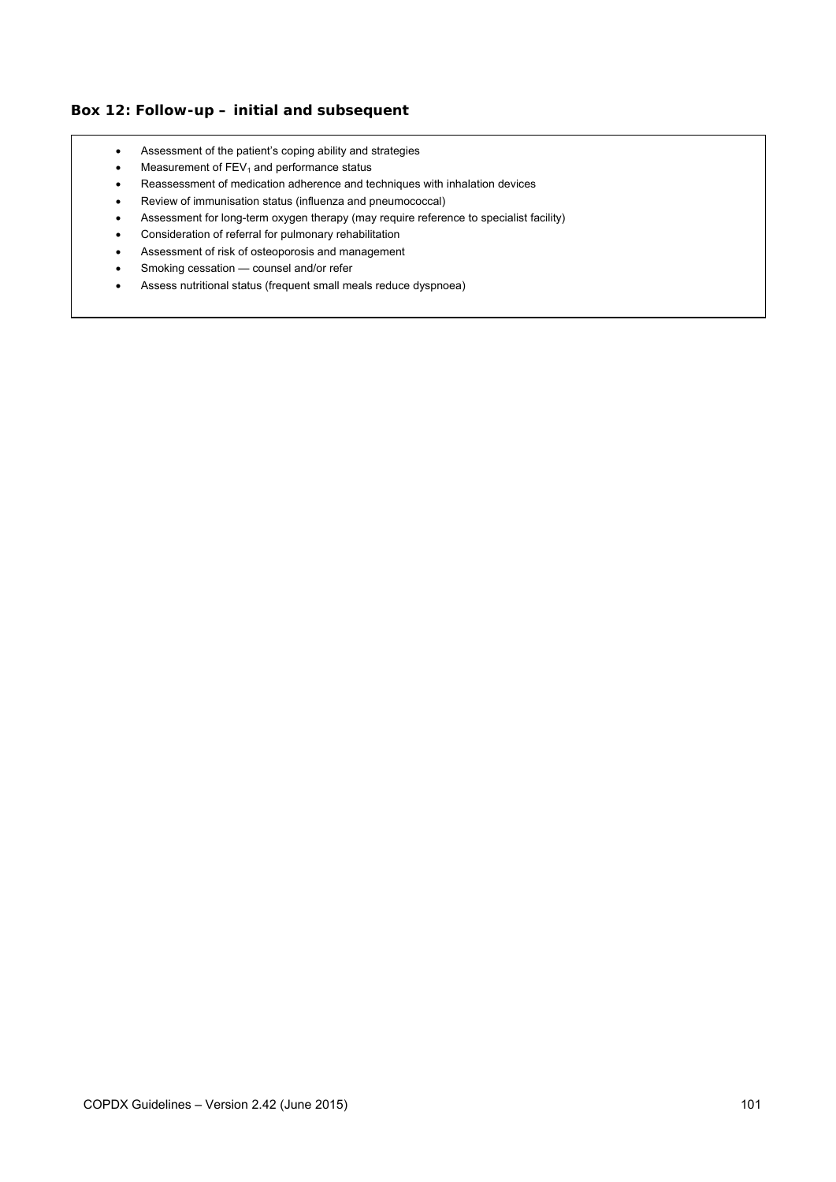### Box 12: Follow-up – initial and subsequent

- Assessment of the patient's coping ability and strategies
- Measurement of $FEV_1$ and performance status
- Reassessment of medication adherence and techniques with inhalation devices
- Review of immunisation status (influenza and pneumococcal)
- Assessment for long-term oxygen therapy (may require reference to specialist facility)
- Consideration of referral for pulmonary rehabilitation
- Assessment of risk of osteoporosis and management
- Smoking cessation — counsel and/or refer
- Assess nutritional status (frequent small meals reduce dyspnoea)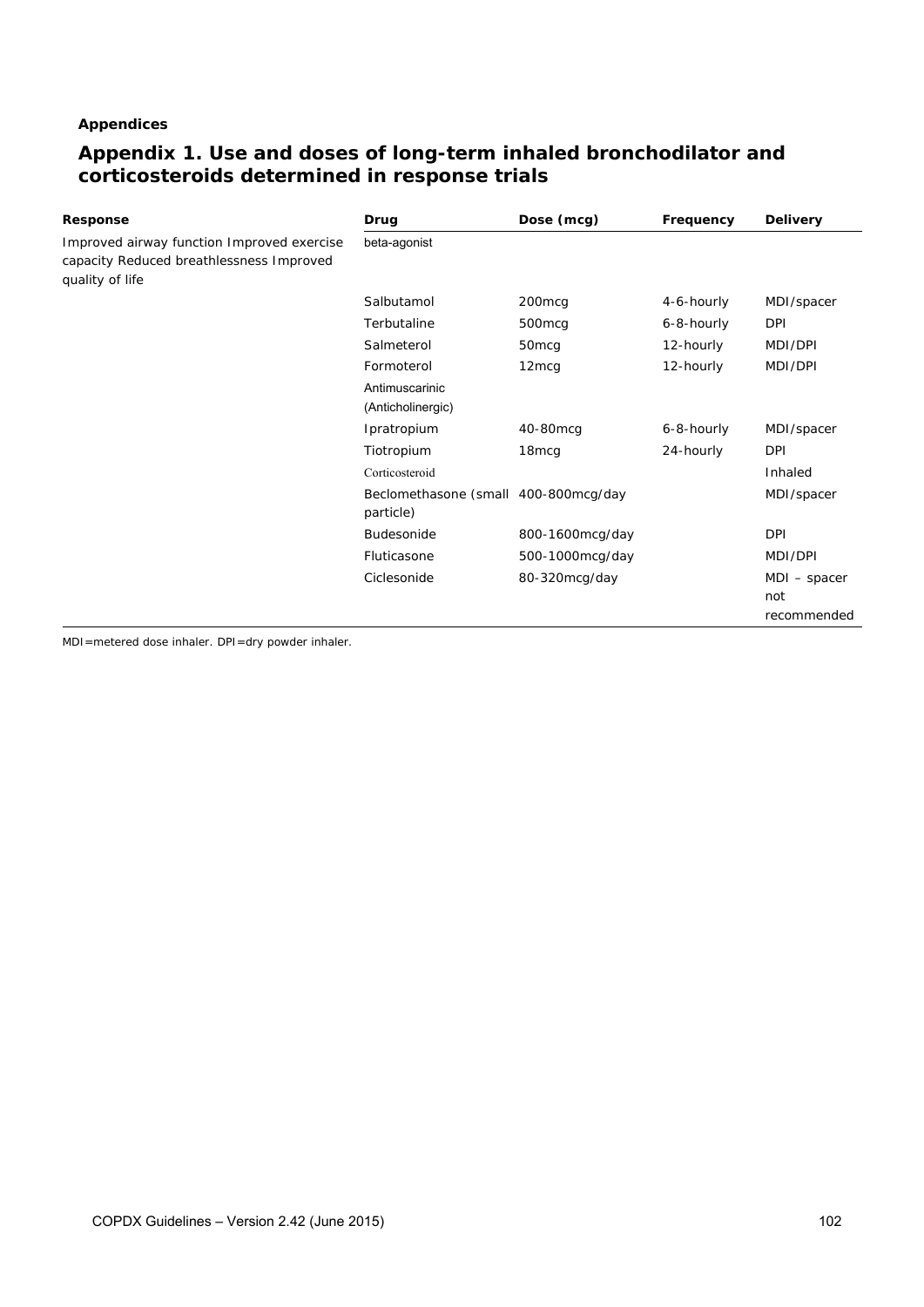**Appendices**

## Appendix 1. Use and doses of long-term inhaled bronchodilator and corticosteroids determined in response trials

| Response | Drug | Dose (mcg) | Frequency | Delivery |
|---|---|---|---|---|
| Improved airway function Improved exercise capacity Reduced breathlessness Improved quality of life | beta-agonist | | | |
| | Salbutamol | 200mcg | 4-6-hourly | MDI/spacer |
| | Terbutaline | 500mcg | 6-8-hourly | DPI |
| | Salmeterol | 50mcg | 12-hourly | MDI/DPI |
| | Formoterol | 12mcg | 12-hourly | MDI/DPI |
| | Antimuscarinic (Anticholinergic) | | | |
| | Ipratropium | 40-80mcg | 6-8-hourly | MDI/spacer |
| | Tiotropium | 18mcg | 24-hourly | DPI |
| | Corticosteroid | | | Inhaled |
| | Beclomethasone (small particle) | 400-800mcg/day | | MDI/spacer |
| | Budesonide | 800-1600mcg/day | | DPI |
| | Fluticasone | 500-1000mcg/day | | MDI/DPI |
| | Ciclesonide | 80-320mcg/day | | MDI – spacer not recommended |

MDI=metered dose inhaler. DPI=dry powder inhaler.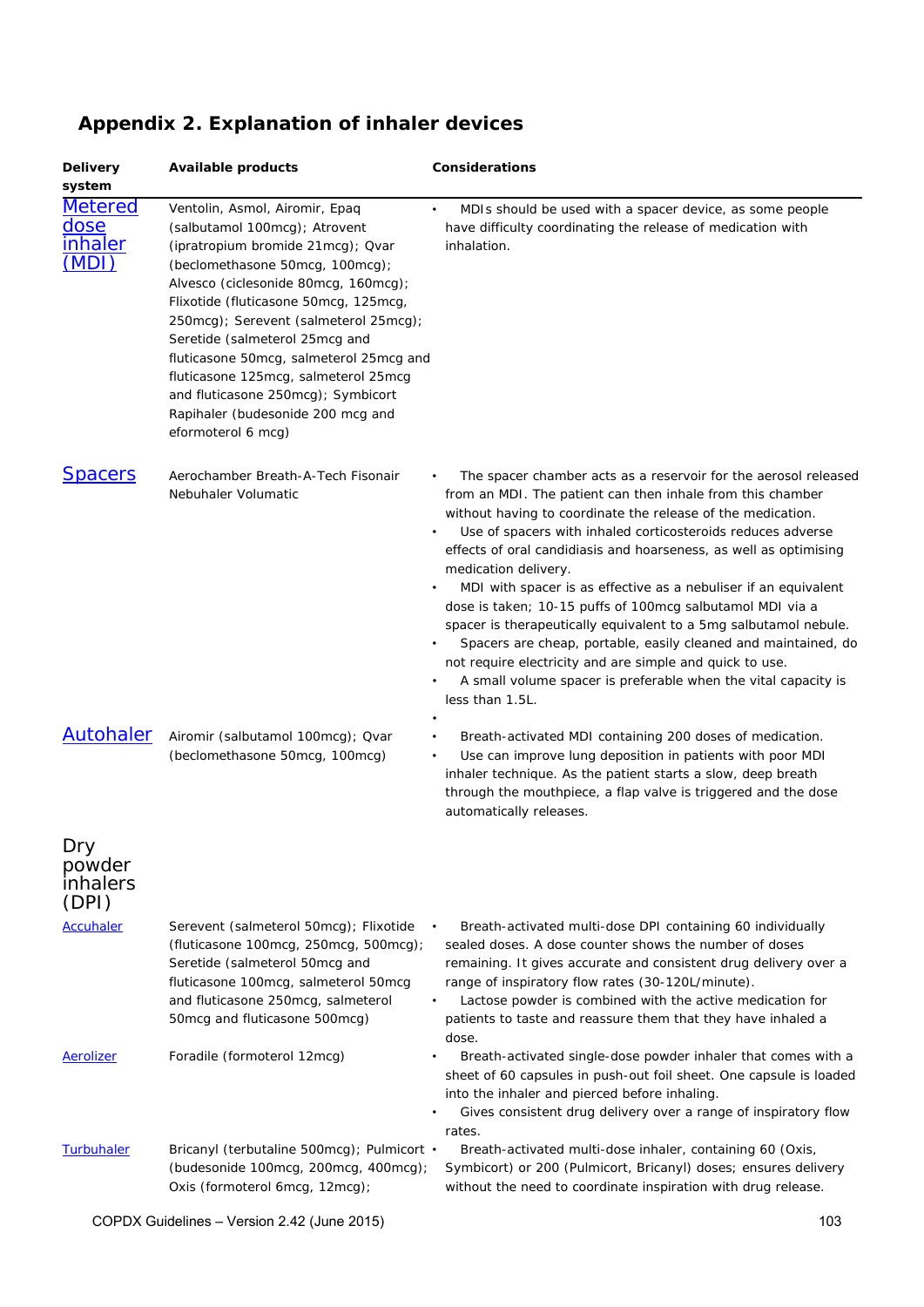## Appendix 2. Explanation of inhaler devices

| Delivery system | Available products | Considerations |
|---|---|---|
| Metered dose inhaler (MDI) | Ventolin, Asmol, Airomir, Epaq (salbutamol 100mcg); Atrovent (ipratropium bromide 21mcg); Qvar (beclomethasone 50mcg, 100mcg); Alvesco (ciclesonide 80mcg, 160mcg); Flixotide (fluticasone 50mcg, 125mcg, 250mcg); Serevent (salmeterol 25mcg); Seretide (salmeterol 25mcg and fluticasone 50mcg, salmeterol 25mcg and fluticasone 125mcg, salmeterol 25mcg and fluticasone 250mcg); Symbicort Rapihaler (budesonide 200 mcg and eformoterol 6 mcg) | • MDIs should be used with a spacer device, as some people have difficulty coordinating the release of medication with inhalation. |
| Spacers | Aerochamber Breath-A-Tech Fisonair Nebuhaler Volumatic | • The spacer chamber acts as a reservoir for the aerosol released from an MDI. The patient can then inhale from this chamber without having to coordinate the release of the medication.<br>• Use of spacers with inhaled corticosteroids reduces adverse effects of oral candidiasis and hoarseness, as well as optimising medication delivery.<br>• MDI with spacer is as effective as a nebuliser if an equivalent dose is taken; 10-15 puffs of 100mcg salbutamol MDI via a spacer is therapeutically equivalent to a 5mg salbutamol nebule.<br>• Spacers are cheap, portable, easily cleaned and maintained, do not require electricity and are simple and quick to use.<br>• A small volume spacer is preferable when the vital capacity is less than 1.5L.<br>• |
| Autohaler | Airomir (salbutamol 100mcg); Qvar (beclomethasone 50mcg, 100mcg) | • Breath-activated MDI containing 200 doses of medication.<br>• Use can improve lung deposition in patients with poor MDI inhaler technique. As the patient starts a slow, deep breath through the mouthpiece, a flap valve is triggered and the dose automatically releases. |
| **Dry powder inhalers (DPI)** | | |
| Accuhaler | Serevent (salmeterol 50mcg); Flixotide (fluticasone 100mcg, 250mcg, 500mcg); Seretide (salmeterol 50mcg and fluticasone 100mcg, salmeterol 50mcg and fluticasone 250mcg, salmeterol 50mcg and fluticasone 500mcg) | • Breath-activated multi-dose DPI containing 60 individually sealed doses. A dose counter shows the number of doses remaining. It gives accurate and consistent drug delivery over a range of inspiratory flow rates (30-120L/minute).<br>• Lactose powder is combined with the active medication for patients to taste and reassure them that they have inhaled a dose. |
| Aerolizer | Foradile (formoterol 12mcg) | • Breath-activated single-dose powder inhaler that comes with a sheet of 60 capsules in push-out foil sheet. One capsule is loaded into the inhaler and pierced before inhaling.<br>• Gives consistent drug delivery over a range of inspiratory flow rates. |
| Turbuhaler | Bricanyl (terbutaline 500mcg); Pulmicort (budesonide 100mcg, 200mcg, 400mcg); Oxis (formoterol 6mcg, 12mcg); | • Breath-activated multi-dose inhaler, containing 60 (Oxis, Symbicort) or 200 (Pulmicort, Bricanyl) doses; ensures delivery without the need to coordinate inspiration with drug release. |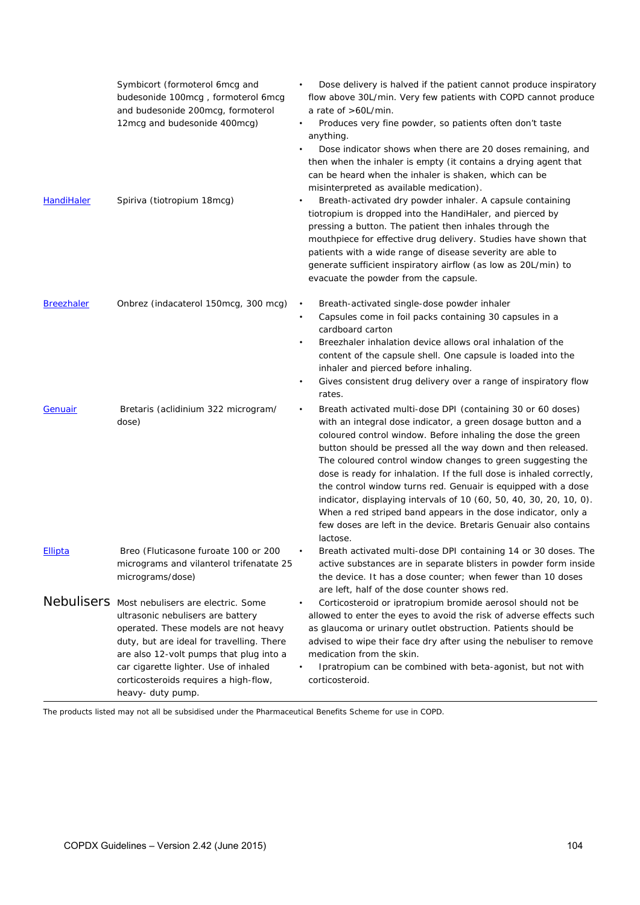| | | |
|---|---|---|
| | Symbicort (formoterol 6mcg and budesonide 100mcg , formoterol 6mcg and budesonide 200mcg, formoterol 12mcg and budesonide 400mcg) | • Dose delivery is halved if the patient cannot produce inspiratory flow above 30L/min. Very few patients with COPD cannot produce a rate of >60L/min.<br>• Produces very fine powder, so patients often don't taste anything.<br>• Dose indicator shows when there are 20 doses remaining, and then when the inhaler is empty (it contains a drying agent that can be heard when the inhaler is shaken, which can be misinterpreted as available medication). |
| [HandiHaler]() | Spiriva (tiotropium 18mcg) | • Breath-activated dry powder inhaler. A capsule containing tiotropium is dropped into the HandiHaler, and pierced by pressing a button. The patient then inhales through the mouthpiece for effective drug delivery. Studies have shown that patients with a wide range of disease severity are able to generate sufficient inspiratory airflow (as low as 20L/min) to evacuate the powder from the capsule. |
| [Breezhaler]() | Onbrez (indacaterol 150mcg, 300 mcg) | • Breath-activated single-dose powder inhaler<br>• Capsules come in foil packs containing 30 capsules in a cardboard carton<br>• Breezhaler inhalation device allows oral inhalation of the content of the capsule shell. One capsule is loaded into the inhaler and pierced before inhaling.<br>• Gives consistent drug delivery over a range of inspiratory flow rates. |
| [Genuair]() | Bretaris (aclidinium 322 microgram/ dose) | • Breath activated multi-dose DPI (containing 30 or 60 doses) with an integral dose indicator, a green dosage button and a coloured control window. Before inhaling the dose the green button should be pressed all the way down and then released. The coloured control window changes to green suggesting the dose is ready for inhalation. If the full dose is inhaled correctly, the control window turns red. Genuair is equipped with a dose indicator, displaying intervals of 10 (60, 50, 40, 30, 20, 10, 0). When a red striped band appears in the dose indicator, only a few doses are left in the device. Bretaris Genuair also contains lactose. |
| [Ellipta]() | Breo (Fluticasone furoate 100 or 200 micrograms and vilanterol trifenatate 25 micrograms/dose) | • Breath activated multi-dose DPI containing 14 or 30 doses. The active substances are in separate blisters in powder form inside the device. It has a dose counter; when fewer than 10 doses are left, half of the dose counter shows red. |
| **Nebulisers** | Most nebulisers are electric. Some ultrasonic nebulisers are battery operated. These models are not heavy duty, but are ideal for travelling. There are also 12-volt pumps that plug into a car cigarette lighter. Use of inhaled corticosteroids requires a high-flow, heavy- duty pump. | • Corticosteroid or ipratropium bromide aerosol should not be allowed to enter the eyes to avoid the risk of adverse effects such as glaucoma or urinary outlet obstruction. Patients should be advised to wipe their face dry after using the nebuliser to remove medication from the skin.<br>• Ipratropium can be combined with beta-agonist, but not with corticosteroid. |

The products listed may not all be subsidised under the Pharmaceutical Benefits Scheme for use in COPD.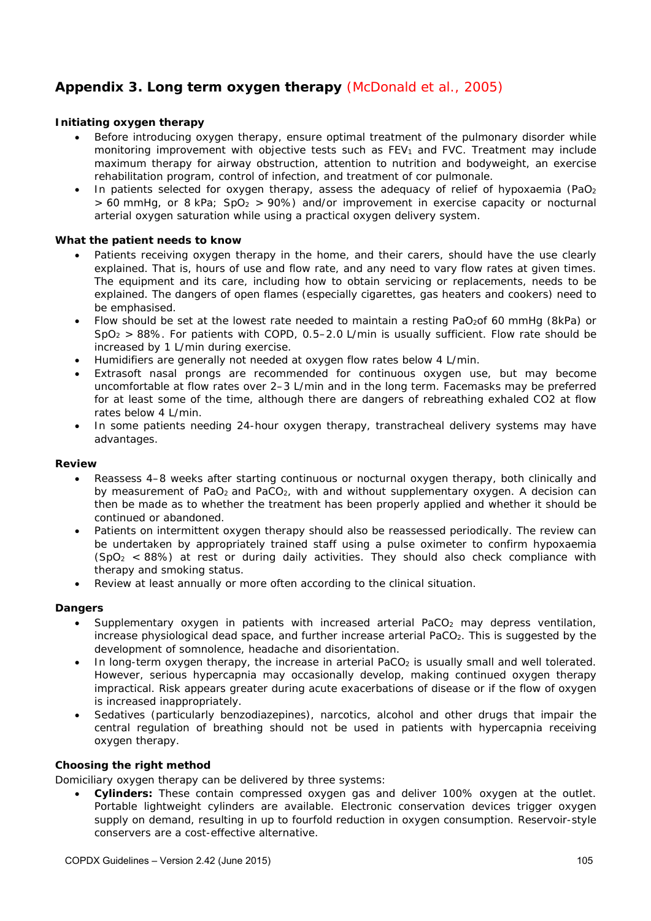## Appendix 3. Long term oxygen therapy (McDonald et al., 2005)

**Initiating oxygen therapy**

- Before introducing oxygen therapy, ensure optimal treatment of the pulmonary disorder while monitoring improvement with objective tests such as $FEV_1$ and FVC. Treatment may include maximum therapy for airway obstruction, attention to nutrition and bodyweight, an exercise rehabilitation program, control of infection, and treatment of cor pulmonale.
- In patients selected for oxygen therapy, assess the adequacy of relief of hypoxaemia ($PaO_2$ > 60 mmHg, or 8 kPa; $SpO_2$ > 90%) and/or improvement in exercise capacity or nocturnal arterial oxygen saturation while using a practical oxygen delivery system.

**What the patient needs to know**

- Patients receiving oxygen therapy in the home, and their carers, should have the use clearly explained. That is, hours of use and flow rate, and any need to vary flow rates at given times. The equipment and its care, including how to obtain servicing or replacements, needs to be explained. The dangers of open flames (especially cigarettes, gas heaters and cookers) need to be emphasised.
- Flow should be set at the lowest rate needed to maintain a resting $PaO_2$of 60 mmHg (8kPa) or $SpO_2$ > 88%. For patients with COPD, 0.5–2.0 L/min is usually sufficient. Flow rate should be increased by 1 L/min during exercise.
- Humidifiers are generally not needed at oxygen flow rates below 4 L/min.
- Extrasoft nasal prongs are recommended for continuous oxygen use, but may become uncomfortable at flow rates over 2–3 L/min and in the long term. Facemasks may be preferred for at least some of the time, although there are dangers of rebreathing exhaled CO2 at flow rates below 4 L/min.
- In some patients needing 24-hour oxygen therapy, transtracheal delivery systems may have advantages.

**Review**

- Reassess 4–8 weeks after starting continuous or nocturnal oxygen therapy, both clinically and by measurement of $PaO_2$ and $PaCO_2$, with and without supplementary oxygen. A decision can then be made as to whether the treatment has been properly applied and whether it should be continued or abandoned.
- Patients on intermittent oxygen therapy should also be reassessed periodically. The review can be undertaken by appropriately trained staff using a pulse oximeter to confirm hypoxaemia ($SpO_2$ < 88%) at rest or during daily activities. They should also check compliance with therapy and smoking status.
- Review at least annually or more often according to the clinical situation.

**Dangers**

- Supplementary oxygen in patients with increased arterial $PaCO_2$ may depress ventilation, increase physiological dead space, and further increase arterial $PaCO_2$. This is suggested by the development of somnolence, headache and disorientation.
- In long-term oxygen therapy, the increase in arterial $PaCO_2$ is usually small and well tolerated. However, serious hypercapnia may occasionally develop, making continued oxygen therapy impractical. Risk appears greater during acute exacerbations of disease or if the flow of oxygen is increased inappropriately.
- Sedatives (particularly benzodiazepines), narcotics, alcohol and other drugs that impair the central regulation of breathing should not be used in patients with hypercapnia receiving oxygen therapy.

**Choosing the right method**

Domiciliary oxygen therapy can be delivered by three systems:

- **Cylinders:** These contain compressed oxygen gas and deliver 100% oxygen at the outlet. Portable lightweight cylinders are available. Electronic conservation devices trigger oxygen supply on demand, resulting in up to fourfold reduction in oxygen consumption. Reservoir-style conservers are a cost-effective alternative.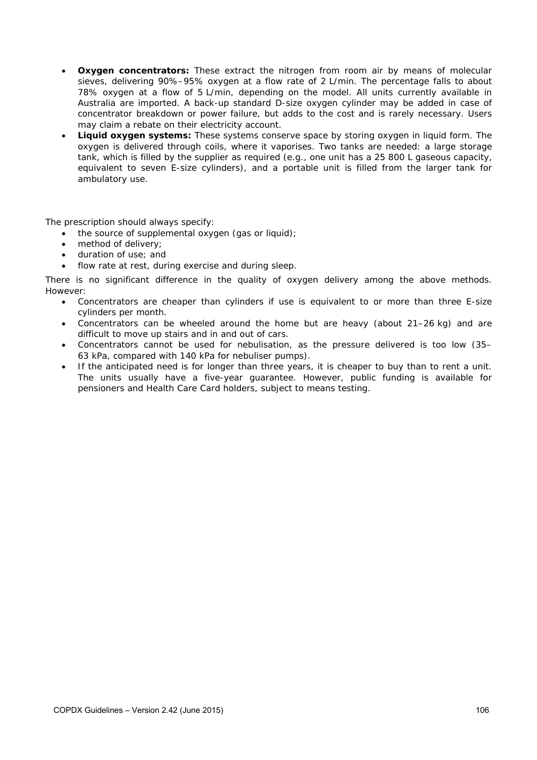- **Oxygen concentrators:** These extract the nitrogen from room air by means of molecular sieves, delivering 90%–95% oxygen at a flow rate of 2 L/min. The percentage falls to about 78% oxygen at a flow of 5 L/min, depending on the model. All units currently available in Australia are imported. A back-up standard D-size oxygen cylinder may be added in case of concentrator breakdown or power failure, but adds to the cost and is rarely necessary. Users may claim a rebate on their electricity account.
- **Liquid oxygen systems:** These systems conserve space by storing oxygen in liquid form. The oxygen is delivered through coils, where it vaporises. Two tanks are needed: a large storage tank, which is filled by the supplier as required (e.g., one unit has a 25 800 L gaseous capacity, equivalent to seven E-size cylinders), and a portable unit is filled from the larger tank for ambulatory use.

The prescription should always specify:

- the source of supplemental oxygen (gas or liquid);
- method of delivery;
- duration of use; and
- flow rate at rest, during exercise and during sleep.

There is no significant difference in the quality of oxygen delivery among the above methods. However:

- Concentrators are cheaper than cylinders if use is equivalent to or more than three E-size cylinders per month.
- Concentrators can be wheeled around the home but are heavy (about 21–26 kg) and are difficult to move up stairs and in and out of cars.
- Concentrators cannot be used for nebulisation, as the pressure delivered is too low (35–63 kPa, compared with 140 kPa for nebuliser pumps).
- If the anticipated need is for longer than three years, it is cheaper to buy than to rent a unit. The units usually have a five-year guarantee. However, public funding is available for pensioners and Health Care Card holders, subject to means testing.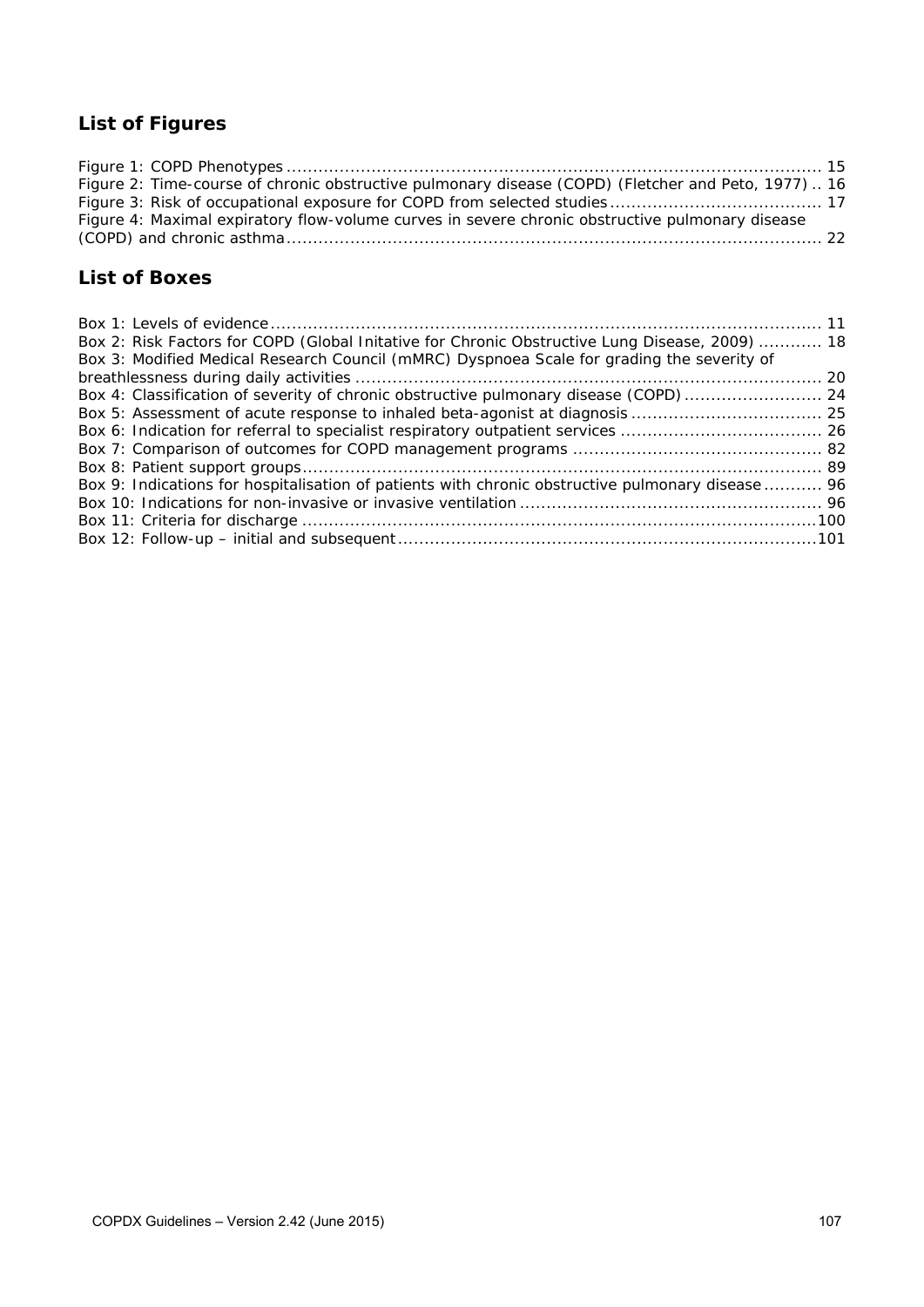## List of Figures

Figure 1: COPD Phenotypes ........................................................................................................ 15
Figure 2: Time-course of chronic obstructive pulmonary disease (COPD) (Fletcher and Peto, 1977) .. 16
Figure 3: Risk of occupational exposure for COPD from selected studies ........................................ 17
Figure 4: Maximal expiratory flow-volume curves in severe chronic obstructive pulmonary disease (COPD) and chronic asthma ........................................................................................................ 22

## List of Boxes

Box 1: Levels of evidence ........................................................................................................ 11
Box 2: Risk Factors for COPD (Global Initative for Chronic Obstructive Lung Disease, 2009) ............ 18
Box 3: Modified Medical Research Council (mMRC) Dyspnoea Scale for grading the severity of breathlessness during daily activities ........................................................................................ 20
Box 4: Classification of severity of chronic obstructive pulmonary disease (COPD) .......................... 24
Box 5: Assessment of acute response to inhaled beta-agonist at diagnosis .................................... 25
Box 6: Indication for referral to specialist respiratory outpatient services ...................................... 26
Box 7: Comparison of outcomes for COPD management programs ............................................... 82
Box 8: Patient support groups .................................................................................................. 89
Box 9: Indications for hospitalisation of patients with chronic obstructive pulmonary disease ........... 96
Box 10: Indications for non-invasive or invasive ventilation ......................................................... 96
Box 11: Criteria for discharge ................................................................................................. 100
Box 12: Follow-up – initial and subsequent ............................................................................... 101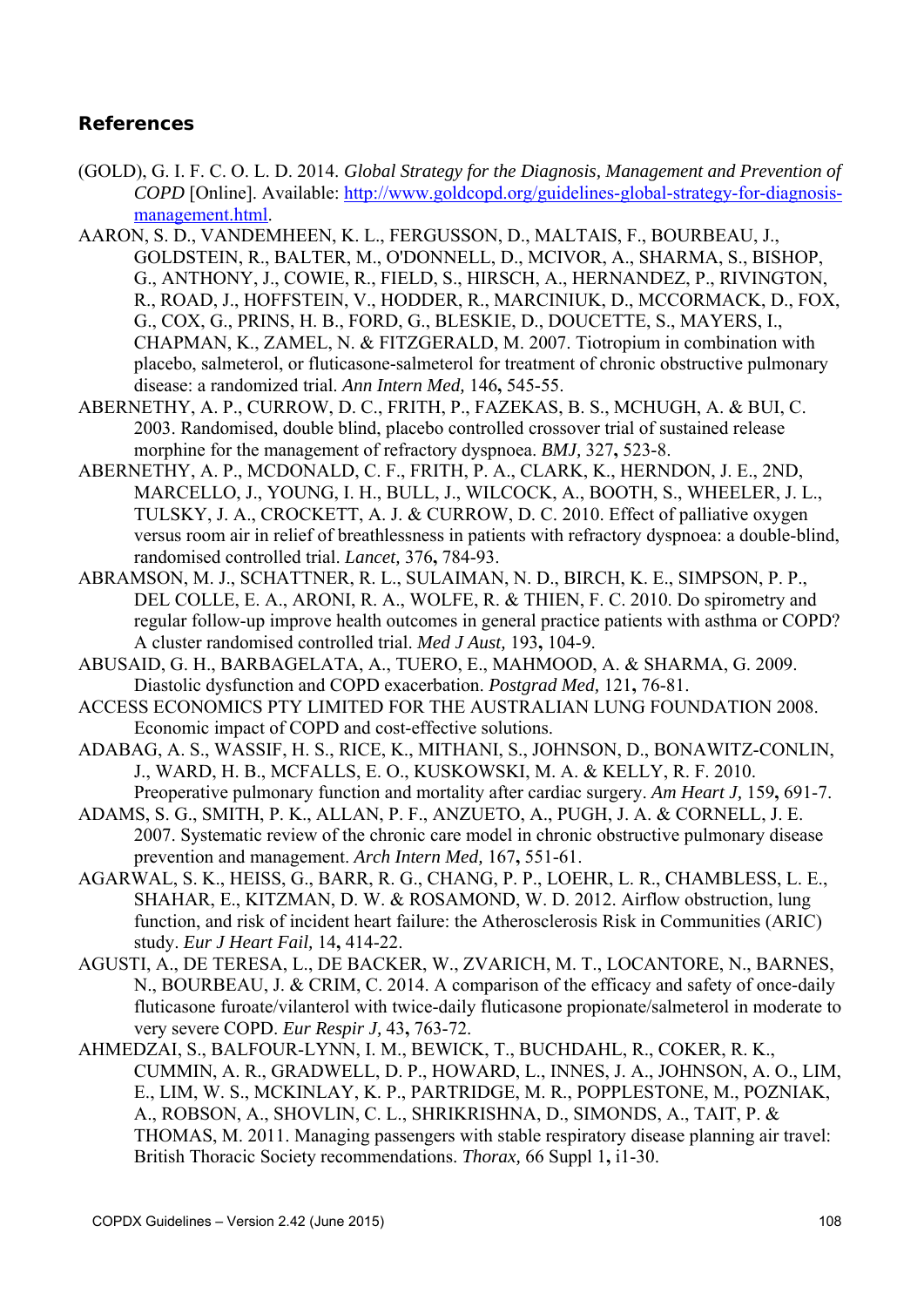## References

(GOLD), G. I. F. C. O. L. D. 2014. *Global Strategy for the Diagnosis, Management and Prevention of COPD* [Online]. Available: http://www.goldcopd.org/guidelines-global-strategy-for-diagnosis-management.html.

AARON, S. D., VANDEMHEEN, K. L., FERGUSSON, D., MALTAIS, F., BOURBEAU, J., GOLDSTEIN, R., BALTER, M., O'DONNELL, D., MCIVOR, A., SHARMA, S., BISHOP, G., ANTHONY, J., COWIE, R., FIELD, S., HIRSCH, A., HERNANDEZ, P., RIVINGTON, R., ROAD, J., HOFFSTEIN, V., HODDER, R., MARCINIUK, D., MCCORMACK, D., FOX, G., COX, G., PRINS, H. B., FORD, G., BLESKIE, D., DOUCETTE, S., MAYERS, I., CHAPMAN, K., ZAMEL, N. & FITZGERALD, M. 2007. Tiotropium in combination with placebo, salmeterol, or fluticasone-salmeterol for treatment of chronic obstructive pulmonary disease: a randomized trial. *Ann Intern Med,* 146**,** 545-55.

ABERNETHY, A. P., CURROW, D. C., FRITH, P., FAZEKAS, B. S., MCHUGH, A. & BUI, C. 2003. Randomised, double blind, placebo controlled crossover trial of sustained release morphine for the management of refractory dyspnoea. *BMJ,* 327**,** 523-8.

ABERNETHY, A. P., MCDONALD, C. F., FRITH, P. A., CLARK, K., HERNDON, J. E., 2ND, MARCELLO, J., YOUNG, I. H., BULL, J., WILCOCK, A., BOOTH, S., WHEELER, J. L., TULSKY, J. A., CROCKETT, A. J. & CURROW, D. C. 2010. Effect of palliative oxygen versus room air in relief of breathlessness in patients with refractory dyspnoea: a double-blind, randomised controlled trial. *Lancet,* 376**,** 784-93.

ABRAMSON, M. J., SCHATTNER, R. L., SULAIMAN, N. D., BIRCH, K. E., SIMPSON, P. P., DEL COLLE, E. A., ARONI, R. A., WOLFE, R. & THIEN, F. C. 2010. Do spirometry and regular follow-up improve health outcomes in general practice patients with asthma or COPD? A cluster randomised controlled trial. *Med J Aust,* 193**,** 104-9.

ABUSAID, G. H., BARBAGELATA, A., TUERO, E., MAHMOOD, A. & SHARMA, G. 2009. Diastolic dysfunction and COPD exacerbation. *Postgrad Med,* 121**,** 76-81.

ACCESS ECONOMICS PTY LIMITED FOR THE AUSTRALIAN LUNG FOUNDATION 2008. Economic impact of COPD and cost-effective solutions.

ADABAG, A. S., WASSIF, H. S., RICE, K., MITHANI, S., JOHNSON, D., BONAWITZ-CONLIN, J., WARD, H. B., MCFALLS, E. O., KUSKOWSKI, M. A. & KELLY, R. F. 2010. Preoperative pulmonary function and mortality after cardiac surgery. *Am Heart J,* 159**,** 691-7.

ADAMS, S. G., SMITH, P. K., ALLAN, P. F., ANZUETO, A., PUGH, J. A. & CORNELL, J. E. 2007. Systematic review of the chronic care model in chronic obstructive pulmonary disease prevention and management. *Arch Intern Med,* 167**,** 551-61.

AGARWAL, S. K., HEISS, G., BARR, R. G., CHANG, P. P., LOEHR, L. R., CHAMBLESS, L. E., SHAHAR, E., KITZMAN, D. W. & ROSAMOND, W. D. 2012. Airflow obstruction, lung function, and risk of incident heart failure: the Atherosclerosis Risk in Communities (ARIC) study. *Eur J Heart Fail,* 14**,** 414-22.

AGUSTI, A., DE TERESA, L., DE BACKER, W., ZVARICH, M. T., LOCANTORE, N., BARNES, N., BOURBEAU, J. & CRIM, C. 2014. A comparison of the efficacy and safety of once-daily fluticasone furoate/vilanterol with twice-daily fluticasone propionate/salmeterol in moderate to very severe COPD. *Eur Respir J,* 43**,** 763-72.

AHMEDZAI, S., BALFOUR-LYNN, I. M., BEWICK, T., BUCHDAHL, R., COKER, R. K., CUMMIN, A. R., GRADWELL, D. P., HOWARD, L., INNES, J. A., JOHNSON, A. O., LIM, E., LIM, W. S., MCKINLAY, K. P., PARTRIDGE, M. R., POPPLESTONE, M., POZNIAK, A., ROBSON, A., SHOVLIN, C. L., SHRIKRISHNA, D., SIMONDS, A., TAIT, P. & THOMAS, M. 2011. Managing passengers with stable respiratory disease planning air travel: British Thoracic Society recommendations. *Thorax,* 66 Suppl 1**,** i1-30.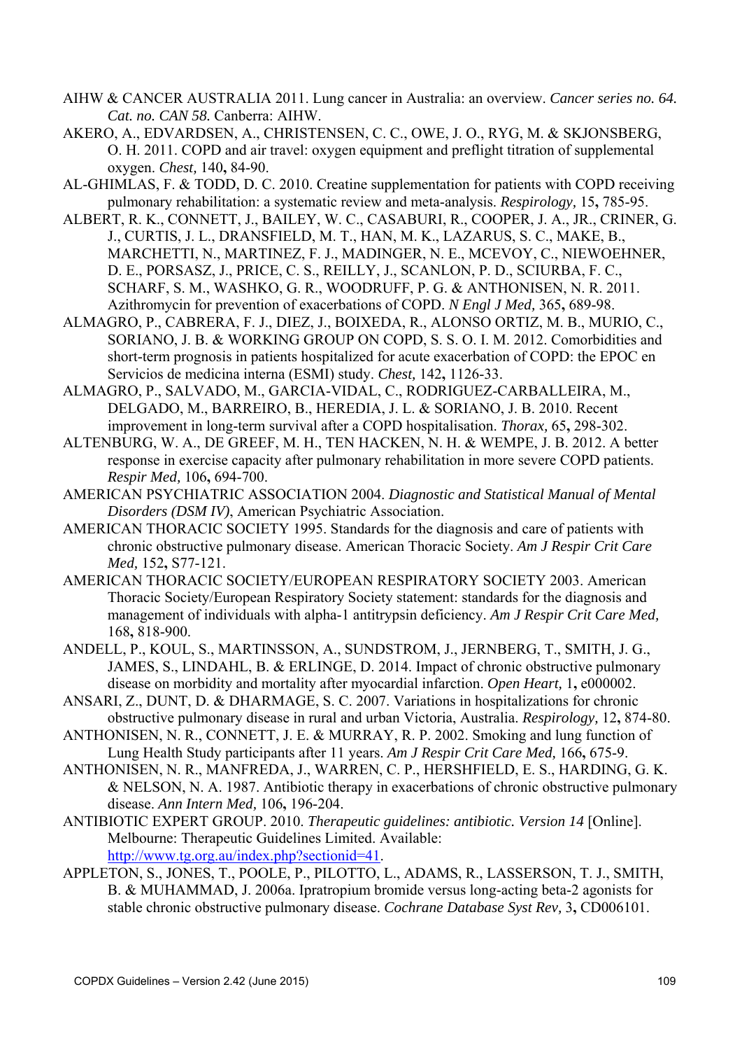AIHW & CANCER AUSTRALIA 2011. Lung cancer in Australia: an overview. *Cancer series no. 64. Cat. no. CAN 58.* Canberra: AIHW.

AKERO, A., EDVARDSEN, A., CHRISTENSEN, C. C., OWE, J. O., RYG, M. & SKJONSBERG, O. H. 2011. COPD and air travel: oxygen equipment and preflight titration of supplemental oxygen. *Chest,* 140**,** 84-90.

AL-GHIMLAS, F. & TODD, D. C. 2010. Creatine supplementation for patients with COPD receiving pulmonary rehabilitation: a systematic review and meta-analysis. *Respirology,* 15**,** 785-95.

ALBERT, R. K., CONNETT, J., BAILEY, W. C., CASABURI, R., COOPER, J. A., JR., CRINER, G. J., CURTIS, J. L., DRANSFIELD, M. T., HAN, M. K., LAZARUS, S. C., MAKE, B., MARCHETTI, N., MARTINEZ, F. J., MADINGER, N. E., MCEVOY, C., NIEWOEHNER, D. E., PORSASZ, J., PRICE, C. S., REILLY, J., SCANLON, P. D., SCIURBA, F. C., SCHARF, S. M., WASHKO, G. R., WOODRUFF, P. G. & ANTHONISEN, N. R. 2011. Azithromycin for prevention of exacerbations of COPD. *N Engl J Med,* 365**,** 689-98.

ALMAGRO, P., CABRERA, F. J., DIEZ, J., BOIXEDA, R., ALONSO ORTIZ, M. B., MURIO, C., SORIANO, J. B. & WORKING GROUP ON COPD, S. S. O. I. M. 2012. Comorbidities and short-term prognosis in patients hospitalized for acute exacerbation of COPD: the EPOC en Servicios de medicina interna (ESMI) study. *Chest,* 142**,** 1126-33.

ALMAGRO, P., SALVADO, M., GARCIA-VIDAL, C., RODRIGUEZ-CARBALLEIRA, M., DELGADO, M., BARREIRO, B., HEREDIA, J. L. & SORIANO, J. B. 2010. Recent improvement in long-term survival after a COPD hospitalisation. *Thorax,* 65**,** 298-302.

ALTENBURG, W. A., DE GREEF, M. H., TEN HACKEN, N. H. & WEMPE, J. B. 2012. A better response in exercise capacity after pulmonary rehabilitation in more severe COPD patients. *Respir Med,* 106**,** 694-700.

AMERICAN PSYCHIATRIC ASSOCIATION 2004. *Diagnostic and Statistical Manual of Mental Disorders (DSM IV)*, American Psychiatric Association.

AMERICAN THORACIC SOCIETY 1995. Standards for the diagnosis and care of patients with chronic obstructive pulmonary disease. American Thoracic Society. *Am J Respir Crit Care Med,* 152**,** S77-121.

AMERICAN THORACIC SOCIETY/EUROPEAN RESPIRATORY SOCIETY 2003. American Thoracic Society/European Respiratory Society statement: standards for the diagnosis and management of individuals with alpha-1 antitrypsin deficiency. *Am J Respir Crit Care Med,* 168**,** 818-900.

ANDELL, P., KOUL, S., MARTINSSON, A., SUNDSTROM, J., JERNBERG, T., SMITH, J. G., JAMES, S., LINDAHL, B. & ERLINGE, D. 2014. Impact of chronic obstructive pulmonary disease on morbidity and mortality after myocardial infarction. *Open Heart,* 1**,** e000002.

ANSARI, Z., DUNT, D. & DHARMAGE, S. C. 2007. Variations in hospitalizations for chronic obstructive pulmonary disease in rural and urban Victoria, Australia. *Respirology,* 12**,** 874-80.

ANTHONISEN, N. R., CONNETT, J. E. & MURRAY, R. P. 2002. Smoking and lung function of Lung Health Study participants after 11 years. *Am J Respir Crit Care Med,* 166**,** 675-9.

ANTHONISEN, N. R., MANFREDA, J., WARREN, C. P., HERSHFIELD, E. S., HARDING, G. K. & NELSON, N. A. 1987. Antibiotic therapy in exacerbations of chronic obstructive pulmonary disease. *Ann Intern Med,* 106**,** 196-204.

ANTIBIOTIC EXPERT GROUP. 2010. *Therapeutic guidelines: antibiotic. Version 14* [Online]. Melbourne: Therapeutic Guidelines Limited. Available: http://www.tg.org.au/index.php?sectionid=41.

APPLETON, S., JONES, T., POOLE, P., PILOTTO, L., ADAMS, R., LASSERSON, T. J., SMITH, B. & MUHAMMAD, J. 2006a. Ipratropium bromide versus long-acting beta-2 agonists for stable chronic obstructive pulmonary disease. *Cochrane Database Syst Rev,* 3**,** CD006101.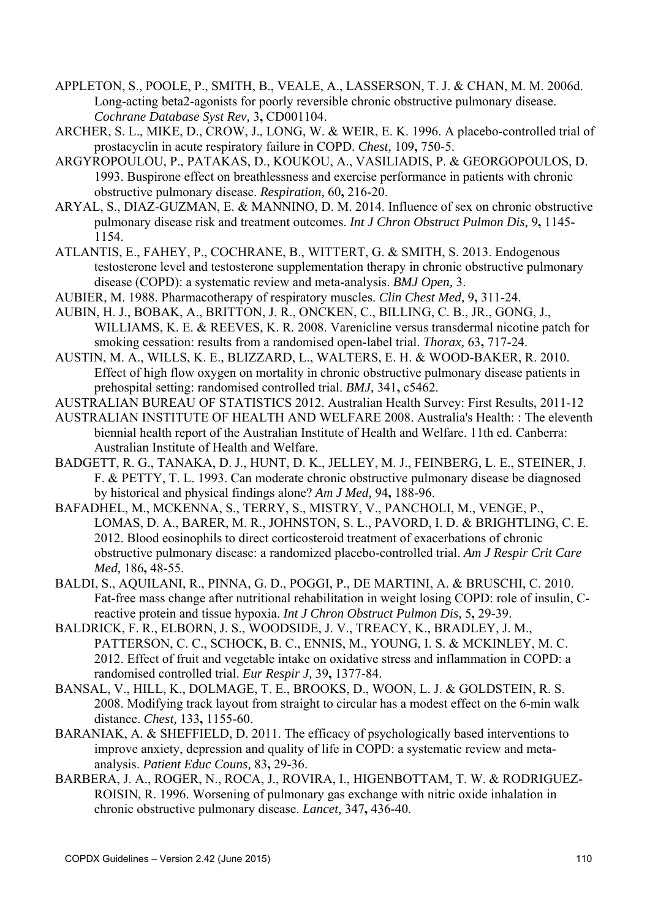APPLETON, S., POOLE, P., SMITH, B., VEALE, A., LASSERSON, T. J. & CHAN, M. M. 2006d. Long-acting beta2-agonists for poorly reversible chronic obstructive pulmonary disease. *Cochrane Database Syst Rev,* 3**,** CD001104.

ARCHER, S. L., MIKE, D., CROW, J., LONG, W. & WEIR, E. K. 1996. A placebo-controlled trial of prostacyclin in acute respiratory failure in COPD. *Chest,* 109**,** 750-5.

ARGYROPOULOU, P., PATAKAS, D., KOUKOU, A., VASILIADIS, P. & GEORGOPOULOS, D. 1993. Buspirone effect on breathlessness and exercise performance in patients with chronic obstructive pulmonary disease. *Respiration,* 60**,** 216-20.

ARYAL, S., DIAZ-GUZMAN, E. & MANNINO, D. M. 2014. Influence of sex on chronic obstructive pulmonary disease risk and treatment outcomes. *Int J Chron Obstruct Pulmon Dis,* 9**,** 1145-1154.

ATLANTIS, E., FAHEY, P., COCHRANE, B., WITTERT, G. & SMITH, S. 2013. Endogenous testosterone level and testosterone supplementation therapy in chronic obstructive pulmonary disease (COPD): a systematic review and meta-analysis. *BMJ Open,* 3.

AUBIER, M. 1988. Pharmacotherapy of respiratory muscles. *Clin Chest Med,* 9**,** 311-24.

AUBIN, H. J., BOBAK, A., BRITTON, J. R., ONCKEN, C., BILLING, C. B., JR., GONG, J., WILLIAMS, K. E. & REEVES, K. R. 2008. Varenicline versus transdermal nicotine patch for smoking cessation: results from a randomised open-label trial. *Thorax,* 63**,** 717-24.

AUSTIN, M. A., WILLS, K. E., BLIZZARD, L., WALTERS, E. H. & WOOD-BAKER, R. 2010. Effect of high flow oxygen on mortality in chronic obstructive pulmonary disease patients in prehospital setting: randomised controlled trial. *BMJ,* 341**,** c5462.

AUSTRALIAN BUREAU OF STATISTICS 2012. Australian Health Survey: First Results, 2011-12

AUSTRALIAN INSTITUTE OF HEALTH AND WELFARE 2008. Australia's Health: : The eleventh biennial health report of the Australian Institute of Health and Welfare. 11th ed. Canberra: Australian Institute of Health and Welfare.

BADGETT, R. G., TANAKA, D. J., HUNT, D. K., JELLEY, M. J., FEINBERG, L. E., STEINER, J. F. & PETTY, T. L. 1993. Can moderate chronic obstructive pulmonary disease be diagnosed by historical and physical findings alone? *Am J Med,* 94**,** 188-96.

BAFADHEL, M., MCKENNA, S., TERRY, S., MISTRY, V., PANCHOLI, M., VENGE, P., LOMAS, D. A., BARER, M. R., JOHNSTON, S. L., PAVORD, I. D. & BRIGHTLING, C. E. 2012. Blood eosinophils to direct corticosteroid treatment of exacerbations of chronic obstructive pulmonary disease: a randomized placebo-controlled trial. *Am J Respir Crit Care Med,* 186**,** 48-55.

BALDI, S., AQUILANI, R., PINNA, G. D., POGGI, P., DE MARTINI, A. & BRUSCHI, C. 2010. Fat-free mass change after nutritional rehabilitation in weight losing COPD: role of insulin, C-reactive protein and tissue hypoxia. *Int J Chron Obstruct Pulmon Dis,* 5**,** 29-39.

BALDRICK, F. R., ELBORN, J. S., WOODSIDE, J. V., TREACY, K., BRADLEY, J. M., PATTERSON, C. C., SCHOCK, B. C., ENNIS, M., YOUNG, I. S. & MCKINLEY, M. C. 2012. Effect of fruit and vegetable intake on oxidative stress and inflammation in COPD: a randomised controlled trial. *Eur Respir J,* 39**,** 1377-84.

BANSAL, V., HILL, K., DOLMAGE, T. E., BROOKS, D., WOON, L. J. & GOLDSTEIN, R. S. 2008. Modifying track layout from straight to circular has a modest effect on the 6-min walk distance. *Chest,* 133**,** 1155-60.

BARANIAK, A. & SHEFFIELD, D. 2011. The efficacy of psychologically based interventions to improve anxiety, depression and quality of life in COPD: a systematic review and meta-analysis. *Patient Educ Couns,* 83**,** 29-36.

BARBERA, J. A., ROGER, N., ROCA, J., ROVIRA, I., HIGENBOTTAM, T. W. & RODRIGUEZ-ROISIN, R. 1996. Worsening of pulmonary gas exchange with nitric oxide inhalation in chronic obstructive pulmonary disease. *Lancet,* 347**,** 436-40.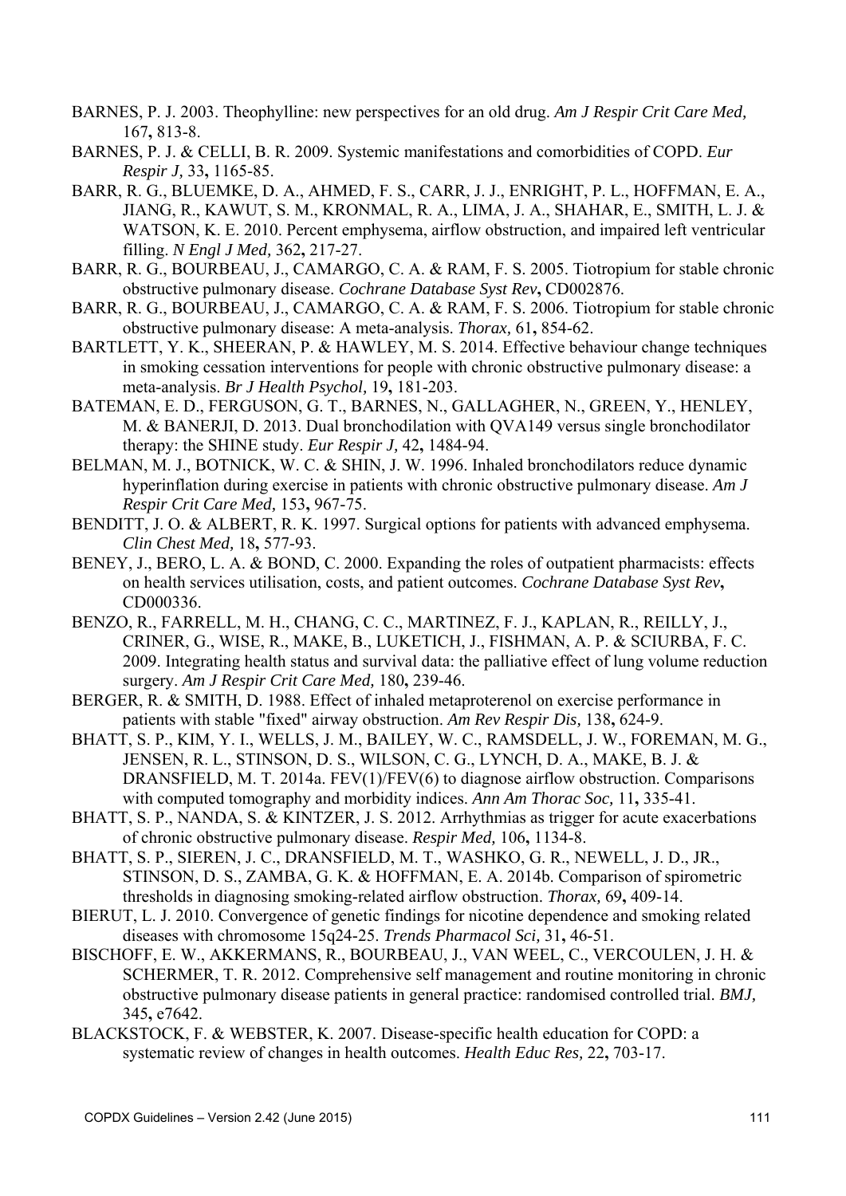BARNES, P. J. 2003. Theophylline: new perspectives for an old drug. *Am J Respir Crit Care Med,* 167**,** 813-8.

BARNES, P. J. & CELLI, B. R. 2009. Systemic manifestations and comorbidities of COPD. *Eur Respir J,* 33**,** 1165-85.

BARR, R. G., BLUEMKE, D. A., AHMED, F. S., CARR, J. J., ENRIGHT, P. L., HOFFMAN, E. A., JIANG, R., KAWUT, S. M., KRONMAL, R. A., LIMA, J. A., SHAHAR, E., SMITH, L. J. & WATSON, K. E. 2010. Percent emphysema, airflow obstruction, and impaired left ventricular filling. *N Engl J Med,* 362**,** 217-27.

BARR, R. G., BOURBEAU, J., CAMARGO, C. A. & RAM, F. S. 2005. Tiotropium for stable chronic obstructive pulmonary disease. *Cochrane Database Syst Rev***,** CD002876.

BARR, R. G., BOURBEAU, J., CAMARGO, C. A. & RAM, F. S. 2006. Tiotropium for stable chronic obstructive pulmonary disease: A meta-analysis. *Thorax,* 61**,** 854-62.

BARTLETT, Y. K., SHEERAN, P. & HAWLEY, M. S. 2014. Effective behaviour change techniques in smoking cessation interventions for people with chronic obstructive pulmonary disease: a meta-analysis. *Br J Health Psychol,* 19**,** 181-203.

BATEMAN, E. D., FERGUSON, G. T., BARNES, N., GALLAGHER, N., GREEN, Y., HENLEY, M. & BANERJI, D. 2013. Dual bronchodilation with QVA149 versus single bronchodilator therapy: the SHINE study. *Eur Respir J,* 42**,** 1484-94.

BELMAN, M. J., BOTNICK, W. C. & SHIN, J. W. 1996. Inhaled bronchodilators reduce dynamic hyperinflation during exercise in patients with chronic obstructive pulmonary disease. *Am J Respir Crit Care Med,* 153**,** 967-75.

BENDITT, J. O. & ALBERT, R. K. 1997. Surgical options for patients with advanced emphysema. *Clin Chest Med,* 18**,** 577-93.

BENEY, J., BERO, L. A. & BOND, C. 2000. Expanding the roles of outpatient pharmacists: effects on health services utilisation, costs, and patient outcomes. *Cochrane Database Syst Rev***,** CD000336.

BENZO, R., FARRELL, M. H., CHANG, C. C., MARTINEZ, F. J., KAPLAN, R., REILLY, J., CRINER, G., WISE, R., MAKE, B., LUKETICH, J., FISHMAN, A. P. & SCIURBA, F. C. 2009. Integrating health status and survival data: the palliative effect of lung volume reduction surgery. *Am J Respir Crit Care Med,* 180**,** 239-46.

BERGER, R. & SMITH, D. 1988. Effect of inhaled metaproterenol on exercise performance in patients with stable "fixed" airway obstruction. *Am Rev Respir Dis,* 138**,** 624-9.

BHATT, S. P., KIM, Y. I., WELLS, J. M., BAILEY, W. C., RAMSDELL, J. W., FOREMAN, M. G., JENSEN, R. L., STINSON, D. S., WILSON, C. G., LYNCH, D. A., MAKE, B. J. & DRANSFIELD, M. T. 2014a. FEV(1)/FEV(6) to diagnose airflow obstruction. Comparisons with computed tomography and morbidity indices. *Ann Am Thorac Soc,* 11**,** 335-41.

BHATT, S. P., NANDA, S. & KINTZER, J. S. 2012. Arrhythmias as trigger for acute exacerbations of chronic obstructive pulmonary disease. *Respir Med,* 106**,** 1134-8.

BHATT, S. P., SIEREN, J. C., DRANSFIELD, M. T., WASHKO, G. R., NEWELL, J. D., JR., STINSON, D. S., ZAMBA, G. K. & HOFFMAN, E. A. 2014b. Comparison of spirometric thresholds in diagnosing smoking-related airflow obstruction. *Thorax,* 69**,** 409-14.

BIERUT, L. J. 2010. Convergence of genetic findings for nicotine dependence and smoking related diseases with chromosome 15q24-25. *Trends Pharmacol Sci,* 31**,** 46-51.

BISCHOFF, E. W., AKKERMANS, R., BOURBEAU, J., VAN WEEL, C., VERCOULEN, J. H. & SCHERMER, T. R. 2012. Comprehensive self management and routine monitoring in chronic obstructive pulmonary disease patients in general practice: randomised controlled trial. *BMJ,* 345**,** e7642.

BLACKSTOCK, F. & WEBSTER, K. 2007. Disease-specific health education for COPD: a systematic review of changes in health outcomes. *Health Educ Res,* 22**,** 703-17.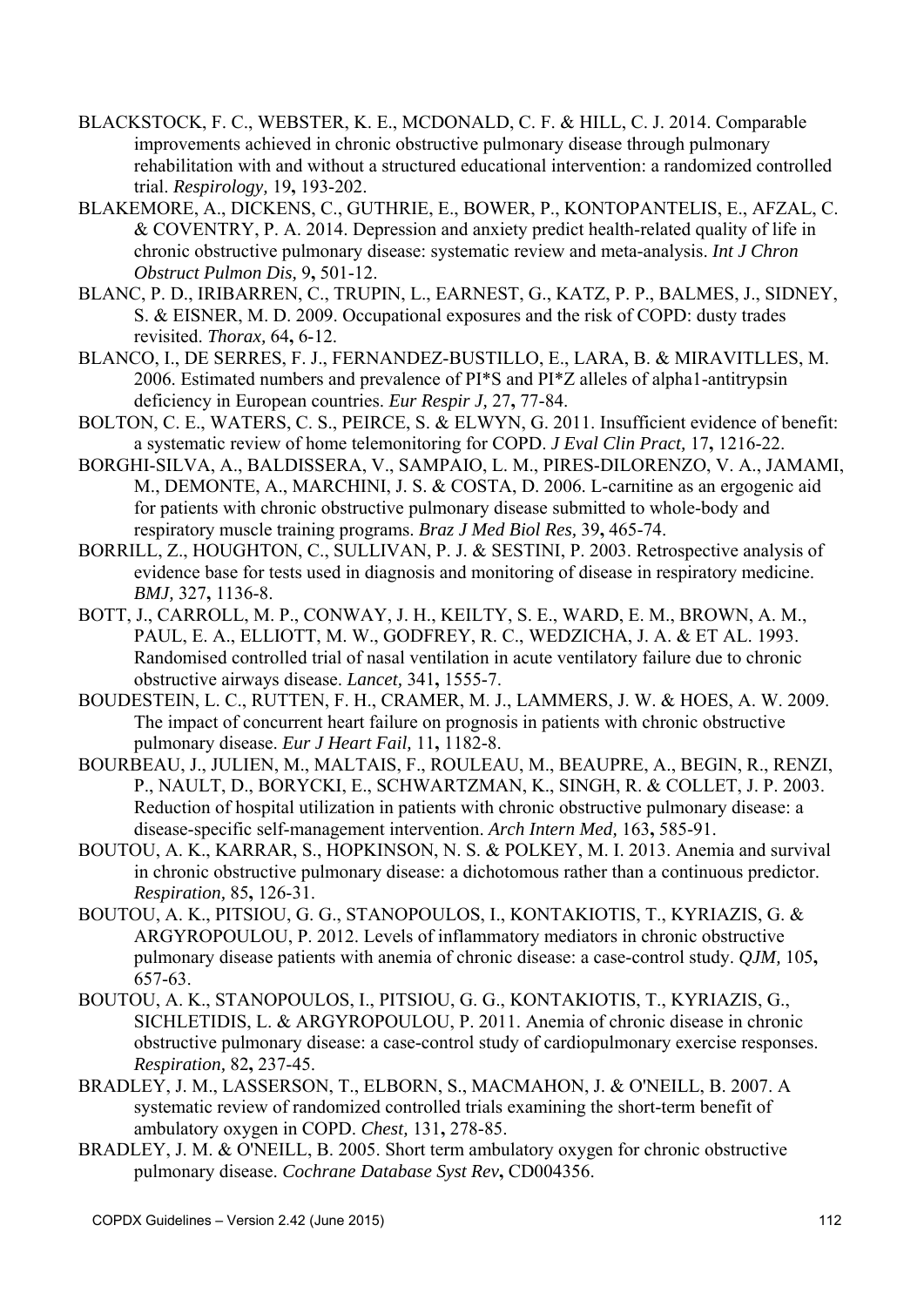BLACKSTOCK, F. C., WEBSTER, K. E., MCDONALD, C. F. & HILL, C. J. 2014. Comparable improvements achieved in chronic obstructive pulmonary disease through pulmonary rehabilitation with and without a structured educational intervention: a randomized controlled trial. *Respirology,* 19**,** 193-202.

BLAKEMORE, A., DICKENS, C., GUTHRIE, E., BOWER, P., KONTOPANTELIS, E., AFZAL, C. & COVENTRY, P. A. 2014. Depression and anxiety predict health-related quality of life in chronic obstructive pulmonary disease: systematic review and meta-analysis. *Int J Chron Obstruct Pulmon Dis,* 9**,** 501-12.

BLANC, P. D., IRIBARREN, C., TRUPIN, L., EARNEST, G., KATZ, P. P., BALMES, J., SIDNEY, S. & EISNER, M. D. 2009. Occupational exposures and the risk of COPD: dusty trades revisited. *Thorax,* 64**,** 6-12.

BLANCO, I., DE SERRES, F. J., FERNANDEZ-BUSTILLO, E., LARA, B. & MIRAVITLLES, M. 2006. Estimated numbers and prevalence of PI*S and PI*Z alleles of alpha1-antitrypsin deficiency in European countries. *Eur Respir J,* 27**,** 77-84.

BOLTON, C. E., WATERS, C. S., PEIRCE, S. & ELWYN, G. 2011. Insufficient evidence of benefit: a systematic review of home telemonitoring for COPD. *J Eval Clin Pract,* 17**,** 1216-22.

BORGHI-SILVA, A., BALDISSERA, V., SAMPAIO, L. M., PIRES-DILORENZO, V. A., JAMAMI, M., DEMONTE, A., MARCHINI, J. S. & COSTA, D. 2006. L-carnitine as an ergogenic aid for patients with chronic obstructive pulmonary disease submitted to whole-body and respiratory muscle training programs. *Braz J Med Biol Res,* 39**,** 465-74.

BORRILL, Z., HOUGHTON, C., SULLIVAN, P. J. & SESTINI, P. 2003. Retrospective analysis of evidence base for tests used in diagnosis and monitoring of disease in respiratory medicine. *BMJ,* 327**,** 1136-8.

BOTT, J., CARROLL, M. P., CONWAY, J. H., KEILTY, S. E., WARD, E. M., BROWN, A. M., PAUL, E. A., ELLIOTT, M. W., GODFREY, R. C., WEDZICHA, J. A. & ET AL. 1993. Randomised controlled trial of nasal ventilation in acute ventilatory failure due to chronic obstructive airways disease. *Lancet,* 341**,** 1555-7.

BOUDESTEIN, L. C., RUTTEN, F. H., CRAMER, M. J., LAMMERS, J. W. & HOES, A. W. 2009. The impact of concurrent heart failure on prognosis in patients with chronic obstructive pulmonary disease. *Eur J Heart Fail,* 11**,** 1182-8.

BOURBEAU, J., JULIEN, M., MALTAIS, F., ROULEAU, M., BEAUPRE, A., BEGIN, R., RENZI, P., NAULT, D., BORYCKI, E., SCHWARTZMAN, K., SINGH, R. & COLLET, J. P. 2003. Reduction of hospital utilization in patients with chronic obstructive pulmonary disease: a disease-specific self-management intervention. *Arch Intern Med,* 163**,** 585-91.

BOUTOU, A. K., KARRAR, S., HOPKINSON, N. S. & POLKEY, M. I. 2013. Anemia and survival in chronic obstructive pulmonary disease: a dichotomous rather than a continuous predictor. *Respiration,* 85**,** 126-31.

BOUTOU, A. K., PITSIOU, G. G., STANOPOULOS, I., KONTAKIOTIS, T., KYRIAZIS, G. & ARGYROPOULOU, P. 2012. Levels of inflammatory mediators in chronic obstructive pulmonary disease patients with anemia of chronic disease: a case-control study. *QJM,* 105**,** 657-63.

BOUTOU, A. K., STANOPOULOS, I., PITSIOU, G. G., KONTAKIOTIS, T., KYRIAZIS, G., SICHLETIDIS, L. & ARGYROPOULOU, P. 2011. Anemia of chronic disease in chronic obstructive pulmonary disease: a case-control study of cardiopulmonary exercise responses. *Respiration,* 82**,** 237-45.

BRADLEY, J. M., LASSERSON, T., ELBORN, S., MACMAHON, J. & O'NEILL, B. 2007. A systematic review of randomized controlled trials examining the short-term benefit of ambulatory oxygen in COPD. *Chest,* 131**,** 278-85.

BRADLEY, J. M. & O'NEILL, B. 2005. Short term ambulatory oxygen for chronic obstructive pulmonary disease. *Cochrane Database Syst Rev***,** CD004356.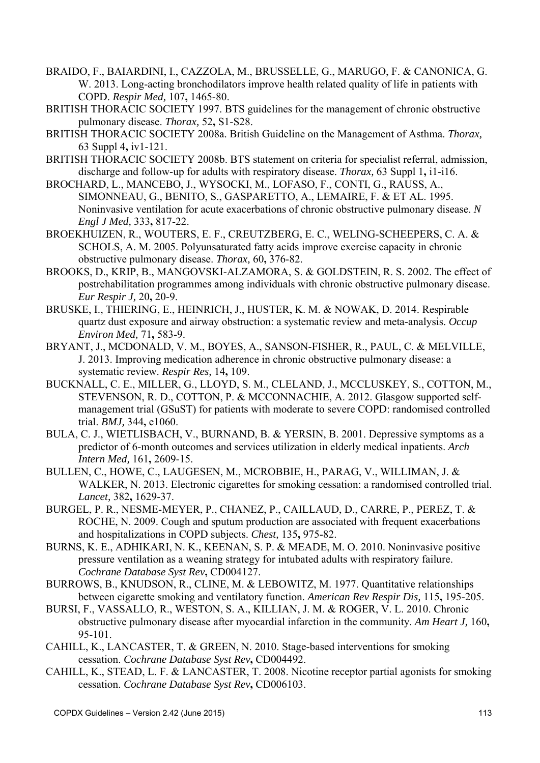BRAIDO, F., BAIARDINI, I., CAZZOLA, M., BRUSSELLE, G., MARUGO, F. & CANONICA, G. W. 2013. Long-acting bronchodilators improve health related quality of life in patients with COPD. *Respir Med,* 107**,** 1465-80.

BRITISH THORACIC SOCIETY 1997. BTS guidelines for the management of chronic obstructive pulmonary disease. *Thorax,* 52**,** S1-S28.

BRITISH THORACIC SOCIETY 2008a. British Guideline on the Management of Asthma. *Thorax,* 63 Suppl 4**,** iv1-121.

BRITISH THORACIC SOCIETY 2008b. BTS statement on criteria for specialist referral, admission, discharge and follow-up for adults with respiratory disease. *Thorax,* 63 Suppl 1**,** i1-i16.

BROCHARD, L., MANCEBO, J., WYSOCKI, M., LOFASO, F., CONTI, G., RAUSS, A., SIMONNEAU, G., BENITO, S., GASPARETTO, A., LEMAIRE, F. & ET AL. 1995. Noninvasive ventilation for acute exacerbations of chronic obstructive pulmonary disease. *N Engl J Med,* 333**,** 817-22.

BROEKHUIZEN, R., WOUTERS, E. F., CREUTZBERG, E. C., WELING-SCHEEPERS, C. A. & SCHOLS, A. M. 2005. Polyunsaturated fatty acids improve exercise capacity in chronic obstructive pulmonary disease. *Thorax,* 60**,** 376-82.

BROOKS, D., KRIP, B., MANGOVSKI-ALZAMORA, S. & GOLDSTEIN, R. S. 2002. The effect of postrehabilitation programmes among individuals with chronic obstructive pulmonary disease. *Eur Respir J,* 20**,** 20-9.

BRUSKE, I., THIERING, E., HEINRICH, J., HUSTER, K. M. & NOWAK, D. 2014. Respirable quartz dust exposure and airway obstruction: a systematic review and meta-analysis. *Occup Environ Med,* 71**,** 583-9.

BRYANT, J., MCDONALD, V. M., BOYES, A., SANSON-FISHER, R., PAUL, C. & MELVILLE, J. 2013. Improving medication adherence in chronic obstructive pulmonary disease: a systematic review. *Respir Res,* 14**,** 109.

BUCKNALL, C. E., MILLER, G., LLOYD, S. M., CLELAND, J., MCCLUSKEY, S., COTTON, M., STEVENSON, R. D., COTTON, P. & MCCONNACHIE, A. 2012. Glasgow supported self-management trial (GSuST) for patients with moderate to severe COPD: randomised controlled trial. *BMJ,* 344**,** e1060.

BULA, C. J., WIETLISBACH, V., BURNAND, B. & YERSIN, B. 2001. Depressive symptoms as a predictor of 6-month outcomes and services utilization in elderly medical inpatients. *Arch Intern Med,* 161**,** 2609-15.

BULLEN, C., HOWE, C., LAUGESEN, M., MCROBBIE, H., PARAG, V., WILLIMAN, J. & WALKER, N. 2013. Electronic cigarettes for smoking cessation: a randomised controlled trial. *Lancet,* 382**,** 1629-37.

BURGEL, P. R., NESME-MEYER, P., CHANEZ, P., CAILLAUD, D., CARRE, P., PEREZ, T. & ROCHE, N. 2009. Cough and sputum production are associated with frequent exacerbations and hospitalizations in COPD subjects. *Chest,* 135**,** 975-82.

BURNS, K. E., ADHIKARI, N. K., KEENAN, S. P. & MEADE, M. O. 2010. Noninvasive positive pressure ventilation as a weaning strategy for intubated adults with respiratory failure. *Cochrane Database Syst Rev***,** CD004127.

BURROWS, B., KNUDSON, R., CLINE, M. & LEBOWITZ, M. 1977. Quantitative relationships between cigarette smoking and ventilatory function. *American Rev Respir Dis,* 115**,** 195-205.

BURSI, F., VASSALLO, R., WESTON, S. A., KILLIAN, J. M. & ROGER, V. L. 2010. Chronic obstructive pulmonary disease after myocardial infarction in the community. *Am Heart J,* 160**,** 95-101.

CAHILL, K., LANCASTER, T. & GREEN, N. 2010. Stage-based interventions for smoking cessation. *Cochrane Database Syst Rev***,** CD004492.

CAHILL, K., STEAD, L. F. & LANCASTER, T. 2008. Nicotine receptor partial agonists for smoking cessation. *Cochrane Database Syst Rev***,** CD006103.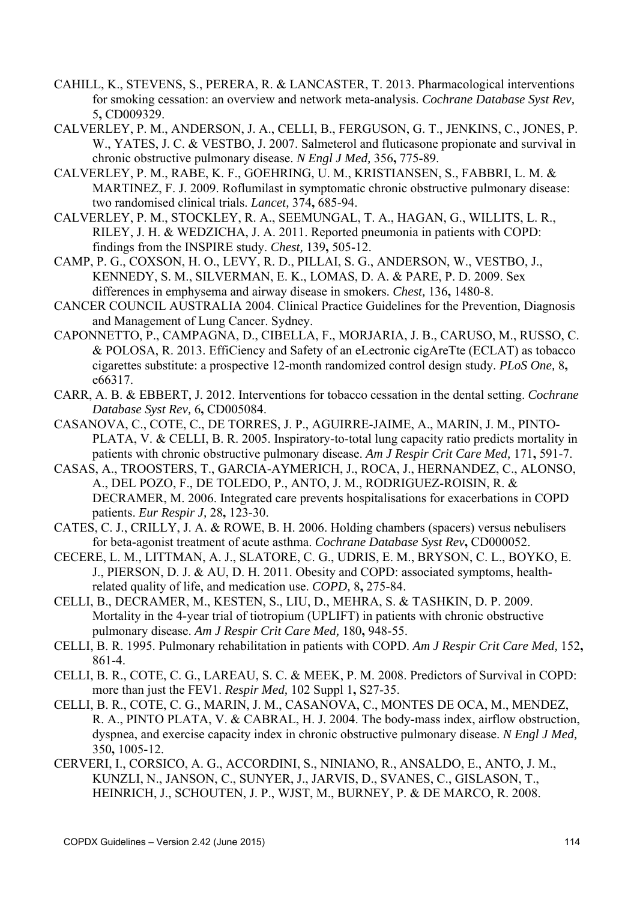CAHILL, K., STEVENS, S., PERERA, R. & LANCASTER, T. 2013. Pharmacological interventions for smoking cessation: an overview and network meta-analysis. *Cochrane Database Syst Rev,* 5**,** CD009329.

CALVERLEY, P. M., ANDERSON, J. A., CELLI, B., FERGUSON, G. T., JENKINS, C., JONES, P. W., YATES, J. C. & VESTBO, J. 2007. Salmeterol and fluticasone propionate and survival in chronic obstructive pulmonary disease. *N Engl J Med,* 356**,** 775-89.

CALVERLEY, P. M., RABE, K. F., GOEHRING, U. M., KRISTIANSEN, S., FABBRI, L. M. & MARTINEZ, F. J. 2009. Roflumilast in symptomatic chronic obstructive pulmonary disease: two randomised clinical trials. *Lancet,* 374**,** 685-94.

CALVERLEY, P. M., STOCKLEY, R. A., SEEMUNGAL, T. A., HAGAN, G., WILLITS, L. R., RILEY, J. H. & WEDZICHA, J. A. 2011. Reported pneumonia in patients with COPD: findings from the INSPIRE study. *Chest,* 139**,** 505-12.

CAMP, P. G., COXSON, H. O., LEVY, R. D., PILLAI, S. G., ANDERSON, W., VESTBO, J., KENNEDY, S. M., SILVERMAN, E. K., LOMAS, D. A. & PARE, P. D. 2009. Sex differences in emphysema and airway disease in smokers. *Chest,* 136**,** 1480-8.

CANCER COUNCIL AUSTRALIA 2004. Clinical Practice Guidelines for the Prevention, Diagnosis and Management of Lung Cancer. Sydney.

CAPONNETTO, P., CAMPAGNA, D., CIBELLA, F., MORJARIA, J. B., CARUSO, M., RUSSO, C. & POLOSA, R. 2013. EffiCiency and Safety of an eLectronic cigAreTte (ECLAT) as tobacco cigarettes substitute: a prospective 12-month randomized control design study. *PLoS One,* 8**,** e66317.

CARR, A. B. & EBBERT, J. 2012. Interventions for tobacco cessation in the dental setting. *Cochrane Database Syst Rev,* 6**,** CD005084.

CASANOVA, C., COTE, C., DE TORRES, J. P., AGUIRRE-JAIME, A., MARIN, J. M., PINTO-PLATA, V. & CELLI, B. R. 2005. Inspiratory-to-total lung capacity ratio predicts mortality in patients with chronic obstructive pulmonary disease. *Am J Respir Crit Care Med,* 171**,** 591-7.

CASAS, A., TROOSTERS, T., GARCIA-AYMERICH, J., ROCA, J., HERNANDEZ, C., ALONSO, A., DEL POZO, F., DE TOLEDO, P., ANTO, J. M., RODRIGUEZ-ROISIN, R. & DECRAMER, M. 2006. Integrated care prevents hospitalisations for exacerbations in COPD patients. *Eur Respir J,* 28**,** 123-30.

CATES, C. J., CRILLY, J. A. & ROWE, B. H. 2006. Holding chambers (spacers) versus nebulisers for beta-agonist treatment of acute asthma. *Cochrane Database Syst Rev***,** CD000052.

CECERE, L. M., LITTMAN, A. J., SLATORE, C. G., UDRIS, E. M., BRYSON, C. L., BOYKO, E. J., PIERSON, D. J. & AU, D. H. 2011. Obesity and COPD: associated symptoms, health-related quality of life, and medication use. *COPD,* 8**,** 275-84.

CELLI, B., DECRAMER, M., KESTEN, S., LIU, D., MEHRA, S. & TASHKIN, D. P. 2009. Mortality in the 4-year trial of tiotropium (UPLIFT) in patients with chronic obstructive pulmonary disease. *Am J Respir Crit Care Med,* 180**,** 948-55.

CELLI, B. R. 1995. Pulmonary rehabilitation in patients with COPD. *Am J Respir Crit Care Med,* 152**,** 861-4.

CELLI, B. R., COTE, C. G., LAREAU, S. C. & MEEK, P. M. 2008. Predictors of Survival in COPD: more than just the FEV1. *Respir Med,* 102 Suppl 1**,** S27-35.

CELLI, B. R., COTE, C. G., MARIN, J. M., CASANOVA, C., MONTES DE OCA, M., MENDEZ, R. A., PINTO PLATA, V. & CABRAL, H. J. 2004. The body-mass index, airflow obstruction, dyspnea, and exercise capacity index in chronic obstructive pulmonary disease. *N Engl J Med,* 350**,** 1005-12.

CERVERI, I., CORSICO, A. G., ACCORDINI, S., NINIANO, R., ANSALDO, E., ANTO, J. M., KUNZLI, N., JANSON, C., SUNYER, J., JARVIS, D., SVANES, C., GISLASON, T., HEINRICH, J., SCHOUTEN, J. P., WJST, M., BURNEY, P. & DE MARCO, R. 2008.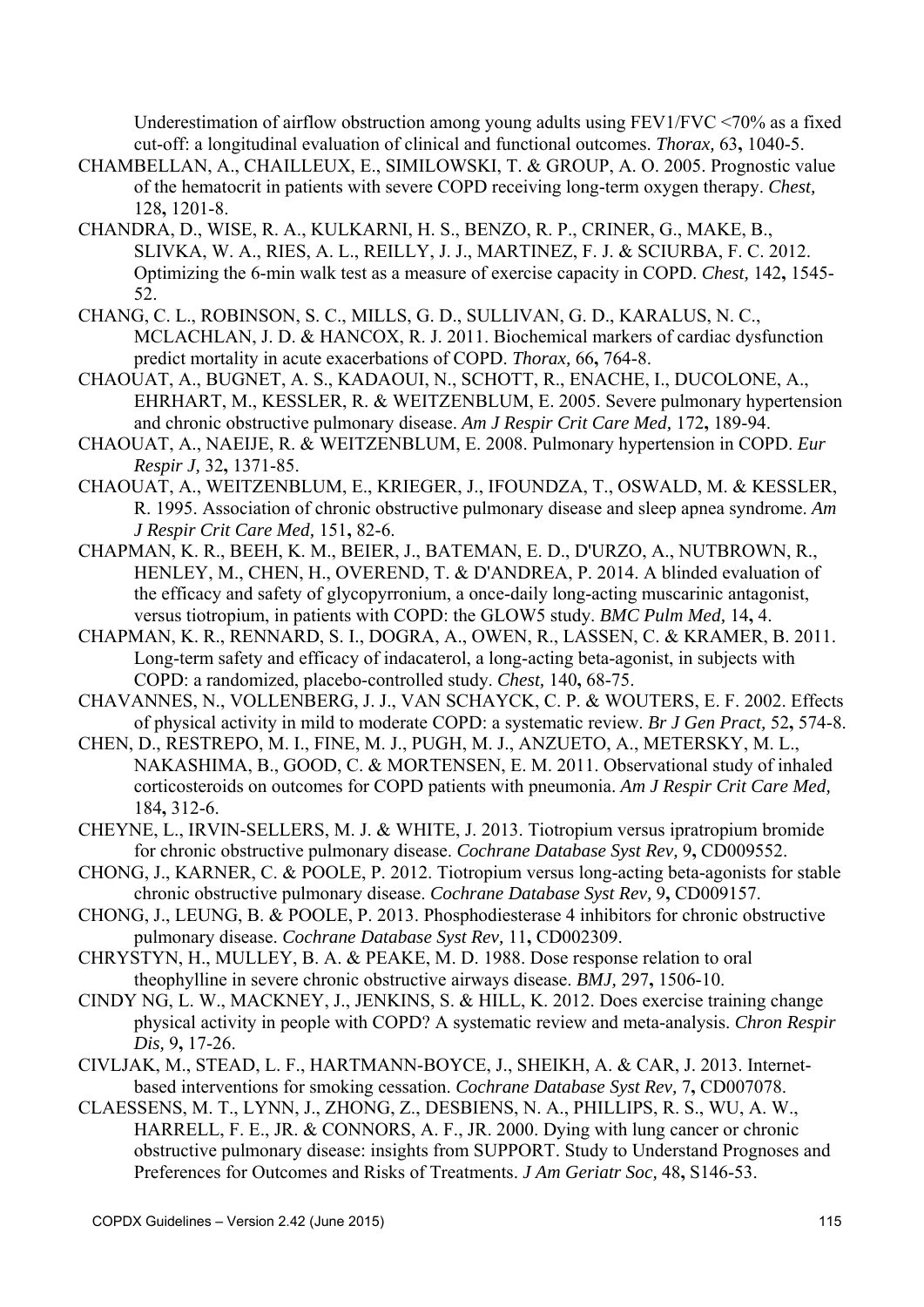Underestimation of airflow obstruction among young adults using FEV1/FVC <70% as a fixed cut-off: a longitudinal evaluation of clinical and functional outcomes. *Thorax,* 63**,** 1040-5.

CHAMBELLAN, A., CHAILLEUX, E., SIMILOWSKI, T. & GROUP, A. O. 2005. Prognostic value of the hematocrit in patients with severe COPD receiving long-term oxygen therapy. *Chest,* 128**,** 1201-8.

CHANDRA, D., WISE, R. A., KULKARNI, H. S., BENZO, R. P., CRINER, G., MAKE, B., SLIVKA, W. A., RIES, A. L., REILLY, J. J., MARTINEZ, F. J. & SCIURBA, F. C. 2012. Optimizing the 6-min walk test as a measure of exercise capacity in COPD. *Chest,* 142**,** 1545-52.

CHANG, C. L., ROBINSON, S. C., MILLS, G. D., SULLIVAN, G. D., KARALUS, N. C., MCLACHLAN, J. D. & HANCOX, R. J. 2011. Biochemical markers of cardiac dysfunction predict mortality in acute exacerbations of COPD. *Thorax,* 66**,** 764-8.

CHAOUAT, A., BUGNET, A. S., KADAOUI, N., SCHOTT, R., ENACHE, I., DUCOLONE, A., EHRHART, M., KESSLER, R. & WEITZENBLUM, E. 2005. Severe pulmonary hypertension and chronic obstructive pulmonary disease. *Am J Respir Crit Care Med,* 172**,** 189-94.

CHAOUAT, A., NAEIJE, R. & WEITZENBLUM, E. 2008. Pulmonary hypertension in COPD. *Eur Respir J,* 32**,** 1371-85.

CHAOUAT, A., WEITZENBLUM, E., KRIEGER, J., IFOUNDZA, T., OSWALD, M. & KESSLER, R. 1995. Association of chronic obstructive pulmonary disease and sleep apnea syndrome. *Am J Respir Crit Care Med,* 151**,** 82-6.

CHAPMAN, K. R., BEEH, K. M., BEIER, J., BATEMAN, E. D., D'URZO, A., NUTBROWN, R., HENLEY, M., CHEN, H., OVEREND, T. & D'ANDREA, P. 2014. A blinded evaluation of the efficacy and safety of glycopyrronium, a once-daily long-acting muscarinic antagonist, versus tiotropium, in patients with COPD: the GLOW5 study. *BMC Pulm Med,* 14**,** 4.

CHAPMAN, K. R., RENNARD, S. I., DOGRA, A., OWEN, R., LASSEN, C. & KRAMER, B. 2011. Long-term safety and efficacy of indacaterol, a long-acting beta-agonist, in subjects with COPD: a randomized, placebo-controlled study. *Chest,* 140**,** 68-75.

CHAVANNES, N., VOLLENBERG, J. J., VAN SCHAYCK, C. P. & WOUTERS, E. F. 2002. Effects of physical activity in mild to moderate COPD: a systematic review. *Br J Gen Pract,* 52**,** 574-8.

CHEN, D., RESTREPO, M. I., FINE, M. J., PUGH, M. J., ANZUETO, A., METERSKY, M. L., NAKASHIMA, B., GOOD, C. & MORTENSEN, E. M. 2011. Observational study of inhaled corticosteroids on outcomes for COPD patients with pneumonia. *Am J Respir Crit Care Med,* 184**,** 312-6.

CHEYNE, L., IRVIN-SELLERS, M. J. & WHITE, J. 2013. Tiotropium versus ipratropium bromide for chronic obstructive pulmonary disease. *Cochrane Database Syst Rev,* 9**,** CD009552.

CHONG, J., KARNER, C. & POOLE, P. 2012. Tiotropium versus long-acting beta-agonists for stable chronic obstructive pulmonary disease. *Cochrane Database Syst Rev,* 9**,** CD009157.

CHONG, J., LEUNG, B. & POOLE, P. 2013. Phosphodiesterase 4 inhibitors for chronic obstructive pulmonary disease. *Cochrane Database Syst Rev,* 11**,** CD002309.

CHRYSTYN, H., MULLEY, B. A. & PEAKE, M. D. 1988. Dose response relation to oral theophylline in severe chronic obstructive airways disease. *BMJ,* 297**,** 1506-10.

CINDY NG, L. W., MACKNEY, J., JENKINS, S. & HILL, K. 2012. Does exercise training change physical activity in people with COPD? A systematic review and meta-analysis. *Chron Respir Dis,* 9**,** 17-26.

CIVLJAK, M., STEAD, L. F., HARTMANN-BOYCE, J., SHEIKH, A. & CAR, J. 2013. Internet-based interventions for smoking cessation. *Cochrane Database Syst Rev,* 7**,** CD007078.

CLAESSENS, M. T., LYNN, J., ZHONG, Z., DESBIENS, N. A., PHILLIPS, R. S., WU, A. W., HARRELL, F. E., JR. & CONNORS, A. F., JR. 2000. Dying with lung cancer or chronic obstructive pulmonary disease: insights from SUPPORT. Study to Understand Prognoses and Preferences for Outcomes and Risks of Treatments. *J Am Geriatr Soc,* 48**,** S146-53.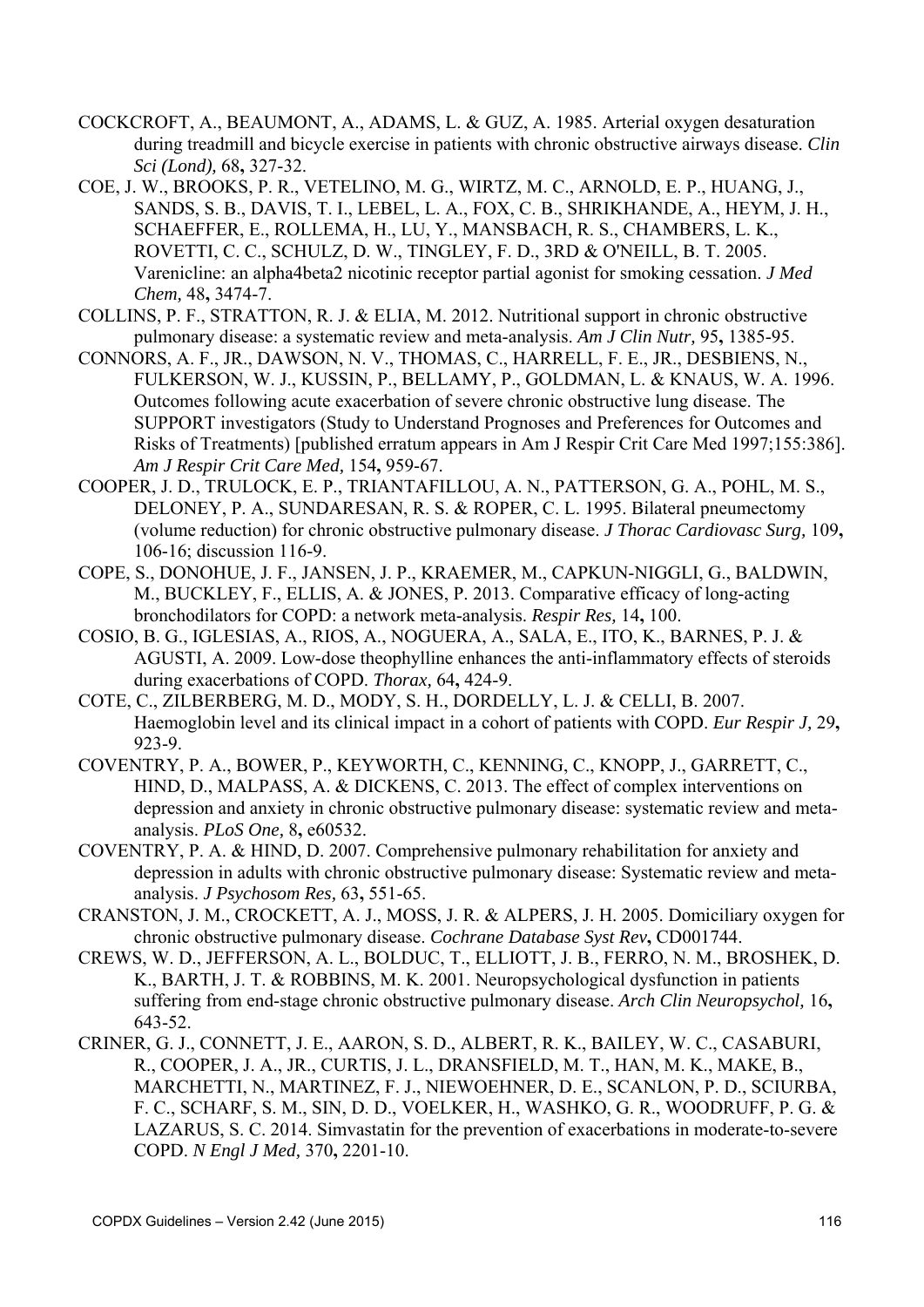COCKCROFT, A., BEAUMONT, A., ADAMS, L. & GUZ, A. 1985. Arterial oxygen desaturation during treadmill and bicycle exercise in patients with chronic obstructive airways disease. *Clin Sci (Lond),* 68**,** 327-32.

COE, J. W., BROOKS, P. R., VETELINO, M. G., WIRTZ, M. C., ARNOLD, E. P., HUANG, J., SANDS, S. B., DAVIS, T. I., LEBEL, L. A., FOX, C. B., SHRIKHANDE, A., HEYM, J. H., SCHAEFFER, E., ROLLEMA, H., LU, Y., MANSBACH, R. S., CHAMBERS, L. K., ROVETTI, C. C., SCHULZ, D. W., TINGLEY, F. D., 3RD & O'NEILL, B. T. 2005. Varenicline: an alpha4beta2 nicotinic receptor partial agonist for smoking cessation. *J Med Chem,* 48**,** 3474-7.

COLLINS, P. F., STRATTON, R. J. & ELIA, M. 2012. Nutritional support in chronic obstructive pulmonary disease: a systematic review and meta-analysis. *Am J Clin Nutr,* 95**,** 1385-95.

CONNORS, A. F., JR., DAWSON, N. V., THOMAS, C., HARRELL, F. E., JR., DESBIENS, N., FULKERSON, W. J., KUSSIN, P., BELLAMY, P., GOLDMAN, L. & KNAUS, W. A. 1996. Outcomes following acute exacerbation of severe chronic obstructive lung disease. The SUPPORT investigators (Study to Understand Prognoses and Preferences for Outcomes and Risks of Treatments) [published erratum appears in Am J Respir Crit Care Med 1997;155:386]. *Am J Respir Crit Care Med,* 154**,** 959-67.

COOPER, J. D., TRULOCK, E. P., TRIANTAFILLOU, A. N., PATTERSON, G. A., POHL, M. S., DELONEY, P. A., SUNDARESAN, R. S. & ROPER, C. L. 1995. Bilateral pneumectomy (volume reduction) for chronic obstructive pulmonary disease. *J Thorac Cardiovasc Surg,* 109**,** 106-16; discussion 116-9.

COPE, S., DONOHUE, J. F., JANSEN, J. P., KRAEMER, M., CAPKUN-NIGGLI, G., BALDWIN, M., BUCKLEY, F., ELLIS, A. & JONES, P. 2013. Comparative efficacy of long-acting bronchodilators for COPD: a network meta-analysis. *Respir Res,* 14**,** 100.

COSIO, B. G., IGLESIAS, A., RIOS, A., NOGUERA, A., SALA, E., ITO, K., BARNES, P. J. & AGUSTI, A. 2009. Low-dose theophylline enhances the anti-inflammatory effects of steroids during exacerbations of COPD. *Thorax,* 64**,** 424-9.

COTE, C., ZILBERBERG, M. D., MODY, S. H., DORDELLY, L. J. & CELLI, B. 2007. Haemoglobin level and its clinical impact in a cohort of patients with COPD. *Eur Respir J,* 29**,** 923-9.

COVENTRY, P. A., BOWER, P., KEYWORTH, C., KENNING, C., KNOPP, J., GARRETT, C., HIND, D., MALPASS, A. & DICKENS, C. 2013. The effect of complex interventions on depression and anxiety in chronic obstructive pulmonary disease: systematic review and meta-analysis. *PLoS One,* 8**,** e60532.

COVENTRY, P. A. & HIND, D. 2007. Comprehensive pulmonary rehabilitation for anxiety and depression in adults with chronic obstructive pulmonary disease: Systematic review and meta-analysis. *J Psychosom Res,* 63**,** 551-65.

CRANSTON, J. M., CROCKETT, A. J., MOSS, J. R. & ALPERS, J. H. 2005. Domiciliary oxygen for chronic obstructive pulmonary disease. *Cochrane Database Syst Rev***,** CD001744.

CREWS, W. D., JEFFERSON, A. L., BOLDUC, T., ELLIOTT, J. B., FERRO, N. M., BROSHEK, D. K., BARTH, J. T. & ROBBINS, M. K. 2001. Neuropsychological dysfunction in patients suffering from end-stage chronic obstructive pulmonary disease. *Arch Clin Neuropsychol,* 16**,** 643-52.

CRINER, G. J., CONNETT, J. E., AARON, S. D., ALBERT, R. K., BAILEY, W. C., CASABURI, R., COOPER, J. A., JR., CURTIS, J. L., DRANSFIELD, M. T., HAN, M. K., MAKE, B., MARCHETTI, N., MARTINEZ, F. J., NIEWOEHNER, D. E., SCANLON, P. D., SCIURBA, F. C., SCHARF, S. M., SIN, D. D., VOELKER, H., WASHKO, G. R., WOODRUFF, P. G. & LAZARUS, S. C. 2014. Simvastatin for the prevention of exacerbations in moderate-to-severe COPD. *N Engl J Med,* 370**,** 2201-10.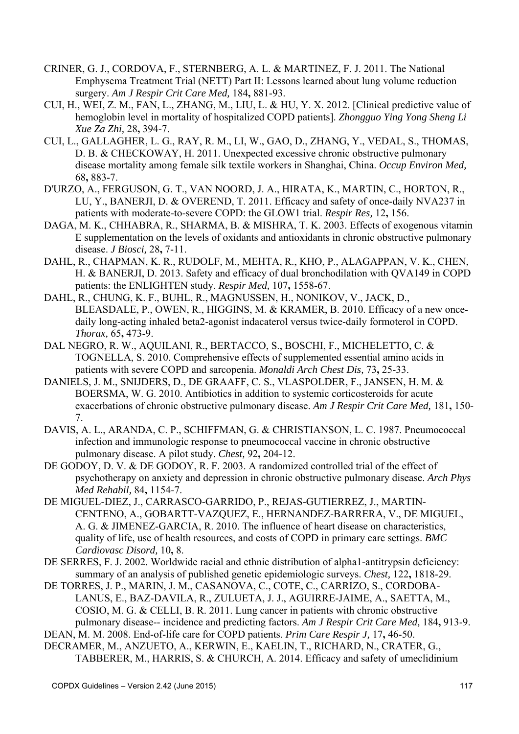CRINER, G. J., CORDOVA, F., STERNBERG, A. L. & MARTINEZ, F. J. 2011. The National Emphysema Treatment Trial (NETT) Part II: Lessons learned about lung volume reduction surgery. *Am J Respir Crit Care Med,* 184**,** 881-93.

CUI, H., WEI, Z. M., FAN, L., ZHANG, M., LIU, L. & HU, Y. X. 2012. [Clinical predictive value of hemoglobin level in mortality of hospitalized COPD patients]. *Zhongguo Ying Yong Sheng Li Xue Za Zhi,* 28**,** 394-7.

CUI, L., GALLAGHER, L. G., RAY, R. M., LI, W., GAO, D., ZHANG, Y., VEDAL, S., THOMAS, D. B. & CHECKOWAY, H. 2011. Unexpected excessive chronic obstructive pulmonary disease mortality among female silk textile workers in Shanghai, China. *Occup Environ Med,* 68**,** 883-7.

D'URZO, A., FERGUSON, G. T., VAN NOORD, J. A., HIRATA, K., MARTIN, C., HORTON, R., LU, Y., BANERJI, D. & OVEREND, T. 2011. Efficacy and safety of once-daily NVA237 in patients with moderate-to-severe COPD: the GLOW1 trial. *Respir Res,* 12**,** 156.

DAGA, M. K., CHHABRA, R., SHARMA, B. & MISHRA, T. K. 2003. Effects of exogenous vitamin E supplementation on the levels of oxidants and antioxidants in chronic obstructive pulmonary disease. *J Biosci,* 28**,** 7-11.

DAHL, R., CHAPMAN, K. R., RUDOLF, M., MEHTA, R., KHO, P., ALAGAPPAN, V. K., CHEN, H. & BANERJI, D. 2013. Safety and efficacy of dual bronchodilation with QVA149 in COPD patients: the ENLIGHTEN study. *Respir Med,* 107**,** 1558-67.

DAHL, R., CHUNG, K. F., BUHL, R., MAGNUSSEN, H., NONIKOV, V., JACK, D., BLEASDALE, P., OWEN, R., HIGGINS, M. & KRAMER, B. 2010. Efficacy of a new once-daily long-acting inhaled beta2-agonist indacaterol versus twice-daily formoterol in COPD. *Thorax,* 65**,** 473-9.

DAL NEGRO, R. W., AQUILANI, R., BERTACCO, S., BOSCHI, F., MICHELETTO, C. & TOGNELLA, S. 2010. Comprehensive effects of supplemented essential amino acids in patients with severe COPD and sarcopenia. *Monaldi Arch Chest Dis,* 73**,** 25-33.

DANIELS, J. M., SNIJDERS, D., DE GRAAFF, C. S., VLASPOLDER, F., JANSEN, H. M. & BOERSMA, W. G. 2010. Antibiotics in addition to systemic corticosteroids for acute exacerbations of chronic obstructive pulmonary disease. *Am J Respir Crit Care Med,* 181**,** 150-7.

DAVIS, A. L., ARANDA, C. P., SCHIFFMAN, G. & CHRISTIANSON, L. C. 1987. Pneumococcal infection and immunologic response to pneumococcal vaccine in chronic obstructive pulmonary disease. A pilot study. *Chest,* 92**,** 204-12.

DE GODOY, D. V. & DE GODOY, R. F. 2003. A randomized controlled trial of the effect of psychotherapy on anxiety and depression in chronic obstructive pulmonary disease. *Arch Phys Med Rehabil,* 84**,** 1154-7.

DE MIGUEL-DIEZ, J., CARRASCO-GARRIDO, P., REJAS-GUTIERREZ, J., MARTIN-CENTENO, A., GOBARTT-VAZQUEZ, E., HERNANDEZ-BARRERA, V., DE MIGUEL, A. G. & JIMENEZ-GARCIA, R. 2010. The influence of heart disease on characteristics, quality of life, use of health resources, and costs of COPD in primary care settings. *BMC Cardiovasc Disord,* 10**,** 8.

DE SERRES, F. J. 2002. Worldwide racial and ethnic distribution of alpha1-antitrypsin deficiency: summary of an analysis of published genetic epidemiologic surveys. *Chest,* 122**,** 1818-29.

DE TORRES, J. P., MARIN, J. M., CASANOVA, C., COTE, C., CARRIZO, S., CORDOBA-LANUS, E., BAZ-DAVILA, R., ZULUETA, J. J., AGUIRRE-JAIME, A., SAETTA, M., COSIO, M. G. & CELLI, B. R. 2011. Lung cancer in patients with chronic obstructive pulmonary disease-- incidence and predicting factors. *Am J Respir Crit Care Med,* 184**,** 913-9.

DEAN, M. M. 2008. End-of-life care for COPD patients. *Prim Care Respir J,* 17**,** 46-50.

DECRAMER, M., ANZUETO, A., KERWIN, E., KAELIN, T., RICHARD, N., CRATER, G., TABBERER, M., HARRIS, S. & CHURCH, A. 2014. Efficacy and safety of umeclidinium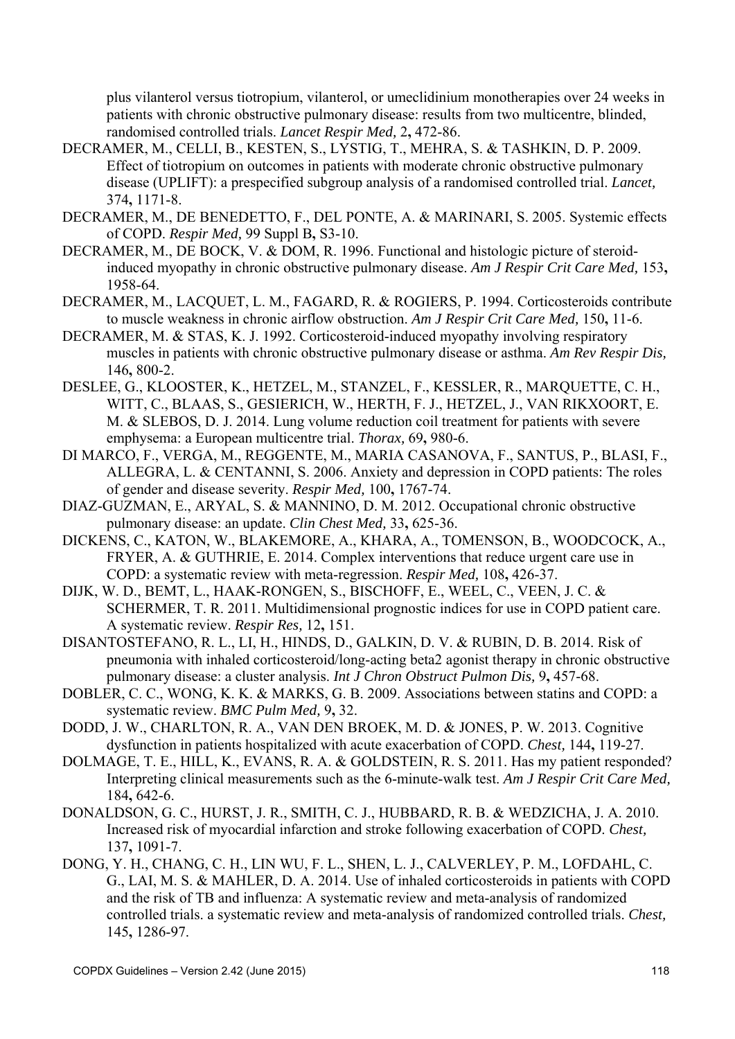plus vilanterol versus tiotropium, vilanterol, or umeclidinium monotherapies over 24 weeks in patients with chronic obstructive pulmonary disease: results from two multicentre, blinded, randomised controlled trials. *Lancet Respir Med,* 2**,** 472-86.

DECRAMER, M., CELLI, B., KESTEN, S., LYSTIG, T., MEHRA, S. & TASHKIN, D. P. 2009. Effect of tiotropium on outcomes in patients with moderate chronic obstructive pulmonary disease (UPLIFT): a prespecified subgroup analysis of a randomised controlled trial. *Lancet,* 374**,** 1171-8.

DECRAMER, M., DE BENEDETTO, F., DEL PONTE, A. & MARINARI, S. 2005. Systemic effects of COPD. *Respir Med,* 99 Suppl B**,** S3-10.

DECRAMER, M., DE BOCK, V. & DOM, R. 1996. Functional and histologic picture of steroid-induced myopathy in chronic obstructive pulmonary disease. *Am J Respir Crit Care Med,* 153**,** 1958-64.

DECRAMER, M., LACQUET, L. M., FAGARD, R. & ROGIERS, P. 1994. Corticosteroids contribute to muscle weakness in chronic airflow obstruction. *Am J Respir Crit Care Med,* 150**,** 11-6.

DECRAMER, M. & STAS, K. J. 1992. Corticosteroid-induced myopathy involving respiratory muscles in patients with chronic obstructive pulmonary disease or asthma. *Am Rev Respir Dis,* 146**,** 800-2.

DESLEE, G., KLOOSTER, K., HETZEL, M., STANZEL, F., KESSLER, R., MARQUETTE, C. H., WITT, C., BLAAS, S., GESIERICH, W., HERTH, F. J., HETZEL, J., VAN RIKXOORT, E. M. & SLEBOS, D. J. 2014. Lung volume reduction coil treatment for patients with severe emphysema: a European multicentre trial. *Thorax,* 69**,** 980-6.

DI MARCO, F., VERGA, M., REGGENTE, M., MARIA CASANOVA, F., SANTUS, P., BLASI, F., ALLEGRA, L. & CENTANNI, S. 2006. Anxiety and depression in COPD patients: The roles of gender and disease severity. *Respir Med,* 100**,** 1767-74.

DIAZ-GUZMAN, E., ARYAL, S. & MANNINO, D. M. 2012. Occupational chronic obstructive pulmonary disease: an update. *Clin Chest Med,* 33**,** 625-36.

DICKENS, C., KATON, W., BLAKEMORE, A., KHARA, A., TOMENSON, B., WOODCOCK, A., FRYER, A. & GUTHRIE, E. 2014. Complex interventions that reduce urgent care use in COPD: a systematic review with meta-regression. *Respir Med,* 108**,** 426-37.

DIJK, W. D., BEMT, L., HAAK-RONGEN, S., BISCHOFF, E., WEEL, C., VEEN, J. C. & SCHERMER, T. R. 2011. Multidimensional prognostic indices for use in COPD patient care. A systematic review. *Respir Res,* 12**,** 151.

DISANTOSTEFANO, R. L., LI, H., HINDS, D., GALKIN, D. V. & RUBIN, D. B. 2014. Risk of pneumonia with inhaled corticosteroid/long-acting beta2 agonist therapy in chronic obstructive pulmonary disease: a cluster analysis. *Int J Chron Obstruct Pulmon Dis,* 9**,** 457-68.

DOBLER, C. C., WONG, K. K. & MARKS, G. B. 2009. Associations between statins and COPD: a systematic review. *BMC Pulm Med,* 9**,** 32.

DODD, J. W., CHARLTON, R. A., VAN DEN BROEK, M. D. & JONES, P. W. 2013. Cognitive dysfunction in patients hospitalized with acute exacerbation of COPD. *Chest,* 144**,** 119-27.

DOLMAGE, T. E., HILL, K., EVANS, R. A. & GOLDSTEIN, R. S. 2011. Has my patient responded? Interpreting clinical measurements such as the 6-minute-walk test. *Am J Respir Crit Care Med,* 184**,** 642-6.

DONALDSON, G. C., HURST, J. R., SMITH, C. J., HUBBARD, R. B. & WEDZICHA, J. A. 2010. Increased risk of myocardial infarction and stroke following exacerbation of COPD. *Chest,* 137**,** 1091-7.

DONG, Y. H., CHANG, C. H., LIN WU, F. L., SHEN, L. J., CALVERLEY, P. M., LOFDAHL, C. G., LAI, M. S. & MAHLER, D. A. 2014. Use of inhaled corticosteroids in patients with COPD and the risk of TB and influenza: A systematic review and meta-analysis of randomized controlled trials. a systematic review and meta-analysis of randomized controlled trials. *Chest,* 145**,** 1286-97.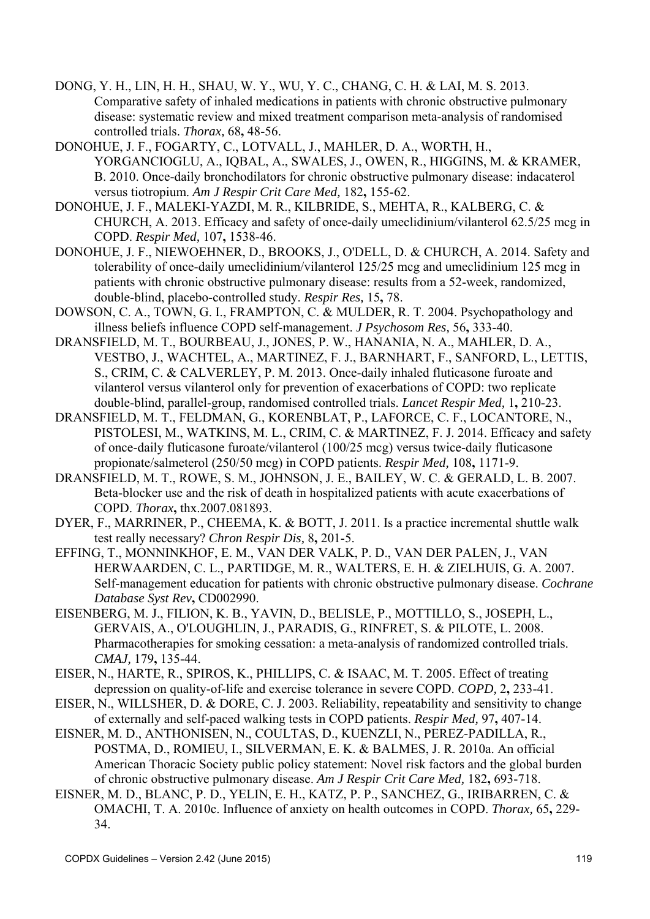DONG, Y. H., LIN, H. H., SHAU, W. Y., WU, Y. C., CHANG, C. H. & LAI, M. S. 2013. Comparative safety of inhaled medications in patients with chronic obstructive pulmonary disease: systematic review and mixed treatment comparison meta-analysis of randomised controlled trials. *Thorax,* 68**,** 48-56.

DONOHUE, J. F., FOGARTY, C., LOTVALL, J., MAHLER, D. A., WORTH, H., YORGANCIOGLU, A., IQBAL, A., SWALES, J., OWEN, R., HIGGINS, M. & KRAMER, B. 2010. Once-daily bronchodilators for chronic obstructive pulmonary disease: indacaterol versus tiotropium. *Am J Respir Crit Care Med,* 182**,** 155-62.

DONOHUE, J. F., MALEKI-YAZDI, M. R., KILBRIDE, S., MEHTA, R., KALBERG, C. & CHURCH, A. 2013. Efficacy and safety of once-daily umeclidinium/vilanterol 62.5/25 mcg in COPD. *Respir Med,* 107**,** 1538-46.

DONOHUE, J. F., NIEWOEHNER, D., BROOKS, J., O'DELL, D. & CHURCH, A. 2014. Safety and tolerability of once-daily umeclidinium/vilanterol 125/25 mcg and umeclidinium 125 mcg in patients with chronic obstructive pulmonary disease: results from a 52-week, randomized, double-blind, placebo-controlled study. *Respir Res,* 15**,** 78.

DOWSON, C. A., TOWN, G. I., FRAMPTON, C. & MULDER, R. T. 2004. Psychopathology and illness beliefs influence COPD self-management. *J Psychosom Res,* 56**,** 333-40.

DRANSFIELD, M. T., BOURBEAU, J., JONES, P. W., HANANIA, N. A., MAHLER, D. A., VESTBO, J., WACHTEL, A., MARTINEZ, F. J., BARNHART, F., SANFORD, L., LETTIS, S., CRIM, C. & CALVERLEY, P. M. 2013. Once-daily inhaled fluticasone furoate and vilanterol versus vilanterol only for prevention of exacerbations of COPD: two replicate double-blind, parallel-group, randomised controlled trials. *Lancet Respir Med,* 1**,** 210-23.

DRANSFIELD, M. T., FELDMAN, G., KORENBLAT, P., LAFORCE, C. F., LOCANTORE, N., PISTOLESI, M., WATKINS, M. L., CRIM, C. & MARTINEZ, F. J. 2014. Efficacy and safety of once-daily fluticasone furoate/vilanterol (100/25 mcg) versus twice-daily fluticasone propionate/salmeterol (250/50 mcg) in COPD patients. *Respir Med,* 108**,** 1171-9.

DRANSFIELD, M. T., ROWE, S. M., JOHNSON, J. E., BAILEY, W. C. & GERALD, L. B. 2007. Beta-blocker use and the risk of death in hospitalized patients with acute exacerbations of COPD. *Thorax***,** thx.2007.081893.

DYER, F., MARRINER, P., CHEEMA, K. & BOTT, J. 2011. Is a practice incremental shuttle walk test really necessary? *Chron Respir Dis,* 8**,** 201-5.

EFFING, T., MONNINKHOF, E. M., VAN DER VALK, P. D., VAN DER PALEN, J., VAN HERWAARDEN, C. L., PARTIDGE, M. R., WALTERS, E. H. & ZIELHUIS, G. A. 2007. Self-management education for patients with chronic obstructive pulmonary disease. *Cochrane Database Syst Rev***,** CD002990.

EISENBERG, M. J., FILION, K. B., YAVIN, D., BELISLE, P., MOTTILLO, S., JOSEPH, L., GERVAIS, A., O'LOUGHLIN, J., PARADIS, G., RINFRET, S. & PILOTE, L. 2008. Pharmacotherapies for smoking cessation: a meta-analysis of randomized controlled trials. *CMAJ,* 179**,** 135-44.

EISER, N., HARTE, R., SPIROS, K., PHILLIPS, C. & ISAAC, M. T. 2005. Effect of treating depression on quality-of-life and exercise tolerance in severe COPD. *COPD,* 2**,** 233-41.

EISER, N., WILLSHER, D. & DORE, C. J. 2003. Reliability, repeatability and sensitivity to change of externally and self-paced walking tests in COPD patients. *Respir Med,* 97**,** 407-14.

EISNER, M. D., ANTHONISEN, N., COULTAS, D., KUENZLI, N., PEREZ-PADILLA, R., POSTMA, D., ROMIEU, I., SILVERMAN, E. K. & BALMES, J. R. 2010a. An official American Thoracic Society public policy statement: Novel risk factors and the global burden of chronic obstructive pulmonary disease. *Am J Respir Crit Care Med,* 182**,** 693-718.

EISNER, M. D., BLANC, P. D., YELIN, E. H., KATZ, P. P., SANCHEZ, G., IRIBARREN, C. & OMACHI, T. A. 2010c. Influence of anxiety on health outcomes in COPD. *Thorax,* 65**,** 229-34.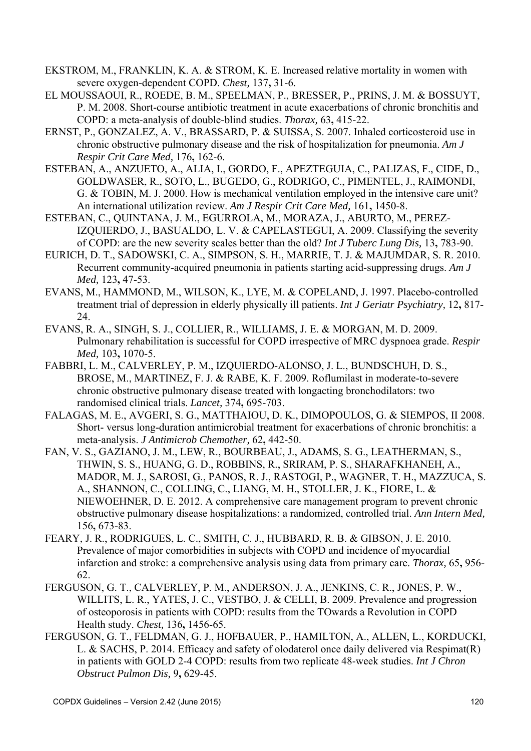EKSTROM, M., FRANKLIN, K. A. & STROM, K. E. Increased relative mortality in women with severe oxygen-dependent COPD. *Chest,* 137**,** 31-6.

EL MOUSSAOUI, R., ROEDE, B. M., SPEELMAN, P., BRESSER, P., PRINS, J. M. & BOSSUYT, P. M. 2008. Short-course antibiotic treatment in acute exacerbations of chronic bronchitis and COPD: a meta-analysis of double-blind studies. *Thorax,* 63**,** 415-22.

ERNST, P., GONZALEZ, A. V., BRASSARD, P. & SUISSA, S. 2007. Inhaled corticosteroid use in chronic obstructive pulmonary disease and the risk of hospitalization for pneumonia. *Am J Respir Crit Care Med,* 176**,** 162-6.

ESTEBAN, A., ANZUETO, A., ALIA, I., GORDO, F., APEZTEGUIA, C., PALIZAS, F., CIDE, D., GOLDWASER, R., SOTO, L., BUGEDO, G., RODRIGO, C., PIMENTEL, J., RAIMONDI, G. & TOBIN, M. J. 2000. How is mechanical ventilation employed in the intensive care unit? An international utilization review. *Am J Respir Crit Care Med,* 161**,** 1450-8.

ESTEBAN, C., QUINTANA, J. M., EGURROLA, M., MORAZA, J., ABURTO, M., PEREZ-IZQUIERDO, J., BASUALDO, L. V. & CAPELASTEGUI, A. 2009. Classifying the severity of COPD: are the new severity scales better than the old? *Int J Tuberc Lung Dis,* 13**,** 783-90.

EURICH, D. T., SADOWSKI, C. A., SIMPSON, S. H., MARRIE, T. J. & MAJUMDAR, S. R. 2010. Recurrent community-acquired pneumonia in patients starting acid-suppressing drugs. *Am J Med,* 123**,** 47-53.

EVANS, M., HAMMOND, M., WILSON, K., LYE, M. & COPELAND, J. 1997. Placebo-controlled treatment trial of depression in elderly physically ill patients. *Int J Geriatr Psychiatry,* 12**,** 817-24.

EVANS, R. A., SINGH, S. J., COLLIER, R., WILLIAMS, J. E. & MORGAN, M. D. 2009. Pulmonary rehabilitation is successful for COPD irrespective of MRC dyspnoea grade. *Respir Med,* 103**,** 1070-5.

FABBRI, L. M., CALVERLEY, P. M., IZQUIERDO-ALONSO, J. L., BUNDSCHUH, D. S., BROSE, M., MARTINEZ, F. J. & RABE, K. F. 2009. Roflumilast in moderate-to-severe chronic obstructive pulmonary disease treated with longacting bronchodilators: two randomised clinical trials. *Lancet,* 374**,** 695-703.

FALAGAS, M. E., AVGERI, S. G., MATTHAIOU, D. K., DIMOPOULOS, G. & SIEMPOS, II 2008. Short- versus long-duration antimicrobial treatment for exacerbations of chronic bronchitis: a meta-analysis. *J Antimicrob Chemother,* 62**,** 442-50.

FAN, V. S., GAZIANO, J. M., LEW, R., BOURBEAU, J., ADAMS, S. G., LEATHERMAN, S., THWIN, S. S., HUANG, G. D., ROBBINS, R., SRIRAM, P. S., SHARAFKHANEH, A., MADOR, M. J., SAROSI, G., PANOS, R. J., RASTOGI, P., WAGNER, T. H., MAZZUCA, S. A., SHANNON, C., COLLING, C., LIANG, M. H., STOLLER, J. K., FIORE, L. & NIEWOEHNER, D. E. 2012. A comprehensive care management program to prevent chronic obstructive pulmonary disease hospitalizations: a randomized, controlled trial. *Ann Intern Med,* 156**,** 673-83.

FEARY, J. R., RODRIGUES, L. C., SMITH, C. J., HUBBARD, R. B. & GIBSON, J. E. 2010. Prevalence of major comorbidities in subjects with COPD and incidence of myocardial infarction and stroke: a comprehensive analysis using data from primary care. *Thorax,* 65**,** 956-62.

FERGUSON, G. T., CALVERLEY, P. M., ANDERSON, J. A., JENKINS, C. R., JONES, P. W., WILLITS, L. R., YATES, J. C., VESTBO, J. & CELLI, B. 2009. Prevalence and progression of osteoporosis in patients with COPD: results from the TOwards a Revolution in COPD Health study. *Chest,* 136**,** 1456-65.

FERGUSON, G. T., FELDMAN, G. J., HOFBAUER, P., HAMILTON, A., ALLEN, L., KORDUCKI, L. & SACHS, P. 2014. Efficacy and safety of olodaterol once daily delivered via Respimat(R) in patients with GOLD 2-4 COPD: results from two replicate 48-week studies. *Int J Chron Obstruct Pulmon Dis,* 9**,** 629-45.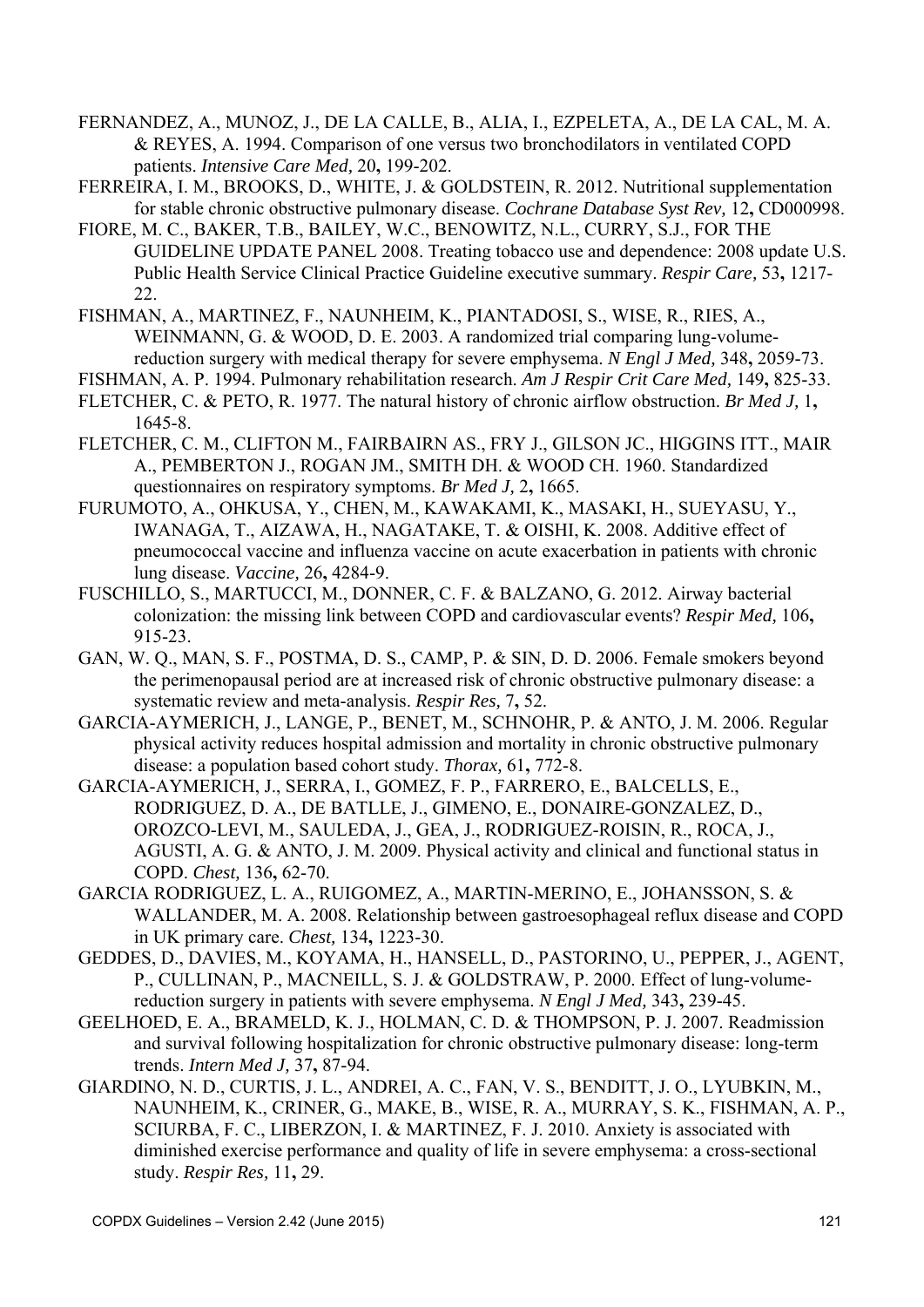FERNANDEZ, A., MUNOZ, J., DE LA CALLE, B., ALIA, I., EZPELETA, A., DE LA CAL, M. A. & REYES, A. 1994. Comparison of one versus two bronchodilators in ventilated COPD patients. *Intensive Care Med,* 20**,** 199-202.

FERREIRA, I. M., BROOKS, D., WHITE, J. & GOLDSTEIN, R. 2012. Nutritional supplementation for stable chronic obstructive pulmonary disease. *Cochrane Database Syst Rev,* 12**,** CD000998.

FIORE, M. C., BAKER, T.B., BAILEY, W.C., BENOWITZ, N.L., CURRY, S.J., FOR THE GUIDELINE UPDATE PANEL 2008. Treating tobacco use and dependence: 2008 update U.S. Public Health Service Clinical Practice Guideline executive summary. *Respir Care,* 53**,** 1217-22.

FISHMAN, A., MARTINEZ, F., NAUNHEIM, K., PIANTADOSI, S., WISE, R., RIES, A., WEINMANN, G. & WOOD, D. E. 2003. A randomized trial comparing lung-volume-reduction surgery with medical therapy for severe emphysema. *N Engl J Med,* 348**,** 2059-73.

FISHMAN, A. P. 1994. Pulmonary rehabilitation research. *Am J Respir Crit Care Med,* 149**,** 825-33.

FLETCHER, C. & PETO, R. 1977. The natural history of chronic airflow obstruction. *Br Med J,* 1**,** 1645-8.

FLETCHER, C. M., CLIFTON M., FAIRBAIRN AS., FRY J., GILSON JC., HIGGINS ITT., MAIR A., PEMBERTON J., ROGAN JM., SMITH DH. & WOOD CH. 1960. Standardized questionnaires on respiratory symptoms. *Br Med J,* 2**,** 1665.

FURUMOTO, A., OHKUSA, Y., CHEN, M., KAWAKAMI, K., MASAKI, H., SUEYASU, Y., IWANAGA, T., AIZAWA, H., NAGATAKE, T. & OISHI, K. 2008. Additive effect of pneumococcal vaccine and influenza vaccine on acute exacerbation in patients with chronic lung disease. *Vaccine,* 26**,** 4284-9.

FUSCHILLO, S., MARTUCCI, M., DONNER, C. F. & BALZANO, G. 2012. Airway bacterial colonization: the missing link between COPD and cardiovascular events? *Respir Med,* 106**,** 915-23.

GAN, W. Q., MAN, S. F., POSTMA, D. S., CAMP, P. & SIN, D. D. 2006. Female smokers beyond the perimenopausal period are at increased risk of chronic obstructive pulmonary disease: a systematic review and meta-analysis. *Respir Res,* 7**,** 52.

GARCIA-AYMERICH, J., LANGE, P., BENET, M., SCHNOHR, P. & ANTO, J. M. 2006. Regular physical activity reduces hospital admission and mortality in chronic obstructive pulmonary disease: a population based cohort study. *Thorax,* 61**,** 772-8.

GARCIA-AYMERICH, J., SERRA, I., GOMEZ, F. P., FARRERO, E., BALCELLS, E., RODRIGUEZ, D. A., DE BATLLE, J., GIMENO, E., DONAIRE-GONZALEZ, D., OROZCO-LEVI, M., SAULEDA, J., GEA, J., RODRIGUEZ-ROISIN, R., ROCA, J., AGUSTI, A. G. & ANTO, J. M. 2009. Physical activity and clinical and functional status in COPD. *Chest,* 136**,** 62-70.

GARCIA RODRIGUEZ, L. A., RUIGOMEZ, A., MARTIN-MERINO, E., JOHANSSON, S. & WALLANDER, M. A. 2008. Relationship between gastroesophageal reflux disease and COPD in UK primary care. *Chest,* 134**,** 1223-30.

GEDDES, D., DAVIES, M., KOYAMA, H., HANSELL, D., PASTORINO, U., PEPPER, J., AGENT, P., CULLINAN, P., MACNEILL, S. J. & GOLDSTRAW, P. 2000. Effect of lung-volume-reduction surgery in patients with severe emphysema. *N Engl J Med,* 343**,** 239-45.

GEELHOED, E. A., BRAMELD, K. J., HOLMAN, C. D. & THOMPSON, P. J. 2007. Readmission and survival following hospitalization for chronic obstructive pulmonary disease: long-term trends. *Intern Med J,* 37**,** 87-94.

GIARDINO, N. D., CURTIS, J. L., ANDREI, A. C., FAN, V. S., BENDITT, J. O., LYUBKIN, M., NAUNHEIM, K., CRINER, G., MAKE, B., WISE, R. A., MURRAY, S. K., FISHMAN, A. P., SCIURBA, F. C., LIBERZON, I. & MARTINEZ, F. J. 2010. Anxiety is associated with diminished exercise performance and quality of life in severe emphysema: a cross-sectional study. *Respir Res,* 11**,** 29.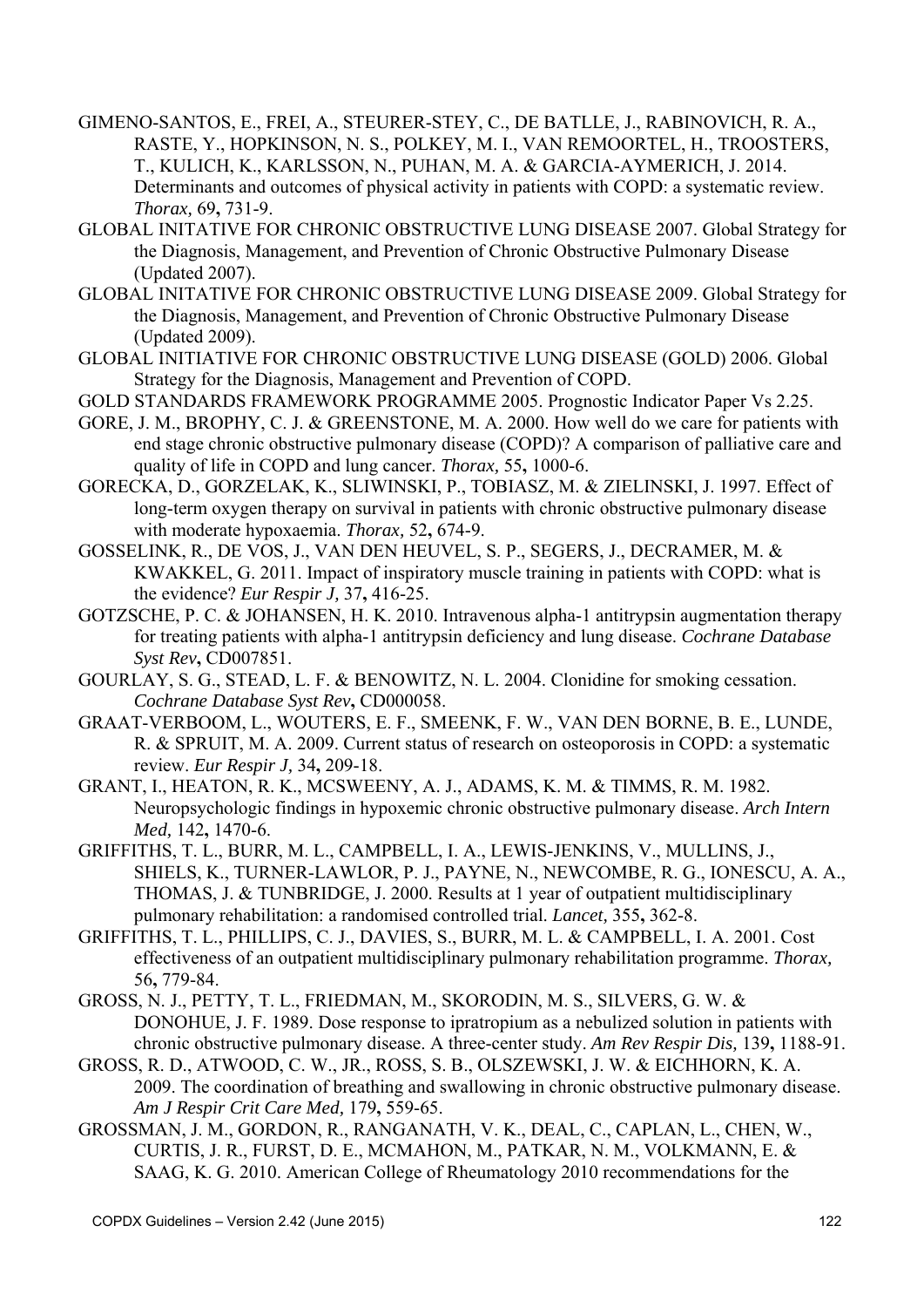GIMENO-SANTOS, E., FREI, A., STEURER-STEY, C., DE BATLLE, J., RABINOVICH, R. A., RASTE, Y., HOPKINSON, N. S., POLKEY, M. I., VAN REMOORTEL, H., TROOSTERS, T., KULICH, K., KARLSSON, N., PUHAN, M. A. & GARCIA-AYMERICH, J. 2014. Determinants and outcomes of physical activity in patients with COPD: a systematic review. *Thorax,* 69**,** 731-9.

GLOBAL INITATIVE FOR CHRONIC OBSTRUCTIVE LUNG DISEASE 2007. Global Strategy for the Diagnosis, Management, and Prevention of Chronic Obstructive Pulmonary Disease (Updated 2007).

GLOBAL INITATIVE FOR CHRONIC OBSTRUCTIVE LUNG DISEASE 2009. Global Strategy for the Diagnosis, Management, and Prevention of Chronic Obstructive Pulmonary Disease (Updated 2009).

GLOBAL INITIATIVE FOR CHRONIC OBSTRUCTIVE LUNG DISEASE (GOLD) 2006. Global Strategy for the Diagnosis, Management and Prevention of COPD.

GOLD STANDARDS FRAMEWORK PROGRAMME 2005. Prognostic Indicator Paper Vs 2.25.

GORE, J. M., BROPHY, C. J. & GREENSTONE, M. A. 2000. How well do we care for patients with end stage chronic obstructive pulmonary disease (COPD)? A comparison of palliative care and quality of life in COPD and lung cancer. *Thorax,* 55**,** 1000-6.

GORECKA, D., GORZELAK, K., SLIWINSKI, P., TOBIASZ, M. & ZIELINSKI, J. 1997. Effect of long-term oxygen therapy on survival in patients with chronic obstructive pulmonary disease with moderate hypoxaemia. *Thorax,* 52**,** 674-9.

GOSSELINK, R., DE VOS, J., VAN DEN HEUVEL, S. P., SEGERS, J., DECRAMER, M. & KWAKKEL, G. 2011. Impact of inspiratory muscle training in patients with COPD: what is the evidence? *Eur Respir J,* 37**,** 416-25.

GOTZSCHE, P. C. & JOHANSEN, H. K. 2010. Intravenous alpha-1 antitrypsin augmentation therapy for treating patients with alpha-1 antitrypsin deficiency and lung disease. *Cochrane Database Syst Rev***,** CD007851.

GOURLAY, S. G., STEAD, L. F. & BENOWITZ, N. L. 2004. Clonidine for smoking cessation. *Cochrane Database Syst Rev***,** CD000058.

GRAAT-VERBOOM, L., WOUTERS, E. F., SMEENK, F. W., VAN DEN BORNE, B. E., LUNDE, R. & SPRUIT, M. A. 2009. Current status of research on osteoporosis in COPD: a systematic review. *Eur Respir J,* 34**,** 209-18.

GRANT, I., HEATON, R. K., MCSWEENY, A. J., ADAMS, K. M. & TIMMS, R. M. 1982. Neuropsychologic findings in hypoxemic chronic obstructive pulmonary disease. *Arch Intern Med,* 142**,** 1470-6.

GRIFFITHS, T. L., BURR, M. L., CAMPBELL, I. A., LEWIS-JENKINS, V., MULLINS, J., SHIELS, K., TURNER-LAWLOR, P. J., PAYNE, N., NEWCOMBE, R. G., IONESCU, A. A., THOMAS, J. & TUNBRIDGE, J. 2000. Results at 1 year of outpatient multidisciplinary pulmonary rehabilitation: a randomised controlled trial. *Lancet,* 355**,** 362-8.

GRIFFITHS, T. L., PHILLIPS, C. J., DAVIES, S., BURR, M. L. & CAMPBELL, I. A. 2001. Cost effectiveness of an outpatient multidisciplinary pulmonary rehabilitation programme. *Thorax,* 56**,** 779-84.

GROSS, N. J., PETTY, T. L., FRIEDMAN, M., SKORODIN, M. S., SILVERS, G. W. & DONOHUE, J. F. 1989. Dose response to ipratropium as a nebulized solution in patients with chronic obstructive pulmonary disease. A three-center study. *Am Rev Respir Dis,* 139**,** 1188-91.

GROSS, R. D., ATWOOD, C. W., JR., ROSS, S. B., OLSZEWSKI, J. W. & EICHHORN, K. A. 2009. The coordination of breathing and swallowing in chronic obstructive pulmonary disease. *Am J Respir Crit Care Med,* 179**,** 559-65.

GROSSMAN, J. M., GORDON, R., RANGANATH, V. K., DEAL, C., CAPLAN, L., CHEN, W., CURTIS, J. R., FURST, D. E., MCMAHON, M., PATKAR, N. M., VOLKMANN, E. & SAAG, K. G. 2010. American College of Rheumatology 2010 recommendations for the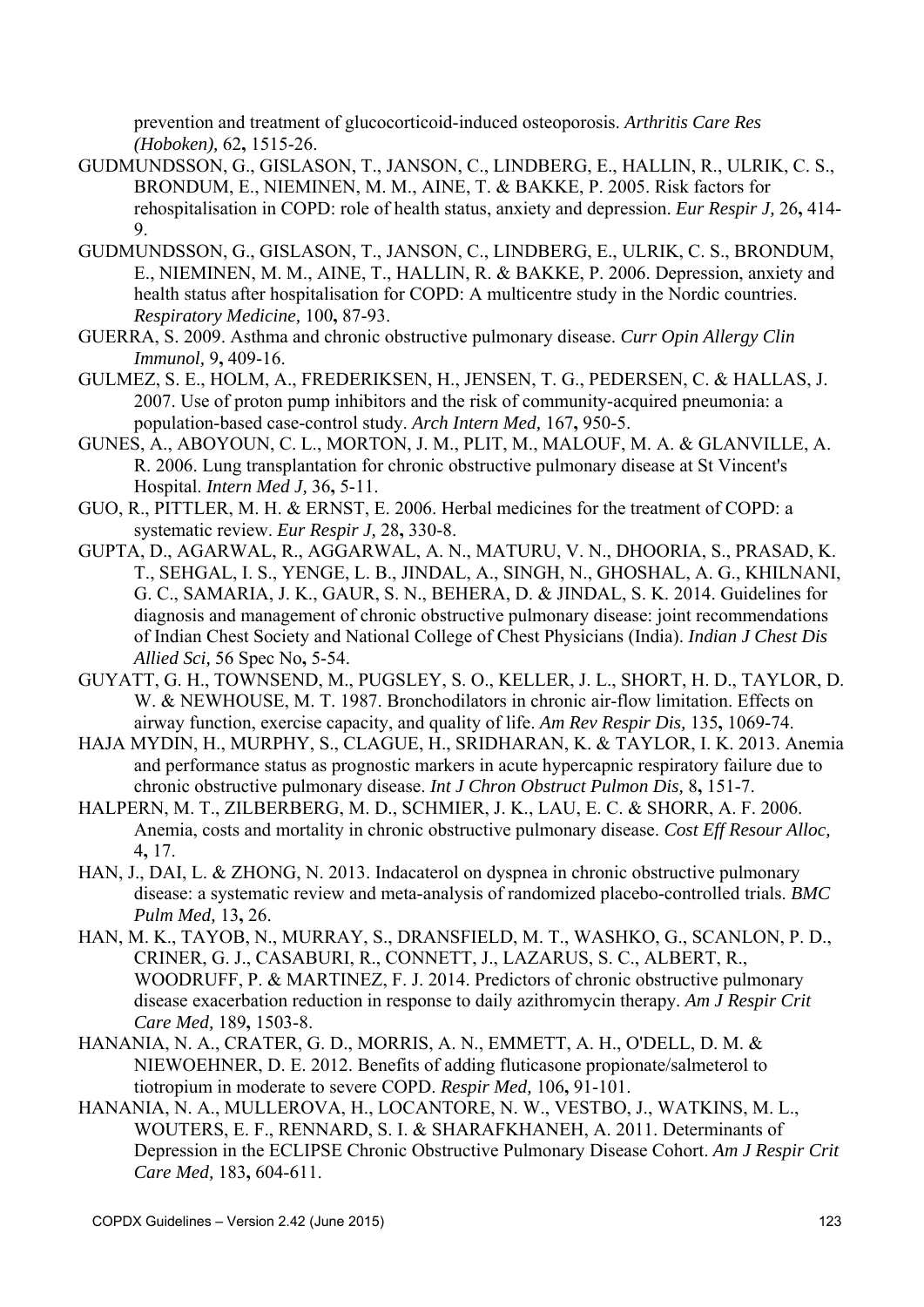prevention and treatment of glucocorticoid-induced osteoporosis. *Arthritis Care Res (Hoboken),* 62**,** 1515-26.

GUDMUNDSSON, G., GISLASON, T., JANSON, C., LINDBERG, E., HALLIN, R., ULRIK, C. S., BRONDUM, E., NIEMINEN, M. M., AINE, T. & BAKKE, P. 2005. Risk factors for rehospitalisation in COPD: role of health status, anxiety and depression. *Eur Respir J,* 26**,** 414-9.

GUDMUNDSSON, G., GISLASON, T., JANSON, C., LINDBERG, E., ULRIK, C. S., BRONDUM, E., NIEMINEN, M. M., AINE, T., HALLIN, R. & BAKKE, P. 2006. Depression, anxiety and health status after hospitalisation for COPD: A multicentre study in the Nordic countries. *Respiratory Medicine,* 100**,** 87-93.

GUERRA, S. 2009. Asthma and chronic obstructive pulmonary disease. *Curr Opin Allergy Clin Immunol,* 9**,** 409-16.

GULMEZ, S. E., HOLM, A., FREDERIKSEN, H., JENSEN, T. G., PEDERSEN, C. & HALLAS, J. 2007. Use of proton pump inhibitors and the risk of community-acquired pneumonia: a population-based case-control study. *Arch Intern Med,* 167**,** 950-5.

GUNES, A., ABOYOUN, C. L., MORTON, J. M., PLIT, M., MALOUF, M. A. & GLANVILLE, A. R. 2006. Lung transplantation for chronic obstructive pulmonary disease at St Vincent's Hospital. *Intern Med J,* 36**,** 5-11.

GUO, R., PITTLER, M. H. & ERNST, E. 2006. Herbal medicines for the treatment of COPD: a systematic review. *Eur Respir J,* 28**,** 330-8.

GUPTA, D., AGARWAL, R., AGGARWAL, A. N., MATURU, V. N., DHOORIA, S., PRASAD, K. T., SEHGAL, I. S., YENGE, L. B., JINDAL, A., SINGH, N., GHOSHAL, A. G., KHILNANI, G. C., SAMARIA, J. K., GAUR, S. N., BEHERA, D. & JINDAL, S. K. 2014. Guidelines for diagnosis and management of chronic obstructive pulmonary disease: joint recommendations of Indian Chest Society and National College of Chest Physicians (India). *Indian J Chest Dis Allied Sci,* 56 Spec No**,** 5-54.

GUYATT, G. H., TOWNSEND, M., PUGSLEY, S. O., KELLER, J. L., SHORT, H. D., TAYLOR, D. W. & NEWHOUSE, M. T. 1987. Bronchodilators in chronic air-flow limitation. Effects on airway function, exercise capacity, and quality of life. *Am Rev Respir Dis,* 135**,** 1069-74.

HAJA MYDIN, H., MURPHY, S., CLAGUE, H., SRIDHARAN, K. & TAYLOR, I. K. 2013. Anemia and performance status as prognostic markers in acute hypercapnic respiratory failure due to chronic obstructive pulmonary disease. *Int J Chron Obstruct Pulmon Dis,* 8**,** 151-7.

HALPERN, M. T., ZILBERBERG, M. D., SCHMIER, J. K., LAU, E. C. & SHORR, A. F. 2006. Anemia, costs and mortality in chronic obstructive pulmonary disease. *Cost Eff Resour Alloc,* 4**,** 17.

HAN, J., DAI, L. & ZHONG, N. 2013. Indacaterol on dyspnea in chronic obstructive pulmonary disease: a systematic review and meta-analysis of randomized placebo-controlled trials. *BMC Pulm Med,* 13**,** 26.

HAN, M. K., TAYOB, N., MURRAY, S., DRANSFIELD, M. T., WASHKO, G., SCANLON, P. D., CRINER, G. J., CASABURI, R., CONNETT, J., LAZARUS, S. C., ALBERT, R., WOODRUFF, P. & MARTINEZ, F. J. 2014. Predictors of chronic obstructive pulmonary disease exacerbation reduction in response to daily azithromycin therapy. *Am J Respir Crit Care Med,* 189**,** 1503-8.

HANANIA, N. A., CRATER, G. D., MORRIS, A. N., EMMETT, A. H., O'DELL, D. M. & NIEWOEHNER, D. E. 2012. Benefits of adding fluticasone propionate/salmeterol to tiotropium in moderate to severe COPD. *Respir Med,* 106**,** 91-101.

HANANIA, N. A., MULLEROVA, H., LOCANTORE, N. W., VESTBO, J., WATKINS, M. L., WOUTERS, E. F., RENNARD, S. I. & SHARAFKHANEH, A. 2011. Determinants of Depression in the ECLIPSE Chronic Obstructive Pulmonary Disease Cohort. *Am J Respir Crit Care Med,* 183**,** 604-611.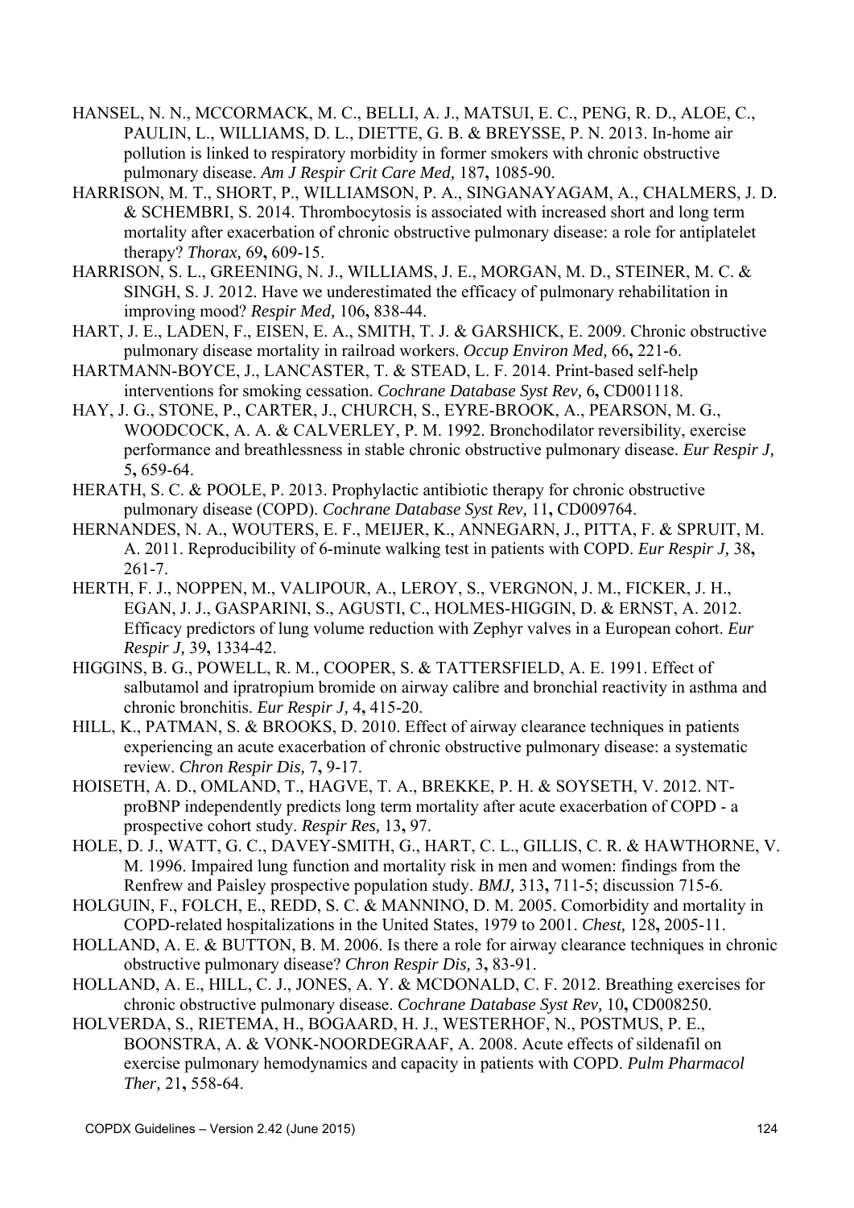HANSEL, N. N., MCCORMACK, M. C., BELLI, A. J., MATSUI, E. C., PENG, R. D., ALOE, C., PAULIN, L., WILLIAMS, D. L., DIETTE, G. B. & BREYSSE, P. N. 2013. In-home air pollution is linked to respiratory morbidity in former smokers with chronic obstructive pulmonary disease. *Am J Respir Crit Care Med,* 187**,** 1085-90.

HARRISON, M. T., SHORT, P., WILLIAMSON, P. A., SINGANAYAGAM, A., CHALMERS, J. D. & SCHEMBRI, S. 2014. Thrombocytosis is associated with increased short and long term mortality after exacerbation of chronic obstructive pulmonary disease: a role for antiplatelet therapy? *Thorax,* 69**,** 609-15.

HARRISON, S. L., GREENING, N. J., WILLIAMS, J. E., MORGAN, M. D., STEINER, M. C. & SINGH, S. J. 2012. Have we underestimated the efficacy of pulmonary rehabilitation in improving mood? *Respir Med,* 106**,** 838-44.

HART, J. E., LADEN, F., EISEN, E. A., SMITH, T. J. & GARSHICK, E. 2009. Chronic obstructive pulmonary disease mortality in railroad workers. *Occup Environ Med,* 66**,** 221-6.

HARTMANN-BOYCE, J., LANCASTER, T. & STEAD, L. F. 2014. Print-based self-help interventions for smoking cessation. *Cochrane Database Syst Rev,* 6**,** CD001118.

HAY, J. G., STONE, P., CARTER, J., CHURCH, S., EYRE-BROOK, A., PEARSON, M. G., WOODCOCK, A. A. & CALVERLEY, P. M. 1992. Bronchodilator reversibility, exercise performance and breathlessness in stable chronic obstructive pulmonary disease. *Eur Respir J,* 5**,** 659-64.

HERATH, S. C. & POOLE, P. 2013. Prophylactic antibiotic therapy for chronic obstructive pulmonary disease (COPD). *Cochrane Database Syst Rev,* 11**,** CD009764.

HERNANDES, N. A., WOUTERS, E. F., MEIJER, K., ANNEGARN, J., PITTA, F. & SPRUIT, M. A. 2011. Reproducibility of 6-minute walking test in patients with COPD. *Eur Respir J,* 38**,** 261-7.

HERTH, F. J., NOPPEN, M., VALIPOUR, A., LEROY, S., VERGNON, J. M., FICKER, J. H., EGAN, J. J., GASPARINI, S., AGUSTI, C., HOLMES-HIGGIN, D. & ERNST, A. 2012. Efficacy predictors of lung volume reduction with Zephyr valves in a European cohort. *Eur Respir J,* 39**,** 1334-42.

HIGGINS, B. G., POWELL, R. M., COOPER, S. & TATTERSFIELD, A. E. 1991. Effect of salbutamol and ipratropium bromide on airway calibre and bronchial reactivity in asthma and chronic bronchitis. *Eur Respir J,* 4**,** 415-20.

HILL, K., PATMAN, S. & BROOKS, D. 2010. Effect of airway clearance techniques in patients experiencing an acute exacerbation of chronic obstructive pulmonary disease: a systematic review. *Chron Respir Dis,* 7**,** 9-17.

HOISETH, A. D., OMLAND, T., HAGVE, T. A., BREKKE, P. H. & SOYSETH, V. 2012. NT-proBNP independently predicts long term mortality after acute exacerbation of COPD - a prospective cohort study. *Respir Res,* 13**,** 97.

HOLE, D. J., WATT, G. C., DAVEY-SMITH, G., HART, C. L., GILLIS, C. R. & HAWTHORNE, V. M. 1996. Impaired lung function and mortality risk in men and women: findings from the Renfrew and Paisley prospective population study. *BMJ,* 313**,** 711-5; discussion 715-6.

HOLGUIN, F., FOLCH, E., REDD, S. C. & MANNINO, D. M. 2005. Comorbidity and mortality in COPD-related hospitalizations in the United States, 1979 to 2001. *Chest,* 128**,** 2005-11.

HOLLAND, A. E. & BUTTON, B. M. 2006. Is there a role for airway clearance techniques in chronic obstructive pulmonary disease? *Chron Respir Dis,* 3**,** 83-91.

HOLLAND, A. E., HILL, C. J., JONES, A. Y. & MCDONALD, C. F. 2012. Breathing exercises for chronic obstructive pulmonary disease. *Cochrane Database Syst Rev,* 10**,** CD008250.

HOLVERDA, S., RIETEMA, H., BOGAARD, H. J., WESTERHOF, N., POSTMUS, P. E., BOONSTRA, A. & VONK-NOORDEGRAAF, A. 2008. Acute effects of sildenafil on exercise pulmonary hemodynamics and capacity in patients with COPD. *Pulm Pharmacol Ther,* 21**,** 558-64.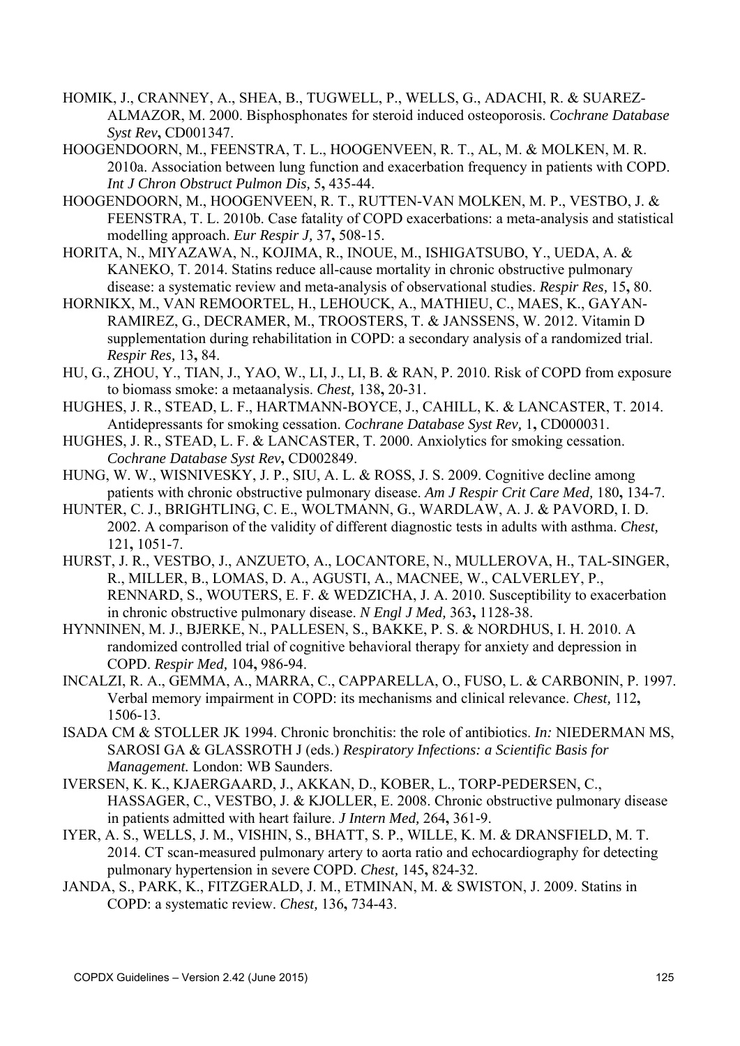HOMIK, J., CRANNEY, A., SHEA, B., TUGWELL, P., WELLS, G., ADACHI, R. & SUAREZ-ALMAZOR, M. 2000. Bisphosphonates for steroid induced osteoporosis. *Cochrane Database Syst Rev*, CD001347.

HOOGENDOORN, M., FEENSTRA, T. L., HOOGENVEEN, R. T., AL, M. & MOLKEN, M. R. 2010a. Association between lung function and exacerbation frequency in patients with COPD. *Int J Chron Obstruct Pulmon Dis,* 5**,** 435-44.

HOOGENDOORN, M., HOOGENVEEN, R. T., RUTTEN-VAN MOLKEN, M. P., VESTBO, J. & FEENSTRA, T. L. 2010b. Case fatality of COPD exacerbations: a meta-analysis and statistical modelling approach. *Eur Respir J,* 37**,** 508-15.

HORITA, N., MIYAZAWA, N., KOJIMA, R., INOUE, M., ISHIGATSUBO, Y., UEDA, A. & KANEKO, T. 2014. Statins reduce all-cause mortality in chronic obstructive pulmonary disease: a systematic review and meta-analysis of observational studies. *Respir Res,* 15**,** 80.

HORNIKX, M., VAN REMOORTEL, H., LEHOUCK, A., MATHIEU, C., MAES, K., GAYAN-RAMIREZ, G., DECRAMER, M., TROOSTERS, T. & JANSSENS, W. 2012. Vitamin D supplementation during rehabilitation in COPD: a secondary analysis of a randomized trial. *Respir Res,* 13**,** 84.

HU, G., ZHOU, Y., TIAN, J., YAO, W., LI, J., LI, B. & RAN, P. 2010. Risk of COPD from exposure to biomass smoke: a metaanalysis. *Chest,* 138**,** 20-31.

HUGHES, J. R., STEAD, L. F., HARTMANN-BOYCE, J., CAHILL, K. & LANCASTER, T. 2014. Antidepressants for smoking cessation. *Cochrane Database Syst Rev,* 1**,** CD000031.

HUGHES, J. R., STEAD, L. F. & LANCASTER, T. 2000. Anxiolytics for smoking cessation. *Cochrane Database Syst Rev***,** CD002849.

HUNG, W. W., WISNIVESKY, J. P., SIU, A. L. & ROSS, J. S. 2009. Cognitive decline among patients with chronic obstructive pulmonary disease. *Am J Respir Crit Care Med,* 180**,** 134-7.

HUNTER, C. J., BRIGHTLING, C. E., WOLTMANN, G., WARDLAW, A. J. & PAVORD, I. D. 2002. A comparison of the validity of different diagnostic tests in adults with asthma. *Chest,* 121**,** 1051-7.

HURST, J. R., VESTBO, J., ANZUETO, A., LOCANTORE, N., MULLEROVA, H., TAL-SINGER, R., MILLER, B., LOMAS, D. A., AGUSTI, A., MACNEE, W., CALVERLEY, P., RENNARD, S., WOUTERS, E. F. & WEDZICHA, J. A. 2010. Susceptibility to exacerbation in chronic obstructive pulmonary disease. *N Engl J Med,* 363**,** 1128-38.

HYNNINEN, M. J., BJERKE, N., PALLESEN, S., BAKKE, P. S. & NORDHUS, I. H. 2010. A randomized controlled trial of cognitive behavioral therapy for anxiety and depression in COPD. *Respir Med,* 104**,** 986-94.

INCALZI, R. A., GEMMA, A., MARRA, C., CAPPARELLA, O., FUSO, L. & CARBONIN, P. 1997. Verbal memory impairment in COPD: its mechanisms and clinical relevance. *Chest,* 112**,** 1506-13.

ISADA CM & STOLLER JK 1994. Chronic bronchitis: the role of antibiotics. *In:* NIEDERMAN MS, SAROSI GA & GLASSROTH J (eds.) *Respiratory Infections: a Scientific Basis for Management.* London: WB Saunders.

IVERSEN, K. K., KJAERGAARD, J., AKKAN, D., KOBER, L., TORP-PEDERSEN, C., HASSAGER, C., VESTBO, J. & KJOLLER, E. 2008. Chronic obstructive pulmonary disease in patients admitted with heart failure. *J Intern Med,* 264**,** 361-9.

IYER, A. S., WELLS, J. M., VISHIN, S., BHATT, S. P., WILLE, K. M. & DRANSFIELD, M. T. 2014. CT scan-measured pulmonary artery to aorta ratio and echocardiography for detecting pulmonary hypertension in severe COPD. *Chest,* 145**,** 824-32.

JANDA, S., PARK, K., FITZGERALD, J. M., ETMINAN, M. & SWISTON, J. 2009. Statins in COPD: a systematic review. *Chest,* 136**,** 734-43.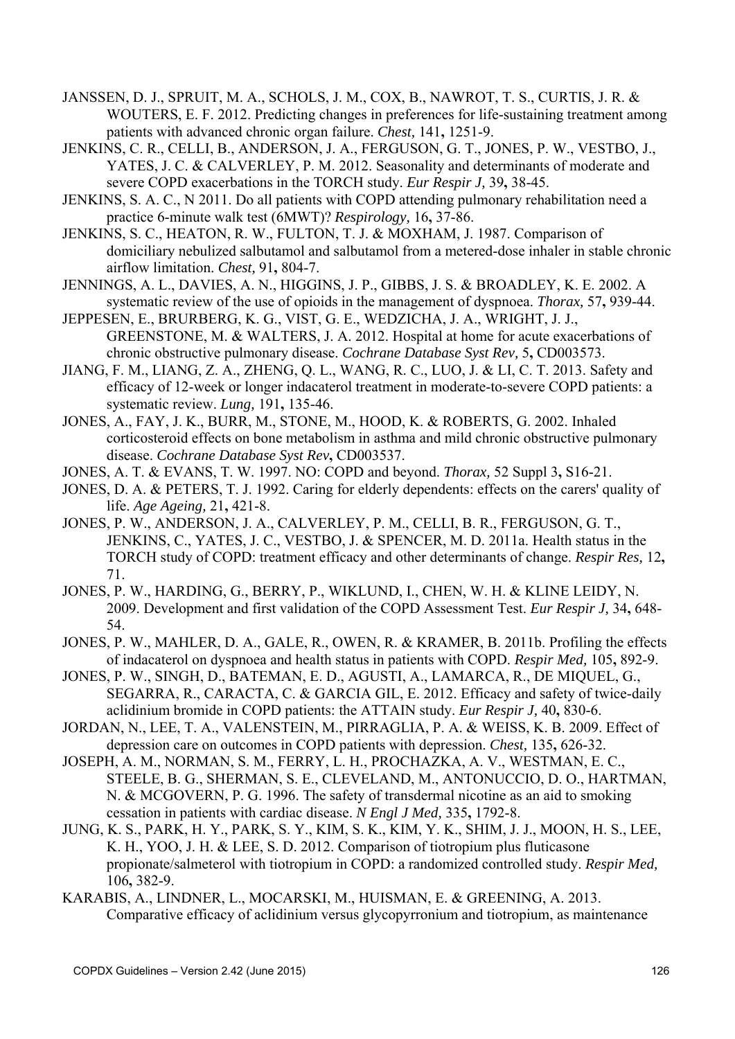JANSSEN, D. J., SPRUIT, M. A., SCHOLS, J. M., COX, B., NAWROT, T. S., CURTIS, J. R. & WOUTERS, E. F. 2012. Predicting changes in preferences for life-sustaining treatment among patients with advanced chronic organ failure. *Chest,* 141**,** 1251-9.

JENKINS, C. R., CELLI, B., ANDERSON, J. A., FERGUSON, G. T., JONES, P. W., VESTBO, J., YATES, J. C. & CALVERLEY, P. M. 2012. Seasonality and determinants of moderate and severe COPD exacerbations in the TORCH study. *Eur Respir J,* 39**,** 38-45.

JENKINS, S. A. C., N 2011. Do all patients with COPD attending pulmonary rehabilitation need a practice 6-minute walk test (6MWT)? *Respirology,* 16**,** 37-86.

JENKINS, S. C., HEATON, R. W., FULTON, T. J. & MOXHAM, J. 1987. Comparison of domiciliary nebulized salbutamol and salbutamol from a metered-dose inhaler in stable chronic airflow limitation. *Chest,* 91**,** 804-7.

JENNINGS, A. L., DAVIES, A. N., HIGGINS, J. P., GIBBS, J. S. & BROADLEY, K. E. 2002. A systematic review of the use of opioids in the management of dyspnoea. *Thorax,* 57**,** 939-44.

JEPPESEN, E., BRURBERG, K. G., VIST, G. E., WEDZICHA, J. A., WRIGHT, J. J., GREENSTONE, M. & WALTERS, J. A. 2012. Hospital at home for acute exacerbations of chronic obstructive pulmonary disease. *Cochrane Database Syst Rev,* 5**,** CD003573.

JIANG, F. M., LIANG, Z. A., ZHENG, Q. L., WANG, R. C., LUO, J. & LI, C. T. 2013. Safety and efficacy of 12-week or longer indacaterol treatment in moderate-to-severe COPD patients: a systematic review. *Lung,* 191**,** 135-46.

JONES, A., FAY, J. K., BURR, M., STONE, M., HOOD, K. & ROBERTS, G. 2002. Inhaled corticosteroid effects on bone metabolism in asthma and mild chronic obstructive pulmonary disease. *Cochrane Database Syst Rev***,** CD003537.

JONES, A. T. & EVANS, T. W. 1997. NO: COPD and beyond. *Thorax,* 52 Suppl 3**,** S16-21.

JONES, D. A. & PETERS, T. J. 1992. Caring for elderly dependents: effects on the carers' quality of life. *Age Ageing,* 21**,** 421-8.

JONES, P. W., ANDERSON, J. A., CALVERLEY, P. M., CELLI, B. R., FERGUSON, G. T., JENKINS, C., YATES, J. C., VESTBO, J. & SPENCER, M. D. 2011a. Health status in the TORCH study of COPD: treatment efficacy and other determinants of change. *Respir Res,* 12**,** 71.

JONES, P. W., HARDING, G., BERRY, P., WIKLUND, I., CHEN, W. H. & KLINE LEIDY, N. 2009. Development and first validation of the COPD Assessment Test. *Eur Respir J,* 34**,** 648-54.

JONES, P. W., MAHLER, D. A., GALE, R., OWEN, R. & KRAMER, B. 2011b. Profiling the effects of indacaterol on dyspnoea and health status in patients with COPD. *Respir Med,* 105**,** 892-9.

JONES, P. W., SINGH, D., BATEMAN, E. D., AGUSTI, A., LAMARCA, R., DE MIQUEL, G., SEGARRA, R., CARACTA, C. & GARCIA GIL, E. 2012. Efficacy and safety of twice-daily aclidinium bromide in COPD patients: the ATTAIN study. *Eur Respir J,* 40**,** 830-6.

JORDAN, N., LEE, T. A., VALENSTEIN, M., PIRRAGLIA, P. A. & WEISS, K. B. 2009. Effect of depression care on outcomes in COPD patients with depression. *Chest,* 135**,** 626-32.

JOSEPH, A. M., NORMAN, S. M., FERRY, L. H., PROCHAZKA, A. V., WESTMAN, E. C., STEELE, B. G., SHERMAN, S. E., CLEVELAND, M., ANTONUCCIO, D. O., HARTMAN, N. & MCGOVERN, P. G. 1996. The safety of transdermal nicotine as an aid to smoking cessation in patients with cardiac disease. *N Engl J Med,* 335**,** 1792-8.

JUNG, K. S., PARK, H. Y., PARK, S. Y., KIM, S. K., KIM, Y. K., SHIM, J. J., MOON, H. S., LEE, K. H., YOO, J. H. & LEE, S. D. 2012. Comparison of tiotropium plus fluticasone propionate/salmeterol with tiotropium in COPD: a randomized controlled study. *Respir Med,* 106**,** 382-9.

KARABIS, A., LINDNER, L., MOCARSKI, M., HUISMAN, E. & GREENING, A. 2013. Comparative efficacy of aclidinium versus glycopyrronium and tiotropium, as maintenance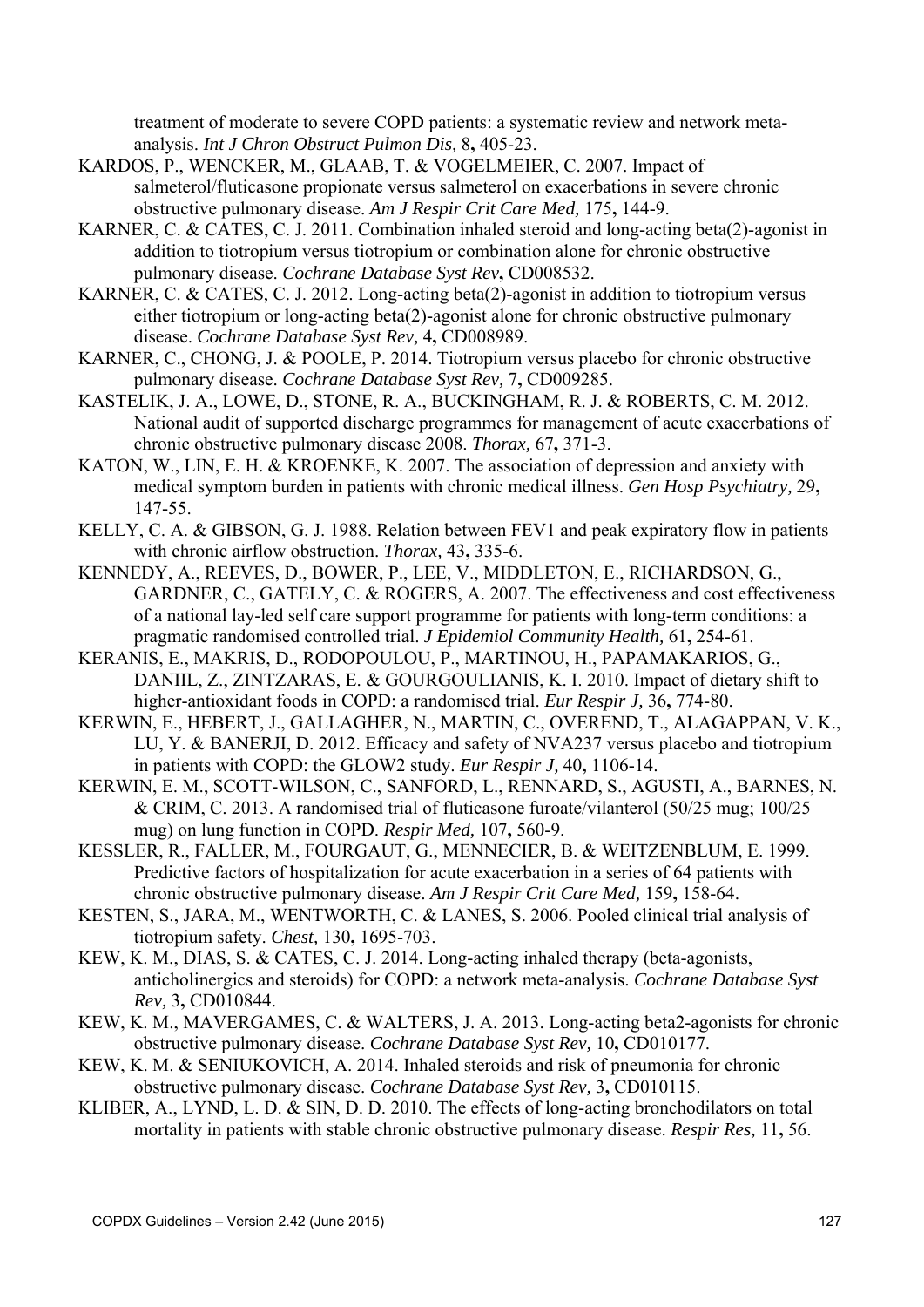treatment of moderate to severe COPD patients: a systematic review and network meta-analysis. *Int J Chron Obstruct Pulmon Dis,* 8**,** 405-23.

KARDOS, P., WENCKER, M., GLAAB, T. & VOGELMEIER, C. 2007. Impact of salmeterol/fluticasone propionate versus salmeterol on exacerbations in severe chronic obstructive pulmonary disease. *Am J Respir Crit Care Med,* 175**,** 144-9.

KARNER, C. & CATES, C. J. 2011. Combination inhaled steroid and long-acting beta(2)-agonist in addition to tiotropium versus tiotropium or combination alone for chronic obstructive pulmonary disease. *Cochrane Database Syst Rev***,** CD008532.

KARNER, C. & CATES, C. J. 2012. Long-acting beta(2)-agonist in addition to tiotropium versus either tiotropium or long-acting beta(2)-agonist alone for chronic obstructive pulmonary disease. *Cochrane Database Syst Rev,* 4**,** CD008989.

KARNER, C., CHONG, J. & POOLE, P. 2014. Tiotropium versus placebo for chronic obstructive pulmonary disease. *Cochrane Database Syst Rev,* 7**,** CD009285.

KASTELIK, J. A., LOWE, D., STONE, R. A., BUCKINGHAM, R. J. & ROBERTS, C. M. 2012. National audit of supported discharge programmes for management of acute exacerbations of chronic obstructive pulmonary disease 2008. *Thorax,* 67**,** 371-3.

KATON, W., LIN, E. H. & KROENKE, K. 2007. The association of depression and anxiety with medical symptom burden in patients with chronic medical illness. *Gen Hosp Psychiatry,* 29**,** 147-55.

KELLY, C. A. & GIBSON, G. J. 1988. Relation between FEV1 and peak expiratory flow in patients with chronic airflow obstruction. *Thorax,* 43**,** 335-6.

KENNEDY, A., REEVES, D., BOWER, P., LEE, V., MIDDLETON, E., RICHARDSON, G., GARDNER, C., GATELY, C. & ROGERS, A. 2007. The effectiveness and cost effectiveness of a national lay-led self care support programme for patients with long-term conditions: a pragmatic randomised controlled trial. *J Epidemiol Community Health,* 61**,** 254-61.

KERANIS, E., MAKRIS, D., RODOPOULOU, P., MARTINOU, H., PAPAMAKARIOS, G., DANIIL, Z., ZINTZARAS, E. & GOURGOULIANIS, K. I. 2010. Impact of dietary shift to higher-antioxidant foods in COPD: a randomised trial. *Eur Respir J,* 36**,** 774-80.

KERWIN, E., HEBERT, J., GALLAGHER, N., MARTIN, C., OVEREND, T., ALAGAPPAN, V. K., LU, Y. & BANERJI, D. 2012. Efficacy and safety of NVA237 versus placebo and tiotropium in patients with COPD: the GLOW2 study. *Eur Respir J,* 40**,** 1106-14.

KERWIN, E. M., SCOTT-WILSON, C., SANFORD, L., RENNARD, S., AGUSTI, A., BARNES, N. & CRIM, C. 2013. A randomised trial of fluticasone furoate/vilanterol (50/25 mug; 100/25 mug) on lung function in COPD. *Respir Med,* 107**,** 560-9.

KESSLER, R., FALLER, M., FOURGAUT, G., MENNECIER, B. & WEITZENBLUM, E. 1999. Predictive factors of hospitalization for acute exacerbation in a series of 64 patients with chronic obstructive pulmonary disease. *Am J Respir Crit Care Med,* 159**,** 158-64.

KESTEN, S., JARA, M., WENTWORTH, C. & LANES, S. 2006. Pooled clinical trial analysis of tiotropium safety. *Chest,* 130**,** 1695-703.

KEW, K. M., DIAS, S. & CATES, C. J. 2014. Long-acting inhaled therapy (beta-agonists, anticholinergics and steroids) for COPD: a network meta-analysis. *Cochrane Database Syst Rev,* 3**,** CD010844.

KEW, K. M., MAVERGAMES, C. & WALTERS, J. A. 2013. Long-acting beta2-agonists for chronic obstructive pulmonary disease. *Cochrane Database Syst Rev,* 10**,** CD010177.

KEW, K. M. & SENIUKOVICH, A. 2014. Inhaled steroids and risk of pneumonia for chronic obstructive pulmonary disease. *Cochrane Database Syst Rev,* 3**,** CD010115.

KLIBER, A., LYND, L. D. & SIN, D. D. 2010. The effects of long-acting bronchodilators on total mortality in patients with stable chronic obstructive pulmonary disease. *Respir Res,* 11**,** 56.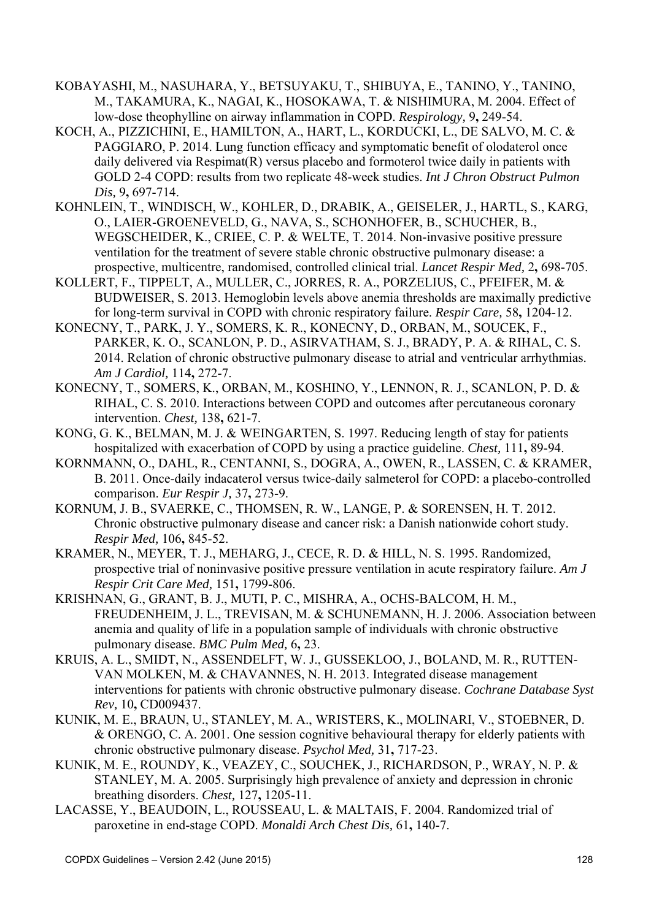KOBAYASHI, M., NASUHARA, Y., BETSUYAKU, T., SHIBUYA, E., TANINO, Y., TANINO, M., TAKAMURA, K., NAGAI, K., HOSOKAWA, T. & NISHIMURA, M. 2004. Effect of low-dose theophylline on airway inflammation in COPD. *Respirology,* 9**,** 249-54.

KOCH, A., PIZZICHINI, E., HAMILTON, A., HART, L., KORDUCKI, L., DE SALVO, M. C. & PAGGIARO, P. 2014. Lung function efficacy and symptomatic benefit of olodaterol once daily delivered via Respimat(R) versus placebo and formoterol twice daily in patients with GOLD 2-4 COPD: results from two replicate 48-week studies. *Int J Chron Obstruct Pulmon Dis,* 9**,** 697-714.

KOHNLEIN, T., WINDISCH, W., KOHLER, D., DRABIK, A., GEISELER, J., HARTL, S., KARG, O., LAIER-GROENEVELD, G., NAVA, S., SCHONHOFER, B., SCHUCHER, B., WEGSCHEIDER, K., CRIEE, C. P. & WELTE, T. 2014. Non-invasive positive pressure ventilation for the treatment of severe stable chronic obstructive pulmonary disease: a prospective, multicentre, randomised, controlled clinical trial. *Lancet Respir Med,* 2**,** 698-705.

KOLLERT, F., TIPPELT, A., MULLER, C., JORRES, R. A., PORZELIUS, C., PFEIFER, M. & BUDWEISER, S. 2013. Hemoglobin levels above anemia thresholds are maximally predictive for long-term survival in COPD with chronic respiratory failure. *Respir Care,* 58**,** 1204-12.

KONECNY, T., PARK, J. Y., SOMERS, K. R., KONECNY, D., ORBAN, M., SOUCEK, F., PARKER, K. O., SCANLON, P. D., ASIRVATHAM, S. J., BRADY, P. A. & RIHAL, C. S. 2014. Relation of chronic obstructive pulmonary disease to atrial and ventricular arrhythmias. *Am J Cardiol,* 114**,** 272-7.

KONECNY, T., SOMERS, K., ORBAN, M., KOSHINO, Y., LENNON, R. J., SCANLON, P. D. & RIHAL, C. S. 2010. Interactions between COPD and outcomes after percutaneous coronary intervention. *Chest,* 138**,** 621-7.

KONG, G. K., BELMAN, M. J. & WEINGARTEN, S. 1997. Reducing length of stay for patients hospitalized with exacerbation of COPD by using a practice guideline. *Chest,* 111**,** 89-94.

KORNMANN, O., DAHL, R., CENTANNI, S., DOGRA, A., OWEN, R., LASSEN, C. & KRAMER, B. 2011. Once-daily indacaterol versus twice-daily salmeterol for COPD: a placebo-controlled comparison. *Eur Respir J,* 37**,** 273-9.

KORNUM, J. B., SVAERKE, C., THOMSEN, R. W., LANGE, P. & SORENSEN, H. T. 2012. Chronic obstructive pulmonary disease and cancer risk: a Danish nationwide cohort study. *Respir Med,* 106**,** 845-52.

KRAMER, N., MEYER, T. J., MEHARG, J., CECE, R. D. & HILL, N. S. 1995. Randomized, prospective trial of noninvasive positive pressure ventilation in acute respiratory failure. *Am J Respir Crit Care Med,* 151**,** 1799-806.

KRISHNAN, G., GRANT, B. J., MUTI, P. C., MISHRA, A., OCHS-BALCOM, H. M., FREUDENHEIM, J. L., TREVISAN, M. & SCHUNEMANN, H. J. 2006. Association between anemia and quality of life in a population sample of individuals with chronic obstructive pulmonary disease. *BMC Pulm Med,* 6**,** 23.

KRUIS, A. L., SMIDT, N., ASSENDELFT, W. J., GUSSEKLOO, J., BOLAND, M. R., RUTTEN-VAN MOLKEN, M. & CHAVANNES, N. H. 2013. Integrated disease management interventions for patients with chronic obstructive pulmonary disease. *Cochrane Database Syst Rev,* 10**,** CD009437.

KUNIK, M. E., BRAUN, U., STANLEY, M. A., WRISTERS, K., MOLINARI, V., STOEBNER, D. & ORENGO, C. A. 2001. One session cognitive behavioural therapy for elderly patients with chronic obstructive pulmonary disease. *Psychol Med,* 31**,** 717-23.

KUNIK, M. E., ROUNDY, K., VEAZEY, C., SOUCHEK, J., RICHARDSON, P., WRAY, N. P. & STANLEY, M. A. 2005. Surprisingly high prevalence of anxiety and depression in chronic breathing disorders. *Chest,* 127**,** 1205-11.

LACASSE, Y., BEAUDOIN, L., ROUSSEAU, L. & MALTAIS, F. 2004. Randomized trial of paroxetine in end-stage COPD. *Monaldi Arch Chest Dis,* 61**,** 140-7.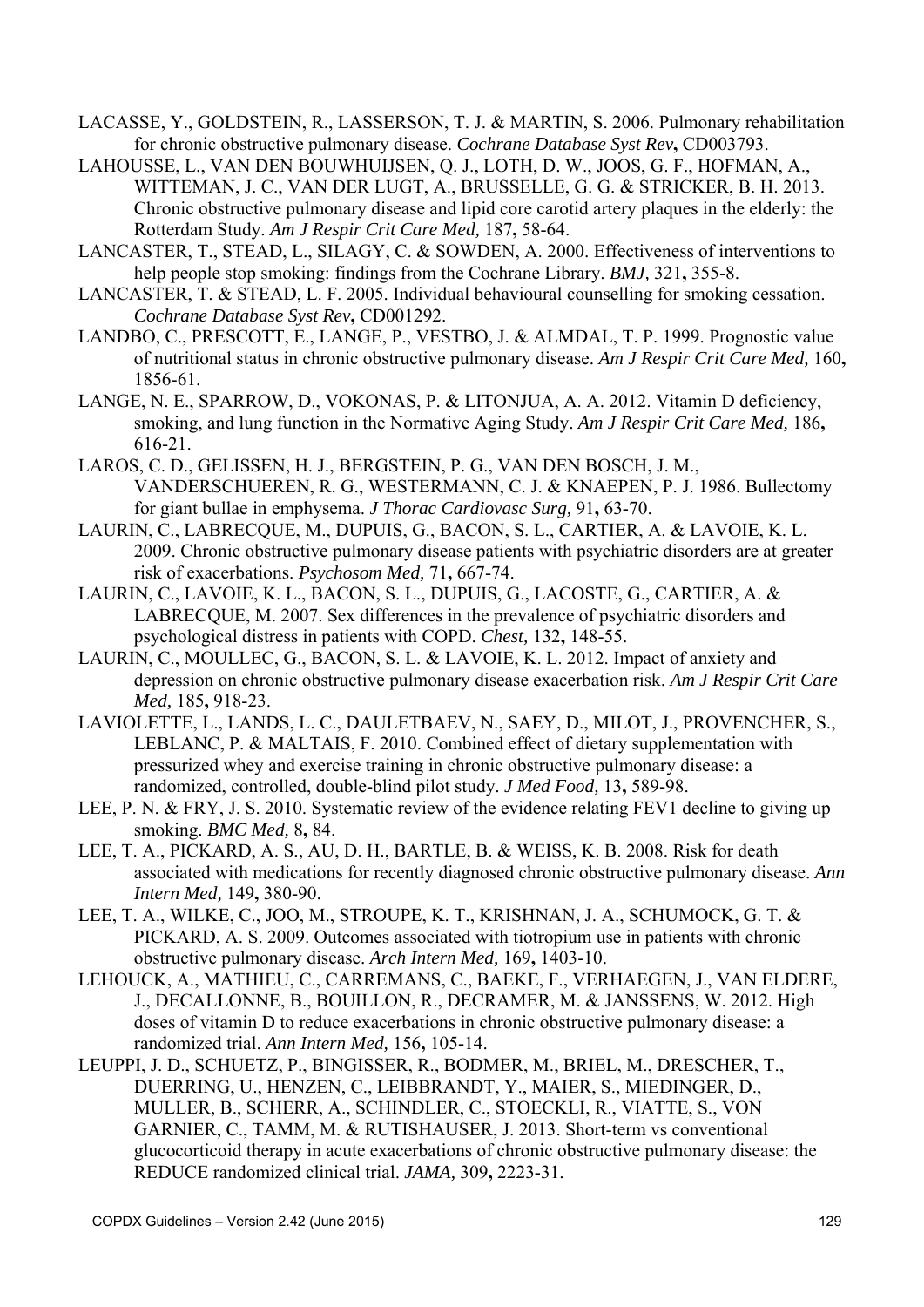LACASSE, Y., GOLDSTEIN, R., LASSERSON, T. J. & MARTIN, S. 2006. Pulmonary rehabilitation for chronic obstructive pulmonary disease. *Cochrane Database Syst Rev*, CD003793.

LAHOUSSE, L., VAN DEN BOUWHUIJSEN, Q. J., LOTH, D. W., JOOS, G. F., HOFMAN, A., WITTEMAN, J. C., VAN DER LUGT, A., BRUSSELLE, G. G. & STRICKER, B. H. 2013. Chronic obstructive pulmonary disease and lipid core carotid artery plaques in the elderly: the Rotterdam Study. *Am J Respir Crit Care Med,* 187**,** 58-64.

LANCASTER, T., STEAD, L., SILAGY, C. & SOWDEN, A. 2000. Effectiveness of interventions to help people stop smoking: findings from the Cochrane Library. *BMJ,* 321**,** 355-8.

LANCASTER, T. & STEAD, L. F. 2005. Individual behavioural counselling for smoking cessation. *Cochrane Database Syst Rev***,** CD001292.

LANDBO, C., PRESCOTT, E., LANGE, P., VESTBO, J. & ALMDAL, T. P. 1999. Prognostic value of nutritional status in chronic obstructive pulmonary disease. *Am J Respir Crit Care Med,* 160**,** 1856-61.

LANGE, N. E., SPARROW, D., VOKONAS, P. & LITONJUA, A. A. 2012. Vitamin D deficiency, smoking, and lung function in the Normative Aging Study. *Am J Respir Crit Care Med,* 186**,** 616-21.

LAROS, C. D., GELISSEN, H. J., BERGSTEIN, P. G., VAN DEN BOSCH, J. M., VANDERSCHUEREN, R. G., WESTERMANN, C. J. & KNAEPEN, P. J. 1986. Bullectomy for giant bullae in emphysema. *J Thorac Cardiovasc Surg,* 91**,** 63-70.

LAURIN, C., LABRECQUE, M., DUPUIS, G., BACON, S. L., CARTIER, A. & LAVOIE, K. L. 2009. Chronic obstructive pulmonary disease patients with psychiatric disorders are at greater risk of exacerbations. *Psychosom Med,* 71**,** 667-74.

LAURIN, C., LAVOIE, K. L., BACON, S. L., DUPUIS, G., LACOSTE, G., CARTIER, A. & LABRECQUE, M. 2007. Sex differences in the prevalence of psychiatric disorders and psychological distress in patients with COPD. *Chest,* 132**,** 148-55.

LAURIN, C., MOULLEC, G., BACON, S. L. & LAVOIE, K. L. 2012. Impact of anxiety and depression on chronic obstructive pulmonary disease exacerbation risk. *Am J Respir Crit Care Med,* 185**,** 918-23.

LAVIOLETTE, L., LANDS, L. C., DAULETBAEV, N., SAEY, D., MILOT, J., PROVENCHER, S., LEBLANC, P. & MALTAIS, F. 2010. Combined effect of dietary supplementation with pressurized whey and exercise training in chronic obstructive pulmonary disease: a randomized, controlled, double-blind pilot study. *J Med Food,* 13**,** 589-98.

LEE, P. N. & FRY, J. S. 2010. Systematic review of the evidence relating FEV1 decline to giving up smoking. *BMC Med,* 8**,** 84.

LEE, T. A., PICKARD, A. S., AU, D. H., BARTLE, B. & WEISS, K. B. 2008. Risk for death associated with medications for recently diagnosed chronic obstructive pulmonary disease. *Ann Intern Med,* 149**,** 380-90.

LEE, T. A., WILKE, C., JOO, M., STROUPE, K. T., KRISHNAN, J. A., SCHUMOCK, G. T. & PICKARD, A. S. 2009. Outcomes associated with tiotropium use in patients with chronic obstructive pulmonary disease. *Arch Intern Med,* 169**,** 1403-10.

LEHOUCK, A., MATHIEU, C., CARREMANS, C., BAEKE, F., VERHAEGEN, J., VAN ELDERE, J., DECALLONNE, B., BOUILLON, R., DECRAMER, M. & JANSSENS, W. 2012. High doses of vitamin D to reduce exacerbations in chronic obstructive pulmonary disease: a randomized trial. *Ann Intern Med,* 156**,** 105-14.

LEUPPI, J. D., SCHUETZ, P., BINGISSER, R., BODMER, M., BRIEL, M., DRESCHER, T., DUERRING, U., HENZEN, C., LEIBBRANDT, Y., MAIER, S., MIEDINGER, D., MULLER, B., SCHERR, A., SCHINDLER, C., STOECKLI, R., VIATTE, S., VON GARNIER, C., TAMM, M. & RUTISHAUSER, J. 2013. Short-term vs conventional glucocorticoid therapy in acute exacerbations of chronic obstructive pulmonary disease: the REDUCE randomized clinical trial. *JAMA,* 309**,** 2223-31.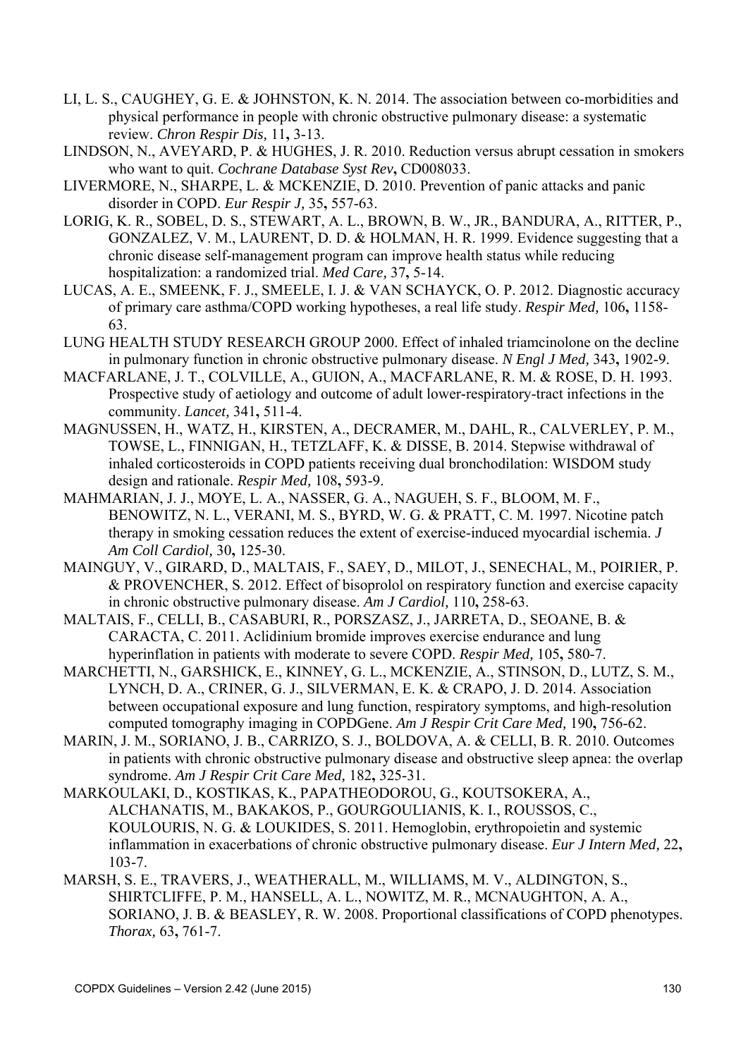LI, L. S., CAUGHEY, G. E. & JOHNSTON, K. N. 2014. The association between co-morbidities and physical performance in people with chronic obstructive pulmonary disease: a systematic review. *Chron Respir Dis,* 11**,** 3-13.

LINDSON, N., AVEYARD, P. & HUGHES, J. R. 2010. Reduction versus abrupt cessation in smokers who want to quit. *Cochrane Database Syst Rev***,** CD008033.

LIVERMORE, N., SHARPE, L. & MCKENZIE, D. 2010. Prevention of panic attacks and panic disorder in COPD. *Eur Respir J,* 35**,** 557-63.

LORIG, K. R., SOBEL, D. S., STEWART, A. L., BROWN, B. W., JR., BANDURA, A., RITTER, P., GONZALEZ, V. M., LAURENT, D. D. & HOLMAN, H. R. 1999. Evidence suggesting that a chronic disease self-management program can improve health status while reducing hospitalization: a randomized trial. *Med Care,* 37**,** 5-14.

LUCAS, A. E., SMEENK, F. J., SMEELE, I. J. & VAN SCHAYCK, O. P. 2012. Diagnostic accuracy of primary care asthma/COPD working hypotheses, a real life study. *Respir Med,* 106**,** 1158-63.

LUNG HEALTH STUDY RESEARCH GROUP 2000. Effect of inhaled triamcinolone on the decline in pulmonary function in chronic obstructive pulmonary disease. *N Engl J Med,* 343**,** 1902-9.

MACFARLANE, J. T., COLVILLE, A., GUION, A., MACFARLANE, R. M. & ROSE, D. H. 1993. Prospective study of aetiology and outcome of adult lower-respiratory-tract infections in the community. *Lancet,* 341**,** 511-4.

MAGNUSSEN, H., WATZ, H., KIRSTEN, A., DECRAMER, M., DAHL, R., CALVERLEY, P. M., TOWSE, L., FINNIGAN, H., TETZLAFF, K. & DISSE, B. 2014. Stepwise withdrawal of inhaled corticosteroids in COPD patients receiving dual bronchodilation: WISDOM study design and rationale. *Respir Med,* 108**,** 593-9.

MAHMARIAN, J. J., MOYE, L. A., NASSER, G. A., NAGUEH, S. F., BLOOM, M. F., BENOWITZ, N. L., VERANI, M. S., BYRD, W. G. & PRATT, C. M. 1997. Nicotine patch therapy in smoking cessation reduces the extent of exercise-induced myocardial ischemia. *J Am Coll Cardiol,* 30**,** 125-30.

MAINGUY, V., GIRARD, D., MALTAIS, F., SAEY, D., MILOT, J., SENECHAL, M., POIRIER, P. & PROVENCHER, S. 2012. Effect of bisoprolol on respiratory function and exercise capacity in chronic obstructive pulmonary disease. *Am J Cardiol,* 110**,** 258-63.

MALTAIS, F., CELLI, B., CASABURI, R., PORSZASZ, J., JARRETA, D., SEOANE, B. & CARACTA, C. 2011. Aclidinium bromide improves exercise endurance and lung hyperinflation in patients with moderate to severe COPD. *Respir Med,* 105**,** 580-7.

MARCHETTI, N., GARSHICK, E., KINNEY, G. L., MCKENZIE, A., STINSON, D., LUTZ, S. M., LYNCH, D. A., CRINER, G. J., SILVERMAN, E. K. & CRAPO, J. D. 2014. Association between occupational exposure and lung function, respiratory symptoms, and high-resolution computed tomography imaging in COPDGene. *Am J Respir Crit Care Med,* 190**,** 756-62.

MARIN, J. M., SORIANO, J. B., CARRIZO, S. J., BOLDOVA, A. & CELLI, B. R. 2010. Outcomes in patients with chronic obstructive pulmonary disease and obstructive sleep apnea: the overlap syndrome. *Am J Respir Crit Care Med,* 182**,** 325-31.

MARKOULAKI, D., KOSTIKAS, K., PAPATHEODOROU, G., KOUTSOKERA, A., ALCHANATIS, M., BAKAKOS, P., GOURGOULIANIS, K. I., ROUSSOS, C., KOULOURIS, N. G. & LOUKIDES, S. 2011. Hemoglobin, erythropoietin and systemic inflammation in exacerbations of chronic obstructive pulmonary disease. *Eur J Intern Med,* 22**,** 103-7.

MARSH, S. E., TRAVERS, J., WEATHERALL, M., WILLIAMS, M. V., ALDINGTON, S., SHIRTCLIFFE, P. M., HANSELL, A. L., NOWITZ, M. R., MCNAUGHTON, A. A., SORIANO, J. B. & BEASLEY, R. W. 2008. Proportional classifications of COPD phenotypes. *Thorax,* 63**,** 761-7.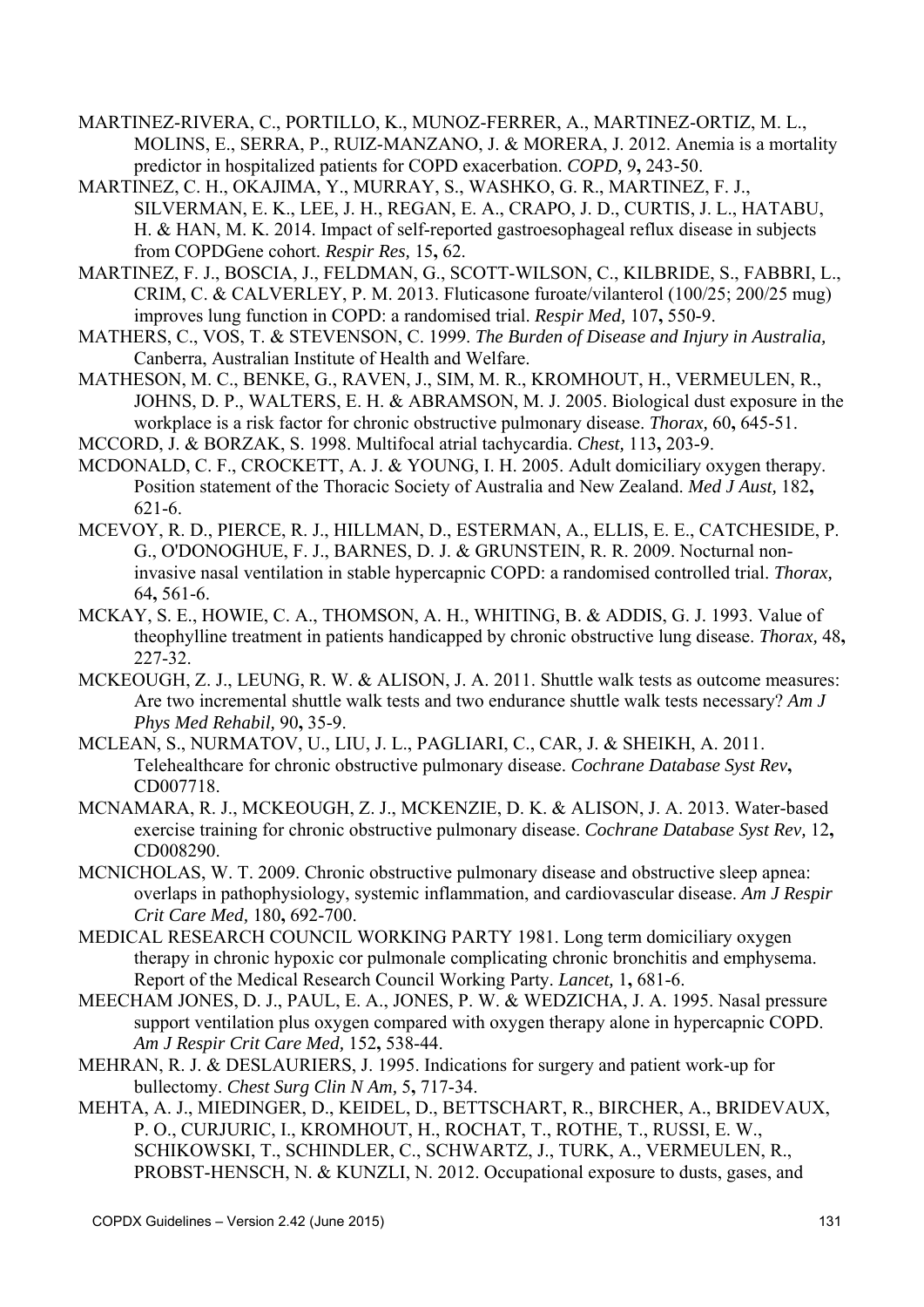MARTINEZ-RIVERA, C., PORTILLO, K., MUNOZ-FERRER, A., MARTINEZ-ORTIZ, M. L., MOLINS, E., SERRA, P., RUIZ-MANZANO, J. & MORERA, J. 2012. Anemia is a mortality predictor in hospitalized patients for COPD exacerbation. *COPD,* 9**,** 243-50.

MARTINEZ, C. H., OKAJIMA, Y., MURRAY, S., WASHKO, G. R., MARTINEZ, F. J., SILVERMAN, E. K., LEE, J. H., REGAN, E. A., CRAPO, J. D., CURTIS, J. L., HATABU, H. & HAN, M. K. 2014. Impact of self-reported gastroesophageal reflux disease in subjects from COPDGene cohort. *Respir Res,* 15**,** 62.

MARTINEZ, F. J., BOSCIA, J., FELDMAN, G., SCOTT-WILSON, C., KILBRIDE, S., FABBRI, L., CRIM, C. & CALVERLEY, P. M. 2013. Fluticasone furoate/vilanterol (100/25; 200/25 mug) improves lung function in COPD: a randomised trial. *Respir Med,* 107**,** 550-9.

MATHERS, C., VOS, T. & STEVENSON, C. 1999. *The Burden of Disease and Injury in Australia,* Canberra, Australian Institute of Health and Welfare.

MATHESON, M. C., BENKE, G., RAVEN, J., SIM, M. R., KROMHOUT, H., VERMEULEN, R., JOHNS, D. P., WALTERS, E. H. & ABRAMSON, M. J. 2005. Biological dust exposure in the workplace is a risk factor for chronic obstructive pulmonary disease. *Thorax,* 60**,** 645-51.

MCCORD, J. & BORZAK, S. 1998. Multifocal atrial tachycardia. *Chest,* 113**,** 203-9.

MCDONALD, C. F., CROCKETT, A. J. & YOUNG, I. H. 2005. Adult domiciliary oxygen therapy. Position statement of the Thoracic Society of Australia and New Zealand. *Med J Aust,* 182**,** 621-6.

MCEVOY, R. D., PIERCE, R. J., HILLMAN, D., ESTERMAN, A., ELLIS, E. E., CATCHESIDE, P. G., O'DONOGHUE, F. J., BARNES, D. J. & GRUNSTEIN, R. R. 2009. Nocturnal non-invasive nasal ventilation in stable hypercapnic COPD: a randomised controlled trial. *Thorax,* 64**,** 561-6.

MCKAY, S. E., HOWIE, C. A., THOMSON, A. H., WHITING, B. & ADDIS, G. J. 1993. Value of theophylline treatment in patients handicapped by chronic obstructive lung disease. *Thorax,* 48**,** 227-32.

MCKEOUGH, Z. J., LEUNG, R. W. & ALISON, J. A. 2011. Shuttle walk tests as outcome measures: Are two incremental shuttle walk tests and two endurance shuttle walk tests necessary? *Am J Phys Med Rehabil,* 90**,** 35-9.

MCLEAN, S., NURMATOV, U., LIU, J. L., PAGLIARI, C., CAR, J. & SHEIKH, A. 2011. Telehealthcare for chronic obstructive pulmonary disease. *Cochrane Database Syst Rev***,** CD007718.

MCNAMARA, R. J., MCKEOUGH, Z. J., MCKENZIE, D. K. & ALISON, J. A. 2013. Water-based exercise training for chronic obstructive pulmonary disease. *Cochrane Database Syst Rev,* 12**,** CD008290.

MCNICHOLAS, W. T. 2009. Chronic obstructive pulmonary disease and obstructive sleep apnea: overlaps in pathophysiology, systemic inflammation, and cardiovascular disease. *Am J Respir Crit Care Med,* 180**,** 692-700.

MEDICAL RESEARCH COUNCIL WORKING PARTY 1981. Long term domiciliary oxygen therapy in chronic hypoxic cor pulmonale complicating chronic bronchitis and emphysema. Report of the Medical Research Council Working Party. *Lancet,* 1**,** 681-6.

MEECHAM JONES, D. J., PAUL, E. A., JONES, P. W. & WEDZICHA, J. A. 1995. Nasal pressure support ventilation plus oxygen compared with oxygen therapy alone in hypercapnic COPD. *Am J Respir Crit Care Med,* 152**,** 538-44.

MEHRAN, R. J. & DESLAURIERS, J. 1995. Indications for surgery and patient work-up for bullectomy. *Chest Surg Clin N Am,* 5**,** 717-34.

MEHTA, A. J., MIEDINGER, D., KEIDEL, D., BETTSCHART, R., BIRCHER, A., BRIDEVAUX, P. O., CURJURIC, I., KROMHOUT, H., ROCHAT, T., ROTHE, T., RUSSI, E. W., SCHIKOWSKI, T., SCHINDLER, C., SCHWARTZ, J., TURK, A., VERMEULEN, R., PROBST-HENSCH, N. & KUNZLI, N. 2012. Occupational exposure to dusts, gases, and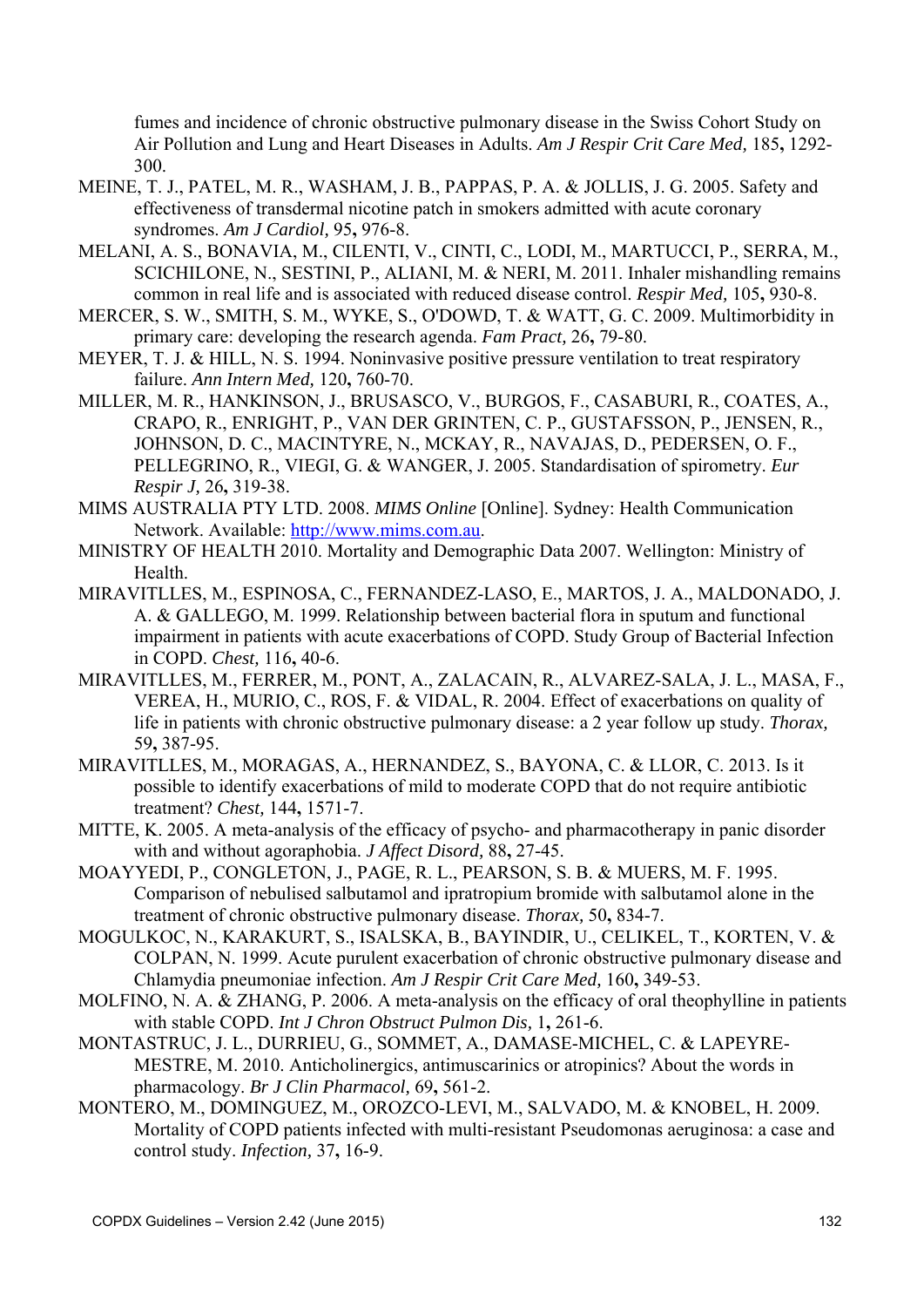fumes and incidence of chronic obstructive pulmonary disease in the Swiss Cohort Study on Air Pollution and Lung and Heart Diseases in Adults. *Am J Respir Crit Care Med,* 185**,** 1292-300.

MEINE, T. J., PATEL, M. R., WASHAM, J. B., PAPPAS, P. A. & JOLLIS, J. G. 2005. Safety and effectiveness of transdermal nicotine patch in smokers admitted with acute coronary syndromes. *Am J Cardiol,* 95**,** 976-8.

MELANI, A. S., BONAVIA, M., CILENTI, V., CINTI, C., LODI, M., MARTUCCI, P., SERRA, M., SCICHILONE, N., SESTINI, P., ALIANI, M. & NERI, M. 2011. Inhaler mishandling remains common in real life and is associated with reduced disease control. *Respir Med,* 105**,** 930-8.

MERCER, S. W., SMITH, S. M., WYKE, S., O'DOWD, T. & WATT, G. C. 2009. Multimorbidity in primary care: developing the research agenda. *Fam Pract,* 26**,** 79-80.

MEYER, T. J. & HILL, N. S. 1994. Noninvasive positive pressure ventilation to treat respiratory failure. *Ann Intern Med,* 120**,** 760-70.

MILLER, M. R., HANKINSON, J., BRUSASCO, V., BURGOS, F., CASABURI, R., COATES, A., CRAPO, R., ENRIGHT, P., VAN DER GRINTEN, C. P., GUSTAFSSON, P., JENSEN, R., JOHNSON, D. C., MACINTYRE, N., MCKAY, R., NAVAJAS, D., PEDERSEN, O. F., PELLEGRINO, R., VIEGI, G. & WANGER, J. 2005. Standardisation of spirometry. *Eur Respir J,* 26**,** 319-38.

MIMS AUSTRALIA PTY LTD. 2008. *MIMS Online* [Online]. Sydney: Health Communication Network. Available: http://www.mims.com.au.

MINISTRY OF HEALTH 2010. Mortality and Demographic Data 2007. Wellington: Ministry of Health.

MIRAVITLLES, M., ESPINOSA, C., FERNANDEZ-LASO, E., MARTOS, J. A., MALDONADO, J. A. & GALLEGO, M. 1999. Relationship between bacterial flora in sputum and functional impairment in patients with acute exacerbations of COPD. Study Group of Bacterial Infection in COPD. *Chest,* 116**,** 40-6.

MIRAVITLLES, M., FERRER, M., PONT, A., ZALACAIN, R., ALVAREZ-SALA, J. L., MASA, F., VEREA, H., MURIO, C., ROS, F. & VIDAL, R. 2004. Effect of exacerbations on quality of life in patients with chronic obstructive pulmonary disease: a 2 year follow up study. *Thorax,* 59**,** 387-95.

MIRAVITLLES, M., MORAGAS, A., HERNANDEZ, S., BAYONA, C. & LLOR, C. 2013. Is it possible to identify exacerbations of mild to moderate COPD that do not require antibiotic treatment? *Chest,* 144**,** 1571-7.

MITTE, K. 2005. A meta-analysis of the efficacy of psycho- and pharmacotherapy in panic disorder with and without agoraphobia. *J Affect Disord,* 88**,** 27-45.

MOAYYEDI, P., CONGLETON, J., PAGE, R. L., PEARSON, S. B. & MUERS, M. F. 1995. Comparison of nebulised salbutamol and ipratropium bromide with salbutamol alone in the treatment of chronic obstructive pulmonary disease. *Thorax,* 50**,** 834-7.

MOGULKOC, N., KARAKURT, S., ISALSKA, B., BAYINDIR, U., CELIKEL, T., KORTEN, V. & COLPAN, N. 1999. Acute purulent exacerbation of chronic obstructive pulmonary disease and Chlamydia pneumoniae infection. *Am J Respir Crit Care Med,* 160**,** 349-53.

MOLFINO, N. A. & ZHANG, P. 2006. A meta-analysis on the efficacy of oral theophylline in patients with stable COPD. *Int J Chron Obstruct Pulmon Dis,* 1**,** 261-6.

MONTASTRUC, J. L., DURRIEU, G., SOMMET, A., DAMASE-MICHEL, C. & LAPEYRE-MESTRE, M. 2010. Anticholinergics, antimuscarinics or atropinics? About the words in pharmacology. *Br J Clin Pharmacol,* 69**,** 561-2.

MONTERO, M., DOMINGUEZ, M., OROZCO-LEVI, M., SALVADO, M. & KNOBEL, H. 2009. Mortality of COPD patients infected with multi-resistant Pseudomonas aeruginosa: a case and control study. *Infection,* 37**,** 16-9.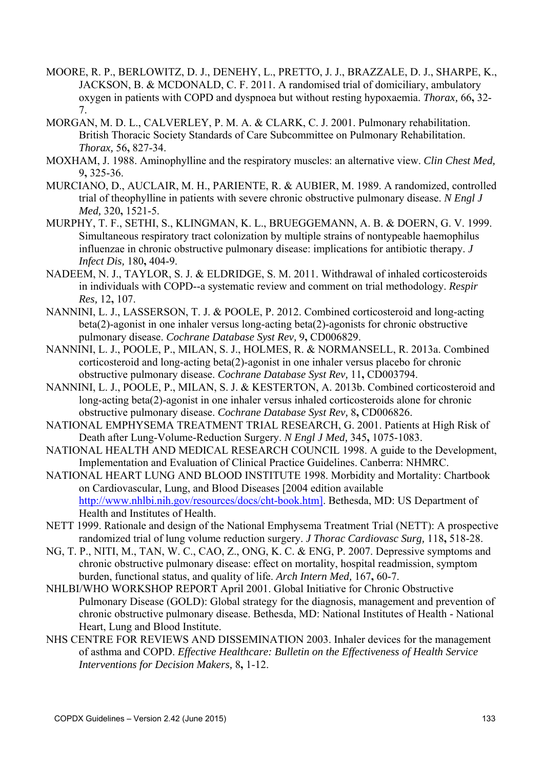MOORE, R. P., BERLOWITZ, D. J., DENEHY, L., PRETTO, J. J., BRAZZALE, D. J., SHARPE, K., JACKSON, B. & MCDONALD, C. F. 2011. A randomised trial of domiciliary, ambulatory oxygen in patients with COPD and dyspnoea but without resting hypoxaemia. *Thorax,* 66**,** 32-7.

MORGAN, M. D. L., CALVERLEY, P. M. A. & CLARK, C. J. 2001. Pulmonary rehabilitation. British Thoracic Society Standards of Care Subcommittee on Pulmonary Rehabilitation. *Thorax,* 56**,** 827-34.

MOXHAM, J. 1988. Aminophylline and the respiratory muscles: an alternative view. *Clin Chest Med,* 9**,** 325-36.

MURCIANO, D., AUCLAIR, M. H., PARIENTE, R. & AUBIER, M. 1989. A randomized, controlled trial of theophylline in patients with severe chronic obstructive pulmonary disease. *N Engl J Med,* 320**,** 1521-5.

MURPHY, T. F., SETHI, S., KLINGMAN, K. L., BRUEGGEMANN, A. B. & DOERN, G. V. 1999. Simultaneous respiratory tract colonization by multiple strains of nontypeable haemophilus influenzae in chronic obstructive pulmonary disease: implications for antibiotic therapy. *J Infect Dis,* 180**,** 404-9.

NADEEM, N. J., TAYLOR, S. J. & ELDRIDGE, S. M. 2011. Withdrawal of inhaled corticosteroids in individuals with COPD--a systematic review and comment on trial methodology. *Respir Res,* 12**,** 107.

NANNINI, L. J., LASSERSON, T. J. & POOLE, P. 2012. Combined corticosteroid and long-acting beta(2)-agonist in one inhaler versus long-acting beta(2)-agonists for chronic obstructive pulmonary disease. *Cochrane Database Syst Rev,* 9**,** CD006829.

NANNINI, L. J., POOLE, P., MILAN, S. J., HOLMES, R. & NORMANSELL, R. 2013a. Combined corticosteroid and long-acting beta(2)-agonist in one inhaler versus placebo for chronic obstructive pulmonary disease. *Cochrane Database Syst Rev,* 11**,** CD003794.

NANNINI, L. J., POOLE, P., MILAN, S. J. & KESTERTON, A. 2013b. Combined corticosteroid and long-acting beta(2)-agonist in one inhaler versus inhaled corticosteroids alone for chronic obstructive pulmonary disease. *Cochrane Database Syst Rev,* 8**,** CD006826.

NATIONAL EMPHYSEMA TREATMENT TRIAL RESEARCH, G. 2001. Patients at High Risk of Death after Lung-Volume-Reduction Surgery. *N Engl J Med,* 345**,** 1075-1083.

NATIONAL HEALTH AND MEDICAL RESEARCH COUNCIL 1998. A guide to the Development, Implementation and Evaluation of Clinical Practice Guidelines. Canberra: NHMRC.

NATIONAL HEART LUNG AND BLOOD INSTITUTE 1998. Morbidity and Mortality: Chartbook on Cardiovascular, Lung, and Blood Diseases [2004 edition available http://www.nhlbi.nih.gov/resources/docs/cht-book.htm]. Bethesda, MD: US Department of Health and Institutes of Health.

NETT 1999. Rationale and design of the National Emphysema Treatment Trial (NETT): A prospective randomized trial of lung volume reduction surgery. *J Thorac Cardiovasc Surg,* 118**,** 518-28.

NG, T. P., NITI, M., TAN, W. C., CAO, Z., ONG, K. C. & ENG, P. 2007. Depressive symptoms and chronic obstructive pulmonary disease: effect on mortality, hospital readmission, symptom burden, functional status, and quality of life. *Arch Intern Med,* 167**,** 60-7.

NHLBI/WHO WORKSHOP REPORT April 2001. Global Initiative for Chronic Obstructive Pulmonary Disease (GOLD): Global strategy for the diagnosis, management and prevention of chronic obstructive pulmonary disease. Bethesda, MD: National Institutes of Health - National Heart, Lung and Blood Institute.

NHS CENTRE FOR REVIEWS AND DISSEMINATION 2003. Inhaler devices for the management of asthma and COPD. *Effective Healthcare: Bulletin on the Effectiveness of Health Service Interventions for Decision Makers,* 8**,** 1-12.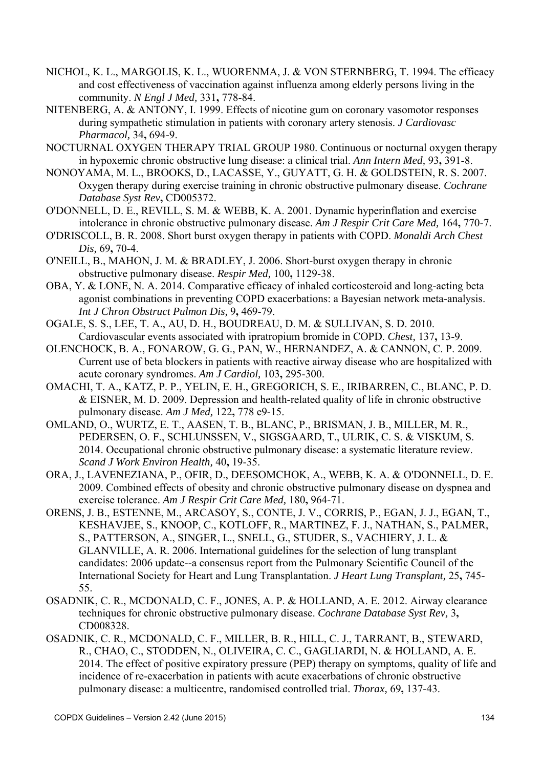NICHOL, K. L., MARGOLIS, K. L., WUORENMA, J. & VON STERNBERG, T. 1994. The efficacy and cost effectiveness of vaccination against influenza among elderly persons living in the community. *N Engl J Med,* 331**,** 778-84.

NITENBERG, A. & ANTONY, I. 1999. Effects of nicotine gum on coronary vasomotor responses during sympathetic stimulation in patients with coronary artery stenosis. *J Cardiovasc Pharmacol,* 34**,** 694-9.

NOCTURNAL OXYGEN THERAPY TRIAL GROUP 1980. Continuous or nocturnal oxygen therapy in hypoxemic chronic obstructive lung disease: a clinical trial. *Ann Intern Med,* 93**,** 391-8.

NONOYAMA, M. L., BROOKS, D., LACASSE, Y., GUYATT, G. H. & GOLDSTEIN, R. S. 2007. Oxygen therapy during exercise training in chronic obstructive pulmonary disease. *Cochrane Database Syst Rev***,** CD005372.

O'DONNELL, D. E., REVILL, S. M. & WEBB, K. A. 2001. Dynamic hyperinflation and exercise intolerance in chronic obstructive pulmonary disease. *Am J Respir Crit Care Med,* 164**,** 770-7.

O'DRISCOLL, B. R. 2008. Short burst oxygen therapy in patients with COPD. *Monaldi Arch Chest Dis,* 69**,** 70-4.

O'NEILL, B., MAHON, J. M. & BRADLEY, J. 2006. Short-burst oxygen therapy in chronic obstructive pulmonary disease. *Respir Med,* 100**,** 1129-38.

OBA, Y. & LONE, N. A. 2014. Comparative efficacy of inhaled corticosteroid and long-acting beta agonist combinations in preventing COPD exacerbations: a Bayesian network meta-analysis. *Int J Chron Obstruct Pulmon Dis,* 9**,** 469-79.

OGALE, S. S., LEE, T. A., AU, D. H., BOUDREAU, D. M. & SULLIVAN, S. D. 2010. Cardiovascular events associated with ipratropium bromide in COPD. *Chest,* 137**,** 13-9.

OLENCHOCK, B. A., FONAROW, G. G., PAN, W., HERNANDEZ, A. & CANNON, C. P. 2009. Current use of beta blockers in patients with reactive airway disease who are hospitalized with acute coronary syndromes. *Am J Cardiol,* 103**,** 295-300.

OMACHI, T. A., KATZ, P. P., YELIN, E. H., GREGORICH, S. E., IRIBARREN, C., BLANC, P. D. & EISNER, M. D. 2009. Depression and health-related quality of life in chronic obstructive pulmonary disease. *Am J Med,* 122**,** 778 e9-15.

OMLAND, O., WURTZ, E. T., AASEN, T. B., BLANC, P., BRISMAN, J. B., MILLER, M. R., PEDERSEN, O. F., SCHLUNSSEN, V., SIGSGAARD, T., ULRIK, C. S. & VISKUM, S. 2014. Occupational chronic obstructive pulmonary disease: a systematic literature review. *Scand J Work Environ Health,* 40**,** 19-35.

ORA, J., LAVENEZIANA, P., OFIR, D., DEESOMCHOK, A., WEBB, K. A. & O'DONNELL, D. E. 2009. Combined effects of obesity and chronic obstructive pulmonary disease on dyspnea and exercise tolerance. *Am J Respir Crit Care Med,* 180**,** 964-71.

ORENS, J. B., ESTENNE, M., ARCASOY, S., CONTE, J. V., CORRIS, P., EGAN, J. J., EGAN, T., KESHAVJEE, S., KNOOP, C., KOTLOFF, R., MARTINEZ, F. J., NATHAN, S., PALMER, S., PATTERSON, A., SINGER, L., SNELL, G., STUDER, S., VACHIERY, J. L. & GLANVILLE, A. R. 2006. International guidelines for the selection of lung transplant candidates: 2006 update--a consensus report from the Pulmonary Scientific Council of the International Society for Heart and Lung Transplantation. *J Heart Lung Transplant,* 25**,** 745-55.

OSADNIK, C. R., MCDONALD, C. F., JONES, A. P. & HOLLAND, A. E. 2012. Airway clearance techniques for chronic obstructive pulmonary disease. *Cochrane Database Syst Rev,* 3**,** CD008328.

OSADNIK, C. R., MCDONALD, C. F., MILLER, B. R., HILL, C. J., TARRANT, B., STEWARD, R., CHAO, C., STODDEN, N., OLIVEIRA, C. C., GAGLIARDI, N. & HOLLAND, A. E. 2014. The effect of positive expiratory pressure (PEP) therapy on symptoms, quality of life and incidence of re-exacerbation in patients with acute exacerbations of chronic obstructive pulmonary disease: a multicentre, randomised controlled trial. *Thorax,* 69**,** 137-43.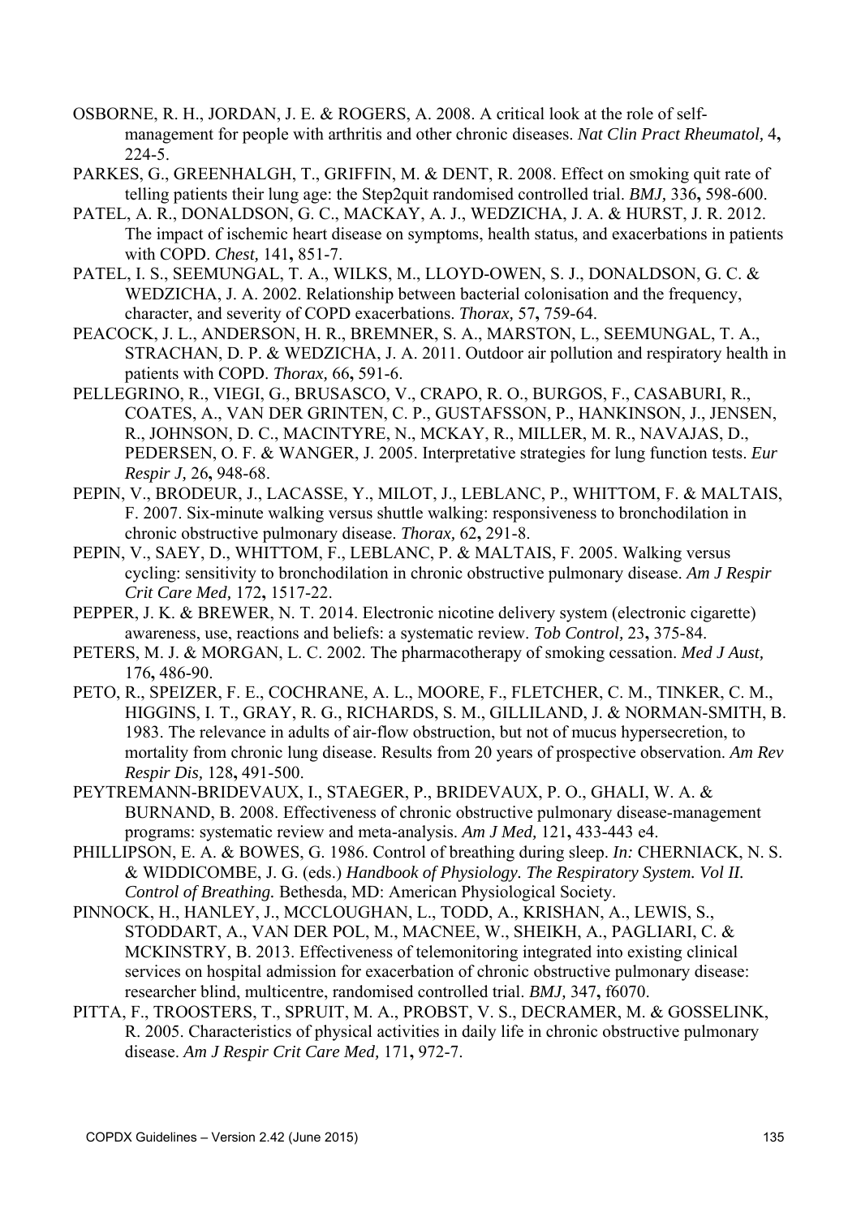OSBORNE, R. H., JORDAN, J. E. & ROGERS, A. 2008. A critical look at the role of self-management for people with arthritis and other chronic diseases. *Nat Clin Pract Rheumatol,* 4**,** 224-5.

PARKES, G., GREENHALGH, T., GRIFFIN, M. & DENT, R. 2008. Effect on smoking quit rate of telling patients their lung age: the Step2quit randomised controlled trial. *BMJ,* 336**,** 598-600.

PATEL, A. R., DONALDSON, G. C., MACKAY, A. J., WEDZICHA, J. A. & HURST, J. R. 2012. The impact of ischemic heart disease on symptoms, health status, and exacerbations in patients with COPD. *Chest,* 141**,** 851-7.

PATEL, I. S., SEEMUNGAL, T. A., WILKS, M., LLOYD-OWEN, S. J., DONALDSON, G. C. & WEDZICHA, J. A. 2002. Relationship between bacterial colonisation and the frequency, character, and severity of COPD exacerbations. *Thorax,* 57**,** 759-64.

PEACOCK, J. L., ANDERSON, H. R., BREMNER, S. A., MARSTON, L., SEEMUNGAL, T. A., STRACHAN, D. P. & WEDZICHA, J. A. 2011. Outdoor air pollution and respiratory health in patients with COPD. *Thorax,* 66**,** 591-6.

PELLEGRINO, R., VIEGI, G., BRUSASCO, V., CRAPO, R. O., BURGOS, F., CASABURI, R., COATES, A., VAN DER GRINTEN, C. P., GUSTAFSSON, P., HANKINSON, J., JENSEN, R., JOHNSON, D. C., MACINTYRE, N., MCKAY, R., MILLER, M. R., NAVAJAS, D., PEDERSEN, O. F. & WANGER, J. 2005. Interpretative strategies for lung function tests. *Eur Respir J,* 26**,** 948-68.

PEPIN, V., BRODEUR, J., LACASSE, Y., MILOT, J., LEBLANC, P., WHITTOM, F. & MALTAIS, F. 2007. Six-minute walking versus shuttle walking: responsiveness to bronchodilation in chronic obstructive pulmonary disease. *Thorax,* 62**,** 291-8.

PEPIN, V., SAEY, D., WHITTOM, F., LEBLANC, P. & MALTAIS, F. 2005. Walking versus cycling: sensitivity to bronchodilation in chronic obstructive pulmonary disease. *Am J Respir Crit Care Med,* 172**,** 1517-22.

PEPPER, J. K. & BREWER, N. T. 2014. Electronic nicotine delivery system (electronic cigarette) awareness, use, reactions and beliefs: a systematic review. *Tob Control,* 23**,** 375-84.

PETERS, M. J. & MORGAN, L. C. 2002. The pharmacotherapy of smoking cessation. *Med J Aust,* 176**,** 486-90.

PETO, R., SPEIZER, F. E., COCHRANE, A. L., MOORE, F., FLETCHER, C. M., TINKER, C. M., HIGGINS, I. T., GRAY, R. G., RICHARDS, S. M., GILLILAND, J. & NORMAN-SMITH, B. 1983. The relevance in adults of air-flow obstruction, but not of mucus hypersecretion, to mortality from chronic lung disease. Results from 20 years of prospective observation. *Am Rev Respir Dis,* 128**,** 491-500.

PEYTREMANN-BRIDEVAUX, I., STAEGER, P., BRIDEVAUX, P. O., GHALI, W. A. & BURNAND, B. 2008. Effectiveness of chronic obstructive pulmonary disease-management programs: systematic review and meta-analysis. *Am J Med,* 121**,** 433-443 e4.

PHILLIPSON, E. A. & BOWES, G. 1986. Control of breathing during sleep. *In:* CHERNIACK, N. S. & WIDDICOMBE, J. G. (eds.) *Handbook of Physiology. The Respiratory System. Vol II. Control of Breathing.* Bethesda, MD: American Physiological Society.

PINNOCK, H., HANLEY, J., MCCLOUGHAN, L., TODD, A., KRISHAN, A., LEWIS, S., STODDART, A., VAN DER POL, M., MACNEE, W., SHEIKH, A., PAGLIARI, C. & MCKINSTRY, B. 2013. Effectiveness of telemonitoring integrated into existing clinical services on hospital admission for exacerbation of chronic obstructive pulmonary disease: researcher blind, multicentre, randomised controlled trial. *BMJ,* 347**,** f6070.

PITTA, F., TROOSTERS, T., SPRUIT, M. A., PROBST, V. S., DECRAMER, M. & GOSSELINK, R. 2005. Characteristics of physical activities in daily life in chronic obstructive pulmonary disease. *Am J Respir Crit Care Med,* 171**,** 972-7.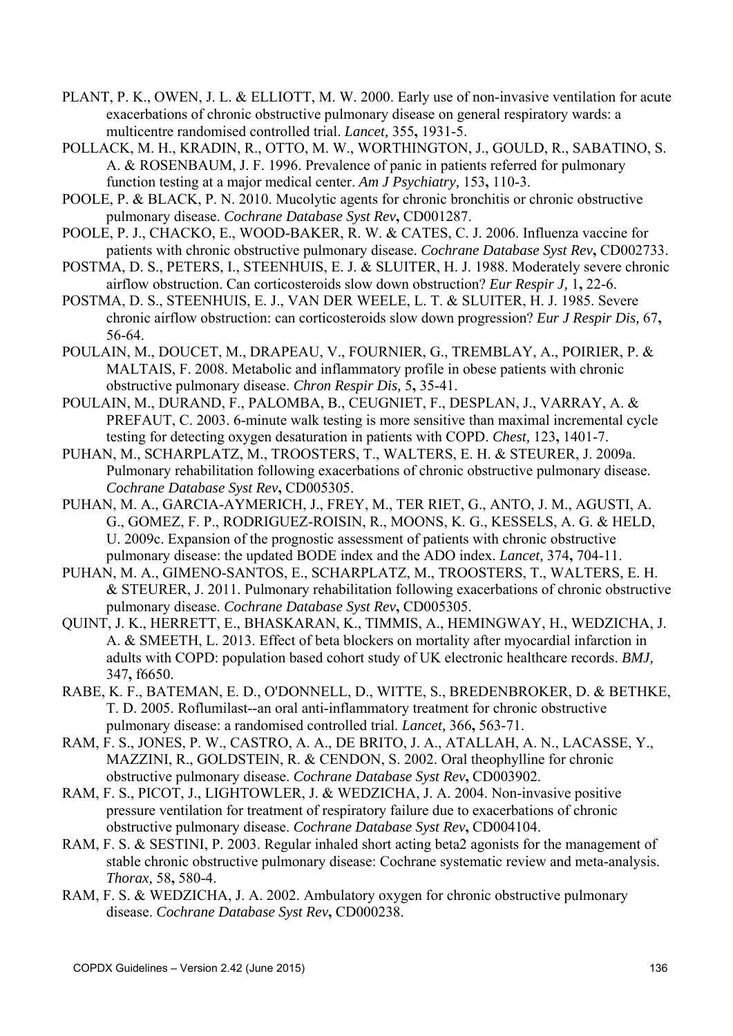PLANT, P. K., OWEN, J. L. & ELLIOTT, M. W. 2000. Early use of non-invasive ventilation for acute exacerbations of chronic obstructive pulmonary disease on general respiratory wards: a multicentre randomised controlled trial. *Lancet,* 355**,** 1931-5.

POLLACK, M. H., KRADIN, R., OTTO, M. W., WORTHINGTON, J., GOULD, R., SABATINO, S. A. & ROSENBAUM, J. F. 1996. Prevalence of panic in patients referred for pulmonary function testing at a major medical center. *Am J Psychiatry,* 153**,** 110-3.

POOLE, P. & BLACK, P. N. 2010. Mucolytic agents for chronic bronchitis or chronic obstructive pulmonary disease. *Cochrane Database Syst Rev***,** CD001287.

POOLE, P. J., CHACKO, E., WOOD-BAKER, R. W. & CATES, C. J. 2006. Influenza vaccine for patients with chronic obstructive pulmonary disease. *Cochrane Database Syst Rev***,** CD002733.

POSTMA, D. S., PETERS, I., STEENHUIS, E. J. & SLUITER, H. J. 1988. Moderately severe chronic airflow obstruction. Can corticosteroids slow down obstruction? *Eur Respir J,* 1**,** 22-6.

POSTMA, D. S., STEENHUIS, E. J., VAN DER WEELE, L. T. & SLUITER, H. J. 1985. Severe chronic airflow obstruction: can corticosteroids slow down progression? *Eur J Respir Dis,* 67**,** 56-64.

POULAIN, M., DOUCET, M., DRAPEAU, V., FOURNIER, G., TREMBLAY, A., POIRIER, P. & MALTAIS, F. 2008. Metabolic and inflammatory profile in obese patients with chronic obstructive pulmonary disease. *Chron Respir Dis,* 5**,** 35-41.

POULAIN, M., DURAND, F., PALOMBA, B., CEUGNIET, F., DESPLAN, J., VARRAY, A. & PREFAUT, C. 2003. 6-minute walk testing is more sensitive than maximal incremental cycle testing for detecting oxygen desaturation in patients with COPD. *Chest,* 123**,** 1401-7.

PUHAN, M., SCHARPLATZ, M., TROOSTERS, T., WALTERS, E. H. & STEURER, J. 2009a. Pulmonary rehabilitation following exacerbations of chronic obstructive pulmonary disease. *Cochrane Database Syst Rev***,** CD005305.

PUHAN, M. A., GARCIA-AYMERICH, J., FREY, M., TER RIET, G., ANTO, J. M., AGUSTI, A. G., GOMEZ, F. P., RODRIGUEZ-ROISIN, R., MOONS, K. G., KESSELS, A. G. & HELD, U. 2009c. Expansion of the prognostic assessment of patients with chronic obstructive pulmonary disease: the updated BODE index and the ADO index. *Lancet,* 374**,** 704-11.

PUHAN, M. A., GIMENO-SANTOS, E., SCHARPLATZ, M., TROOSTERS, T., WALTERS, E. H. & STEURER, J. 2011. Pulmonary rehabilitation following exacerbations of chronic obstructive pulmonary disease. *Cochrane Database Syst Rev***,** CD005305.

QUINT, J. K., HERRETT, E., BHASKARAN, K., TIMMIS, A., HEMINGWAY, H., WEDZICHA, J. A. & SMEETH, L. 2013. Effect of beta blockers on mortality after myocardial infarction in adults with COPD: population based cohort study of UK electronic healthcare records. *BMJ,* 347**,** f6650.

RABE, K. F., BATEMAN, E. D., O'DONNELL, D., WITTE, S., BREDENBROKER, D. & BETHKE, T. D. 2005. Roflumilast--an oral anti-inflammatory treatment for chronic obstructive pulmonary disease: a randomised controlled trial. *Lancet,* 366**,** 563-71.

RAM, F. S., JONES, P. W., CASTRO, A. A., DE BRITO, J. A., ATALLAH, A. N., LACASSE, Y., MAZZINI, R., GOLDSTEIN, R. & CENDON, S. 2002. Oral theophylline for chronic obstructive pulmonary disease. *Cochrane Database Syst Rev***,** CD003902.

RAM, F. S., PICOT, J., LIGHTOWLER, J. & WEDZICHA, J. A. 2004. Non-invasive positive pressure ventilation for treatment of respiratory failure due to exacerbations of chronic obstructive pulmonary disease. *Cochrane Database Syst Rev***,** CD004104.

RAM, F. S. & SESTINI, P. 2003. Regular inhaled short acting beta2 agonists for the management of stable chronic obstructive pulmonary disease: Cochrane systematic review and meta-analysis. *Thorax,* 58**,** 580-4.

RAM, F. S. & WEDZICHA, J. A. 2002. Ambulatory oxygen for chronic obstructive pulmonary disease. *Cochrane Database Syst Rev***,** CD000238.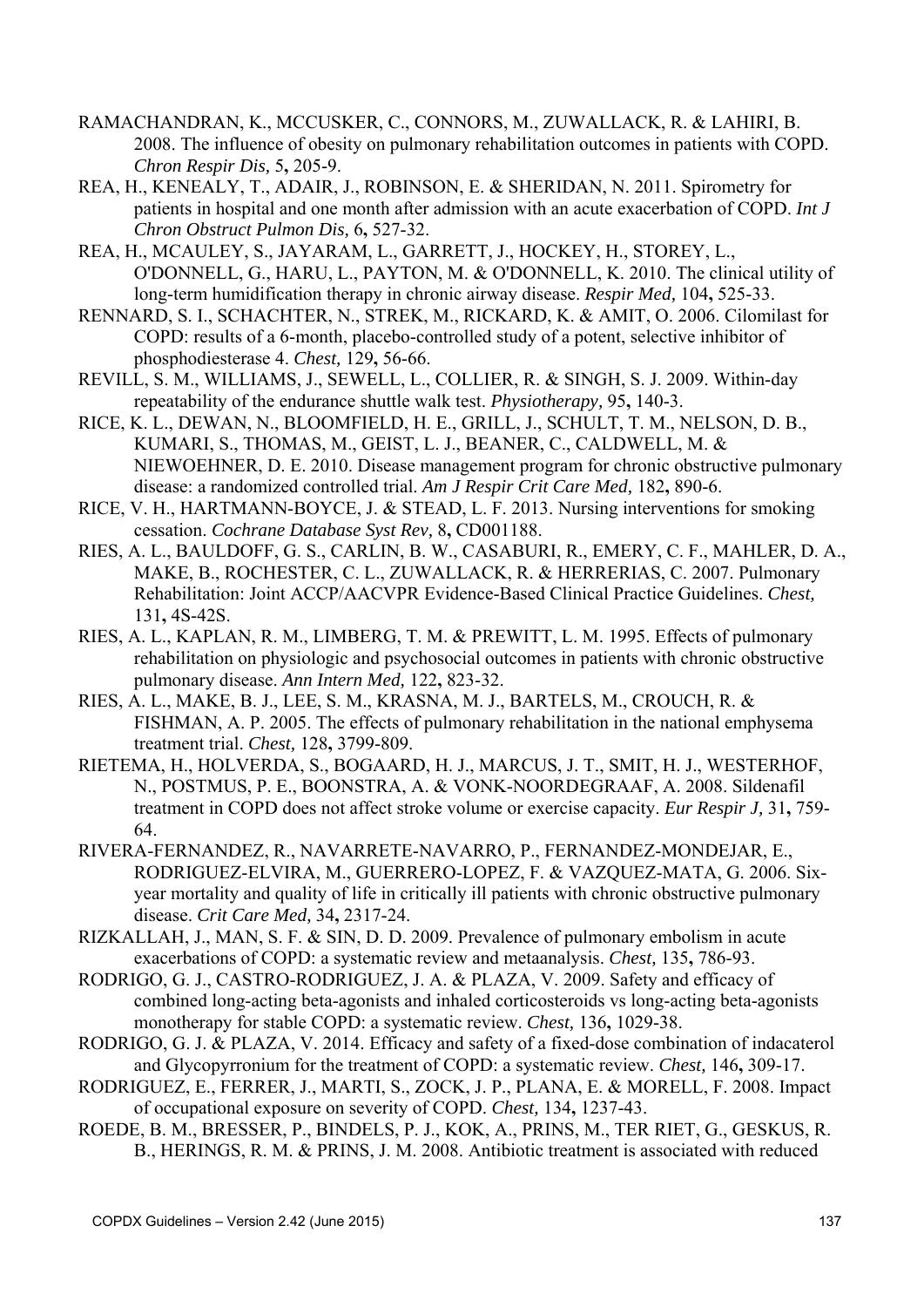RAMACHANDRAN, K., MCCUSKER, C., CONNORS, M., ZUWALLACK, R. & LAHIRI, B. 2008. The influence of obesity on pulmonary rehabilitation outcomes in patients with COPD. *Chron Respir Dis,* 5**,** 205-9.

REA, H., KENEALY, T., ADAIR, J., ROBINSON, E. & SHERIDAN, N. 2011. Spirometry for patients in hospital and one month after admission with an acute exacerbation of COPD. *Int J Chron Obstruct Pulmon Dis,* 6**,** 527-32.

REA, H., MCAULEY, S., JAYARAM, L., GARRETT, J., HOCKEY, H., STOREY, L., O'DONNELL, G., HARU, L., PAYTON, M. & O'DONNELL, K. 2010. The clinical utility of long-term humidification therapy in chronic airway disease. *Respir Med,* 104**,** 525-33.

RENNARD, S. I., SCHACHTER, N., STREK, M., RICKARD, K. & AMIT, O. 2006. Cilomilast for COPD: results of a 6-month, placebo-controlled study of a potent, selective inhibitor of phosphodiesterase 4. *Chest,* 129**,** 56-66.

REVILL, S. M., WILLIAMS, J., SEWELL, L., COLLIER, R. & SINGH, S. J. 2009. Within-day repeatability of the endurance shuttle walk test. *Physiotherapy,* 95**,** 140-3.

RICE, K. L., DEWAN, N., BLOOMFIELD, H. E., GRILL, J., SCHULT, T. M., NELSON, D. B., KUMARI, S., THOMAS, M., GEIST, L. J., BEANER, C., CALDWELL, M. & NIEWOEHNER, D. E. 2010. Disease management program for chronic obstructive pulmonary disease: a randomized controlled trial. *Am J Respir Crit Care Med,* 182**,** 890-6.

RICE, V. H., HARTMANN-BOYCE, J. & STEAD, L. F. 2013. Nursing interventions for smoking cessation. *Cochrane Database Syst Rev,* 8**,** CD001188.

RIES, A. L., BAULDOFF, G. S., CARLIN, B. W., CASABURI, R., EMERY, C. F., MAHLER, D. A., MAKE, B., ROCHESTER, C. L., ZUWALLACK, R. & HERRERIAS, C. 2007. Pulmonary Rehabilitation: Joint ACCP/AACVPR Evidence-Based Clinical Practice Guidelines. *Chest,* 131**,** 4S-42S.

RIES, A. L., KAPLAN, R. M., LIMBERG, T. M. & PREWITT, L. M. 1995. Effects of pulmonary rehabilitation on physiologic and psychosocial outcomes in patients with chronic obstructive pulmonary disease. *Ann Intern Med,* 122**,** 823-32.

RIES, A. L., MAKE, B. J., LEE, S. M., KRASNA, M. J., BARTELS, M., CROUCH, R. & FISHMAN, A. P. 2005. The effects of pulmonary rehabilitation in the national emphysema treatment trial. *Chest,* 128**,** 3799-809.

RIETEMA, H., HOLVERDA, S., BOGAARD, H. J., MARCUS, J. T., SMIT, H. J., WESTERHOF, N., POSTMUS, P. E., BOONSTRA, A. & VONK-NOORDEGRAAF, A. 2008. Sildenafil treatment in COPD does not affect stroke volume or exercise capacity. *Eur Respir J,* 31**,** 759-64.

RIVERA-FERNANDEZ, R., NAVARRETE-NAVARRO, P., FERNANDEZ-MONDEJAR, E., RODRIGUEZ-ELVIRA, M., GUERRERO-LOPEZ, F. & VAZQUEZ-MATA, G. 2006. Six-year mortality and quality of life in critically ill patients with chronic obstructive pulmonary disease. *Crit Care Med,* 34**,** 2317-24.

RIZKALLAH, J., MAN, S. F. & SIN, D. D. 2009. Prevalence of pulmonary embolism in acute exacerbations of COPD: a systematic review and metaanalysis. *Chest,* 135**,** 786-93.

RODRIGO, G. J., CASTRO-RODRIGUEZ, J. A. & PLAZA, V. 2009. Safety and efficacy of combined long-acting beta-agonists and inhaled corticosteroids vs long-acting beta-agonists monotherapy for stable COPD: a systematic review. *Chest,* 136**,** 1029-38.

RODRIGO, G. J. & PLAZA, V. 2014. Efficacy and safety of a fixed-dose combination of indacaterol and Glycopyrronium for the treatment of COPD: a systematic review. *Chest,* 146**,** 309-17.

RODRIGUEZ, E., FERRER, J., MARTI, S., ZOCK, J. P., PLANA, E. & MORELL, F. 2008. Impact of occupational exposure on severity of COPD. *Chest,* 134**,** 1237-43.

ROEDE, B. M., BRESSER, P., BINDELS, P. J., KOK, A., PRINS, M., TER RIET, G., GESKUS, R. B., HERINGS, R. M. & PRINS, J. M. 2008. Antibiotic treatment is associated with reduced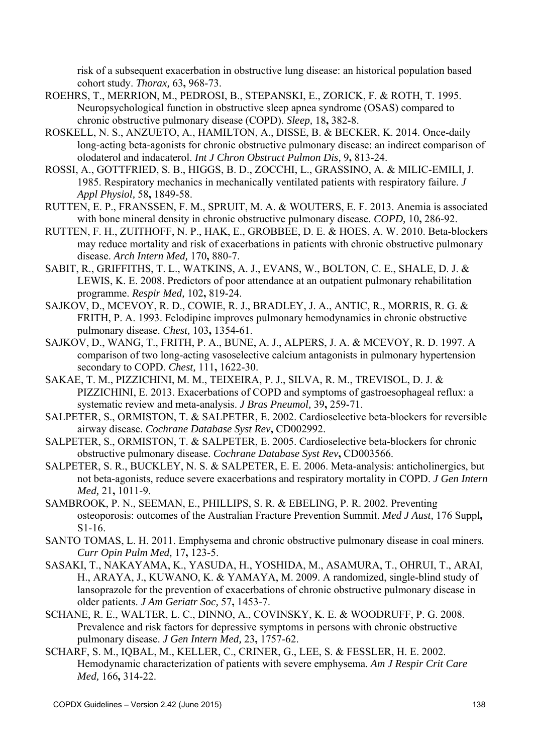risk of a subsequent exacerbation in obstructive lung disease: an historical population based cohort study. *Thorax,* 63**,** 968-73.

ROEHRS, T., MERRION, M., PEDROSI, B., STEPANSKI, E., ZORICK, F. & ROTH, T. 1995. Neuropsychological function in obstructive sleep apnea syndrome (OSAS) compared to chronic obstructive pulmonary disease (COPD). *Sleep,* 18**,** 382-8.

ROSKELL, N. S., ANZUETO, A., HAMILTON, A., DISSE, B. & BECKER, K. 2014. Once-daily long-acting beta-agonists for chronic obstructive pulmonary disease: an indirect comparison of olodaterol and indacaterol. *Int J Chron Obstruct Pulmon Dis,* 9**,** 813-24.

ROSSI, A., GOTTFRIED, S. B., HIGGS, B. D., ZOCCHI, L., GRASSINO, A. & MILIC-EMILI, J. 1985. Respiratory mechanics in mechanically ventilated patients with respiratory failure. *J Appl Physiol,* 58**,** 1849-58.

RUTTEN, E. P., FRANSSEN, F. M., SPRUIT, M. A. & WOUTERS, E. F. 2013. Anemia is associated with bone mineral density in chronic obstructive pulmonary disease. *COPD,* 10**,** 286-92.

RUTTEN, F. H., ZUITHOFF, N. P., HAK, E., GROBBEE, D. E. & HOES, A. W. 2010. Beta-blockers may reduce mortality and risk of exacerbations in patients with chronic obstructive pulmonary disease. *Arch Intern Med,* 170**,** 880-7.

SABIT, R., GRIFFITHS, T. L., WATKINS, A. J., EVANS, W., BOLTON, C. E., SHALE, D. J. & LEWIS, K. E. 2008. Predictors of poor attendance at an outpatient pulmonary rehabilitation programme. *Respir Med,* 102**,** 819-24.

SAJKOV, D., MCEVOY, R. D., COWIE, R. J., BRADLEY, J. A., ANTIC, R., MORRIS, R. G. & FRITH, P. A. 1993. Felodipine improves pulmonary hemodynamics in chronic obstructive pulmonary disease. *Chest,* 103**,** 1354-61.

SAJKOV, D., WANG, T., FRITH, P. A., BUNE, A. J., ALPERS, J. A. & MCEVOY, R. D. 1997. A comparison of two long-acting vasoselective calcium antagonists in pulmonary hypertension secondary to COPD. *Chest,* 111**,** 1622-30.

SAKAE, T. M., PIZZICHINI, M. M., TEIXEIRA, P. J., SILVA, R. M., TREVISOL, D. J. & PIZZICHINI, E. 2013. Exacerbations of COPD and symptoms of gastroesophageal reflux: a systematic review and meta-analysis. *J Bras Pneumol,* 39**,** 259-71.

SALPETER, S., ORMISTON, T. & SALPETER, E. 2002. Cardioselective beta-blockers for reversible airway disease. *Cochrane Database Syst Rev***,** CD002992.

SALPETER, S., ORMISTON, T. & SALPETER, E. 2005. Cardioselective beta-blockers for chronic obstructive pulmonary disease. *Cochrane Database Syst Rev***,** CD003566.

SALPETER, S. R., BUCKLEY, N. S. & SALPETER, E. E. 2006. Meta-analysis: anticholinergics, but not beta-agonists, reduce severe exacerbations and respiratory mortality in COPD. *J Gen Intern Med,* 21**,** 1011-9.

SAMBROOK, P. N., SEEMAN, E., PHILLIPS, S. R. & EBELING, P. R. 2002. Preventing osteoporosis: outcomes of the Australian Fracture Prevention Summit. *Med J Aust,* 176 Suppl**,** S1-16.

SANTO TOMAS, L. H. 2011. Emphysema and chronic obstructive pulmonary disease in coal miners. *Curr Opin Pulm Med,* 17**,** 123-5.

SASAKI, T., NAKAYAMA, K., YASUDA, H., YOSHIDA, M., ASAMURA, T., OHRUI, T., ARAI, H., ARAYA, J., KUWANO, K. & YAMAYA, M. 2009. A randomized, single-blind study of lansoprazole for the prevention of exacerbations of chronic obstructive pulmonary disease in older patients. *J Am Geriatr Soc,* 57**,** 1453-7.

SCHANE, R. E., WALTER, L. C., DINNO, A., COVINSKY, K. E. & WOODRUFF, P. G. 2008. Prevalence and risk factors for depressive symptoms in persons with chronic obstructive pulmonary disease. *J Gen Intern Med,* 23**,** 1757-62.

SCHARF, S. M., IQBAL, M., KELLER, C., CRINER, G., LEE, S. & FESSLER, H. E. 2002. Hemodynamic characterization of patients with severe emphysema. *Am J Respir Crit Care Med,* 166**,** 314-22.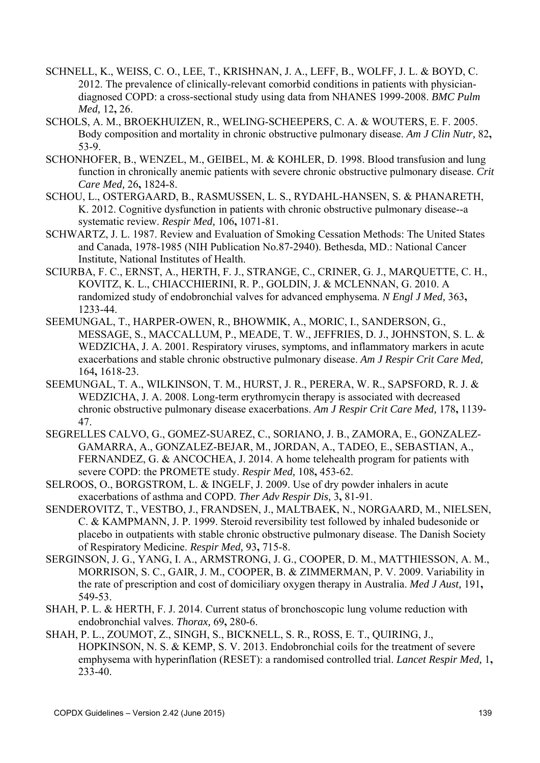SCHNELL, K., WEISS, C. O., LEE, T., KRISHNAN, J. A., LEFF, B., WOLFF, J. L. & BOYD, C. 2012. The prevalence of clinically-relevant comorbid conditions in patients with physician-diagnosed COPD: a cross-sectional study using data from NHANES 1999-2008. *BMC Pulm Med,* 12**,** 26.

SCHOLS, A. M., BROEKHUIZEN, R., WELING-SCHEEPERS, C. A. & WOUTERS, E. F. 2005. Body composition and mortality in chronic obstructive pulmonary disease. *Am J Clin Nutr,* 82**,** 53-9.

SCHONHOFER, B., WENZEL, M., GEIBEL, M. & KOHLER, D. 1998. Blood transfusion and lung function in chronically anemic patients with severe chronic obstructive pulmonary disease. *Crit Care Med,* 26**,** 1824-8.

SCHOU, L., OSTERGAARD, B., RASMUSSEN, L. S., RYDAHL-HANSEN, S. & PHANARETH, K. 2012. Cognitive dysfunction in patients with chronic obstructive pulmonary disease--a systematic review. *Respir Med,* 106**,** 1071-81.

SCHWARTZ, J. L. 1987. Review and Evaluation of Smoking Cessation Methods: The United States and Canada, 1978-1985 (NIH Publication No.87-2940). Bethesda, MD.: National Cancer Institute, National Institutes of Health.

SCIURBA, F. C., ERNST, A., HERTH, F. J., STRANGE, C., CRINER, G. J., MARQUETTE, C. H., KOVITZ, K. L., CHIACCHIERINI, R. P., GOLDIN, J. & MCLENNAN, G. 2010. A randomized study of endobronchial valves for advanced emphysema. *N Engl J Med,* 363**,** 1233-44.

SEEMUNGAL, T., HARPER-OWEN, R., BHOWMIK, A., MORIC, I., SANDERSON, G., MESSAGE, S., MACCALLUM, P., MEADE, T. W., JEFFRIES, D. J., JOHNSTON, S. L. & WEDZICHA, J. A. 2001. Respiratory viruses, symptoms, and inflammatory markers in acute exacerbations and stable chronic obstructive pulmonary disease. *Am J Respir Crit Care Med,* 164**,** 1618-23.

SEEMUNGAL, T. A., WILKINSON, T. M., HURST, J. R., PERERA, W. R., SAPSFORD, R. J. & WEDZICHA, J. A. 2008. Long-term erythromycin therapy is associated with decreased chronic obstructive pulmonary disease exacerbations. *Am J Respir Crit Care Med,* 178**,** 1139-47.

SEGRELLES CALVO, G., GOMEZ-SUAREZ, C., SORIANO, J. B., ZAMORA, E., GONZALEZ-GAMARRA, A., GONZALEZ-BEJAR, M., JORDAN, A., TADEO, E., SEBASTIAN, A., FERNANDEZ, G. & ANCOCHEA, J. 2014. A home telehealth program for patients with severe COPD: the PROMETE study. *Respir Med,* 108**,** 453-62.

SELROOS, O., BORGSTROM, L. & INGELF, J. 2009. Use of dry powder inhalers in acute exacerbations of asthma and COPD. *Ther Adv Respir Dis,* 3**,** 81-91.

SENDEROVITZ, T., VESTBO, J., FRANDSEN, J., MALTBAEK, N., NORGAARD, M., NIELSEN, C. & KAMPMANN, J. P. 1999. Steroid reversibility test followed by inhaled budesonide or placebo in outpatients with stable chronic obstructive pulmonary disease. The Danish Society of Respiratory Medicine. *Respir Med,* 93**,** 715-8.

SERGINSON, J. G., YANG, I. A., ARMSTRONG, J. G., COOPER, D. M., MATTHIESSON, A. M., MORRISON, S. C., GAIR, J. M., COOPER, B. & ZIMMERMAN, P. V. 2009. Variability in the rate of prescription and cost of domiciliary oxygen therapy in Australia. *Med J Aust,* 191**,** 549-53.

SHAH, P. L. & HERTH, F. J. 2014. Current status of bronchoscopic lung volume reduction with endobronchial valves. *Thorax,* 69**,** 280-6.

SHAH, P. L., ZOUMOT, Z., SINGH, S., BICKNELL, S. R., ROSS, E. T., QUIRING, J., HOPKINSON, N. S. & KEMP, S. V. 2013. Endobronchial coils for the treatment of severe emphysema with hyperinflation (RESET): a randomised controlled trial. *Lancet Respir Med,* 1**,** 233-40.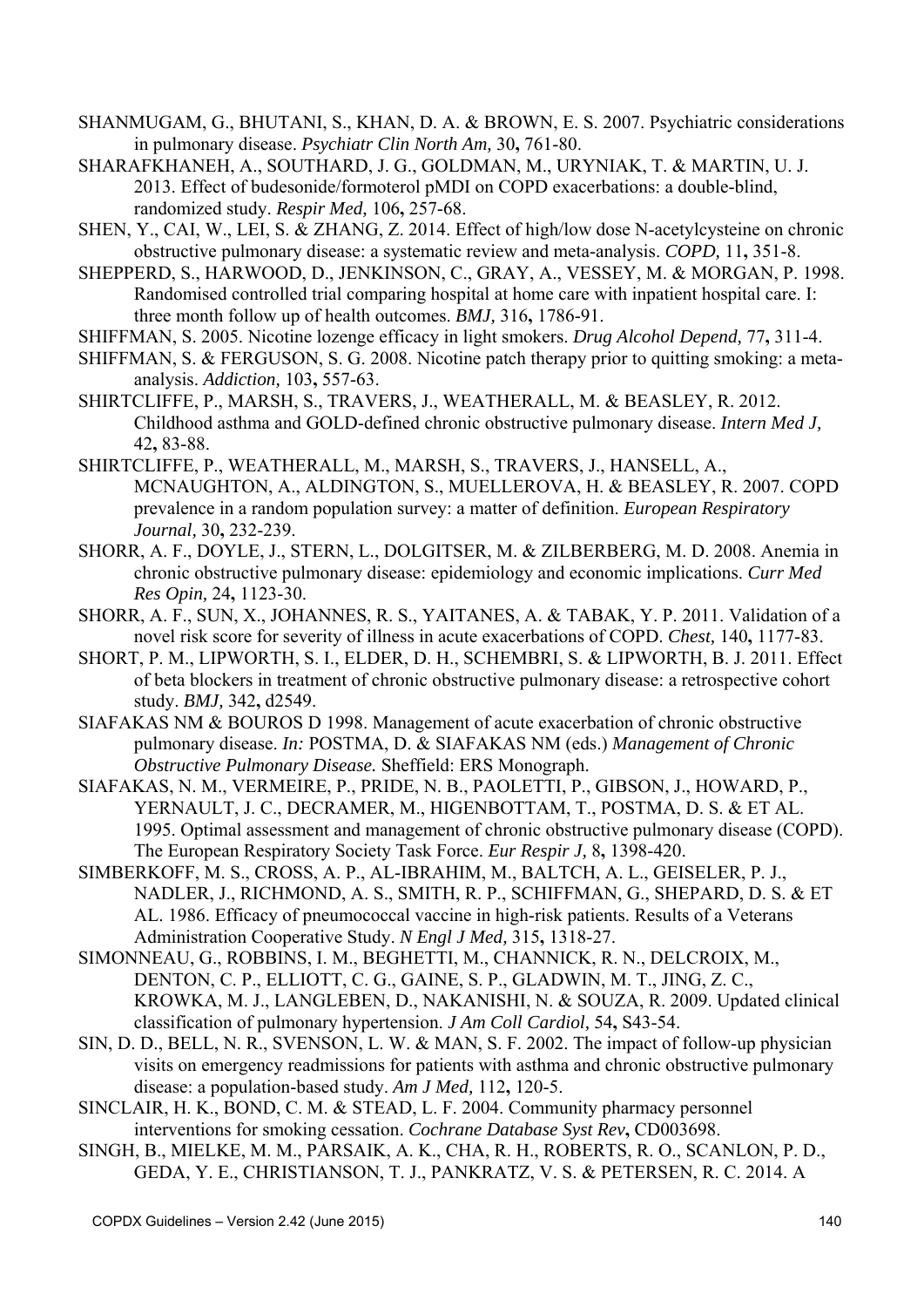SHANMUGAM, G., BHUTANI, S., KHAN, D. A. & BROWN, E. S. 2007. Psychiatric considerations in pulmonary disease. *Psychiatr Clin North Am,* 30**,** 761-80.

SHARAFKHANEH, A., SOUTHARD, J. G., GOLDMAN, M., URYNIAK, T. & MARTIN, U. J. 2013. Effect of budesonide/formoterol pMDI on COPD exacerbations: a double-blind, randomized study. *Respir Med,* 106**,** 257-68.

SHEN, Y., CAI, W., LEI, S. & ZHANG, Z. 2014. Effect of high/low dose N-acetylcysteine on chronic obstructive pulmonary disease: a systematic review and meta-analysis. *COPD,* 11**,** 351-8.

SHEPPERD, S., HARWOOD, D., JENKINSON, C., GRAY, A., VESSEY, M. & MORGAN, P. 1998. Randomised controlled trial comparing hospital at home care with inpatient hospital care. I: three month follow up of health outcomes. *BMJ,* 316**,** 1786-91.

SHIFFMAN, S. 2005. Nicotine lozenge efficacy in light smokers. *Drug Alcohol Depend,* 77**,** 311-4.

SHIFFMAN, S. & FERGUSON, S. G. 2008. Nicotine patch therapy prior to quitting smoking: a meta-analysis. *Addiction,* 103**,** 557-63.

SHIRTCLIFFE, P., MARSH, S., TRAVERS, J., WEATHERALL, M. & BEASLEY, R. 2012. Childhood asthma and GOLD-defined chronic obstructive pulmonary disease. *Intern Med J,* 42**,** 83-88.

SHIRTCLIFFE, P., WEATHERALL, M., MARSH, S., TRAVERS, J., HANSELL, A., MCNAUGHTON, A., ALDINGTON, S., MUELLEROVA, H. & BEASLEY, R. 2007. COPD prevalence in a random population survey: a matter of definition. *European Respiratory Journal,* 30**,** 232-239.

SHORR, A. F., DOYLE, J., STERN, L., DOLGITSER, M. & ZILBERBERG, M. D. 2008. Anemia in chronic obstructive pulmonary disease: epidemiology and economic implications. *Curr Med Res Opin,* 24**,** 1123-30.

SHORR, A. F., SUN, X., JOHANNES, R. S., YAITANES, A. & TABAK, Y. P. 2011. Validation of a novel risk score for severity of illness in acute exacerbations of COPD. *Chest,* 140**,** 1177-83.

SHORT, P. M., LIPWORTH, S. I., ELDER, D. H., SCHEMBRI, S. & LIPWORTH, B. J. 2011. Effect of beta blockers in treatment of chronic obstructive pulmonary disease: a retrospective cohort study. *BMJ,* 342**,** d2549.

SIAFAKAS NM & BOUROS D 1998. Management of acute exacerbation of chronic obstructive pulmonary disease. *In:* POSTMA, D. & SIAFAKAS NM (eds.) *Management of Chronic Obstructive Pulmonary Disease.* Sheffield: ERS Monograph.

SIAFAKAS, N. M., VERMEIRE, P., PRIDE, N. B., PAOLETTI, P., GIBSON, J., HOWARD, P., YERNAULT, J. C., DECRAMER, M., HIGENBOTTAM, T., POSTMA, D. S. & ET AL. 1995. Optimal assessment and management of chronic obstructive pulmonary disease (COPD). The European Respiratory Society Task Force. *Eur Respir J,* 8**,** 1398-420.

SIMBERKOFF, M. S., CROSS, A. P., AL-IBRAHIM, M., BALTCH, A. L., GEISELER, P. J., NADLER, J., RICHMOND, A. S., SMITH, R. P., SCHIFFMAN, G., SHEPARD, D. S. & ET AL. 1986. Efficacy of pneumococcal vaccine in high-risk patients. Results of a Veterans Administration Cooperative Study. *N Engl J Med,* 315**,** 1318-27.

SIMONNEAU, G., ROBBINS, I. M., BEGHETTI, M., CHANNICK, R. N., DELCROIX, M., DENTON, C. P., ELLIOTT, C. G., GAINE, S. P., GLADWIN, M. T., JING, Z. C., KROWKA, M. J., LANGLEBEN, D., NAKANISHI, N. & SOUZA, R. 2009. Updated clinical classification of pulmonary hypertension. *J Am Coll Cardiol,* 54**,** S43-54.

SIN, D. D., BELL, N. R., SVENSON, L. W. & MAN, S. F. 2002. The impact of follow-up physician visits on emergency readmissions for patients with asthma and chronic obstructive pulmonary disease: a population-based study. *Am J Med,* 112**,** 120-5.

SINCLAIR, H. K., BOND, C. M. & STEAD, L. F. 2004. Community pharmacy personnel interventions for smoking cessation. *Cochrane Database Syst Rev***,** CD003698.

SINGH, B., MIELKE, M. M., PARSAIK, A. K., CHA, R. H., ROBERTS, R. O., SCANLON, P. D., GEDA, Y. E., CHRISTIANSON, T. J., PANKRATZ, V. S. & PETERSEN, R. C. 2014. A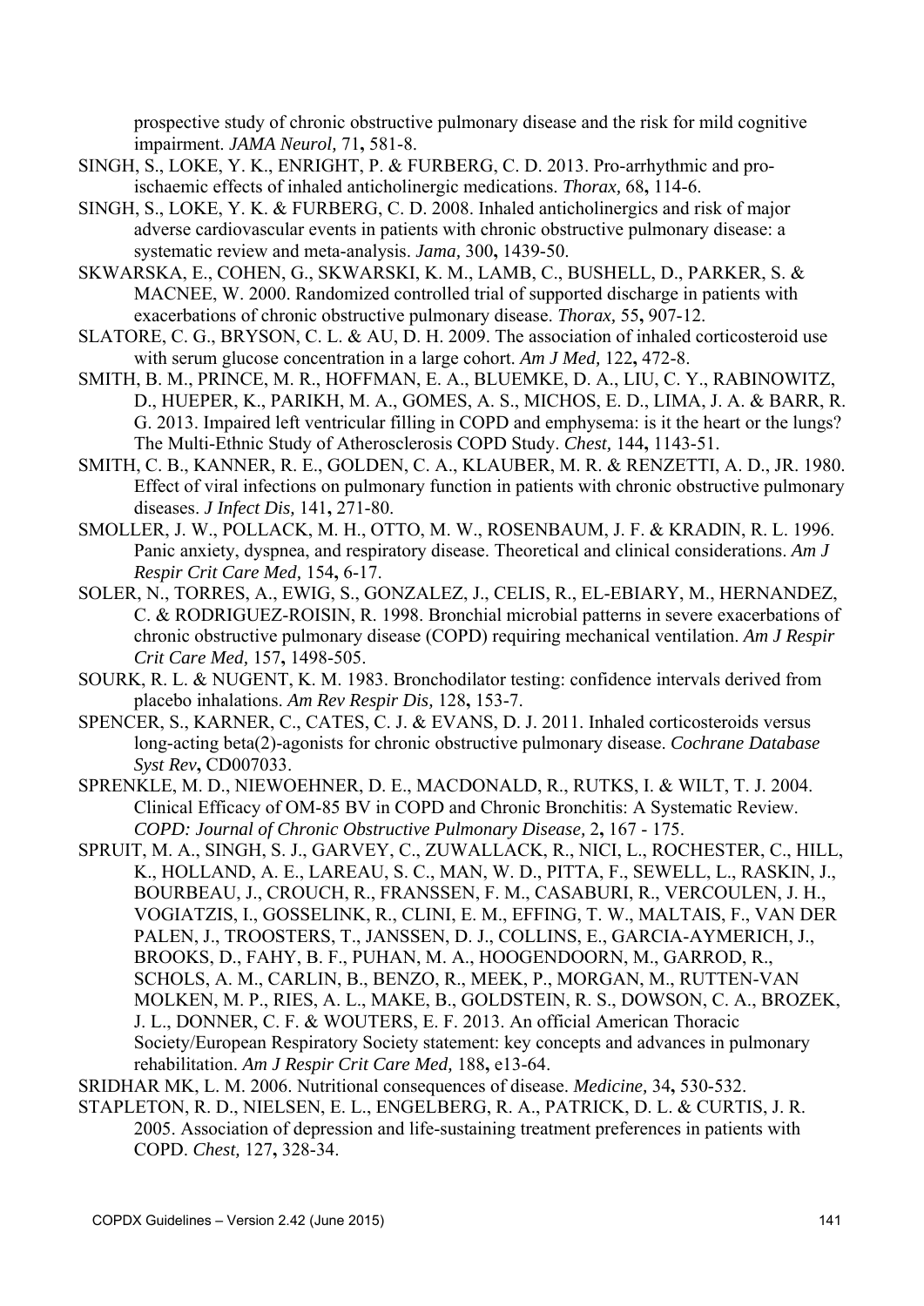prospective study of chronic obstructive pulmonary disease and the risk for mild cognitive impairment. *JAMA Neurol,* 71**,** 581-8.

SINGH, S., LOKE, Y. K., ENRIGHT, P. & FURBERG, C. D. 2013. Pro-arrhythmic and pro-ischaemic effects of inhaled anticholinergic medications. *Thorax,* 68**,** 114-6.

SINGH, S., LOKE, Y. K. & FURBERG, C. D. 2008. Inhaled anticholinergics and risk of major adverse cardiovascular events in patients with chronic obstructive pulmonary disease: a systematic review and meta-analysis. *Jama,* 300**,** 1439-50.

SKWARSKA, E., COHEN, G., SKWARSKI, K. M., LAMB, C., BUSHELL, D., PARKER, S. & MACNEE, W. 2000. Randomized controlled trial of supported discharge in patients with exacerbations of chronic obstructive pulmonary disease. *Thorax,* 55**,** 907-12.

SLATORE, C. G., BRYSON, C. L. & AU, D. H. 2009. The association of inhaled corticosteroid use with serum glucose concentration in a large cohort. *Am J Med,* 122**,** 472-8.

SMITH, B. M., PRINCE, M. R., HOFFMAN, E. A., BLUEMKE, D. A., LIU, C. Y., RABINOWITZ, D., HUEPER, K., PARIKH, M. A., GOMES, A. S., MICHOS, E. D., LIMA, J. A. & BARR, R. G. 2013. Impaired left ventricular filling in COPD and emphysema: is it the heart or the lungs? The Multi-Ethnic Study of Atherosclerosis COPD Study. *Chest,* 144**,** 1143-51.

SMITH, C. B., KANNER, R. E., GOLDEN, C. A., KLAUBER, M. R. & RENZETTI, A. D., JR. 1980. Effect of viral infections on pulmonary function in patients with chronic obstructive pulmonary diseases. *J Infect Dis,* 141**,** 271-80.

SMOLLER, J. W., POLLACK, M. H., OTTO, M. W., ROSENBAUM, J. F. & KRADIN, R. L. 1996. Panic anxiety, dyspnea, and respiratory disease. Theoretical and clinical considerations. *Am J Respir Crit Care Med,* 154**,** 6-17.

SOLER, N., TORRES, A., EWIG, S., GONZALEZ, J., CELIS, R., EL-EBIARY, M., HERNANDEZ, C. & RODRIGUEZ-ROISIN, R. 1998. Bronchial microbial patterns in severe exacerbations of chronic obstructive pulmonary disease (COPD) requiring mechanical ventilation. *Am J Respir Crit Care Med,* 157**,** 1498-505.

SOURK, R. L. & NUGENT, K. M. 1983. Bronchodilator testing: confidence intervals derived from placebo inhalations. *Am Rev Respir Dis,* 128**,** 153-7.

SPENCER, S., KARNER, C., CATES, C. J. & EVANS, D. J. 2011. Inhaled corticosteroids versus long-acting beta(2)-agonists for chronic obstructive pulmonary disease. *Cochrane Database Syst Rev***,** CD007033.

SPRENKLE, M. D., NIEWOEHNER, D. E., MACDONALD, R., RUTKS, I. & WILT, T. J. 2004. Clinical Efficacy of OM-85 BV in COPD and Chronic Bronchitis: A Systematic Review. *COPD: Journal of Chronic Obstructive Pulmonary Disease,* 2**,** 167 - 175.

SPRUIT, M. A., SINGH, S. J., GARVEY, C., ZUWALLACK, R., NICI, L., ROCHESTER, C., HILL, K., HOLLAND, A. E., LAREAU, S. C., MAN, W. D., PITTA, F., SEWELL, L., RASKIN, J., BOURBEAU, J., CROUCH, R., FRANSSEN, F. M., CASABURI, R., VERCOULEN, J. H., VOGIATZIS, I., GOSSELINK, R., CLINI, E. M., EFFING, T. W., MALTAIS, F., VAN DER PALEN, J., TROOSTERS, T., JANSSEN, D. J., COLLINS, E., GARCIA-AYMERICH, J., BROOKS, D., FAHY, B. F., PUHAN, M. A., HOOGENDOORN, M., GARROD, R., SCHOLS, A. M., CARLIN, B., BENZO, R., MEEK, P., MORGAN, M., RUTTEN-VAN MOLKEN, M. P., RIES, A. L., MAKE, B., GOLDSTEIN, R. S., DOWSON, C. A., BROZEK, J. L., DONNER, C. F. & WOUTERS, E. F. 2013. An official American Thoracic Society/European Respiratory Society statement: key concepts and advances in pulmonary rehabilitation. *Am J Respir Crit Care Med,* 188**,** e13-64.

SRIDHAR MK, L. M. 2006. Nutritional consequences of disease. *Medicine,* 34**,** 530-532.

STAPLETON, R. D., NIELSEN, E. L., ENGELBERG, R. A., PATRICK, D. L. & CURTIS, J. R. 2005. Association of depression and life-sustaining treatment preferences in patients with COPD. *Chest,* 127**,** 328-34.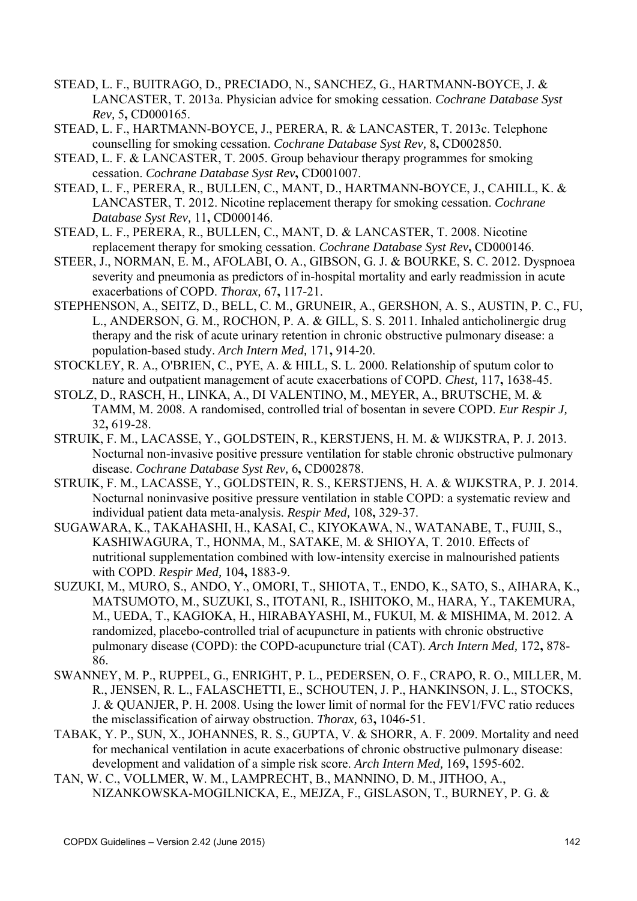STEAD, L. F., BUITRAGO, D., PRECIADO, N., SANCHEZ, G., HARTMANN-BOYCE, J. & LANCASTER, T. 2013a. Physician advice for smoking cessation. *Cochrane Database Syst Rev,* 5**,** CD000165.

STEAD, L. F., HARTMANN-BOYCE, J., PERERA, R. & LANCASTER, T. 2013c. Telephone counselling for smoking cessation. *Cochrane Database Syst Rev,* 8**,** CD002850.

STEAD, L. F. & LANCASTER, T. 2005. Group behaviour therapy programmes for smoking cessation. *Cochrane Database Syst Rev***,** CD001007.

STEAD, L. F., PERERA, R., BULLEN, C., MANT, D., HARTMANN-BOYCE, J., CAHILL, K. & LANCASTER, T. 2012. Nicotine replacement therapy for smoking cessation. *Cochrane Database Syst Rev,* 11**,** CD000146.

STEAD, L. F., PERERA, R., BULLEN, C., MANT, D. & LANCASTER, T. 2008. Nicotine replacement therapy for smoking cessation. *Cochrane Database Syst Rev***,** CD000146.

STEER, J., NORMAN, E. M., AFOLABI, O. A., GIBSON, G. J. & BOURKE, S. C. 2012. Dyspnoea severity and pneumonia as predictors of in-hospital mortality and early readmission in acute exacerbations of COPD. *Thorax,* 67**,** 117-21.

STEPHENSON, A., SEITZ, D., BELL, C. M., GRUNEIR, A., GERSHON, A. S., AUSTIN, P. C., FU, L., ANDERSON, G. M., ROCHON, P. A. & GILL, S. S. 2011. Inhaled anticholinergic drug therapy and the risk of acute urinary retention in chronic obstructive pulmonary disease: a population-based study. *Arch Intern Med,* 171**,** 914-20.

STOCKLEY, R. A., O'BRIEN, C., PYE, A. & HILL, S. L. 2000. Relationship of sputum color to nature and outpatient management of acute exacerbations of COPD. *Chest,* 117**,** 1638-45.

STOLZ, D., RASCH, H., LINKA, A., DI VALENTINO, M., MEYER, A., BRUTSCHE, M. & TAMM, M. 2008. A randomised, controlled trial of bosentan in severe COPD. *Eur Respir J,* 32**,** 619-28.

STRUIK, F. M., LACASSE, Y., GOLDSTEIN, R., KERSTJENS, H. M. & WIJKSTRA, P. J. 2013. Nocturnal non-invasive positive pressure ventilation for stable chronic obstructive pulmonary disease. *Cochrane Database Syst Rev,* 6**,** CD002878.

STRUIK, F. M., LACASSE, Y., GOLDSTEIN, R. S., KERSTJENS, H. A. & WIJKSTRA, P. J. 2014. Nocturnal noninvasive positive pressure ventilation in stable COPD: a systematic review and individual patient data meta-analysis. *Respir Med,* 108**,** 329-37.

SUGAWARA, K., TAKAHASHI, H., KASAI, C., KIYOKAWA, N., WATANABE, T., FUJII, S., KASHIWAGURA, T., HONMA, M., SATAKE, M. & SHIOYA, T. 2010. Effects of nutritional supplementation combined with low-intensity exercise in malnourished patients with COPD. *Respir Med,* 104**,** 1883-9.

SUZUKI, M., MURO, S., ANDO, Y., OMORI, T., SHIOTA, T., ENDO, K., SATO, S., AIHARA, K., MATSUMOTO, M., SUZUKI, S., ITOTANI, R., ISHITOKO, M., HARA, Y., TAKEMURA, M., UEDA, T., KAGIOKA, H., HIRABAYASHI, M., FUKUI, M. & MISHIMA, M. 2012. A randomized, placebo-controlled trial of acupuncture in patients with chronic obstructive pulmonary disease (COPD): the COPD-acupuncture trial (CAT). *Arch Intern Med,* 172**,** 878-86.

SWANNEY, M. P., RUPPEL, G., ENRIGHT, P. L., PEDERSEN, O. F., CRAPO, R. O., MILLER, M. R., JENSEN, R. L., FALASCHETTI, E., SCHOUTEN, J. P., HANKINSON, J. L., STOCKS, J. & QUANJER, P. H. 2008. Using the lower limit of normal for the FEV1/FVC ratio reduces the misclassification of airway obstruction. *Thorax,* 63**,** 1046-51.

TABAK, Y. P., SUN, X., JOHANNES, R. S., GUPTA, V. & SHORR, A. F. 2009. Mortality and need for mechanical ventilation in acute exacerbations of chronic obstructive pulmonary disease: development and validation of a simple risk score. *Arch Intern Med,* 169**,** 1595-602.

TAN, W. C., VOLLMER, W. M., LAMPRECHT, B., MANNINO, D. M., JITHOO, A., NIZANKOWSKA-MOGILNICKA, E., MEJZA, F., GISLASON, T., BURNEY, P. G. &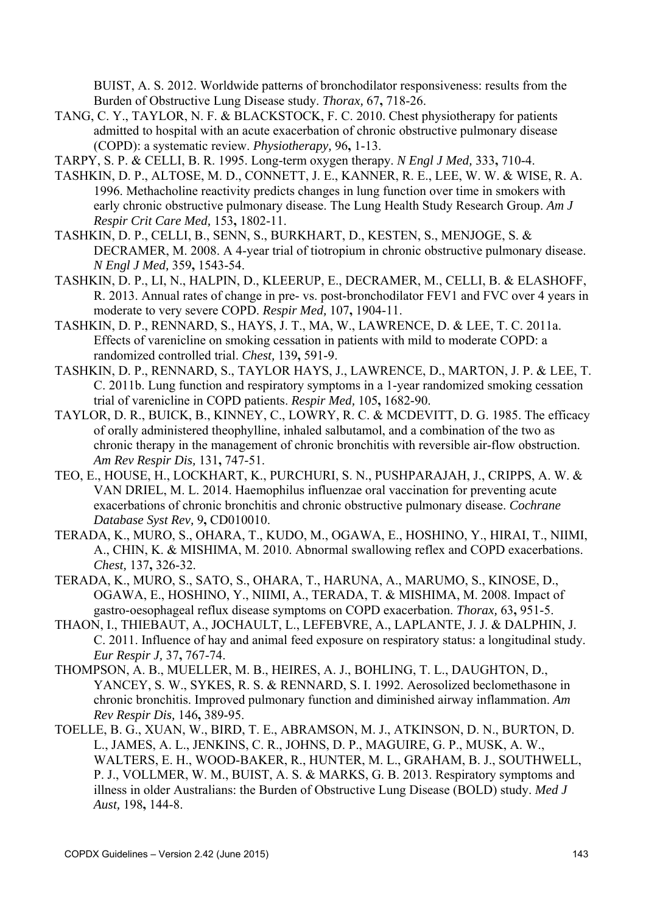BUIST, A. S. 2012. Worldwide patterns of bronchodilator responsiveness: results from the Burden of Obstructive Lung Disease study. *Thorax,* 67**,** 718-26.

TANG, C. Y., TAYLOR, N. F. & BLACKSTOCK, F. C. 2010. Chest physiotherapy for patients admitted to hospital with an acute exacerbation of chronic obstructive pulmonary disease (COPD): a systematic review. *Physiotherapy,* 96**,** 1-13.

TARPY, S. P. & CELLI, B. R. 1995. Long-term oxygen therapy. *N Engl J Med,* 333**,** 710-4.

TASHKIN, D. P., ALTOSE, M. D., CONNETT, J. E., KANNER, R. E., LEE, W. W. & WISE, R. A. 1996. Methacholine reactivity predicts changes in lung function over time in smokers with early chronic obstructive pulmonary disease. The Lung Health Study Research Group. *Am J Respir Crit Care Med,* 153**,** 1802-11.

TASHKIN, D. P., CELLI, B., SENN, S., BURKHART, D., KESTEN, S., MENJOGE, S. & DECRAMER, M. 2008. A 4-year trial of tiotropium in chronic obstructive pulmonary disease. *N Engl J Med,* 359**,** 1543-54.

TASHKIN, D. P., LI, N., HALPIN, D., KLEERUP, E., DECRAMER, M., CELLI, B. & ELASHOFF, R. 2013. Annual rates of change in pre- vs. post-bronchodilator FEV1 and FVC over 4 years in moderate to very severe COPD. *Respir Med,* 107**,** 1904-11.

TASHKIN, D. P., RENNARD, S., HAYS, J. T., MA, W., LAWRENCE, D. & LEE, T. C. 2011a. Effects of varenicline on smoking cessation in patients with mild to moderate COPD: a randomized controlled trial. *Chest,* 139**,** 591-9.

TASHKIN, D. P., RENNARD, S., TAYLOR HAYS, J., LAWRENCE, D., MARTON, J. P. & LEE, T. C. 2011b. Lung function and respiratory symptoms in a 1-year randomized smoking cessation trial of varenicline in COPD patients. *Respir Med,* 105**,** 1682-90.

TAYLOR, D. R., BUICK, B., KINNEY, C., LOWRY, R. C. & MCDEVITT, D. G. 1985. The efficacy of orally administered theophylline, inhaled salbutamol, and a combination of the two as chronic therapy in the management of chronic bronchitis with reversible air-flow obstruction. *Am Rev Respir Dis,* 131**,** 747-51.

TEO, E., HOUSE, H., LOCKHART, K., PURCHURI, S. N., PUSHPARAJAH, J., CRIPPS, A. W. & VAN DRIEL, M. L. 2014. Haemophilus influenzae oral vaccination for preventing acute exacerbations of chronic bronchitis and chronic obstructive pulmonary disease. *Cochrane Database Syst Rev,* 9**,** CD010010.

TERADA, K., MURO, S., OHARA, T., KUDO, M., OGAWA, E., HOSHINO, Y., HIRAI, T., NIIMI, A., CHIN, K. & MISHIMA, M. 2010. Abnormal swallowing reflex and COPD exacerbations. *Chest,* 137**,** 326-32.

TERADA, K., MURO, S., SATO, S., OHARA, T., HARUNA, A., MARUMO, S., KINOSE, D., OGAWA, E., HOSHINO, Y., NIIMI, A., TERADA, T. & MISHIMA, M. 2008. Impact of gastro-oesophageal reflux disease symptoms on COPD exacerbation. *Thorax,* 63**,** 951-5.

THAON, I., THIEBAUT, A., JOCHAULT, L., LEFEBVRE, A., LAPLANTE, J. J. & DALPHIN, J. C. 2011. Influence of hay and animal feed exposure on respiratory status: a longitudinal study. *Eur Respir J,* 37**,** 767-74.

THOMPSON, A. B., MUELLER, M. B., HEIRES, A. J., BOHLING, T. L., DAUGHTON, D., YANCEY, S. W., SYKES, R. S. & RENNARD, S. I. 1992. Aerosolized beclomethasone in chronic bronchitis. Improved pulmonary function and diminished airway inflammation. *Am Rev Respir Dis,* 146**,** 389-95.

TOELLE, B. G., XUAN, W., BIRD, T. E., ABRAMSON, M. J., ATKINSON, D. N., BURTON, D. L., JAMES, A. L., JENKINS, C. R., JOHNS, D. P., MAGUIRE, G. P., MUSK, A. W., WALTERS, E. H., WOOD-BAKER, R., HUNTER, M. L., GRAHAM, B. J., SOUTHWELL, P. J., VOLLMER, W. M., BUIST, A. S. & MARKS, G. B. 2013. Respiratory symptoms and illness in older Australians: the Burden of Obstructive Lung Disease (BOLD) study. *Med J Aust,* 198**,** 144-8.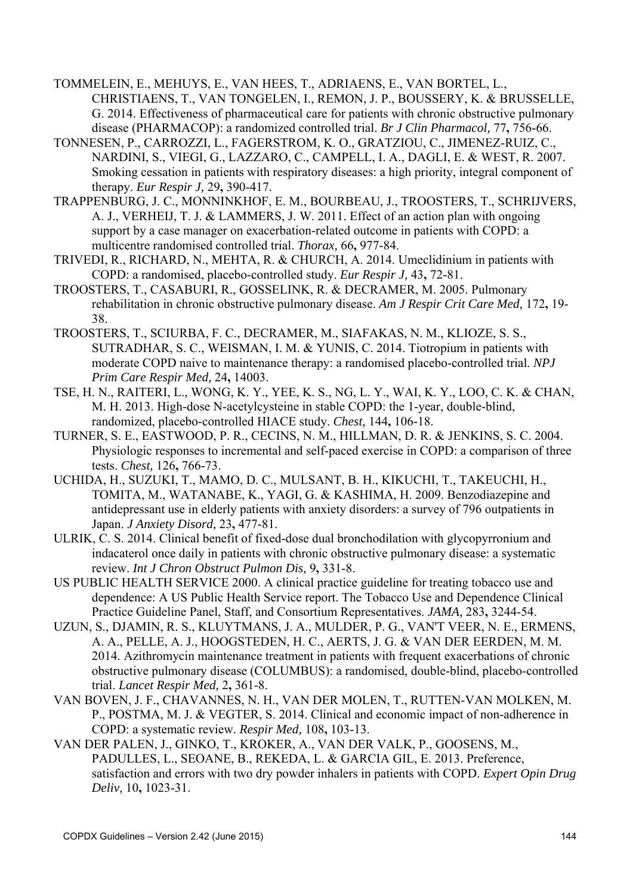TOMMELEIN, E., MEHUYS, E., VAN HEES, T., ADRIAENS, E., VAN BORTEL, L., CHRISTIAENS, T., VAN TONGELEN, I., REMON, J. P., BOUSSERY, K. & BRUSSELLE, G. 2014. Effectiveness of pharmaceutical care for patients with chronic obstructive pulmonary disease (PHARMACOP): a randomized controlled trial. *Br J Clin Pharmacol,* 77**,** 756-66.

TONNESEN, P., CARROZZI, L., FAGERSTROM, K. O., GRATZIOU, C., JIMENEZ-RUIZ, C., NARDINI, S., VIEGI, G., LAZZARO, C., CAMPELL, I. A., DAGLI, E. & WEST, R. 2007. Smoking cessation in patients with respiratory diseases: a high priority, integral component of therapy. *Eur Respir J,* 29**,** 390-417.

TRAPPENBURG, J. C., MONNINKHOF, E. M., BOURBEAU, J., TROOSTERS, T., SCHRIJVERS, A. J., VERHEIJ, T. J. & LAMMERS, J. W. 2011. Effect of an action plan with ongoing support by a case manager on exacerbation-related outcome in patients with COPD: a multicentre randomised controlled trial. *Thorax,* 66**,** 977-84.

TRIVEDI, R., RICHARD, N., MEHTA, R. & CHURCH, A. 2014. Umeclidinium in patients with COPD: a randomised, placebo-controlled study. *Eur Respir J,* 43**,** 72-81.

TROOSTERS, T., CASABURI, R., GOSSELINK, R. & DECRAMER, M. 2005. Pulmonary rehabilitation in chronic obstructive pulmonary disease. *Am J Respir Crit Care Med,* 172**,** 19-38.

TROOSTERS, T., SCIURBA, F. C., DECRAMER, M., SIAFAKAS, N. M., KLIOZE, S. S., SUTRADHAR, S. C., WEISMAN, I. M. & YUNIS, C. 2014. Tiotropium in patients with moderate COPD naive to maintenance therapy: a randomised placebo-controlled trial. *NPJ Prim Care Respir Med,* 24**,** 14003.

TSE, H. N., RAITERI, L., WONG, K. Y., YEE, K. S., NG, L. Y., WAI, K. Y., LOO, C. K. & CHAN, M. H. 2013. High-dose N-acetylcysteine in stable COPD: the 1-year, double-blind, randomized, placebo-controlled HIACE study. *Chest,* 144**,** 106-18.

TURNER, S. E., EASTWOOD, P. R., CECINS, N. M., HILLMAN, D. R. & JENKINS, S. C. 2004. Physiologic responses to incremental and self-paced exercise in COPD: a comparison of three tests. *Chest,* 126**,** 766-73.

UCHIDA, H., SUZUKI, T., MAMO, D. C., MULSANT, B. H., KIKUCHI, T., TAKEUCHI, H., TOMITA, M., WATANABE, K., YAGI, G. & KASHIMA, H. 2009. Benzodiazepine and antidepressant use in elderly patients with anxiety disorders: a survey of 796 outpatients in Japan. *J Anxiety Disord,* 23**,** 477-81.

ULRIK, C. S. 2014. Clinical benefit of fixed-dose dual bronchodilation with glycopyrronium and indacaterol once daily in patients with chronic obstructive pulmonary disease: a systematic review. *Int J Chron Obstruct Pulmon Dis,* 9**,** 331-8.

US PUBLIC HEALTH SERVICE 2000. A clinical practice guideline for treating tobacco use and dependence: A US Public Health Service report. The Tobacco Use and Dependence Clinical Practice Guideline Panel, Staff, and Consortium Representatives. *JAMA,* 283**,** 3244-54.

UZUN, S., DJAMIN, R. S., KLUYTMANS, J. A., MULDER, P. G., VAN'T VEER, N. E., ERMENS, A. A., PELLE, A. J., HOOGSTEDEN, H. C., AERTS, J. G. & VAN DER EERDEN, M. M. 2014. Azithromycin maintenance treatment in patients with frequent exacerbations of chronic obstructive pulmonary disease (COLUMBUS): a randomised, double-blind, placebo-controlled trial. *Lancet Respir Med,* 2**,** 361-8.

VAN BOVEN, J. F., CHAVANNES, N. H., VAN DER MOLEN, T., RUTTEN-VAN MOLKEN, M. P., POSTMA, M. J. & VEGTER, S. 2014. Clinical and economic impact of non-adherence in COPD: a systematic review. *Respir Med,* 108**,** 103-13.

VAN DER PALEN, J., GINKO, T., KROKER, A., VAN DER VALK, P., GOOSENS, M., PADULLES, L., SEOANE, B., REKEDA, L. & GARCIA GIL, E. 2013. Preference, satisfaction and errors with two dry powder inhalers in patients with COPD. *Expert Opin Drug Deliv,* 10**,** 1023-31.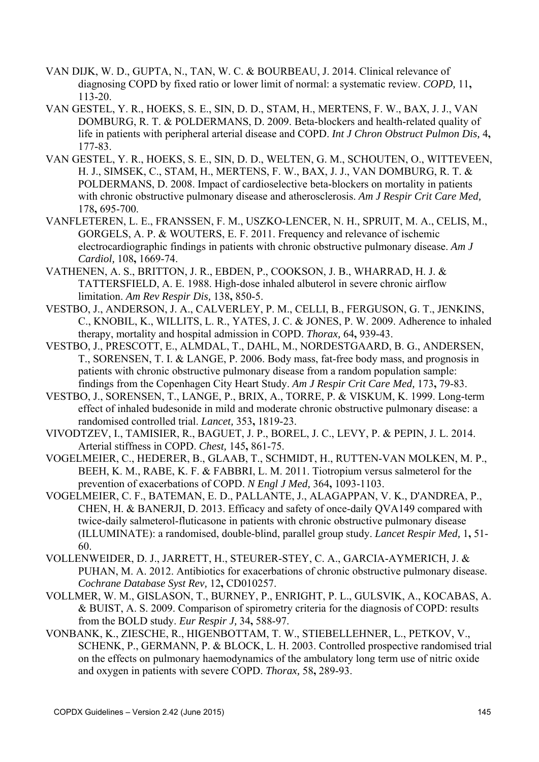VAN DIJK, W. D., GUPTA, N., TAN, W. C. & BOURBEAU, J. 2014. Clinical relevance of diagnosing COPD by fixed ratio or lower limit of normal: a systematic review. *COPD,* 11**,** 113-20.

VAN GESTEL, Y. R., HOEKS, S. E., SIN, D. D., STAM, H., MERTENS, F. W., BAX, J. J., VAN DOMBURG, R. T. & POLDERMANS, D. 2009. Beta-blockers and health-related quality of life in patients with peripheral arterial disease and COPD. *Int J Chron Obstruct Pulmon Dis,* 4**,** 177-83.

VAN GESTEL, Y. R., HOEKS, S. E., SIN, D. D., WELTEN, G. M., SCHOUTEN, O., WITTEVEEN, H. J., SIMSEK, C., STAM, H., MERTENS, F. W., BAX, J. J., VAN DOMBURG, R. T. & POLDERMANS, D. 2008. Impact of cardioselective beta-blockers on mortality in patients with chronic obstructive pulmonary disease and atherosclerosis. *Am J Respir Crit Care Med,* 178**,** 695-700.

VANFLETEREN, L. E., FRANSSEN, F. M., USZKO-LENCER, N. H., SPRUIT, M. A., CELIS, M., GORGELS, A. P. & WOUTERS, E. F. 2011. Frequency and relevance of ischemic electrocardiographic findings in patients with chronic obstructive pulmonary disease. *Am J Cardiol,* 108**,** 1669-74.

VATHENEN, A. S., BRITTON, J. R., EBDEN, P., COOKSON, J. B., WHARRAD, H. J. & TATTERSFIELD, A. E. 1988. High-dose inhaled albuterol in severe chronic airflow limitation. *Am Rev Respir Dis,* 138**,** 850-5.

VESTBO, J., ANDERSON, J. A., CALVERLEY, P. M., CELLI, B., FERGUSON, G. T., JENKINS, C., KNOBIL, K., WILLITS, L. R., YATES, J. C. & JONES, P. W. 2009. Adherence to inhaled therapy, mortality and hospital admission in COPD. *Thorax,* 64**,** 939-43.

VESTBO, J., PRESCOTT, E., ALMDAL, T., DAHL, M., NORDESTGAARD, B. G., ANDERSEN, T., SORENSEN, T. I. & LANGE, P. 2006. Body mass, fat-free body mass, and prognosis in patients with chronic obstructive pulmonary disease from a random population sample: findings from the Copenhagen City Heart Study. *Am J Respir Crit Care Med,* 173**,** 79-83.

VESTBO, J., SORENSEN, T., LANGE, P., BRIX, A., TORRE, P. & VISKUM, K. 1999. Long-term effect of inhaled budesonide in mild and moderate chronic obstructive pulmonary disease: a randomised controlled trial. *Lancet,* 353**,** 1819-23.

VIVODTZEV, I., TAMISIER, R., BAGUET, J. P., BOREL, J. C., LEVY, P. & PEPIN, J. L. 2014. Arterial stiffness in COPD. *Chest,* 145**,** 861-75.

VOGELMEIER, C., HEDERER, B., GLAAB, T., SCHMIDT, H., RUTTEN-VAN MOLKEN, M. P., BEEH, K. M., RABE, K. F. & FABBRI, L. M. 2011. Tiotropium versus salmeterol for the prevention of exacerbations of COPD. *N Engl J Med,* 364**,** 1093-1103.

VOGELMEIER, C. F., BATEMAN, E. D., PALLANTE, J., ALAGAPPAN, V. K., D'ANDREA, P., CHEN, H. & BANERJI, D. 2013. Efficacy and safety of once-daily QVA149 compared with twice-daily salmeterol-fluticasone in patients with chronic obstructive pulmonary disease (ILLUMINATE): a randomised, double-blind, parallel group study. *Lancet Respir Med,* 1**,** 51-60.

VOLLENWEIDER, D. J., JARRETT, H., STEURER-STEY, C. A., GARCIA-AYMERICH, J. & PUHAN, M. A. 2012. Antibiotics for exacerbations of chronic obstructive pulmonary disease. *Cochrane Database Syst Rev,* 12**,** CD010257.

VOLLMER, W. M., GISLASON, T., BURNEY, P., ENRIGHT, P. L., GULSVIK, A., KOCABAS, A. & BUIST, A. S. 2009. Comparison of spirometry criteria for the diagnosis of COPD: results from the BOLD study. *Eur Respir J,* 34**,** 588-97.

VONBANK, K., ZIESCHE, R., HIGENBOTTAM, T. W., STIEBELLEHNER, L., PETKOV, V., SCHENK, P., GERMANN, P. & BLOCK, L. H. 2003. Controlled prospective randomised trial on the effects on pulmonary haemodynamics of the ambulatory long term use of nitric oxide and oxygen in patients with severe COPD. *Thorax,* 58**,** 289-93.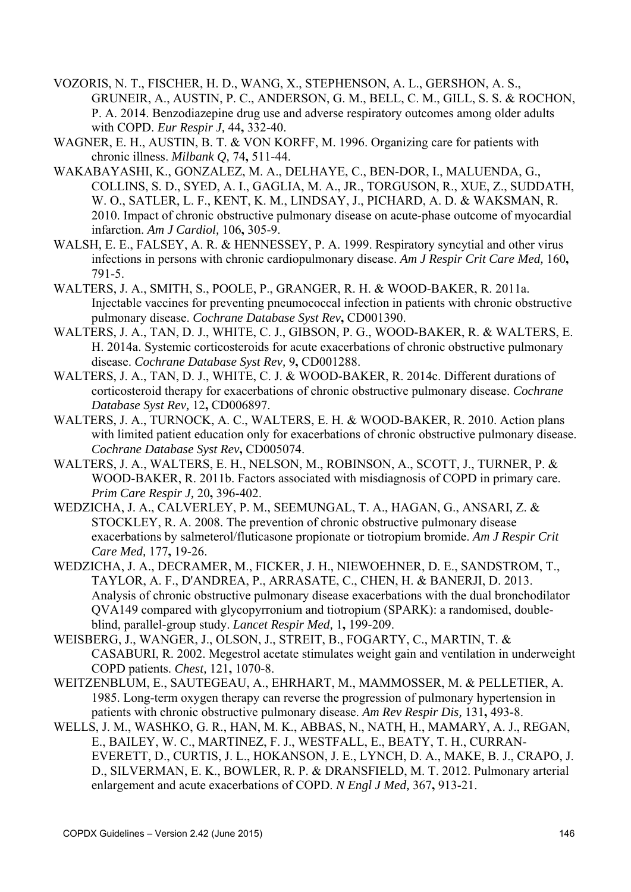VOZORIS, N. T., FISCHER, H. D., WANG, X., STEPHENSON, A. L., GERSHON, A. S., GRUNEIR, A., AUSTIN, P. C., ANDERSON, G. M., BELL, C. M., GILL, S. S. & ROCHON, P. A. 2014. Benzodiazepine drug use and adverse respiratory outcomes among older adults with COPD. *Eur Respir J,* 44**,** 332-40.

WAGNER, E. H., AUSTIN, B. T. & VON KORFF, M. 1996. Organizing care for patients with chronic illness. *Milbank Q,* 74**,** 511-44.

WAKABAYASHI, K., GONZALEZ, M. A., DELHAYE, C., BEN-DOR, I., MALUENDA, G., COLLINS, S. D., SYED, A. I., GAGLIA, M. A., JR., TORGUSON, R., XUE, Z., SUDDATH, W. O., SATLER, L. F., KENT, K. M., LINDSAY, J., PICHARD, A. D. & WAKSMAN, R. 2010. Impact of chronic obstructive pulmonary disease on acute-phase outcome of myocardial infarction. *Am J Cardiol,* 106**,** 305-9.

WALSH, E. E., FALSEY, A. R. & HENNESSEY, P. A. 1999. Respiratory syncytial and other virus infections in persons with chronic cardiopulmonary disease. *Am J Respir Crit Care Med,* 160**,** 791-5.

WALTERS, J. A., SMITH, S., POOLE, P., GRANGER, R. H. & WOOD-BAKER, R. 2011a. Injectable vaccines for preventing pneumococcal infection in patients with chronic obstructive pulmonary disease. *Cochrane Database Syst Rev***,** CD001390.

WALTERS, J. A., TAN, D. J., WHITE, C. J., GIBSON, P. G., WOOD-BAKER, R. & WALTERS, E. H. 2014a. Systemic corticosteroids for acute exacerbations of chronic obstructive pulmonary disease. *Cochrane Database Syst Rev,* 9**,** CD001288.

WALTERS, J. A., TAN, D. J., WHITE, C. J. & WOOD-BAKER, R. 2014c. Different durations of corticosteroid therapy for exacerbations of chronic obstructive pulmonary disease. *Cochrane Database Syst Rev,* 12**,** CD006897.

WALTERS, J. A., TURNOCK, A. C., WALTERS, E. H. & WOOD-BAKER, R. 2010. Action plans with limited patient education only for exacerbations of chronic obstructive pulmonary disease. *Cochrane Database Syst Rev***,** CD005074.

WALTERS, J. A., WALTERS, E. H., NELSON, M., ROBINSON, A., SCOTT, J., TURNER, P. & WOOD-BAKER, R. 2011b. Factors associated with misdiagnosis of COPD in primary care. *Prim Care Respir J,* 20**,** 396-402.

WEDZICHA, J. A., CALVERLEY, P. M., SEEMUNGAL, T. A., HAGAN, G., ANSARI, Z. & STOCKLEY, R. A. 2008. The prevention of chronic obstructive pulmonary disease exacerbations by salmeterol/fluticasone propionate or tiotropium bromide. *Am J Respir Crit Care Med,* 177**,** 19-26.

WEDZICHA, J. A., DECRAMER, M., FICKER, J. H., NIEWOEHNER, D. E., SANDSTROM, T., TAYLOR, A. F., D'ANDREA, P., ARRASATE, C., CHEN, H. & BANERJI, D. 2013. Analysis of chronic obstructive pulmonary disease exacerbations with the dual bronchodilator QVA149 compared with glycopyrronium and tiotropium (SPARK): a randomised, double-blind, parallel-group study. *Lancet Respir Med,* 1**,** 199-209.

WEISBERG, J., WANGER, J., OLSON, J., STREIT, B., FOGARTY, C., MARTIN, T. & CASABURI, R. 2002. Megestrol acetate stimulates weight gain and ventilation in underweight COPD patients. *Chest,* 121**,** 1070-8.

WEITZENBLUM, E., SAUTEGEAU, A., EHRHART, M., MAMMOSSER, M. & PELLETIER, A. 1985. Long-term oxygen therapy can reverse the progression of pulmonary hypertension in patients with chronic obstructive pulmonary disease. *Am Rev Respir Dis,* 131**,** 493-8.

WELLS, J. M., WASHKO, G. R., HAN, M. K., ABBAS, N., NATH, H., MAMARY, A. J., REGAN, E., BAILEY, W. C., MARTINEZ, F. J., WESTFALL, E., BEATY, T. H., CURRAN-EVERETT, D., CURTIS, J. L., HOKANSON, J. E., LYNCH, D. A., MAKE, B. J., CRAPO, J. D., SILVERMAN, E. K., BOWLER, R. P. & DRANSFIELD, M. T. 2012. Pulmonary arterial enlargement and acute exacerbations of COPD. *N Engl J Med,* 367**,** 913-21.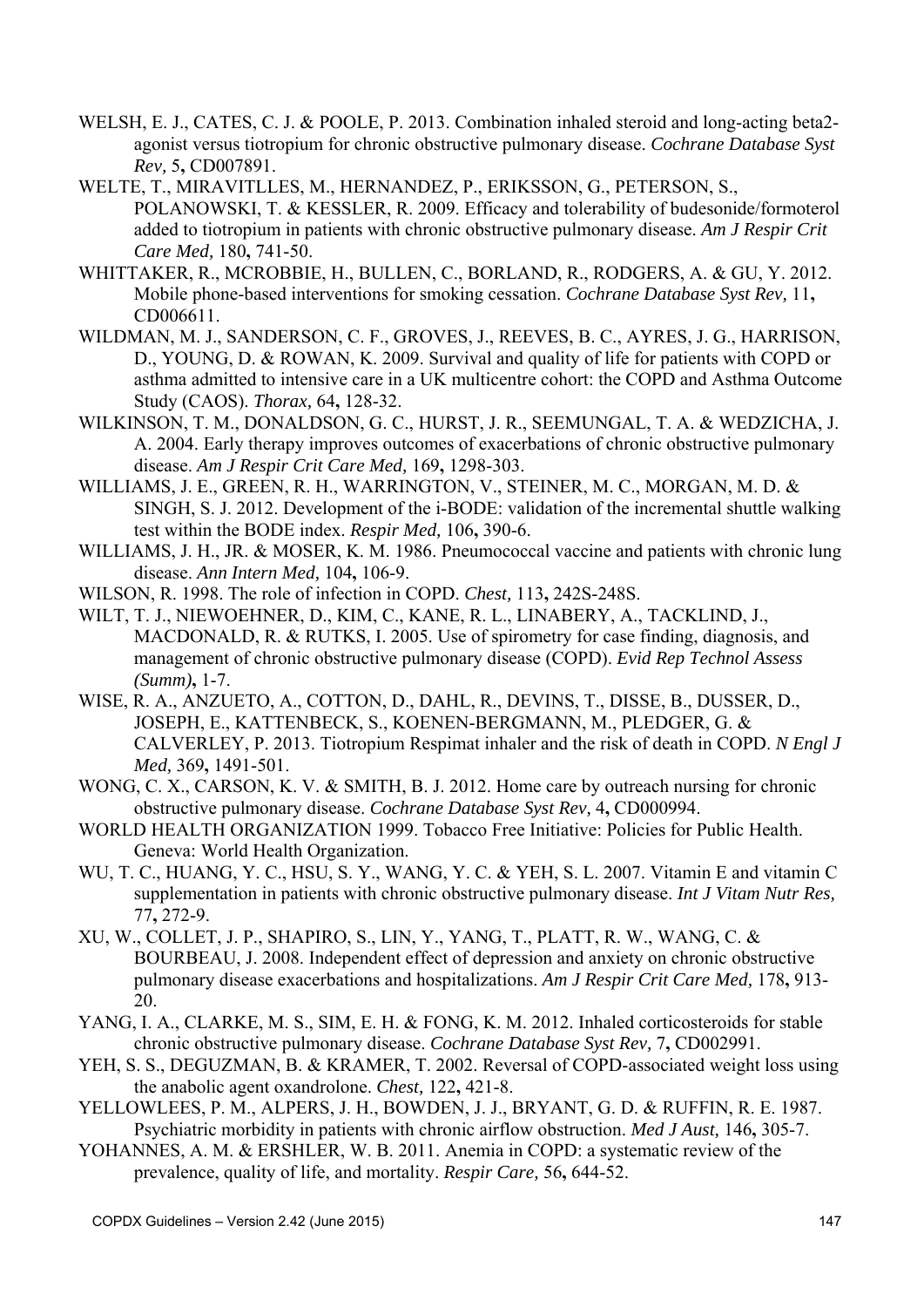WELSH, E. J., CATES, C. J. & POOLE, P. 2013. Combination inhaled steroid and long-acting beta2-agonist versus tiotropium for chronic obstructive pulmonary disease. *Cochrane Database Syst Rev,* 5**,** CD007891.

WELTE, T., MIRAVITLLES, M., HERNANDEZ, P., ERIKSSON, G., PETERSON, S., POLANOWSKI, T. & KESSLER, R. 2009. Efficacy and tolerability of budesonide/formoterol added to tiotropium in patients with chronic obstructive pulmonary disease. *Am J Respir Crit Care Med,* 180**,** 741-50.

WHITTAKER, R., MCROBBIE, H., BULLEN, C., BORLAND, R., RODGERS, A. & GU, Y. 2012. Mobile phone-based interventions for smoking cessation. *Cochrane Database Syst Rev,* 11**,** CD006611.

WILDMAN, M. J., SANDERSON, C. F., GROVES, J., REEVES, B. C., AYRES, J. G., HARRISON, D., YOUNG, D. & ROWAN, K. 2009. Survival and quality of life for patients with COPD or asthma admitted to intensive care in a UK multicentre cohort: the COPD and Asthma Outcome Study (CAOS). *Thorax,* 64**,** 128-32.

WILKINSON, T. M., DONALDSON, G. C., HURST, J. R., SEEMUNGAL, T. A. & WEDZICHA, J. A. 2004. Early therapy improves outcomes of exacerbations of chronic obstructive pulmonary disease. *Am J Respir Crit Care Med,* 169**,** 1298-303.

WILLIAMS, J. E., GREEN, R. H., WARRINGTON, V., STEINER, M. C., MORGAN, M. D. & SINGH, S. J. 2012. Development of the i-BODE: validation of the incremental shuttle walking test within the BODE index. *Respir Med,* 106**,** 390-6.

WILLIAMS, J. H., JR. & MOSER, K. M. 1986. Pneumococcal vaccine and patients with chronic lung disease. *Ann Intern Med,* 104**,** 106-9.

WILSON, R. 1998. The role of infection in COPD. *Chest,* 113**,** 242S-248S.

WILT, T. J., NIEWOEHNER, D., KIM, C., KANE, R. L., LINABERY, A., TACKLIND, J., MACDONALD, R. & RUTKS, I. 2005. Use of spirometry for case finding, diagnosis, and management of chronic obstructive pulmonary disease (COPD). *Evid Rep Technol Assess (Summ)***,** 1-7.

WISE, R. A., ANZUETO, A., COTTON, D., DAHL, R., DEVINS, T., DISSE, B., DUSSER, D., JOSEPH, E., KATTENBECK, S., KOENEN-BERGMANN, M., PLEDGER, G. & CALVERLEY, P. 2013. Tiotropium Respimat inhaler and the risk of death in COPD. *N Engl J Med,* 369**,** 1491-501.

WONG, C. X., CARSON, K. V. & SMITH, B. J. 2012. Home care by outreach nursing for chronic obstructive pulmonary disease. *Cochrane Database Syst Rev,* 4**,** CD000994.

WORLD HEALTH ORGANIZATION 1999. Tobacco Free Initiative: Policies for Public Health. Geneva: World Health Organization.

WU, T. C., HUANG, Y. C., HSU, S. Y., WANG, Y. C. & YEH, S. L. 2007. Vitamin E and vitamin C supplementation in patients with chronic obstructive pulmonary disease. *Int J Vitam Nutr Res,* 77**,** 272-9.

XU, W., COLLET, J. P., SHAPIRO, S., LIN, Y., YANG, T., PLATT, R. W., WANG, C. & BOURBEAU, J. 2008. Independent effect of depression and anxiety on chronic obstructive pulmonary disease exacerbations and hospitalizations. *Am J Respir Crit Care Med,* 178**,** 913-20.

YANG, I. A., CLARKE, M. S., SIM, E. H. & FONG, K. M. 2012. Inhaled corticosteroids for stable chronic obstructive pulmonary disease. *Cochrane Database Syst Rev,* 7**,** CD002991.

YEH, S. S., DEGUZMAN, B. & KRAMER, T. 2002. Reversal of COPD-associated weight loss using the anabolic agent oxandrolone. *Chest,* 122**,** 421-8.

YELLOWLEES, P. M., ALPERS, J. H., BOWDEN, J. J., BRYANT, G. D. & RUFFIN, R. E. 1987. Psychiatric morbidity in patients with chronic airflow obstruction. *Med J Aust,* 146**,** 305-7.

YOHANNES, A. M. & ERSHLER, W. B. 2011. Anemia in COPD: a systematic review of the prevalence, quality of life, and mortality. *Respir Care,* 56**,** 644-52.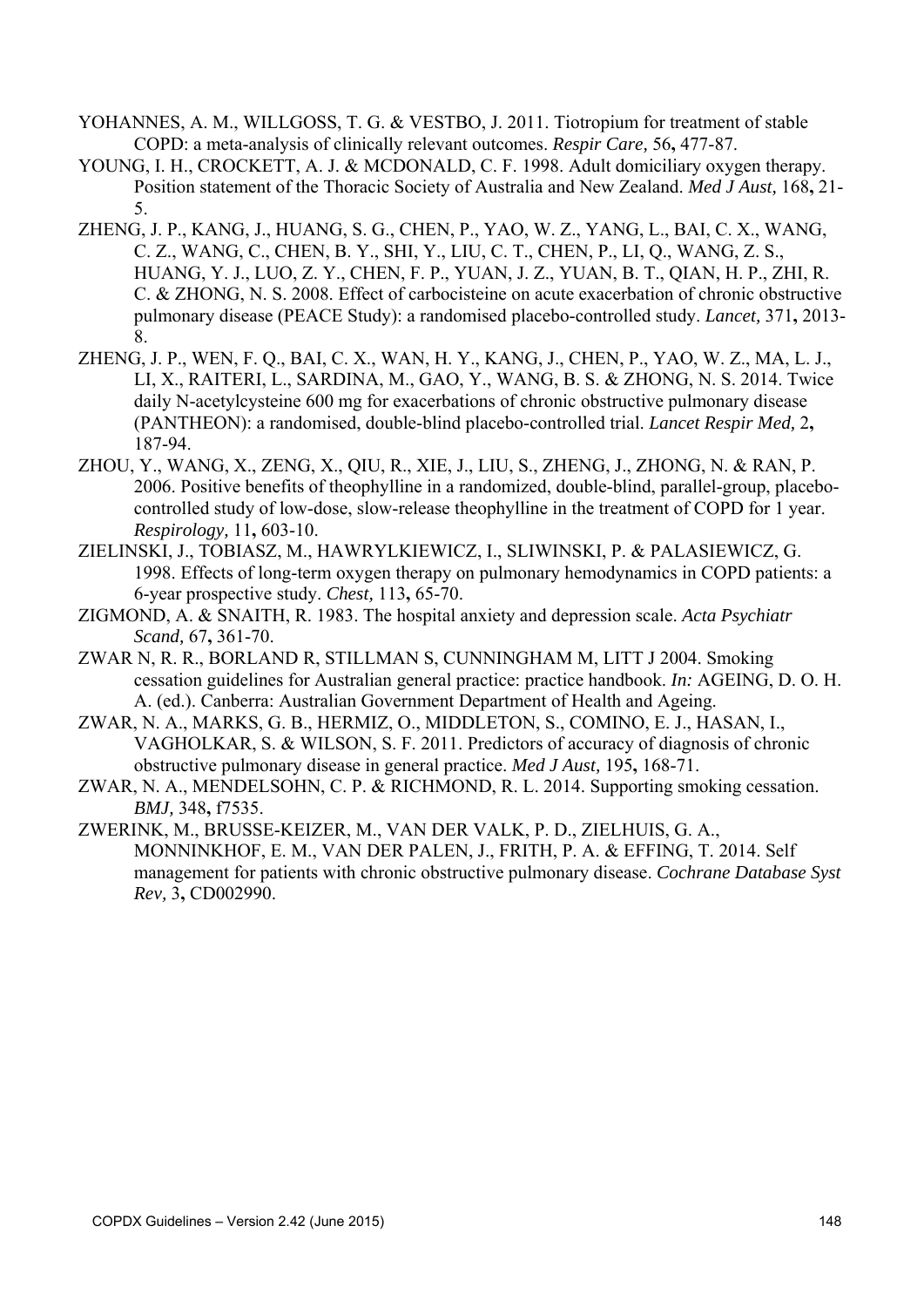YOHANNES, A. M., WILLGOSS, T. G. & VESTBO, J. 2011. Tiotropium for treatment of stable COPD: a meta-analysis of clinically relevant outcomes. *Respir Care,* 56**,** 477-87.

YOUNG, I. H., CROCKETT, A. J. & MCDONALD, C. F. 1998. Adult domiciliary oxygen therapy. Position statement of the Thoracic Society of Australia and New Zealand. *Med J Aust,* 168**,** 21-5.

ZHENG, J. P., KANG, J., HUANG, S. G., CHEN, P., YAO, W. Z., YANG, L., BAI, C. X., WANG, C. Z., WANG, C., CHEN, B. Y., SHI, Y., LIU, C. T., CHEN, P., LI, Q., WANG, Z. S., HUANG, Y. J., LUO, Z. Y., CHEN, F. P., YUAN, J. Z., YUAN, B. T., QIAN, H. P., ZHI, R. C. & ZHONG, N. S. 2008. Effect of carbocisteine on acute exacerbation of chronic obstructive pulmonary disease (PEACE Study): a randomised placebo-controlled study. *Lancet,* 371**,** 2013-8.

ZHENG, J. P., WEN, F. Q., BAI, C. X., WAN, H. Y., KANG, J., CHEN, P., YAO, W. Z., MA, L. J., LI, X., RAITERI, L., SARDINA, M., GAO, Y., WANG, B. S. & ZHONG, N. S. 2014. Twice daily N-acetylcysteine 600 mg for exacerbations of chronic obstructive pulmonary disease (PANTHEON): a randomised, double-blind placebo-controlled trial. *Lancet Respir Med,* 2**,** 187-94.

ZHOU, Y., WANG, X., ZENG, X., QIU, R., XIE, J., LIU, S., ZHENG, J., ZHONG, N. & RAN, P. 2006. Positive benefits of theophylline in a randomized, double-blind, parallel-group, placebo-controlled study of low-dose, slow-release theophylline in the treatment of COPD for 1 year. *Respirology,* 11**,** 603-10.

ZIELINSKI, J., TOBIASZ, M., HAWRYLKIEWICZ, I., SLIWINSKI, P. & PALASIEWICZ, G. 1998. Effects of long-term oxygen therapy on pulmonary hemodynamics in COPD patients: a 6-year prospective study. *Chest,* 113**,** 65-70.

ZIGMOND, A. & SNAITH, R. 1983. The hospital anxiety and depression scale. *Acta Psychiatr Scand,* 67**,** 361-70.

ZWAR N, R. R., BORLAND R, STILLMAN S, CUNNINGHAM M, LITT J 2004. Smoking cessation guidelines for Australian general practice: practice handbook. *In:* AGEING, D. O. H. A. (ed.). Canberra: Australian Government Department of Health and Ageing.

ZWAR, N. A., MARKS, G. B., HERMIZ, O., MIDDLETON, S., COMINO, E. J., HASAN, I., VAGHOLKAR, S. & WILSON, S. F. 2011. Predictors of accuracy of diagnosis of chronic obstructive pulmonary disease in general practice. *Med J Aust,* 195**,** 168-71.

ZWAR, N. A., MENDELSOHN, C. P. & RICHMOND, R. L. 2014. Supporting smoking cessation. *BMJ,* 348**,** f7535.

ZWERINK, M., BRUSSE-KEIZER, M., VAN DER VALK, P. D., ZIELHUIS, G. A., MONNINKHOF, E. M., VAN DER PALEN, J., FRITH, P. A. & EFFING, T. 2014. Self management for patients with chronic obstructive pulmonary disease. *Cochrane Database Syst Rev,* 3**,** CD002990.